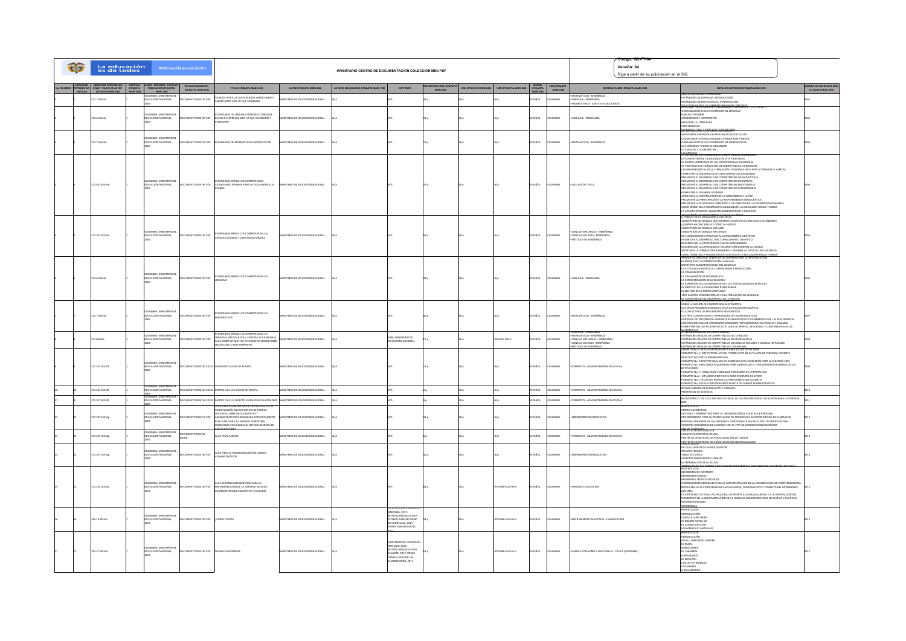La educación es de todos | Mineducación

# INVENTARIO CENTRO DE DOCUMENTACIÓN COLECCIÓN MEN PDF

Código: GD-FT-04
Versión: 04
Rige a partir de su publicación en el SIG

| No. DE ORDEN | SIGNATURA TOPOGRÁFICA ANTIGUA | SIGNATURA TOPOGRÁFICA DEWEY Y CLAVE DE AUTOR (ETIQUETA MARC 082) | EJEMPLAR (ETIQUETA MARC 900) | LUGAR - EDITORIAL - FECHA DE PUBLICACIÓN (ETIQUETA MARC 260) | TIPO DE DOCUMENTO (ETIQUETA MARC 904) | TÍTULO (ETIQUETA MARC 245) | AUTOR (ETIQUETA MARC 100) | AUTORES SECUNDARIOS (ETIQUETA MARC 700) | COPYRIGHT | DESCRIPCIÓN FÍSICA (ETIQUETA MARC 300) | ISSN (ETIQUETA MARC 022) | ISBN (ETIQUETA MARC 020) | IDIOMA (ETIQUETA MARC 041) | PAÍS (ETIQUETA MARC 008) | MATERIAS (LEMB) (ETIQUETA MARC 650) | NOTAS DE CONTENIDO (ETIQUETA MARC 505) | NÚMERO DE INVENTARIO MEN (ETIQUETA MARC 900) |
|---|---|---|---|---|---|---|---|---|---|---|---|---|---|---|---|---|---|
| 1 | 1 | 372.7 M534c | 1 | COLOMBIA: MINISTERIO DE EDUCACIÓN NACIONAL, 2003 | DOCUMENTO DIGITAL PDF | CONOZC USTED LO QUE SUS HIJOS DEBEN SABER Y SABEN HACER CON LO QUE APRENDEN | MINISTERIO DE EDUCACIÓN NACIONAL | N/A | N/A | 32 p. | N/A | N/A | ESPAÑOL | COLOMBIA | -MATEMÁTICAS - ENSEÑANZA -LENGUAJE - ENSEÑANZA -PADRES E HIJOS - ASPECTOS EDUCATIVOS | -QUE SON LOS ESTÁNDARES? -ESTÁNDARES DE LENGUAJE: INTRODUCCIÓN -ESTÁNDARES DE MATEMÁTICAS: INTRODUCCIÓN -APOYO PARA DESARROLLO Y MEJORA PARA HACER CURRICULAR | 0001 |
| 2 | 2 | 372.6 M534e | 1 | COLOMBIA: MINISTERIO DE EDUCACIÓN NACIONAL, 2003 | DOCUMENTO DIGITAL PDF | ESTÁNDARES DE LENGUAJE INTRODUCCIÓN ¡QUE BUENO ES EXPRESAR BIEN LO QUE QUEREMOS Y PENSAMOS! | MINISTERIO DE EDUCACIÓN NACIONAL | N/A | N/A | 12 p. | N/A | N/A | ESPAÑOL | COLOMBIA | LENGUAJE - ENSEÑANZA | -ESCUCHAR, LEER Y ESCRIBIR: ACTIVIDADES SIGNIFICANTES Y PERTINENTES -ORGANIZACIÓN DE LOS ESTÁNDARES DE LENGUAJE -HABLAR Y ESCRIBIR -COMPRENDER E INTERPRETAR -EXPLORAR LA LITERATURA -LEER SÍMBOLOS -ENTENDER CÓMO Y PARA QUÉ COMUNICARSE | 0002 |
| 3 | 3 | 372.7 M534e | 1 | COLOMBIA: MINISTERIO DE EDUCACIÓN NACIONAL, 2003 | DOCUMENTO DIGITAL PDF | ESTÁNDARES DE MATEMÁTICAS INTRODUCCIÓN | MINISTERIO DE EDUCACIÓN NACIONAL | N/A | N/A | 12 p. | N/A | N/A | ESPAÑOL | COLOMBIA | MATEMÁTICAS - ENSEÑANZA | -LAS MATEMÁTICAS SON PARA TODOS -SÍ PODEMOS APRENDER LAS MATEMÁTICAS CON GUSTO -LAS MATEMÁTICAS NOS AYUDAN A PENSAR MÁS Y MEJOR -ORGANIZACIÓN DE LOS ESTÁNDARES DE MATEMÁTICAS -LOS NÚMEROS Y CÓMO SE ORGANIZAN -LO ESPACIAL Y LA GEOMETRÍA -LAS MEDIDAS | 0003 |
| 4 | 4 | 372.832 M534e | 1 | COLOMBIA: MINISTERIO DE EDUCACIÓN NACIONAL, 2004 | DOCUMENTO DIGITAL PDF | ESTÁNDARES BÁSICOS DE COMPETENCIAS CIUDADANAS. FORMAR PARA LA CIUDADANÍA SI ES POSIBLE | MINISTERIO DE EDUCACIÓN NACIONAL | N/A | N/A | 47 p. | N/A | N/A | ESPAÑOL | COLOMBIA | EDUCACIÓN CÍVICA | -LA VISIÓN DE LA FORMACIÓN EN COMPETENCIAS CIUDADANAS -LA CONCEPCIÓN DE CIUDADANÍA EN ESTA PROPUESTA -EL MARCO NORMATIVO DE LAS COMPETENCIAS CIUDADANAS -LA PROPUESTA DE FORMACIÓN EN COMPETENCIAS CIUDADANAS -LAS GRANDES METAS DE LA FORMACIÓN CIUDADANA EN LA EDUCACIÓN BÁSICA Y MEDIA -FOMENTAR EL DESARROLLO DE CONOCIMIENTOS CIUDADANOS -PROMOVER EL DESARROLLO DE COMPETENCIAS COMUNICATIVAS -PROMOVER EL DESARROLLO DE COMPETENCIAS COGNITIVAS -PROMOVER EL DESARROLLO DE COMPETENCIAS EMOCIONALES -PROMOVER EL DESARROLLO DE COMPETENCIAS INTEGRADORAS -FOMENTAR EL DESARROLLO MORAL -APORTAR A LA CONSTRUCCIÓN DE LA CONVIVENCIA Y LA PAZ -PROMOVER LA PARTICIPACIÓN Y LA RESPONSABILIDAD DEMOCRÁTICA -PROMOVER LA PLURALIDAD, IDENTIDAD Y VALORACIÓN DE LAS DIFERENCIAS HUMANAS -CÓMO ORIENTAR LA FORMACIÓN CIUDADANA EN LA EDUCACIÓN BÁSICA Y MEDIA -LA CONSTRUCCIÓN DE AMBIENTES DEMOCRÁTICOS Y PACÍFICOS -LA FORMACIÓN TRANSVERSAL A TODAS LAS ÁREAS | 0004 |
| 5 | 5 | 372.357 M534e | 1 | COLOMBIA: MINISTERIO DE EDUCACIÓN NACIONAL, 2003 | DOCUMENTO DIGITAL PDF | ESTÁNDARES BÁSICOS DE COMPETENCIAS EN CIENCIAS SOCIALES Y CIENCIAS NATURALES | MINISTERIO DE EDUCACIÓN NACIONAL | N/A | N/A | 52 p. | N/A | N/A | ESPAÑOL | COLOMBIA | -CIENCIAS NATURALES - ENSEÑANZA -CIENCIAS SOCIALES - ENSEÑANZA -MÉTODOS DE ENSEÑANZA | -EL PORQUÉ DE LA FORMACIÓN EN CIENCIAS -CONCEPCIÓN DE CIENCIAS QUE ORIENTÓ LA CONSTRUCCIÓN DE LOS ESTÁNDARES -¿QUIÉNES HACEN CIENCIA Y CÓMO LA HACEN? -CONCEPCIÓN DE CIENCIAS SOCIALES -CONCEPCIÓN DE CIENCIAS NATURALES -DEL CONOCIMIENTO INTUITIVO AL CONOCIMIENTO CIENTÍFICO -FAVORECER EL DESARROLLO DEL CONOCIMIENTO CIENTÍFICO -DESARROLLAR LA CAPACIDAD DE SEGUIR APRENDIENDO -DESARROLLAR LA CAPACIDAD DE VALORAR CRÍTICAMENTE LA CIENCIA -APORTAR A LA FORMACIÓN DE HOMBRES Y MUJERES ACTIVOS DE UNA SOCIEDAD -CÓMO ORIENTAR LA FORMACIÓN EN CIENCIAS EN LA EDUCACIÓN BÁSICA Y MEDIA | 0005 |
| 6 | 6 | 372.6 M534e | 1 | COLOMBIA: MINISTERIO DE EDUCACIÓN NACIONAL, 2003 | DOCUMENTO DIGITAL PDF | ESTÁNDARES BÁSICOS DE COMPETENCIAS EN LENGUAJE | MINISTERIO DE EDUCACIÓN NACIONAL | N/A | N/A | 28 p. | N/A | N/A | ESPAÑOL | COLOMBIA | LENGUAJE - ENSEÑANZA | -FORMAR EN LENGUAJE: APERTURA DE CAMINOS PARA LA INTERLOCUCIÓN -EL PORQUÉ DE LA FORMACIÓN EN LENGUAJE -DIFERENTES MANIFESTACIONES DEL LENGUAJE -LA ACTIVIDAD LINGÜÍSTICA: COMPRENSIÓN Y PRODUCCIÓN -LA COMUNICACIÓN -LA TRANSMISIÓN DE INFORMACIÓN -LA REPRESENTACIÓN DE LA REALIDAD -LA EXPRESIÓN DE LOS SENTIMIENTOS Y LAS POTENCIALIDADES ESTÉTICAS -EL EJERCICIO DE LA CIUDADANÍA RESPONSABLE -EL SENTIDO DE LA PROPIA EXISTENCIA -TRES CAMPOS FUNDAMENTALES EN LA FORMACIÓN EN LENGUAJE -LA COMPLEJIDAD DEL DESARROLLO DEL LENGUAJE | 0006 |
| 7 | 7 | 372.7 M534e | 1 | COLOMBIA: MINISTERIO DE EDUCACIÓN NACIONAL, 2004 | DOCUMENTO DIGITAL PDF | ESTÁNDARES BÁSICOS DE COMPETENCIAS EN MATEMÁTICAS | MINISTERIO DE EDUCACIÓN NACIONAL | N/A | N/A | 30 p. | N/A | N/A | ESPAÑOL | COLOMBIA | MATEMÁTICAS - ENSEÑANZA | -SOBRE LA NOCIÓN DE COMPETENCIA MATEMÁTICA -LOS CINCO PROCESOS GENERALES DE LA ACTIVIDAD MATEMÁTICA -LOS CINCO TIPOS DE PENSAMIENTO MATEMÁTICO -LOS TRES CONTEXTOS EN EL APRENDIZAJE DE LAS MATEMÁTICAS -PARTIR DE SITUACIONES DE APRENDIZAJE SIGNIFICATIVO Y COMPRENSIVO DE LAS MATEMÁTICAS -DISEÑAR PROCESOS DE APRENDIZAJE MEDIADOS POR ESCENARIOS CULTURALES Y SOCIALES -FOMENTAR EN LOS ESTUDIANTES ACTITUDES DE APRECIO, SEGURIDAD Y CONFIANZA HACIA LAS MATEMÁTICAS | 0007 |
| 8 | 8 | 372 M534e | 1 | COLOMBIA: MINISTERIO DE EDUCACIÓN NACIONAL, 2006 | DOCUMENTO DIGITAL PDF | ESTÁNDARES BÁSICOS DE COMPETENCIAS EN LENGUAJE, MATEMÁTICAS, CIENCIAS Y CIUDADANAS GUÍA SOBRE LO QUE LOS ESTUDIANTES DEBEN SABER HACER CON LO QUE APRENDEN | MINISTERIO DE EDUCACIÓN NACIONAL | N/A | 2006, MINISTERIO DE EDUCACIÓN NACIONAL | 17 p. | N/A | 958-691-290-6 | ESPAÑOL | COLOMBIA | -LENGUAJE - ENSEÑANZA -MATEMÁTICAS - ENSEÑANZA -CIENCIAS NATURALES - ENSEÑANZA -CIENCIAS SOCIALES - ENSEÑANZA -MÉTODOS DE ENSEÑANZA | -ESTÁNDARES BÁSICOS DE COMPETENCIAS -ESTÁNDARES BÁSICOS DE COMPETENCIAS DEL LENGUAJE -ESTÁNDARES BÁSICOS DE COMPETENCIAS EN MATEMÁTICAS -ESTÁNDARES BÁSICOS DE COMPETENCIAS EN CIENCIAS SOCIALES Y CIENCIAS NATURALES -ESTÁNDARES BÁSICOS DE COMPETENCIAS CIUDADANAS | 0008 |
| 9 | 9 | 371.207 M534f | 1 | COLOMBIA: MINISTERIO DE EDUCACIÓN NACIONAL, 2003 | DOCUMENTO DIGITAL EXCEL | FORMATOS AJUSTE DE PLANTA | MINISTERIO DE EDUCACIÓN NACIONAL | N/A | N/A | 11 p. | N/A | N/A | ESPAÑOL | COLOMBIA | FORMATOS - ADMINISTRACIÓN EDUCATIVA | -FORMATO No.1 - SITUACIÓN PROPUESTA PARA DOCENTES DE AULA -FORMATO No. 2. COSTO TOTAL ACTUAL Y PROPUESTO DE LA PLANTA DE PERSONAL DOCENTE, DIRECTIVO DOCENTE Y ADMINISTRATIVA -FORMATO No. 3 EFECTO FISCAL DE LOS ASCENSOS EN EL ESCALAFÓN PARA LA VIGENCIA 2003 -FORMATO No. 4 RECURSOS REQUERIDOS PARA GARANTIZAR EL FUNCIONAMIENTO BÁSICO DE LAS INSTITUCIONES -FORMATO No. 5 - ANÁLISIS DE VIABILIDAD FINANCIERA DE LA PROPUESTA -FORMATO No.6 - SITUACIÓN PROPUESTA PARA DOCENTES DE APOYO -FORMATO No.7 SITUACIÓN PROPUESTA PARA DIRECTIVOS DOCENTES -FORMATO No. 8 SITUACIÓN PROPUESTA PLANTA DE CARGOS ADMINISTRATIVOS | 0009 |
| 10 | 10 | 371.207 M534f | 1 | COLOMBIA: MINISTERIO DE EDUCACIÓN NACIONAL, 2003 | DOCUMENTO DIGITAL EXCEL | MATRIZ CÁLCULO COSTO DE PLANTA | MINISTERIO DE EDUCACIÓN NACIONAL | N/A | N/A | 2 p. | N/A | N/A | ESPAÑOL | COLOMBIA | FORMATOS - ADMINISTRACIÓN EDUCATIVA | -OFICINA ASESORA DE PLANEACIÓN Y FINANZAS -PRESTACIÓN DE SERVICIOS | 0010 |
| 11 | 11 | 371.207 M534f | 1 | COLOMBIA: MINISTERIO DE EDUCACIÓN NACIONAL, 2005 | DOCUMENTO DIGITAL EXCEL | MATRIZ CÁLCULO EFECTO ASCENSO ESCALAFÓN 2005 | MINISTERIO DE EDUCACIÓN NACIONAL | N/A | N/A | 2 p. | N/A | N/A | ESPAÑOL | COLOMBIA | FORMATOS - ADMINISTRACIÓN EDUCATIVA | -MATRIZ PARA EL CÁLCULO DEL EFECTO FISCAL DE LOS ASCENSOS EN EL ESCALAFÓN PARA LA VIGENCIA 2005 | 0011 |
| 12 | 12 | 371.207 M534g | 1 | COLOMBIA: MINISTERIO DE EDUCACIÓN NACIONAL, 2005 | DOCUMENTO DIGITAL PDF | GUÍA PARA LA PRESENTACIÓN DE PROPUESTAS DE MODIFICACIÓN EN LAS PLANTAS DE CARGOS DOCENTES, DIRECTIVOS DOCENTES Y ADMINISTRATIVOS ORGANIZADA CONJUNTAMENTE POR LA NACIÓN Y LA ENTIDAD TERRITORIAL, FINANCIADA CON CARGO AL SISTEMA GENERAL DE PARTICIPACIONES | MINISTERIO DE EDUCACIÓN NACIONAL | N/A | N/A | 12 p. | N/A | N/A | ESPAÑOL | COLOMBIA | ADMINISTRACIÓN EDUCATIVA | -INTRODUCCIÓN -MARCO CONCEPTUAL -CRITERIOS Y PARÁMETROS PARA LA ORGANIZACIÓN DE PLANTAS DE PERSONAL -PROCEDIMIENTO PARA LA PRESENTACIÓN DE PROPUESTAS DE MODIFICACIÓN DE PLANTAS DE PERSONAL POR PARTE DE LAS ENTIDADES TERRITORIALES SEGÚN EL TIPO DE MODIFICACIÓN -SOPORTES REQUERIDOS DE ACUERDO CON EL TIPO DE MODIFICACIÓN SOLICITADA -ANEXO: FORMATOS | 0012 |
| 13 | 13 | 371.207 M534g | 1 | COLOMBIA: MINISTERIO DE EDUCACIÓN NACIONAL, 2005 | DOCUMENTO DIGITAL WORD | GUÍA FINAL ANEXOS | MINISTERIO DE EDUCACIÓN NACIONAL | N/A | N/A | 8 p. | N/A | N/A | ESPAÑOL | COLOMBIA | FORMATOS - ADMINISTRACIÓN EDUCATIVA | -TABLAS DE HOMOLOGACIÓN -CUANTIFICACIÓN DE LA DEUDA -PROYECTO DE DECRETO DE HOMOLOGACIÓN DE CARGOS -PROYECTO DE DECRETO DE HOMOLOGACIÓN INDIVIDUALIZADO | 0013 |
| 14 | 14 | 371.207 M534g | 1 | COLOMBIA: MINISTERIO DE EDUCACIÓN NACIONAL, 2006 | DOCUMENTO DIGITAL PDF | GUÍA PARA LA HOMOLOGACIÓN DE CARGOS ADMINISTRATIVOS | MINISTERIO DE EDUCACIÓN NACIONAL | N/A | N/A | 16 p. | N/A | N/A | ESPAÑOL | COLOMBIA | ADMINISTRACIÓN EDUCATIVA | -PRESENTACIÓN -EN QUÉ CONSISTE LA HOMOLOGACIÓN -ESTUDIO TÉCNICO -TABLA DE COSTOS -ASPECTOS FINANCIEROS Y LEGALES -DETERMINACIÓN DE LA DEUDA -CONVALIDACIÓN DEL MONTO A RECONOCER POR PARTE DEL MINISTERIO DE EDUCACIÓN NACIONAL | 0014 |
| 15 | 15 | 371.242 M534a | 1 | COLOMBIA: MINISTERIO DE EDUCACIÓN NACIONAL, 2013 | DOCUMENTO DIGITAL PDF | GUÍA ALTERNA LINEAMIENTOS PARA LA IMPLEMENTACIÓN DE LA JORNADA ESCOLAR COMPLEMENTARIA EDUCATIVA Y CULTURAL | MINISTERIO DE EDUCACIÓN NACIONAL | N/A | N/A | 60 p. | N/A | 978-958-9224-93-9 | ESPAÑOL | COLOMBIA | HORARIOS EDUCATIVOS | -PRESENTACIÓN -REFERENTES DE CONTEXTO -REFERENTES LEGALES -REFERENTES TÉCNICO-TEÓRICOS -ORIENTACIONES GENERALES PARA LA IMPLEMENTACIÓN DE LA JORNADA ESCOLAR COMPLEMENTARIA ARTICULADA A LAS ESTRATEGIAS DE SALVAGUARDIA, CONOCIMIENTO Y FOMENTO DEL PATRIMONIO CULTURAL -LA IDENTIDAD CULTURAL PALENQUERA, UN APORTE A LA SALVAGUARDIA Y A LA APROPIACIÓN DEL PATRIMONIO EN LA IMPLEMENTACIÓN DE LA JORNADA COMPLEMENTARIA EDUCATIVA Y CULTURAL -RECOMENDACIONES -REFERENCIAS | 0015 |
| 16 | 16 | 786.19 M534c | 1 | COLOMBIA: MINISTERIO DE EDUCACIÓN NACIONAL, 2017 | DOCUMENTO DIGITAL PDF | ¡CÓMO CANTA! | MINISTERIO DE EDUCACIÓN NACIONAL | N/A | MINISTERIO DE EDUCACIÓN NACIONAL, 2017; INSTITUCIÓN EDUCATIVA TÉCNICO AGROPECUARIO DE CANDELILLA, 2017; RONNY ADRIANO ORTIZ, 2017 | 50 p. | N/A | 978-958-5420-69-2 | ESPAÑOL | COLOMBIA | INSTRUMENTOS MUSICALES - CLASIFICACIÓN | -PRESENTACIÓN -INTRODUCCIÓN -CANDELILLA RIO MIRA -EL BOMBO CANTA ASÍ -EL GUASA CANTA ASÍ -LAS MARACAS CANTAN ASÍ | 0016 |
| 17 | 17 | 793.31 M534d | 1 | COLOMBIA: MINISTERIO DE EDUCACIÓN NACIONAL, 2017 | DOCUMENTO DIGITAL PDF | DANZAS GUAPIREÑAS | MINISTERIO DE EDUCACIÓN NACIONAL | N/A | MINISTERIO DE EDUCACIÓN NACIONAL, 2017; INSTITUCIÓN EDUCATIVA SAN JOSÉ, 2017; DEISSY DANIELA PAZ POR LAS ILUSTRACIONES, 2017 | 52 p. | N/A | 978-958-5420-61-5 | ESPAÑOL | COLOMBIA | DANZAS POPULARES Y NACIONALES - CAUCA (COLOMBIA) | -PRESENTACIÓN -INTRODUCCIÓN -GUAPI, TERRITORIO SONORO -EL PILÓN -BAMBA, BAMBA -EL CAMARÓN -ONPILVANDO -EL SOCAVÓN -FIESTAS PATRONALES -LAS ÁNIMAS -A SAN ANTONIO | 0017 |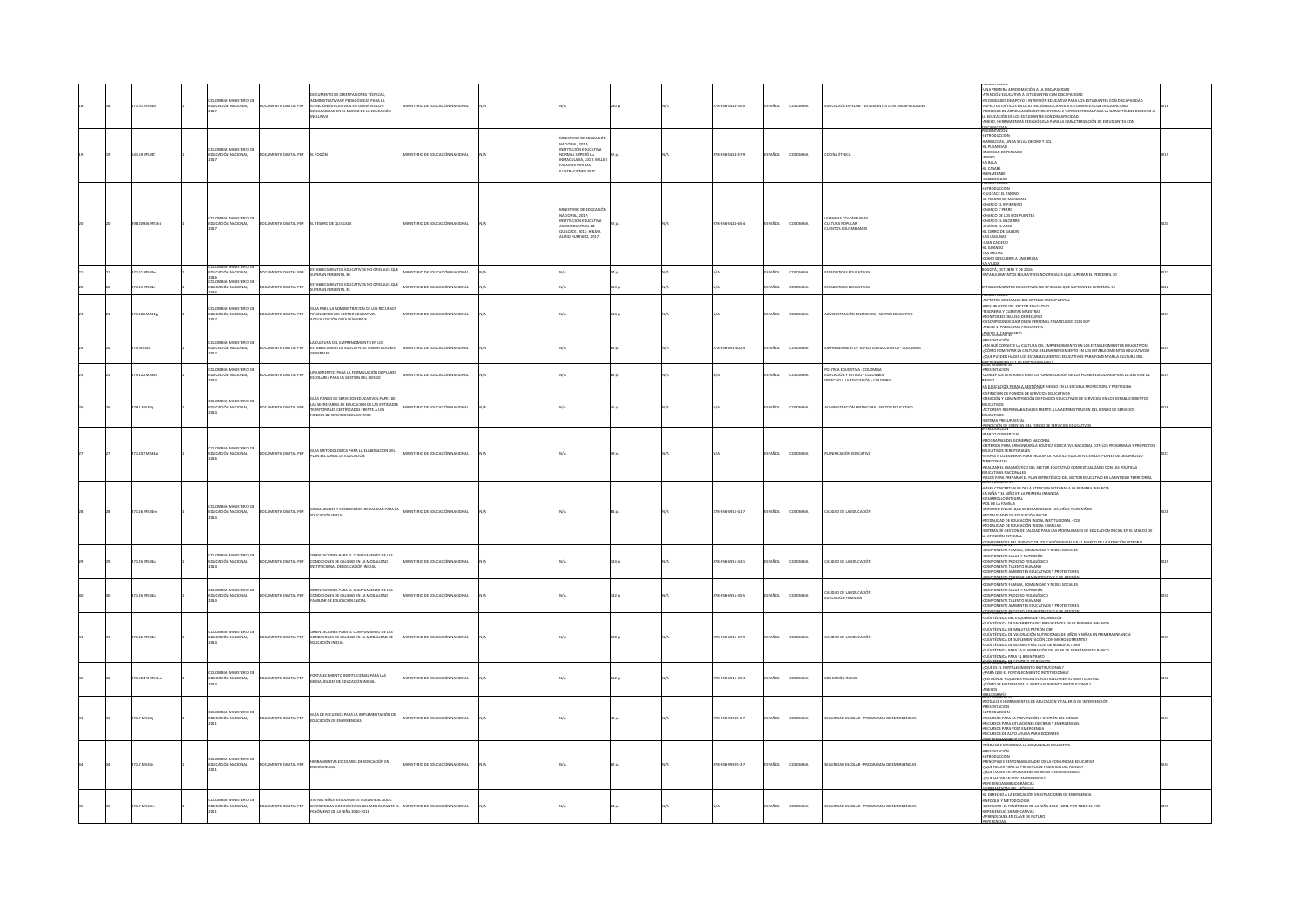| | | | | | | | | | | | | | | | | | | | |
|---|---|---|---|---|---|---|---|---|---|---|---|---|---|---|---|---|---|---|---|
| 18 | 18 | 371.91 M534d | | 1 | COLOMBIA. MINISTERIO DE EDUCACIÓN NACIONAL, 2017 | DOCUMENTO DIGITAL PDF | DOCUMENTO DE ORIENTACIONES TÉCNICAS, ADMINISTRATIVAS Y PEDAGÓGICAS PARA LA ATENCIÓN EDUCATIVA A ESTUDIANTES CON DISCAPACIDAD EN EL MARCO DE LA EDUCACIÓN INCLUSIVA | MINISTERIO DE EDUCACIÓN NACIONAL | N/A | | N/A | 280 p. | N/A | 978-958-5422-50-0 | ESPAÑOL | COLOMBIA | EDUCACIÓN ESPECIAL - ESTUDIANTES CON DISCAPACIDADES | -UNA PRIMERA APROXIMACIÓN A LA DISCAPACIDAD -ATENCIÓN EDUCATIVA A ESTUDIANTES CON DISCAPACIDAD -NECESIDADES DE APOYO E INVERSIÓN EDUCATIVA PARA LOS ESTUDIANTES CON DISCAPACIDAD -ASPECTOS CRÍTICOS EN LA ATENCIÓN EDUCATIVA A ESTUDIANTES CON DISCAPACIDAD -PROCESOS DE ARTICULACIÓN INTERSECTORIAL E INTRASECTORIAL PARA LA GARANTÍA DEL DERECHO A LA EDUCACIÓN DE LOS ESTUDIANTES CON DISCAPACIDAD -ANEXO. HERRAMIENTAS PEDAGÓGICAS PARA LA CARACTERIZACIÓN DE ESTUDIANTES CON DISCAPACIDAD | 0018 |
| 19 | 19 | 641.59 M534f | | 1 | COLOMBIA. MINISTERIO DE EDUCACIÓN NACIONAL, 2017 | DOCUMENTO DIGITAL PDF | EL FOGÓN | MINISTERIO DE EDUCACIÓN NACIONAL | N/A | | MINISTERIO DE EDUCACIÓN NACIONAL, 2017; INSTITUCIÓN EDUCATIVA NORMAL SUPERIOR LA INMACULADA, 2017; MILLER PALACIOS POR LAS ILUSTRACIONES, 2017 | 52 p. | N/A | 978-958-5422-57-9 | ESPAÑOL | COLOMBIA | COCINA ÉTNICA | PRESENTACIÓN INTRODUCCIÓN BARBACOAS, LINDA SELVA DE ORO Y SOL EL PUSANDAO ENCOCAO DE PESCADO TAPAO LA BALA EL CASABE MAMASAME CABEZAVINO | 0019 |
| 20 | 20 | 398.20986 M534t | | 1 | COLOMBIA. MINISTERIO DE EDUCACIÓN NACIONAL, 2017 | DOCUMENTO DIGITAL PDF | EL TESORO DE QUILCACÉ | MINISTERIO DE EDUCACIÓN NACIONAL | N/A | | MINISTERIO DE EDUCACIÓN NACIONAL, 2017; INSTITUCIÓN EDUCATIVA AGROINDUSTRIAL DE QUILCACÉ, 2017; WILMA ALIRIO HURTADO, 2017 | 52 p. | N/A | 978-958-5422-65-4 | ESPAÑOL | COLOMBIA | LEYENDAS COLOMBIANAS / CULTURA POPULAR / CUENTOS COLOMBIANOS | INTRODUCCIÓN QUILCACÉ EL TAMBO EL TESORO DE MARCHAN CHARCO EL INFIERNITO CHARCO E' PERRO CHARCO DE LOS DOS PUENTES CHARCO EL ENCIERRO CHARCO EL ARCO EL CERRO DE GALEÓN LAS LAGUNAS JUAN CAICEDO EL DUENDE LAS BRUJAS CÓMO DESCUBRIR A UNA BRUJA LA VIUDA | 0020 |
| 21 | 21 | 371.21 M534e | | 1 | COLOMBIA. MINISTERIO DE EDUCACIÓN NACIONAL, 2016 | DOCUMENTO DIGITAL PDF | ESTABLECIMIENTOS EDUCATIVOS NO OFICIALES QUE SUPERAN PERCENTIL 30 | MINISTERIO DE EDUCACIÓN NACIONAL | N/A | | N/A | 36 p. | N/A | N/A | ESPAÑOL | COLOMBIA | ESTADÍSTICAS EDUCATIVAS | BOGOTÁ, OCTUBRE 7 DE 2016 ESTABLECIMIENTOS EDUCATIVOS NO OFICIALES QUE SUPERAN EL PERCENTIL 30 | 0021 |
| 22 | 22 | 371.21 M534e | | 1 | COLOMBIA. MINISTERIO DE EDUCACIÓN NACIONAL, 2016 | DOCUMENTO DIGITAL PDF | ESTABLECIMIENTOS EDUCATIVOS NO OFICIALES QUE SUPERAN PERCENTIL 35 | MINISTERIO DE EDUCACIÓN NACIONAL | N/A | | N/A | 113 p. | N/A | N/A | ESPAÑOL | COLOMBIA | ESTADÍSTICAS EDUCATIVAS | ESTABLECIMIENTOS EDUCATIVOS NO OFICIALES QUE SUPERAN EL PERCENTIL 35 | 0022 |
| 23 | 23 | 371.206 M534g | | 1 | COLOMBIA. MINISTERIO DE EDUCACIÓN NACIONAL, 2017 | DOCUMENTO DIGITAL PDF | GUÍA PARA LA ADMINISTRACIÓN DE LOS RECURSOS FINANCIEROS DEL SECTOR EDUCATIVO. ACTUALIZACIÓN GUÍA NÚMERO 8 | MINISTERIO DE EDUCACIÓN NACIONAL | N/A | | N/A | 116 p. | N/A | N/A | ESPAÑOL | COLOMBIA | ADMINISTRACIÓN FINANCIERA - SECTOR EDUCATIVO | PRESENTACIÓN -ASPECTOS GENERALES DEL SISTEMA PRESUPUESTAL -PRESUPUESTO DEL SECTOR EDUCATIVO -TESORERÍA Y CUENTAS MAESTRAS -MONITOREO DEL USO DE RECURSOS -DESCRIPCIÓN DE GASTOS DE PERSONAL FINANCIADOS CON SGP -ANEXO 1. PREGUNTAS FRECUENTES -ANEXO 2. CALENDARIO | 0023 |
| 24 | 24 | 370 M534c | | 1 | COLOMBIA. MINISTERIO DE EDUCACIÓN NACIONAL, 2012 | DOCUMENTO DIGITAL PDF | LA CULTURA DEL EMPRENDIMIENTO EN LOS ESTABLECIMIENTOS EDUCATIVOS. ORIENTACIONES GENERALES | MINISTERIO DE EDUCACIÓN NACIONAL | N/A | | N/A | 66 p. | N/A | 978-958-691-402-6 | ESPAÑOL | COLOMBIA | EMPRENDIMIENTO - ASPECTOS EDUCATIVOS - COLOMBIA | GUÍA NÚMERO 39 -PRESENTACIÓN -¿EN QUÉ CONSISTE LA CULTURA DEL EMPRENDIMIENTO EN LOS ESTABLECIMIENTOS EDUCATIVOS? -¿CÓMO FOMENTAR LA CULTURA DEL EMPRENDIMIENTO EN LOS ESTABLECIMIENTOS EDUCATIVOS? -¿QUÉ PUEDEN HACER LOS ESTABLECIMIENTOS EDUCATIVOS PARA FOMENTAR LA CULTURA DEL EMPRENDIMIENTO Y LA EMPRESARIALIDAD? | 0024 |
| 25 | 25 | 378.122 M534l | | 1 | COLOMBIA. MINISTERIO DE EDUCACIÓN NACIONAL, 2013 | DOCUMENTO DIGITAL PDF | LINEAMIENTOS PARA LA FORMULACIÓN DE PLANES ESCOLARES PARA LA GESTIÓN DEL RIESGO | MINISTERIO DE EDUCACIÓN NACIONAL | N/A | | N/A | 48 p. | N/A | N/A | ESPAÑOL | COLOMBIA | POLÍTICA EDUCATIVA - COLOMBIA / EDUCACIÓN Y ESTADO - COLOMBIA / DERECHO A LA EDUCACIÓN - COLOMBIA | GUÍA NÚMERO 46 -PRESENTACIÓN -CONCEPTOS GENERALES PARA LA FORMULACIÓN DE LOS PLANES ESCOLARES PARA LA GESTIÓN DEL RIESGO -LA EDUCACIÓN PARA LA GESTIÓN DE RIESGO EN LA ESCUELA PROTECTORA Y PROTEGIDA | 0025 |
| 26 | 26 | 379.1 M534g | | 1 | COLOMBIA. MINISTERIO DE EDUCACIÓN NACIONAL, 2013 | DOCUMENTO DIGITAL PDF | GUÍA FONDO DE SERVICIOS EDUCATIVOS PAPEL DE LAS SECRETARÍAS DE EDUCACIÓN DE LAS ENTIDADES TERRITORIALES CERTIFICADAS FRENTE A LOS FONDOS DE SERVICIOS EDUCATIVOS | MINISTERIO DE EDUCACIÓN NACIONAL | N/A | | N/A | 45 p. | N/A | N/A | ESPAÑOL | COLOMBIA | ADMINISTRACIÓN FINANCIERA - SECTOR EDUCATIVO | -DEFINICIÓN DE FONDOS DE SERVICIOS EDUCATIVOS -CREACIÓN Y ADMINISTRACIÓN DE FONDOS EDUCATIVOS DE SERVICIOS EN LOS ESTABLECIMIENTOS EDUCATIVOS -ACTORES Y RESPONSABILIDADES FRENTE A LA ADMINISTRACIÓN DEL FONDO DE SERVICIOS EDUCATIVOS -SISTEMA PRESUPUESTAL -RENDICIÓN DE CUENTAS DEL FONDO DE SERVICIOS EDUCATIVOS | 0026 |
| 27 | 27 | 371.207 M534g | | 1 | COLOMBIA. MINISTERIO DE EDUCACIÓN NACIONAL, 2016 | DOCUMENTO DIGITAL PDF | GUÍA METODOLÓGICA PARA LA ELABORACIÓN DEL PLAN SECTORIAL DE EDUCACIÓN | MINISTERIO DE EDUCACIÓN NACIONAL | N/A | | N/A | 39 p. | N/A | N/A | ESPAÑOL | COLOMBIA | PLANIFICACIÓN EDUCATIVA | INTRODUCCIÓN -MARCO CONCEPTUAL -PROGRAMAS DEL GOBIERNO NACIONAL -CRITERIOS PARA ARMONIZAR LA POLÍTICA EDUCATIVA NACIONAL CON LOS PROGRAMAS Y PROYECTOS EDUCATIVOS TERRITORIALES -ETAPAS A CONSIDERAR PARA INCLUIR LA POLÍTICA EDUCATIVA EN LOS PLANES DE DESARROLLO TERRITORIALES -REALIZAR EL DIAGNÓSTICO DEL SECTOR EDUCATIVO CONTEXTUALIZADO CON LAS POLÍTICAS EDUCATIVAS NACIONALES -PASOS PARA PREPARAR EL PLAN ESTRATÉGICO DEL SECTOR EDUCATIVO EN LA ENTIDAD TERRITORIAL | 0027 |
| 28 | 28 | 371.26 M534m | | 1 | COLOMBIA. MINISTERIO DE EDUCACIÓN NACIONAL, 2013 | DOCUMENTO DIGITAL PDF | MODALIDADES Y CONDICIONES DE CALIDAD PARA LA EDUCACIÓN INICIAL | MINISTERIO DE EDUCACIÓN NACIONAL | N/A | | N/A | 84 p. | N/A | 978-958-6916-61-7 | ESPAÑOL | COLOMBIA | CALIDAD DE LA EDUCACIÓN | GUÍA NÚMERO 50 -BASES CONCEPTUALES DE LA ATENCIÓN INTEGRAL A LA PRIMERA INFANCIA -LA NIÑA Y EL NIÑO EN LA PRIMERA INFANCIA -DESARROLLO INTEGRAL -ROL DE LA FAMILIA -ENTORNO EN LOS QUE SE DESARROLLAN LAS NIÑAS Y LOS NIÑOS -MODALIDADES DE EDUCACIÓN INICIAL -MODALIDAD DE EDUCACIÓN INICIAL INSTITUCIONAL - CDI -MODALIDAD DE EDUCACIÓN INICIAL FAMILIAR -SISTEMA DE GESTIÓN DE CALIDAD PARA LAS MODALIDADES DE EDUCACIÓN INICIAL EN EL MARCO DE LA ATENCIÓN INTEGRAL -COMPONENTES DEL SERVICIO DE EDUCACIÓN INICIAL EN EL MARCO DE LA ATENCIÓN INTEGRAL | 0028 |
| 29 | 29 | 371.26 M534o | | 1 | COLOMBIA. MINISTERIO DE EDUCACIÓN NACIONAL, 2013 | DOCUMENTO DIGITAL PDF | ORIENTACIONES PARA EL CUMPLIMIENTO DE LAS CONDICIONES DE CALIDAD EN LA MODALIDAD INSTITUCIONAL DE EDUCACIÓN INICIAL | MINISTERIO DE EDUCACIÓN NACIONAL | N/A | | N/A | 144 p. | N/A | 978-958-6916-63-1 | ESPAÑOL | COLOMBIA | CALIDAD DE LA EDUCACIÓN | -COMPONENTE FAMILIA, COMUNIDAD Y REDES SOCIALES -COMPONENTE SALUD Y NUTRICIÓN -COMPONENTE PROCESO PEDAGÓGICO -COMPONENTE TALENTO HUMANO -COMPONENTE AMBIENTES EDUCATIVOS Y PROTECTORES -COMPONENTE PROCESO ADMINISTRATIVO Y DE GESTIÓN | 0029 |
| 30 | 30 | 371.26 M534o | | 1 | COLOMBIA. MINISTERIO DE EDUCACIÓN NACIONAL, 2013 | DOCUMENTO DIGITAL PDF | ORIENTACIONES PARA EL CUMPLIMIENTO DE LAS CONDICIONES DE CALIDAD EN LA MODALIDAD FAMILIAR DE EDUCACIÓN INICIAL | MINISTERIO DE EDUCACIÓN NACIONAL | N/A | | N/A | 132 p. | N/A | 978-958-6916-65-5 | ESPAÑOL | COLOMBIA | CALIDAD DE LA EDUCACIÓN / EDUCACIÓN FAMILIAR | -COMPONENTE FAMILIA, COMUNIDAD Y REDES SOCIALES -COMPONENTE SALUD Y NUTRICIÓN -COMPONENTE PROCESO PEDAGÓGICO -COMPONENTE TALENTO HUMANO -COMPONENTE AMBIENTES EDUCATIVOS Y PROTECTORES -COMPONENTE PROCESO ADMINISTRATIVO Y DE GESTIÓN | 0030 |
| 31 | 31 | 371.26 M534o | | 1 | COLOMBIA. MINISTERIO DE EDUCACIÓN NACIONAL, 2013 | DOCUMENTO DIGITAL PDF | ORIENTACIONES PARA EL CUMPLIMIENTO DE LAS CONDICIONES DE CALIDAD EN LA MODALIDAD DE EDUCACIÓN INICIAL | MINISTERIO DE EDUCACIÓN NACIONAL | N/A | | N/A | 128 p. | N/A | 978-958-6916-67-9 | ESPAÑOL | COLOMBIA | CALIDAD DE LA EDUCACIÓN | GUÍA TÉCNICA DEL ESQUEMA DE VACUNACIÓN GUÍA TÉCNICA DE ENFERMEDADES PREVALENTES EN LA PRIMERA INFANCIA GUÍA TÉCNICA DE MINUTAS PATRÓN ICBF GUÍA TÉCNICA DE VALORACIÓN NUTRICIONAL DE NIÑOS Y NIÑAS EN PRIMERA INFANCIA GUÍA TÉCNICA DE SUPLEMENTACIÓN CON MICRONUTRIENTES GUÍA TÉCNICA DE BUENAS PRÁCTICAS DE MANUFACTURA GUÍA TÉCNICA PARA LA ELABORACIÓN DEL PLAN DE SANEAMIENTO BÁSICO GUÍA TÉCNICA PARA EL BUEN TRATO GUÍA TÉCNICA DE CONTROL DE RIESGO | 0031 |
| 32 | 32 | 371.90472 M534a | | 1 | COLOMBIA. MINISTERIO DE EDUCACIÓN NACIONAL, 2013 | DOCUMENTO DIGITAL PDF | FORTALECIMIENTO INSTITUCIONAL PARA LAS MODALIDADES DE EDUCACIÓN INICIAL | MINISTERIO DE EDUCACIÓN NACIONAL | N/A | | N/A | 112 p. | N/A | 978-958-6916-69-3 | ESPAÑOL | COLOMBIA | EDUCACIÓN INICIAL | GUÍA NÚMERO 55 -¿QUÉ ES EL FORTALECIMIENTO INSTITUCIONAL? -¿PARA QUÉ EL FORTALECIMIENTO INSTITUCIONAL? -¿EN DÓNDE Y QUIÉNES HACEN EL FORTALECIMIENTO INSTITUCIONAL? -¿CÓMO SE MATERIALIZA EL FORTALECIMIENTO INSTITUCIONAL? -ANEXOS -BIBLIOGRAFÍA | 0032 |
| 33 | 33 | 371.7 M534g | | 1 | COLOMBIA. MINISTERIO DE EDUCACIÓN NACIONAL, 2011 | DOCUMENTO DIGITAL PDF | GUÍA DE RECURSOS PARA LA IMPLEMENTACIÓN DE EDUCACIÓN DE EMERGENCIAS | MINISTERIO DE EDUCACIÓN NACIONAL | N/A | | N/A | 38 p. | N/A | 978-958-99335-2-7 | ESPAÑOL | COLOMBIA | SEGURIDAD ESCOLAR - PROGRAMAS DE EMERGENCIAS | MÓDULO 3 HERRAMIENTAS DE APLICACIÓN Y TALLERES DE INTERVENCIÓN -PRESENTACIÓN -INTRODUCCIÓN -RECURSOS PARA LA PREVENCIÓN Y GESTIÓN DEL RIESGO -RECURSOS PARA SITUACIONES DE CRISIS Y EMERGENCIAS -RECURSOS PARA POST EMERGENCIA -RECURSOS DE AUTO AYUDA PARA DOCENTES -REFERENCIAS BIBLIOGRÁFICAS | 0033 |
| 34 | 34 | 371.7 M534h | | 1 | COLOMBIA. MINISTERIO DE EDUCACIÓN NACIONAL, 2011 | DOCUMENTO DIGITAL PDF | HERRAMIENTAS ESCOLARES DE EDUCACIÓN EN EMERGENCIAS | MINISTERIO DE EDUCACIÓN NACIONAL | N/A | | N/A | 62 p. | N/A | 978-958-99335-2-7 | ESPAÑOL | COLOMBIA | SEGURIDAD ESCOLAR - PROGRAMAS DE EMERGENCIAS | MÓDULO 2 DIRIGIDO A LA COMUNIDAD EDUCATIVA -PRESENTACIÓN -INTRODUCCIÓN -PRINCIPALES RESPONSABILIDADES DE LA COMUNIDAD EDUCATIVA -¿QUÉ HACER PARA LA PREVENCIÓN Y GESTIÓN DEL RIESGO? -¿QUÉ HACER EN SITUACIONES DE CRISIS Y EMERGENCIAS? -¿QUÉ HACER EN POST EMERGENCIA? -REFERENCIAS BIBLIOGRÁFICAS -HERRAMIENTAS DEL MÓDULO | 0034 |
| 35 | 35 | 371.7 M534n | | 1 | COLOMBIA. MINISTERIO DE EDUCACIÓN NACIONAL, 2011 | DOCUMENTO DIGITAL PDF | 550 MIL NIÑOS ESTUDIANTES VUELVEN AL AULA. EXPERIENCIAS SIGNIFICATIVAS DEL MEN DURANTE EL FENÓMENO DE LA NIÑA 2010-2011 | MINISTERIO DE EDUCACIÓN NACIONAL | N/A | | N/A | 64 p. | N/A | N/A | ESPAÑOL | COLOMBIA | SEGURIDAD ESCOLAR - PROGRAMAS DE EMERGENCIAS | -EL DERECHO A LA EDUCACIÓN EN SITUACIONES DE EMERGENCIA -ENFOQUE Y METODOLOGÍA -CONTEXTO: EL FENÓMENO DE LA NIÑA 2010 - 2011 POR TODO EL PAÍS -EXPERIENCIAS SIGNIFICATIVAS -APRENDIZAJES EN CLAVE DE FUTURO -REFERENCIAS | 0035 |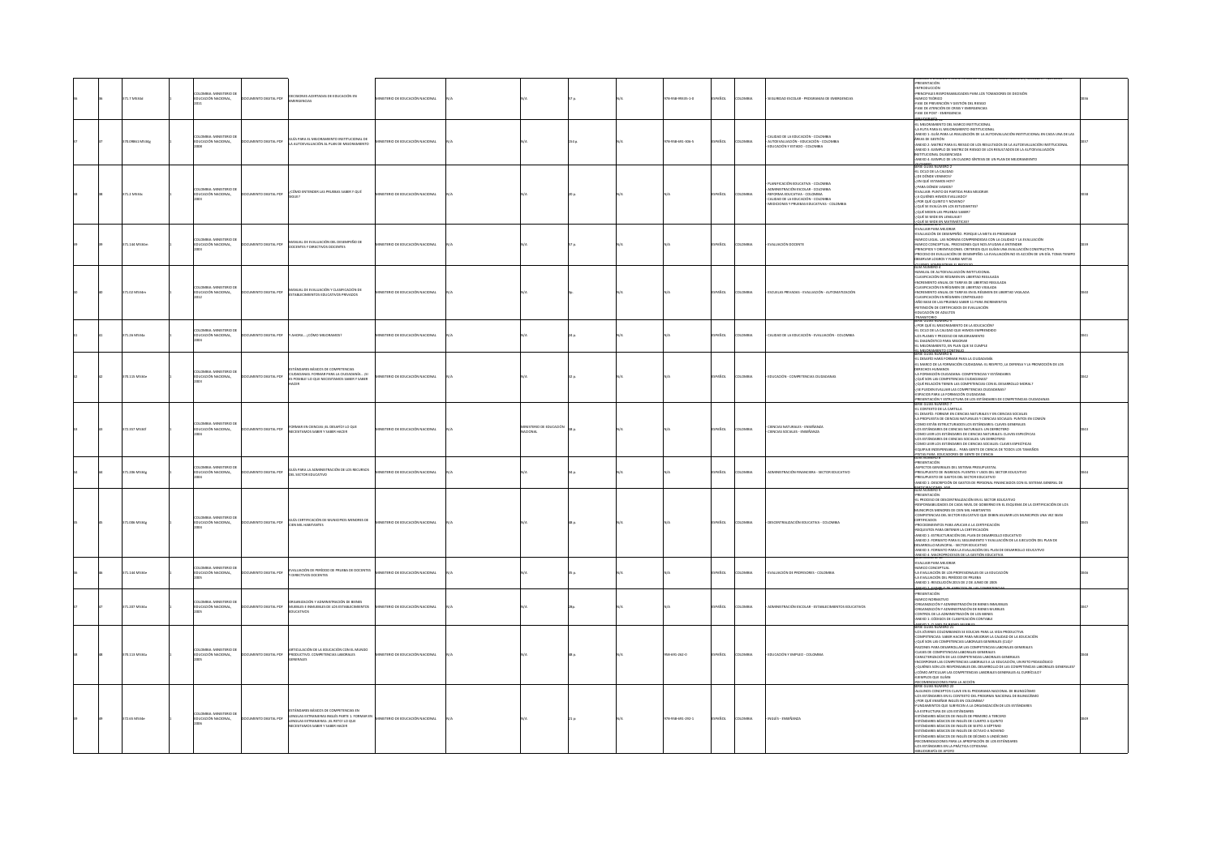| | | | | | | | | | | | | | | | | | | | | |
|---|---|---|---|---|---|---|---|---|---|---|---|---|---|---|---|---|---|---|---|---|
| 36 | 36 | 371.7 M534d | | 1 | COLOMBIA. MINISTERIO DE EDUCACIÓN NACIONAL, 2011 | DOCUMENTO DIGITAL PDF | DECISIONES ACERTADAS DE EDUCACIÓN EN EMERGENCIAS | MINISTERIO DE EDUCACIÓN NACIONAL | N/A | | N/A | 57 p. | | N/A | 978-958-99635-1-0 | ESPAÑOL | COLOMBIA | SEGURIDAD ESCOLAR - PROGRAMAS DE EMERGENCIAS | -PRESENTACIÓN<br>-INTRODUCCIÓN<br>-PRINCIPALES RESPONSABILIDADES PARA LOS TOMADORES DE DECISIÓN<br>-MARCO TEÓRICO<br>-FASE DE PREVENCIÓN Y GESTIÓN DEL RIESGO<br>-FASE DE ATENCIÓN DE CRISIS Y EMERGENCIAS<br>-FASE DE POST - EMERGENCIA<br>-BIBLIOGRAFÍA | 0036 |
| 37 | 37 | 370.9861 M534g | | 1 | COLOMBIA. MINISTERIO DE EDUCACIÓN NACIONAL, 2008 | DOCUMENTO DIGITAL PDF | GUÍA PARA EL MEJORAMIENTO INSTITUCIONAL DE LA AUTOEVALUACIÓN AL PLAN DE MEJORAMIENTO | MINISTERIO DE EDUCACIÓN NACIONAL | N/A | | N/A | 153 p. | | N/A | 978-958-691-366-5 | ESPAÑOL | COLOMBIA | -CALIDAD DE LA EDUCACIÓN - COLOMBIA<br>-AUTOEVALUACIÓN - EDUCACIÓN - COLOMBIA<br>-EDUCACIÓN Y ESTADO - COLOMBIA | -EL MEJORAMIENTO DEL MARCO INSTITUCIONAL<br>-LA RUTA PARA EL MEJORAMIENTO INSTITUCIONAL<br>-ANEXO 1: GUÍA PARA LA REALIZACIÓN DE LA AUTOEVALUACIÓN INSTITUCIONAL EN CADA UNA DE LAS ÁREAS DE GESTIÓN<br>-ANEXO 2: MATRIZ PARA EL REGISTRO DE LOS RESULTADOS DE LA AUTOEVALUACIÓN INSTITUCIONAL<br>-ANEXO 3: EJEMPLO DE MATRIZ DE RIESGO DE LOS RESULTADOS DE LA AUTOEVALUACIÓN INSTITUCIONAL DILIGENCIADA<br>-ANEXO 4: EJEMPLO DE UN CUADRO SÍNTESIS DE UN PLAN DE MEJORAMIENTO<br>-GLOSARIO | 0037 |
| 38 | 38 | 371.2 M534c | | 1 | COLOMBIA. MINISTERIO DE EDUCACIÓN NACIONAL, 2003 | DOCUMENTO DIGITAL PDF | ¿CÓMO ENTENDER LAS PRUEBAS SABER Y QUÉ SIGUE? | MINISTERIO DE EDUCACIÓN NACIONAL | N/A | | N/A | 20 p. | | N/A | N/A | ESPAÑOL | COLOMBIA | -PLANIFICACIÓN EDUCATIVA - COLOMBIA<br>-ADMINISTRACIÓN ESCOLAR - COLOMBIA<br>-REFORMAS EDUCATIVAS - COLOMBIA<br>-CALIDAD DE LA EDUCACIÓN - COLOMBIA<br>-MEDICIONES Y PRUEBAS EDUCATIVAS - COLOMBIA | SERIE GUÍAS NÚMERO 2<br>-EL CICLO DE LA CALIDAD<br>-¿DE DÓNDE VENIMOS?<br>-¿EN QUÉ ESTAMOS HOY?<br>-¿PARA DÓNDE VAMOS?<br>-EVALUAR: PUNTO DE PARTIDA PARA MEJORAR<br>-¿A QUIÉNES HEMOS EVALUADO?<br>-¿POR QUÉ QUINTO Y NOVENO?<br>-¿QUÉ SE EVALÚA EN LOS ESTUDIANTES?<br>-¿QUÉ MIDEN LAS PRUEBAS SABER?<br>-¿QUÉ SE MIDE EN LENGUAJE?<br>-¿QUÉ SE MIDE EN MATEMÁTICAS? | 0038 |
| 39 | 39 | 371.144 M534m | | 1 | COLOMBIA. MINISTERIO DE EDUCACIÓN NACIONAL, 2003 | DOCUMENTO DIGITAL PDF | MANUAL DE EVALUACIÓN DEL DESEMPEÑO DOCENTES Y DIRECTIVOS DOCENTES | MINISTERIO DE EDUCACIÓN NACIONAL | N/A | | N/A | 37 p. | | N/A | N/A | ESPAÑOL | COLOMBIA | EVALUACIÓN DOCENTE | -EVALUAR PARA MEJORAR<br>-EVALUACIÓN DE DESEMPEÑO: PORQUE LA META ES PROGRESAR<br>-MARCO LEGAL: LAS NORMAS COMPRENDIDAS CON LA CALIDAD Y LA EVALUACIÓN<br>-MARCO CONCEPTUAL: PRECISIONES QUE NOS AYUDAN A ENTENDER<br>-PRINCIPIOS Y ORIENTACIONES: CRITERIOS QUE GUÍAN UNA EVALUACIÓN CONSTRUCTIVA<br>-PROCESO DE EVALUACIÓN DE DESEMPEÑO: LA EVALUACIÓN NO ES ACCIÓN DE UN DÍA. TOMA TIEMPO OBSERVAR LOGROS Y FIJARSE METAS<br>-CUADROS COMPLETAN EL PROCESO | 0039 |
| 40 | 40 | 371.02 M534m | | 1 | COLOMBIA. MINISTERIO DE EDUCACIÓN NACIONAL, 2012 | DOCUMENTO DIGITAL PDF | MANUAL DE EVALUACIÓN Y CLASIFICACIÓN DE ESTABLECIMIENTOS EDUCATIVOS PRIVADOS | MINISTERIO DE EDUCACIÓN NACIONAL | N/A | | N/A | 9p. | | N/A | N/A | ESPAÑOL | COLOMBIA | ESCUELAS PRIVADAS - EVALUACIÓN - AUTOMATIZACIÓN | GUÍA NÚMERO 4<br>-MANUAL DE AUTOEVALUACIÓN INSTITUCIONAL<br>-CLASIFICACIÓN EN RÉGIMEN EN LIBERTAD REGULADA<br>-INCREMENTO ANUAL DE TARIFAS DE LIBERTAD REGULADA<br>-CLASIFICACIÓN EN RÉGIMEN DE LIBERTAD VIGILADA<br>-INCREMENTO ANUAL DE TARIFAS EN EL RÉGIMEN DE LIBERTAD VIGILADA<br>-CLASIFICACIÓN EN RÉGIMEN CONTROLADO<br>-AÑO BASE DE LAS PRUEBAS SABER 11 PARA INCREMENTOS<br>-RETENCIÓN DE CERTIFICADOS DE EVALUACIÓN<br>-EDUCACIÓN DE ADULTOS<br>-TRANSITORIO | 0040 |
| 41 | 41 | 371.26 M534a | | 1 | COLOMBIA. MINISTERIO DE EDUCACIÓN NACIONAL, 2003 | DOCUMENTO DIGITAL PDF | Y AHORA... ¿CÓMO MEJORAMOS? | MINISTERIO DE EDUCACIÓN NACIONAL | N/A | | N/A | 24 p. | | N/A | N/A | ESPAÑOL | COLOMBIA | CALIDAD DE LA EDUCACIÓN - EVALUACIÓN - COLOMBIA | SERIE GUÍAS NÚMERO 5<br>-¿POR QUÉ EL MEJORAMIENTO DE LA EDUCACIÓN?<br>-EL CICLO DE LA CALIDAD QUE HEMOS EMPRENDIDO<br>-LOS PLANES Y PROCESO DE MEJORAMIENTO<br>-EL DIAGNÓSTICO PARA MEJORAR<br>-EL MEJORAMIENTO, EN PLAN QUE SE CUMPLE<br>-EL MEJORAMIENTO CONTINUO | 0041 |
| 42 | 42 | 370.115 M534e | | 1 | COLOMBIA. MINISTERIO DE EDUCACIÓN NACIONAL, 2003 | DOCUMENTO DIGITAL PDF | ESTÁNDARES BÁSICOS DE COMPETENCIAS CIUDADANAS: FORMAR PARA LA CIUDADANÍA... ¡SÍ ES POSIBLE! LO QUE NECESITAMOS SABER Y SABER HACER | MINISTERIO DE EDUCACIÓN NACIONAL | N/A | | N/A | 32 p. | | N/A | N/A | ESPAÑOL | COLOMBIA | EDUCACIÓN - COMPETENCIAS CIUDADANAS | SERIE GUÍAS NÚMERO 6<br>-EL DESAFÍO HARÁ FORMAR PARA LA CIUDADANÍA<br>-EL MARCO DE LA FORMACIÓN CIUDADANA: EL RESPETO, LA DEFENSA Y LA PROMOCIÓN DE LOS DERECHOS HUMANOS<br>-LA FORMACIÓN CIUDADANA: COMPETENCIAS Y ESTÁNDARES<br>-¿QUÉ SON LAS COMPETENCIAS CIUDADANAS?<br>-¿QUÉ RELACIÓN TIENEN LAS COMPETENCIAS CON EL DESARROLLO MORAL?<br>-¿SE PUEDEN EVALUAR LAS COMPETENCIAS CIUDADANAS?<br>-ESPACIOS PARA LA FORMACIÓN CIUDADANA<br>-PRESENTACIÓN Y ESTRUCTURA DE LOS ESTÁNDARES DE COMPETENCIAS CIUDADANAS | 0042 |
| 43 | 43 | 372.357 M534f | | 1 | COLOMBIA. MINISTERIO DE EDUCACIÓN NACIONAL, 2004 | DOCUMENTO DIGITAL PDF | FORMAR EN CIENCIAS: ¡EL DESAFÍO! LO QUE NECESITAMOS SABER Y SABER HACER | MINISTERIO DE EDUCACIÓN NACIONAL | N/A | | MINISTERIO DE EDUCACIÓN NACIONAL | 38 p. | | N/A | N/A | ESPAÑOL | COLOMBIA | -CIENCIAS NATURALES - ENSEÑANZA<br>-CIENCIAS SOCIALES - ENSEÑANZA | SERIE GUÍAS NÚMERO 7<br>-EL CONTEXTO DE LA CARTILLA<br>-EL DESAFÍO: FORMAR EN CIENCIAS NATURALES Y EN CIENCIAS SOCIALES<br>-LA PROPUESTA DE CIENCIAS NATURALES Y CIENCIAS SOCIALES: PUNTOS EN COMÚN<br>-CÓMO ESTÁN ESTRUCTURADOS LOS ESTÁNDARES: CLAVES GENERALES<br>-LOS ESTÁNDARES DE CIENCIAS NATURALES: UN DERROTERO<br>-CÓMO LEER LOS ESTÁNDARES DE CIENCIAS NATURALES: CLAVES ESPECÍFICAS<br>-LOS ESTÁNDARES DE CIENCIAS SOCIALES: UN DERROTERO<br>-CÓMO LEER LOS ESTÁNDARES DE CIENCIAS SOCIALES: CLAVES ESPECÍFICAS<br>-EQUIPAJE INDISPENSABLE... PARA GENTE DE CIENCIA DE TODOS LOS TAMAÑOS<br>-PISTAS PARA EDUCADORES DE GENTE DE CIENCIA | 0043 |
| 44 | 44 | 371.206 M534g | | 1 | COLOMBIA. MINISTERIO DE EDUCACIÓN NACIONAL, 2003 | DOCUMENTO DIGITAL PDF | GUÍA PARA LA ADMINISTRACIÓN DE LOS RECURSOS DEL SECTOR EDUCATIVO | MINISTERIO DE EDUCACIÓN NACIONAL | N/A | | N/A | 36 p. | | N/A | N/A | ESPAÑOL | COLOMBIA | ADMINISTRACIÓN FINANCIERA - SECTOR EDUCATIVO | GUÍA NÚMERO 8<br>-PRESENTACIÓN<br>-ASPECTOS GENERALES DEL SISTEMA PRESUPUESTAL<br>-PRESUPUESTO DE INGRESOS: FUENTES Y USOS DEL SECTOR EDUCATIVO<br>-PRESUPUESTO DE GASTOS DEL SECTOR EDUCATIVO<br>-ANEXO 1: DESCRIPCIÓN DE GASTOS DE PERSONAL FINANCIADOS CON EL SISTEMA GENERAL DE PARTICIPACIONES | 0044 |
| 45 | 45 | 371.006 M534g | | 1 | COLOMBIA. MINISTERIO DE EDUCACIÓN NACIONAL, 2003 | DOCUMENTO DIGITAL PDF | GUÍA CERTIFICACIÓN DE MUNICIPIOS MENORES DE CIEN MIL HABITANTES | MINISTERIO DE EDUCACIÓN NACIONAL | N/A | | N/A | 48 p. | | N/A | N/A | ESPAÑOL | COLOMBIA | DESCENTRALIZACIÓN EDUCATIVA - COLOMBIA | GUÍA NÚMERO 9<br>-PRESENTACIÓN<br>-EL PROCESO DE DESCENTRALIZACIÓN EN EL SECTOR EDUCATIVO<br>-RESPONSABILIDADES DE CADA NIVEL DE GOBIERNO EN EL ESQUEMA DE LA CERTIFICACIÓN DE LOS MUNICIPIOS MENORES DE CIEN MIL HABITANTES<br>-COMPETENCIAS DEL SECTOR EDUCATIVO QUE DEBEN ASUMIR LOS MUNICIPIOS UNA VEZ SEAN CERTIFICADOS<br>-PROCEDIMIENTOS PARA APLICAR A LA CERTIFICACIÓN<br>-REQUISITOS PARA OBTENER LA CERTIFICACIÓN<br>-ANEXO 1: ESTRUCTURACIÓN DEL PLAN DE DESARROLLO EDUCATIVO<br>-ANEXO 2: FORMATO PARA EL SEGUIMIENTO Y EVALUACIÓN DE LA EJECUCIÓN DEL PLAN DE DESARROLLO MUNICIPAL - SECTOR EDUCATIVO<br>-ANEXO 3: FORMATO PARA LA EVALUACIÓN DEL PLAN DE DESARROLLO EDUCATIVO<br>-ANEXO 4: MACROPROCESOS DE LA GESTIÓN EDUCATIVA | 0045 |
| 46 | 46 | 371.144 M534e | | 1 | COLOMBIA. MINISTERIO DE EDUCACIÓN NACIONAL, 2005 | DOCUMENTO DIGITAL PDF | EVALUACIÓN DE PERÍODO DE PRUEBA DE DOCENTES Y DIRECTIVOS DOCENTES | MINISTERIO DE EDUCACIÓN NACIONAL | N/A | | N/A | 35 p. | | N/A | N/A | ESPAÑOL | COLOMBIA | EVALUACIÓN DE PROFESORES - COLOMBIA | -EVALUAR PARA MEJORAR<br>-MARCO CONCEPTUAL<br>-LA EVALUACIÓN DE LOS PROFESIONALES DE LA EDUCACIÓN<br>-LA EVALUACIÓN DEL PERÍODO DE PRUEBA<br>-ANEXO 1: RESOLUCIÓN 1015 DE 2 DE JUNIO DE 2005<br>-ANEXO 2: EJEMPLO DE ASPECTOS DE LAS COMPETENCIAS | 0046 |
| 47 | 47 | 371.207 M534o | | 1 | COLOMBIA. MINISTERIO DE EDUCACIÓN NACIONAL, 2005 | DOCUMENTO DIGITAL PDF | ORGANIZACIÓN Y ADMINISTRACIÓN DE BIENES MUEBLES E INMUEBLES DE LOS ESTABLECIMIENTOS EDUCATIVOS | MINISTERIO DE EDUCACIÓN NACIONAL | N/A | | N/A | 28p. | | N/A | N/A | ESPAÑOL | COLOMBIA | ADMINISTRACIÓN ESCOLAR - ESTABLECIMIENTOS EDUCATIVOS | -PRESENTACIÓN<br>-MARCO NORMATIVO<br>-ORGANIZACIÓN Y ADMINISTRACIÓN DE BIENES INMUEBLES<br>-ORGANIZACIÓN Y ADMINISTRACIÓN DE BIENES MUEBLES<br>-CONTROL DE LA ADMINISTRACIÓN DE LOS BIENES<br>-ANEXO 1: CÓDIGOS DE CLASIFICACIÓN CONTABLE<br>-ANEXO 2: BIENES MUEBLES | 0047 |
| 48 | 48 | 370.113 M534a | | 1 | COLOMBIA. MINISTERIO DE EDUCACIÓN NACIONAL, 2005 | DOCUMENTO DIGITAL PDF | ARTICULACIÓN DE LA EDUCACIÓN CON EL MUNDO PRODUCTIVO. COMPETENCIAS LABORALES GENERALES | MINISTERIO DE EDUCACIÓN NACIONAL | N/A | | N/A | 38 p. | | N/A | 958-691-262-0 | ESPAÑOL | COLOMBIA | EDUCACIÓN Y EMPLEO - COLOMBIA | SERIE GUÍAS NÚMERO 21<br>-LOS JÓVENES COLOMBIANOS SE EDUCAN PARA LA VIDA PRODUCTIVA<br>-COMPETENCIAS: SABER HACER PARA MEJORAR LA CALIDAD DE LA EDUCACIÓN<br>-¿QUÉ SON LAS COMPETENCIAS LABORALES GENERALES (CLG)?<br>-RAZONES PARA DESARROLLAR LAS COMPETENCIAS LABORALES GENERALES<br>-CLASES DE COMPETENCIAS LABORALES GENERALES<br>-CARACTERIZACIÓN DE LAS COMPETENCIAS LABORALES GENERALES<br>-INCORPORAR LAS COMPETENCIAS LABORALES A LA EDUCACIÓN, UN RETO PEDAGÓGICO<br>-¿QUIÉNES SON LOS RESPONSABLES DEL DESARROLLO DE LAS COMPETENCIAS LABORALES GENERALES?<br>-¿CÓMO ARTICULAR LAS COMPETENCIAS LABORALES GENERALES AL CURRÍCULO?<br>-EJEMPLOS QUE GUÍAN<br>-RECOMENDACIONES PARA LA ACCIÓN | 0048 |
| 49 | 49 | 372.65 M534e | | 1 | COLOMBIA. MINISTERIO DE EDUCACIÓN NACIONAL, 2006 | DOCUMENTO DIGITAL PDF | ESTÁNDARES BÁSICOS DE COMPETENCIAS EN LENGUAS EXTRANJERAS: INGLÉS PARTE 1. FORMAR EN LENGUAS EXTRANJERAS: ¡EL RETO! LO QUE NECESITAMOS SABER Y SABER HACER | MINISTERIO DE EDUCACIÓN NACIONAL | N/A | | N/A | 21 p. | | N/A | 978-958-691-292-1 | ESPAÑOL | COLOMBIA | INGLÉS - ENSEÑANZA | SERIE GUÍAS NÚMERO 22<br>-ALGUNOS CONCEPTOS CLAVE EN EL PROGRAMA NACIONAL DE BILINGÜISMO<br>-LOS ESTÁNDARES EN EL CONTEXTO DEL PROGRAMA NACIONAL DE BILINGÜISMO<br>-¿POR QUÉ ENSEÑAR INGLÉS EN COLOMBIA?<br>-FUNDAMENTOS QUE SUBYACEN A LA ORGANIZACIÓN DE LOS ESTÁNDARES<br>-LA ESTRUCTURA DE LOS ESTÁNDARES<br>-ESTÁNDARES BÁSICOS DE INGLÉS DE PRIMERO A TERCERO<br>-ESTÁNDARES BÁSICOS DE INGLÉS DE CUARTO A QUINTO<br>-ESTÁNDARES BÁSICOS DE INGLÉS DE SEXTO A SÉPTIMO<br>-ESTÁNDARES BÁSICOS DE INGLÉS DE OCTAVO A NOVENO<br>-ESTÁNDARES BÁSICOS DE INGLÉS DE DÉCIMO A UNDÉCIMO<br>-RECOMENDACIONES PARA LA APROPIACIÓN DE LOS ESTÁNDARES<br>-LOS ESTÁNDARES EN LA PRÁCTICA COTIDIANA<br>-BIBLIOGRAFÍA DE APOYO | 0049 |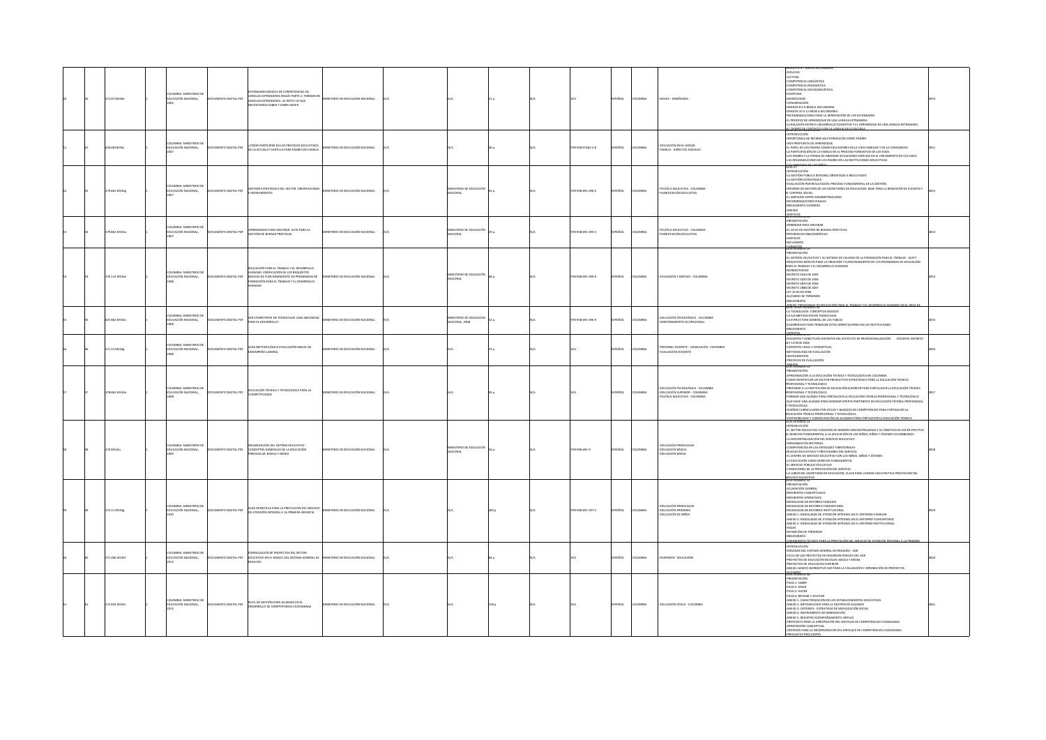| | | | | | | | | | | | | | | | | | | | | | |
|---|---|---|---|---|---|---|---|---|---|---|---|---|---|---|---|---|---|---|---|---|---|
| 50 | 50 | 372.65 M534e | | 1 | COLOMBIA. MINISTERIO DE EDUCACIÓN NACIONAL, 2006 | DOCUMENTO DIGITAL PDF | ESTÁNDARES BÁSICOS DE COMPETENCIAS EN LENGUAS EXTRANJERAS INGLÉS PARTE 2. FORMAR EN LENGUAS EXTRANJERAS: ¡EL RETO! LO QUE NECESITAMOS SABER Y SABER HACER | MINISTERIO DE EDUCACIÓN NACIONAL | N/A | | N/A | 21 p. | | N/A | | N/A | ESPAÑOL | COLOMBIA | INGLÉS - ENSEÑANZA | GRADOS 6 Y 7 BÁSICA SECUNDARIA -ESCUCHA -LECTURA -COMPETENCIA LINGÜÍSTICA -COMPETENCIA PRAGMÁTICA -COMPETENCIA SOCIOLINGÜÍSTICA -ESCRITURA -MONÓLOGOS -CONVERSACIÓN -GRADOS 8 A 9 BÁSICA SECUNDARIA -GRADOS 10 A 11 BÁSICA SECUNDARIA -RECOMENDACIONES PARA LA APROPIACIÓN DE LOS ESTÁNDARES -EL PROCESO DE APRENDIZAJE DE UNA LENGUA EXTRANJERA -LA RELACIÓN ENTRE EL DESARROLLO COGNITIVO Y EL APRENDIZAJE DE UNA LENGUA EXTRANJERA -EL TIEMPO DE CONTACTO CON LA LENGUA EN LA ESCUELA | 0050 |
| 51 | 51 | 649.68 M534c | | 1 | COLOMBIA. MINISTERIO DE EDUCACIÓN NACIONAL, 2007 | DOCUMENTO DIGITAL PDF | ¿CÓMO PARTICIPAR EN LOS PROCESOS EDUCATIVOS DE LA ESCUELA? CARTILLA PARA PADRES DE FAMILIA | MINISTERIO DE EDUCACIÓN NACIONAL | N/A | | N/A | 40 p. | | N/A | | 978-958-97482-2-8 | ESPAÑOL | COLOMBIA | EDUCACIÓN EN EL HOGAR - FAMILIA - ASPECTOS SOCIALES | -INTRODUCCIÓN -IMPORTANCIA DE RECIBIR UNA FORMACIÓN COMO PADRES -UNA PROPUESTA DE APRENDIZAJE -EL PAPEL DE LOS PADRES COMO EDUCADORES EN LA VIDA FAMILIAR Y EN LA COMUNIDAD -LA PARTICIPACIÓN DE LA FAMILIA EN EL PROCESO FORMATIVO DE LOS HIJOS -LOS PADRES Y LA FORMA DE ABORDAR SITUACIONES DIFÍCILES EN EL CRECIMIENTO DE LOS HIJOS -LAS ORGANIZACIONES DE LOS PADRES EN LAS INSTITUCIONES EDUCATIVAS -LOS DERECHOS DE LOS NIÑOS | 0051 |
| 52 | 52 | 379.861 M534g | | 1 | COLOMBIA. MINISTERIO DE EDUCACIÓN NACIONAL, 2007 | DOCUMENTO DIGITAL PDF | GESTIÓN ESTRATÉGICA DEL SECTOR. ORIENTACIONES E INSTRUMENTOS | MINISTERIO DE EDUCACIÓN NACIONAL | N/A | | MINISTERIO DE EDUCACIÓN NACIONAL | 35 p. | | N/A | | 978-958-691-296-2 | ESPAÑOL | COLOMBIA | POLÍTICA EDUCATIVA - COLOMBIA - PLANIFICACIÓN EDUCATIVA | -INTRODUCCIÓN -LA GESTIÓN PÚBLICA INTEGRAL ORIENTADA A RESULTADOS -LA GESTIÓN ESTRATÉGICA -EVALUACIÓN POR RESULTADOS: PROCESO FUNDAMENTAL DE LA GESTIÓN -INFORME DE GESTIÓN DE LAS SECRETARÍAS DE EDUCACIÓN: BASE PARA LA RENDICIÓN DE CUENTAS Y EL CONTROL SOCIAL -EL EMPALME ENTRE ADMINISTRACIONES -RECOMENDACIONES FINALES -BIBLIOGRAFÍA SUGERIDA -ANEXOS -GRÁFICOS | 0052 |
| 53 | 53 | 379.861 M534a | | 1 | COLOMBIA. MINISTERIO DE EDUCACIÓN NACIONAL, 2007 | DOCUMENTO DIGITAL PDF | APRENDIZAJES PARA MEJORAR. GUÍA PARA LA GESTIÓN DE BUENAS PRÁCTICAS | MINISTERIO DE EDUCACIÓN NACIONAL | N/A | | MINISTERIO DE EDUCACIÓN NACIONAL | 29 p. | | N/A | | 978-958-691-295-2 | ESPAÑOL | COLOMBIA | POLÍTICA EDUCATIVA - COLOMBIA - PLANIFICACIÓN EDUCATIVA | -PRESENTACIÓN -APRENDER PARA MEJORAR -EL CICLO DE GESTIÓN DE BUENAS PRÁCTICAS -REFERENCIAS BIBLIOGRÁFICAS -GRÁFICOS -RECUADROS -FORMATOS | 0053 |
| 54 | 54 | 370.113 M534e | | 1 | COLOMBIA. MINISTERIO DE EDUCACIÓN NACIONAL, 2008 | DOCUMENTO DIGITAL PDF | EDUCACIÓN PARA EL TRABAJO Y EL DESARROLLO HUMANO. VERIFICACIÓN DE LOS REQUISITOS BÁSICOS DE FUNCIONAMIENTO DE PROGRAMAS DE FORMACIÓN PARA EL TRABAJO Y EL DESARROLLO HUMANO | MINISTERIO DE EDUCACIÓN NACIONAL | N/A | | MINISTERIO DE EDUCACIÓN NACIONAL | 38 p. | | N/A | | 978-958-691-299-6 | ESPAÑOL | COLOMBIA | EDUCACIÓN Y EMPLEO - COLOMBIA | GUÍA NÚMERO 29 -PRESENTACIÓN -EL SISTEMA EDUCATIVO Y SU SISTEMA DE CALIDAD DE LA FORMACIÓN PARA EL TRABAJO - SCAFT -REQUISITOS BÁSICOS PARA LA CREACIÓN Y FUNCIONAMIENTO DE LOS PROGRAMAS DE EDUCACIÓN PARA EL TRABAJO Y EL DESARROLLO HUMANO -NORMATIVIDAD -DECRETO 3616 DE 2005 -DECRETO 2020 DE 2006 -DECRETO 3870 DE 2006 -DECRETO 2888 DE 2007 -LEY 1064 DE 2006 -GLOSARIO DE TÉRMINOS -BIBLIOGRAFÍA -ANEXO: PROGRAMAS DE EDUCACIÓN PARA EL TRABAJO Y EL DESARROLLO HUMANO EN EL ÁREA DE | 0054 |
| 55 | 55 | 607.861 M534s | | 1 | COLOMBIA. MINISTERIO DE EDUCACIÓN NACIONAL, 2008 | DOCUMENTO DIGITAL PDF | SER COMPETENTE EN TECNOLOGÍA: ¡UNA NECESIDAD PARA EL DESARROLLO! | MINISTERIO DE EDUCACIÓN NACIONAL | N/A | | MINISTERIO DE EDUCACIÓN NACIONAL, 2008 | 32 p. | | N/A | | 978-958-691-296-9 | ESPAÑOL | COLOMBIA | EDUCACIÓN TECNOLÓGICA - COLOMBIA - ADIESTRAMIENTO OCUPACIONAL | GUÍA NÚMERO 30 -LA TECNOLOGÍA: CONCEPTOS BÁSICOS -LA ALFABETIZACIÓN EN TECNOLOGÍA -LA ESTRUCTURA GENERAL DE LAS TABLAS -SUGERENCIAS PARA TRABAJAR ESTAS ORIENTACIONES EN LAS INSTITUCIONES -BIBLIOGRAFÍA -CRÉDITOS | 0055 |
| 56 | 56 | 371.12 M534g | | 1 | COLOMBIA. MINISTERIO DE EDUCACIÓN NACIONAL, 2008 | DOCUMENTO DIGITAL PDF | GUÍA METODOLÓGICA EVALUACIÓN ANUAL DE DESEMPEÑO LABORAL | MINISTERIO DE EDUCACIÓN NACIONAL | N/A | | N/A | 72 p. | | N/A | | N/A | ESPAÑOL | COLOMBIA | PERSONAL DOCENTE - LEGISLACIÓN - COLOMBIA - EVALUACIÓN DOCENTE | -DOCENTES Y DIRECTIVOS DOCENTES DEL ESTATUTO DE PROFESIONALIZACIÓN - DOCENTE DECRETO LEY 1278 DE 2002 -CONTEXTO LEGAL Y CONCEPTUAL -METODOLOGÍA DE EVALUACIÓN -INSTRUMENTOS -PROCESOS DE EVALUACIÓN -ANEXOS | 0056 |
| 57 | 57 | 378.861 M534e | | 1 | COLOMBIA. MINISTERIO DE EDUCACIÓN NACIONAL, 2008 | DOCUMENTO DIGITAL PDF | EDUCACIÓN TÉCNICA Y TECNOLÓGICA PARA LA COMPETITIVIDAD | MINISTERIO DE EDUCACIÓN NACIONAL | N/A | | N/A | 92 p. | | N/A | | N/A | ESPAÑOL | COLOMBIA | EDUCACIÓN TECNOLÓGICA - COLOMBIA - EDUCACIÓN SUPERIOR - COLOMBIA - POLÍTICA EDUCATIVA - COLOMBIA | -PRESENTACIÓN -APROXIMACIÓN A LA EDUCACIÓN TÉCNICA Y TECNOLÓGICA EN COLOMBIA -CÓMO IDENTIFICAR UN SECTOR PRODUCTIVO ESTRATÉGICO PARA LOS PROGRAMAS DE EDUCACIÓN TÉCNICA PROFESIONAL Y TECNOLÓGICA -PREPARAR A LA INSTITUCIÓN DE EDUCACIÓN SUPERIOR PARA FORTALECER LA EDUCACIÓN TÉCNICA PROFESIONAL Y TECNOLÓGICA -FORMAR UNA ALIANZA PARA FORTALECER LA EDUCACIÓN TÉCNICA PROFESIONAL Y TECNOLÓGICA -QUÉ HACE UNA ALIANZA PARA GENERAR OFERTA PERTINENTE EN EDUCACIÓN TÉCNICA PROFESIONAL Y TECNOLÓGICA -DISEÑOS CURRICULARES POR CICLOS Y BASADOS EN COMPETENCIAS PARA FORTALECER LA EDUCACIÓN TÉCNICA PROFESIONAL Y TECNOLÓGICA -SOSTENIBILIDAD Y CONSOLIDACIÓN DE ALIANZAS PARA FORTALECER LA EDUCACIÓN TÉCNICA | 0057 |
| 58 | 58 | 370 M534o | | 1 | COLOMBIA. MINISTERIO DE EDUCACIÓN NACIONAL, 2009 | DOCUMENTO DIGITAL PDF | ORGANIZACIÓN DEL SISTEMA EDUCATIVO - CONCEPTOS GENERALES DE LA EDUCACIÓN PREESCOLAR, BÁSICA Y MEDIA | MINISTERIO DE EDUCACIÓN NACIONAL | N/A | | MINISTERIO DE EDUCACIÓN NACIONAL | 56 p. | | N/A | | 978-958-691-9 | ESPAÑOL | COLOMBIA | EDUCACIÓN PREESCOLAR - EDUCACIÓN BÁSICA - EDUCACIÓN MEDIA | GUÍA NÚMERO 33 -INTRODUCCIÓN -EL SECTOR EDUCATIVO FUNCIONA DE MANERA DESCENTRALIZADA Y SU OBJETIVO ES HACER EFECTIVO EL DERECHO FUNDAMENTAL A LA EDUCACIÓN DE LOS NIÑOS, NIÑAS Y JÓVENES COLOMBIANOS -LA DESCENTRALIZACIÓN DEL SERVICIO EDUCATIVO -ORGANIZACIÓN SECTORIAL -COMPETENCIAS EN LAS ENTIDADES TERRITORIALES -NIVELES EDUCATIVOS Y PRESTADORES DEL SERVICIO -EL CENTRO DE SERVICIO EDUCATIVO SON LOS NIÑOS, NIÑAS Y JÓVENES -LA EDUCACIÓN COMO DERECHO FUNDAMENTAL -EL SERVICIO PÚBLICO EDUCATIVO -CONDICIONES DE LA PRESTACIÓN DEL SERVICIO -LA LABOR DEL SECRETARIO DE EDUCACIÓN, CLAVE PARA LOGRAR UNA EFECTIVA PRESTACIÓN DEL SERVICIO EDUCATIVO | 0058 |
| 59 | 59 | 372.21 M534g | | 1 | COLOMBIA. MINISTERIO DE EDUCACIÓN NACIONAL, 2010 | DOCUMENTO DIGITAL PDF | GUÍA OPERATIVA PARA LA PRESTACIÓN DEL SERVICIO DE ATENCIÓN INTEGRAL A LA PRIMERA INFANCIA | MINISTERIO DE EDUCACIÓN NACIONAL | N/A | | N/A | 200 p. | | N/A | | 978-958-691-307-2 | ESPAÑOL | COLOMBIA | EDUCACIÓN PREESCOLAR - EDUCACIÓN PRIMARIA - EDUCACIÓN DE NIÑOS | GUÍA NÚMERO 35 -PRESENTACIÓN -ACLARACIÓN GENERAL -REFERENTES CONCEPTUALES -REFERENTES OPERATIVOS -MODALIDAD DE ENTORNO FAMILIAR -MODALIDAD DE ENTORNO COMUNITARIO -MODALIDAD DE ENTORNO INSTITUCIONAL -ANEXO 1: MODALIDAD DE ATENCIÓN INTEGRAL EN EL ENTORNO FAMILIAR -ANEXO 2: MODALIDAD DE ATENCIÓN INTEGRAL EN EL ENTORNO COMUNITARIO -ANEXO 3: MODALIDAD DE ATENCIÓN INTEGRAL EN EL ENTORNO INSTITUCIONAL -SIGLAS -DEFINICIÓN DE TÉRMINOS -BIBLIOGRAFÍA -LINEAMIENTO TÉCNICO PARA LA PRESTACIÓN DEL SERVICIO DE ATENCIÓN INTEGRAL A LA PRIMERA | 0059 |
| 60 | 60 | 371.206 M534f | | 1 | COLOMBIA. MINISTERIO DE EDUCACIÓN NACIONAL, 2013 | DOCUMENTO DIGITAL PDF | FORMULACIÓN DE PROYECTOS DEL SECTOR EDUCATIVO EN EL MARCO DEL SISTEMA GENERAL DE REGALÍAS | MINISTERIO DE EDUCACIÓN NACIONAL | N/A | | N/A | 64 p. | | N/A | | N/A | ESPAÑOL | COLOMBIA | INVERSIÓN - EDUCACIÓN | -INTRODUCCIÓN -ÓRGANOS DEL SISTEMA GENERAL DE REGALÍAS - SGR -CICLO DE LOS PROYECTOS DE INVERSIÓN PÚBLICA DEL SGR -PROYECTOS DE EDUCACIÓN ESCOLAR, BÁSICA Y MEDIA -PROYECTOS DE EDUCACIÓN SUPERIOR -ANEXO: MARCO NORMATIVO SGR PARA LA VIABILIZACIÓN Y APROBACIÓN DE PROYECTOS -GLOSARIO | 0060 |
| 61 | 61 | 372.832 M534r | | 1 | COLOMBIA. MINISTERIO DE EDUCACIÓN NACIONAL, 2013 | DOCUMENTO DIGITAL PDF | RUTA DE GESTIÓN PARA ALIANZAS EN EL DESARROLLO DE COMPETENCIAS CIUDADANAS | MINISTERIO DE EDUCACIÓN NACIONAL | N/A | | N/A | 118 p. | | N/A | | N/A | ESPAÑOL | COLOMBIA | EDUCACIÓN CÍVICA - COLOMBIA | -PRESENTACIÓN -PASO 1: SABER -PASO 2: DECIR -PASO 3: HACER -PASO 4: REVISAR Y AJUSTAR -ANEXO 1: CARACTERIZACIÓN DE LOS ESTABLECIMIENTOS EDUCATIVOS -ANEXO 2: METODOLOGÍA PARA LA GESTIÓN DE ALIANZAS -ANEXO 3: CRITERIOS - ESTRATEGIA DE MOVILIZACIÓN SOCIAL -ANEXO 4: INSTRUMENTO DE OBSERVACIÓN -ANEXO 5: REGISTRO ACOMPAÑAMIENTO VIRTUAL -PROPUESTA PARA LA APROPIACIÓN DEL ENFOQUE DE COMPETENCIAS CIUDADANAS -APROPIACIÓN CONCEPTUAL -CRITERIOS PARA LA INCORPORACIÓN DEL ENFOQUE DE COMPETENCIAS CIUDADANAS -PREGUNTAS FRECUENTES | 0061 |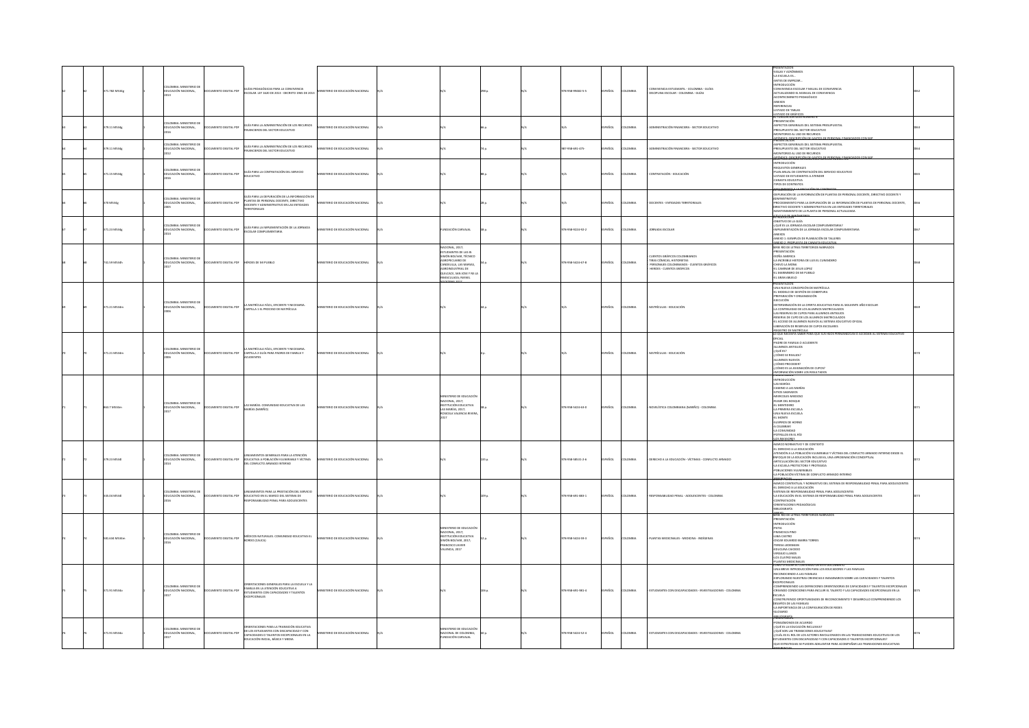| | | | | | | | | | | | | | | | | | | |
|---|---|---|---|---|---|---|---|---|---|---|---|---|---|---|---|---|---|---|
| 62 | 62 | 371.782 M534g | 1 | COLOMBIA. MINISTERIO DE EDUCACIÓN NACIONAL, 2013 | DOCUMENTO DIGITAL PDF | GUÍAS PEDAGÓGICAS PARA LA CONVIVENCIA ESCOLAR. LEY 1620 DE 2013 - DECRETO 1965 DE 2013 | MINISTERIO DE EDUCACIÓN NACIONAL | N/A | N/A | 298 p. | N/A | 978-958-99682-5-5 | ESPAÑOL | COLOMBIA | CONVIVENCIA ESTUDIANTIL - COLOMBIA - GUÍAS<br>DISCIPLINA ESCOLAR - COLOMBIA - GUÍAS | PRESENTACIÓN<br>-SIGLAS Y ACRÓNIMOS<br>-LA ESCUELA ES...<br>-ANTES DE EMPEZAR...<br>-INTRODUCCIÓN<br>-CONVIVENCIA ESCOLAR Y MANUAL DE CONVIVENCIA<br>-ACTUALIZANDO EL MANUAL DE CONVIVENCIA<br>-ACOMPAÑAMIENTO PEDAGÓGICO<br>-ANEXOS<br>-REFERENCIAS<br>-LISTADO DE TABLAS<br>-LISTADO DE GRÁFICOS | 0062 |
| 63 | 63 | 379.11 M534g | 1 | COLOMBIA. MINISTERIO DE EDUCACIÓN NACIONAL, 2016 | DOCUMENTO DIGITAL PDF | GUÍA PARA LA ADMINISTRACIÓN DE LOS RECURSOS FINANCIEROS DEL SECTOR EDUCATIVO | MINISTERIO DE EDUCACIÓN NACIONAL | N/A | N/A | 46 p. | N/A | N/A | ESPAÑOL | COLOMBIA | ADMINISTRACIÓN FINANCIERA - SECTOR EDUCATIVO | -PRESENTACIÓN<br>-ASPECTOS GENERALES DEL SISTEMA PRESUPUESTAL<br>-PRESUPUESTO DEL SECTOR EDUCATIVO<br>-MONITOREO AL USO DE RECURSOS<br>-APÉNDICE: DESCRIPCIÓN DE GASTOS DE PERSONAL FINANCIADOS CON SGP | 0063 |
| 64 | 64 | 379.11 M534g | 1 | COLOMBIA. MINISTERIO DE EDUCACIÓN NACIONAL, 2012 | DOCUMENTO DIGITAL PDF | GUÍA PARA LA ADMINISTRACIÓN DE LOS RECURSOS FINANCIEROS DEL SECTOR EDUCATIVO | MINISTERIO DE EDUCACIÓN NACIONAL | N/A | N/A | 74 p. | N/A | 987-958-691-475- | ESPAÑOL | COLOMBIA | ADMINISTRACIÓN FINANCIERA - SECTOR EDUCATIVO | -PRESENTACIÓN<br>-ASPECTOS GENERALES DEL SISTEMA PRESUPUESTAL<br>-PRESUPUESTO DEL SECTOR EDUCATIVO<br>-MONITOREO AL USO DE RECURSOS<br>-APÉNDICE: DESCRIPCIÓN DE GASTOS DE PERSONAL FINANCIADOS CON SGP | 0064 |
| 65 | 65 | 371.15 M534g | 1 | COLOMBIA. MINISTERIO DE EDUCACIÓN NACIONAL, 2015 | DOCUMENTO DIGITAL PDF | GUÍA PARA LA CONTRATACIÓN DEL SERVICIO EDUCATIVO | MINISTERIO DE EDUCACIÓN NACIONAL | N/A | N/A | 88 p. | N/A | N/A | ESPAÑOL | COLOMBIA | CONTRATACIÓN - EDUCACIÓN | -INTRODUCCIÓN<br>-REQUISITOS GENERALES<br>-PLAN ANUAL DE CONTRATACIÓN DEL SERVICIO EDUCATIVO<br>-LISTADO DE ESTUDIANTES A ATENDER<br>-CANASTA EDUCATIVA<br>-TIPOS DE CONTRATOS<br>-SEGUIMIENTO A LA EJECUCIÓN DE CONTRATOS | 0065 |
| 66 | 66 | 370 M534g | 1 | COLOMBIA. MINISTERIO DE EDUCACIÓN NACIONAL, 2005 | DOCUMENTO DIGITAL PDF | GUÍA PARA LA DEPURACIÓN DE LA INFORMACIÓN DE PLANTAS DE PERSONAL DOCENTE, DIRECTIVO DOCENTE Y ADMINISTRATIVO EN LAS ENTIDADES TERRITORIALES | MINISTERIO DE EDUCACIÓN NACIONAL | N/A | N/A | 28 p. | N/A | N/A | ESPAÑOL | COLOMBIA | DOCENTES - ENTIDADES TERRITORIALES | -DEPURACIÓN DE LA INFORMACIÓN DE PLANTAS DE PERSONAL DOCENTE, DIRECTIVO DOCENTE Y ADMINISTRATIVO<br>-PROCEDIMIENTO PARA LA DEPURACIÓN DE LA INFORMACIÓN DE PLANTAS DE PERSONAL DOCENTE, DIRECTIVO DOCENTE Y ADMINISTRATIVO EN LAS ENTIDADES TERRITORIALES<br>-MANTENIMIENTO DE LA PLANTA DE PERSONAL ACTUALIZADA<br>-CÁLCULO DE FALTANTES | 0066 |
| 67 | 67 | 371.23 M534g | 1 | COLOMBIA. MINISTERIO DE EDUCACIÓN NACIONAL, 2013 | DOCUMENTO DIGITAL PDF | GUÍA PARA LA IMPLEMENTACIÓN DE LA JORNADA ESCOLAR COMPLEMENTARIA | MINISTERIO DE EDUCACIÓN NACIONAL | N/A | FUNDACIÓN CARVAJAL | 38 p. | N/A | 978-958-9216-92-2 | ESPAÑOL | COLOMBIA | JORNADA ESCOLAR | -PROPÓSITO DE LA GUÍA<br>-OBJETIVO DE LA GUÍA<br>-¿QUÉ ES LA JORNADA ESCOLAR COMPLEMENTARIA?<br>-IMPLEMENTACIÓN DE LA JORNADA ESCOLAR COMPLEMENTARIA<br>-ANEXOS<br>-ANEXO 1: EJEMPLOS DE PLANEACIÓN DE TALLERES<br>-ANEXO 2: PROPUESTA DE CANASTA EDUCATIVA | 0067 |
| 68 | 68 | 741.59 M534h | 1 | COLOMBIA. MINISTERIO DE EDUCACIÓN NACIONAL, 2017 | DOCUMENTO DIGITAL PDF | HÉROES DE MI PUEBLO | MINISTERIO DE EDUCACIÓN NACIONAL | N/A | NACIONAL, 2017; ESTUDIANTES DE LAS IE: SIMÓN BOLÍVAR, TÉCNICO AGROPECUARIO DE CANDELILLAS, LAS MARÍAS, AGROINDUSTRIAL DE GUAYACÁN, SAN JOSÉ Y PIO LA MANCUADA; RAFAEL NAZARENO 2017 | 64 p. | N/A | 978-958-5422-67-8 | ESPAÑOL | COLOMBIA | CUENTOS GRÁFICOS COLOMBIANOS<br>-TIRAS CÓMICAS, HISTORIETAS<br>-PERSONAJES COLOMBIANOS - CUENTOS GRÁFICOS<br>- HÉROES - CUENTOS GRÁFICOS | SERIE RÍO DE LETRAS TERRITORIOS NARRADOS<br>-PRESENTACIÓN<br>-DOÑA AMÉRICA<br>-LA INCREÍBLE HISTORIA DE LUIS EL CURANDERO<br>-CHEVO LA MONA<br>-EL CAMINAR DE JESÚS LÓPEZ<br>-EL ENFERMERO DE MI PUEBLO<br>-EL GRAN ABUELO | 0068 |
| 69 | 69 | 371.21 M534m | 1 | COLOMBIA. MINISTERIO DE EDUCACIÓN NACIONAL, 2006 | DOCUMENTO DIGITAL PDF | LA MATRÍCULA FÁCIL, EFICIENTE Y NECESARIA. CARTILLA 1 EL PROCESO DE MATRÍCULA | MINISTERIO DE EDUCACIÓN NACIONAL | N/A | N/A | 44 p. | N/A | N/A | ESPAÑOL | COLOMBIA | MATRÍCULAS - EDUCACIÓN | PRESENTACIÓN<br>-UNA NUEVA CONCEPCIÓN DE MATRÍCULA<br>-EL MODELO DE GESTIÓN DE COBERTURA<br>-PREPARACIÓN Y ORGANIZACIÓN<br>-EJECUCIÓN<br>-DETERMINACIÓN DE LA OFERTA EDUCATIVA PARA EL SIGUIENTE AÑO ESCOLAR<br>-LA CONTINUIDAD DE LOS ALUMNOS MATRICULADOS<br>-LAS RESERVAS DE CUPOS PARA ALUMNOS ANTIGUOS<br>-RESERVA DE CUPO DE LOS ALUMNOS MATRICULADOS<br>-EL ACCESO DE ALUMNOS NUEVOS AL SISTEMA EDUCATIVO OFICIAL<br>-LIBERACIÓN DE RESERVAS DE CUPOS ESCOLARES<br>-REGISTRO DE MATRÍCULA | 0069 |
| 70 | 70 | 371.21 M534m | 1 | COLOMBIA. MINISTERIO DE EDUCACIÓN NACIONAL, 2006 | DOCUMENTO DIGITAL PDF | LA MATRÍCULA FÁCIL, EFICIENTE Y NECESARIA. CARTILLA 2 GUÍA PARA PADRES DE FAMILIA Y ACUDIENTES | MINISTERIO DE EDUCACIÓN NACIONAL | N/A | N/A | 6 p. | N/A | N/A | ESPAÑOL | COLOMBIA | MATRÍCULAS - EDUCACIÓN | -LO QUE NECESITA SABER PARA QUE SUS HIJOS PERMANEZCAN O ACCEDAN AL SISTEMA EDUCATIVO OFICIAL<br>-PADRE DE FAMILIA O ACUDIENTE<br>-ALUMNOS ANTIGUOS<br>-¿QUÉ ES?<br>-¿CÓMO SE REALIZA?<br>-ALUMNOS NUEVOS<br>-¿CÓMO PROCEDER?<br>-¿CÓMO ES LA ASIGNACIÓN DE CUPOS?<br>-INFORMACIÓN SOBRE LOS RESULTADOS | 0070 |
| 71 | 71 | 863.7 M534m | 1 | COLOMBIA. MINISTERIO DE EDUCACIÓN NACIONAL, 2017 | DOCUMENTO DIGITAL PDF | LAS MARÍAS. COMUNIDAD EDUCATIVA DE LAS MARÍAS (NARIÑO) | MINISTERIO DE EDUCACIÓN NACIONAL | N/A | MINISTERIO DE EDUCACIÓN NACIONAL, 2017; INSTITUCIÓN EDUCATIVA LAS MARÍAS, 2017; ROSAURA VALENCIA RIVERA, 2017 | 88 p. | N/A | 978-958-5422-63-0 | ESPAÑOL | COLOMBIA | NOVELÍSTICA COLOMBIANA (NARIÑO) - COLOMBIA | -INTRODUCCIÓN<br>-LAS MARÍAS<br>-CAMINO A LAS MARÍAS<br>-SITIOS SAGRADOS<br>-MIÉRCOLES MISIOSO<br>-PLUGR DEL BOSQUE<br>-EL MENTIDERO<br>-LA PRIMERA ESCUELA<br>-UNA NUEVA ESCUELA<br>-EL MONTE<br>-SUSPIROS DE HORNO<br>-A CELEBRAR!<br>-LA COMUNIDAD<br>-POTRILLOS EN EL RÍO<br>-LOS INVASORES | 0071 |
| 72 | 72 | 379.23 M534l | 1 | COLOMBIA. MINISTERIO DE EDUCACIÓN NACIONAL, 2015 | DOCUMENTO DIGITAL PDF | LINEAMIENTOS GENERALES PARA LA ATENCIÓN EDUCATIVA A POBLACIÓN VULNERABLE Y VÍCTIMA DEL CONFLICTO ARMADO INTERNO | MINISTERIO DE EDUCACIÓN NACIONAL | N/A | N/A | 155 p. | N/A | 978-958-58531-2-6 | ESPAÑOL | COLOMBIA | DERECHO A LA EDUCACIÓN - VÍCTIMAS - CONFLICTO ARMADO | -MARCO NORMATIVO Y DE CONTEXTO<br>-EL DERECHO A LA EDUCACIÓN<br>-ATENCIÓN A LA POBLACIÓN VULNERABLE Y VÍCTIMA DEL CONFLICTO ARMADO INTERNO DESDE EL ENFOQUE DE LA EDUCACIÓN INCLUSIVA, UNA APROXIMACIÓN CONCEPTUAL<br>-ARTICULACIÓN DEL SECTOR EDUCATIVO<br>-LA ESCUELA PROTECTORA Y PROTEGIDA<br>-POBLACIONES VULNERABLES<br>-LA POBLACIÓN VÍCTIMA DE CONFLICTO ARMADO INTERNO<br>-REFERENCIAS | 0072 |
| 73 | 73 | 345.04 M534l | 1 | COLOMBIA. MINISTERIO DE EDUCACIÓN NACIONAL, 2016 | DOCUMENTO DIGITAL PDF | LINEAMIENTOS PARA LA PRESTACIÓN DEL SERVICIO EDUCATIVO EN EL MARCO DEL SISTEMA DE RESPONSABILIDAD PENAL PARA ADOLESCENTES | MINISTERIO DE EDUCACIÓN NACIONAL | N/A | N/A | 109 p. | N/A | 978-958-691-883-1 | ESPAÑOL | COLOMBIA | RESPONSABILIDAD PENAL - ADOLESCENTES - COLOMBIA | -PRESENTACIÓN<br>-MARCO CONTEXTUAL Y NORMATIVO DEL SISTEMA DE RESPONSABILIDAD PENAL PARA ADOLESCENTES<br>-EL DERECHO A LA EDUCACIÓN<br>-SISTEMA DE RESPONSABILIDAD PENAL PARA ADOLESCENTES<br>-LA EDUCACIÓN EN EL SISTEMA DE RESPONSABILIDAD PENAL PARA ADOLESCENTES<br>-CONTRATACIÓN<br>-ORIENTACIONES PEDAGÓGICAS<br>-BIBLIOGRAFÍA<br>-ANEXO | 0073 |
| 74 | 74 | 581.634 M534m | 1 | COLOMBIA. MINISTERIO DE EDUCACIÓN NACIONAL, 2016 | DOCUMENTO DIGITAL PDF | MÉDICOS NATURALES. COMUNIDAD EDUCATIVA EL BORDO (CAUCA) | MINISTERIO DE EDUCACIÓN NACIONAL | N/A | MINISTERIO DE EDUCACIÓN NACIONAL, 2017; INSTITUCIÓN EDUCATIVA SIMÓN BOLÍVAR, 2017; FRANCISCO JAVIER VALENCIA, 2017 | 52 p. | N/A | 978-958-5422-59-3 | ESPAÑOL | COLOMBIA | PLANTAS MEDICINALES - MEDICINA - INDÍGENAS | SERIE RÍO DE LETRAS TERRITORIOS NARRADOS<br>-PRESENTACIÓN<br>-INTRODUCCIÓN<br>-PIETA<br>-FRANCISCA PINO<br>-LIBIA CASTRO<br>-ÓSCAR EDUARDO IBARRA TORRES<br>-TERESA LIDERMAN<br>-EDUCLINA CAICEDO<br>-VIRGILIO LLANOS<br>-LOS CUATRO MALES<br>-PLANTAS MEDICINALES | 0074 |
| 75 | 75 | 371.91 M534o | 1 | COLOMBIA. MINISTERIO DE EDUCACIÓN NACIONAL, 2017 | DOCUMENTO DIGITAL PDF | ORIENTACIONES GENERALES PARA LA ESCUELA Y LA FAMILIA EN LA ATENCIÓN EDUCATIVA A ESTUDIANTES CON CAPACIDADES Y TALENTOS EXCEPCIONALES | MINISTERIO DE EDUCACIÓN NACIONAL | N/A | N/A | 104 p. | N/A | 978-958-691-981-4 | ESPAÑOL | COLOMBIA | ESTUDIANTES CON DISCAPACIDADES - INVESTIGACIONES - COLOMBIA | -CÓMO UTILIZAR EL CONTENIDO DE ESTE DOCUMENTO<br>-UNA BREVE INTRODUCCIÓN PARA LOS EDUCADORES Y LAS FAMILIAS<br>-RECONOCIENDO A LAS FAMILIAS<br>-EXPLORANDO NUESTRAS CREENCIAS E IMAGINARIOS SOBRE LAS CAPACIDADES Y TALENTOS EXCEPCIONALES<br>-COMPRENDIENDO LAS DEFINICIONES ORIENTADORAS DE CAPACIDADES Y TALENTOS EXCEPCIONALES<br>-CREANDO CONDICIONES PARA INCLUIR EL TALENTO Y LAS CAPACIDADES EXCEPCIONALES EN LA ESCUELA<br>-CONSTRUYENDO OPORTUNIDADES DE RECONOCIMIENTO Y DESARROLLO COMPRENDIENDO LOS DESAFÍOS DE LAS FAMILIAS<br>-LA IMPORTANCIA DE LA CONFIGURACIÓN DE REDES<br>-GLOSARIO<br>-BIBLIOGRAFÍA | 0075 |
| 76 | 76 | 371.91 M534o | 1 | COLOMBIA. MINISTERIO DE EDUCACIÓN NACIONAL, 2017 | DOCUMENTO DIGITAL PDF | ORIENTACIONES PARA LA TRANSICIÓN EDUCATIVA DE LOS ESTUDIANTES CON DISCAPACIDAD Y CON CAPACIDADES O TALENTOS EXCEPCIONALES EN LA EDUCACIÓN INICIAL, BÁSICA Y MEDIA | MINISTERIO DE EDUCACIÓN NACIONAL | N/A | MINISTERIO DE EDUCACIÓN NACIONAL DE COLOMBIA, FUNDACIÓN CARVAJAL | 80 p. | N/A | 978-958-5422-52-4 | ESPAÑOL | COLOMBIA | ESTUDIANTES CON DISCAPACIDADES - INVESTIGACIONES - COLOMBIA | -PONGÁMONOS DE ACUERDO<br>-¿QUÉ ES LA EDUCACIÓN INCLUSIVA?<br>-¿QUÉ SON LAS TRANSICIONES EDUCATIVAS?<br>-¿CUÁL ES EL ROL DE LOS ACTORES INVOLUCRADOS EN LAS TRANSICIONES EDUCATIVAS DE LOS ESTUDIANTES CON DISCAPACIDAD Y CON CAPACIDADES O TALENTOS EXCEPCIONALES?<br>-QUÉ ESTRATEGIAS SE PUEDEN ADELANTAR PARA ACOMPAÑAR LAS TRANSICIONES EDUCATIVAS<br>-REFERENCIAS | 0076 |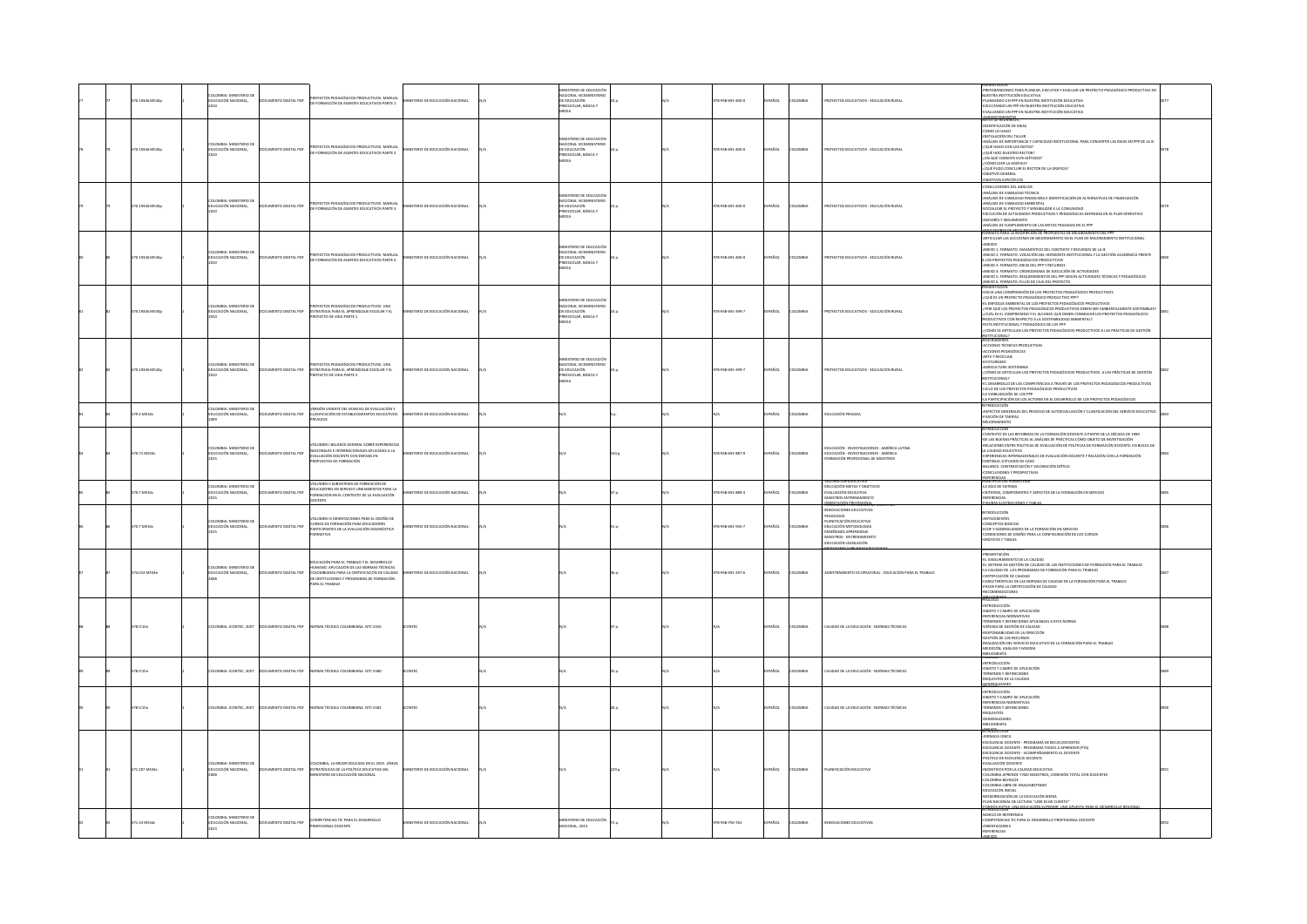| 77 | 77 | 370.19346 M534p | 1 | COLOMBIA: MINISTERIO DE EDUCACIÓN NACIONAL, 2010 | DOCUMENTO DIGITAL PDF | PROYECTOS PEDAGÓGICOS PRODUCTIVOS. MANUAL DE FORMACIÓN DE AGENTES EDUCATIVOS PARTE 1 | MINISTERIO DE EDUCACIÓN NACIONAL | N/A | MINISTERIO DE EDUCACIÓN NACIONAL VICEMINISTERIO DE EDUCACIÓN PREESCOLAR, BÁSICA Y MEDIA | 24 p. | | N/A | | 978-958-691-400-0 | ESPAÑOL | COLOMBIA | PROYECTOS EDUCATIVOS - EDUCACIÓN RURAL | PRESENTACIÓN -PREPARÁNDONOS PARA PLANEAR, EJECUTAR Y EVALUAR UN PROYECTO PEDAGÓGICO PRODUCTIVO EN NUESTRA INSTITUCIÓN EDUCATIVA -PLANEANDO UN PPP EN NUESTRA INSTITUCIÓN EDUCATIVA -EJECUTANDO UN PPP EN NUESTRA INSTITUCIÓN EDUCATIVA -EVALUANDO UN PPP EN NUESTRA INSTITUCIÓN EDUCATIVA -AGRADECIMIENTOS | 0077 |
|---|---|---|---|---|---|---|---|---|---|---|---|---|---|---|---|---|---|---|---|
| 78 | 78 | 370.19346 M534p | 1 | COLOMBIA: MINISTERIO DE EDUCACIÓN NACIONAL, 2010 | DOCUMENTO DIGITAL PDF | PROYECTOS PEDAGÓGICOS PRODUCTIVOS. MANUAL DE FORMACIÓN DE AGENTES EDUCATIVOS PARTE 2 | MINISTERIO DE EDUCACIÓN NACIONAL | N/A | MINISTERIO DE EDUCACIÓN NACIONAL VICEMINISTERIO DE EDUCACIÓN PREESCOLAR, BÁSICA Y MEDIA | 24 p. | | N/A | | 978-958-691-400-0 | ESPAÑOL | COLOMBIA | PROYECTOS EDUCATIVOS - EDUCACIÓN RURAL | -BANCO DE IDEAS -IDENTIFICACIÓN DE IDEAS -CÓMO LO HAGO -INSTALACIÓN DEL TALLER -ANÁLISIS DE IMPORTANCIA Y CAPACIDAD INSTITUCIONAL PARA CONVERTIR LAS IDEAS EN PPP DE LA IE -¿QUÉ HAGO CON LOS DATOS? -¿QUÉ HIZO NUESTRO RECTOR? -¿EN QUÉ CONSISTE ESTE MÉTODO? -¿CÓMO LEER LA GRÁFICA? -¿QUÉ PUDO CONCLUIR EL RECTOR DE LA GRÁFICA? -OBJETIVO GENERAL -OBJETIVOS ESPECÍFICOS | 0078 |
| 79 | 79 | 370.19346 M534p | 1 | COLOMBIA: MINISTERIO DE EDUCACIÓN NACIONAL, 2010 | DOCUMENTO DIGITAL PDF | PROYECTOS PEDAGÓGICOS PRODUCTIVOS. MANUAL DE FORMACIÓN DE AGENTES EDUCATIVOS PARTE 3 | MINISTERIO DE EDUCACIÓN NACIONAL | N/A | MINISTERIO DE EDUCACIÓN NACIONAL VICEMINISTERIO DE EDUCACIÓN PREESCOLAR, BÁSICA Y MEDIA | 24 p. | | N/A | | 978-958-691-400-0 | ESPAÑOL | COLOMBIA | PROYECTOS EDUCATIVOS - EDUCACIÓN RURAL | -CONCLUSIONES DEL ANÁLISIS -ANÁLISIS DE VIABILIDAD TÉCNICA -ANÁLISIS DE VIABILIDAD FINANCIERA E IDENTIFICACIÓN DE ALTERNATIVAS DE FINANCIACIÓN -ANÁLISIS DE VIABILIDAD AMBIENTAL -SOCIALIZAR EL PROYECTO Y SENSIBILIZAR A LA COMUNIDAD -EJECUCIÓN DE ACTIVIDADES PRODUCTIVAS Y PEDAGÓGICAS DEFINIDAS EN EL PLAN OPERATIVO -ASESORÍA Y SEGUIMIENTO -ANÁLISIS DE CUMPLIMIENTO DE LAS METAS TRAZADAS EN EL PPP -INDICADORES DE META PEDAGÓGICA | 0079 |
| 80 | 80 | 370.19346 M534p | 1 | COLOMBIA: MINISTERIO DE EDUCACIÓN NACIONAL, 2010 | DOCUMENTO DIGITAL PDF | PROYECTOS PEDAGÓGICOS PRODUCTIVOS. MANUAL DE FORMACIÓN DE AGENTES EDUCATIVOS PARTE 4 | MINISTERIO DE EDUCACIÓN NACIONAL | N/A | MINISTERIO DE EDUCACIÓN NACIONAL VICEMINISTERIO DE EDUCACIÓN PREESCOLAR, BÁSICA Y MEDIA | 24 p. | | N/A | | 978-958-691-400-0 | ESPAÑOL | COLOMBIA | PROYECTOS EDUCATIVOS - EDUCACIÓN RURAL | -FORMATO PARA LA INSCRIPCIÓN DE PROPUESTAS DE MEJORAMIENTO DEL PPP -ARTICULAR LAS ACCIONES DE MEJORAMIENTO EN EL PLAN DE MEJORAMIENTO INSTITUCIONAL -ANEXOS -ANEXO 1: FORMATO: DIAGNÓSTICO DEL CONTEXTO Y RECURSOS DE LA IE -ANEXO 2: FORMATO: VOCACIÓN DEL HORIZONTE INSTITUCIONAL Y LA GESTIÓN ACADÉMICA FRENTE A LOS PROYECTOS PEDAGÓGICOS PRODUCTIVOS -ANEXO 3: FORMATO: IDEAS DEL PPP Y RECURSOS -ANEXO 4: FORMATO: CRONOGRAMA DE EJECUCIÓN DE ACTIVIDADES -ANEXO 5: FORMATO: REQUERIMIENTOS DEL PPP SEGÚN ACTIVIDADES TÉCNICAS Y PEDAGÓGICAS -ANEXO 6: FORMATO: FLUJO DE CAJA DEL PROYECTO | 0080 |
| 81 | 81 | 370.19346 M534p | 1 | COLOMBIA: MINISTERIO DE EDUCACIÓN NACIONAL, 2010 | DOCUMENTO DIGITAL PDF | PROYECTOS PEDAGÓGICOS PRODUCTIVOS. UNA ESTRATEGIA PARA EL APRENDIZAJE ESCOLAR Y EL PROYECTO DE VIDA PARTE 1 | MINISTERIO DE EDUCACIÓN NACIONAL | N/A | MINISTERIO DE EDUCACIÓN NACIONAL VICEMINISTERIO DE EDUCACIÓN PREESCOLAR, BÁSICA Y MEDIA | 24 p. | | N/A | | 978-958-691-399-7 | ESPAÑOL | COLOMBIA | PROYECTOS EDUCATIVOS - EDUCACIÓN RURAL | -PRESENTACIÓN -HACIA UNA COMPRENSIÓN DE LOS PROYECTOS PEDAGÓGICOS PRODUCTIVOS -¿QUÉ ES UN PROYECTO PEDAGÓGICO PRODUCTIVO PPP? -EL ENFOQUE AMBIENTAL DE LOS PROYECTOS PEDAGÓGICOS PRODUCTIVOS -¿POR QUÉ LOS PROYECTOS PEDAGÓGICOS PRODUCTIVOS DEBEN SER AMBIENTALMENTE SOSTENIBLES? -¿CUÁL ES EL COMPROMISO Y EL ALCANCE QUE DEBEN CONSEGUIR LOS PROYECTOS PEDAGÓGICOS PRODUCTIVOS CON RESPECTO A LA SOSTENIBILIDAD AMBIENTAL? -RUTA INSTITUCIONAL Y PEDAGÓGICA DE LOS PPP -¿CÓMO SE ARTICULAN LOS PROYECTOS PEDAGÓGICOS PRODUCTIVOS A LAS PRÁCTICAS DE GESTIÓN INSTITUCIONAL? | 0081 |
| 82 | 82 | 370.19346 M534p | 1 | COLOMBIA: MINISTERIO DE EDUCACIÓN NACIONAL, 2010 | DOCUMENTO DIGITAL PDF | PROYECTOS PEDAGÓGICOS PRODUCTIVOS. UNA ESTRATEGIA PARA EL APRENDIZAJE ESCOLAR Y EL PROYECTO DE VIDA PARTE 2 | MINISTERIO DE EDUCACIÓN NACIONAL | N/A | MINISTERIO DE EDUCACIÓN NACIONAL VICEMINISTERIO DE EDUCACIÓN PREESCOLAR, BÁSICA Y MEDIA | 24 p. | | N/A | | 978-958-691-399-7 | ESPAÑOL | COLOMBIA | PROYECTOS EDUCATIVOS - EDUCACIÓN RURAL | -DISCIPLINARES -ACCIONES TÉCNICAS PRODUCTIVAS -ACCIONES PEDAGÓGICAS -ARTE Y RECICLAJE -ECOTURISMO -AGRICULTURA SOSTENIBLE -¿CÓMO SE ARTICULAN LOS PROYECTOS PEDAGÓGICOS PRODUCTIVOS A LAS PRÁCTICAS DE GESTIÓN INSTITUCIONAL? -EL DESARROLLO DE LAS COMPETENCIAS A TRAVÉS DE LOS PROYECTOS PEDAGÓGICOS PRODUCTIVOS -CICLO DE LOS PROYECTOS PEDAGÓGICOS PRODUCTIVOS -LA VIABILIZACIÓN DE LOS PPP -LA PARTICIPACIÓN DE LOS ACTORES EN EL DESARROLLO DE LOS PROYECTOS PEDAGÓGICOS | 0082 |
| 83 | 83 | 379.3 M534v | 1 | COLOMBIA: MINISTERIO DE EDUCACIÓN NACIONAL, 2009 | DOCUMENTO DIGITAL PDF | VERSIÓN VIGENTE DEL MANUAL DE EVALUACIÓN Y CLASIFICACIÓN DE ESTABLECIMIENTOS EDUCATIVOS PRIVADOS | MINISTERIO DE EDUCACIÓN NACIONAL | N/A | N/A | 0 p. | | N/A | | N/A | ESPAÑOL | COLOMBIA | EDUCACIÓN PRIVADA | -INTRODUCCIÓN -ASPECTOS GENERALES DEL PROCESO DE AUTOEVALUACIÓN Y CLASIFICACIÓN DEL SERVICIO EDUCATIVO -FIJACIÓN DE TARIFAS -MEJORAMIENTO | 0083 |
| 84 | 84 | 370.71 M534v | 1 | COLOMBIA: MINISTERIO DE EDUCACIÓN NACIONAL, 2015 | DOCUMENTO DIGITAL PDF | VOLUMEN I BALANCE GENERAL SOBRE EXPERIENCIAS NACIONALES E INTERNACIONALES APLICADAS A LA EVALUACIÓN DOCENTE CON ÉNFASIS EN PROPUESTAS DE FORMACIÓN | MINISTERIO DE EDUCACIÓN NACIONAL | N/A | N/A | 143 p. | | N/A | | 978-958-691-887-9 | ESPAÑOL | COLOMBIA | -EDUCACIÓN - INVESTIGACIONES - AMÉRICA LATINA -EDUCACIÓN - INVESTIGACIONES - AMÉRICA -FORMACIÓN PROFESIONAL DE MAESTROS | -INTRODUCCIÓN -CONTEXTO DE LAS REFORMAS DE LA FORMACIÓN DOCENTE A PARTIR DE LA DÉCADA DE 1990 -DE LAS BUENAS PRÁCTICAS AL ANÁLISIS DE PRÁCTICAS COMO OBJETO DE INVESTIGACIÓN -RELACIONES ENTRE POLÍTICAS DE EVALUACIÓN DE POLÍTICAS DE FORMACIÓN DOCENTE: EN BUSCA DE LA CALIDAD EDUCATIVA -EXPERIENCIAS INTERNACIONALES DE EVALUACIÓN DOCENTE Y RELACIÓN CON LA FORMACIÓN CONTINUA: ESTUDIOS DE CASO -BALANCE: CONTRASTACIÓN Y VALORACIÓN CRÍTICA -CONCLUSIONES Y PROSPECTIVAS -REFERENCIAS | 0084 |
| 85 | 85 | 370.7 M534v | 1 | COLOMBIA: MINISTERIO DE EDUCACIÓN NACIONAL, 2015 | DOCUMENTO DIGITAL PDF | VOLUMEN II SUBSISTEMA DE FORMACIÓN DE EDUCADORES EN SERVICIO LINEAMIENTOS PARA LA FORMACIÓN EN EL CONTEXTO DE LA EVALUACIÓN DOCENTE | MINISTERIO DE EDUCACIÓN NACIONAL | N/A | N/A | 47 p. | | N/A | | 978-958-691-889-3 | ESPAÑOL | COLOMBIA | -INNOVACIONES EDUCATIVAS -EDUCACIÓN-METAS Y OBJETIVOS -EVALUACIÓN EDUCATIVA -MAESTROS-ENTRENAMIENTO -ORIENTACIÓN PROFESIONAL | -PRINCIPIOS DEL SUBSISTEMA -LA IDEA DE SISTEMA -CRITERIOS, COMPONENTES Y ASPECTOS DE LA FORMACIÓN EN SERVICIO -REFERENCIAS -FIGURAS ILUSTRACIONES Y TABLAS | 0085 |
| 86 | 86 | 370.7 M534v | 1 | COLOMBIA: MINISTERIO DE EDUCACIÓN NACIONAL, 2015 | DOCUMENTO DIGITAL PDF | VOLUMEN III ORIENTACIONES PARA EL DISEÑO DE CURSOS DE FORMACIÓN PARA EDUCADORES PARTICIPANTES DE LA EVALUACIÓN DIAGNÓSTICA FORMATIVA | MINISTERIO DE EDUCACIÓN NACIONAL | N/A | N/A | 51 p. | | N/A | | 978-958-691-959-3 | ESPAÑOL | COLOMBIA | -INNOVACIONES EDUCATIVAS -PEDAGOGÍA -PLANIFICACIÓN EDUCATIVA -EDUCACIÓN-METODOLOGÍA -ENSEÑANZA-APRENDIZAJE -MAESTROS - ENTRENAMIENTO -EDUCACIÓN-LEGISLACIÓN -INNOVACIONES EDUCATIVAS | -INTRODUCCIÓN -ANTECEDENTES -CONCEPTOS BÁSICOS -ECDF Y GENERALIDADES DE LA FORMACIÓN EN SERVICIO -CONDICIONES DE DISEÑO PARA LA CONFIGURACIÓN DE LOS CURSOS -GRÁFICOS Y TABLAS | 0086 |
| 87 | 87 | 374.013 M534e | 1 | COLOMBIA: MINISTERIO DE EDUCACIÓN NACIONAL, 2008 | DOCUMENTO DIGITAL PDF | EDUCACIÓN PARA EL TRABAJO Y EL DESARROLLO HUMANO. APLICACIÓN DE LAS NORMAS TÉCNICAS COLOMBIANAS PARA LA CERTIFICACIÓN DE CALIDAD DE INSTITUCIONES Y PROGRAMAS DE FORMACIÓN PARA EL TRABAJO | MINISTERIO DE EDUCACIÓN NACIONAL | N/A | N/A | 36 p. | | N/A | | 978-958-691-297-6 | ESPAÑOL | COLOMBIA | ADIESTRAMIENTO OCUPACIONAL - EDUCACIÓN PARA EL TRABAJO | -PRESENTACIÓN -EL ASEGURAMIENTO DE LA CALIDAD -EL SISTEMA DE GESTIÓN DE CALIDAD DE LAS INSTITUCIONES DE FORMACIÓN PARA EL TRABAJO -LA CALIDAD DE LOS PROGRAMAS DE FORMACIÓN PARA EL TRABAJO -CERTIFICACIÓN DE CALIDAD -CARACTERÍSTICAS DE LAS NORMAS DE CALIDAD DE LA FORMACIÓN PARA EL TRABAJO -PASOS PARA LA CERTIFICACIÓN DE CALIDAD -RECOMENDACIONES | 0087 |
| 88 | 88 | 378 IC15n | 1 | COLOMBIA: ICONTEC, 2007 | DOCUMENTO DIGITAL PDF | NORMA TÉCNICA COLOMBIANA NTC 5555 | ICONTEC | N/A | N/A | 47 p. | | N/A | | N/A | ESPAÑOL | COLOMBIA | CALIDAD DE LA EDUCACIÓN - NORMAS TÉCNICAS | -PRÓLOGO -INTRODUCCIÓN -OBJETO Y CAMPO DE APLICACIÓN -REFERENCIAS NORMATIVAS -TÉRMINOS Y DEFINICIONES APLICABLES A ESTA NORMA -SISTEMA DE GESTIÓN DE CALIDAD -RESPONSABILIDAD DE LA DIRECCIÓN -GESTIÓN DE LOS RECURSOS -REALIZACIÓN DEL SERVICIO EDUCATIVO DE LA FORMACIÓN PARA EL TRABAJO -MEDICIÓN, ANÁLISIS Y MEJORA -BIBLIOGRAFÍA | 0088 |
| 89 | 89 | 378 IC15n | 1 | COLOMBIA: ICONTEC, 2007 | DOCUMENTO DIGITAL PDF | NORMA TÉCNICA COLOMBIANA NTC 5580 | ICONTEC | N/A | N/A | 25 p. | | N/A | | N/A | ESPAÑOL | COLOMBIA | CALIDAD DE LA EDUCACIÓN - NORMAS TÉCNICAS | -INTRODUCCIÓN -OBJETO Y CAMPO DE APLICACIÓN -TÉRMINOS Y DEFINICIONES -REQUISITOS DE LA CALIDAD -GENERALIDADES | 0089 |
| 90 | 90 | 378 IC15n | 1 | COLOMBIA: ICONTEC, 2007 | DOCUMENTO DIGITAL PDF | NORMA TÉCNICA COLOMBIANA NTC 5581 | ICONTEC | N/A | N/A | 26 p. | | N/A | | N/A | ESPAÑOL | COLOMBIA | CALIDAD DE LA EDUCACIÓN - NORMAS TÉCNICAS | -INTRODUCCIÓN -OBJETO Y CAMPO DE APLICACIÓN -REFERENCIAS NORMATIVAS -TÉRMINOS Y DEFINICIONES -REQUISITOS -GENERALIDADES -BIBLIOGRAFÍA -ANEXOS | 0090 |
| 91 | 91 | 371.207 M534c | 1 | COLOMBIA: MINISTERIO DE EDUCACIÓN NACIONAL, 2008 | DOCUMENTO DIGITAL PDF | COLOMBIA, LA MEJOR EDUCADA EN EL 2025. LÍNEAS ESTRATÉGICAS DE LA POLÍTICA EDUCATIVA DEL MINISTERIO DE EDUCACIÓN NACIONAL | MINISTERIO DE EDUCACIÓN NACIONAL | N/A | N/A | 129 p. | | N/A | | N/A | ESPAÑOL | COLOMBIA | PLANIFICACIÓN EDUCATIVA | -INTRODUCCIÓN -JORNADA ÚNICA -EXCELENCIA DOCENTE - PROGRAMA DE BECAS DOCENTES -EXCELENCIA DOCENTE - PROGRAMA TODOS A APRENDER (PTA) -EXCELENCIA DOCENTE - ACOMPAÑAMIENTO AL DOCENTE -POLÍTICA DE EXCELENCIA DOCENTE -EVALUACIÓN DOCENTE -INCENTIVOS POR LA CALIDAD EDUCATIVA -COLOMBIA APRENDE Y MIS MAESTROS, CONEXIÓN TOTAL CON DOCENTES -COLOMBIA BILINGÜE -COLOMBIA LIBRE DE ANALFABETISMO -EDUCACIÓN INICIAL -MODERNIZACIÓN DE LA EDUCACIÓN MEDIA -PLAN NACIONAL DE LECTURA "LEER ES MI CUENTO" -CONOCIMIENTO: UNA EDUCACIÓN SUPERIOR, UNA APUESTA PARA EL DESARROLLO REGIONAL | 0091 |
| 92 | 92 | 371.33 M534c | 1 | COLOMBIA: MINISTERIO DE EDUCACIÓN NACIONAL, 2013 | DOCUMENTO DIGITAL PDF | COMPETENCIAS TIC PARA EL DESARROLLO PROFESIONAL DOCENTE | MINISTERIO DE EDUCACIÓN NACIONAL | N/A | MINISTERIO DE EDUCACIÓN NACIONAL, 2013 | 72 p. | | N/A | | 978-958-750-762 | ESPAÑOL | COLOMBIA | INNOVACIONES EDUCATIVAS | -PRESENTACIÓN -MARCO DE REFERENCIA -COMPETENCIAS TIC PARA EL DESARROLLO PROFESIONAL DOCENTE -ORIENTACIONES -REFERENCIAS -ANEXOS | 0092 |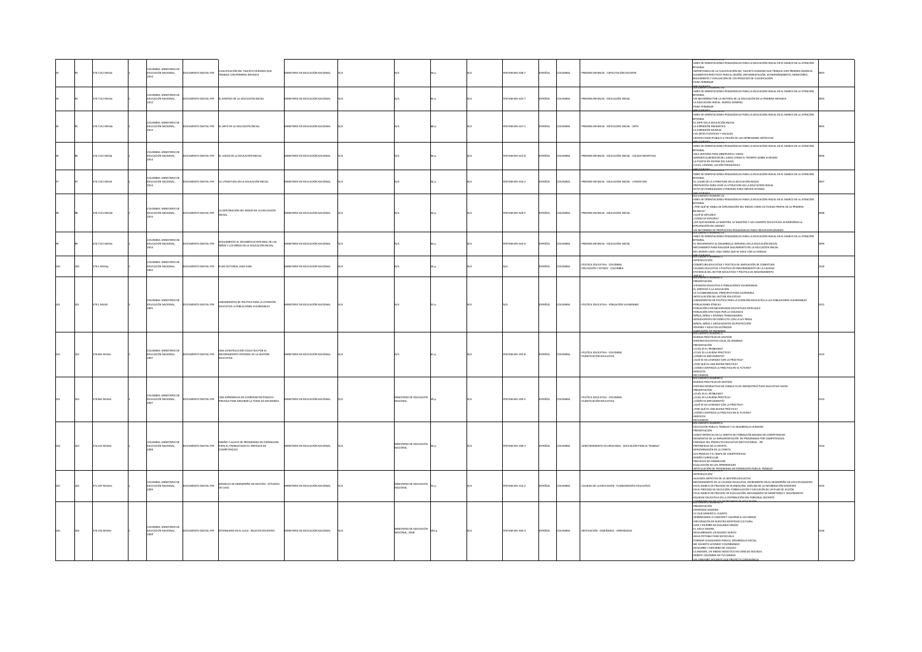| | | | | | | | | | | | | | | | | | |
|---|---|---|---|---|---|---|---|---|---|---|---|---|---|---|---|---|---|
| 93 | 93 | 370.7122 M534c | 1 | COLOMBIA. MINISTERIO DE EDUCACIÓN NACIONAL, 2013 | DOCUMENTO DIGITAL PDF | CUALIFICACIÓN DEL TALENTO HUMANO QUE TRABAJA CON PRIMERA INFANCIA | MINISTERIO DE EDUCACIÓN NACIONAL | N/A | N/A | 58 p. | N/A | 978-958-691-638-7 | ESPAÑOL | COLOMBIA | PRIMERA INFANCIA - CAPACITACIÓN DOCENTE | DOCUMENTO NÚMERO 19<br>-SERIE DE ORIENTACIONES PEDAGÓGICAS PARA LA EDUCACIÓN INICIAL EN EL MARCO DE LA ATENCIÓN INTEGRAL<br>-IMPORTANCIA DE LA CUALIFICACIÓN DEL TALENTO HUMANO QUE TRABAJA CON PRIMERA INFANCIA<br>-ELEMENTOS PRÁCTICOS PARA EL DISEÑO, IMPLEMENTACIÓN, ACOMPAÑAMIENTO, MONITOREO, SEGUIMIENTO Y EVALUACIÓN DE LOS PROCESOS DE CUALIFICACIÓN<br>-PARA TERMINAR | D093 |
| 94 | 94 | 370.7122 M534s | 1 | COLOMBIA. MINISTERIO DE EDUCACIÓN NACIONAL, 2013 | DOCUMENTO DIGITAL PDF | EL SENTIDO DE LA EDUCACIÓN INICIAL | MINISTERIO DE EDUCACIÓN NACIONAL | N/A | N/A | 62 p. | N/A | 978-958-691-625-7 | ESPAÑOL | COLOMBIA | PRIMERA INFANCIA - EDUCACIÓN INICIAL | DOCUMENTO NÚMERO 20<br>-SERIE DE ORIENTACIONES PEDAGÓGICAS PARA LA EDUCACIÓN INICIAL EN EL MARCO DE LA ATENCIÓN INTEGRAL<br>-UN RECORRIDO POR LA HISTORIA DE LA EDUCACIÓN DE LA PRIMERA INFANCIA<br>-LA EDUCACIÓN INICIAL: MARCO GENERAL<br>-PARA TERMINAR | D094 |
| 95 | 95 | 370.7122 M534a | 1 | COLOMBIA. MINISTERIO DE EDUCACIÓN NACIONAL, 2013 | DOCUMENTO DIGITAL PDF | EL ARTE EN LA EDUCACIÓN INICIAL | MINISTERIO DE EDUCACIÓN NACIONAL | N/A | N/A | 68 p. | N/A | 978-958-691-627-1 | ESPAÑOL | COLOMBIA | PRIMERA INFANCIA - EDUCACIÓN INICIAL - ARTE | DOCUMENTO NÚMERO 21<br>-SERIE DE ORIENTACIONES PEDAGÓGICAS PARA LA EDUCACIÓN INICIAL EN EL MARCO DE LA ATENCIÓN INTEGRAL<br>-EL ARTE EN LA EDUCACIÓN INICIAL<br>-LA EXPRESIÓN DRAMÁTICA<br>-LA EXPRESIÓN MUSICAL<br>-LAS ARTES PLÁSTICAS Y VISUALES<br>-CRECER COMO PÚBLICO A TRAVÉS DE LAS EXPRESIONES ARTÍSTICAS<br>-BIBLIOGRAFÍA | D095 |
| 96 | 96 | 370.7122 M534j | 1 | COLOMBIA. MINISTERIO DE EDUCACIÓN NACIONAL, 2013 | DOCUMENTO DIGITAL PDF | EL JUEGO EN LA EDUCACIÓN INICIAL | MINISTERIO DE EDUCACIÓN NACIONAL | N/A | N/A | 56 p. | N/A | 978-958-691-632-8 | ESPAÑOL | COLOMBIA | PRIMERA INFANCIA - EDUCACIÓN INICIAL - JUEGOS INFANTILES | DOCUMENTO NÚMERO 22<br>-SERIE DE ORIENTACIONES PEDAGÓGICAS PARA LA EDUCACIÓN INICIAL EN EL MARCO DE LA ATENCIÓN INTEGRAL<br>-UNA VENTANA PARA OBSERVAR EL JUEGO<br>-GIRANDO ALREDEDOR DEL JUEGO COMO EL TROMPO SOBRE SÍ MISMO<br>-LA PUESTA EN ESCENA DEL JUEGO<br>-LUCES, CÁMARA, ACCIÓN PEDAGÓGICA<br>-BIBLIOGRAFÍA | D096 |
| 97 | 97 | 370.7122 M534l | 1 | COLOMBIA. MINISTERIO DE EDUCACIÓN NACIONAL, 2013 | DOCUMENTO DIGITAL PDF | LA LITERATURA EN LA EDUCACIÓN INICIAL | MINISTERIO DE EDUCACIÓN NACIONAL | N/A | N/A | 56 p. | N/A | 978-958-691-633-2 | ESPAÑOL | COLOMBIA | PRIMERA INFANCIA - EDUCACIÓN INICIAL - LITERATURA | DOCUMENTO NÚMERO 23<br>-SERIE DE ORIENTACIONES PEDAGÓGICAS PARA LA EDUCACIÓN INICIAL EN EL MARCO DE LA ATENCIÓN INTEGRAL<br>-EL LUGAR DE LA LITERATURA EN LA EDUCACIÓN INICIAL<br>-PROPUESTAS PARA VIVIR LA LITERATURA EN LA EDUCACIÓN INICIAL<br>-RUTAS DE POSIBILIDADES LITERARIAS PARA CRECER LEYENDO<br>-BIBLIOGRAFÍA | D097 |
| 98 | 98 | 370.7122 M534e | 1 | COLOMBIA. MINISTERIO DE EDUCACIÓN NACIONAL, 2014 | DOCUMENTO DIGITAL PDF | LA EXPLORACIÓN DEL MEDIO EN LA EDUCACIÓN INICIAL | MINISTERIO DE EDUCACIÓN NACIONAL | N/A | N/A | 44 p. | N/A | 978-958-691-629-5 | ESPAÑOL | COLOMBIA | PRIMERA INFANCIA - EDUCACIÓN INICIAL | DOCUMENTO NÚMERO 24<br>-SERIE DE ORIENTACIONES PEDAGÓGICAS PARA LA EDUCACIÓN INICIAL EN EL MARCO DE LA ATENCIÓN INTEGRAL<br>-¿POR QUÉ SE HABLA DE EXPLORACIÓN DEL MEDIO COMO ACTIVIDAD PROPIA DE LA PRIMERA INFANCIA?<br>-¿QUÉ SE EXPLORA?<br>-¿CÓMO SE EXPLORA?<br>-¿DE QUÉ MANERA LA MAESTRA, EL MAESTRO Y LOS AGENTES EDUCATIVOS ACOMPAÑAN LA EXPLORACIÓN DEL MEDIO?<br>-UN RECORRIDO DE PROPUESTAS PEDAGÓGICAS PARA CRECER EXPLORANDO | D098 |
| 99 | 99 | 370.7122 M534s | 1 | COLOMBIA. MINISTERIO DE EDUCACIÓN NACIONAL, 2014 | DOCUMENTO DIGITAL PDF | SEGUIMIENTO AL DESARROLLO INTEGRAL DE LAS NIÑAS Y LOS NIÑOS EN LA EDUCACIÓN INICIAL | MINISTERIO DE EDUCACIÓN NACIONAL | N/A | N/A | 84 p. | N/A | 978-958-691-635-6 | ESPAÑOL | COLOMBIA | PRIMERA INFANCIA - EDUCACIÓN INICIAL | DOCUMENTO NÚMERO 25<br>-SERIE DE ORIENTACIONES PEDAGÓGICAS PARA LA EDUCACIÓN INICIAL EN EL MARCO DE LA ATENCIÓN INTEGRAL<br>-EL SEGUIMIENTO AL DESARROLLO INTEGRAL EN LA EDUCACIÓN INICIAL<br>-MECANISMOS PARA REALIZAR SEGUIMIENTO EN LA EDUCACIÓN INICIAL<br>-DEL MISMO LADO: UNA TAREA QUE SE HACE CON LA FAMILIA<br>-BIBLIOGRAFÍA | D099 |
| 100 | 100 | 379.2 M534p | 1 | COLOMBIA. MINISTERIO DE EDUCACIÓN NACIONAL, 2003 | DOCUMENTO DIGITAL PDF | PLAN SECTORIAL 2002-2006 | MINISTERIO DE EDUCACIÓN NACIONAL | N/A | N/A | 38 p. | N/A | N/A | ESPAÑOL | COLOMBIA | POLÍTICA EDUCATIVA - COLOMBIA<br>EDUCACIÓN Y ESTADO - COLOMBIA | DOCUMENTO NÚMERO 1<br>-INTRODUCCIÓN<br>-COBERTURA EDUCATIVA Y POLÍTICA DE AMPLIACIÓN DE COBERTURA<br>-CALIDAD EDUCATIVA Y POLÍTICA DE MEJORAMIENTO DE LA CALIDAD<br>-EFICIENCIA DEL SECTOR EDUCATIVO Y POLÍTICA DE MEJORAMIENTO<br>-ANEXOS | D100 |
| 101 | 101 | 379.2 M534l | 1 | COLOMBIA. MINISTERIO DE EDUCACIÓN NACIONAL, 2005 | DOCUMENTO DIGITAL PDF | LINEAMIENTOS DE POLÍTICA PARA LA ATENCIÓN EDUCATIVA A POBLACIONES VULNERABLES | MINISTERIO DE EDUCACIÓN NACIONAL | N/A | N/A | 62 p. | N/A | N/A | ESPAÑOL | COLOMBIA | POLÍTICA EDUCATIVA - POBLACIÓN VULNERABLE | DOCUMENTO NÚMERO 2<br>-PRESENTACIÓN<br>-ATENCIÓN EDUCATIVA A POBLACIONES VULNERABLES<br>-EL DERECHO A LA EDUCACIÓN<br>-LA VULNERABILIDAD, PRINCIPIOS PARA SUPERARLA<br>-ARTICULACIÓN DEL SECTOR EDUCATIVO<br>-LINEAMIENTOS DE POLÍTICA PARA LA ATENCIÓN EDUCATIVA A LAS POBLACIONES VULNERABLES<br>-POBLACIONES ÉTNICAS<br>-POBLACIÓN CON NECESIDADES EDUCATIVAS ESPECIALES<br>-POBLACIÓN AFECTADA POR LA VIOLENCIA<br>-NIÑOS, NIÑAS Y JÓVENES TRABAJADORES<br>-ADOLESCENTES EN CONFLICTO CON LA LEY PENAL<br>-NIÑOS, NIÑAS Y ADOLESCENTES EN PROTECCIÓN<br>-JÓVENES Y ADULTOS ILETRADOS<br>-HABITANTES DE FRONTERA | D101 |
| 102 | 102 | 379.861 M534c | 1 | COLOMBIA. MINISTERIO DE EDUCACIÓN NACIONAL, 2007 | DOCUMENTO DIGITAL PDF | UNA CONSTRUCCIÓN COLECTIVA POR EL MEJORAMIENTO INTEGRAL DE LA GESTIÓN EDUCATIVA | MINISTERIO DE EDUCACIÓN NACIONAL | N/A | N/A | 61 p. | N/A | 978-958-691-293-8 | ESPAÑOL | COLOMBIA | POLÍTICA EDUCATIVA - COLOMBIA<br>PLANIFICACIÓN EDUCATIVA | DOCUMENTO NÚMERO 3<br>-BUENAS PRÁCTICAS DE GESTIÓN<br>-SISTEMA EDUCATIVO LOCAL DE ARMENIA<br>-PRESENTACIÓN<br>-¿CUÁL ES EL PROBLEMA?<br>-¿CUÁL ES LA BUENA PRÁCTICA?<br>-¿CÓMO SE IMPLEMENTÓ?<br>-¿QUÉ SE HA LOGRADO CON LA PRÁCTICA?<br>-¿POR QUÉ ES UNA BUENA PRÁCTICA?<br>-¿CÓMO CONTINÚA LA PRÁCTICA EN EL FUTURO?<br>-GRÁFICOS<br>-RECURSOS | D102 |
| 103 | 103 | 379.861 M534e | 1 | COLOMBIA. MINISTERIO DE EDUCACIÓN NACIONAL, 2007 | DOCUMENTO DIGITAL PDF | UNA EXPERIENCIA DE COOPERACIÓN PÚBLICO-PRIVADA PARA MEJORAR LA TOMA DE DECISIONES | MINISTERIO DE EDUCACIÓN NACIONAL | N/A | MINISTERIO DE EDUCACIÓN NACIONAL | 39 p. | N/A | 978-958-691-294-5 | ESPAÑOL | COLOMBIA | POLÍTICA EDUCATIVA - COLOMBIA<br>PLANIFICACIÓN EDUCATIVA | DOCUMENTO NÚMERO 4<br>-BUENAS PRÁCTICAS EN GESTIÓN<br>-SISTEMA INTERACTIVO DE CONSULTA DE INFRAESTRUCTURA EDUCATIVA-SICIED<br>-PRESENTACIÓN<br>-¿CUÁL ES EL PROBLEMA?<br>-¿CUÁL ES LA BUENA PRÁCTICA?<br>-¿CÓMO SE IMPLEMENTÓ?<br>-¿QUÉ SE HA LOGRADO CON LA PRÁCTICA?<br>-¿POR QUÉ ES UNA BUENA PRÁCTICA?<br>-¿CÓMO CONTINÚA LA PRÁCTICA EN EL FUTURO?<br>-GRÁFICOS<br>-RECURSOS | D103 |
| 104 | 104 | 374.013 M534d | 1 | COLOMBIA. MINISTERIO DE EDUCACIÓN NACIONAL, 2008 | DOCUMENTO DIGITAL PDF | DISEÑO Y AJUSTE DE PROGRAMAS DE FORMACIÓN PARA EL TRABAJO BAJO EL ENFOQUE DE COMPETENCIAS | MINISTERIO DE EDUCACIÓN NACIONAL | N/A | MINISTERIO DE EDUCACIÓN NACIONAL | 30 p. | N/A | 978-958-691-298-3 | ESPAÑOL | COLOMBIA | ADIESTRAMIENTO OCUPACIONAL - EDUCACIÓN PARA EL TRABAJO | DOCUMENTO NÚMERO 6<br>-EDUCACIÓN PARA EL TRABAJO Y EL DESARROLLO HUMANO<br>-PRESENTACIÓN<br>-CARACTERÍSTICAS DE LA OFERTA DE FORMACIÓN BASADA EN COMPETENCIAS<br>-MOMENTOS DE LA IMPLEMENTACIÓN DE PROGRAMAS POR COMPETENCIAS<br>-ENFOQUE DEL PROYECTO EDUCATIVO INSTITUCIONAL - PEI<br>-PERTINENCIA DE LA OFERTA<br>-DENOMINACIÓN DE LA OFERTA<br>-LOS PERFILES Y EL MAPA DE COMPETENCIAS<br>-DISEÑO CURRICULAR<br>-PROCESOS DE FORMACIÓN<br>-EVALUACIÓN DE LOS APRENDIZAJES<br>-ARTICULACIÓN DE PROGRAMAS DE FORMACIÓN PARA EL TRABAJO | D104 |
| 105 | 105 | 371.207 M534m | 1 | COLOMBIA. MINISTERIO DE EDUCACIÓN NACIONAL, 2009 | DOCUMENTO DIGITAL PDF | MODELOS DE DESEMPEÑO EN GESTIÓN - ESTUDIOS DE CASO | MINISTERIO DE EDUCACIÓN NACIONAL | N/A | MINISTERIO DE EDUCACIÓN NACIONAL | 32 p. | N/A | 978-958-691-323-2 | ESPAÑOL | COLOMBIA | CALIDAD DE LA EDUCACIÓN - PLANEAMIENTO EDUCATIVO | DOCUMENTO NÚMERO 7<br>-INTRODUCCIÓN<br>-ALGUNOS ASPECTOS DE LA GESTIÓN EDUCATIVA<br>-MEJORAMIENTO DE LA CALIDAD EDUCATIVA, INCREMENTO EN EL DESEMPEÑO DE LOS ESTUDIANTES<br>-EN EL MARCO DE PROCESO DE PLANEACIÓN: ANÁLISIS DE LA INFORMACIÓN EXISTENTE<br>-EN EL PROCESO DE EJECUCIÓN, FORMULACIÓN Y EJECUCIÓN DE UN PLAN DE ACCIÓN<br>-EN EL MARCO DE PROCESO DE EVALUACIÓN: MECANISMOS DE MONITOREO Y SEGUIMIENTO<br>-EQUIDAD EDUCATIVA EN LA DISTRIBUCIÓN DEL PERSONAL DOCENTE<br>-COMPETENCIAS DE LOS SECRETARIOS DE EDUCACIÓN | D105 |
| 106 | 106 | 370.154 M534e | 1 | COLOMBIA. MINISTERIO DE EDUCACIÓN NACIONAL, 2008 | DOCUMENTO DIGITAL PDF | ESTÁNDARES EN EL AULA - RELATOS DOCENTES | MINISTERIO DE EDUCACIÓN NACIONAL | N/A | MINISTERIO DE EDUCACIÓN NACIONAL, 2008 | 183 p. | N/A | 978-958-691-300-3 | ESPAÑOL | COLOMBIA | MOTIVACIÓN - ENSEÑANZA - APRENDIZAJE | DOCUMENTO NÚMERO 8<br>-PRESENTACIÓN<br>-IDENTIDAD SAMARIA<br>-LO QUE GENERÓ EL CUENTO<br>-APRENDAMOS A CONOCER Y VALORAR A LOS DEMÁS<br>-EXPLORACIÓN DE NUESTRA IDENTIDAD CULTURAL<br>-LEER Y ESCRIBIR EN SEGUNDO GRADO<br>-EL KALLI VALENA<br>-DESCUBRAMOS UN MUNDO NUEVO<br>-AGUA POTABLE PARA MI ESCUELA<br>-FORMAR CIUDADANOS PARA EL DESARROLLO SOCIAL<br>-ME DIVIERTO LEYENDO Y ESCRIBIENDO<br>-DESCUBRO Y DESCRIBO MI COLEGIO<br>-LA IMAGEN, UN MEDIO DIDÁCTICO EN CIENCIAS SOCIALES<br>-DEBATE: COLOMBIA EN TUS MANOS<br>-UN CONTORNO EFICIENTE QUE PROYECTA CONVIVENCIA | D106 |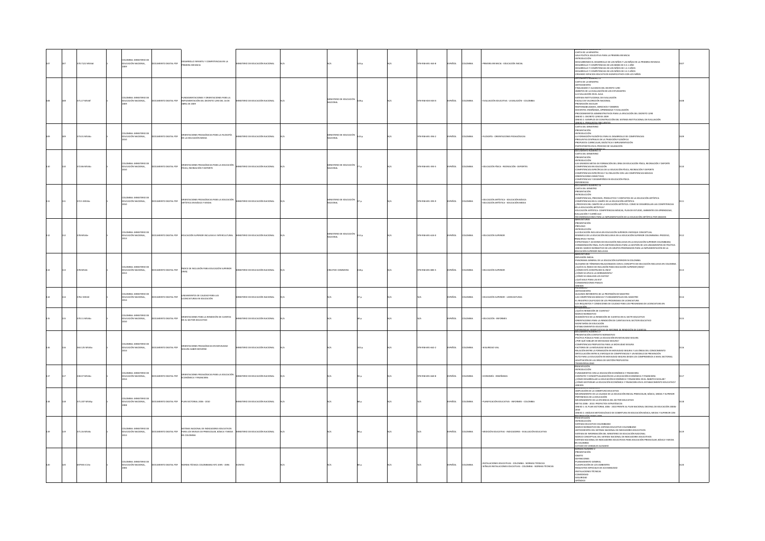| | | | | | | | | | | | | | | | | | | | |
|---|---|---|---|---|---|---|---|---|---|---|---|---|---|---|---|---|---|---|---|
| 107 | 107 | 370.7122 M655d | | 1 | COLOMBIA. MINISTERIO DE EDUCACIÓN NACIONAL, 2009 | DOCUMENTO DIGITAL PDF | DESARROLLO INFANTIL Y COMPETENCIAS EN LA PRIMERA INFANCIA | MINISTERIO DE EDUCACIÓN NACIONAL | N/A | | N/A | 120 p. | | N/A | 978-958-691-363-8 | ESPAÑOL | COLOMBIA | PRIMERA INFANCIA - EDUCACIÓN INICIAL | -CARTA DE LA MINISTRA -UNA POLÍTICA EDUCATIVA PARA LA PRIMERA INFANCIA -INTRODUCCIÓN -DESCUBRIENDO EL DESARROLLO DE LOS NIÑOS Y LAS NIÑAS EN LA PRIMERA INFANCIA -DESARROLLO Y COMPETENCIAS DE LOS BEBES DE 0 A 1 AÑO -DESARROLLO Y COMPETENCIAS DE LOS NIÑOS DE 1 A 3 AÑOS -DESARROLLO Y COMPETENCIAS DE LOS NIÑOS DE 3 A 5 AÑOS -CREANDO ESPACIOS EDUCATIVOS SIGNIFICATIVOS CON LOS NIÑOS | D107 |
| 108 | 108 | 371.27 M5lf | | 1 | COLOMBIA. MINISTERIO DE EDUCACIÓN NACIONAL, 2009 | DOCUMENTO DIGITAL PDF | FUNDAMENTACIONES Y ORIENTACIONES PARA LA IMPLEMENTACIÓN DEL DECRETO 1290 DEL 16 DE ABRIL DE 2009 | MINISTERIO DE EDUCACIÓN NACIONAL | N/A | | MINISTERIO DE EDUCACIÓN NACIONAL | 104 p. | | N/A | 978-958-XXX-XXX-X | ESPAÑOL | COLOMBIA | EVALUACIÓN EDUCATIVA - LEGISLACIÓN - COLOMBIA | DOCUMENTO NÚMERO 11 -CARTA DE LA MINISTRA -ANTECEDENTES -FINALIDADES Y ALCANCES DEL DECRETO 1290 -ÁMBITOS DE LA EVALUACIÓN DE LOS ESTUDIANTES -LA EVALUACIÓN EN EL AULA -SISTEMA INSTITUCIONAL DE EVALUACIÓN -ESCALA DE VALORACIÓN NACIONAL -PROMOCIÓN ESCOLAR -RESPONSABILIDADES, DERECHOS Y DEBERES -DOCENTES: ENSEÑANZA, APRENDIZAJE Y EVALUACIÓN -PROCEDIMIENTOS ADMINISTRATIVOS PARA LA APLICACIÓN DEL DECRETO 1290 -ANEXO 1: DECRETO 1290 DE 2009 -ANEXO 2: EJEMPLOS DE CONSTRUCCIÓN DEL SISTEMA INSTITUCIONAL DE EVALUACIÓN -ANEXO 3: PREGUNTAS FRECUENTES | D108 |
| 109 | 109 | 373.01 M5lib | | 1 | COLOMBIA. MINISTERIO DE EDUCACIÓN NACIONAL, 2010 | DOCUMENTO DIGITAL PDF | ORIENTACIONES PEDAGÓGICAS PARA LA FILOSOFÍA EN LA EDUCACIÓN MEDIA | MINISTERIO DE EDUCACIÓN NACIONAL | N/A | | MINISTERIO DE EDUCACIÓN NACIONAL | 143 p. | | N/A | 978-958-691-394-2 | ESPAÑOL | COLOMBIA | FILOSOFÍA - ORIENTACIONES PEDAGÓGICAS | -CARTA DEL MINISTERIO -PRESENTACIÓN -INTRODUCCIÓN -LA FORMACIÓN FILOSÓFICA PARA EL DESARROLLO DE COMPETENCIAS -PREGUNTAS CENTRALES DE LA TRADICIÓN FILOSÓFICA -PROPUESTAS CURRICULAR, DIDÁCTICA E IMPLEMENTACIÓN -PARTICIPANTES EN EL PROCESO DE VALIDACIÓN -REFERENCIAS BIBLIOGRÁFICAS | D109 |
| 110 | 110 | 372.86 M5lib | | 1 | COLOMBIA. MINISTERIO DE EDUCACIÓN NACIONAL, 2010 | DOCUMENTO DIGITAL PDF | ORIENTACIONES PEDAGÓGICAS PARA LA EDUCACIÓN FÍSICA, RECREACIÓN Y DEPORTE | MINISTERIO DE EDUCACIÓN NACIONAL | N/A | | MINISTERIO DE EDUCACIÓN NACIONAL | 77 p. | | N/A | 978-958-691-393-5 | ESPAÑOL | COLOMBIA | EDUCACIÓN FÍSICA - RECREACIÓN - DEPORTES | DOCUMENTO NÚMERO 15 -CARTA DEL MINISTRO -PRESENTACIÓN -INTRODUCCIÓN -LAS GRANDES METAS DE FORMACIÓN DEL ÁREA DE EDUCACIÓN FÍSICA, RECREACIÓN Y DEPORTE -COMPETENCIAS EN EDUCACIÓN -COMPETENCIAS ESPECÍFICAS DE LA EDUCACIÓN FÍSICA, RECREACIÓN Y DEPORTE -COMPETENCIAS ESPECÍFICAS Y SU RELACIÓN CON LAS COMPETENCIAS BÁSICAS -ORIENTACIONES DIDÁCTICAS -COMPETENCIAS Y DESEMPEÑOS EN EDUCACIÓN FÍSICA -REFERENCIAS | D110 |
| 111 | 111 | 372.5 M5lib | | 1 | COLOMBIA. MINISTERIO DE EDUCACIÓN NACIONAL, 2010 | DOCUMENTO DIGITAL PDF | ORIENTACIONES PEDAGÓGICAS PARA LA EDUCACIÓN ARTÍSTICA EN BÁSICA Y MEDIA | MINISTERIO DE EDUCACIÓN NACIONAL | N/A | | MINISTERIO DE EDUCACIÓN NACIONAL | 97 p. | | N/A | 978-958-691-395-9 | ESPAÑOL | COLOMBIA | EDUCACIÓN ARTÍSTICA - EDUCACIÓN BÁSICA EDUCACIÓN ARTÍSTICA - EDUCACIÓN MEDIA | DOCUMENTO NÚMERO 16 -CARTA DEL MINISTRO -PRESENTACIÓN -INTRODUCCIÓN -COMPETENCIAS, PROCESOS, PRODUCTOS Y CONTEXTOS DE LA EDUCACIÓN ARTÍSTICA -COMPETENCIAS EN EL CAMPO DE LA EDUCACIÓN ARTÍSTICA -¿PROCESOS DEL CAMPO DE LA EDUCACIÓN ARTÍSTICA: CÓMO SE DESARROLLAN LAS COMPETENCIAS EN LA EDUCACIÓN ARTÍSTICA? -EDUCACIÓN ARTÍSTICA: COMPETENCIAS BÁSICAS, PLAN DE ESTUDIOS, AMBIENTES DE APRENDIZAJE, EVALUACIÓN Y CURRÍCULO -RECOMENDACIONES PARA LA IMPLEMENTACIÓN DE LA EDUCACIÓN ARTÍSTICA POR GRADOS | D111 |
| 112 | 112 | 378 M5l4e | | 1 | COLOMBIA. MINISTERIO DE EDUCACIÓN NACIONAL, 2013 | DOCUMENTO DIGITAL PDF | EDUCACIÓN SUPERIOR INCLUSIVA E INTERCULTURAL | MINISTERIO DE EDUCACIÓN NACIONAL | N/A | | MINISTERIO DE EDUCACIÓN NACIONAL | 152 p. | | N/A | 978-958-691-624-0 | ESPAÑOL | COLOMBIA | EDUCACIÓN SUPERIOR | -ABREVIATURAS -PRESENTACIÓN -PRÓLOGO -INTRODUCCIÓN -LA EDUCACIÓN INCLUSIVA EN EDUCACIÓN SUPERIOR: ENFOQUE CONCEPTUAL -DINÁMICA DE LA EDUCACIÓN INCLUSIVA EN LA EDUCACIÓN SUPERIOR COLOMBIANA: PROCESO, PRINCIPIOS Y RETOS -ESTRATEGIAS Y ACCIONES DE EDUCACIÓN INCLUSIVA EN LA EDUCACIÓN SUPERIOR COLOMBIANA -CONSIDERACIÓN FINAL: RUTA METODOLÓGICA PARA LA GESTIÓN DE LOS LINEAMIENTOS DE POLÍTICA -ANEXO: MARCO NORMATIVO DE LOS GRUPOS PRIORIZADOS PARA LA IMPLEMENTACIÓN DE LA EDUCACIÓN SUPERIOR INCLUSIVA | D112 |
| 113 | 113 | 378 M5l4i | | 1 | COLOMBIA. MINISTERIO DE EDUCACIÓN NACIONAL, 2014 | DOCUMENTO DIGITAL PDF | ÍNDICE DE INCLUSIÓN PARA EDUCACIÓN SUPERIOR (INES) | MINISTERIO DE EDUCACIÓN NACIONAL | N/A | | CREATIVE COMMONS | 158 p. | | N/A | 978-958-691-685-1 | ESPAÑOL | COLOMBIA | EDUCACIÓN SUPERIOR | -ABREVIATURAS -REFLEXIÓN INICIAL -PANORAMA GENERAL DE LA EDUCACIÓN SUPERIOR EN COLOMBIA -GLOSARIO DE TÉRMINOS RELACIONADOS CON EL CONCEPTO DE EDUCACIÓN INCLUSIVA EN COLOMBIA -¿QUÉ ES EL ÍNDICE DE INCLUSIÓN PARA EDUCACIÓN SUPERIOR (INES)? -¿CÓMO ESTÁ CONSTRUIDO EL INES? -¿CÓMO SE APLICA LA HERRAMIENTA? -¿CÓMO SE ANALIZAN LOS DATOS? -¿QUÉ SIGUE PARA LAS IES? -CONSIDERACIONES FINALES -ANEXOS | D113 |
| 114 | 114 | 378.2 M5lil | | 1 | COLOMBIA. MINISTERIO DE EDUCACIÓN NACIONAL, 2014 | DOCUMENTO DIGITAL PDF | LINEAMIENTOS DE CALIDAD PARA LAS LICENCIATURAS EN EDUCACIÓN | MINISTERIO DE EDUCACIÓN NACIONAL | N/A | | N/A | 37 p. | | N/A | N/A | ESPAÑOL | COLOMBIA | EDUCACIÓN SUPERIOR - LICENCIATURAS | -PRÓLOGO -ANTECEDENTES -ALGUNOS REFERENTES DE LA PROFESIÓN DE MAESTRO -LAS COMPETENCIAS BÁSICAS Y FUNDAMENTALES DEL MAESTRO -EL REGISTRO CALIFICADO DE LOS PROGRAMAS DE LICENCIATURA -LOS REQUISITOS Y CONDICIONES DE CALIDAD PARA LOS PROGRAMAS DE LICENCIATURA EN EDUCACIÓN | D114 |
| 115 | 115 | 378.11 M5lib | | 1 | COLOMBIA. MINISTERIO DE EDUCACIÓN NACIONAL, 2010 | DOCUMENTO DIGITAL PDF | ORIENTACIONES PARA LA RENDICIÓN DE CUENTAS EN EL SECTOR EDUCATIVO | MINISTERIO DE EDUCACIÓN NACIONAL | N/A | | N/A | 40 p. | | N/A | N/A | ESPAÑOL | COLOMBIA | EDUCACIÓN - INFORMES | -¿QUÉ ES RENDICIÓN DE CUENTAS? -MARCO NORMATIVO -DIAGNÓSTICO DE LA RENDICIÓN DE CUENTAS EN EL SECTOR EDUCATIVO -ORIENTACIONES PARA LA RENDICIÓN DE CUENTAS EN EL SECTOR EDUCATIVO -SECRETARÍAS DE EDUCACIÓN -ESTABLECIMIENTOS EDUCATIVOS -EXPERIENCIAS SIGNIFICATIVAS DE INFORME DE RENDICIÓN DE CUENTAS | D115 |
| 116 | 116 | 363.125 M5l4o | | 1 | COLOMBIA. MINISTERIO DE EDUCACIÓN NACIONAL, 2014 | DOCUMENTO DIGITAL PDF | ORIENTACIONES PEDAGÓGICAS EN MOVILIDAD SEGURA SABER MOVERSE | MINISTERIO DE EDUCACIÓN NACIONAL | N/A | | N/A | 102 p. | | N/A | 978-958-691-662-2 | ESPAÑOL | COLOMBIA | SEGURIDAD VIAL | DOCUMENTO NÚMERO 27 -PRESENTACIÓN CONTEXTO NORMATIVO -POLÍTICA PÚBLICA PARA LA EDUCACIÓN EN MOVILIDAD SEGURA -¿POR QUÉ HABLAR DE MOVILIDAD SEGURA? -COMPETENCIAS PROPUESTAS PARA LA MOVILIDAD SEGURA -FACTORES DE LA MOVILIDAD SEGURA -RELACIÓN ENTRE LA FORMACIÓN EN MOVILIDAD SEGURA Y LAS ÁREAS DEL CONOCIMIENTO -ARTICULACIÓN ENTRE EL ENFOQUE DE COMPETENCIAS Y UN MODELO DE PREVENCIÓN -RUTA PARA LA EDUCACIÓN EN MOVILIDAD SEGURA DESDE LOS COMPROMISOS A NIVEL SECTORIAL -ADAPTACIÓN DE LAS ÁREAS DE GESTIÓN PROPUESTAS -TRANSVERSALIDAD | D116 |
| 117 | 117 | 338.07 M5lib | | 1 | COLOMBIA. MINISTERIO DE EDUCACIÓN NACIONAL, 2014 | DOCUMENTO DIGITAL PDF | ORIENTACIONES PEDAGÓGICAS PARA LA EDUCACIÓN ECONÓMICA Y FINANCIERA | MINISTERIO DE EDUCACIÓN NACIONAL | N/A | | N/A | 95 p. | | N/A | 978-958-691-660-8 | ESPAÑOL | COLOMBIA | ECONOMÍA - ENSEÑANZA | -PRESENTACIÓN -INTRODUCCIÓN -FUNDAMENTOS CON LA EDUCACIÓN ECONÓMICA Y FINANCIERA -CONTEXTO Y CONCEPTUALIZACIÓN DE LA EDUCACIÓN ECONÓMICA Y FINANCIERA -¿CÓMO DESARROLLAR LA EDUCACIÓN ECONÓMICA Y FINANCIERA EN EL ÁMBITO ESCOLAR? -¿CÓMO GESTIONAR LA EDUCACIÓN ECONÓMICA Y FINANCIERA EN EL ESTABLECIMIENTO EDUCATIVO? -ANEXOS | D117 |
| 118 | 118 | 371.207 M5l4p | | 1 | COLOMBIA. MINISTERIO DE EDUCACIÓN NACIONAL, 2008 | DOCUMENTO DIGITAL PDF | PLAN SECTORIAL 2006 - 2010 | MINISTERIO DE EDUCACIÓN NACIONAL | N/A | | N/A | 48 p. | | N/A | N/A | ESPAÑOL | COLOMBIA | PLANIFICACIÓN EDUCATIVA - INFORMES - COLOMBIA | -AMPLIACIÓN DE LA COBERTURA EDUCATIVA -MEJORAMIENTO DE LA CALIDAD DE LA EDUCACIÓN INICIAL PREESCOLAR, BÁSICA, MEDIA Y SUPERIOR -PERTINENCIA DE LA EDUCACIÓN -MEJORAMIENTO DE LA EFICIENCIA DEL SECTOR EDUCATIVO -METAS 2006 - 2010: PROYECTOS ESTRATÉGICOS -ANEXO 1: EL PLAN SECTORIAL 2006 - 2010 FRENTE AL PLAN NACIONAL DECENAL DE EDUCACIÓN 2006 - 2016 -ANEXO 2: ANÁLISIS METODOLÓGICO DE COBERTURA EN EDUCACIÓN BÁSICA, MEDIA Y SUPERIOR CON INFORMACIÓN CENSO 2005 | D118 |
| 119 | 119 | 371.26 M5lib | | 1 | COLOMBIA. MINISTERIO DE EDUCACIÓN NACIONAL, 2013 | DOCUMENTO DIGITAL PDF | SISTEMA NACIONAL DE INDICADORES EDUCATIVOS PARA LOS NIVELES DE PREESCOLAR, BÁSICA Y MEDIA EN COLOMBIA | MINISTERIO DE EDUCACIÓN NACIONAL | N/A | | N/A | 98 p. | | N/A | N/A | ESPAÑOL | COLOMBIA | MEDICIÓN EDUCATIVA - INDICADORES - EVALUACIÓN EDUCATIVA | -PRESENTACIÓN -INTRODUCCIÓN -SISTEMA EDUCATIVO COLOMBIANO -MARCO NORMATIVO DEL SISTEMA EDUCATIVO COLOMBIANO -ANTECEDENTES DEL SISTEMA NACIONAL DE INDICADORES EDUCATIVOS -SISTEMA DE INFORMACIÓN DEL MINISTERIO DE EDUCACIÓN NACIONAL -MARCO CONCEPTUAL DEL SISTEMA NACIONAL DE INDICADORES EDUCATIVOS -SISTEMA NACIONAL DE INDICADORES EDUCATIVOS PARA EDUCACIÓN PREESCOLAR, BÁSICA Y MEDIA EN COLOMBIA -LISTADO DE VARIABLES GLOSARIO | D119 |
| 120 | 120 | 697993 IC15n | | 1 | COLOMBIA. MINISTERIO DE EDUCACIÓN NACIONAL, 2006 | DOCUMENTO DIGITAL PDF | NORMA TÉCNICA COLOMBIANA NTC 4595 - 4596 | ICONTEC | N/A | | N/A | 60 p. | | N/A | N/A | ESPAÑOL | COLOMBIA | INSTALACIONES EDUCATIVAS - COLOMBIA - NORMAS TÉCNICAS SEÑALES INSTALACIONES EDUCATIVAS - COLOMBIA - NORMAS TÉCNICAS | NORMAS NÚMERO 2 -PRESENTACIÓN -OBJETO -DEFINICIONES -PLANEAMIENTO GENERAL -CLASIFICACIÓN DE LOS AMBIENTES -REQUISITOS ESPECIALES DE ACCESIBILIDAD -INSTALACIONES TÉCNICAS -COMODIDAD -SEGURIDAD -APÉNDICE | D120 |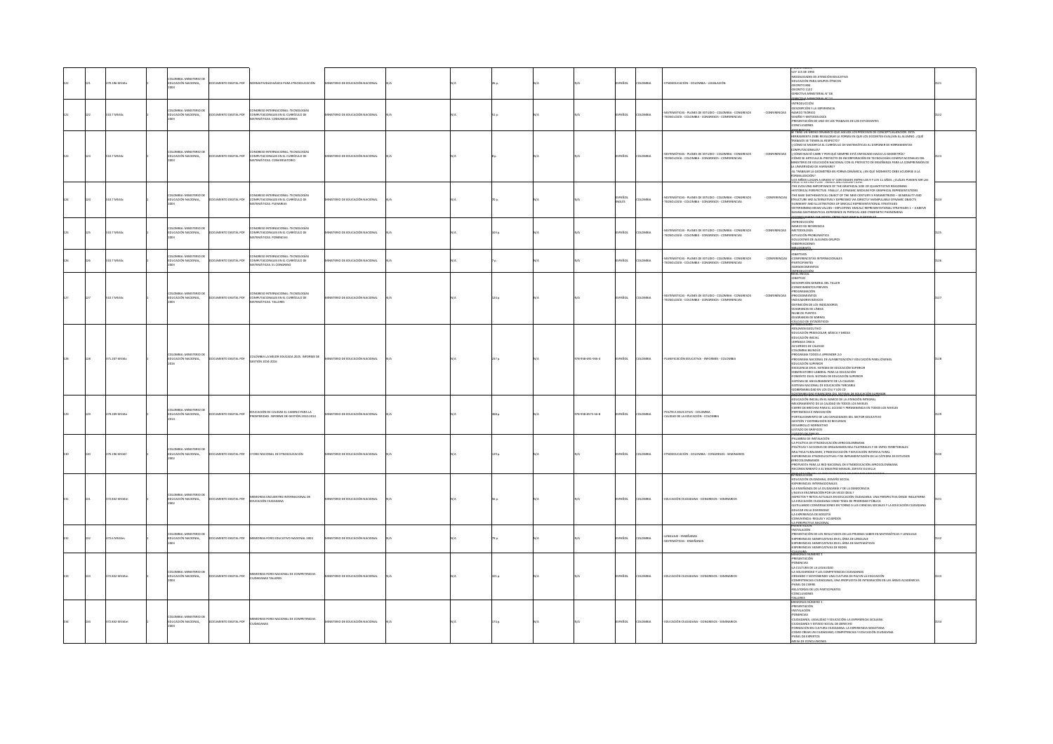| | | | | | | | | | | | | | | | | | | | |
|---|---|---|---|---|---|---|---|---|---|---|---|---|---|---|---|---|---|---|---|
| 121 | 121 | 370.196 M534e | | 1 | COLOMBIA. MINISTERIO DE EDUCACIÓN NACIONAL, 2003 | DOCUMENTO DIGITAL PDF | NORMATIVIDAD BÁSICA PARA ETNOEDUCACIÓN | MINISTERIO DE EDUCACIÓN NACIONAL | N/A | | N/A | 26 p. | N/A | N/A | ESPAÑOL | COLOMBIA | ETNOEDUCACIÓN - COLOMBIA - LEGISLACIÓN | -LEY 115 DE 1994<br>-MODALIDADES DE ATENCIÓN EDUCATIVA<br>-EDUCACIÓN PARA GRUPOS ÉTNICOS<br>-DECRETO 804<br>-DECRETO 1122<br>-DIRECTIVA MINISTERIAL N° 08<br>-DIRECTIVA MINISTERIAL N° 11 | D121 |
| 122 | 122 | 510.7 M534c | | 1 | COLOMBIA. MINISTERIO DE EDUCACIÓN NACIONAL, 2003 | DOCUMENTO DIGITAL PDF | CONGRESO INTERNACIONAL: TECNOLOGÍAS COMPUTACIONALES EN EL CURRÍCULO DE MATEMÁTICAS. COMUNICACIONES | MINISTERIO DE EDUCACIÓN NACIONAL | N/A | | N/A | 51 p. | N/A | N/A | ESPAÑOL | COLOMBIA | MATEMÁTICAS - PLANES DE ESTUDIO - COLOMBIA - CONGRESOS - CONFERENCIAS<br>TECNOLOGÍA - COLOMBIA - CONGRESOS - CONFERENCIAS | -INTRODUCCIÓN<br>-DESCRIPCIÓN Y LA EXPERIENCIA<br>-MARCO TEÓRICO<br>-DISEÑO Y METODOLOGÍA<br>-PRESENTACIÓN DE UNO DE LOS TRABAJOS DE LOS ESTUDIANTES<br>-CONCLUSIONES | D122 |
| 123 | 123 | 510.7 M534c | | 1 | COLOMBIA. MINISTERIO DE EDUCACIÓN NACIONAL, 2003 | DOCUMENTO DIGITAL PDF | CONGRESO INTERNACIONAL: TECNOLOGÍAS COMPUTACIONALES EN EL CURRÍCULO DE MATEMÁTICAS. CONVERSATORIO | MINISTERIO DE EDUCACIÓN NACIONAL | N/A | | N/A | 8 p. | N/A | N/A | ESPAÑOL | COLOMBIA | MATEMÁTICAS - PLANES DE ESTUDIO - COLOMBIA - CONGRESOS - CONFERENCIAS<br>TECNOLOGÍA - COLOMBIA - CONGRESOS - CONFERENCIAS | -SI TIENE UN MEDIO DINÁMICO QUE AGILIZA LOS PROCESOS DE CONCEPTUALIZACIÓN, ESTA HERRAMIENTA DEBE REVALORAR LA FORMA EN QUE LOS DOCENTES EVALÚAN AL ALUMNO. ¿QUÉ TRABAJOS SE TIENEN AL RESPECTO?<br>-¿CÓMO SE MODIFICA EL CURRÍCULO DE MATEMÁTICAS AL DISPONER DE HERRAMIENTAS COMPUTACIONALES?<br>-¿CÓMO NACIÓ CABRI Y POR QUÉ SIEMPRE ESTÁ ENFOCADO HACIA LA GEOMETRÍA?<br>-CÓMO SE ARTICULA EL PROYECTO DE INCORPORACIÓN DE TECNOLOGÍAS COMPUTACIONALES DEL MINISTERIO DE EDUCACIÓN NACIONAL CON EL PROYECTO DE ENSEÑANZA PARA LA COMPRENSIÓN DE LA UNIVERSIDAD DE HARVARD?<br>-AL TRABAJAR LA GEOMETRÍA EN FORMA DINÁMICA, ¿EN QUÉ MOMENTO DEBE ACUDIRSE A LA FORMALIZACIÓN?<br>-LOS NIÑOS LLEGAN A GRADO 6° CON EDADES ENTRE LOS 9 Y LOS 11 AÑOS. ¿CUÁLES PUEDEN SER LAS | D123 |
| 124 | 124 | 510.7 M534c | | 1 | COLOMBIA. MINISTERIO DE EDUCACIÓN NACIONAL, 2003 | DOCUMENTO DIGITAL PDF | CONGRESO INTERNACIONAL: TECNOLOGÍAS COMPUTACIONALES EN EL CURRÍCULO DE MATEMÁTICAS. PLENARIAS | MINISTERIO DE EDUCACIÓN NACIONAL | N/A | | N/A | 70 p. | N/A | N/A | ESPAÑOL INGLÉS | COLOMBIA | MATEMÁTICAS - PLANES DE ESTUDIO - COLOMBIA - CONGRESOS - CONFERENCIAS<br>TECNOLOGÍA - COLOMBIA - CONGRESOS - CONFERENCIAS | -THE EVOLVING IMPORTANCE OF THE GRAPHICAL SIDE OF QUANTITATIVE REASONING<br>-HISTORICAL PERSPECTIVE. FINALLY, A DYNAMIC MEDIUM FOR GRAPHICAL REPRESENTATIONS<br>-THE BASIC MATHEMATICAL OBJECT OF THE NEW CENTURY IS PARAMETRIZED -- GENERALITY AND STRUCTURE ARE ALTERNATIVELY EXPRESSED VIA DIRECTLY MANIPULABLE DYNAMIC OBJECTS<br>-SUMMARY AND ILLUSTRATIONS OF SIMCALC REPRESENTATIONAL STRATEGIES<br>-DETERMINING MEAN VALUES--EXPLOITING SIMCALC REPRESENTATIONAL STRATEGIES 1 -- 3 ABOVE<br>-RAISING MATHEMATICAL EXPERIENCE IN PHYSICAL AND CINEMATIC PHENOMENA | D124 |
| 125 | 125 | 510.7 M534c | | 1 | COLOMBIA. MINISTERIO DE EDUCACIÓN NACIONAL, 2003 | DOCUMENTO DIGITAL PDF | CONGRESO INTERNACIONAL: TECNOLOGÍAS COMPUTACIONALES EN EL CURRÍCULO DE MATEMÁTICAS. PONENCIAS | MINISTERIO DE EDUCACIÓN NACIONAL | N/A | | N/A | 103 p. | N/A | N/A | ESPAÑOL | COLOMBIA | MATEMÁTICAS - PLANES DE ESTUDIO - COLOMBIA - CONGRESOS - CONFERENCIAS<br>TECNOLOGÍA - COLOMBIA - CONGRESOS - CONFERENCIAS | -INTRODUCCIÓN<br>-MARCO DE REFERENCIA<br>-METODOLOGÍA<br>-SITUACIÓN PROBLEMÁTICA<br>-SOLUCIONES DE ALGUNOS GRUPOS<br>-OBSERVACIONES<br>-BIBLIOGRAFÍA | D125 |
| 126 | 126 | 510.7 M534c | | 1 | COLOMBIA. MINISTERIO DE EDUCACIÓN NACIONAL, 2003 | DOCUMENTO DIGITAL PDF | CONGRESO INTERNACIONAL: TECNOLOGÍAS COMPUTACIONALES EN EL CURRÍCULO DE MATEMÁTICAS. EL CONGRESO | MINISTERIO DE EDUCACIÓN NACIONAL | N/A | | N/A | 7 p. | N/A | N/A | ESPAÑOL | COLOMBIA | MATEMÁTICAS - PLANES DE ESTUDIO - COLOMBIA - CONGRESOS - CONFERENCIAS<br>TECNOLOGÍA - COLOMBIA - CONGRESOS - CONFERENCIAS | -OBJETIVOS<br>-CONFERENCISTAS INTERNACIONALES<br>-PARTICIPANTES<br>-AGRADECIMIENTOS<br>-INTRODUCCIÓN | D126 |
| 127 | 127 | 510.7 M534c | | 1 | COLOMBIA. MINISTERIO DE EDUCACIÓN NACIONAL, 2003 | DOCUMENTO DIGITAL PDF | CONGRESO INTERNACIONAL: TECNOLOGÍAS COMPUTACIONALES EN EL CURRÍCULO DE MATEMÁTICAS. TALLERES | MINISTERIO DE EDUCACIÓN NACIONAL | N/A | | N/A | 123 p. | N/A | N/A | ESPAÑOL | COLOMBIA | MATEMÁTICAS - PLANES DE ESTUDIO - COLOMBIA - CONGRESOS - CONFERENCIAS<br>TECNOLOGÍA - COLOMBIA - CONGRESOS - CONFERENCIAS | -NIVEL PREVIO<br>-OBJETIVO<br>-DESCRIPCIÓN GENERAL DEL TALLER<br>-CONOCIMIENTOS PREVIOS<br>-PROGRAMACIÓN<br>-PROCEDIMIENTOS<br>-INDICADORES BÁSICOS<br>-DEFINICIÓN DE LOS INDICADORES<br>-DIAGRAMAS DE LÍNEAS<br>-NUBE DE PUNTOS<br>-DIAGRAMAS DE BARRAS<br>-CÁLCULO DE ESTADÍSTICOS | D127 |
| 128 | 128 | 371.207 M534c | | 1 | COLOMBIA. MINISTERIO DE EDUCACIÓN NACIONAL, 2016 | DOCUMENTO DIGITAL PDF | COLOMBIA LA MEJOR EDUCADA 2025. INFORME DE GESTIÓN 2014-2016 | MINISTERIO DE EDUCACIÓN NACIONAL | N/A | | N/A | 297 p. | N/A | 978-958-691-936-4 | ESPAÑOL | COLOMBIA | PLANIFICACIÓN EDUCATIVA - INFORMES - COLOMBIA | -RESUMEN EJECUTIVO<br>-EDUCACIÓN PREESCOLAR, BÁSICA Y MEDIA<br>-EDUCACIÓN INICIAL<br>-JORNADA ÚNICA<br>-ACUERDOS DE CALIDAD<br>-COLOMBIA BILINGÜE<br>-PROGRAMA TODOS A APRENDER 2.0<br>-PROGRAMA NACIONAL DE ALFABETIZACIÓN Y EDUCACIÓN PARA JÓVENES<br>-EDUCACIÓN SUPERIOR<br>-EXCELENCIA EN EL SISTEMA DE EDUCACIÓN SUPERIOR<br>-OBSERVATORIO LABORAL PARA LA EDUCACIÓN<br>-FOMENTO EN EL SISTEMA DE EDUCACIÓN SUPERIOR<br>-SISTEMA DE ASEGURAMIENTO DE LA CALIDAD<br>-SISTEMA NACIONAL DE EDUCACIÓN TERCIARIA<br>-GOBERNABILIDAD EN LOS CSU Y LOS CD<br>-SOSTENIBILIDAD FINANCIERA DEL SISTEMA DE EDUCACIÓN SUPERIOR | D128 |
| 129 | 129 | 379.209 M534e | | 1 | COLOMBIA. MINISTERIO DE EDUCACIÓN NACIONAL, 2014 | DOCUMENTO DIGITAL PDF | EDUCACIÓN DE CALIDAD EL CAMINO PARA LA PROSPERIDAD: INFORME DE GESTIÓN 2010-2014 | MINISTERIO DE EDUCACIÓN NACIONAL | N/A | | N/A | 368 p. | N/A | 978-958-8575-56-8 | ESPAÑOL | COLOMBIA | POLÍTICA EDUCATIVA - COLOMBIA<br>CALIDAD DE LA EDUCACIÓN - COLOMBIA | -EDUCACIÓN INICIAL EN EL MARCO DE LA ATENCIÓN INTEGRAL<br>-MEJORAMIENTO DE LA CALIDAD EN TODOS LOS NIVELES<br>-CIERRE DE BRECHAS PARA EL ACCESO Y PERMANENCIA EN TODOS LOS NIVELES<br>-PERTINENCIA E INNOVACIÓN<br>-FORTALECIMIENTO DE LAS CAPACIDADES DEL SECTOR EDUCATIVO<br>-GESTIÓN Y DISTRIBUCIÓN DE RECURSOS<br>-DESARROLLO NORMATIVO<br>-LISTADO DE GRÁFICOS<br>-LISTADO DE TABLAS | D129 |
| 130 | 130 | 370.196 M534f | | 1 | COLOMBIA. MINISTERIO DE EDUCACIÓN NACIONAL, 2002 | DOCUMENTO DIGITAL PDF | II FORO NACIONAL DE ETNOEDUCACIÓN | MINISTERIO DE EDUCACIÓN NACIONAL | N/A | | N/A | 129 p. | N/A | N/A | ESPAÑOL | COLOMBIA | ETNOEDUCACIÓN - COLOMBIA - CONGRESOS - SEMINARIOS | -PALABRAS DE INSTALACIÓN<br>-LA POLÍTICA DE ETNOEDUCACIÓN AFROCOLOMBIANA<br>-POLÍTICAS Y ACCIONES DE ORGANISMOS MULTILATERALES Y DE ENTES TERRITORIALES<br>-MULTICULTURALISMO, ETNOEDUCACIÓN Y EDUCACIÓN INTERCULTURAL<br>-EXPERIENCIAS ETNOEDUCATIVAS Y DE IMPLEMENTACIÓN DE LA CÁTEDRA DE ESTUDIOS AFROCOLOMBIANOS<br>-PROPUESTA PARA LA RED NACIONAL DE ETNOEDUCACIÓN AFROCOLOMBIANA<br>-RECONOCIMIENTO A EL MAESTRO MANUEL ZAPATA OLIVELLA | D130 |
| 131 | 131 | 372.832 M534m | | 1 | COLOMBIA. MINISTERIO DE EDUCACIÓN NACIONAL, 2002 | DOCUMENTO DIGITAL PDF | MEMORIAS ENCUENTRO INTERNACIONAL DE EDUCACIÓN CIUDADANA | MINISTERIO DE EDUCACIÓN NACIONAL | N/A | | N/A | 96 p. | N/A | N/A | ESPAÑOL | COLOMBIA | EDUCACIÓN CIUDADANA - CONGRESOS - SEMINARIOS | -INTRODUCCIÓN<br>-EDUCACIÓN CIUDADANA, DESAFÍO SOCIAL<br>-EXPERIENCIAS INTERNACIONALES<br>-LA ENSEÑANZA DE LA CIUDADANÍA Y DE LA DEMOCRACIA<br>-¿NUEVA ENCARNACIÓN POR UN VIEJO IDEAL?<br>-ASPECTOS Y RETOS ACTUALES EN EDUCACIÓN CIUDADANA: UNA PERSPECTIVA DESDE INGLATERRA<br>-LA EDUCACIÓN CIUDADANA COMO TEMA DE PRIORIDAD PÚBLICA<br>-SATELLINGS CONVERSACIONES EN TORNO A LAS CIENCIAS SOCIALES Y LA EDUCACIÓN CIUDADANA<br>-EDUCAR EN LA DIVERSIDAD<br>-LA EXPERIENCIA DE BOGOTÁ<br>-CONVIVENCIA: REGLAS Y ACUERDOS<br>-LA PERSPECTIVA NACIONAL | D131 |
| 132 | 132 | 372.6 M534m | | 1 | COLOMBIA. MINISTERIO DE EDUCACIÓN NACIONAL, 2003 | DOCUMENTO DIGITAL PDF | MEMORIAS FORO EDUCATIVO NACIONAL 2003 | MINISTERIO DE EDUCACIÓN NACIONAL | N/A | | N/A | 79 p. | N/A | N/A | ESPAÑOL | COLOMBIA | LENGUAJE - ENSEÑANZA<br>MATEMÁTICAS - ENSEÑANZA | -PRESENTACIÓN<br>-INSTALACIÓN<br>-PRESENTACIÓN DE LOS RESULTADOS DE LAS PRUEBAS SABER EN MATEMÁTICAS Y LENGUAJE<br>-EXPERIENCIAS SIGNIFICATIVAS EN EL ÁREA DE LENGUAJE<br>-EXPERIENCIAS SIGNIFICATIVAS EN EL ÁREA DE MATEMÁTICAS<br>-EXPERIENCIAS SIGNIFICATIVAS DE REDES<br>-CLAUSURA | D132 |
| 133 | 133 | 372.832 M534m | | 1 | COLOMBIA. MINISTERIO DE EDUCACIÓN NACIONAL, 2003 | DOCUMENTO DIGITAL PDF | MEMORIAS FORO NACIONAL DE COMPETENCIAS CIUDADANAS TALLERES | MINISTERIO DE EDUCACIÓN NACIONAL | N/A | | N/A | 101 p. | N/A | N/A | ESPAÑOL | COLOMBIA | EDUCACIÓN CIUDADANA - CONGRESOS - SEMINARIOS | -MEMORIAS NÚMERO 1<br>-PRESENTACIÓN<br>-PONENCIAS<br>-LA CULTURA DE LA LEGALIDAD<br>-LA SOLIDARIDAD Y LAS COMPETENCIAS CIUDADANAS<br>-CREANDO Y SOSTENIENDO UNA CULTURA DE PAZ EN LA EDUCACIÓN<br>-COMPETENCIAS CIUDADANAS, UNA PROPUESTA DE INTEGRACIÓN EN LAS ÁREAS ACADÉMICAS<br>-PANEL DE CIERRE<br>-RELATORÍAS DE LOS PARTICIPANTES<br>-CONCLUSIONES<br>-TALLERES | D133 |
| 134 | 134 | 372.832 M534m | | 1 | COLOMBIA. MINISTERIO DE EDUCACIÓN NACIONAL, 2003 | DOCUMENTO DIGITAL PDF | MEMORIAS FORO NACIONAL DE COMPETENCIAS CIUDADANAS | MINISTERIO DE EDUCACIÓN NACIONAL | N/A | | N/A | 173 p. | N/A | N/A | ESPAÑOL | COLOMBIA | EDUCACIÓN CIUDADANA - CONGRESOS - SEMINARIOS | -MEMORIAS NÚMERO 1<br>-PRESENTACIÓN<br>-INSTALACIÓN<br>-PONENCIAS<br>-CIUDADANÍA, LEGALIDAD Y EDUCACIÓN: LA EXPERIENCIA SICILIANA<br>-CIUDADANÍA Y ESTADO SOCIAL DE DERECHO<br>-FORMACIÓN EN CULTURA CIUDADANA: LA EXPERIENCIA BOGOTANA<br>-CÓMO CREAR UN CIUDADANO, COMPETENCIAS Y EDUCACIÓN CIUDADANA<br>-PANEL DE EXPERTOS<br>-MESA DE CONCLUSIONES | D134 |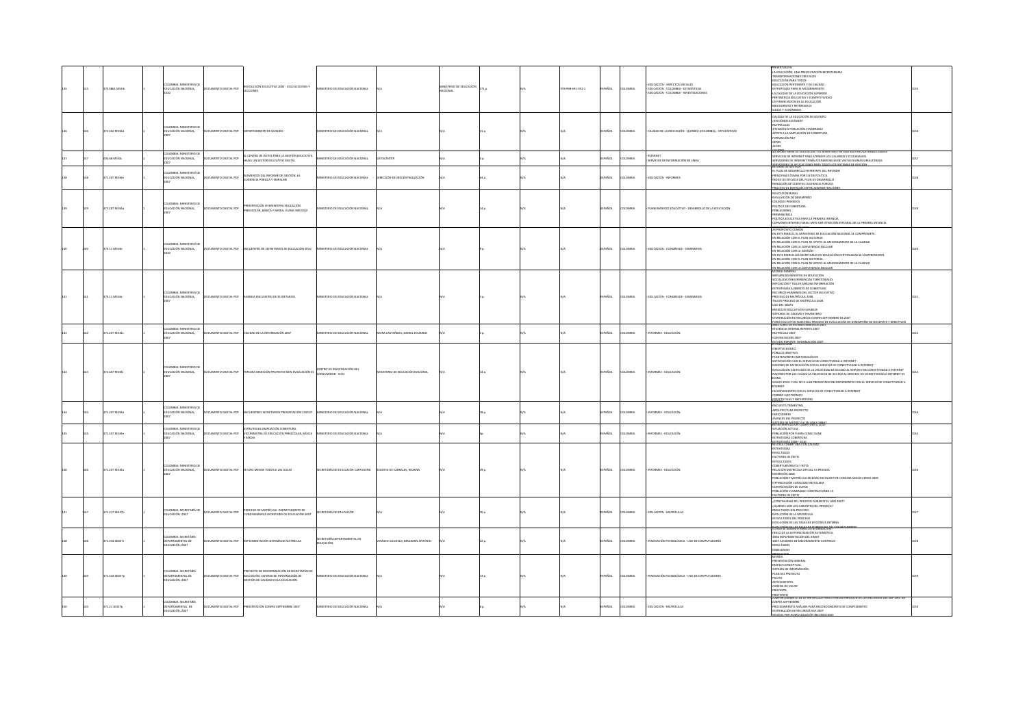| 135 | 135 | 370.9861 M534r | | COLOMBIA. MINISTERIO DE EDUCACIÓN NACIONAL, 2010 | DOCUMENTO DIGITAL PDF | REVOLUCIÓN EDUCATIVA 2002 - 2010 ACCIONES Y LECCIONES | MINISTERIO DE EDUCACIÓN NACIONAL | N/A | MINISTERIO DE EDUCACIÓN NACIONAL | 271 p. | N/A | N/A | 978-958-691-391-1 | ESPAÑOL | COLOMBIA | -EDUCACIÓN - ASPECTOS SOCIALES<br>-EDUCACIÓN - COLOMBIA - ESTADÍSTICAS<br>-EDUCACIÓN - COLOMBIA - INVESTIGACIONES | PRESENTACIÓN<br>LA EDUCACIÓN, UNA PREOCUPACIÓN BICENTENARIA<br>TRANSFORMACIONES CRUCIALES<br>EDUCACIÓN PARA TODOS<br>EDUCACIÓN PERTINENTE Y DE CALIDAD<br>ESTRATEGIAS PARA EL MEJORAMIENTO<br>LA CALIDAD DE LA EDUCACIÓN SUPERIOR<br>PERTINENCIA EDUCATIVA Y COMPETITIVIDAD<br>LA FINANCIACIÓN DE LA EDUCACIÓN<br>BIBLIOGRAFÍA Y REFERENCIAS<br>SIGLAS Y ACRÓNIMOS | D135 |
| 136 | 136 | 371.262 M534d | | COLOMBIA. MINISTERIO DE EDUCACIÓN NACIONAL, 2007 | DOCUMENTO DIGITAL PDF | DEPARTAMENTO DE QUINDÍO | MINISTERIO DE EDUCACIÓN NACIONAL | N/A | N/A | 21 p. | N/A | N/A | N/A | ESPAÑOL | COLOMBIA | CALIDAD DE LA EDUCACIÓN - QUINDÍO (COLOMBIA) - ESTADÍSTICAS | CALIDAD DE LA EDUCACIÓN EN QUINDÍO<br>¿EN DÓNDE ESTAMOS?<br>MATRÍCULAS<br>ATENCIÓN A POBLACIÓN VULNERABLE<br>APOYO A LA AMPLIACIÓN DE COBERTURA<br>FORMACIÓN T&T<br>CERES<br>ACCES<br>... | D136 |
| 137 | 137 | 004.68 M534c | | COLOMBIA. MINISTERIO DE EDUCACIÓN NACIONAL, 2007 | DOCUMENTO DIGITAL PDF | EL CENTRO DE DATOS PARA LA GESTIÓN EDUCATIVA, HACIA UN SECTOR EDUCATIVO DIGITAL | MINISTERIO DE EDUCACIÓN NACIONAL | DATACENTER | N/A | 8 p. | N/A | N/A | N/A | ESPAÑOL | COLOMBIA | -INTERNET<br>-SERVICIOS DE INFORMACIÓN EN LÍNEA | ... MINISTERIO DE EDUCACIÓN Y EL MINISTERIO EN UNO SOLO EN ...<br>SERVICIOS DE INTERNET PARA ATENDER LOS USUARIOS Y CIUDADANOS<br>SERVIDORES DE INTERNET PARA ATENDER MILES DE VISITAS DIARIAS ...<br>SERVIDORES DE APLICACIONES PARA TODOS LOS SISTEMAS DE GESTIÓN | D137 |
| 138 | 138 | 371.207 M534e | | COLOMBIA. MINISTERIO DE EDUCACIÓN NACIONAL, 2007 | DOCUMENTO DIGITAL PDF | ELEMENTOS DEL INFORME DE GESTIÓN, LA AUDIENCIA PÚBLICA Y EMPALME | MINISTERIO DE EDUCACIÓN NACIONAL | DIRECCIÓN DE DESCENTRALIZACIÓN | N/A | 24 p. | N/A | N/A | N/A | ESPAÑOL | COLOMBIA | EDUCACIÓN - INFORMES | EL PLAN DE DESARROLLO REFERENTE DEL INFORME<br>-PRINCIPALES TEMAS POR EJE DE POLÍTICA<br>ÍNDICE DE EFICACIA DEL PLAN DE DESARROLLO<br>RENDICIÓN DE CUENTAS: AUDIENCIA PÚBLICA<br>PROCESO DE EMPALME ENTRE ADMINISTRACIONES | D138 |
| 139 | 139 | 372.207 M534p | | COLOMBIA. MINISTERIO DE EDUCACIÓN NACIONAL, 2007 | DOCUMENTO DIGITAL PDF | PRESENTACIÓN VICEMINISTRA EDUCACIÓN PREESCOLAR, BÁSICA Y MEDIA, JUANA INÉS DÍAZ | MINISTERIO DE EDUCACIÓN NACIONAL | N/A | N/A | 14 p. | N/A | N/A | N/A | ESPAÑOL | COLOMBIA | PLANEAMIENTO EDUCATIVO - DESARROLLO DE LA EDUCACIÓN | ...<br>EDUCACIÓN RURAL<br>-EVALUACIÓN DE DESEMPEÑO<br>-COLEGIOS PRIVADOS<br>-POLÍTICA DE COBERTURA<br>-POBLACIONES<br>-PERMANENCIA<br>-POLÍTICA EDUCATIVA PARA LA PRIMERA INFANCIA<br>-CONVENIO INTERSECTORIAL MEN-ICBF ATENCIÓN INTEGRAL DE LA PRIMERA INFANCIA | D139 |
| 140 | 140 | 378.11 M534e | | COLOMBIA. MINISTERIO DE EDUCACIÓN NACIONAL, 2010 | DOCUMENTO DIGITAL PDF | ENCUENTRO DE SECRETARIOS DE EDUCACIÓN 2010 | MINISTERIO DE EDUCACIÓN NACIONAL | N/A | N/A | 8 p. | N/A | N/A | N/A | ESPAÑOL | COLOMBIA | EDUCACIÓN - CONGRESOS - SEMINARIOS | UN PROPÓSITO COMÚN<br>EN ESTE MARCO, EL MINISTERIO DE EDUCACIÓN NACIONAL SE COMPROMETE:<br>EN RELACIÓN CON EL PLAN SECTORIAL<br>EN RELACIÓN CON EL PLAN DE APOYO AL MEJORAMIENTO DE LA CALIDAD<br>EN RELACIÓN CON LA CONVIVENCIA ESCOLAR<br>EN RELACIÓN CON LA GESTIÓN<br>EN ESTE MARCO LAS SECRETARÍAS DE EDUCACIÓN CERTIFICADAS SE COMPROMETEN:<br>EN RELACIÓN CON EL PLAN SECTORIAL<br>EN RELACIÓN CON EL PLAN DE APOYO AL MEJORAMIENTO DE LA CALIDAD<br>EN RELACIÓN CON LA CONVIVENCIA ESCOLAR | D140 |
| 141 | 141 | 378.11 M534a | | COLOMBIA. MINISTERIO DE EDUCACIÓN NACIONAL, 2007 | DOCUMENTO DIGITAL PDF | AGENDA ENCUENTRO DE SECRETARIOS | MINISTERIO DE EDUCACIÓN NACIONAL | N/A | N/A | 2 p. | N/A | N/A | N/A | ESPAÑOL | COLOMBIA | EDUCACIÓN - CONGRESOS - SEMINARIOS | AGENDA GENERAL<br>-BIENVENIDA MINISTRA DE EDUCACIÓN<br>-SOCIALIZACIÓN EXPERIENCIAS TERRITORIALES<br>-EXPOSICIÓN Y TALLER ANÁLISIS INFORMACIÓN<br>-ESTRATEGIAS AUMENTO DE COBERTURA<br>-RECURSOS HUMANOS DEL SECTOR EDUCATIVO<br>-PROCESO DE MATRÍCULA 2008<br>-TALLER PROCESO DE MATRÍCULA 2008<br>-USO DEL SIMAT<br>-MODELOS EDUCATIVOS FLEXIBLES<br>-SISTEMAS DE CALIDAD Y FINANCIERO<br>-DISTRIBUCIÓN DE RECURSOS CONPES SEPTIEMBRE DE 2007<br>-FORO EDUCATIVO NACIONAL PROCESO DE EVALUACIÓN DE DESEMPEÑO DE DOCENTES Y DIRECTIVOS | D141 |
| 142 | 142 | 371.207 M534c | | COLOMBIA. MINISTERIO DE EDUCACIÓN NACIONAL, 2007 | DOCUMENTO DIGITAL PDF | CALIDAD DE LA INFORMACIÓN 2007 | MINISTERIO DE EDUCACIÓN NACIONAL | MORA CASTAÑEDA, DANIEL RICARDO | N/A | 9 p. | N/A | N/A | N/A | ESPAÑOL | COLOMBIA | INFORMES - EDUCACIÓN | ...<br>-EFICIENCIA INTERNA REPORTE 2007<br>-MATRÍCULA 2007<br>-CONTRATACIÓN 2007<br>-ESTADO REPORTE INFORMACIÓN 2007 | D142 |
| 143 | 143 | 371.207 M534t | | COLOMBIA. MINISTERIO DE EDUCACIÓN NACIONAL, 2007 | DOCUMENTO DIGITAL PDF | TERCERA MEDICIÓN PROYECTO MEN EVALUACIÓN SS | CENTRO DE INVESTIGACIÓN DEL CONSUMIDOR - CICO | MINISTERIO DE EDUCACIÓN NACIONAL | N/A | 14 p. | N/A | N/A | N/A | ESPAÑOL | COLOMBIA | INFORMES - EDUCACIÓN | ...<br>-OBJETIVO BÁSICO<br>-PÚBLICO OBJETIVO<br>-PLANTEAMIENTO METODOLÓGICO<br>-SATISFACCIÓN CON EL SERVICIO DE CONECTIVIDAD A INTERNET<br>-RAZONES DE SATISFACCIÓN CON EL SERVICIO DE CONECTIVIDAD A INTERNET<br>-EVALUACIÓN CALIFICADA DE LA VELOCIDAD DE ACCESO AL SERVICIO DE CONECTIVIDAD A INTERNET<br>-RAZONES POR LAS CUALES LA VELOCIDAD DE ACCESO AL SERVICIO DE CONECTIVIDAD A INTERNET ES BUENA<br>-GRADO EN EL CUAL SE LE HAN PRESENTADO INCONVENIENTES CON EL SERVICIO DE CONECTIVIDAD A INTERNET<br>-INCONVENIENTES CON EL SERVICIO DE CONECTIVIDAD A INTERNET<br>-CORREO ELECTRÓNICO<br>-EXPECTATIVAS Y NECESIDADES | D143 |
| 144 | 144 | 371.207 M534e | | COLOMBIA. MINISTERIO DE EDUCACIÓN NACIONAL, 2007 | DOCUMENTO DIGITAL PDF | ENCUENTROS SECRETARIOS PRESENTACIÓN 210907 | MINISTERIO DE EDUCACIÓN NACIONAL | N/A | N/A | 38 p. | N/A | N/A | N/A | ESPAÑOL | COLOMBIA | INFORMES - EDUCACIÓN | ...<br>-ENCUESTA TRIMESTRAL<br>-ARQUITECTURA PROYECTO<br>-INDICADORES<br>-AVANCES DEL PROYECTO<br>-SISTEMA DE MATRÍCULA EN LÍNEA SIMAT | D144 |
| 145 | 145 | 371.207 M534e | | COLOMBIA. MINISTERIO DE EDUCACIÓN NACIONAL, 2007 | DOCUMENTO DIGITAL PDF | ESTRATEGIAS AMPLIACIÓN COBERTURA VICEMINISTRA DE EDUCACIÓN PREESCOLAR, BÁSICA Y MEDIA | MINISTERIO DE EDUCACIÓN NACIONAL | N/A | N/A | 8p. | N/A | N/A | N/A | ESPAÑOL | COLOMBIA | INFORMES - EDUCACIÓN | ...<br>-SITUACIÓN ACTUAL<br>-POBLACIÓN POR FUERA CENSO DANE<br>-ESTRATEGIAS COBERTURA<br>-ESTRATEGIAS 2006 - 2010 | D145 |
| 146 | 146 | 371.207 M534a | | COLOMBIA. MINISTERIO DE EDUCACIÓN NACIONAL, 2007 | DOCUMENTO DIGITAL PDF | NI UNO MENOS TODOS A LAS AULAS | SECRETARÍA DE EDUCACIÓN CARTAGENA | SEGOVIA DE CABRALES, ROXANA | N/A | 29 p. | N/A | N/A | N/A | ESPAÑOL | COLOMBIA | INFORMES - EDUCACIÓN | ...COBERTURA CON CALIDAD<br>-ESTRATEGIAS<br>-RESULTADOS<br>-FACTORES DE ÉXITO<br>-DIFICULTADES<br>-COBERTURA BRUTA Y NETA<br>-RELACIÓN MATRÍCULA OFICIAL VS PRIVADA<br>-DESERCIÓN 2006<br>-POBLACIÓN Y MATRÍCULA EN EDAD ESCOLAR POR COMUNA SEGÚN CENSO 2005<br>-OPTIMIZACIÓN CAPACIDAD INSTALADA<br>-CONTRATACIÓN DE CUPOS<br>-POBLACIÓN VULNERABLE CONSTRUCCIONES I.E.<br>-FACTORES DE ÉXITO | D146 |
| 147 | 147 | 371.217 S842Pp | | COLOMBIA. SECRETARÍA DE EDUCACIÓN, 2007 | DOCUMENTO DIGITAL PDF | PROCESO DE MATRÍCULA. DEPARTAMENTO DE CUNDINAMARCA SECRETARÍA DE EDUCACIÓN 2007 | SECRETARÍA DE EDUCACIÓN | N/A | N/A | 10 p. | N/A | N/A | N/A | ESPAÑOL | COLOMBIA | EDUCACIÓN - MATRÍCULAS | ...<br>-¿CONTINUIDAD DEL PROCESO DURANTE EL AÑO 2007?<br>-¿QUIÉNES SON LOS GARANTES DEL PROCESO?<br>-RESULTADOS DEL PROCESO<br>-EVOLUCIÓN DE LA MATRÍCULA<br>-DIFICULTADES DEL PROCESO<br>-EVOLUCIÓN DE LAS TASAS DE EFICIENCIA INTERNA | D147 |
| 148 | 148 | 371.334 S042TI | | COLOMBIA. SECRETARÍA DEPARTAMENTAL DE EDUCACIÓN, 2007 | DOCUMENTO DIGITAL PDF | IMPLEMENTACIÓN SISTEMA DE MATRÍCULA | SECRETARÍA DEPARTAMENTAL DE EDUCACIÓN | VELASCO AGUDELO, BENJAMÍN ANTONIO | N/A | 22 p. | N/A | N/A | N/A | ESPAÑOL | COLOMBIA | INNOVACIÓN TECNOLÓGICA - USO DE COMPUTADORES | ...<br>-INICIO DE LA SISTEMATIZACIÓN AUTOMÁTICA<br>-2006 IMPLEMENTACIÓN DEL SIMAT<br>-2007 ACCIONES DE MEJORAMIENTO CONTINUO<br>-RESULTADOS<br>-DEBILIDADES<br>... | D148 |
| 149 | 149 | 371.334 S042Pp | | COLOMBIA. SECRETARÍA DEPARTAMENTAL DE EDUCACIÓN, 2007 | DOCUMENTO DIGITAL PDF | PROYECTO DE MODERNIZACIÓN DE SECRETARÍAS DE EDUCACIÓN. SISTEMA DE INFORMACIÓN DE GESTIÓN DE CALIDAD EN LA EDUCACIÓN | MINISTERIO DE EDUCACIÓN NACIONAL | N/A | N/A | 13 p. | N/A | N/A | N/A | ESPAÑOL | COLOMBIA | INNOVACIÓN TECNOLÓGICA - USO DE COMPUTADORES | AGENDA<br>-PRESENTACIÓN GENERAL<br>-MARCO CONCEPTUAL<br>-SISTEMA DE INFORMACIÓN<br>-PLAN DEL PROYECTO<br>-PILOTO<br>-ANTECEDENTES<br>-CADENA DE VALOR<br>-PROCESOS<br>-PROTOTIPO | D149 |
| 150 | 150 | 371.21 S042Tp | | COLOMBIA. SECRETARÍA DEPARTAMENTAL DE EDUCACIÓN, 2007 | DOCUMENTO DIGITAL PDF | PRESENTACIÓN CONPES SEPTIEMBRE 2007 | MINISTERIO DE EDUCACIÓN NACIONAL | N/A | N/A | 8 p. | N/A | N/A | N/A | ESPAÑOL | COLOMBIA | EDUCACIÓN - MATRÍCULAS | ...<br>CONPES SEPTIEMBRE<br>-PROCEDIMIENTO ANÁLISIS PARA RECONOCIMIENTO DE COMPLEMENTO<br>-DISTRIBUCIÓN DE RECURSOS SGP 2007<br>-DEUDAS POR HOMOLOGACIÓN RECONOCIDAS | D150 |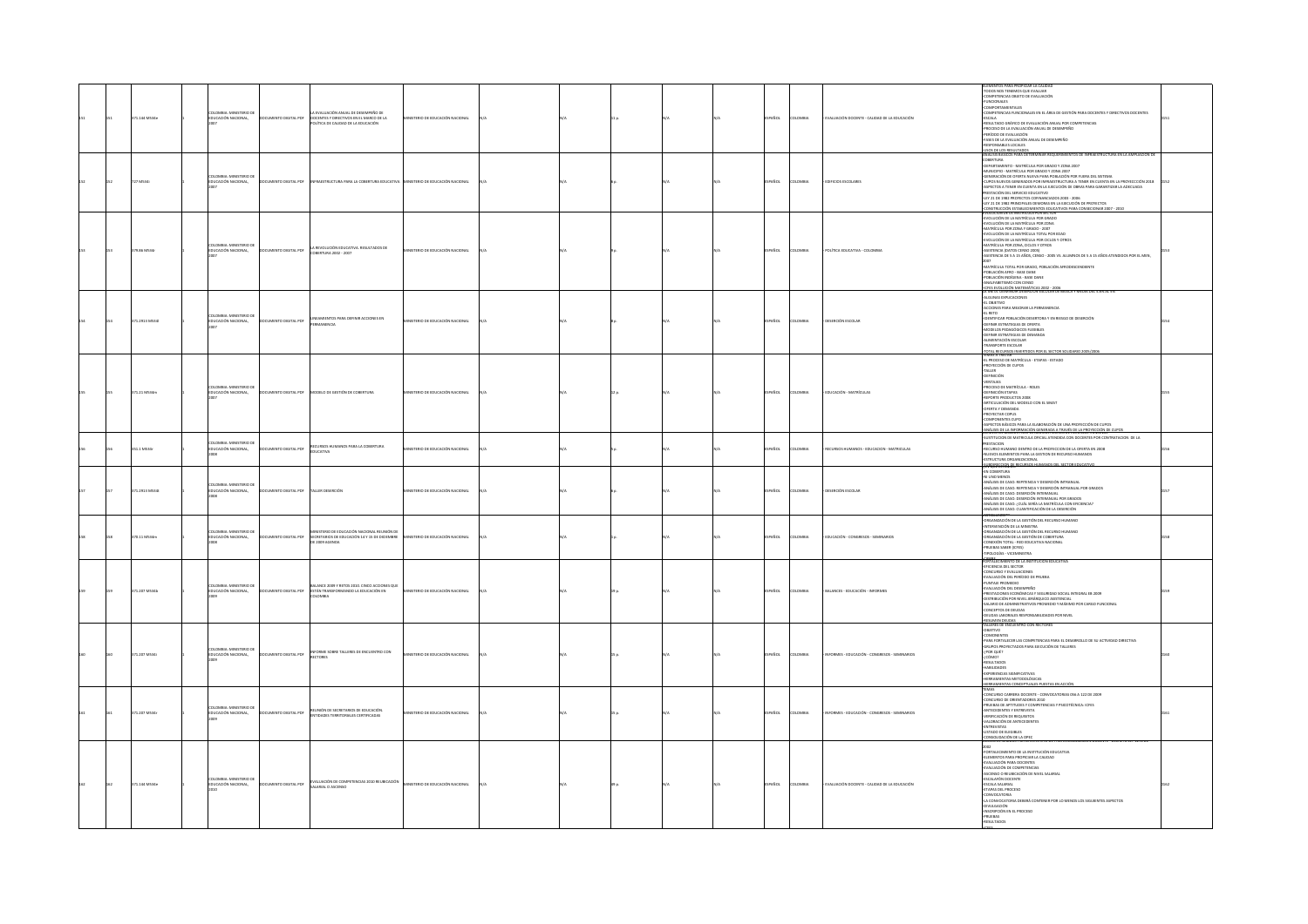| | | | | | | | | | | | | | | | | | | | | |
|---|---|---|---|---|---|---|---|---|---|---|---|---|---|---|---|---|---|---|---|---|
| 151 | 151 | 371.144 M534e | | 1 | COLOMBIA. MINISTERIO DE EDUCACIÓN NACIONAL, 2007 | DOCUMENTO DIGITAL PDF | LA EVALUACIÓN ANUAL DE DESEMPEÑO DE DOCENTES Y DIRECTIVOS EN EL MARCO DE LA POLÍTICA DE CALIDAD DE LA EDUCACIÓN | MINISTERIO DE EDUCACIÓN NACIONAL | N/A | | N/A | | 11 p. | N/A | N/A | ESPAÑOL | COLOMBIA | EVALUACIÓN DOCENTE - CALIDAD DE LA EDUCACIÓN | ELEMENTOS PARA PROPICIAR LA CALIDAD -TODOS NOS TENEMOS QUE EVALUAR -COMPETENCIAS OBJETO DE EVALUACIÓN -FUNCIONALES -COMPORTAMENTALES -COMPETENCIAS FUNCIONALES EN EL ÁREA DE GESTIÓN PARA DOCENTES Y DIRECTIVOS DOCENTES -ESCALA -RESULTADO GRÁFICO DE EVALUACIÓN ANUAL POR COMPETENCIAS -PROCESO DE LA EVALUACIÓN ANUAL DE DESEMPEÑO -PERÍODO DE EVALUACIÓN -FASES DE LA EVALUACIÓN ANUAL DE DESEMPEÑO -RESPONSABLES LOCALES -USOS DE LOS RESULTADOS | D151 |
| 152 | 152 | 727 M534i | | 1 | COLOMBIA. MINISTERIO DE EDUCACIÓN NACIONAL, 2007 | DOCUMENTO DIGITAL PDF | INFRAESTRUCTURA PARA LA COBERTURA EDUCATIVA | MINISTERIO DE EDUCACIÓN NACIONAL | N/A | | N/A | | 8 p. | N/A | N/A | ESPAÑOL | COLOMBIA | EDIFICIOS ESCOLARES | ANÁLISIS BÁSICOS PARA DETERMINAR REQUERIMIENTOS DE INFRAESTRUCTURA EN LA AMPLIACIÓN DE COBERTURA -DEPARTAMENTO - MATRÍCULA POR GRADO Y ZONA 2007 -MUNICIPIO - MATRÍCULA POR GRADO Y ZONA 2007 -GENERACIÓN DE OFERTA NUEVA PARA POBLACIÓN POR FUERA DEL SISTEMA -CUPOS NUEVOS GENERADOS POR INFRAESTRUCTURA A TENER EN CUENTA EN LA PROYECCIÓN 2008 -ASPECTOS A TENER EN CUENTA EN LA EJECUCIÓN DE OBRAS PARA GARANTIZAR LA ADECUADA PRESTACIÓN DEL SERVICIO EDUCATIVO -LEY 21 DE 1982 PROYECTOS COFINANCIADOS 2003 - 2006 -LEY 21 DE 1982 PRINCIPALES DEMORAS EN LA EJECUCIÓN DE PROYECTOS -CONSTRUCCIÓN ESTABLECIMIENTOS EDUCATIVOS PARA CONCESIONAR 2007 - 2010 | D152 |
| 153 | 153 | 379.86 M534r | | 1 | COLOMBIA. MINISTERIO DE EDUCACIÓN NACIONAL, 2007 | DOCUMENTO DIGITAL PDF | LA REVOLUCIÓN EDUCATIVA: RESULTADOS DE COBERTURA 2002 - 2007 | MINISTERIO DE EDUCACIÓN NACIONAL | N/A | | N/A | | 8 p. | N/A | N/A | ESPAÑOL | COLOMBIA | POLÍTICA EDUCATIVA - COLOMBIA | EVOLUCIÓN DE LA MATRÍCULA POR SECTOR -EVOLUCIÓN DE LA MATRÍCULA POR GRADO -EVOLUCIÓN DE LA MATRÍCULA POR ZONA -MATRÍCULA POR ZONA Y GRADO - 2007 -EVOLUCIÓN DE LA MATRÍCULA TOTAL POR EDAD -EVOLUCIÓN DE LA MATRÍCULA POR CICLOS Y OTROS -MATRÍCULA POR ZONA, CICLOS Y OTROS -ASISTENCIA (DATOS CENSO 2005) -ASISTENCIA DE 5 A 15 AÑOS, CENSO - 2005 VS. ALUMNOS DE 5 A 15 AÑOS ATENDIDOS POR EL MEN, 2007 -MATRÍCULA TOTAL POR GRADO, POBLACIÓN AFRODESCENDIENTE -POBLACIÓN AFRO - BASE DANE -POBLACIÓN INDÍGENA - BASE DANE -ANALFABETISMO CON CENSO -ICFES EVOLUCIÓN MATEMÁTICAS 2002 - 2006 | D153 |
| 154 | 154 | 371.2913 M534l | | 1 | COLOMBIA. MINISTERIO DE EDUCACIÓN NACIONAL, 2007 | DOCUMENTO DIGITAL PDF | LINEAMIENTOS PARA DEFINIR ACCIONES EN PERMANENCIA | MINISTERIO DE EDUCACIÓN NACIONAL | N/A | | N/A | | 8 p. | N/A | N/A | ESPAÑOL | COLOMBIA | DESERCIÓN ESCOLAR | EL PAÍS SE DESANGRA - DESERCIÓN ESCOLAR EN BÁSICA Y MEDIA DEL 5.8% AL 5% -ALGUNAS EXPLICACIONES -EL OBJETIVO -ACCIONES PARA MEJORAR LA PERMANENCIA -EL RETO -IDENTIFICAR POBLACIÓN DESERTORA Y EN RIESGO DE DESERCIÓN -DEFINIR ESTRATEGIAS DE OFERTA -MODELOS PEDAGÓGICOS FLEXIBLES -DEFINIR ESTRATEGIAS DE DEMANDA -ALIMENTACIÓN ESCOLAR -TRANSPORTE ESCOLAR -TOTAL RECURSOS INVERTIDOS POR EL SECTOR SOLIDARIO 2005/2006 | D154 |
| 155 | 155 | 371.21 M534m | | 1 | COLOMBIA. MINISTERIO DE EDUCACIÓN NACIONAL, 2007 | DOCUMENTO DIGITAL PDF | MODELO DE GESTIÓN DE COBERTURA | MINISTERIO DE EDUCACIÓN NACIONAL | N/A | | N/A | | 12 p. | N/A | N/A | ESPAÑOL | COLOMBIA | EDUCACIÓN - MATRÍCULAS | MODELO TEÓRICO -EL PROCESO DE MATRÍCULA - ETAPAS - ESTADO -PROYECCIÓN DE CUPOS -TALLER -DEFINICIÓN -VENTAJAS -PROCESO DE MATRÍCULA - ROLES -DEFINICIÓN ETAPAS -REPORTE PRODUCTOS 2008 -ARTICULACIÓN DEL MODELO CON EL SIMAT -OFERTA Y DEMANDA -PROYECTAR CUPOS -COMPONENTES CUPO -ASPECTOS BÁSICOS PARA LA ELABORACIÓN DE UNA PROYECCIÓN DE CUPOS -ANÁLISIS DE LA INFORMACIÓN GENERADA A TRAVÉS DE LA PROYECCIÓN DE CUPOS | D155 |
| 156 | 156 | 355.1 M534r | | 1 | COLOMBIA. MINISTERIO DE EDUCACIÓN NACIONAL, 2008 | DOCUMENTO DIGITAL PDF | RECURSOS HUMANOS PARA LA COBERTURA EDUCATIVA | MINISTERIO DE EDUCACIÓN NACIONAL | N/A | | N/A | | 8 p. | N/A | N/A | ESPAÑOL | COLOMBIA | RECURSOS HUMANOS - EDUCACIÓN - MATRÍCULAS | -SUSTITUCIÓN DE MATRÍCULA OFICIAL ATENDIDA CON DOCENTES POR CONTRATACIÓN DE LA PRESTACIÓN -RECURSO HUMANO DENTRO DE LA PROYECCIÓN DE LA OFERTA EN 2008 -NUEVOS ELEMENTOS PARA LA GESTIÓN DE RECURSO HUMANOS -ESTRUCTURA ORGANIZACIONAL -SUBDIRECCIÓN DE RECURSOS HUMANOS DEL SECTOR EDUCATIVO | D156 |
| 157 | 157 | 371.2913 M534t | | 1 | COLOMBIA. MINISTERIO DE EDUCACIÓN NACIONAL, 2008 | DOCUMENTO DIGITAL PDF | TALLER DESERCIÓN | MINISTERIO DE EDUCACIÓN NACIONAL | N/A | | N/A | | 8 p. | N/A | N/A | ESPAÑOL | COLOMBIA | DESERCIÓN ESCOLAR | EL CONTEXTO -EN COBERTURA -NI UNO MENOS -ANÁLISIS DE CASO: REPITENCIA Y DESERCIÓN INTRAANUAL -ANÁLISIS DE CASO: REPITENCIA Y DESERCIÓN INTRAANUAL POR GRADOS -ANÁLISIS DE CASO: DESERCIÓN INTERANUAL -ANÁLISIS DE CASO: DESERCIÓN INTRAANUAL POR GRADOS -ANÁLISIS DE CASO: ¿CUÁL SERÍA LA MATRÍCULA CON EFICIENCIA? -ANÁLISIS DE CASO: CUANTIFICACIÓN DE LA DESERCIÓN | D157 |
| 158 | 158 | 370.11 M534m | | 1 | COLOMBIA. MINISTERIO DE EDUCACIÓN NACIONAL, 2008 | DOCUMENTO DIGITAL PDF | MINISTERIO DE EDUCACIÓN NACIONAL REUNIÓN DE SECRETARIOS DE EDUCACIÓN 14 Y 15 DE DICIEMBRE DE 2009 AGENDA | MINISTERIO DE EDUCACIÓN NACIONAL | N/A | | N/A | | 2 p. | N/A | N/A | ESPAÑOL | COLOMBIA | EDUCACIÓN - CONGRESOS - SEMINARIOS | INSTALACIÓN -ORGANIZACIÓN DE LA GESTIÓN DEL RECURSO HUMANO -INTERVENCIÓN DE LA MINISTRA -ORGANIZACIÓN DE LA GESTIÓN DEL RECURSO HUMANO -ORGANIZACIÓN DE LA GESTIÓN DE COBERTURA -CONEXIÓN TOTAL - RED EDUCATIVA NACIONAL -PRUEBAS SABER (ICFES) -TIPOLOGÍAS - VICEMINISTRA | D158 |
| 159 | 159 | 371.207 M534b | | 1 | COLOMBIA. MINISTERIO DE EDUCACIÓN NACIONAL, 2009 | DOCUMENTO DIGITAL PDF | BALANCE 2009 Y RETOS 2010: CINCO ACCIONES QUE ESTÁN TRANSFORMANDO LA EDUCACIÓN EN COLOMBIA | MINISTERIO DE EDUCACIÓN NACIONAL | N/A | | N/A | | 29 p. | N/A | N/A | ESPAÑOL | COLOMBIA | BALANCES - EDUCACIÓN - INFORMES | CALIDAD -FORTALECIMIENTO DE LA INSTITUCIÓN EDUCATIVA -EFICIENCIA DEL SECTOR -CONCURSO Y EVALUACIONES -EVALUACIÓN DEL PERÍODO DE PRUEBA -PUNTAJE PROMEDIO -EVALUACIÓN DEL DESEMPEÑO -PRESTACIONES ECONÓMICAS Y SEGURIDAD SOCIAL INTEGRAL EN 2009 -DISTRIBUCIÓN POR NIVEL JERÁRQUICO ASISTENCIAL -SALARIO DE ADMINISTRATIVOS PROMEDIO Y MÁXIMO POR CARGO FUNCIONAL -CONCEPTOS DE DEUDAS -DEUDAS LABORALES RESPONSABILIDADES POR NIVEL -RESUMEN DEUDAS | D159 |
| 160 | 160 | 371.207 M534i | | 1 | COLOMBIA. MINISTERIO DE EDUCACIÓN NACIONAL, 2009 | DOCUMENTO DIGITAL PDF | INFORME SOBRE TALLERES DE ENCUENTRO CON RECTORES | MINISTERIO DE EDUCACIÓN NACIONAL | N/A | | N/A | | 15 p. | N/A | N/A | ESPAÑOL | COLOMBIA | INFORMES - EDUCACIÓN - CONGRESOS - SEMINARIOS | TALLERES DE ENCUENTRO CON RECTORES -OBJETIVO -COMPONENTES -PARA FORTALECER LAS COMPETENCIAS PARA EL DESARROLLO DE SU ACTIVIDAD DIRECTIVA -GRUPOS PROYECTADOS PARA EJECUCIÓN DE TALLERES -¿POR QUÉ? -¿CÓMO? -RESULTADOS -HABILIDADES -EXPERIENCIAS SIGNIFICATIVAS -HERRAMIENTAS METODOLÓGICAS -HERRAMIENTAS CONCEPTUALES PUESTAS EN ACCIÓN | D160 |
| 161 | 161 | 371.207 M534r | | 1 | COLOMBIA. MINISTERIO DE EDUCACIÓN NACIONAL, 2009 | DOCUMENTO DIGITAL PDF | REUNIÓN DE SECRETARIOS DE EDUCACIÓN, ENTIDADES TERRITORIALES CERTIFICADAS | MINISTERIO DE EDUCACIÓN NACIONAL | N/A | | N/A | | 15 p. | N/A | N/A | ESPAÑOL | COLOMBIA | INFORMES - EDUCACIÓN - CONGRESOS - SEMINARIOS | TEMAS -CONCURSO CARRERA DOCENTE - CONVOCATORIAS 056 A 122 DE 2009 -CONCURSO DE ORIENTADORES 2010 -PRUEBAS DE APTITUDES Y COMPETENCIAS Y PSICOTÉCNICA: ICFES -ANTECEDENTES Y ENTREVISTA -VERIFICACIÓN DE REQUISITOS -VALORACIÓN DE ANTECEDENTES -ENTREVISTAS -LISTADO DE ELEGIBLES -CONSOLIDACIÓN DE LA OPEC | D161 |
| 162 | 162 | 371.144 M534e | | 1 | COLOMBIA. MINISTERIO DE EDUCACIÓN NACIONAL, 2010 | DOCUMENTO DIGITAL PDF | EVALUACIÓN DE COMPETENCIAS 2010 REUBICACIÓN SALARIAL O ASCENSO | MINISTERIO DE EDUCACIÓN NACIONAL | N/A | | N/A | | 49 p. | N/A | N/A | ESPAÑOL | COLOMBIA | EVALUACIÓN DOCENTE - CALIDAD DE LA EDUCACIÓN | PLAN SECTORIAL DE EDUCACIÓN - REVOLUCIÓN EDUCATIVA - ESTATUTO DOCENTE - DECRETO 1278 DE 2002 -FORTALECIMIENTO DE LA INSTITUCIÓN EDUCATIVA -ELEMENTOS PARA PROPICIAR LA CALIDAD -EVALUACIÓN PARA DOCENTES -EVALUACIÓN DE COMPETENCIAS -ASCENSO O REUBICACIÓN DE NIVEL SALARIAL -ESCALAFÓN DOCENTE -ESCALA SALARIAL -ETAPAS DEL PROCESO -CONVOCATORIA -LA CONVOCATORIA DEBERÁ CONTENER POR LO MENOS LOS SIGUIENTES ASPECTOS -DIVULGACIÓN -INSCRIPCIÓN EN EL PROCESO -PRUEBAS -RESULTADOS -COSTOS | D162 |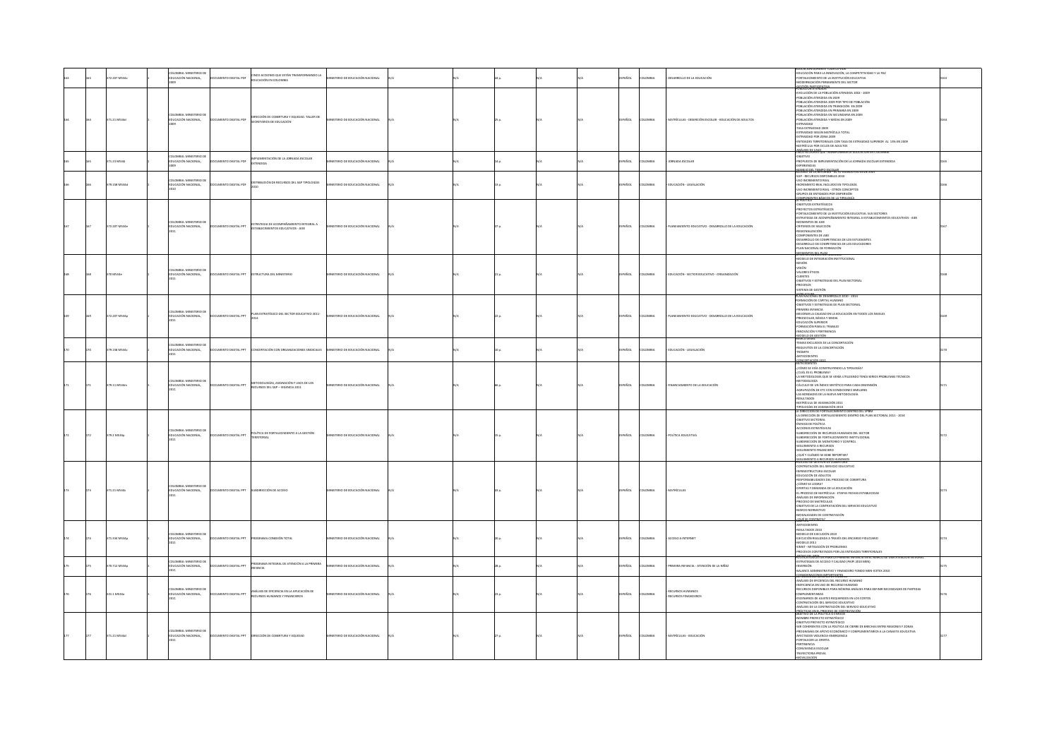| | | | | | | | | | | | | | | | | | |
|---|---|---|---|---|---|---|---|---|---|---|---|---|---|---|---|---|---|
| 163 | 163 | 372.207 M534c | 1 | COLOMBIA. MINISTERIO DE EDUCACIÓN NACIONAL, 2009 | DOCUMENTO DIGITAL PDF | CINCO ACCIONES QUE ESTÁN TRANSFORMANDO LA EDUCACIÓN EN COLOMBIA | MINISTERIO DE EDUCACIÓN NACIONAL | N/A | N/A | 44 p. | N/A | N/A | ESPAÑOL | COLOMBIA | DESARROLLO DE LA EDUCACIÓN | -EDUCACIÓN DURANTE TODA LA VIDA -EDUCACIÓN PARA LA INNOVACIÓN, LA COMPETITIVIDAD Y LA PAZ -FORTALECIMIENTO DE LA INSTITUCIÓN EDUCATIVA -MODERNIZACIÓN PERMANENTE DEL SECTOR -GESTIÓN PARTICIPATIVA | D163 |
| 164 | 164 | 371.21 M534d | 1 | COLOMBIA. MINISTERIO DE EDUCACIÓN NACIONAL, 2009 | DOCUMENTO DIGITAL PDF | DIRECCIÓN DE COBERTURA Y EQUIDAD. TALLER DE SECRETARIOS DE EDUCACIÓN | MINISTERIO DE EDUCACIÓN NACIONAL | N/A | N/A | 25 p. | N/A | N/A | ESPAÑOL | COLOMBIA | MATRÍCULAS - DESERCIÓN ESCOLAR - EDUCACIÓN DE ADULTOS | -CONTEXTO SECTORIAL -EVOLUCIÓN DE LA POBLACIÓN ATENDIDA 2003 - 2009 -POBLACIÓN ATENDIDA EN 2009 -POBLACIÓN ATENDIDA 2009 POR TIPO DE POBLACIÓN -POBLACIÓN ATENDIDA EN TRANSICIÓN EN 2009 -POBLACIÓN ATENDIDA EN PRIMARIA EN 2009 -POBLACIÓN ATENDIDA EN SECUNDARIA EN 2009 -POBLACIÓN ATENDIDA Y MEDIA EN 2009 -EXTRAEDAD -TASA EXTRAEDAD 2009 -EXTRAEDAD SEGÚN MATRÍCULA TOTAL -EXTRAEDAD POR ZONA 2009 -ENTIDADES TERRITORIALES CON TASA DE EXTRAEDAD SUPERIOR AL 15% EN 2009 -MATRÍCULA POR CICLOS DE ADULTOS -ANÁLISIS DE COBERTURA | D164 |
| 165 | 165 | 371.23 M534i | 1 | COLOMBIA. MINISTERIO DE EDUCACIÓN NACIONAL, 2009 | DOCUMENTO DIGITAL PDF | IMPLEMENTACIÓN DE LA JORNADA ESCOLAR EXTENDIDA | MINISTERIO DE EDUCACIÓN NACIONAL | N/A | N/A | 14 p. | N/A | N/A | ESPAÑOL | COLOMBIA | JORNADA ESCOLAR | -CINCO ACCIONES QUE TRANSFORMAN LA EDUCACIÓN EN COLOMBIA -OBJETIVO -PROPUESTA DE IMPLEMENTACIÓN DE LA JORNADA ESCOLAR EXTENDIDA -EXPERIENCIAS -MANEJO DEL TIEMPO ESCOLAR | D165 |
| 166 | 166 | 379.158 M534d | 1 | COLOMBIA. MINISTERIO DE EDUCACIÓN NACIONAL, 2010 | DOCUMENTO DIGITAL PDF | DISTRIBUCIÓN DE RECURSOS DEL SGP TIPOLOGÍAS 2010 | MINISTERIO DE EDUCACIÓN NACIONAL | N/A | N/A | 13 p. | N/A | N/A | ESPAÑOL | COLOMBIA | EDUCACIÓN - LEGISLACIÓN | -ESTUDIO DE LA REFORMA - ACTO LEGISLATIVO 04 DE 2007 -SGP - RECURSOS DISPONIBLES 2010 -USO INCREMENTO REAL -INCREMENTO REAL INCLUIDO EN TIPOLOGÍA -USO INCREMENTO REAL - OTROS CONCEPTOS -GRUPOS DE ENTIDADES POR DISPERSIÓN -COMPONENTES BÁSICOS DE LA TIPOLOGÍA | D166 |
| 167 | 167 | 372.207 M534e | 1 | COLOMBIA. MINISTERIO DE EDUCACIÓN NACIONAL, 2011 | DOCUMENTO DIGITAL PPT | ESTRATEGIA DE ACOMPAÑAMIENTO INTEGRAL A ESTABLECIMIENTOS EDUCATIVOS - AEIE | MINISTERIO DE EDUCACIÓN NACIONAL | N/A | N/A | 37 p. | N/A | N/A | ESPAÑOL | COLOMBIA | PLANEAMIENTO EDUCATIVO - DESARROLLO DE LA EDUCACIÓN | -CONTEXTO -OBJETIVOS ESTRATÉGICOS -PROYECTOS ESTRATÉGICOS -FORTALECIMIENTO DE LA INSTITUCIÓN EDUCATIVA: SUS SECTORES -ESTRATEGIA DE ACOMPAÑAMIENTO INTEGRAL A ESTABLECIMIENTOS EDUCATIVOS - AIEE -MOMENTOS DE AIEE -CRITERIOS DE SELECCIÓN -REGIONALIZACIÓN -COMPONENTES DE AIEE -DESARROLLO DE COMPETENCIAS DE LOS ESTUDIANTES -DESARROLLO DE COMPETENCIAS DE LOS EDUCADORES -PLAN NACIONAL DE FORMACIÓN -MOMENTOS DEL PLAN | D167 |
| 168 | 168 | 379 M534e | 1 | COLOMBIA. MINISTERIO DE EDUCACIÓN NACIONAL, 2011 | DOCUMENTO DIGITAL PPT | ESTRUCTURA DEL MINISTERIO | MINISTERIO DE EDUCACIÓN NACIONAL | N/A | N/A | 22 p. | N/A | N/A | ESPAÑOL | COLOMBIA | EDUCACIÓN - SECTOR EDUCATIVO - ORGANIZACIÓN | -ESTRUCTURA DEL MINISTERIO -MODELO DE INTEGRACIÓN INSTITUCIONAL -MISIÓN -VISIÓN -VALORES ÉTICOS -CLIENTES -OBJETIVOS Y ESTRATEGIAS DEL PLAN SECTORIAL -PROCESOS -SISTEMA DE GESTIÓN -INDICADORES | D168 |
| 169 | 169 | 372.207 M534p | 1 | COLOMBIA. MINISTERIO DE EDUCACIÓN NACIONAL, 2011 | DOCUMENTO DIGITAL PPT | PLAN ESTRATÉGICO DEL SECTOR EDUCATIVO 2011-2014 | MINISTERIO DE EDUCACIÓN NACIONAL | N/A | N/A | 22 p. | N/A | N/A | ESPAÑOL | COLOMBIA | PLANEAMIENTO EDUCATIVO - DESARROLLO DE LA EDUCACIÓN | -PLAN NACIONAL DE DESARROLLO 2010 - 2014 -FORMACIÓN DE CAPITAL HUMANO -OBJETIVOS Y ESTRATEGIAS DE PLAN SECTORIAL -PRIMERA INFANCIA -MEJORAR LA CALIDAD EN LA EDUCACIÓN EN TODOS LOS NIVELES -PREESCOLAR, BÁSICA Y MEDIA -EDUCACIÓN SUPERIOR -FORMACIÓN PARA EL TRABAJO -INNOVACIÓN Y PERTINENCIA -MODELO DE GESTIÓN | D169 |
| 170 | 170 | 379.158 M534c | 1 | COLOMBIA. MINISTERIO DE EDUCACIÓN NACIONAL, 2011 | DOCUMENTO DIGITAL PPT | CONCERTACIÓN CON ORGANIZACIONES SINDICALES | MINISTERIO DE EDUCACIÓN NACIONAL | N/A | N/A | 10 p. | N/A | N/A | ESPAÑOL | COLOMBIA | EDUCACIÓN - LEGISLACIÓN | -NORMATIVIDAD -TEMAS EXCLUIDOS DE LA CONCERTACIÓN -REQUISITOS DE LA CONCERTACIÓN -TRÁMITE -ANTECEDENTES -CONCERTACIONES 2011 | D170 |
| 171 | 171 | 379.11 M534m | 1 | COLOMBIA. MINISTERIO DE EDUCACIÓN NACIONAL, 2011 | DOCUMENTO DIGITAL PPT | METODOLOGÍAS, ASIGNACIÓN Y USOS DE LOS RECURSOS DEL SGP – VIGENCIA 2011 | MINISTERIO DE EDUCACIÓN NACIONAL | N/A | N/A | 66 p. | N/A | N/A | ESPAÑOL | COLOMBIA | FINANCIAMIENTO DE LA EDUCACIÓN | -ANTECEDENTES -¿CÓMO SE VENÍA CONSTRUYENDO LA TIPOLOGÍA? -¿CUÁL ES EL PROBLEMA? -LA METODOLOGÍA QUE SE VENÍA UTILIZANDO TENÍA SERIOS PROBLEMAS TÉCNICOS -METODOLOGÍA -CÁLCULO DE UN ÍNDICE SINTÉTICO PARA CADA DIMENSIÓN -AGRUPACIÓN DE ETC CON CONDICIONES SIMILARES -LAS BONDADES DE LA NUEVA METODOLOGÍA -RESULTADOS -MATRÍCULA DE ASIGNACIÓN 2011 -TIPOLOGÍAS DE ASIGNACIÓN 2010 | D171 |
| 172 | 172 | 379.2 M534p | 1 | COLOMBIA. MINISTERIO DE EDUCACIÓN NACIONAL, 2011 | DOCUMENTO DIGITAL PPT | POLÍTICA DE FORTALECIMIENTO A LA GESTIÓN TERRITORIAL | MINISTERIO DE EDUCACIÓN NACIONAL | N/A | N/A | 25 p. | N/A | N/A | ESPAÑOL | COLOMBIA | POLÍTICA EDUCATIVA | -LA DIRECCIÓN DE FORTALECIMIENTO DENTRO DEL VPBM -LA DIRECCIÓN DE FORTALECIMIENTO DENTRO DEL PLAN SECTORIAL 2011 - 2014 -OBJETIVO SECTORIAL -ÉNFASIS DE POLÍTICA -ACCIONES ESTRATÉGICAS -SUBDIRECCIÓN DE RECURSOS HUMANOS DEL SECTOR -SUBDIRECCIÓN DE FORTALECIMIENTO INSTITUCIONAL -SUBDIRECCIÓN DE MONITOREO Y CONTROL -SEGUIMIENTO A RECURSOS -SEGUIMIENTO FINANCIERO -¿QUÉ Y CUÁNDO SE DEBE REPORTAR? -SEGUIMIENTO A RECURSOS HUMANOS | D172 |
| 173 | 173 | 371.21 M534s | 1 | COLOMBIA. MINISTERIO DE EDUCACIÓN NACIONAL, 2011 | DOCUMENTO DIGITAL PPT | SUBDIRECCIÓN DE ACCESO | MINISTERIO DE EDUCACIÓN NACIONAL | N/A | N/A | 43 p. | N/A | N/A | ESPAÑOL | COLOMBIA | MATRÍCULAS | -PROCESO DE GESTIÓN DE COBERTURA -CONTRATACIÓN DEL SERVICIO EDUCATIVO -INFRAESTRUCTURA ESCOLAR -EDUCACIÓN DE ADULTOS -RESPONSABILIDADES DEL PROCESO DE COBERTURA -¿CÓMO SE LOGRA? -OFERTAS Y DEMANDA DE LA EDUCACIÓN -EL PROCESO DE MATRÍCULA - ETAPAS FECHAS ESTABLECIDAS -ANÁLISIS DE INFORMACIÓN -PROCESO DE MATRÍCULAS -OBJETIVO DE LA CONTRATACIÓN DEL SERVICIO EDUCATIVO -MARCO NORMATIVO -MODALIDADES DE CONTRATACIÓN -¿QUÉ SE CONTRATA? | D173 |
| 174 | 174 | 371.334 M534p | 1 | COLOMBIA. MINISTERIO DE EDUCACIÓN NACIONAL, 2011 | DOCUMENTO DIGITAL PPT | PROGRAMA CONEXIÓN TOTAL | MINISTERIO DE EDUCACIÓN NACIONAL | N/A | N/A | 20 p. | N/A | N/A | ESPAÑOL | COLOMBIA | ACCESO A INTERNET | -OBJETIVO -ANTECEDENTES -RESULTADOS 2010 -MODELO DE EJECUCIÓN 2010 -EJECUCIÓN REALIZADA A TRAVÉS DEL ENCARGO FIDUCIARIO -MODELO 2011 -SIMAT - MITIGACIÓN DE PROBLEMAS -PROCESOS CONTRATADOS POR LAS ENTIDADES TERRITORIALES -APOYO DEL MEN | D174 |
| 175 | 175 | 370.712 M534p | 1 | COLOMBIA. MINISTERIO DE EDUCACIÓN NACIONAL, 2011 | DOCUMENTO DIGITAL PPT | PROGRAMA INTEGRAL DE ATENCIÓN A LA PRIMERA INFANCIA | MINISTERIO DE EDUCACIÓN NACIONAL | N/A | N/A | 28 p. | N/A | N/A | ESPAÑOL | COLOMBIA | PRIMERA INFANCIA - ATENCIÓN DE LA NIÑEZ | -ESTRATEGIA DE ATENCIÓN PARA LA PRIMERA INFANCIA EN EL MARCO DE UNA ATENCIÓN INTEGRAL -ESTRATEGIAS DE ACCESO Y CALIDAD (PAIPI 2010 MEN) -INVERSIÓN -BALANCE ADMINISTRATIVO Y FINANCIERO FONDO MEN-ICETEX 2010 -CONSIDERACIONES IMPORTANTES | D175 |
| 176 | 176 | 331.1 M534a | 1 | COLOMBIA. MINISTERIO DE EDUCACIÓN NACIONAL, 2011 | DOCUMENTO DIGITAL PPT | ANÁLISIS DE EFICIENCIA EN LA APLICACIÓN DE RECURSOS HUMANOS Y FINANCIEROS | MINISTERIO DE EDUCACIÓN NACIONAL | N/A | N/A | 23 p. | N/A | N/A | ESPAÑOL | COLOMBIA | -RECURSOS HUMANOS -RECURSOS FINANCIEROS | -ANÁLISIS DE EFICIENCIA DEL RECURSO HUMANO -INEFICIENCIA EN USO DE RECURSO HUMANO -RECURSOS DISPONIBLES PARA NÓMINA ANÁLISIS PARA DEFINIR NECESIDADES DE PARTIDAS COMPLEMENTARIAS -ESCENARIOS DE AJUSTES REQUERIDOS EN LOS COSTOS -CONTRATACIÓN DEL SERVICIO EDUCATIVO -ANÁLISIS DE LA CONTRATACIÓN DEL SERVICIO EDUCATIVO -PRÁCTICAS EN EL PROCESO DE CONTRATACIÓN | D176 |
| 177 | 177 | 371.21 M534d | 1 | COLOMBIA. MINISTERIO DE EDUCACIÓN NACIONAL, 2011 | DOCUMENTO DIGITAL PPT | DIRECCIÓN DE COBERTURA Y EQUIDAD | MINISTERIO DE EDUCACIÓN NACIONAL | N/A | N/A | 27 p. | N/A | N/A | ESPAÑOL | COLOMBIA | MATRÍCULAS - EDUCACIÓN | -OBJETIVO DE LA POLÍTICA DE INGRESO -NOMBRE PROYECTO ESTRATÉGICO -OBJETIVO PROYECTO ESTRATÉGICO -SER COHERENTES CON LA POLÍTICA DE CIERRE DE BRECHAS ENTRE REGIONES Y ZONAS -PROGRAMAS DE APOYO ECONÓMICO Y COMPLEMENTARIOS A LA CANASTA EDUCATIVA -AFECTADOS VIOLENCIA-EMERGENCIA -FORTALECER LA OFERTA -PERTINENCIA -CONVIVENCIA ESCOLAR -TRAYECTORIA PREVIA -MOVILIZACIÓN | D177 |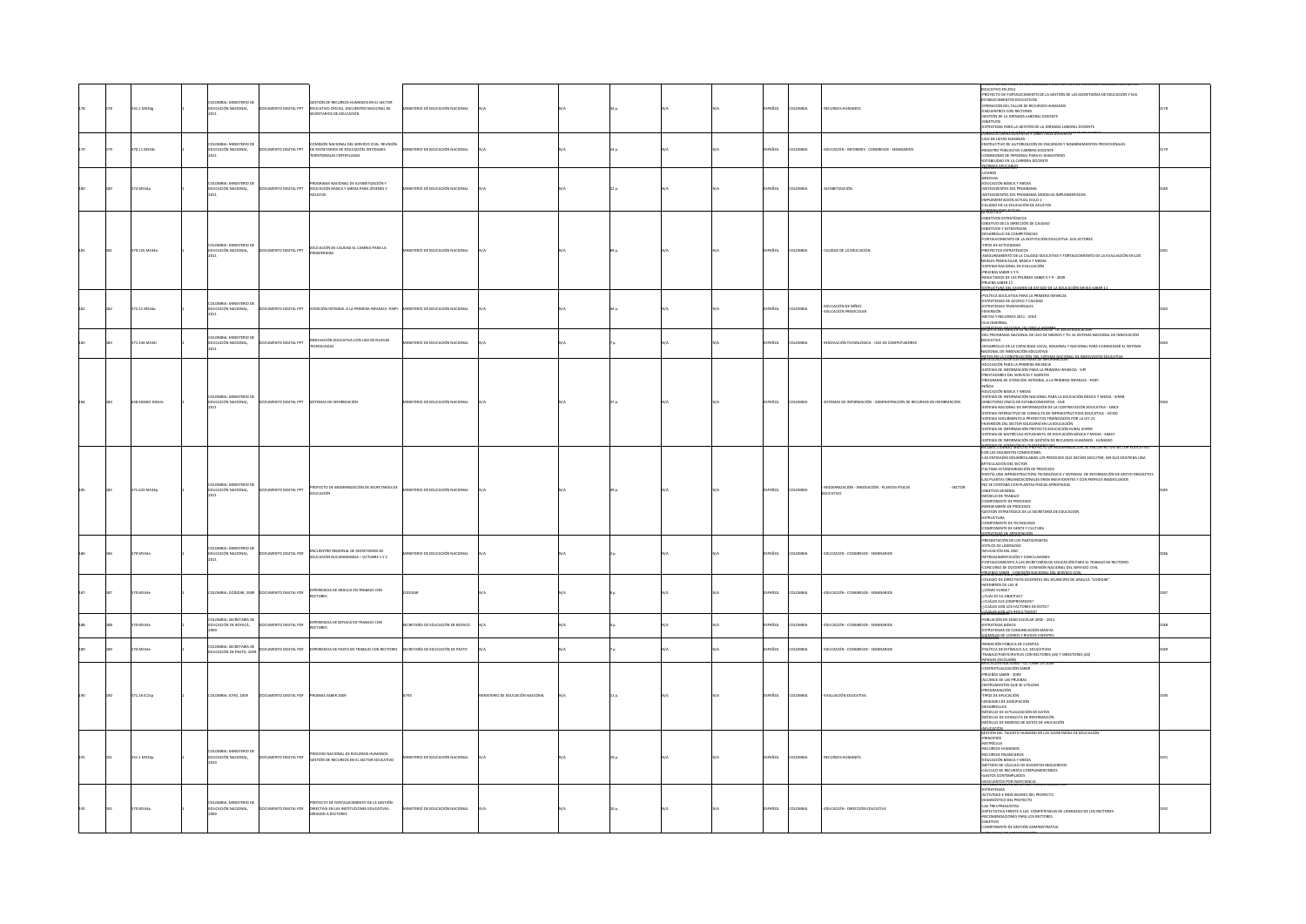| | | | | | | | | | | | | | | | | | | |
|---|---|---|---|---|---|---|---|---|---|---|---|---|---|---|---|---|---|---|
| 178 | 178 | 331.1 M534g | | 1 | COLOMBIA. MINISTERIO DE EDUCACIÓN NACIONAL, 2011 | DOCUMENTO DIGITAL PPT | GESTIÓN DE RECURSOS HUMANOS EN EL SECTOR EDUCATIVO OFICIAL. ENCUENTRO NACIONAL DE SECRETARIOS DE EDUCACIÓN | MINISTERIO DE EDUCACIÓN NACIONAL | N/A | N/A | 34 p. | N/A | N/A | ESPAÑOL | COLOMBIA | - RECURSOS HUMANOS | ...EDUCATIVO EN 2011 -PROYECTO DE FORTALECIMIENTO DE LA GESTIÓN DE LAS SECRETARÍAS DE EDUCACIÓN Y SUS ESTABLECIMIENTOS EDUCATIVOS -OPERACIÓN DEL TALLER DE RECURSOS HUMANOS -ENCUENTROS CON RECTORES -GESTIÓN DE LA JORNADA LABORAL DOCENTE -OBJETIVOS -ESTRATEGIA PARA LA GESTIÓN DE LA JORNADA LABORAL DOCENTE | 0178 |
| 179 | 179 | 370.11 M534c | | 1 | COLOMBIA. MINISTERIO DE EDUCACIÓN NACIONAL, 2011 | DOCUMENTO DIGITAL PPT | COMISIÓN NACIONAL DEL SERVICIO CIVIL: REUNIÓN DE SECRETARIOS DE EDUCACIÓN. ENTIDADES TERRITORIALES CERTIFICADAS | MINISTERIO DE EDUCACIÓN NACIONAL | N/A | N/A | 24 p. | N/A | N/A | ESPAÑOL | COLOMBIA | - EDUCACIÓN - INFORMES - CONGRESOS - SEMINARIOS | -USO DE LISTAS ELEGIBLES -INSTRUCTIVO DE AUTORIZACIÓN DE ENCARGOS Y NOMBRAMIENTOS PROVISIONALES -REGISTRO PÚBLICO DE CARRERA DOCENTE -COMISIONES DE PERSONAL PARA EL MAGISTERIO -ESTABILIDAD EN LA CARRERA DOCENTE -NORMAS APLICABLES | 0179 |
| 180 | 180 | 374 M534p | | 1 | COLOMBIA. MINISTERIO DE EDUCACIÓN NACIONAL, 2011 | DOCUMENTO DIGITAL PPT | PROGRAMA NACIONAL DE ALFABETIZACIÓN Y EDUCACIÓN BÁSICA Y MEDIA PARA JÓVENES Y ADULTOS | MINISTERIO DE EDUCACIÓN NACIONAL | N/A | N/A | 12 p. | N/A | N/A | ESPAÑOL | COLOMBIA | - ALFABETIZACIÓN | -LOGROS -BRECHAS -EDUCACIÓN BÁSICA Y MEDIA -ANTECEDENTES DEL PROGRAMA -ANTECEDENTES DEL PROGRAMA MODELOS IMPLEMENTADOS -IMPLEMENTACIÓN ACTUAL CICLO 1 -CALIDAD EN LA EDUCACIÓN DE ADULTOS -CONTRATACIÓN ACTUAL | 0180 |
| 181 | 181 | 379.155 M534e | | 1 | COLOMBIA. MINISTERIO DE EDUCACIÓN NACIONAL, 2011 | DOCUMENTO DIGITAL PPT | EDUCACIÓN DE CALIDAD EL CAMINO PARA LA PROSPERIDAD | MINISTERIO DE EDUCACIÓN NACIONAL | N/A | N/A | 89 p. | N/A | N/A | ESPAÑOL | COLOMBIA | - CALIDAD DE LA EDUCACIÓN | -OBJETIVOS ESTRATÉGICOS -OBJETIVO DE LA DIRECCIÓN DE CALIDAD -OBJETIVOS Y ESTRATEGIAS -DESARROLLO DE COMPETENCIAS -FORTALECIMIENTO DE LA INSTITUCIÓN EDUCATIVA, SUS ACTORES -TIPOS DE ACTIVIDADES -PROYECTOS ESTRATÉGICOS -ASEGURAMIENTO DE LA CALIDAD EDUCATIVA Y FORTALECIMIENTO DE LA EVALUACIÓN EN LOS NIVELES PREESCOLAR, BÁSICA Y MEDIA -SISTEMA NACIONAL DE EVALUACIÓN -PRUEBAS SABER 5 Y 9 -RESULTADOS DE LAS PRUEBAS SABER 5 Y 9 - 2009 -PRUEBA SABER 11 -ESTRUCTURA DEL EXAMEN DE ESTADO DE LA EDUCACIÓN MEDIA SABER 11 | 0181 |
| 182 | 182 | 372.21 M534a | | 1 | COLOMBIA. MINISTERIO DE EDUCACIÓN NACIONAL, 2011 | DOCUMENTO DIGITAL PPT | ATENCIÓN INTEGRAL A LA PRIMERA INFANCIA -PAIPI- | MINISTERIO DE EDUCACIÓN NACIONAL | N/A | N/A | 44 p. | N/A | N/A | ESPAÑOL | COLOMBIA | - EDUCACIÓN DE NIÑOS - EDUCACIÓN PREESCOLAR | -POLÍTICA EDUCATIVA PARA LA PRIMERA INFANCIA -ESTRATEGIAS DE ACCESO Y CALIDAD -ESTRATEGIAS TRANSVERSALES -INVERSIÓN -METAS Y RECURSOS 2011 - 2014 -OLA INVERNAL -ESTRATEGIA NACIONAL DE CERO A SIEMPRE | 0182 |
| 183 | 183 | 371.334 M534i | | 1 | COLOMBIA. MINISTERIO DE EDUCACIÓN NACIONAL, 2011 | DOCUMENTO DIGITAL PPT | INNOVACIÓN EDUCATIVA CON USO DE NUEVAS TECNOLOGÍAS | MINISTERIO DE EDUCACIÓN NACIONAL | N/A | N/A | 7 p. | N/A | N/A | ESPAÑOL | COLOMBIA | - INNOVACIÓN TECNOLÓGICA - USO DE COMPUTADORES | ...DEL PROGRAMA NACIONAL DE USO DE MEDIOS Y TIC AL SISTEMA NACIONAL DE INNOVACIÓN EDUCATIVA -DESARROLLO DE LA CAPACIDAD LOCAL, REGIONAL Y NACIONAL PARA CONSOLIDAR EL SISTEMA NACIONAL DE INNOVACIÓN EDUCATIVA -RETOS EN LA CONSTRUCCIÓN DEL SISTEMA NACIONAL DE INNOVACIÓN EDUCATIVA | 0183 |
| 184 | 184 | 658.403801 M534s | | 1 | COLOMBIA. MINISTERIO DE EDUCACIÓN NACIONAL, 2011 | DOCUMENTO DIGITAL PPT | SISTEMAS DE INFORMACIÓN | MINISTERIO DE EDUCACIÓN NACIONAL | N/A | N/A | 37 p. | N/A | N/A | ESPAÑOL | COLOMBIA | - SISTEMAS DE INFORMACIÓN - ADMINISTRACIÓN DE RECURSOS DE INFORMACIÓN | -EDUCACIÓN PARA LA PRIMERA INFANCIA -SISTEMA DE INFORMACIÓN PARA LA PRIMERA INFANCIA - SIPI -PRESTADORES DEL SERVICIO Y AGENTES -PROGRAMA DE ATENCIÓN INTEGRAL A LA PRIMERA INFANCIA - PAIPI -NIÑOS -EDUCACIÓN BÁSICA Y MEDIA -SISTEMA DE INFORMACIÓN NACIONAL PARA LA EDUCACIÓN BÁSICA Y MEDIA - SINEB -DIRECTORIO ÚNICO DE ESTABLECIMIENTOS - DUE -SISTEMA NACIONAL DE INFORMACIÓN DE LA CONTRATACIÓN EDUCATIVA - SINCE -SISTEMA INTERACTIVO DE CONSULTA DE INFRAESTRUCTURA EDUCATIVA - SICIED -SISTEMA SEGUIMIENTO A PROYECTOS FINANCIADOS POR LA LEY 21 -INVERSIÓN DEL SECTOR SOLIDARIO EN LA EDUCACIÓN -SISTEMA DE INFORMACIÓN PROYECTO EDUCACIÓN RURAL SIIPER -SISTEMA DE MATRÍCULA ESTUDIANTIL DE EDUCACIÓN BÁSICA Y MEDIA - SIMAT -SISTEMA DE INFORMACIÓN DE GESTIÓN DE RECURSOS HUMANOS - HUMANO | 0184 |
| 185 | 185 | 371.623 M534p | | 1 | COLOMBIA. MINISTERIO DE EDUCACIÓN NACIONAL, 2011 | DOCUMENTO DIGITAL PPT | PROYECTO DE MODERNIZACIÓN DE SECRETARÍAS DE EDUCACIÓN | MINISTERIO DE EDUCACIÓN NACIONAL | N/A | N/A | 39 p. | N/A | N/A | ESPAÑOL | COLOMBIA | - MODERNIZACIÓN - INNOVACIÓN - PLANTAS FÍSICAS - SECTOR EDUCATIVO | ...EL ANÁLISIS GENERAL PREVIO AL PROYECTO DE MODERNIZACIÓN, SE ENCONTRÓ UN SECTOR EDUCATIVO CON LAS SIGUIENTES CONDICIONES: -LAS ENTIDADES DESARROLLABAN LOS PROCESOS QUE DECÍAN EJECUTAR, SIN QUE EXISTIERA UNA ARTICULACIÓN DEL SECTOR -FALTABA ESTANDARIZACIÓN DE PROCESOS -EXISTÍA UNA INFRAESTRUCTURA TECNOLÓGICA Y SISTEMAS DE INFORMACIÓN DE APOYO OBSOLETOS -LAS PLANTAS ORGANIZACIONALES ERAN INSUFICIENTES Y CON PERFILES INADECUADOS -NO SE CONTABA CON PLANTAS FÍSICAS APROPIADAS -OBJETIVO GENERAL -MODELO DE TRABAJO -COMPONENTE DE PROCESOS -REINGENIERÍA DE PROCESOS -GESTIÓN ESTRATÉGICA DE LA SECRETARÍA DE EDUCACIÓN -ESTRUCTURA -COMPONENTE DE TECNOLOGÍA -COMPONENTE DE GENTE Y CULTURA -ESTRATEGIA DE APROPIACIÓN | 0185 |
| 186 | 186 | 370 M534e | | 1 | COLOMBIA. MINISTERIO DE EDUCACIÓN NACIONAL, 2011 | DOCUMENTO DIGITAL PDF | ENCUENTRO REGIONAL DE SECRETARIOS DE EDUCACIÓN BUCARAMANGA – OCTUBRE 1 Y 2 | MINISTERIO DE EDUCACIÓN NACIONAL | N/A | N/A | 2 p. | N/A | N/A | ESPAÑOL | COLOMBIA | - EDUCACIÓN - CONGRESOS - SEMINARIOS | -PRESENTACIÓN DE LOS PARTICIPANTES -ESTILOS DE LIDERAZGO -APLICACIÓN DEL DISC -RETROALIMENTACIÓN Y CONCLUSIONES -FORTALECIMIENTO A LAS SECRETARÍAS DE EDUCACIÓN PARA EL TRABAJO DE RECTORES -CONCURSO DE DOCENTES - COMISIÓN NACIONAL DEL SERVICIO CIVIL -PRUEBAS SABER - COMISIÓN NACIONAL DEL SERVICIO CIVIL | 0186 |
| 187 | 187 | 370 M534e | | 1 | COLOMBIA. CODIDAR, 2009 | DOCUMENTO DIGITAL PDF | EXPERIENCIA DE ARAUCA EN TRABAJO CON RECTORES | CODIDAR | N/A | N/A | 8 p. | N/A | N/A | ESPAÑOL | COLOMBIA | - EDUCACIÓN - CONGRESOS - SEMINARIOS | COLEGIO DE DIRECTIVOS DOCENTES DEL MUNICIPIO DE ARAUCA "CODIDAR" -MIEMBROS DE LAS IE -¿CÓMO SURGE? -¿CUÁL ES SU OBJETIVO? -¿CUÁLES SUS COMPROMISOS? -¿CUÁLES SON LOS FACTORES DE ÉXITO? -¿CUÁLES SON LOS RESULTADOS? | 0187 |
| 188 | 188 | 370 M534e | | 1 | COLOMBIA. SECRETARÍA DE EDUCACIÓN DE BOYACÁ, 2009 | DOCUMENTO DIGITAL PDF | EXPERIENCIA DE BOYACÁ EN TRABAJO CON RECTORES | SECRETARÍA DE EDUCACIÓN DE BOYACÁ | N/A | N/A | 6 p. | N/A | N/A | ESPAÑOL | COLOMBIA | - EDUCACIÓN - CONGRESOS - SEMINARIOS | -POBLACIÓN EN EDAD ESCOLAR 2005 - 2011 -ESTRATEGIA BÁSICA -ESTRATEGIAS DE COMUNICACIÓN MASIVA -EJEMPLOS DE LOGROS Y RETOS VIGENTES | 0188 |
| 189 | 189 | 370 M534e | | 1 | COLOMBIA. SECRETARÍA DE EDUCACIÓN DE PASTO, 2009 | DOCUMENTO DIGITAL PDF | EXPERIENCIA DE PASTO EN TRABAJO CON RECTORES | SECRETARÍA DE EDUCACIÓN DE PASTO | N/A | N/A | 7 p. | N/A | N/A | ESPAÑOL | COLOMBIA | - EDUCACIÓN - CONGRESOS - SEMINARIOS | -RENDICIÓN PÚBLICA DE CUENTAS -POLÍTICA DE ESTÍMULO A E- EDUCATIVOS -TRABAJO PARTICIPATIVO CON RECTORES (AS) Y DIRECTORES (AS) -MESAS ESCOLARES | 0189 |
| 190 | 190 | 371.26 IC15p | | 1 | COLOMBIA. ICFES, 2009 | DOCUMENTO DIGITAL PDF | PRUEBAS SABER 2009 | ICFES | MINISTERIO DE EDUCACIÓN NACIONAL | N/A | 11 p. | N/A | N/A | ESPAÑOL | COLOMBIA | - EVALUACIÓN EDUCATIVA | ...OCTUBRE DE 2009 -CONTEXTUALIZACIÓN SABER -PRUEBAS SABER - 2009 -ALCANCE DE LAS PRUEBAS -INSTRUMENTOS QUE SE UTILIZAN -PROGRAMACIÓN -TIPOS DE APLICACIÓN -UNIDADES DE AGRUPACIÓN -DESARROLLOS -MÓDULO DE ACTUALIZACIÓN DE DATOS -MÓDULO DE CONSULTA DE INFORMACIÓN -MÓDULO DE INGRESO DE DATOS DE APLICACIÓN -APLICACIÓN | 0190 |
| 191 | 191 | 331.1 M534p | | 1 | COLOMBIA. MINISTERIO DE EDUCACIÓN NACIONAL, 2010 | DOCUMENTO DIGITAL PDF | PROCESO NACIONAL DE RECURSOS HUMANOS GESTIÓN DE RECURSOS EN EL SECTOR EDUCATIVO | MINISTERIO DE EDUCACIÓN NACIONAL | N/A | N/A | 19 p. | N/A | N/A | ESPAÑOL | COLOMBIA | - RECURSOS HUMANOS | GESTIÓN DEL TALENTO HUMANO EN LAS SECRETARÍAS DE EDUCACIÓN -PRINCIPIOS -MATRÍCULA -RECURSOS HUMANOS -RECURSOS FINANCIEROS -EDUCACIÓN BÁSICA Y MEDIA -MÉTODO DE CÁLCULO DE DOCENTES REQUERIDOS -CÁLCULO DE RECURSOS COMPLEMENTARIOS -GASTOS CONTEMPLADOS -DESCUENTOS POR INEFICIENCIA | 0191 |
| 192 | 192 | 370 M534p | | 1 | COLOMBIA. MINISTERIO DE EDUCACIÓN NACIONAL, 2009 | DOCUMENTO DIGITAL PDF | PROYECTO DE FORTALECIMIENTO DE LA GESTIÓN DIRECTIVA EN LAS INSTITUCIONES EDUCATIVAS DIRIGIDO A RECTORES | MINISTERIO DE EDUCACIÓN NACIONAL | N/A | N/A | 30 p. | N/A | N/A | ESPAÑOL | COLOMBIA | - EDUCACIÓN - DIRECCIÓN EDUCATIVA | -ESTRATEGIAS -ACTIVIDAD E INDICADORES DEL PROYECTO -DIAGNÓSTICO DEL PROYECTO -LAS TRES PREGUNTAS -EXPECTATIVAS FRENTE A LAS COMPETENCIAS DE LIDERAZGO DE LOS RECTORES -RECOMENDACIONES PARA LOS RECTORES -OBJETIVO -COMPONENTE DE GESTIÓN ADMINISTRATIVA | 0192 |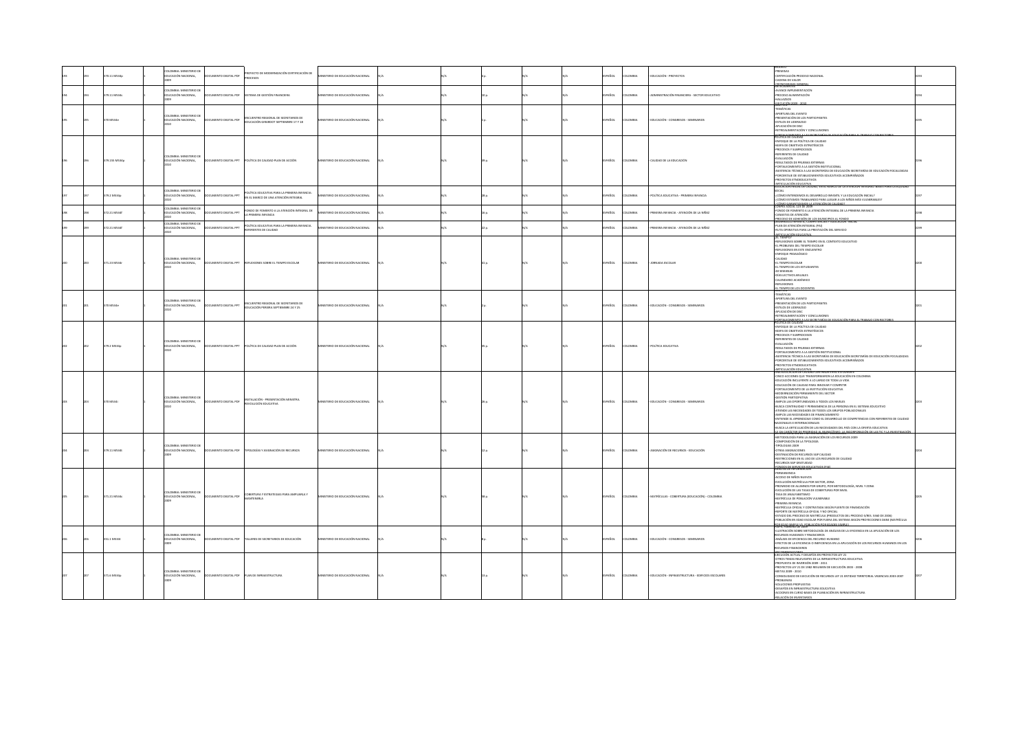| | | | | | | | | | | | | | | | | | | |
|---|---|---|---|---|---|---|---|---|---|---|---|---|---|---|---|---|---|---|
| 193 | 193 | 378.11 M534p | | 1 | COLOMBIA. MINISTERIO DE EDUCACIÓN NACIONAL, 2009 | DOCUMENTO DIGITAL PDF | PROYECTO DE MODERNIZACIÓN CERTIFICACIÓN DE PROCESOS | MINISTERIO DE EDUCACIÓN NACIONAL | N/A | N/A | 8 p. | N/A | N/A | ESPAÑOL | COLOMBIA | EDUCACIÓN - PROYECTOS | -PREMISAS -CERTIFICACIÓN PROCESO NACIONAL -CADENA DE VALOR -CRONOGRAMA GENERAL | 0193 |
| 194 | 194 | 378.11 M534s | | 1 | COLOMBIA. MINISTERIO DE EDUCACIÓN NACIONAL, 2009 | DOCUMENTO DIGITAL PDF | SISTEMA DE GESTIÓN FINANCIERA | MINISTERIO DE EDUCACIÓN NACIONAL | N/A | N/A | 10 p. | N/A | N/A | ESPAÑOL | COLOMBIA | ADMINISTRACIÓN FINANCIERA - SECTOR EDUCATIVO | -AVANCE IMPLEMENTACIÓN -PROCESO ALIMENTACIÓN -HALLAZGOS -EJECUCIÓN 2009 - 2010 | 0194 |
| 195 | 195 | 370 M534e | | 1 | COLOMBIA. MINISTERIO DE EDUCACIÓN NACIONAL, 2010 | DOCUMENTO DIGITAL PDF | ENCUENTRO REGIONAL DE SECRETARIOS DE EDUCACIÓN GIRARDOT SEPTIEMBRE 17 Y 18 | MINISTERIO DE EDUCACIÓN NACIONAL | N/A | N/A | 2 p. | N/A | N/A | ESPAÑOL | COLOMBIA | EDUCACIÓN - CONGRESOS - SEMINARIOS | -TEMÁTICAS -APERTURA DEL EVENTO -PRESENTACIÓN DE LOS PARTICIPANTES -ESTILOS DE LIDERAZGO -APLICACIÓN DE DISC -RETROALIMENTACIÓN Y CONCLUSIONES -FORTALECIMIENTO A LA SECRETARÍAS DE EDUCACIÓN PARA EL TRABAJO CON RECTORES | 0195 |
| 196 | 196 | 379.155 M534p | | 1 | COLOMBIA. MINISTERIO DE EDUCACIÓN NACIONAL, 2010 | DOCUMENTO DIGITAL PPT | POLÍTICA DE CALIDAD PLAN DE ACCIÓN | MINISTERIO DE EDUCACIÓN NACIONAL | N/A | N/A | 39 p. | N/A | N/A | ESPAÑOL | COLOMBIA | CALIDAD DE LA EDUCACIÓN | -POLÍTICA DE CALIDAD -ENFOQUE DE LA POLÍTICA DE CALIDAD -MAPA DE OBJETIVOS ESTRATÉGICOS -PROCESOS Y SUBPROCESOS -REFERENTES DE CALIDAD -EVALUACIÓN -RESULTADOS DE PRUEBAS EXTERNAS -FORTALECIMIENTO A LA GESTIÓN INSTITUCIONAL -ASISTENCIA TÉCNICA A LAS SECRETARÍAS DE EDUCACIÓN SECRETARÍAS DE EDUCACIÓN FOCALIZADAS -PORCENTAJE DE ESTABLECIMIENTOS EDUCATIVOS ACOMPAÑADOS -PROYECTOS ETNOEDUCATIVOS -ARTICULACIÓN EDUCATIVA | 0196 |
| 197 | 197 | 379.2 M534p | | 1 | COLOMBIA. MINISTERIO DE EDUCACIÓN NACIONAL, 2010 | DOCUMENTO DIGITAL PPT | POLÍTICA EDUCATIVA PARA LA PRIMERA INFANCIA: EN EL MARCO DE UNA ATENCIÓN INTEGRAL | MINISTERIO DE EDUCACIÓN NACIONAL | N/A | N/A | 28 p. | N/A | N/A | ESPAÑOL | COLOMBIA | POLÍTICA EDUCATIVA - PRIMERA INFANCIA | -EDUCACIÓN INICIAL DE CALIDAD, EN EL MARCO DE LA ATENCIÓN INTEGRAL BASES PARA LA EQUIDAD SOCIAL -¿CÓMO ENTENDEMOS EL DESARROLLO INFANTIL Y LA EDUCACIÓN INICIAL? -¿CÓMO ESTAMOS TRABAJANDO PARA LLEGAR A LOS NIÑOS MÁS VULNERABLES? -¿CÓMO GARANTIZAMOS LA ATENCIÓN DE CALIDAD? | 0197 |
| 198 | 198 | 372.21 M534f | | 1 | COLOMBIA. MINISTERIO DE EDUCACIÓN NACIONAL, 2010 | DOCUMENTO DIGITAL PPT | FONDO DE FOMENTO A LA ATENCIÓN INTEGRAL DE LA PRIMERA INFANCIA | MINISTERIO DE EDUCACIÓN NACIONAL | N/A | N/A | 16 p. | N/A | N/A | ESPAÑOL | COLOMBIA | PRIMERA INFANCIA - ATENCIÓN DE LA NIÑEZ | -CONPES SOCIAL 123 DE 2009 -FONDO DE FOMENTO A LA ATENCIÓN INTEGRAL DE LA PRIMERA INFANCIA -CANASTAS DE ATENCIÓN -PROCESO DE ADMISIÓN DE LOS MUNICIPIOS AL FONDO | 0198 |
| 199 | 199 | 372.21 M534f | | 1 | COLOMBIA. MINISTERIO DE EDUCACIÓN NACIONAL, 2010 | DOCUMENTO DIGITAL PPT | POLÍTICA EDUCATIVA PARA LA PRIMERA INFANCIA: REFERENTES DE CALIDAD | MINISTERIO DE EDUCACIÓN NACIONAL | N/A | N/A | 22 p. | N/A | N/A | ESPAÑOL | COLOMBIA | PRIMERA INFANCIA - ATENCIÓN DE LA NIÑEZ | -PROGRAMA DE ATENCIÓN INTEGRAL Y EDUCACIÓN INICIAL -PLAN DE ATENCIÓN INTEGRAL (PAI) -RUTA OPERATIVA PARA LA PRESTACIÓN DEL SERVICIO -ARTICULACIÓN EDUCATIVA | 0199 |
| 200 | 200 | 371.24 M534r | | 1 | COLOMBIA. MINISTERIO DE EDUCACIÓN NACIONAL, 2010 | DOCUMENTO DIGITAL PPT | REFLEXIONES SOBRE EL TIEMPO ESCOLAR | MINISTERIO DE EDUCACIÓN NACIONAL | N/A | N/A | 31 p. | N/A | N/A | ESPAÑOL | COLOMBIA | JORNADA ESCOLAR | -EL TIEMPO -REFLEXIONES SOBRE EL TIEMPO EN EL CONTEXTO EDUCATIVO -EL PROBLEMA DEL TIEMPO ESCOLAR -REFLEXIONES EN ESTE ENCUENTRO -ENFOQUE PEDAGÓGICO -CALIDAD -EL TIEMPO ESCOLAR -EL TIEMPO DE LOS ESTUDIANTES -40 SEMANAS -DÍAS LECTIVOS ANUALES -CALENDARIO ACADÉMICO -REFLEXIONES -EL TIEMPO DE LOS DOCENTES | 0200 |
| 201 | 201 | 370 M534e | | 1 | COLOMBIA. MINISTERIO DE EDUCACIÓN NACIONAL, 2010 | DOCUMENTO DIGITAL PPT | ENCUENTRO REGIONAL DE SECRETARIOS DE EDUCACIÓN PEREIRA SEPTIEMBRE 24 Y 25 | MINISTERIO DE EDUCACIÓN NACIONAL | N/A | N/A | 2 p. | N/A | N/A | ESPAÑOL | COLOMBIA | EDUCACIÓN - CONGRESOS - SEMINARIOS | -TEMÁTICAS -APERTURA DEL EVENTO -PRESENTACIÓN DE LOS PARTICIPANTES -ESTILOS DE LIDERAZGO -APLICACIÓN DE DISC -RETROALIMENTACIÓN Y CONCLUSIONES -FORTALECIMIENTO A LAS SECRETARÍAS DE EDUCACIÓN PARA EL TRABAJO CON RECTORES | 0201 |
| 202 | 202 | 379.2 M534p | | 1 | COLOMBIA. MINISTERIO DE EDUCACIÓN NACIONAL, 2010 | DOCUMENTO DIGITAL PPT | POLÍTICA DE CALIDAD PLAN DE ACCIÓN | MINISTERIO DE EDUCACIÓN NACIONAL | N/A | N/A | 39 p. | N/A | N/A | ESPAÑOL | COLOMBIA | POLÍTICA EDUCATIVA | -POLÍTICA DE CALIDAD -ENFOQUE DE LA POLÍTICA DE CALIDAD -MAPA DE OBJETIVOS ESTRATÉGICOS -PROCESOS Y SUBPROCESOS -REFERENTES DE CALIDAD -EVALUACIÓN -RESULTADOS DE PRUEBAS EXTERNAS -FORTALECIMIENTO A LA GESTIÓN INSTITUCIONAL -ASISTENCIA TÉCNICA A LAS SECRETARÍAS DE EDUCACIÓN SECRETARÍAS DE EDUCACIÓN FOCALIZADAS -PORCENTAJE DE ESTABLECIMIENTOS EDUCATIVOS ACOMPAÑADOS -PROYECTOS ETNOEDUCATIVOS -ARTICULACIÓN EDUCATIVA | 0202 |
| 203 | 203 | 370 M534i | | 1 | COLOMBIA. MINISTERIO DE EDUCACIÓN NACIONAL, 2010 | DOCUMENTO DIGITAL PDF | INSTALACIÓN - PRESENTACIÓN MINISTRA. REVOLUCIÓN EDUCATIVA | MINISTERIO DE EDUCACIÓN NACIONAL | N/A | N/A | 26 p. | N/A | N/A | ESPAÑOL | COLOMBIA | EDUCACIÓN - CONGRESOS - SEMINARIOS | -UNA EDUCACIÓN DE CALIDAD CON PERTINENCIA EN COLOMBIA -CINCO ACCIONES QUE TRANSFORMARON LA EDUCACIÓN EN COLOMBIA -EDUCACIÓN INCLUSIVA A LO LARGO DE TODA LA VIDA -EDUCACIÓN DE CALIDAD PARA INNOVAR Y COMPETIR -FORTALECIMIENTO DE LA INSTITUCIÓN EDUCATIVA -MODERNIZACIÓN PERMANENTE DEL SECTOR -GESTIÓN PARTICIPATIVA -AMPLÍA LAS OPORTUNIDADES A TODOS LOS NIVELES -BUSCA CONTINUIDAD Y PERMANENCIA DE LA PERSONA EN EL SISTEMA EDUCATIVO -ATIENDE LAS NECESIDADES DE TODOS LOS GRUPOS POBLACIONALES -AMPLÍA LAS POSIBILIDADES DE FINANCIAMIENTO -ENTIENDE EL APRENDIZAJE COMO EL DESARROLLO DE COMPETENCIAS CON REFERENTES DE CALIDAD NACIONALES E INTERNACIONALES -BUSCA LA ARTICULACIÓN DE LAS NECESIDADES DEL PAÍS CON LA OFERTA EDUCATIVA -LE DA CARÁCTER DE PRIORIDAD AL BILINGÜISMO, LA INCORPORACIÓN DE LAS TIC Y LA INVESTIGACIÓN | 0203 |
| 204 | 204 | 379.11 M534t | | 1 | COLOMBIA. MINISTERIO DE EDUCACIÓN NACIONAL, 2009 | DOCUMENTO DIGITAL PDF | TIPOLOGÍAS Y ASIGNACIÓN DE RECURSOS | MINISTERIO DE EDUCACIÓN NACIONAL | N/A | N/A | 12 p. | N/A | N/A | ESPAÑOL | COLOMBIA | ASIGNACIÓN DE RECURSOS - EDUCACIÓN | -METODOLOGÍA PARA LA ASIGNACIÓN DE LOS RECURSOS 2009 -COMPOSICIÓN DE LA TIPOLOGÍA -TIPOLOGÍAS 2009 -OTRAS ASIGNACIONES -DESTINACIÓN DE RECURSOS SGP CALIDAD -RESTRICCIONES EN EL USO DE LOS RECURSOS DE CALIDAD -RECURSOS SGP GRATUIDAD -FONDOS DE SERVICIOS EDUCATIVOS (FSE) | 0204 |
| 205 | 205 | 371.21 M534c | | 1 | COLOMBIA. MINISTERIO DE EDUCACIÓN NACIONAL, 2009 | DOCUMENTO DIGITAL PDF | COBERTURA Y ESTRATEGIAS PARA AMPLIARLA Y MANTENERLA | MINISTERIO DE EDUCACIÓN NACIONAL | N/A | N/A | 38 p. | N/A | N/A | ESPAÑOL | COLOMBIA | MATRÍCULAS - COBERTURA (EDUCACIÓN) - COLOMBIA | -AMPLIACIÓN DE COBERTURA -PERMANENCIA -ACCESO DE NIÑOS NUEVOS -EVOLUCIÓN MATRÍCULA POR SECTOR, ZONA -PROMEDIO DE ALUMNOS POR GRUPO, POR METODOLOGÍA, NIVEL Y ZONA -EVOLUCIÓN DE LAS TASAS DE COBERTURAS POR NIVEL -TASA DE ANALFABETISMO -MATRÍCULA DE POBLACIÓN VULNERABLE -PRIMERA INFANCIA -MATRÍCULA OFICIAL Y CONTRATADA SEGÚN FUENTE DE FINANCIACIÓN -REPORTE DE MATRÍCULA OFICIAL Y NO OFICIAL -ESTADO DEL PROCESO DE MATRÍCULA (PRODUCTOS DEL PROCESO S/RES. 5360 DE 2006) -POBLACIÓN EN EDAD ESCOLAR POR FUERA DEL SISTEMA SEGÚN PROYECCIONES DANE (MATRÍCULA SIMAT VS POBLACIÓN EDADES SIMPLE) | 0205 |
| 206 | 206 | 351.1 M534t | | 1 | COLOMBIA. MINISTERIO DE EDUCACIÓN NACIONAL, 2009 | DOCUMENTO DIGITAL PDF | TALLERES DE SECRETARIOS DE EDUCACIÓN | MINISTERIO DE EDUCACIÓN NACIONAL | N/A | N/A | 8 p. | N/A | N/A | ESPAÑOL | COLOMBIA | EDUCACIÓN - CONGRESOS - SEMINARIOS | -PARTICIPANTES: 30 ETC -ILUSTRACIÓN SOBRE METODOLOGÍA DE ANÁLISIS DE LA EFICIENCIA EN LA APLICACIÓN DE LOS RECURSOS HUMANOS Y FINANCIEROS -ANÁLISIS DE EFICIENCIA DEL RECURSO HUMANO -EFECTOS DE LA EFICIENCIA O INEFICIENCIA EN LA APLICACIÓN DE LOS RECURSOS HUMANOS EN LOS RECURSOS FINANCIEROS -RECOMENDACIONES | 0206 |
| 207 | 207 | 373.0 M534p | | 1 | COLOMBIA. MINISTERIO DE EDUCACIÓN NACIONAL, 2009 | DOCUMENTO DIGITAL PDF | PLAN DE INFRAESTRUCTURA | MINISTERIO DE EDUCACIÓN NACIONAL | N/A | N/A | 13 p. | N/A | N/A | ESPAÑOL | COLOMBIA | EDUCACIÓN - INFRAESTRUCTURA - EDIFICIOS ESCOLARES | -EJECUCIÓN ACTUAL Y DESAFÍOS EN PROYECTOS LEY 21 -OTROS TEMAS RELEVANTES DE LA INFRAESTRUCTURA EDUCATIVA -PROPUESTA DE INVERSIÓN 2009 - 2011 -PROYECTOS LEY 21 DE 1982 RESUMEN DE EJECUCIÓN 2003 - 2008 -METAS 2009 - 2010 -CONSOLIDADO DE EJECUCIÓN DE RECURSOS LEY 21 ENTIDAD TERRITORIAL VIGENCIAS 2003-2007 -PROBLEMAS -SOLUCIONES PROPUESTAS -DESAFÍOS EN INFRAESTRUCTURA EDUCATIVA -ACCIONES EN CURSO BASES DE PLANEACIÓN EN INFRAESTRUCTURA -RELACIÓN DE INVENTARIOS | 0207 |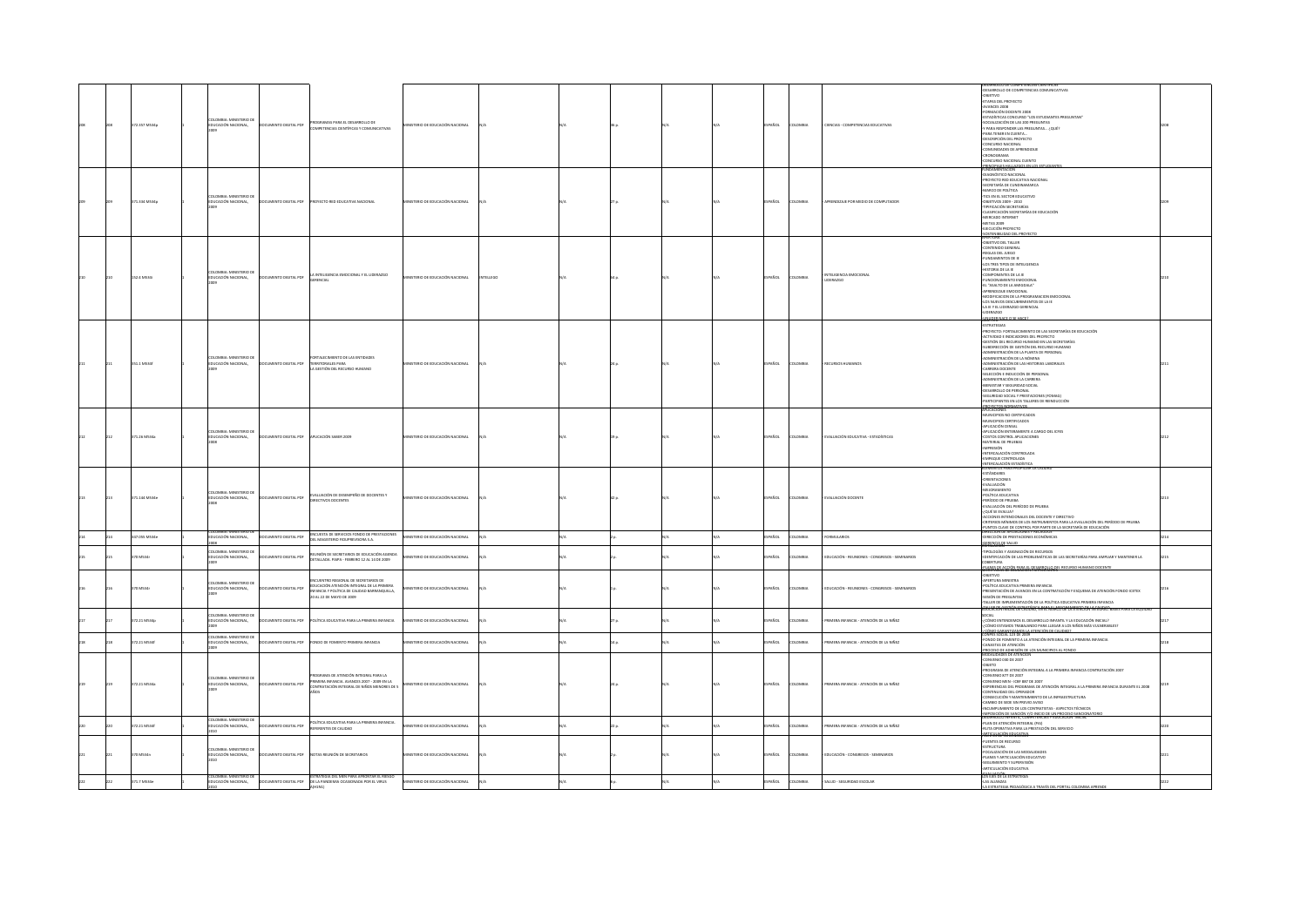| | | | | | | | | | | | | | | | | | | | |
|---|---|---|---|---|---|---|---|---|---|---|---|---|---|---|---|---|---|---|---|
| 208 | 208 | 372.357 M534p | | 1 | COLOMBIA. MINISTERIO DE EDUCACIÓN NACIONAL, 2009 | DOCUMENTO DIGITAL PDF | PROGRAMAS PARA EL DESARROLLO DE COMPETENCIAS CIENTÍFICAS Y COMUNICATIVAS | MINISTERIO DE EDUCACIÓN NACIONAL | N/A | | N/A | 36 p. | N/A | N/A | ESPAÑOL | COLOMBIA | CIENCIAS - COMPETENCIAS EDUCATIVAS | DESARROLLO DE COMPETENCIAS CIENTÍFICAS -DESARROLLO DE COMPETENCIAS COMUNICATIVAS -OBJETIVO -ETAPAS DEL PROYECTO -AVANCES 2008 -FORMACIÓN DOCENTE 2008 -ESTADÍSTICAS CONCURSO "LOS ESTUDIANTES PREGUNTAN" -SOCIALIZACIÓN DE LAS 200 PREGUNTAS -Y PARA RESPONDER LAS PREGUNTAS… ¿QUÉ? -PARA TENER EN CUENTA -DESCRIPCIÓN DEL PROYECTO -CONCURSO NACIONAL -COMUNIDADES DE APRENDIZAJE -CRONOGRAMA -CONCURSO NACIONAL CUENTO -PRINCIPALES HALLAZGOS EN LOS ESTUDIANTES | 2008 |
| 209 | 209 | 371.334 M534p | | 1 | COLOMBIA. MINISTERIO DE EDUCACIÓN NACIONAL, 2009 | DOCUMENTO DIGITAL PDF | PROYECTO RED EDUCATIVA NACIONAL | MINISTERIO DE EDUCACIÓN NACIONAL | N/A | | N/A | 27 p. | N/A | N/A | ESPAÑOL | COLOMBIA | APRENDIZAJE POR MEDIO DE COMPUTADOR | ANTECEDENTES -DIAGNÓSTICO NACIONAL -PROYECTO RED EDUCATIVA NACIONAL -SECRETARÍA DE CUNDINAMARCA -MARCO DE POLÍTICA -TIC EN EL SECTOR EDUCATIVO -OBJETIVOS 2009 - 2010 -TIPIFICACIÓN SECRETARÍAS -CLASIFICACIÓN SECRETARÍAS DE EDUCACIÓN -MERCADO INTERNET -METAS 2009 -EJECUCIÓN PROYECTO -SOSTENIBILIDAD DEL PROYECTO | 2009 |
| 210 | 210 | 152.4 M534i | | 1 | COLOMBIA. MINISTERIO DE EDUCACIÓN NACIONAL, 2009 | DOCUMENTO DIGITAL PDF | LA INTELIGENCIA EMOCIONAL Y EL LIDERAZGO GERENCIAL | MINISTERIO DE EDUCACIÓN NACIONAL | INTELLEGO | | N/A | 64 p. | N/A | N/A | ESPAÑOL | COLOMBIA | INTELIGENCIA EMOCIONAL LIDERAZGO | CONTENIDO -OBJETIVO DEL TALLER -CONTENIDO GENERAL -REGLAS DEL JUEGO -FUNDAMENTOS DE IE -LOS TRES TIPOS DE INTELIGENCIA -HISTORIA DE LA IE -COMPONENTES DE LA IE -FUNCIONAMIENTO EMOCIONAL -EL "ASALTO DE LA AMIGDALA" -APRENDIZAJE EMOCIONAL -MODIFICACION DE LA PROGRAMACION EMOCIONAL -LOS NUEVOS DESCUBRIMIENTOS DE LA IE -LA IE Y EL LIDERAZGO GERENCIAL -LIDERAZGO -¿EL LIDER NACE O SE HACE? | 0210 |
| 211 | 211 | 355.1 M534f | | 1 | COLOMBIA. MINISTERIO DE EDUCACIÓN NACIONAL, 2009 | DOCUMENTO DIGITAL PDF | FORTALECIMIENTO DE LAS ENTIDADES TERRITORIALES PARA LA GESTIÓN DEL RECURSO HUMANO | MINISTERIO DE EDUCACIÓN NACIONAL | N/A | | N/A | 24 p. | N/A | N/A | ESPAÑOL | COLOMBIA | RECURSOS HUMANOS | OBJETIVOS -ESTRATEGIAS -PROYECTO: FORTALECIMIENTO DE LAS SECRETARÍAS DE EDUCACIÓN -ACTIVIDAD E INDICADORES DEL PROYECTO -GESTIÓN DEL RECURSO HUMANO EN LAS SECRETARÍAS -SUBDIRECCIÓN DE GESTIÓN DEL RECURSO HUMANO -ADMINISTRACIÓN DE LA PLANTA DE PERSONAL -ADMINISTRACIÓN DE LA NÓMINA -ADMINISTRACIÓN DE LAS HISTORIAS LABORALES -CARRERA DOCENTE -SELECCIÓN E INDUCCIÓN DE PERSONAL -ADMINISTRACIÓN DE LA CARRERA -BIENESTAR Y SEGURIDAD SOCIAL -DESARROLLO DE PERSONAL -SEGURIDAD SOCIAL Y PRESTACIONES (FOMAG) -PARTICIPANTES EN LOS TALLERES DE INDUCCIÓN -PROYECTOS NORMATIVOS | 0211 |
| 212 | 212 | 371.26 M534a | | 1 | COLOMBIA. MINISTERIO DE EDUCACIÓN NACIONAL, 2008 | DOCUMENTO DIGITAL PDF | APLICACIÓN SABER 2009 | MINISTERIO DE EDUCACIÓN NACIONAL | N/A | | N/A | 19 p. | N/A | N/A | ESPAÑOL | COLOMBIA | EVALUACIÓN EDUCATIVA - ESTADÍSTICAS | APLICACIONES -MUNICIPIOS NO CERTIFICADOS -MUNICIPIOS CERTIFICADOS -APLICACIÓN CENSAL -APLICACIÓN ENTERAMENTE A CARGO DEL ICFES -COSTOS CONTROL APLICACIONES -MATERIAL DE PRUEBAS -IMPRESIÓN -INTERCALACIÓN CONTROLADA -EMPAQUE CONTROLADA -INTERCALACIÓN ESTADÍSTICA | 0212 |
| 213 | 213 | 371.144 M534e | | 1 | COLOMBIA. MINISTERIO DE EDUCACIÓN NACIONAL, 2008 | DOCUMENTO DIGITAL PDF | EVALUACIÓN DE DESEMPEÑO DE DOCENTES Y DIRECTIVOS DOCENTES | MINISTERIO DE EDUCACIÓN NACIONAL | N/A | | N/A | 42 p. | N/A | N/A | ESPAÑOL | COLOMBIA | EVALUACIÓN DOCENTE | ELEMENTOS PARA PROPONER UN CAMBIO -ESTÁNDARES -ORIENTACIONES -EVALUACIÓN -MEJORAMIENTO -POLÍTICA EDUCATIVA -PERÍODO DE PRUEBA -EVALUACIÓN DEL PERÍODO DE PRUEBA -¿QUÉ SE EVALÚA? -ACCIONES INTENCIONALES DEL DOCENTE Y DIRECTIVO -CRITERIOS MÍNIMOS DE LOS INSTRUMENTOS PARA LA EVALUACIÓN DEL PERÍODO DE PRUEBA -PUNTOS CLAVE DE CONTROL POR PARTE DE LA SECRETARÍA DE EDUCACIÓN | 0213 |
| 214 | 214 | 347.095 M534e | | 1 | COLOMBIA. MINISTERIO DE EDUCACIÓN NACIONAL, 2008 | DOCUMENTO DIGITAL PDF | ENCUESTA DE SERVICIOS FONDO DE PRESTACIONES DEL MAGISTERIO FIDUPREVISORA S.A. | MINISTERIO DE EDUCACIÓN NACIONAL | N/A | | N/A | 2 p. | N/A | N/A | ESPAÑOL | COLOMBIA | FORMULARIOS | DIRECCIÓN DE AFILIACIONES Y RECAUDOS -DIRECCIÓN DE PRESTACIONES ECONÓMICAS -GERENCIA DE SALUD | 0214 |
| 215 | 215 | 370 M534r | | 1 | COLOMBIA. MINISTERIO DE EDUCACIÓN NACIONAL, 2009 | DOCUMENTO DIGITAL PDF | REUNIÓN DE SECRETARIOS DE EDUCACIÓN AGENDA DETALLADA. PAIPA - FEBRERO 12 AL 14 DE 2009 | MINISTERIO DE EDUCACIÓN NACIONAL | N/A | | N/A | 2 p. | N/A | N/A | ESPAÑOL | COLOMBIA | EDUCACIÓN - REUNIONES - CONGRESOS - SEMINARIOS | TIPOLOGÍAS Y ASIGNACIÓN DE RECURSOS -IDENTIFICACIÓN DE LAS PROBLEMÁTICAS DE LAS SECRETARÍAS PARA AMPLIAR Y MANTENER LA COBERTURA -PLANES DE ACCIÓN PARA EL DESARROLLO DEL RECURSO HUMANO DOCENTE | 0215 |
| 216 | 216 | 370 M534l | | 1 | COLOMBIA. MINISTERIO DE EDUCACIÓN NACIONAL, 2009 | DOCUMENTO DIGITAL PDF | ENCUENTRO REGIONAL DE SECRETARIOS DE EDUCACIÓN ATENCIÓN INTEGRAL DE LA PRIMERA INFANCIA Y POLÍTICA DE CALIDAD BARRANQUILLA, 20 AL 22 DE MAYO DE 2009 | MINISTERIO DE EDUCACIÓN NACIONAL | N/A | | N/A | 3 p. | N/A | N/A | ESPAÑOL | COLOMBIA | EDUCACIÓN - REUNIONES - CONGRESOS - SEMINARIOS | OBJETIVO -APERTURA MINISTRA -POLÍTICA EDUCATIVA PRIMERA INFANCIA -PRESENTACIÓN DE AVANCES EN LA CONTRATACIÓN Y ESQUEMA DE ATENCIÓN FONDO ICETEX -SESIÓN DE PREGUNTAS -TALLER DE IMPLEMENTACIÓN DE LA POLÍTICA EDUCATIVA PRIMERA INFANCIA -TALLER DE GESTIÓN ESTRATÉGICA PARA EL MEJORAMIENTO DE LA CALIDAD | 0216 |
| 217 | 217 | 372.21 M534p | | 1 | COLOMBIA. MINISTERIO DE EDUCACIÓN NACIONAL, 2009 | DOCUMENTO DIGITAL PDF | POLÍTICA EDUCATIVA PARA LA PRIMERA INFANCIA | MINISTERIO DE EDUCACIÓN NACIONAL | N/A | | N/A | 27 p. | N/A | N/A | ESPAÑOL | COLOMBIA | PRIMERA INFANCIA - ATENCIÓN DE LA NIÑEZ | ¿QUÉ ES LA PRIMERA INFANCIA? ...SOCIAL -¿CÓMO ENTENDEMOS EL DESARROLLO INFANTIL Y LA EDUCACIÓN INICIAL? -¿CÓMO ESTAMOS TRABAJANDO PARA LLEGAR A LOS NIÑOS MÁS VULNERABLES? -¿CÓMO GARANTIZAMOS LA ATENCIÓN DE CALIDAD? | 0217 |
| 218 | 218 | 372.21 M534f | | 1 | COLOMBIA. MINISTERIO DE EDUCACIÓN NACIONAL, 2009 | DOCUMENTO DIGITAL PDF | FONDO DE FOMENTO PRIMERA INFANCIA | MINISTERIO DE EDUCACIÓN NACIONAL | N/A | | N/A | 14 p. | N/A | N/A | ESPAÑOL | COLOMBIA | PRIMERA INFANCIA - ATENCIÓN DE LA NIÑEZ | CONTEXTO DEL FONDO -FONDO DE FOMENTO A LA ATENCIÓN INTEGRAL DE LA PRIMERA INFANCIA -CANASTAS DE ATENCIÓN -PROCESO DE ADHESIÓN DE LOS MUNICIPIOS AL FONDO | 0218 |
| 219 | 219 | 372.21 M534a | | 1 | COLOMBIA. MINISTERIO DE EDUCACIÓN NACIONAL, 2009 | DOCUMENTO DIGITAL PDF | PROGRAMAS DE ATENCIÓN INTEGRAL PARA LA PRIMERA INFANCIA. AVANCES 2007 - 2009 EN LA CONTRATACIÓN INTEGRAL DE NIÑOS MENORES DE 5 AÑOS | MINISTERIO DE EDUCACIÓN NACIONAL | N/A | | N/A | 24 p. | N/A | N/A | ESPAÑOL | COLOMBIA | PRIMERA INFANCIA - ATENCIÓN DE LA NIÑEZ | MODALIDADES DE ATENCIÓN -CONVENIO 030 DE 2007 -OBJETO -PROGRAMAS DE ATENCIÓN INTEGRAL A LA PRIMERA INFANCIA CONTRATACIÓN 2007 -CONVENIO 677 DE 2007 -CONVENIO MEN - ICBF 887 DE 2007 -EXPERIENCIAS DEL PROGRAMAS DE ATENCIÓN INTEGRAL A LA PRIMERA INFANCIA DURANTE EL 2008 -CONTINUIDAD DEL OPERADOR -CONSECUCIÓN Y MANTENIMIENTO DE LA INFRAESTRUCTURA -CAMBIO DE SEDE SIN PREVIO AVISO -INCUMPLIMIENTO DE LOS CONTRATISTAS - ASPECTOS TÉCNICOS -IMPOSICIÓN DE SANCIÓN Y/O INICIO DE UN PROCESO SANCIONATORIO | 0219 |
| 220 | 220 | 372.21 M534f | | 1 | COLOMBIA. MINISTERIO DE EDUCACIÓN NACIONAL, 2010 | DOCUMENTO DIGITAL PDF | POLÍTICA EDUCATIVA PARA LA PRIMERA INFANCIA. REFERENTES DE CALIDAD | MINISTERIO DE EDUCACIÓN NACIONAL | N/A | | N/A | 22 p. | N/A | N/A | ESPAÑOL | COLOMBIA | PRIMERA INFANCIA - ATENCIÓN DE LA NIÑEZ | DESARROLLO INFANTIL, COMPETENCIAS Y EDUCACIÓN INICIAL -PLAN DE ATENCIÓN INTEGRAL (PAI) -RUTA OPERATIVA PARA LA PRESTACIÓN DEL SERVICIO -ARTICULACIÓN EDUCATIVA | 0220 |
| 221 | 221 | 370 M534n | | 1 | COLOMBIA. MINISTERIO DE EDUCACIÓN NACIONAL, 2010 | DOCUMENTO DIGITAL PDF | NOTAS REUNIÓN DE SECRETARIOS | MINISTERIO DE EDUCACIÓN NACIONAL | N/A | | N/A | 2 p. | N/A | N/A | ESPAÑOL | COLOMBIA | EDUCACIÓN - CONGRESOS - SEMINARIOS | PRIMERA INFANCIA -FUENTES DE RECURSO -ESTRUCTURA -FOCALIZACIÓN DE LAS MODALIDADES -PLANES Y ARTICULACIÓN EDUCATIVO -SEGUIMIENTO Y SUPERVISIÓN -ARTICULACIÓN EDUCATIVA | 0221 |
| 222 | 222 | 371.7 M534e | | 1 | COLOMBIA. MINISTERIO DE EDUCACIÓN NACIONAL, 2010 | DOCUMENTO DIGITAL PDF | ESTRATEGIA DEL MEN PARA AFRONTAR EL RIESGO DE LA PANDEMIA OCASIONADA POR EL VIRUS A(H1N1) | MINISTERIO DE EDUCACIÓN NACIONAL | N/A | | N/A | 8 p. | N/A | N/A | ESPAÑOL | COLOMBIA | SALUD - SEGURIDAD ESCOLAR | OBJETIVO -ACCIONES DE LA ESTRATEGIA -LAS ALIANZAS -LA ESTRATEGIA PEDAGÓGICA A TRAVÉS DEL PORTAL COLOMBIA APRENDE | 0222 |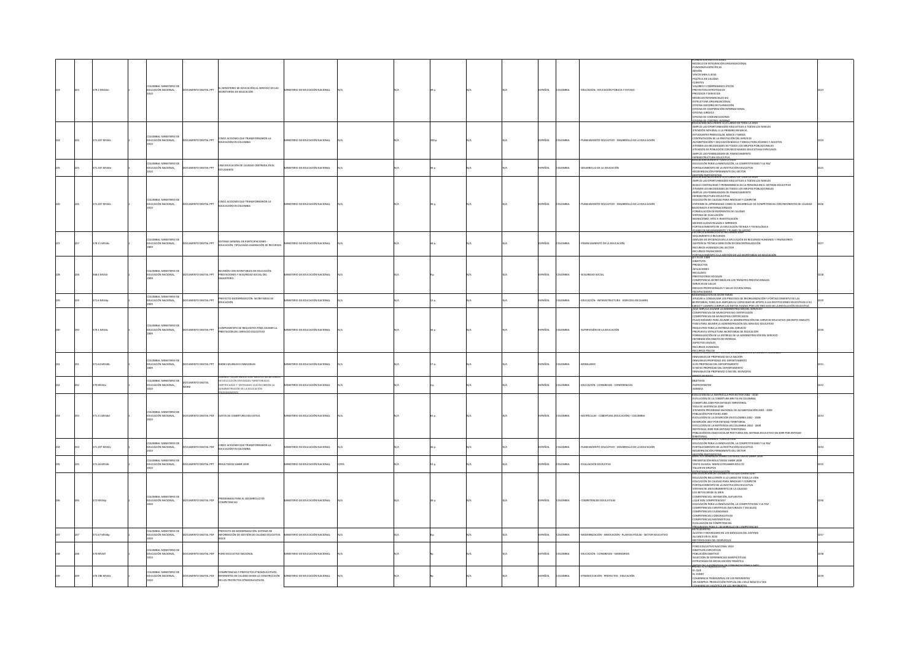| | | | | | | | | | | | | | | | | | | | | | |
|---|---|---|---|---|---|---|---|---|---|---|---|---|---|---|---|---|---|---|---|---|---|
| 223 | 223 | 379.2 M534m | | 1 | COLOMBIA: MINISTERIO DE EDUCACIÓN NACIONAL, 2010 | DOCUMENTO DIGITAL PPT | EL MINISTERIO DE EDUCACIÓN AL SERVICIO DE LAS SECRETARÍAS DE EDUCACIÓN | MINISTERIO DE EDUCACIÓN NACIONAL | N/A | | N/A | | 29 p. | | N/A | N/A | ESPAÑOL | COLOMBIA | EDUCACIÓN - EDUCACIÓN PÚBLICA Y ESTADO | -FORMACIÓN INSTITUCIONAL -MODELO DE INTEGRACIÓN ORGANIZACIONAL -FUNCIONES ESPECÍFICAS -MISIÓN -VISIÓN MEN A 2010 -POLÍTICA DE CALIDAD -CLIENTES -VALORES Y COMPROMISOS ÉTICOS -PROYECTOS ESTRATÉGICOS -PROCESOS Y SERVICIOS -MODELOS REFERENCIALES SIG -ESTRUCTURA ORGANIZACIONAL -OFICINA ASESORA DE PLANEACIÓN -OFICINA DE COOPERACIÓN INTERNACIONAL -OFICINA JURÍDICA -OFICINA DE COMUNICACIONES -OFICINA DE CONTROL INTERNO | 2223 |
| 224 | 224 | 371.207 M534c | | 1 | COLOMBIA: MINISTERIO DE EDUCACIÓN NACIONAL, 2010 | DOCUMENTO DIGITAL PPT | CINCO ACCIONES QUE TRANSFORMARON LA EDUCACIÓN EN COLOMBIA | MINISTERIO DE EDUCACIÓN NACIONAL | N/A | | N/A | | 100 p. | | N/A | N/A | ESPAÑOL | COLOMBIA | PLANEAMIENTO EDUCATIVO - DESARROLLO DE LA EDUCACIÓN | -EDUCACIÓN INCLUYENTE A LO LARGO DE TODA LA VIDA -AMPLÍA LAS OPORTUNIDADES EDUCATIVAS A TODOS LOS NIVELES -ATENCIÓN INTEGRAL A LA PRIMERA INFANCIA -ESTUDIANTES PREESCOLAR, BÁSICA Y MEDIA -CONTRATACIÓN DE LA PRESTACIÓN DEL SERVICIO -ALFABETIZACIÓN Y EDUCACIÓN BÁSICA Y MEDIA PARA JÓVENES Y ADULTOS -ATIENDE LAS NECESIDADES DE TODOS LOS GRUPOS POBLACIONALES -ATENCIÓN DE POBLACIÓN CON NECESIDADES EDUCATIVAS ESPECIALES -AMPLÍA LAS POSIBILIDADES DE FINANCIAMIENTO -INFRAESTRUCTURA EDUCATIVA | 2224 |
| 225 | 225 | 371.207 M534e | | 1 | COLOMBIA: MINISTERIO DE EDUCACIÓN NACIONAL, 2010 | DOCUMENTO DIGITAL PPT | UNA EDUCACIÓN DE CALIDAD CENTRADA EN EL ESTUDIANTE | MINISTERIO DE EDUCACIÓN NACIONAL | N/A | | N/A | | 26 p. | | N/A | N/A | ESPAÑOL | COLOMBIA | DESARROLLO DE LA EDUCACIÓN | -EDUCACIÓN INCLUYENTE TODA LA VIDA -EDUCACIÓN PARA LA INNOVACIÓN, LA COMPETITIVIDAD Y LA PAZ -FORTALECIMIENTO DE LA INSTITUCIÓN EDUCATIVA -MODERNIZACIÓN PERMANENTE DEL SECTOR -GESTIÓN PARTICIPATIVA | 2225 |
| 226 | 226 | 371.207 M534c | | 1 | COLOMBIA: MINISTERIO DE EDUCACIÓN NACIONAL, 2010 | DOCUMENTO DIGITAL PPT | CINCO ACCIONES QUE TRANSFORMARON LA EDUCACIÓN EN COLOMBIA | MINISTERIO DE EDUCACIÓN NACIONAL | N/A | | N/A | | 26 p. | | N/A | N/A | ESPAÑOL | COLOMBIA | PLANEAMIENTO EDUCATIVO - DESARROLLO DE LA EDUCACIÓN | -EDUCACIÓN INCLUYENTE A LO LARGO DE TODA LA VIDA -AMPLÍA LAS OPORTUNIDADES EDUCATIVAS A TODOS LOS NIVELES -BUSCA CONTINUIDAD Y PERMANENCIA DE LA PERSONA EN EL SISTEMA EDUCATIVO -ATIENDE LAS NECESIDADES DE TODOS LOS GRUPOS POBLACIONALES -AMPLÍA LAS POSIBILIDADES DE FINANCIAMIENTO -INFRAESTRUCTURA EDUCATIVA -EDUCACIÓN DE CALIDAD PARA INNOVAR Y COMPETIR -ENTIENDE EL APRENDIZAJE COMO EL DESARROLLO DE COMPETENCIAS CON REFERENTES DE CALIDAD NACIONALES E INTERNACIONALES -FORMULACIÓN DE REFERENTES DE CALIDAD -SISTEMA DE EVALUACIÓN -BILINGÜISMO, MTIC E INVESTIGACIÓN -MEDIOS AUDIOVISUALES E IMPRESOS -FORTALECIMIENTO DE LA EDUCACIÓN TÉCNICA Y TECNOLÓGICA -PLANES DE MEJORAMIENTO Y PLANES DE APOYO | 2226 |
| 227 | 227 | 379.11 M534s | | 1 | COLOMBIA: MINISTERIO DE EDUCACIÓN NACIONAL, 2009 | DOCUMENTO DIGITAL PPT | SISTEMA GENERAL DE PARTICIPACIONES - EDUCACIÓN. TIPOLOGÍAS ASIGNACIÓN DE RECURSOS | MINISTERIO DE EDUCACIÓN NACIONAL | N/A | | N/A | | 34 p. | | N/A | N/A | ESPAÑOL | COLOMBIA | FINANCIAMIENTO DE LA EDUCACIÓN | -ASIGNACIÓN DE RECURSOS 2002-2009 -SEGUIMIENTO A RECURSOS -ANÁLISIS DE EFICIENCIA EN LA APLICACIÓN DE RECURSOS HUMANOS Y FINANCIEROS -ASISTENCIA TÉCNICA DIRECCIÓN DE DESCENTRALIZACIÓN -RECURSOS HUMANOS DEL SECTOR -RECURSOS FINANCIEROS -FORTALECIMIENTO A LA GESTIÓN DE LAS SECRETARÍAS DE EDUCACIÓN | 2227 |
| 228 | 228 | 368.4 M534r | | 1 | COLOMBIA: MINISTERIO DE EDUCACIÓN NACIONAL, 2009 | DOCUMENTO DIGITAL PPT | REUNIÓN CON SECRETARIOS DE EDUCACIÓN, PRESTACIONES Y SEGURIDAD SOCIAL DEL MAGISTERIO | MINISTERIO DE EDUCACIÓN NACIONAL | N/A | | N/A | | 8 p. | | N/A | N/A | ESPAÑOL | COLOMBIA | SEGURIDAD SOCIAL | -LEY 91 DE 1989 -OBJETIVOS -PRODUCTOS -AFILIACIONES -RECAUDOS -PRESTACIONES SOCIALES -COMPETENCIA SECRETARÍAS EN LOS TRÁMITES PRESTACIONALES -SERVICIO DE SALUD -RIESGOS PROFESIONALES Y SALUD OCUPACIONAL -INCAPACIDADES | 2228 |
| 229 | 229 | 371.6 M534p | | 1 | COLOMBIA: MINISTERIO DE EDUCACIÓN NACIONAL, 2009 | DOCUMENTO DIGITAL PPT | PROYECTO MODERNIZACIÓN: SECRETARÍAS DE EDUCACIÓN | MINISTERIO DE EDUCACIÓN NACIONAL | N/A | | N/A | | 12 p. | | N/A | N/A | ESPAÑOL | COLOMBIA | EDUCACIÓN - INFRAESTRUCTURA - EDIFICIOS ESCOLARES | -MODERNIZACIÓN DE SECRETARÍAS -AYUDAR A CONSOLIDAR LOS PROCESOS DE REORGANIZACIÓN Y FORTALECIMIENTO DE LAS SECRETARÍAS, PARA QUE AMPLÍEN SU CAPACIDAD DE APOYO A LAS INSTITUCIONES EDUCATIVAS A SU CARGO Y LOGREN CUMPLIR LAS METAS TRAZADAS POR LOS TRES EJES DE LA REVOLUCIÓN EDUCATIVA | 2229 |
| 230 | 230 | 379.1 M534c | | 1 | COLOMBIA: MINISTERIO DE EDUCACIÓN NACIONAL, 2009 | DOCUMENTO DIGITAL PPT | CUMPLIMIENTO DE REQUISITOS PARA ASUMIR LA PRESTACIÓN DEL SERVICIO EDUCATIVO | MINISTERIO DE EDUCACIÓN NACIONAL | N/A | | N/A | | 16 p. | | N/A | N/A | ESPAÑOL | COLOMBIA | SUPERVISIÓN DE LA EDUCACIÓN | -QUÉ IMPLICA ASUMIR LA ADMINISTRACIÓN DEL SERVICIO -COMPETENCIAS DE MUNICIPIOS NO CERTIFICADOS -COMPETENCIAS DE MUNICIPIOS CERTIFICADOS -PLAZO MÁXIMO PARA ASUMIR LA ADMINISTRACIÓN DEL SERVICIO EDUCATIVO (DECRETO 3940/07) -PASOS PARA ASUMIR LA ADMINISTRACIÓN DEL SERVICIO EDUCATIVO -REQUISITOS PARA LA ENTREGA DEL SERVICIO -PROPUESTA ESTRUCTURA SECRETARÍAS DE EDUCACIÓN -FORMALIZACIÓN DE LA ENTREGA DE LA ADMINISTRACIÓN DEL SERVICIO -INFORMACIÓN OBJETO DE ENTREGA -ASPECTOS LEGALES -RECURSOS HUMANOS -RECURSOS FÍSICOS | 2230 |
| 231 | 231 | 371.63 M534b | | 1 | COLOMBIA: MINISTERIO DE EDUCACIÓN NACIONAL, 2009 | DOCUMENTO DIGITAL PPT | BIENES MUEBLES E INMUEBLES | MINISTERIO DE EDUCACIÓN NACIONAL | N/A | | N/A | | 17 p. | | N/A | N/A | ESPAÑOL | COLOMBIA | MOBILIARIO | -INMUEBLES DE PROPIEDAD DE LA NACIÓN -INMUEBLES PROPIEDAD DEL DEPARTAMENTO -SI ES PROPIEDAD DEL DEPARTAMENTO -SI NO ES PROPIEDAD DEL DEPARTAMENTO -INMUEBLES DE PROPIEDAD O NO DEL MUNICIPIO -BIENES MUEBLES | 2231 |
| 232 | 232 | 378 M534a | | 1 | COLOMBIA: MINISTERIO DE EDUCACIÓN NACIONAL, 2010 | DOCUMENTO DIGITAL WORD | AGENDA: TALLER INDUCCIÓN NUEVOS SECRETARIOS DE EDUCACIÓN ENTIDADES TERRITORIALES CERTIFICADAS Y ENTIDADES QUE RECIBIRÁN LA ADMINISTRACIÓN DE LA EDUCACIÓN PROXIMAMENTE | MINISTERIO DE EDUCACIÓN NACIONAL | N/A | | N/A | | 2 p. | | N/A | N/A | ESPAÑOL | COLOMBIA | EDUCACIÓN - CONGRESOS - CONFERENCIAS | -OBJETIVOS -PARTICIPANTES -AGENDA | 2232 |
| 233 | 233 | 371.21 M534d | | 1 | COLOMBIA: MINISTERIO DE EDUCACIÓN NACIONAL, 2010 | DOCUMENTO DIGITAL PDF | DATOS DE COBERTURA EDUCATIVA | MINISTERIO DE EDUCACIÓN NACIONAL | N/A | | N/A | | 61 p. | | N/A | N/A | ESPAÑOL | COLOMBIA | MATRÍCULAS - COBERTURA (EDUCACIÓN) - COLOMBIA | -EVOLUCIÓN DE LA MATRÍCULA POR SECTOR 2002 - 2010 -EVOLUCIÓN DE LA COBERTURA BRUTA EN COLOMBIA -COBERTURA 2009 POR ENTIDAD TERRITORIAL -TASA DE ASISTENCIA 2009 -ATENCIÓN PROGRAMA NACIONAL DE ALFABETIZACIÓN 2003 - 2009 -POBLACIÓN POR FUERA 2009 -EVOLUCIÓN DE LA DESERCIÓN EN COLOMBIA 2002 - 2008 -DESERCIÓN 2007 POR ENTIDAD TERRITORIAL -EVOLUCIÓN DE LA REPITENCIA EN COLOMBIA 2002 - 2009 -REPITENCIA 2009 POR ENTIDAD TERRITORIAL -POBLACIÓN EN EDAD ESCOLAR POR FUERA DEL SISTEMA EDUCATIVO EN 2009 POR ENTIDAD TERRITORIAL | 2233 |
| 234 | 234 | 371.207 M534c | | 1 | COLOMBIA: MINISTERIO DE EDUCACIÓN NACIONAL, 2010 | DOCUMENTO DIGITAL PDF | CINCO ACCIONES QUE TRANSFORMARON LA EDUCACIÓN EN COLOMBIA | MINISTERIO DE EDUCACIÓN NACIONAL | N/A | | N/A | | 26 p. | | N/A | N/A | ESPAÑOL | COLOMBIA | PLANEAMIENTO EDUCATIVO - DESARROLLO DE LA EDUCACIÓN | -EDUCACIÓN INCLUYENTE TODA LA VIDA -EDUCACIÓN PARA LA INNOVACIÓN, LA COMPETITIVIDAD Y LA PAZ -FORTALECIMIENTO DE LA INSTITUCIÓN EDUCATIVA -MODERNIZACIÓN PERMANENTE DEL SECTOR -GESTIÓN PARTICIPATIVA | 2234 |
| 235 | 235 | 371.26 M534r | | 1 | COLOMBIA: MINISTERIO DE EDUCACIÓN NACIONAL, 2010 | DOCUMENTO DIGITAL PPT | RESULTADOS SABER 2009 | MINISTERIO DE EDUCACIÓN NACIONAL | ICFES | | N/A | | 52 p. | | N/A | N/A | ESPAÑOL | COLOMBIA | EVALUACIÓN EDUCATIVA | -ASPECTOS GENERALES SOBRE LOS RESULTADOS SABER 2009 -PRESENTACIÓN RESULTADOS SABER 2009 -VISITA GUIADA: WWW.ICFESSABER.EDU.CO -TALLER EN GRUPOS -ESTRATEGIAS DE DIVULGACIÓN | 2235 |
| 236 | 236 | 372 M534p | | 1 | COLOMBIA: MINISTERIO DE EDUCACIÓN NACIONAL, 2010 | DOCUMENTO DIGITAL PDF | PROGRAMAS PARA EL DESARROLLO DE COMPETENCIAS | MINISTERIO DE EDUCACIÓN NACIONAL | N/A | | N/A | | 39 p. | | N/A | N/A | ESPAÑOL | COLOMBIA | COMPETENCIAS EDUCATIVAS | -UNA EDUCACIÓN DE CALIDAD PARA LA COLOMBIA QUE QUEREMOS -EDUCACIÓN INCLUYENTE A LO LARGO DE TODA LA VIDA -EDUCACIÓN DE CALIDAD PARA INNOVAR Y COMPETIR -FORTALECIMIENTO DE LA INSTITUCIÓN EDUCATIVA -SISTEMA DE ASEGURAMIENTO DE LA CALIDAD -LOS RETOS DESDE EL MEN -COMPETENCIAS: DEFINICIÓN, SUPUESTOS -¿QUÉ SON COMPETENCIAS? -EDUCACIÓN PARA LA INNOVACIÓN, LA COMPETITIVIDAD Y LA PAZ -COMPETENCIAS CIENTÍFICAS (NATURALES Y SOCIALES) -COMPETENCIAS CIUDADANAS -COMPETENCIAS COMUNICATIVAS -COMPETENCIAS MATEMÁTICAS -EVALUACIÓN DE COMPETENCIAS -PROGRAMAS PARA EL DESARROLLO DE COMPETENCIAS | 2236 |
| 237 | 237 | 371.67 M534p | | 1 | COLOMBIA: MINISTERIO DE EDUCACIÓN NACIONAL, 2010 | DOCUMENTO DIGITAL PDF | PROYECTO DE MODERNIZACIÓN. SISTEMA DE INFORMACIÓN DE GESTIÓN DE CALIDAD EDUCATIVA SIGCE | MINISTERIO DE EDUCACIÓN NACIONAL | N/A | | N/A | | 8 p. | | N/A | N/A | ESPAÑOL | COLOMBIA | MODERNIZACIÓN - INNOVACIÓN - PLANTAS FÍSICAS - SECTOR EDUCATIVO | -ANTECEDENTES -AJUSTES Y NOVEDADES EN LOS MÓDULOS DEL SISTEMA -ALCANCE EN EL 2010 -METODOLOGÍA DEL DESPLIEGUE | 2237 |
| 238 | 238 | 370 M534f | | 1 | COLOMBIA: MINISTERIO DE EDUCACIÓN NACIONAL, 2010 | DOCUMENTO DIGITAL PDF | FORO EDUCATIVO NACIONAL | MINISTERIO DE EDUCACIÓN NACIONAL | N/A | | N/A | | 9p. | | N/A | N/A | ESPAÑOL | COLOMBIA | EDUCACIÓN - CONGRESOS - SEMINARIOS | -FORO EDUCATIVO NACIONAL 2010 -OBJETIVOS ESPECÍFICOS -POBLACIÓN OBJETIVO -SELECCIÓN DE EXPERIENCIAS SIGNIFICATIVAS -ESTRATEGIAS DE MOVILIZACIÓN TEMÁTICA -APOYO DE LA ESTRATEGIA DE COMUNICACIONES MEN | 2238 |
| 239 | 239 | 370.196 M534c | | 1 | COLOMBIA: MINISTERIO DE EDUCACIÓN NACIONAL, 2010 | DOCUMENTO DIGITAL PDF | COMPETENCIAS Y PROYECTOS ETNOEDUCATIVOS. REFERENTES DE CALIDAD DESDE LA CONSTRUCCIÓN DE LOS PROYECTOS ETNOEDUCATIVOS | MINISTERIO DE EDUCACIÓN NACIONAL | N/A | | N/A | | 9p. | | N/A | N/A | ESPAÑOL | COLOMBIA | ETNOEDUCACIÓN - PROYECTOS - EDUCACIÓN | -ANTECEDENTES -EL QUÉ -EL CÓMO -COHERENCIA TRANSVERSAL DE LOS REFERENTES -UN EJEMPLO: PRODUCCIÓN TEXTUAL DEL CICLO BÁSICO U'WA -COHERENCIA HOLÍSTICA DE LOS REFERENTES | 2239 |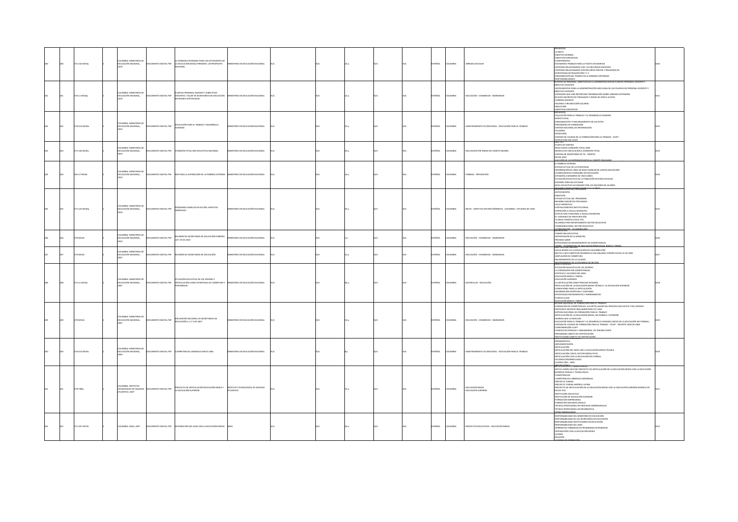| | | | | | | | | | | | | | | | | | | |
|---|---|---|---|---|---|---|---|---|---|---|---|---|---|---|---|---|---|---|
| 240 | 240 | 371.242 M534j | 1 | COLOMBIA. MINISTERIO DE EDUCACIÓN NACIONAL, 2010 | DOCUMENTO DIGITAL PDF | LA JORNADA EXTENDIDA PARA LOS ESTUDIANTES DE LA EDUCACIÓN BÁSICA PRIMARIA: UN PROPÓSITO NACIONAL | MINISTERIO DE EDUCACIÓN NACIONAL | N/A | N/A | 23 p. | N/A | N/A | ESPAÑOL | COLOMBIA | JORNADA ESCOLAR | DEFINICIÓN -LA META -OBJETIVO GENERAL -OBJETIVOS ESPECÍFICOS -COMPONENTES -ESCENARIOS POSIBLES PARA LA PUESTA EN MARCHA -CRITERIOS RELACIONADOS CON LOS RECURSOS DOCENTES -CRITERIOS RELACIONADOS CON RECURSOS FÍSICOS Y PEDAGÓGICOS -ESTRATEGIAS DE REALIZACIÓN 1 Y 2 -ORGANIZACIÓN DEL TIEMPO EN LA JORNADA EXTENDIDA -RESPONSABILIDADES | 0240 |
| 241 | 241 | 378.11 M534p | 1 | COLOMBIA. MINISTERIO DE EDUCACIÓN NACIONAL, 2010 | DOCUMENTO DIGITAL PDF | PLANTAS PERSONAL DOCENTE Y DIRECTIVOS DOCENTES: TALLER DE SECRETARIOS DE EDUCACIÓN ENTIDADES CERTIFICADAS | MINISTERIO DE EDUCACIÓN NACIONAL | N/A | N/A | 12 p. | N/A | N/A | ESPAÑOL | COLOMBIA | EDUCACIÓN - CONGRESOS - SEMINARIOS | PLANTAS DE PERSONAL OBJETIVOS DE LA ADMINISTRACIÓN DE PLANTAS PERSONAL DOCENTE Y DIRECTIVO DOCENTE -INSTRUMENTOS PARA LA ADMINISTRACIÓN ADECUADA DE LAS PLANTAS DE PERSONAL DOCENTE Y DIRECTIVO DOCENTE -ENTIDADES QUE HAN REPORTADO INFORMACIÓN SOBRE JORNADA EXTENDIDA -NUEVOS DECRETOS DE TRASLADOS Y ZONAS DE DIFÍCIL ACCESO -CARRERA DOCENTE -ASCENSO O REUBICACIÓN SALARIAL -INDUCCIÓN -OBJETIVOS ESPECÍFICOS | 0241 |
| 242 | 242 | 374.013 M534e | 1 | COLOMBIA. MINISTERIO DE EDUCACIÓN NACIONAL, 2010 | DOCUMENTO DIGITAL PDF | EDUCACIÓN PARA EL TRABAJO Y DESARROLLO HUMANO | MINISTERIO DE EDUCACIÓN NACIONAL | N/A | N/A | 25 p. | N/A | N/A | ESPAÑOL | COLOMBIA | ADIESTRAMIENTO OCUPACIONAL - EDUCACIÓN PARA EL TRABAJO | DEFINICIÓN -EDUCACIÓN PARA EL TRABAJO Y EL DESARROLLO HUMANO -MARCO LEGAL -ORGANIZACIÓN Y FUNCIONAMIENTO DE LAS IETDH -PROGRAMAS DE FORMACIÓN -SISTEMA NACIONAL DE INFORMACIÓN -USUARIOS -SECRETARÍA -SISTEMA DE CALIDAD DE LA FORMACIÓN PARA EL TRABAJO - SCAFT -ESTRUCTURA DEL SCAFT | 0242 |
| 243 | 243 | 371.334 M534c | 1 | COLOMBIA. MINISTERIO DE EDUCACIÓN NACIONAL, 2010 | DOCUMENTO DIGITAL PDF | CONEXIÓN TOTAL RED EDUCATIVA NACIONAL | MINISTERIO DE EDUCACIÓN NACIONAL | N/A | N/A | 29 p. | N/A | N/A | ESPAÑOL | COLOMBIA | EDUCACIÓN POR MEDIO DE COMPUTADORES | OBJETIVO -PUNTO DE PARTIDA -RESULTADOS CONEXIÓN TOTAL 2009 -MODELO DE VINCULACIÓN A CONEXIÓN TOTAL -SISTEMA DE MONITOREO DE TIC - MONTIC -RETOS 2010 -ELECCIÓN DE LOS REPRESENTANTES AL COMITÉ FIDUCIARIO | 0243 |
| 244 | 244 | 362.57 M534r | 1 | COLOMBIA. MINISTERIO DE EDUCACIÓN NACIONAL, 2010 | DOCUMENTO DIGITAL PDF | RED PARA LA SUPERACIÓN DE LA POBREZA EXTREMA | MINISTERIO DE EDUCACIÓN NACIONAL | N/A | N/A | 24 p. | N/A | N/A | ESPAÑOL | COLOMBIA | POBREZA - PREVENCIÓN | LA POBREZA EXTREMA -ESTADO ACTUAL DE LA ESTRATEGIA -INFORMACIÓN EN LÍNEA DE BASE FAMILIAR DE JUNTOS EDUCACIÓN -LOGROS BÁSICOS FAMILIARES EN EDUCACIÓN -ATENCIÓN A MENORES DE CINCO AÑOS -SITUACIÓN EDUCATIVA DE LA POBLACIÓN EN EDAD ESCOLAR -RAZONES PARA NO ESTUDIAR -NIVEL EDUCATIVO ALCANZADO POR LOS MAYORES DE 18 AÑOS -MENORES TRABAJADORES ENTRE 15 Y 17 AÑOS | 0244 |
| 245 | 245 | 371.223 M534p | 1 | COLOMBIA. MINISTERIO DE EDUCACIÓN NACIONAL, 2010 | DOCUMENTO DIGITAL PDF | PROGRAMAS FAMILIAS EN ACCIÓN: ASPECTOS GENERALES | MINISTERIO DE EDUCACIÓN NACIONAL | N/A | N/A | 33 p. | N/A | N/A | ESPAÑOL | COLOMBIA | BECAS - ASPECTOS SOCIOECONÓMICOS - COLOMBIA - ESTUDIOS DE CASO | COMPONENTES DEL PROGRAMA -ANTECEDENTES -OBJETIVOS -ESTADO ACTUAL DEL PROGRAMA -MENORES INSCRITOS POR GRADO -CICLO OPERATIVO -FORTALECIMIENTO INSTITUCIONAL -OPERACIÓN A ESCALA MUNICIPAL -ESTRUCTURA FUNCIONAL A ESCALA MUNICIPAL -EL CONVENIO DE PARTICIPACIÓN -LA MESA TEMÁTICA EN EL PFA -ACUERDOS POR DEPARTAMENTO SECTOR EDUCATIVO -CONSIDERACIONES: SECTOR EDUCATIVO -COORDINACIÓN - COLABORACIÓN | 0245 |
| 246 | 246 | 370 M534r | 1 | COLOMBIA. MINISTERIO DE EDUCACIÓN NACIONAL, 2010 | DOCUMENTO DIGITAL PDF | REUNIÓN DE SECRETARIOS DE EDUCACIÓN FEBRERO 18 Y 19 DE 2010 | MINISTERIO DE EDUCACIÓN NACIONAL | N/A | N/A | 1 p. | N/A | N/A | ESPAÑOL | COLOMBIA | EDUCACIÓN - CONGRESOS - SEMINARIOS | INSTALACIÓN -COBERTURA EDUCATIVA -INTERVENCIÓN DE LA MINISTRA -PRUEBAS SABER -ESTRATEGIAS DE MEJORAMIENTO DE COMPETENCIAS -CIERRE - VICEMINISTRA DE EDUCACIÓN PREESCOLAR, BÁSICA Y MEDIA | 0246 |
| 247 | 247 | 370 M534r | 1 | COLOMBIA. MINISTERIO DE EDUCACIÓN NACIONAL, 2007 | DOCUMENTO DIGITAL PDF | REUNIÓN DE SECRETARIOS DE EDUCACIÓN | MINISTERIO DE EDUCACIÓN NACIONAL | N/A | N/A | 12 p. | N/A | N/A | ESPAÑOL | COLOMBIA | EDUCACIÓN - CONGRESOS - SEMINARIOS | ¿DE DÓNDE VENIMOS? HACIA DONDE VA LA EDUCACIÓN EN COLOMBIA PND -METAS A 2015 OBJETIVOS DESARROLLO DEL MILENIO CONPES SOCIAL 91 DE 2005 -AMPLIACIÓN DE COBERTURA -MEJORAMIENTO DE LA CALIDAD -MEJORAMIENTO DE LA EFICIENCIA DEL SECTOR | 0247 |
| 248 | 248 | 371.21 M534s | 1 | COLOMBIA. MINISTERIO DE EDUCACIÓN NACIONAL, 2007 | DOCUMENTO DIGITAL PDF | SITUACIÓN EDUCATIVA DE LOS JÓVENES Y ARTICULACIÓN COMO ESTRATEGIA DE COBERTURA Y PERTINENCIA | MINISTERIO DE EDUCACIÓN NACIONAL | N/A | N/A | 38 p. | N/A | N/A | ESPAÑOL | COLOMBIA | MATRÍCULAS - EDUCACIÓN | CONTENIDO -SITUACIÓN EDUCATIVA DE LOS JÓVENES -LA FORMACIÓN POR COMPETENCIAS -POLÍTICAS Y ACCIONES DEL MEN -EDUCACIÓN BÁSICA Y MEDIA -EDUCACIÓN SUPERIOR -LA ARTICULACIÓN COMO PROCESO INTEGRAL -ARTICULACIÓN DE LA EDUCACIÓN MEDIA TÉCNICA Y LA EDUCACIÓN SUPERIOR -CONDICIONES PARA LA ARTICULACIÓN -INFORMACIÓN OPORTUNA Y CONFIABLE -ESTRATEGIAS INSTRUMENTOS Y HERRAMIENTAS -PUNTOS CLAVE -EDUCACIÓN BÁSICA Y MEDIA | 0248 |
| 249 | 249 | 370 M534r | 1 | COLOMBIA. MINISTERIO DE EDUCACIÓN NACIONAL, 2007 | DOCUMENTO DIGITAL PDF | ENCUENTRO NACIONAL DE SECRETARIOS DE EDUCACIÓN 3, 4 Y 5 DE 2007 | MINISTERIO DE EDUCACIÓN NACIONAL | N/A | N/A | 13 p. | N/A | N/A | ESPAÑOL | COLOMBIA | EDUCACIÓN - CONGRESOS - SEMINARIOS | SISTEMA NACIONAL DE FORMACIÓN PARA EL TRABAJO -FORMACIÓN DE COMPETENCIAS: EJE ARTICULADOR DEL PROCESO EDUCATIVO Y DEL SISTEMA -PROPUESTA DECRETO REGLAMENTARIO LEY 1064 -SISTEMA NACIONAL DE FORMACIÓN PARA EL TRABAJO -ARTICULACIÓN DE LA EDUCACIÓN MEDIA, NO FORMAL Y SUPERIOR -NORMAS QUE LA REGULAN -EDUCACIÓN PARA EL TRABAJO Y EL DESARROLLO HUMANO (ANTES DE LA EDUCACIÓN NO FORMAL) -SISTEMA DE CALIDAD DE FORMACIÓN PARA EL TRABAJO - SCAFT - DECRETO 2020 DE 2006 -CONFORMACIÓN SCAFT -COMITÉS SECTORIALES Y ORGANISMOS DE TERCERA PARTE -PROGRAMAS OBJETO DE CERTIFICACIÓN -INSTITUCIONES OBJETO DE CERTIFICACIÓN | 0249 |
| 250 | 250 | 374.013 M534c | 1 | COLOMBIA. MINISTERIO DE EDUCACIÓN NACIONAL, 2006 | DOCUMENTO DIGITAL PDF | COMPETENCIAS LABORALES MAYO 2006 | MINISTERIO DE EDUCACIÓN NACIONAL | N/A | N/A | 8 p. | N/A | N/A | ESPAÑOL | COLOMBIA | ADIESTRAMIENTO OCUPACIONAL - EDUCACIÓN PARA EL TRABAJO | CONTENIDO -PROBLEMÁTICA -IMPLEMENTACIÓN -ARTICULACIÓN -ARTICULACIÓN DEL SENA CON LA EDUCACIÓN MEDIA TÉCNICA -ARTICULACIÓN CON EL SECTOR PRODUCTIVO -ARTICULACIÓN CON LA EDUCACIÓN NO FORMAL -ACCIONES DESARROLLADAS -LOGROS 2003 - 2005 | 0250 |
| 251 | 251 | 370 I78p | 1 | COLOMBIA. INSTITUTO TECNOLÓGICO DE SOLEDAD ATLÁNTICO, 2007 | DOCUMENTO DIGITAL PDF | PROYECTO DE ARTICULACIÓN EDUCACIÓN MEDIA Y LA EDUCACIÓN SUPERIOR | INSTITUTO TECNOLÓGICO DE SOLEDAD ATLÁNTICO | N/A | N/A | 25 p. | N/A | N/A | ESPAÑOL | COLOMBIA | EDUCACIÓN MEDIA EDUCACIÓN SUPERIOR | MISIÓN, VISIÓN Y BENEFICIARIOS -METAS VISIÓN 2019 DEL PROYECTO DE ARTICULACIÓN DE LA EDUCACIÓN MEDIA CON LA EDUCACIÓN SUPERIOR TÉCNICA Y TECNOLÓGICA -COMPETENCIAS -COMPETENCIAS LABORALES GENERALES -PROYECTO TUNING -PROYECTO TUNING AMÉRICA LATINA -PROYECTO DE ARTICULACIÓN DE LA EDUCACIÓN MEDIA CON LA EDUCACIÓN SUPERIOR MODELO DE CICLOS ITSA -INSTITUCIÓN EDUCATIVA -INSTITUCIÓN DE EDUCACIÓN SUPERIOR -FORMACIÓN EMPRESARIAL -FORMACIÓN SEGUNDA LENGUA -TÉCNICA PROFESIONAL EN PROCESOS EMPRESARIALES -TÉCNICA PROFESIONAL EN INFORMÁTICA -CERTIFICACIÓN: PALABRA | 0251 |
| 252 | 252 | 371.207 S467i | 1 | COLOMBIA. SENA, 2007 | DOCUMENTO DIGITAL PDF | INTEGRACIÓN DEL SENA CON LA EDUCACIÓN MEDIA | SENA | N/A | N/A | 30 p. | N/A | N/A | ESPAÑOL | COLOMBIA | PROYECTOS EDUCATIVOS - EDUCACIÓN MEDIA | -RESPONSABILIDAD DEL MINISTERIO DE EDUCACIÓN -RESPONSABILIDAD DE LAS SECRETARÍAS DE EDUCACIÓN -RESPONSABILIDAD INSTITUCIONES DE EDUCACIÓN -RESPONSABILIDAD DEL SENA -APRENDICES FORMADOS EN PROGRAMAS INTEGRADOS -INTEGRACIÓN CON LA EDUCACIÓN MEDIA -LOGROS -DESAFÍOS -CADENAS DE FORMACIÓN | 0252 |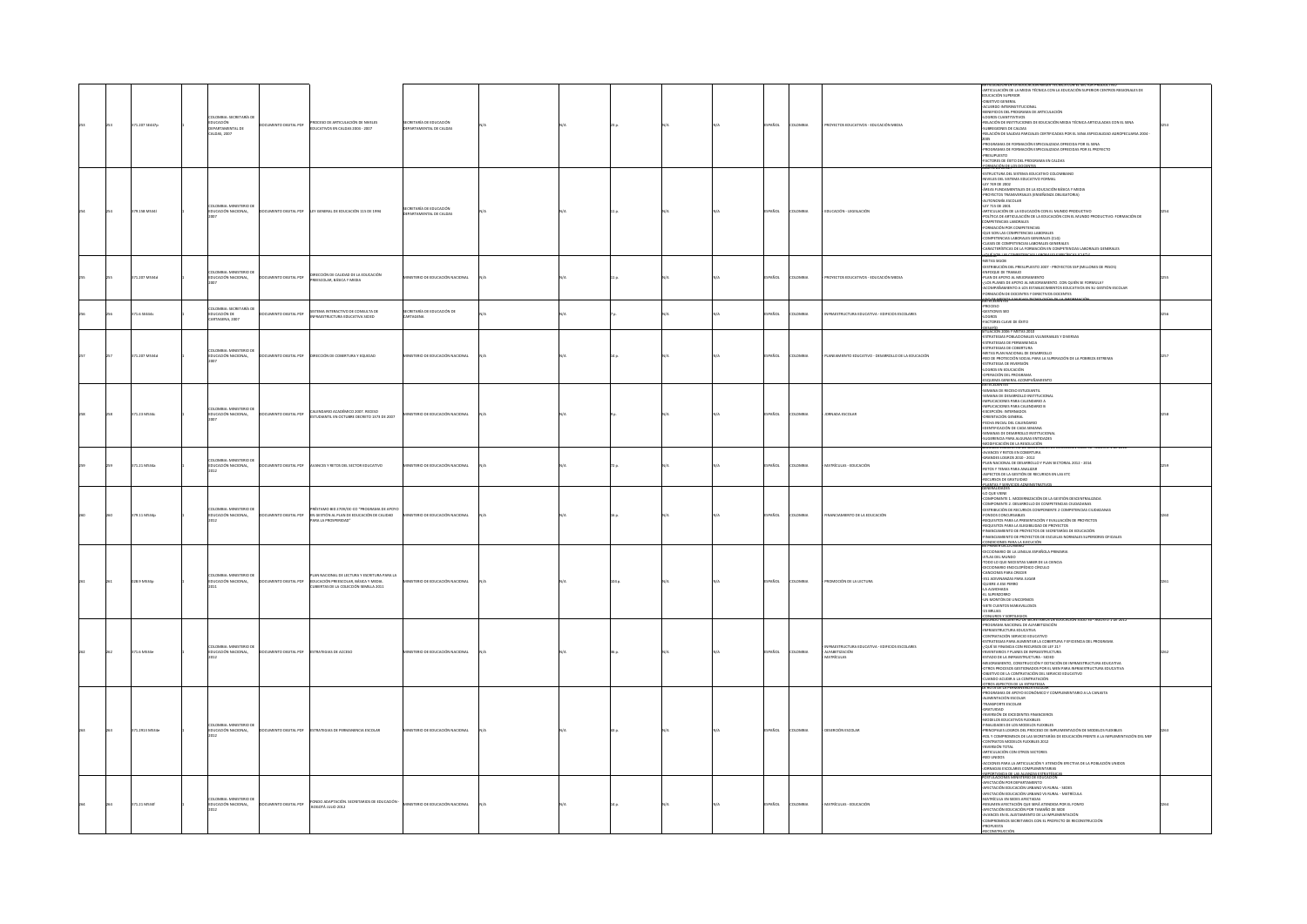| | | | | | | | | | | | | | | | | | | | |
|---|---|---|---|---|---|---|---|---|---|---|---|---|---|---|---|---|---|---|---|
| 253 | 253 | 371.207 S643Pa | | 1 | COLOMBIA. SECRETARÍA DE EDUCACIÓN DEPARTAMENTAL DE CALDAS, 2007 | DOCUMENTO DIGITAL PDF | PROCESO DE ARTICULACIÓN DE NIVELES EDUCATIVOS EN CALDAS 2006 - 2007 | SECRETARÍA DE EDUCACIÓN DEPARTAMENTAL DE CALDAS | N/A | N/A | 29 p. | N/A | N/A | ESPAÑOL | COLOMBIA | PROYECTOS EDUCATIVOS - EDUCACIÓN MEDIA | -INSTITUCIONES DE EDUCACIÓN MEDIA TÉCNICA CON EL SECTOR PRODUCTIVO -ARTICULACIÓN DE LA MEDIA TÉCNICA CON LA EDUCACIÓN SUPERIOR CENTROS REGIONALES DE EDUCACIÓN SUPERIOR -OBJETIVO GENERAL -ACUERDO INTERINSTITUCIONAL -BENEFICIOS DEL PROGRAMA DE ARTICULACIÓN -LOGROS CUANTITATIVOS -RELACIÓN DE INSTITUCIONES DE EDUCACIÓN MEDIA TÉCNICA ARTICULADAS CON EL SENA -SUBREGIONES DE CALDAS -RELACIÓN DE SALIDAS PARCIALES CERTIFICADAS POR EL SENA ESPECIALIDAD AGROPECUARIA 2004 - 2005 -PROGRAMAS DE FORMACIÓN ESPECIALIZADA OFRECIDA POR EL SENA -PROGRAMAS DE FORMACIÓN ESPECIALIZADA OFRECIDAS POR EL PROYECTO -PRESUPUESTO -FACTORES DE ÉXITO DEL PROGRAMA EN CALDAS -FORMACIÓN DE LOS DOCENTES | 0253 |
| 254 | 254 | 379.158 M534L | | 1 | COLOMBIA. MINISTERIO DE EDUCACIÓN NACIONAL, 2007 | DOCUMENTO DIGITAL PDF | LEY GENERAL DE EDUCACIÓN 115 DE 1994 | SECRETARÍA DE EDUCACIÓN DEPARTAMENTAL DE CALDAS | N/A | N/A | 11 p. | N/A | N/A | ESPAÑOL | COLOMBIA | EDUCACIÓN - LEGISLACIÓN | -LEY 115 DE 1994 -ESTRUCTURA DEL SISTEMA EDUCATIVO COLOMBIANO -NIVELES DEL SISTEMA EDUCATIVO FORMAL -LEY 749 DE 2002 -ÁREAS FUNDAMENTALES DE LA EDUCACIÓN BÁSICA Y MEDIA -PROYECTOS TRANSVERSALES (ENSEÑANZA OBLIGATORIA) -AUTONOMÍA ESCOLAR -LEY 715 DE 2001 -ARTICULACIÓN DE LA EDUCACIÓN CON EL MUNDO PRODUCTIVO -POLÍTICA DE ARTICULACIÓN DE LA EDUCACIÓN CON EL MUNDO PRODUCTIVO: FORMACIÓN DE COMPETENCIAS LABORALES -FORMACIÓN POR COMPETENCIAS -QUE SON LAS COMPETENCIAS LABORALES -COMPETENCIAS LABORALES GENERALES (CLG) -CLASES DE COMPETENCIAS LABORALES GENERALES -CARACTERÍSTICAS DE LA FORMACIÓN EN COMPETENCIAS LABORALES GENERALES -QUÉ SON LAS COMPETENCIAS LABORALES ESPECÍFICAS (CLE) | 0254 |
| 255 | 255 | 371.207 M534d | | 1 | COLOMBIA. MINISTERIO DE EDUCACIÓN NACIONAL, 2007 | DOCUMENTO DIGITAL PDF | DIRECCIÓN DE CALIDAD DE LA EDUCACIÓN PREESCOLAR, BÁSICA Y MEDIA | MINISTERIO DE EDUCACIÓN NACIONAL | N/A | N/A | 11 p. | N/A | N/A | ESPAÑOL | COLOMBIA | PROYECTOS EDUCATIVOS - EDUCACIÓN MEDIA | -METAS SIGOB -DISTRIBUCIÓN DEL PRESUPUESTO 2007 - PROYECTOS SSP (MILLONES DE PESOS) -ENFOQUE DE TRABAJO -PLAN DE APOYO AL MEJORAMIENTO -¿LOS PLANES DE APOYO AL MEJORAMIENTO. CON QUIÉN SE FORMULA? -ACOMPAÑAMIENTO A LOS ESTABLECIMIENTOS EDUCATIVOS EN SU GESTIÓN ESCOLAR -FORMACIÓN DE DOCENTES Y DIRECTIVOS DOCENTES -USO DE MEDIOS Y NUEVAS TECNOLOGÍAS DE LA INFORMACIÓN | 0255 |
| 256 | 256 | 371.6 S643s | | 1 | COLOMBIA. SECRETARÍA DE EDUCACIÓN DE CARTAGENA, 2007 | DOCUMENTO DIGITAL PDF | SISTEMA INTERACTIVO DE CONSULTA DE INFRAESTRUCTURA EDUCATIVA SICIED | SECRETARÍA DE EDUCACIÓN DE CARTAGENA | N/A | N/A | 7 p. | N/A | N/A | ESPAÑOL | COLOMBIA | INFRAESTRUCTURA EDUCATIVA - EDIFICIOS ESCOLARES | -ANTECEDENTES -PROCESO -GESTIONES SED -LOGROS -FACTORES CLAVE DE ÉXITO -DESAFÍO | 0256 |
| 257 | 257 | 371.207 M534d | | 1 | COLOMBIA. MINISTERIO DE EDUCACIÓN NACIONAL, 2007 | DOCUMENTO DIGITAL PDF | DIRECCIÓN DE COBERTURA Y EQUIDAD | MINISTERIO DE EDUCACIÓN NACIONAL | N/A | N/A | 14 p. | N/A | N/A | ESPAÑOL | COLOMBIA | PLANEAMIENTO EDUCATIVO - DESARROLLO DE LA EDUCACIÓN | -SITUACIÓN 2006 Y METAS 2010 -ESTRATEGIAS POBLACIONALES VULNERABLES Y DIVERSAS -ESTRATEGIAS DE PERMANENCIA -ESTRATEGIAS DE COBERTURA -METAS PLAN NACIONAL DE DESARROLLO -RED DE PROTECCIÓN SOCIAL PARA LA SUPERACIÓN DE LA POBREZA EXTREMA -ESTRATEGIA DE INVERSIÓN -LOGROS EN EDUCACIÓN -OPERACIÓN DEL PROGRAMA -ESQUEMA GENERAL ACOMPAÑAMIENTO | 0257 |
| 258 | 258 | 371.23 M534c | | 1 | COLOMBIA. MINISTERIO DE EDUCACIÓN NACIONAL, 2007 | DOCUMENTO DIGITAL PDF | CALENDARIO ACADÉMICO 2007. RECESO ESTUDIANTIL EN OCTUBRE DECRETO 1373 DE 2007 | MINISTERIO DE EDUCACIÓN NACIONAL | N/A | N/A | 8 p. | N/A | N/A | ESPAÑOL | COLOMBIA | JORNADA ESCOLAR | -ANTECEDENTES -SEMANA DE RECESO ESTUDIANTIL -SEMANA DE DESARROLLO INSTITUCIONAL -IMPLICACIONES PARA CALENDARIO A -IMPLICACIONES PARA CALENDARIO B -EXCEPCIÓN: INTERNADOS -ORIENTACIÓN GENERAL -FECHA INICIAL DEL CALENDARIO -IDENTIFICACIÓN DE CADA SEMANA -SEMANAS DE DESARROLLO INSTITUCIONAL -SUGERENCIA PARA ALGUNAS ENTIDADES -MODIFICACIÓN DE LA RESOLUCIÓN | 0258 |
| 259 | 259 | 371.21 M534a | | 1 | COLOMBIA. MINISTERIO DE EDUCACIÓN NACIONAL, 2012 | DOCUMENTO DIGITAL PDF | AVANCES Y RETOS DEL SECTOR EDUCATIVO | MINISTERIO DE EDUCACIÓN NACIONAL | N/A | N/A | 72 p. | N/A | N/A | ESPAÑOL | COLOMBIA | MATRÍCULAS - EDUCACIÓN | -AVANCES Y RETOS EN COBERTURA -GRANDES LOGROS 2010 - 2012 -PLAN NACIONAL DE DESARROLLO Y PLAN SECTORIAL 2012 - 2014 -RETOS Y TEMAS PARA ANALIZAR -ASPECTOS DE LA GESTIÓN DE RECURSOS EN LAS ETC -RECURSOS DE GRATUIDAD -PLANTAS Y SERVICIOS ADMINISTRATIVOS | 0259 |
| 260 | 260 | 379.11 M534p | | 1 | COLOMBIA. MINISTERIO DE EDUCACIÓN NACIONAL, 2012 | DOCUMENTO DIGITAL PDF | PRÉSTAMO BID 2709/OC-CO "PROGRAMA DE APOYO EN GESTIÓN AL PLAN DE EDUCACIÓN DE CALIDAD PARA LA PROSPERIDAD" | MINISTERIO DE EDUCACIÓN NACIONAL | N/A | N/A | 26 p. | N/A | N/A | ESPAÑOL | COLOMBIA | FINANCIAMIENTO DE LA EDUCACIÓN | -ANTECEDENTES -LO QUE VIENE -COMPONENTE 1. MODERNIZACIÓN DE LA GESTIÓN DESCENTRALIZADA -COMPONENTE 2. DESARROLLO DE COMPETENCIAS CIUDADANAS -DISTRIBUCIÓN DE RECURSOS COMPONENTE 2 COMPETENCIAS CIUDADANAS -FONDOS CONCURSABLES -REQUISITOS PARA LA PRESENTACIÓN Y EVALUACIÓN DE PROYECTOS -REQUISITOS PARA LA ELEGIBILIDAD DE PROYECTOS -FINANCIAMIENTO DE PROYECTOS DE SECRETARÍAS DE EDUCACIÓN -FINANCIAMIENTO DE PROYECTOS DE ESCUELAS NORMALES SUPERIORES OFICIALES -CONDICIONES PARA LA EJECUCIÓN | 0260 |
| 261 | 261 | 028.9 M534p | | 1 | COLOMBIA. MINISTERIO DE EDUCACIÓN NACIONAL, 2011 | DOCUMENTO DIGITAL PDF | PLAN NACIONAL DE LECTURA Y ESCRITURA PARA LA EDUCACIÓN PREESCOLAR, BÁSICA Y MEDIA. CUBIERTAS DE LA COLECCIÓN SEMILLA 2011 | MINISTERIO DE EDUCACIÓN NACIONAL | N/A | N/A | 103 p. | N/A | N/A | ESPAÑOL | COLOMBIA | PROMOCIÓN DE LA LECTURA | -EL TIEMPO EN COLOMBIA -DICCIONARIO DE LA LENGUA ESPAÑOLA PRIMARIA -ATLAS DEL MUNDO -TODO LO QUE NECESITAS SABER DE LA CIENCIA -DICCIONARIO ENCICLOPÉDICO CÍRCULO -CANCIONES PARA CRECER -451 ADIVINANZAS PARA JUGAR -QUIERE A ESE PERRO -LA ALMOHADA -EL SUPERZORRO -UN MONTÓN DE UNICORNIOS -SIETE CUENTOS MARAVILLOSOS -15 BRUJAS -CONJUROS Y SORTILEGIOS | 0261 |
| 262 | 262 | 371.6 M534e | | 1 | COLOMBIA. MINISTERIO DE EDUCACIÓN NACIONAL, 2012 | DOCUMENTO DIGITAL PDF | ESTRATEGIAS DE ACCESO | MINISTERIO DE EDUCACIÓN NACIONAL | N/A | N/A | 86 p. | N/A | N/A | ESPAÑOL | COLOMBIA | -INFRAESTRUCTURA EDUCATIVA - EDIFICIOS ESCOLARES -ALFABETIZACIÓN -MATRÍCULAS | -SEGUNDO ENCUENTRO DE SECRETARIOS DE EDUCACIÓN JULIO 31 - AGOSTO 1 DE 2012 -PROGRAMA NACIONAL DE ALFABETIZACIÓN -INFRAESTRUCTURA EDUCATIVA -CONTRATACIÓN SERVICIO EDUCATIVO -ESTRATEGIAS PARA AUMENTAR LA COBERTURA Y EFICIENCIA DEL PROGRAMA -¿QUÉ SE FINANCIA CON RECURSOS DE LEY 21? -INVENTARIOS Y PLANES DE INFRAESTRUCTURA -ESTADO DE LA INFRAESTRUCTURA - SICIED -MEJORAMIENTO, CONSTRUCCIÓN Y DOTACIÓN DE INFRAESTRUCTURA EDUCATIVA -OTROS PROCESOS GESTIONADOS POR EL MEN PARA INFRAESTRUCTURA EDUCATIVA -OBJETIVO DE LA CONTRATACIÓN DEL SERVICIO EDUCATIVO -CUANDO ACUDIR A LA CONTRATACIÓN -OTROS ASPECTOS DE LA ESTRATEGIA | 0262 |
| 263 | 263 | 371.2913 M534e | | 1 | COLOMBIA. MINISTERIO DE EDUCACIÓN NACIONAL, 2012 | DOCUMENTO DIGITAL PDF | ESTRATEGIAS DE PERMANENCIA ESCOLAR | MINISTERIO DE EDUCACIÓN NACIONAL | N/A | N/A | 43 p. | N/A | N/A | ESPAÑOL | COLOMBIA | DESERCIÓN ESCOLAR | -EFECTO DE LA PERMANENCIA ESCOLAR -PROGRAMAS DE APOYO ECONÓMICO Y COMPLEMENTARIO A LA CANASTA -ALIMENTACIÓN ESCOLAR -TRANSPORTE ESCOLAR -GRATUIDAD -INVERSIÓN DE EXCEDENTES FINANCIEROS -MODELOS EDUCATIVOS FLEXIBLES -FINALIDADES DE LOS MODELOS FLEXIBLES -PRINCIPALES LOGROS DEL PROCESO DE IMPLEMENTACIÓN DE MODELOS FLEXIBLES -ROL Y COMPROMISOS DE LAS SECRETARÍAS DE EDUCACIÓN FRENTE A LA IMPLEMENTACIÓN DEL MEF -CONTRATOS MODELOS FLEXIBLES 2012 -INVERSIÓN TOTAL -ARTICULACIÓN CON OTROS SECTORES -RED UNIDOS -ACCIONES PARA LA ARTICULACIÓN Y ATENCIÓN EFECTIVA DE LA POBLACIÓN UNIDOS -JORNADAS ESCOLARES COMPLEMENTARIAS -IMPORTANCIA DE LAS ALIANZAS ESTRATÉGICAS | 0263 |
| 264 | 264 | 371.21 M534f | | 1 | COLOMBIA. MINISTERIO DE EDUCACIÓN NACIONAL, 2012 | DOCUMENTO DIGITAL PDF | FONDO ADAPTACIÓN, SECRETARIOS DE EDUCACIÓN - BOGOTÁ JULIO 2012 | MINISTERIO DE EDUCACIÓN NACIONAL | N/A | N/A | 24 p. | N/A | N/A | ESPAÑOL | COLOMBIA | MATRÍCULAS - EDUCACIÓN | -POSTULACIONES MINISTERIO DE EDUCACIÓN -AFECTACIÓN POR DEPARTAMENTO -AFECTACIÓN EDUCACIÓN URBANO VS RURAL - SEDES -AFECTACIÓN EDUCACIÓN URBANO VS RURAL - MATRÍCULA -MATRÍCULAS EN SEDES AFECTADAS -RESUMEN AFECTACIÓN QUE SERÁ ATENDIDA POR EL FONDO -AFECTACIÓN EDUCACIÓN POR TAMAÑO DE SEDE -AVANCES EN EL ALISTAMIENTO DE LA IMPLEMENTACIÓN -COMPROMISOS SECRETARIOS CON EL PROYECTO DE RECONSTRUCCIÓN -PROPUESTA -RECONSTRUCCIÓN | 0264 |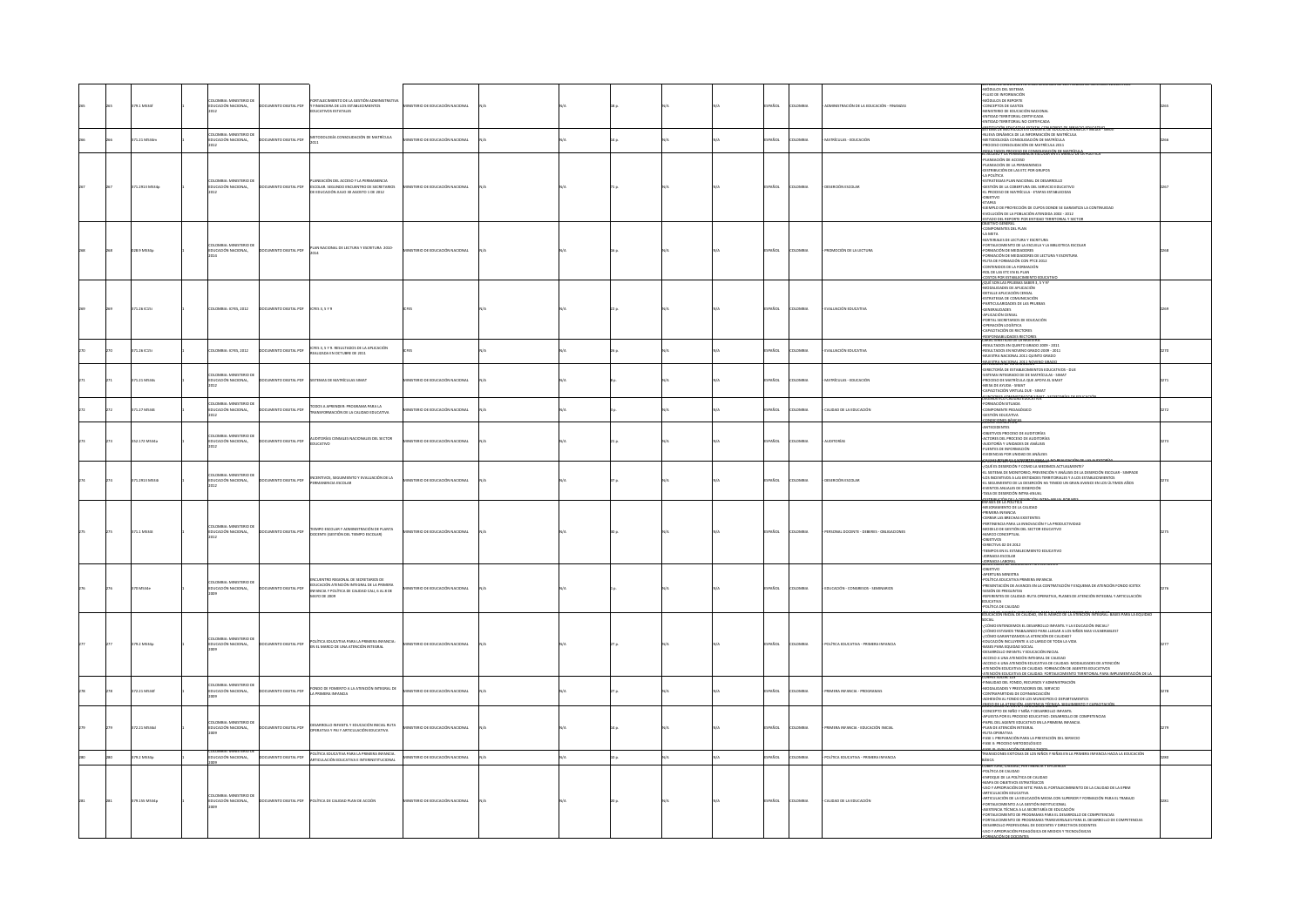| | | | | | | | | | | | | | | | | | | | |
|---|---|---|---|---|---|---|---|---|---|---|---|---|---|---|---|---|---|---|---|
| 265 | 265 | 379.1 M534F | | 1 | COLOMBIA: MINISTERIO DE EDUCACIÓN NACIONAL, 2012 | DOCUMENTO DIGITAL PDF | FORTALECIMIENTO DE LA GESTIÓN ADMINISTRATIVA Y FINANCIERA DE LOS ESTABLECIMIENTOS EDUCATIVOS ESTATALES | MINISTERIO DE EDUCACIÓN NACIONAL | N/A | | N/A | | 18 p. | | N/A | N/A | ESPAÑOL | COLOMBIA | ADMINISTRACIÓN DE LA EDUCACIÓN - FINANZAS | -MÓDULOS DEL SISTEMA -FLUJO DE INFORMACIÓN -MÓDULOS DE REPORTE -CONCEPTOS DE GASTOS -MINISTERIO DE EDUCACIÓN NACIONAL -ENTIDAD TERRITORIAL CERTIFICADA -ENTIDAD TERRITORIAL NO CERTIFICADA | D265 |
| 266 | 266 | 371.21 M534Me | | 1 | COLOMBIA: MINISTERIO DE EDUCACIÓN NACIONAL, 2012 | DOCUMENTO DIGITAL PDF | METODOLOGÍA CONSOLIDACIÓN DE MATRÍCULA 2011 | MINISTERIO DE EDUCACIÓN NACIONAL | N/A | | N/A | | 14 p. | | N/A | N/A | ESPAÑOL | COLOMBIA | MATRÍCULAS - EDUCACIÓN | -NUEVA DINÁMICA DE LA INFORMACIÓN DE MATRÍCULA -METODOLOGÍA CONSOLIDACIÓN DE MATRÍCULA -PROCESO CONSOLIDACIÓN DE MATRÍCULA 2011 -RESULTADOS PROCESO DE CONSOLIDACIÓN DE MATRÍCULA | D266 |
| 267 | 267 | 371.2913 M534p | | 1 | COLOMBIA: MINISTERIO DE EDUCACIÓN NACIONAL, 2012 | DOCUMENTO DIGITAL PDF | PLANEACIÓN DEL ACCESO Y LA PERMANENCIA ESCOLAR. SEGUNDO ENCUENTRO DE SECRETARIOS DE EDUCACIÓN 4 AL 10 DE AGOSTO 1 DE 2012 | MINISTERIO DE EDUCACIÓN NACIONAL | N/A | | N/A | | 71 p. | | N/A | N/A | ESPAÑOL | COLOMBIA | DESERCIÓN ESCOLAR | -PLANEACIÓN DE ACCESO -PLANEACIÓN DE LA PERMANENCIA -DISTRIBUCIÓN DE LAS ETC POR GRUPOS -LA POLÍTICA -ESTRATEGIAS PLAN NACIONAL DE DESARROLLO -GESTIÓN DE LA COBERTURA DEL SERVICIO EDUCATIVO -EL PROCESO DE MATRÍCULA - ETAPAS ESTABLECIDAS -OBJETIVO -ETAPAS -EJEMPLO DE PROYECCIÓN DE CUPOS DONDE SE GARANTIZA LA CONTINUIDAD -EVOLUCIÓN DE LA POBLACIÓN ATENDIDA 2002 - 2012 -ESTADO DEL REPORTE POR ENTIDAD TERRITORIAL Y SECTOR | D267 |
| 268 | 268 | 028.9 M534p | | 1 | COLOMBIA: MINISTERIO DE EDUCACIÓN NACIONAL, 2013 | DOCUMENTO DIGITAL PDF | PLAN NACIONAL DE LECTURA Y ESCRITURA. 2010-2014 | MINISTERIO DE EDUCACIÓN NACIONAL | N/A | | N/A | | 16 p. | | N/A | N/A | ESPAÑOL | COLOMBIA | PROMOCIÓN DE LA LECTURA | -OBJETIVO GENERAL -COMPONENTES DEL PLAN -LA META -MATERIALES DE LECTURA Y ESCRITURA -FORTALECIMIENTO DE LA ESCUELA Y LA BIBLIOTECA ESCOLAR -FORMACIÓN DE MEDIADORES -FORMACIÓN DE MEDIADORES DE LECTURA Y ESCRITURA -RUTA DE FORMACIÓN CON PTCE 2012 -CONTENIDOS DE LA FORMACIÓN -ROL DE LAS ETC EN EL PLAN -COSTOS POR ESTABLECIMIENTO EDUCATIVO | D268 |
| 269 | 269 | 371.26 IC15i | | 1 | COLOMBIA: ICFES, 2012 | DOCUMENTO DIGITAL PDF | ICFES 3, 5 Y 9 | ICFES | N/A | | N/A | | 22 p. | | N/A | N/A | ESPAÑOL | COLOMBIA | EVALUACIÓN EDUCATIVA | -QUÉ SON LAS PRUEBAS SABER 3, 5 Y 9? -MODALIDADES DE APLICACIÓN -DETALLE APLICACIÓN CENSAL -ESTRATEGIA DE COMUNICACIÓN -PARTICULARIDADES DE LAS PRUEBAS -GENERALIDADES -APLICACIÓN CENSAL -PORTAL SECRETARIOS DE EDUCACIÓN -OPERACIÓN LOGÍSTICA -CAPACITACIÓN DE RECTORES -RESPONSABILIDADES RECTORES | D269 |
| 270 | 270 | 371.26 IC15i | | 1 | COLOMBIA: ICFES, 2012 | DOCUMENTO DIGITAL PDF | ICFES 3, 5 Y 9. RESULTADOS DE LA APLICACIÓN REALIZADA EN OCTUBRE DE 2011 | ICFES | N/A | | N/A | | 29 p. | | N/A | N/A | ESPAÑOL | COLOMBIA | EVALUACIÓN EDUCATIVA | -RESULTADOS EN QUINTO GRADO 2009 - 2011 -RESULTADOS EN NOVENO GRADO 2009 - 2011 -MUESTRA NACIONAL 2011 QUINTO GRADO -MUESTRA NACIONAL 2011 NOVENO GRADO | D270 |
| 271 | 271 | 371.21 M534s | | 1 | COLOMBIA: MINISTERIO DE EDUCACIÓN NACIONAL, 2012 | DOCUMENTO DIGITAL PDF | SISTEMA DE MATRÍCULAS SIMAT | MINISTERIO DE EDUCACIÓN NACIONAL | N/A | | N/A | | 8 p. | | N/A | N/A | ESPAÑOL | COLOMBIA | MATRÍCULAS - EDUCACIÓN | -DIRECTORIO DE ESTABLECIMIENTOS EDUCATIVOS - DUE -SISTEMA INTEGRADO DE DE MATRÍCULAS - SIMAT -PROCESO DE MATRÍCULA QUE APOYA EL SIMAT -MESA DE AYUDA - SIMAT -CAPACITACIÓN VIRTUAL DUE - SIMAT | D271 |
| 272 | 272 | 371.27 M534t | | 1 | COLOMBIA: MINISTERIO DE EDUCACIÓN NACIONAL, 2012 | DOCUMENTO DIGITAL PDF | TODOS A APRENDER: PROGRAMA PARA LA TRANSFORMACIÓN DE LA CALIDAD EDUCATIVA | MINISTERIO DE EDUCACIÓN NACIONAL | N/A | | N/A | | 3 p. | | N/A | N/A | ESPAÑOL | COLOMBIA | CALIDAD DE LA EDUCACIÓN | -FORMACIÓN SITUADA -COMPONENTE PEDAGÓGICO -GESTIÓN EDUCATIVA -CONDICIONES BÁSICAS | D272 |
| 273 | 273 | 352.172 M534a | | 1 | COLOMBIA: MINISTERIO DE EDUCACIÓN NACIONAL, 2012 | DOCUMENTO DIGITAL PDF | AUDITORÍAS CENSALES NACIONALES DEL SECTOR EDUCATIVO | MINISTERIO DE EDUCACIÓN NACIONAL | N/A | | N/A | | 21 p. | | N/A | N/A | ESPAÑOL | COLOMBIA | AUDITORÍAS | -ANTECEDENTES -OBJETIVOS PROCESO DE AUDITORÍAS -ACTORES DEL PROCESO DE AUDITORÍAS -AUDITORÍA Y UNIDADES DE ANÁLISIS -FUENTES DE INFORMACIÓN -EVIDENCIAS POR UNIDAD DE ANÁLISIS | D273 |
| 274 | 274 | 371.2913 M534i | | 1 | COLOMBIA: MINISTERIO DE EDUCACIÓN NACIONAL, 2012 | DOCUMENTO DIGITAL PDF | INCENTIVOS, SEGUIMIENTO Y EVALUACIÓN DE LA PERMANENCIA ESCOLAR | MINISTERIO DE EDUCACIÓN NACIONAL | N/A | | N/A | | 37 p. | | N/A | N/A | ESPAÑOL | COLOMBIA | DESERCIÓN ESCOLAR | -¿QUÉ ES DESERCIÓN Y CÓMO LA MEDIMOS ACTUALMENTE? -EL SISTEMA DE MONITOREO, PREVENCIÓN Y ANÁLISIS DE LA DESERCIÓN ESCOLAR - SIMPADE -LOS INCENTIVOS A LAS ENTIDADES TERRITORIALES Y A LOS ESTABLECIMIENTOS -EL SEGUIMIENTO DE LA DESERCIÓN HA TENIDO UN GRAN AVANCE EN LOS ÚLTIMOS AÑOS -EVENTOS ANUALES DE DESERCIÓN -TASA DE DESERCIÓN INTRA-ANUAL | D274 |
| 275 | 275 | 371.1 M534t | | 1 | COLOMBIA: MINISTERIO DE EDUCACIÓN NACIONAL, 2012 | DOCUMENTO DIGITAL PDF | TIEMPO ESCOLAR Y ADMINISTRACIÓN DE PLANTA DOCENTE (GESTIÓN DEL TIEMPO ESCOLAR) | MINISTERIO DE EDUCACIÓN NACIONAL | N/A | | N/A | | 30 p. | | N/A | N/A | ESPAÑOL | COLOMBIA | PERSONAL DOCENTE - DEBERES - OBLIGACIONES | -ÉNFASIS DE LA POLÍTICA -MEJORAMIENTO DE LA CALIDAD -PRIMERA INFANCIA -CERRAR LAS BRECHAS EXISTENTES -PERTINENCIA PARA LA INNOVACIÓN Y LA PRODUCTIVIDAD -MODELO DE GESTIÓN DEL SECTOR EDUCATIVO -MARCO CONCEPTUAL -OBJETIVOS -DIRECTIVA 02 DE 2012 -TIEMPOS EN EL ESTABLECIMIENTO EDUCATIVO -JORNADA ESCOLAR -JORNADA LABORAL | D275 |
| 276 | 276 | 370 M534e | | 1 | COLOMBIA: MINISTERIO DE EDUCACIÓN NACIONAL, 2009 | DOCUMENTO DIGITAL PDF | ENCUENTRO REGIONAL DE SECRETARIOS DE EDUCACIÓN ATENCIÓN INTEGRAL DE LA PRIMERA INFANCIA Y POLÍTICA DE CALIDAD CALI, 6 AL 8 DE MAYO DE 2009 | MINISTERIO DE EDUCACIÓN NACIONAL | N/A | | N/A | | 1 p. | | N/A | N/A | ESPAÑOL | COLOMBIA | EDUCACIÓN - CONGRESOS - SEMINARIOS | -OBJETIVO -APERTURA MINISTRA -POLÍTICA EDUCATIVA PRIMERA INFANCIA -PRESENTACIÓN DE AVANCES EN LA CONTRATACIÓN Y ESQUEMA DE ATENCIÓN FONDO ICETEX -SESIÓN DE PREGUNTAS -REFERENTES DE CALIDAD: RUTA OPERATIVA, PLANES DE ATENCIÓN INTEGRAL Y ARTICULACIÓN EDUCATIVA -POLÍTICA DE CALIDAD | D276 |
| 277 | 277 | 379.2 M534p | | 1 | COLOMBIA: MINISTERIO DE EDUCACIÓN NACIONAL, 2009 | DOCUMENTO DIGITAL PDF | POLÍTICA EDUCATIVA PARA LA PRIMERA INFANCIA: EN EL MARCO DE UNA ATENCIÓN INTEGRAL | MINISTERIO DE EDUCACIÓN NACIONAL | N/A | | N/A | | 27 p. | | N/A | N/A | ESPAÑOL | COLOMBIA | POLÍTICA EDUCATIVA - PRIMERA INFANCIA | -EDUCACIÓN INICIAL DE CALIDAD, EN EL MARCO DE LA ATENCIÓN INTEGRAL: BASES PARA LA EQUIDAD SOCIAL -¿CÓMO ENTENDEMOS EL DESARROLLO INFANTIL Y LA EDUCACIÓN INICIAL? -¿CÓMO ESTAMOS TRABAJANDO PARA LLEGAR A LOS NIÑOS MÁS VULNERABLES? -¿CÓMO GARANTIZAMOS LA ATENCIÓN DE CALIDAD? -EDUCACIÓN INCLUYENTE A LO LARGO DE TODA LA VIDA -BASES PARA EQUIDAD SOCIAL -DESARROLLO INFANTIL Y EDUCACIÓN INICIAL -ACCESO A UNA ATENCIÓN INTEGRAL DE CALIDAD -ACCESO A UNA ATENCIÓN INTEGRAL DE CALIDAD: MODALIDADES DE ATENCIÓN -ATENCIÓN EDUCATIVA DE CALIDAD: FORMACIÓN DE AGENTES EDUCATIVOS -ATENCIÓN EDUCATIVA DE CALIDAD: FORTALECIMIENTO TERRITORIAL PARA IMPLEMENTACIÓN DE LA | D277 |
| 278 | 278 | 372.21 M534f | | 1 | COLOMBIA: MINISTERIO DE EDUCACIÓN NACIONAL, 2009 | DOCUMENTO DIGITAL PDF | FONDO DE FOMENTO A LA ATENCIÓN INTEGRAL DE LA PRIMERA INFANCIA | MINISTERIO DE EDUCACIÓN NACIONAL | N/A | | N/A | | 27 p. | | N/A | N/A | ESPAÑOL | COLOMBIA | PRIMERA INFANCIA - PROGRAMAS | -FINALIDAD DEL FONDO, RECURSOS Y ADMINISTRACIÓN -MODALIDADES Y PRESTADORES DEL SERVICIO -CONTRAPARTIDAS DE COFINANCIACIÓN -ADHESIÓN AL FONDO DE LOS MUNICIPIOS O DEPARTAMENTOS -MODO DE LA ATENCIÓN, ASISTENCIA TÉCNICA, SEGUIMIENTO Y CAPACITACIÓN | D278 |
| 279 | 279 | 372.21 M534d | | 1 | COLOMBIA: MINISTERIO DE EDUCACIÓN NACIONAL, 2009 | DOCUMENTO DIGITAL PDF | DESARROLLO INFANTIL Y EDUCACIÓN INICIAL RUTA OPERATIVA Y PAI Y ARTICULACIÓN EDUCATIVA | MINISTERIO DE EDUCACIÓN NACIONAL | N/A | | N/A | | 14 p. | | N/A | N/A | ESPAÑOL | COLOMBIA | PRIMERA INFANCIA - EDUCACIÓN INICIAL | -CONCEPTO DE NIÑO Y NIÑA Y DESARROLLO INFANTIL -APUESTA POR EL PROCESO EDUCATIVO: DESARROLLO DE COMPETENCIAS -PAPEL DEL AGENTE EDUCATIVO EN LA PRIMERA INFANCIA -PLAN DE ATENCIÓN INTEGRAL -RUTA OPERATIVA -FASE I: PREPARACIÓN PARA LA PRESTACIÓN DEL SERVICIO -FASE II: PROCESO METODOLÓGICO -FASE III: EVALUACIÓN DE RESULTADOS | D279 |
| 280 | 280 | 379.2 M534p | | 1 | COLOMBIA: MINISTERIO DE EDUCACIÓN NACIONAL, 2009 | DOCUMENTO DIGITAL PDF | POLÍTICA EDUCATIVA PARA LA PRIMERA INFANCIA: ARTICULACIÓN EDUCATIVA E INTERINSTITUCIONAL | MINISTERIO DE EDUCACIÓN NACIONAL | N/A | | N/A | | 10 p. | | N/A | N/A | ESPAÑOL | COLOMBIA | POLÍTICA EDUCATIVA - PRIMERA INFANCIA | -TRANSICIONES EXITOSAS DE LOS NIÑOS Y NIÑAS EN LA PRIMERA INFANCIA HACIA LA EDUCACIÓN BÁSICA | D280 |
| 281 | 281 | 379.159 M534p | | 1 | COLOMBIA: MINISTERIO DE EDUCACIÓN NACIONAL, 2009 | DOCUMENTO DIGITAL PDF | POLÍTICA DE CALIDAD PLAN DE ACCIÓN | MINISTERIO DE EDUCACIÓN NACIONAL | N/A | | N/A | | 20 p. | | N/A | N/A | ESPAÑOL | COLOMBIA | CALIDAD DE LA EDUCACIÓN | -COBERTURA, CALIDAD, PERTINENCIA Y EFICIENCIA -POLÍTICA DE CALIDAD -ENFOQUE DE LA POLÍTICA DE CALIDAD -MAPA DE OBJETIVOS ESTRATÉGICOS -USO Y APROPIACIÓN DE MTIC PARA EL FORTALECIMIENTO DE LA CALIDAD DE LA EPBM -ARTICULACIÓN EDUCATIVA -ARTICULACIÓN DE LA EDUCACIÓN MEDIA CON SUPERIOR Y FORMACIÓN PARA EL TRABAJO -FORTALECIMIENTO A LA GESTIÓN INSTITUCIONAL -ASISTENCIA TÉCNICA A LA SECRETARÍA DE EDUCACIÓN -FORTALECIMIENTO DE PROGRAMAS PARA EL DESARROLLO DE COMPETENCIAS -FORTALECIMIENTO DE PROGRAMAS TRANSVERSALES PARA EL DESARROLLO DE COMPETENCIAS -DESARROLLO PROFESIONAL DE DOCENTES Y DIRECTIVOS DOCENTES -USO Y APROPIACIÓN PEDAGÓGICA DE MEDIOS Y TECNOLÓGICAS -FORMACIÓN DE DOCENTES | D281 |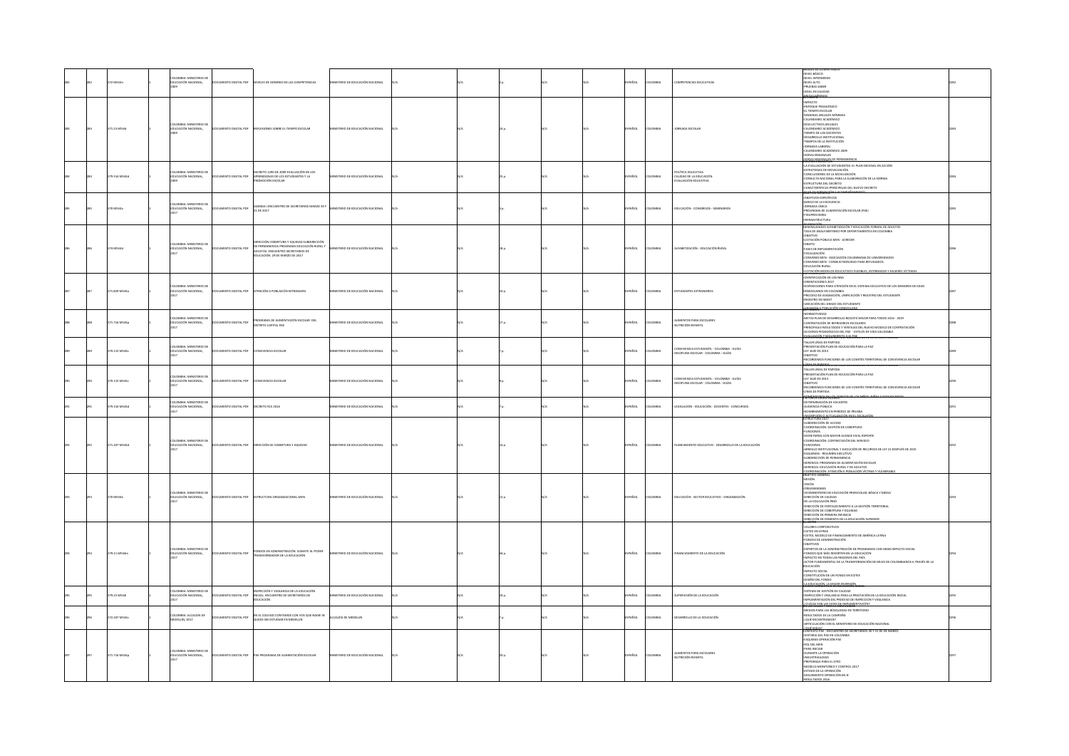| | | | | | | | | | | | | | | | | | | | |
|---|---|---|---|---|---|---|---|---|---|---|---|---|---|---|---|---|---|---|---|
| 282 | 282 | 372 M564n | | 1 | COLOMBIA. MINISTERIO DE EDUCACIÓN NACIONAL, 2009 | DOCUMENTO DIGITAL PDF | NIVELES DE DOMINIO DE LAS COMPETENCIAS | MINISTERIO DE EDUCACIÓN NACIONAL | N/A | | N/A | 2 p. | N/A | N/A | ESPAÑOL | COLOMBIA | COMPETENCIAS EDUCATIVAS | NIVELES DE COMPETENCIA<br>-NIVEL BÁSICO<br>-NIVEL INTERMEDIO<br>-NIVEL ALTO<br>-PRUEBAS SABER<br>-IDEAS EN CALIDAD<br>-METAS MÍNIMAS | 0282 |
| 283 | 283 | 371.23 M564r | | 1 | COLOMBIA. MINISTERIO DE EDUCACIÓN NACIONAL, 2009 | DOCUMENTO DIGITAL PDF | REFLEXIONES SOBRE EL TIEMPO ESCOLAR | MINISTERIO DE EDUCACIÓN NACIONAL | N/A | | N/A | 24 p. | N/A | N/A | ESPAÑOL | COLOMBIA | JORNADA ESCOLAR | -IMPACTO<br>-ENFOQUE PEDAGÓGICO<br>-EL TIEMPO ESCOLAR<br>-SEMANAS ANUALES MÍNIMAS<br>-CALENDARIO ACADÉMICO<br>-SESIONES LECTIVAS ANUALES<br>-CALENDARIO ACADÉMICO<br>-TIEMPO DE LOS DOCENTES<br>-DESARROLLO INSTITUCIONAL<br>-TIEMPOS DE LA INSTITUCIÓN<br>-JORNADA LABORAL<br>-CALENDARIO ACADÉMICO 2009<br>-HORAS SEMANALES<br>-HORAS SEMANALES DE PERMANENCIA | 0283 |
| 284 | 284 | 379.154 M564d | | 1 | COLOMBIA. MINISTERIO DE EDUCACIÓN NACIONAL, 2009 | DOCUMENTO DIGITAL PDF | DECRETO 1290 DE 2009 EVALUACIÓN DE LOS APRENDIZAJES DE LOS ESTUDIANTES Y LA PROMOCIÓN ESCOLAR | MINISTERIO DE EDUCACIÓN NACIONAL | N/A | | N/A | 25 p. | N/A | N/A | ESPAÑOL | COLOMBIA | POLÍTICA EDUCATIVA<br>CALIDAD DE LA EDUCACIÓN<br>EVALUACIÓN EDUCATIVA | -LA EVALUACIÓN DE ESTUDIANTES: EL PLAN DECENAL EN ACCIÓN<br>-ESTRATEGIAS DE MOVILIZACIÓN<br>-CONCLUSIONES DE LA MOVILIZACIÓN<br>-CONSULTA NACIONAL PARA LA ELABORACIÓN DE LA NORMA<br>-ESTRUCTURA DEL DECRETO<br>-CARACTERÍSTICAS PRINCIPALES DEL NUEVO DECRETO<br>-PLAN DE FORMACIÓN Y ACOMPAÑAMIENTO | 0284 |
| 285 | 285 | 370 M564a | | 1 | COLOMBIA. MINISTERIO DE EDUCACIÓN NACIONAL, 2017 | DOCUMENTO DIGITAL PDF | AGENDA I ENCUENTRO DE SECRETARIOS MARZO 30 Y 31 DE 2017 | MINISTERIO DE EDUCACIÓN NACIONAL | N/A | | N/A | 3 p. | N/A | N/A | ESPAÑOL | COLOMBIA | EDUCACIÓN - CONGRESOS - SEMINARIOS | -OBJETIVOS ESPECÍFICOS<br>-BANCO DE LA EXCELENCIA<br>-JORNADA ÚNICA<br>-PROGRAMA DE ALIMENTACIÓN ESCOLAR (PAE)<br>-PIDI/PREESCOLAR<br>-INFRAESTRUCTURA | 0285 |
| 286 | 286 | 374 M564d | | 1 | COLOMBIA. MINISTERIO DE EDUCACIÓN NACIONAL, 2017 | DOCUMENTO DIGITAL PDF | DIRECCIÓN COBERTURA Y EQUIDAD SUBDIRECCIÓN DE PERMANENCIA PROGRAMA EDUCACIÓN RURAL Y ADULTOS. ENCUENTRO SECRETARIOS DE EDUCACIÓN. 29 DE MARZO DE 2017 | MINISTERIO DE EDUCACIÓN NACIONAL | N/A | | N/A | 28 p. | N/A | N/A | ESPAÑOL | COLOMBIA | ALFABETIZACIÓN - EDUCACIÓN RURAL | -GENERALIDADES ALFABETIZACIÓN Y EDUCACIÓN FORMAL DE ADULTOS<br>-TASA DE ANALFABETISMO POR DEPARTAMENTOS EN COLOMBIA<br>-OBJETIVO<br>-LICITACIÓN PÚBLICA MEN - ACRECER<br>-OBJETO<br>-FASES DE IMPLEMENTACIÓN<br>-FOCALIZACIÓN<br>-CONVENIO MEN - ASOCIACIÓN COLOMBIANA DE UNIVERSIDADES<br>-CONVENIO MEN - CONSEJO NORUEGO PARA REFUGIADOS<br>-EDUCACIÓN RURAL<br>-LICITACIÓN MODELOS EDUCATIVOS FLEXIBLES, INTERNADOS Y SALVERES VÍCTIMAS | 0286 |
| 287 | 287 | 371.829 M564a | | 1 | COLOMBIA. MINISTERIO DE EDUCACIÓN NACIONAL, 2017 | DOCUMENTO DIGITAL PDF | ATENCIÓN A POBLACIÓN EXTRANJERA | MINISTERIO DE EDUCACIÓN NACIONAL | N/A | | N/A | 10 p. | N/A | N/A | ESPAÑOL | COLOMBIA | ESTUDIANTES EXTRANJEROS | -IDENTIFICACIÓN DE LOS NNA<br>-ORIENTACIONES 2017<br>-DISPOSICIONES PARA ATENCIÓN EN EL SISTEMA EDUCATIVO DE LOS MENORES DE EDAD VENEZOLANOS EN COLOMBIA<br>-PROCESO DE ASIGNACIÓN, UBICACIÓN Y REGISTRO DEL ESTUDIANTE<br>-REGISTRO EN SIMAT<br>-UBICACIÓN DEL GRADO DEL ESTUDIANTE<br>-ATENCIÓN A POBLACIÓN VENEZOLANA | 0287 |
| 288 | 288 | 371.716 M564p | | 1 | COLOMBIA. MINISTERIO DE EDUCACIÓN NACIONAL, 2017 | DOCUMENTO DIGITAL PDF | PROGRAMA DE ALIMENTACIÓN ESCOLAR DEL DISTRITO CAPITAL PAE | MINISTERIO DE EDUCACIÓN NACIONAL | N/A | | N/A | 17 p. | N/A | N/A | ESPAÑOL | COLOMBIA | ALIMENTOS PARA ESCOLARES<br>NUTRICIÓN INFANTIL | -NORMATIVIDAD<br>-METAS PLAN DE DESARROLLO BOGOTÁ MEJOR PARA TODOS 2016 - 2019<br>-CONTRATACIÓN DE REFRIGERIOS ESCOLARES<br>-PRINCIPALES RESULTADOS Y VENTAJAS DEL NUEVO MODELO DE CONTRATACIÓN<br>-ACCIONES PEDAGÓGICAS DEL PAE - ESTILOS DE VIDA SALUDABLE<br>-EVALUACIÓN Y SEGUIMIENTO A EL PAE | 0288 |
| 289 | 289 | 370.115 M564c | | 1 | COLOMBIA. MINISTERIO DE EDUCACIÓN NACIONAL, 2017 | DOCUMENTO DIGITAL PDF | CONVIVENCIA ESCOLAR | MINISTERIO DE EDUCACIÓN NACIONAL | N/A | | N/A | 7 p. | N/A | N/A | ESPAÑOL | COLOMBIA | CONVIVENCIA ESTUDIANTIL - COLOMBIA - GUÍAS<br>DISCIPLINA ESCOLAR - COLOMBIA - GUÍAS | -TALLER LÍNEA DE PARTIDA<br>-PRESENTACIÓN PLAN DE EDUCACIÓN PARA LA PAZ<br>-LEY 1620 DE 2013<br>-OBJETIVO<br>-RECORDEMOS FUNCIONES DE LOS COMITÉS TERRITORIAL DE CONVIVENCIA ESCOLAR<br>-LÍNEA DE PARTIDA | 0289 |
| 290 | 290 | 370.115 M564c | | 1 | COLOMBIA. MINISTERIO DE EDUCACIÓN NACIONAL, 2017 | DOCUMENTO DIGITAL PDF | CONVIVENCIA ESCOLAR | MINISTERIO DE EDUCACIÓN NACIONAL | N/A | | N/A | 8 p. | N/A | N/A | ESPAÑOL | COLOMBIA | CONVIVENCIA ESTUDIANTIL - COLOMBIA - GUÍAS<br>DISCIPLINA ESCOLAR - COLOMBIA - GUÍAS | -TALLER LÍNEA DE PARTIDA<br>-PRESENTACIÓN PLAN DE EDUCACIÓN PARA LA PAZ<br>-LEY 1620 DE 2013<br>-OBJETIVO<br>-RECORDEMOS FUNCIONES DE LOS COMITÉS TERRITORIAL DE CONVIVENCIA ESCOLAR<br>-LÍNEA DE PARTIDA<br>-SEGUIMIENTO A LOS DERECHOS DE LOS NIÑOS, NIÑAS Y ADOLESCENTES | 0290 |
| 291 | 291 | 379.154 M564d | | 1 | COLOMBIA. MINISTERIO DE EDUCACIÓN NACIONAL, 2017 | DOCUMENTO DIGITAL PDF | DECRETO 915 2016 | MINISTERIO DE EDUCACIÓN NACIONAL | N/A | | N/A | 7 p. | N/A | N/A | ESPAÑOL | COLOMBIA | LEGISLACIÓN - EDUCACIÓN - DOCENTES - CONCURSOS | -DETERMINACIÓN DE VACANTES<br>-AUDIENCIA PÚBLICA<br>-NOMBRAMIENTO EN PERIODO DE PRUEBA<br>-INSCRIPCIÓN O ACTUALIZACIÓN EN EL ESCALAFÓN | 0291 |
| 292 | 292 | 371.207 M564d | | 1 | COLOMBIA. MINISTERIO DE EDUCACIÓN NACIONAL, 2017 | DOCUMENTO DIGITAL PDF | DIRECCIÓN DE COBERTURA Y EQUIDAD | MINISTERIO DE EDUCACIÓN NACIONAL | N/A | | N/A | 14 p. | N/A | N/A | ESPAÑOL | COLOMBIA | PLANEAMIENTO EDUCATIVO - DESARROLLO DE LA EDUCACIÓN | -ESTRUCTURA DCE<br>-SUBDIRECCIÓN DE ACCESO<br>-COORDINACIÓN: GESTIÓN DE COBERTURA<br>-FUNCIONES<br>-SECRETARÍAS CON MAYOR AVANCE EN EL REPORTE<br>-COORDINACIÓN: CONTRATACIÓN DEL SERVICIO<br>-FUNCIONES<br>-ARREGLO INSTITUCIONAL Y EJECUCIÓN DE RECURSOS DE LEY 21 DESPUÉS DE 2015<br>-ESQUEMAS - RESUMEN EJECUTIVO<br>-SUBDIRECCIÓN DE PERMANENCIA<br>-GERENCIA: PROGRAMA DE ALIMENTACIÓN ESCOLAR<br>-GERENCIA: EDUCACIÓN RURAL Y DE ADULTOS<br>-COORDINACIÓN: ATENCIÓN A POBLACIÓN VÍCTIMA Y VULNERABLE | 0292 |
| 293 | 293 | 370 M564e | | 1 | COLOMBIA. MINISTERIO DE EDUCACIÓN NACIONAL, 2017 | DOCUMENTO DIGITAL PDF | ESTRUCTURA ORGANIZACIONAL MEN | MINISTERIO DE EDUCACIÓN NACIONAL | N/A | | N/A | 12 p. | N/A | N/A | ESPAÑOL | COLOMBIA | EDUCACIÓN - SECTOR EDUCATIVO - ORGANIZACIÓN | -OBJETIVO GENERAL<br>-MISIÓN<br>-VISIÓN<br>-ORGANIGRAMA<br>-VICEMINISTERIO DE EDUCACIÓN PREESCOLAR, BÁSICA Y MEDIA<br>-DIRECCIÓN DE CALIDAD<br>-DE LA EDUCACIÓN PBM<br>-DIRECCIÓN DE FORTALECIMIENTO A LA GESTIÓN TERRITORIAL<br>-DIRECCIÓN DE COBERTURA Y EQUIDAD<br>-DIRECCIÓN DE PRIMERA INFANCIA<br>-DIRECCIÓN DE FOMENTO DE LA EDUCACIÓN SUPERIOR | 0293 |
| 294 | 294 | 379.11 M564fo | | 1 | COLOMBIA. MINISTERIO DE EDUCACIÓN NACIONAL, 2017 | DOCUMENTO DIGITAL PDF | FONDOS EN ADMINISTRACIÓN: SUMATE AL PODER TRANSFORMADOR DE LA EDUCACIÓN | MINISTERIO DE EDUCACIÓN NACIONAL | N/A | | N/A | 44 p. | N/A | N/A | ESPAÑOL | COLOMBIA | FINANCIAMIENTO DE LA EDUCACIÓN | -ICETEX<br>-VALORES CORPORATIVOS<br>-ICETEX EN CIFRAS<br>-ICETEX, MODELO DE FINANCIAMIENTO DE AMÉRICA LATINA<br>-FONDOS DE ADMINISTRACIÓN<br>-OBJETIVOS<br>-EXPERTOS DE LA ADMINISTRACIÓN DE PROGRAMAS CON GRAN IMPACTO SOCIAL<br>-FONDOS QUE MÁS INVIERTEN EN LA EDUCACIÓN<br>-IMPACTO EN TODAS LAS REGIONES DEL PAÍS<br>-ACTOR FUNDAMENTAL DE LA TRANSFORMACIÓN DE MILES DE COLOMBIANOS A TRAVÉS DE LA EDUCACIÓN<br>-IMPACTO SOCIAL<br>-CONSTITUCIÓN DE UN FONDO EN ICETEX<br>-DISEÑO DEL FONDO<br>-LA EDUCACIÓN, LA MEJOR INVERSIÓN | 0294 |
| 295 | 295 | 379.15 M564i | | 1 | COLOMBIA. MINISTERIO DE EDUCACIÓN NACIONAL, 2017 | DOCUMENTO DIGITAL PDF | INSPECCIÓN Y VIGILANCIA DE LA EDUCACIÓN INICIAL. ENCUENTRO DE SECRETARÍAS DE EDUCACIÓN | MINISTERIO DE EDUCACIÓN NACIONAL | N/A | | N/A | 10 p. | N/A | N/A | ESPAÑOL | COLOMBIA | SUPERVISIÓN DE LA EDUCACIÓN | -SISTEMA DE GESTIÓN DE CALIDAD<br>-INSPECCIÓN Y VIGILANCIA PARA LA PRESTACIÓN DE LA EDUCACIÓN INICIAL<br>-IMPLEMENTACIÓN DEL PROCESO DE INSPECCIÓN Y VIGILANCIA<br>-¿CUÁLES SON LAS FASES DE IMPLEMENTACIÓN? | 0295 |
| 296 | 296 | 372.207 M564c | | 1 | COLOMBIA. ALCALDÍA DE MEDELLÍN, 2017 | DOCUMENTO DIGITAL PDF | EN EL COLEGIO CONTAMOS CON VOS QUE NADIE SE QUEDE SIN ESTUDIAR EN MEDELLÍN | ALCALDÍA DE MEDELLÍN | N/A | | N/A | 7 p. | N/A | N/A | ESPAÑOL | COLOMBIA | DESARROLLO DE LA EDUCACIÓN | -MEDIOS PARA LAS BÚSQUEDAS EN TERRITORIO<br>-RESULTADOS DE LA CAMPAÑA<br>-¿QUÉ ENCONTRAMOS?<br>-ARTICULACIÓN CON EL MINISTERIO DE EDUCACIÓN NACIONAL<br>-¿QUÉ SIGUE? | 0296 |
| 297 | 297 | 371.716 M564p | | 1 | COLOMBIA. MINISTERIO DE EDUCACIÓN NACIONAL, 2017 | DOCUMENTO DIGITAL PDF | PAE PROGRAMA DE ALIMENTACIÓN ESCOLAR | MINISTERIO DE EDUCACIÓN NACIONAL | N/A | | N/A | 20 p. | N/A | N/A | ESPAÑOL | COLOMBIA | ALIMENTOS PARA ESCOLARES<br>NUTRICIÓN INFANTIL | -CONTEXTO PAE - ENCUENTRO DE SECRETARIOS 30 Y 31 DE MARZO<br>-HISTORIA DEL PAE EN COLOMBIA<br>-ESQUEMA OPERACIÓN PAE<br>-ROL DEL MEN<br>-PARA INICIAR<br>-DURANTE LA OPERACIÓN<br>-INSTITUCIONALIDAD<br>-PREPARADA PARA EL SITIO<br>-MODELO MONITOREO Y CONTROL 2017<br>-ESTADO DE LA OPERACIÓN<br>-SEGUIMIENTO OPERACIÓN EN IE<br>-RESULTADOS 2016 | 0297 |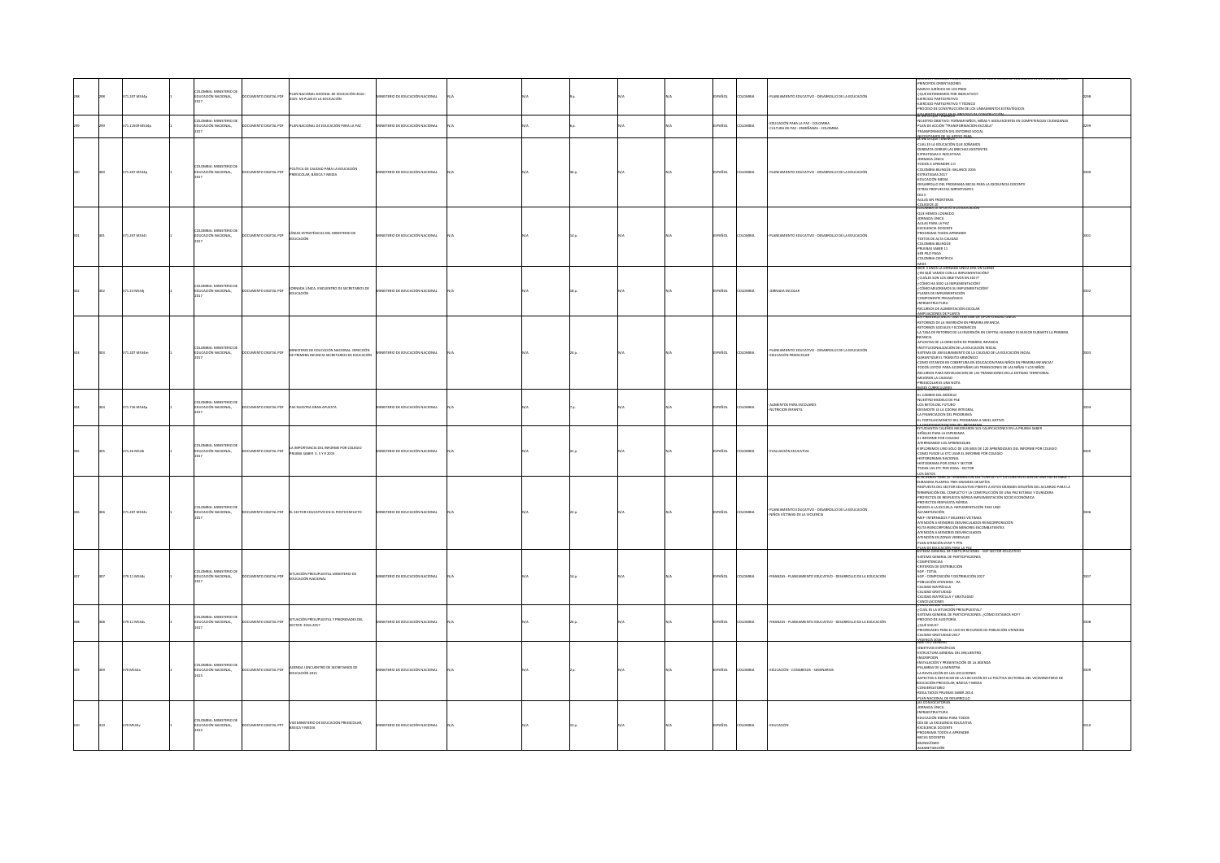| | | | | | | | | | | | | | | | | | | |
|---|---|---|---|---|---|---|---|---|---|---|---|---|---|---|---|---|---|---|
| 298 | 298 | 371.207 M534p | | 1 | COLOMBIA. MINISTERIO DE EDUCACIÓN NACIONAL, 2017 | DOCUMENTO DIGITAL PDF | PLAN NACIONAL DECENAL DE EDUCACIÓN 2016-2025: MI PLAN ES LA EDUCACIÓN | MINISTERIO DE EDUCACIÓN NACIONAL | N/A | | N/A | 8 p. | | N/A | N/A | ESPAÑOL | COLOMBIA | - PLANEAMIENTO EDUCATIVO - DESARROLLO DE LA EDUCACIÓN | -PRINCIPIOS ORIENTADORES -MARCO JURÍDICO DE LOS PNDE -¿QUÉ ENTENDEMOS POR INDICATIVO? -EJERCICIO PARTICIPATIVO -EJERCICIO PARTICIPATIVO Y TÉCNICO -PROCESO DE CONSTRUCCIÓN DE LOS LINEAMIENTOS ESTRATÉGICOS | 0298 |
| 299 | 299 | 371.31909 M534p | | 1 | COLOMBIA. MINISTERIO DE EDUCACIÓN NACIONAL, 2017 | DOCUMENTO DIGITAL PDF | PLAN NACIONAL DE EDUCACIÓN PARA LA PAZ | MINISTERIO DE EDUCACIÓN NACIONAL | N/A | | N/A | 8 p. | | N/A | N/A | ESPAÑOL | COLOMBIA | - EDUCACIÓN PARA LA PAZ - COLOMBIA - CULTURA DE PAZ - ENSEÑANZA - COLOMBIA | -NUESTRO OBJETIVO: FORMAR NIÑOS, NIÑAS Y ADOLESCENTES EN COMPETENCIAS CIUDADANAS -PLAN DE ACCIÓN "TRANSFORMACIÓN ESCUELA" -TRANSFORMACIÓN DEL ENTORNO SOCIAL | 0299 |
| 300 | 300 | 371.207 M534p | | 1 | COLOMBIA. MINISTERIO DE EDUCACIÓN NACIONAL, 2017 | DOCUMENTO DIGITAL PDF | POLÍTICA DE CALIDAD PARA LA EDUCACIÓN PREESCOLAR, BÁSICA Y MEDIA | MINISTERIO DE EDUCACIÓN NACIONAL | N/A | | N/A | 36 p. | | N/A | N/A | ESPAÑOL | COLOMBIA | - PLANEAMIENTO EDUCATIVO - DESARROLLO DE LA EDUCACIÓN | -CUÁL ES LA EDUCACIÓN QUE SOÑAMOS -DEBEMOS CERRAR LAS BRECHAS EXISTENTES -ESTRATEGIAS E INICIATIVAS -JORNADA ÚNICA -TODOS A APRENDER 2.0 -COLOMBIA BILINGÜE: BALANCE 2016 -ESTRATEGIAS 2017 -EDUCACIÓN MEDIA -DESARROLLO DEL PROGRAMA BECAS PARA LA EXCELENCIA DOCENTE -OTRAS PROPUESTAS IMPORTANTES -DÍA E -AULAS SIN FRONTERAS -COLEGIOS 10 | 0300 |
| 301 | 301 | 371.207 M534l | | 1 | COLOMBIA. MINISTERIO DE EDUCACIÓN NACIONAL, 2017 | DOCUMENTO DIGITAL PDF | LÍNEAS ESTRATÉGICAS DEL MINISTERIO DE EDUCACIÓN | MINISTERIO DE EDUCACIÓN NACIONAL | N/A | | N/A | 14 p. | | N/A | N/A | ESPAÑOL | COLOMBIA | - PLANEAMIENTO EDUCATIVO - DESARROLLO DE LA EDUCACIÓN | -QUE HEMOS LOGRADO -JORNADA ÚNICA -AULAS PARA LA PAZ -EXCELENCIA DOCENTE -PROGRAMA TODOS APRENDER -TEXTOS DE ALTA CALIDAD -COLOMBIA BILINGÜE -PRUEBAS SABER 11 -SER PILO PAGA -COLOMBIA CIENTÍFICA | 0301 |
| 302 | 302 | 371.23 M534j | | 1 | COLOMBIA. MINISTERIO DE EDUCACIÓN NACIONAL, 2017 | DOCUMENTO DIGITAL PDF | JORNADA ÚNICA: ENCUENTRO DE SECRETARIOS DE EDUCACIÓN | MINISTERIO DE EDUCACIÓN NACIONAL | N/A | | N/A | 18 p. | | N/A | N/A | ESPAÑOL | COLOMBIA | - JORNADA ESCOLAR | -¿EN QUÉ VAMOS CON LA IMPLEMENTACIÓN? -¿CUÁLES SON LOS OBJETIVOS EN 2017? -¿CÓMO HA SIDO LA IMPLEMENTACIÓN? -¿CÓMO MEJORAMOS SU IMPLEMENTACIÓN? -PLANES DE IMPLEMENTACIÓN -COMPONENTE PEDAGÓGICO -INFRAESTRUCTURA -RECURSOS DE ALIMENTACIÓN ESCOLAR -AMPLIACIONES DE PLANTA | 0302 |
| 303 | 303 | 371.207 M534m | | 1 | COLOMBIA. MINISTERIO DE EDUCACIÓN NACIONAL, 2017 | DOCUMENTO DIGITAL PDF | MINISTERIO DE EDUCACIÓN NACIONAL. DIRECCIÓN DE PRIMERA INFANCIA SECRETARIOS DE EDUCACIÓN | MINISTERIO DE EDUCACIÓN NACIONAL | N/A | | N/A | 24 p. | | N/A | N/A | ESPAÑOL | COLOMBIA | - PLANEAMIENTO EDUCATIVO - DESARROLLO DE LA EDUCACIÓN - EDUCACIÓN PREESCOLAR | -RETORNOS DE LA INVERSIÓN EN PRIMERA INFANCIA -RETORNOS SOCIALES Y ECONÓMICOS -LA TASA DE RETORNO DE LA INVERSIÓN EN CAPITAL HUMANO ES MAYOR DURANTE LA PRIMERA INFANCIA -APUESTAS DE LA DIRECCIÓN DE PRIMERA INFANCIA -INSTITUCIONALIZACIÓN DE LA EDUCACIÓN INICIAL -SISTEMA DE ASEGURAMIENTO DE LA CALIDAD DE LA EDUCACIÓN INICIAL -GARANTIZAR EL TRÁNSITO ARMÓNICO -CÓMO ESTAMOS EN COBERTURA EN EDUCACIÓN PARA NIÑOS EN PRIMERA INFANCIA? -TODOS LISTOS PARA ACOMPAÑAR LAS TRANSICIONES DE LAS NIÑAS Y LOS NIÑOS -RECURSOS PARA MOVILIZACIÓN DE LAS TRANSICIONES EN LA ENTIDAD TERRITORIAL -MEJORAR LA CALIDAD -PREESCOLAR ES UNA NOTA | 0303 |
| 304 | 304 | 371.716 M534p | | 1 | COLOMBIA. MINISTERIO DE EDUCACIÓN NACIONAL, 2017 | DOCUMENTO DIGITAL PDF | PAE NUESTRA GRAN APUESTA | MINISTERIO DE EDUCACIÓN NACIONAL | N/A | | N/A | 7 p. | | N/A | N/A | ESPAÑOL | COLOMBIA | - ALIMENTOS PARA ESCOLARES - NUTRICIÓN INFANTIL | -EL CAMBIO DEL MODELO -NUESTRO MODELO DE PAE -LOS RETOS DEL FUTURO -DESARROLLO DE LA COCINA INTEGRAL -LA FINANCIACIÓN DEL PROGRAMA -EL FORTALECIMIENTO DEL PROGRAMA A NIVEL ADTIVO -LA TRANSFORMACIÓN DEL PROGRAMA | 0304 |
| 305 | 305 | 371.26 M534i | | 1 | COLOMBIA. MINISTERIO DE EDUCACIÓN NACIONAL, 2017 | DOCUMENTO DIGITAL PDF | LA IMPORTANCIA DEL INFORME POR COLEGIO PRUEBA SABER 3, 5 Y 9 2015 | MINISTERIO DE EDUCACIÓN NACIONAL | N/A | | N/A | 41 p. | | N/A | N/A | ESPAÑOL | COLOMBIA | - EVALUACIÓN EDUCATIVA | -ESTUDIANTES CALEÑOS MEJORARON SUS CALIFICACIONES EN LA PRUEBA SABER -SEÑALES PARA LA ESPERANZA -EL INFORME POR COLEGIO -ATERRIZANDO LOS APRENDIZAJES -EXPLOREMOS UNO SOLO DE LOS MÁS DE 120 APRENDIZAJES DEL INFORME POR COLEGIO -CÓMO PUEDE LA ETC USAR EL INFORME POR COLEGIO -HISTOGRAMA NACIONAL -HISTOGRAMA POR ZONA Y SECTOR -TODAS LAS ETC POR ZONA - SECTOR -LOS DATOS | 0305 |
| 306 | 306 | 371.207 M534s | | 1 | COLOMBIA. MINISTERIO DE EDUCACIÓN NACIONAL, 2017 | DOCUMENTO DIGITAL PDF | EL SECTOR EDUCATIVO EN EL POSTCONFLICTO | MINISTERIO DE EDUCACIÓN NACIONAL | N/A | | N/A | 22 p. | | N/A | N/A | ESPAÑOL | COLOMBIA | - PLANEAMIENTO EDUCATIVO - DESARROLLO DE LA EDUCACIÓN - NIÑOS VÍCTIMAS DE LA VIOLENCIA | -EL ACUERDO PARA LA TERMINACIÓN DEL CONFLICTO Y LA CONSTRUCCIÓN DE UNA PAZ ESTABLE Y DURADERA PLANTEA TRES GRANDES DESAFÍOS -RESPUESTA DEL SECTOR EDUCATIVO FRENTE A ESTOS GRANDES DESAFÍOS DEL ACUERDO PARA LA TERMINACIÓN DEL CONFLICTO Y LA CONSTRUCCIÓN DE UNA PAZ ESTABLE Y DURADERA -PROYECTOS DE RESPUESTA RÁPIDA IMPLEMENTACIÓN SOCIO ECONÓMICA -PROYECTOS RESPUESTA RÁPIDA -MANOS A LA ESCUELA: IMPLEMENTACIÓN FASE UNO -ALFABETIZACIÓN -MEP: INTERNADOS Y MUJERES VÍCTIMAS -ATENCIÓN A MENORES DESVINCULADOS REINCORPORACIÓN -RUTA REINCORPORACIÓN MENORES EXCOMBATIENTES -ATENCIÓN A MENORES DESVINCULADOS -ATENCIÓN EN ZONAS VEREDALES -PLAN ATENCIÓN ZVNT Y PTN -PLAN DE EDUCACIÓN PARA LA PAZ | 0306 |
| 307 | 307 | 379.11 M534s | | 1 | COLOMBIA. MINISTERIO DE EDUCACIÓN NACIONAL, 2017 | DOCUMENTO DIGITAL PDF | SITUACIÓN PRESUPUESTAL MINISTERIO DE EDUCACIÓN NACIONAL | MINISTERIO DE EDUCACIÓN NACIONAL | N/A | | N/A | 14 p. | | N/A | N/A | ESPAÑOL | COLOMBIA | - FINANZAS - PLANEAMIENTO EDUCATIVO - DESARROLLO DE LA EDUCACIÓN | -SISTEMA GENERAL DE PARTICIPACIONES - SGP SECTOR EDUCATIVO -SISTEMA GENERAL DE PARTICIPACIONES -COMPETENCIAS -CRITERIOS DE DISTRIBUCIÓN -SGP - TOTAL -SGP - COMPOSICIÓN Y DISTRIBUCIÓN 2017 -POBLACIÓN ATENDIDA - PA -CALIDAD MATRÍCULA -CALIDAD GRATUIDAD -CALIDAD MATRÍCULA Y GRATUIDAD -CANCELACIONES | 0307 |
| 308 | 308 | 379.11 M534s | | 1 | COLOMBIA. MINISTERIO DE EDUCACIÓN NACIONAL, 2017 | DOCUMENTO DIGITAL PDF | SITUACIÓN PRESUPUESTAL Y PRIORIDADES DEL SECTOR 2016-2017 | MINISTERIO DE EDUCACIÓN NACIONAL | N/A | | N/A | 26 p. | | N/A | N/A | ESPAÑOL | COLOMBIA | - FINANZAS - PLANEAMIENTO EDUCATIVO - DESARROLLO DE LA EDUCACIÓN | -¿CUÁL ES LA SITUACIÓN PRESUPUESTAL? -SISTEMA GENERAL DE PARTICIPACIONES ¿CÓMO ESTAMOS HOY? -PROCESO DE AUDITORÍA -¿QUÉ SIGUE? -PRIORIDADES PARA EL USO DE RECURSOS DE POBLACIÓN ATENDIDA -CALIDAD GRATUIDAD 2017 -VIGENCIA 2016 | 0308 |
| 309 | 309 | 379 M534a | | 1 | COLOMBIA. MINISTERIO DE EDUCACIÓN NACIONAL, 2015 | DOCUMENTO DIGITAL PDF | AGENDA I ENCUENTRO DE SECRETARIOS DE EDUCACIÓN 2015 | MINISTERIO DE EDUCACIÓN NACIONAL | N/A | | N/A | 2 p. | | N/A | N/A | ESPAÑOL | COLOMBIA | - EDUCACIÓN - CONGRESOS - SEMINARIOS | -OBJETIVO GENERAL -OBJETIVOS ESPECÍFICOS -ESTRUCTURA GENERAL DEL ENCUENTRO -INSCRIPCIÓN -INSTALACIÓN Y PRESENTACIÓN DE LA AGENDA -PALABRAS DE LA MINISTRA -LA REVOLUCIÓN DE LAS LOCUCIONES -ASPECTOS A DESTACAR DE LA EJECUCIÓN DE LA POLÍTICA SECTORIAL DEL VICEMINISTERIO DE EDUCACIÓN PREESCOLAR, BÁSICA Y MEDIA -CONVERSATORIO -RESULTADOS PRUEBAS SABER 2014 -PLAN NACIONAL DE DESARROLLO | 0309 |
| 310 | 310 | 379 M534v | | 1 | COLOMBIA. MINISTERIO DE EDUCACIÓN NACIONAL, 2015 | DOCUMENTO DIGITAL PPT | VICEMINISTERIO DE EDUCACIÓN PREESCOLAR, BÁSICA Y MEDIA | MINISTERIO DE EDUCACIÓN NACIONAL | N/A | | N/A | 13 p. | | N/A | N/A | ESPAÑOL | COLOMBIA | - EDUCACIÓN | -LAS CONVOCATORIAS -JORNADA ÚNICA -INFRAESTRUCTURA -EDUCACIÓN MEDIA PARA TODOS -DÍA DE LA EXCELENCIA EDUCATIVA -EXCELENCIA DOCENTE -PROGRAMA TODOS A APRENDER -BECAS DOCENTES -BILINGÜISMO -ALFABETIZACIÓN | 0310 |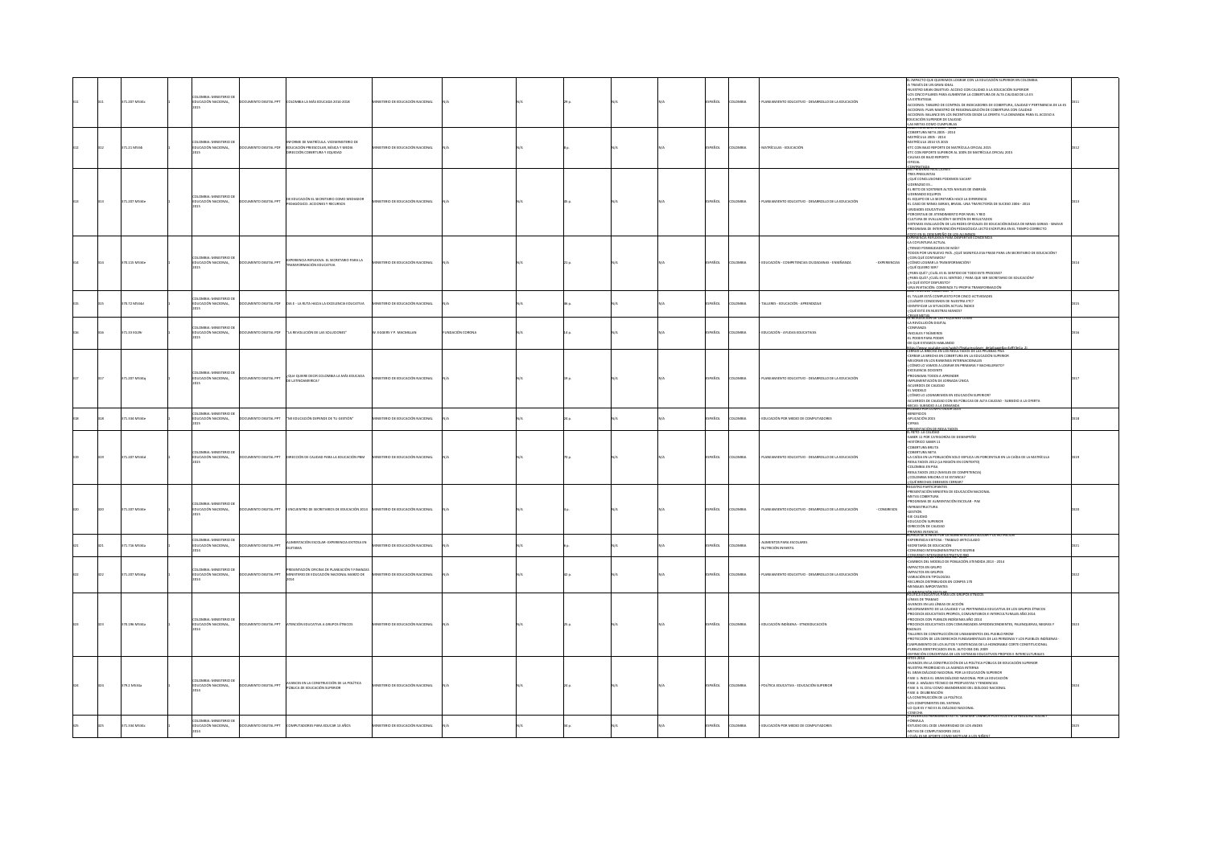| | | | | | | | | | | | | | | | | | | | |
|---|---|---|---|---|---|---|---|---|---|---|---|---|---|---|---|---|---|---|---|
| 311 | 311 | 371.207 M934c | | 1 | COLOMBIA. MINISTERIO DE EDUCACIÓN NACIONAL, 2015 | DOCUMENTO DIGITAL PPT | COLOMBIA LA MÁS EDUCADA 2014-2018 | MINISTERIO DE EDUCACIÓN NACIONAL | N/A | | N/A | 29 p. | N/A | N/A | ESPAÑOL | COLOMBIA | PLANEAMIENTO EDUCATIVO - DESARROLLO DE LA EDUCACIÓN | EL IMPACTO QUE QUEREMOS LOGRAR CON LA EDUCACIÓN SUPERIOR EN COLOMBIA -A TRAVÉS DE UN GRAN IDEAL -NUESTRO GRAN OBJETIVO: ACCESO CON CALIDAD A LA EDUCACIÓN SUPERIOR -LOS CINCO PILARES PARA AUMENTAR LA COBERTURA DE ALTA CALIDAD DE LA ES -LA ESTRATEGIA -ACCIONES: TABLERO DE CONTROL DE INDICADORES DE COBERTURA, CALIDAD Y PERTINENCIA DE LA ES -ACCIONES: PLAN MAESTRO DE REGIONALIZACIÓN DE COBERTURA CON CALIDAD -ACCIONES: BALANCE EN LOS INCENTIVOS DESDE LA OFERTA Y LA DEMANDA PARA EL ACCESO A EDUCACIÓN SUPERIOR DE CALIDAD -LAS METAS COMO CUMPLIRLAS | 2011 |
| 312 | 312 | 371.21 M934i | | 1 | COLOMBIA. MINISTERIO DE EDUCACIÓN NACIONAL, 2015 | DOCUMENTO DIGITAL PDF | INFORME DE MATRÍCULA, VICEMINISTERIO DE EDUCACIÓN PREESCOLAR, BÁSICA Y MEDIA DIRECCIÓN COBERTURA Y EQUIDAD | MINISTERIO DE EDUCACIÓN NACIONAL | N/A | | N/A | 8 p. | N/A | N/A | ESPAÑOL | COLOMBIA | MATRÍCULAS - EDUCACIÓN | COBERTURA NETA 2005 - 2014 -MATRÍCULA 2005 - 2014 -MATRÍCULA 2014 VS 2015 -ETC CON BAJO REPORTE DE MATRÍCULA OFICIAL 2015 -ETC CON REPORTE SUPERIOR AL 100% DE MATRÍCULA OFICIAL 2015 -CAUSAS DE BAJO REPORTE -OFICIAL -CONTRATADA | 2012 |
| 313 | 313 | 371.207 M934e | | 1 | COLOMBIA. MINISTERIO DE EDUCACIÓN NACIONAL, 2015 | DOCUMENTO DIGITAL PPT | DE EDUCACIÓN EL SECRETARIO COMO MEDIADOR PEDAGÓGICO: ACCIONES Y RECURSOS | MINISTERIO DE EDUCACIÓN NACIONAL | N/A | | N/A | 35 p. | N/A | N/A | ESPAÑOL | COLOMBIA | PLANEAMIENTO EDUCATIVO - DESARROLLO DE LA EDUCACIÓN | -TRES PREGUNTAS -¿QUÉ CONCLUSIONES PODEMOS SACAR? -LIDERAZGO ES... -EL RETO DE SOSTENER ALTOS NIVELES DE ENERGÍA -LIDERANDO EQUIPOS -EL EQUIPO DE LA SECRETARÍA HACE LA DIFERENCIA -EL CASO DE MINAS GERAIS, BRASIL: UNA TRAYECTORIA DE SUCESO 2006 - 2010 -UNIDADES EDUCATIVAS -PORCENTAJE DE ATENDIMIENTO POR NIVEL Y RED -CULTURA DE EVALUACIÓN Y GESTIÓN DE RESULTADOS -SISTEMAS EVALUACIÓN DE LAS REDES OFICIALES DE EDUCACIÓN BÁSICA DE MINAS GERAIS - SIMAVE -PROGRAMA DE INTERVENCIÓN PEDAGÓGICA LECTO ESCRITURA EN EL TIEMPO CORRECTO -FOCO EN EL DESEMPEÑO DE LOS ALUMNOS | 2013 |
| 314 | 314 | 370.115 M934e | | 1 | COLOMBIA. MINISTERIO DE EDUCACIÓN NACIONAL, 2015 | DOCUMENTO DIGITAL PPT | EXPERIENCIA REFLEXIVA: EL SECRETARIO PARA LA TRANSFORMACIÓN EDUCATIVA | MINISTERIO DE EDUCACIÓN NACIONAL | N/A | | N/A | 21 p. | N/A | N/A | ESPAÑOL | COLOMBIA | EDUCACIÓN - COMPETENCIAS CIUDADANAS - ENSEÑANZA - EXPERIENCIAS | EXPERIENCIA REFLEXIVA PARA DESPERTAR CONCIENCIA -LA COYUNTURA ACTUAL -¿TENGO POSIBILIDADES DE MÁS? -TODOS POR UN NUEVO PAÍS. ¿QUÉ SIGNIFICA ESA FRASE PARA UN SECRETARIO DE EDUCACIÓN? -¿CON QUÉ CONTAMOS? -¿CÓMO LOGRAR LA TRANSFORMACIÓN? -¿QUÉ QUIERO SER? -¿PARA QUÉ? ¿CUÁL ES EL SENTIDO DE TODO ESTE PROCESO? -¿PARA QUÉ? ¿CUÁL ES EL SENTIDO / PARA QUE SER SECRETARIO DE EDUCACIÓN? -¿A QUÉ ESTOY DISPUESTO? -UNA INVITACIÓN: COMIENZA TU PROPIA TRANSFORMACIÓN | 2014 |
| 315 | 315 | 378.72 M934d | | 1 | COLOMBIA. MINISTERIO DE EDUCACIÓN NACIONAL, 2015 | DOCUMENTO DIGITAL PDF | DÍA E - LA RUTA HACIA LA EXCELENCIA EDUCATIVA | MINISTERIO DE EDUCACIÓN NACIONAL | N/A | | N/A | 36 p. | N/A | N/A | ESPAÑOL | COLOMBIA | TALLERES - EDUCACIÓN - APRENDIZAJE | -EL TALLER ESTÁ COMPUESTO POR CINCO ACTIVIDADES -¿CUÁNTO CONOCEMOS DE NUESTRA ETC? -IDENTIFICAR LA SITUACIÓN ACTUAL ÍNDICE -¿QUÉ ESTÁ EN NUESTRAS MANOS? -CONCLUSIONES | 2015 |
| 316 | 316 | 371.33 E32R | | 1 | COLOMBIA. MINISTERIO DE EDUCACIÓN NACIONAL, 2015 | DOCUMENTO DIGITAL PDF | "LA REVOLUCIÓN DE LAS SOLUCIONES" | W. EGGERS Y P. MACMILLAN | FUNDACIÓN CORONA | | N/A | 14 p. | N/A | N/A | ESPAÑOL | COLOMBIA | EDUCACIÓN - AYUDAS EDUCATIVAS | LA REVOLUCIÓN DE LAS PEQUEÑAS COSAS -LA REVOLUCIÓN DIGITAL -CONFIANZA -INICIALES Y NÚMEROS -EL PODER PARA PODER -DE QUÉ ESTAMOS HABLANDO -https://www.youtube.com/watch?feature=player_detailpage&v=EdT9e1a_0 | 2016 |
| 317 | 317 | 371.207 M934q | | 1 | COLOMBIA. MINISTERIO DE EDUCACIÓN NACIONAL, 2015 | DOCUMENTO DIGITAL PPT | ¿QUÉ QUIERE DECIR COLOMBIA LA MÁS EDUCADA DE LATINOAMÉRICA? | MINISTERIO DE EDUCACIÓN NACIONAL | N/A | | N/A | 29 p. | N/A | N/A | ESPAÑOL | COLOMBIA | PLANEAMIENTO EDUCATIVO - DESARROLLO DE LA EDUCACIÓN | CERRAR LA BRECHA EN LOS RESULTADOS DE LAS PRUEBAS PISA -CERRAR LA BRECHA EN COBERTURA EN LA EDUCACIÓN SUPERIOR -MEJORAR EN LOS RANKINGS INTERNACIONALES -¿CÓMO LO VAMOS A LOGRAR EN PRIMARIA Y BACHILLERATO? -EXCELENCIA DOCENTE -PROGRAMA TODOS A APRENDER -IMPLEMENTACIÓN DE JORNADA ÚNICA -ACUERDOS DE CALIDAD -EL MODELO -¿CÓMO LO LOGRAREMOS EN EDUCACIÓN SUPERIOR? -ACUERDOS DE CALIDAD CON IES PÚBLICAS DE ALTA CALIDAD - SUBSIDIO A LA OFERTA -BECAS: SUBSIDIO A LA DEMANDA | 2017 |
| 318 | 318 | 371.334 M934e | | 1 | COLOMBIA. MINISTERIO DE EDUCACIÓN NACIONAL, 2015 | DOCUMENTO DIGITAL PPT | "MI EDUCACIÓN DEPENDE DE TU GESTIÓN" | MINISTERIO DE EDUCACIÓN NACIONAL | N/A | | N/A | 24 p. | N/A | N/A | ESPAÑOL | COLOMBIA | EDUCACIÓN POR MEDIO DE COMPUTADORES | POSIBLES PARA COMPUTADOR 2015 -BENEFICIOS -APLICACIÓN 2015 -CIFRAS -PRESENTACIÓN DE RESULTADOS | 2018 |
| 319 | 319 | 371.207 M934d | | 1 | COLOMBIA. MINISTERIO DE EDUCACIÓN NACIONAL, 2015 | DOCUMENTO DIGITAL PPT | DIRECCIÓN DE CALIDAD PARA LA EDUCACIÓN PBM | MINISTERIO DE EDUCACIÓN NACIONAL | N/A | | N/A | 70 p. | N/A | N/A | ESPAÑOL | COLOMBIA | PLANEAMIENTO EDUCATIVO - DESARROLLO DE LA EDUCACIÓN | EL RETO DE CALIDAD -SABER 11 POR CATEGORÍAS DE DESEMPEÑO -HISTÓRICO SABER 11 -COBERTURA BRUTA -COBERTURA NETA -LA CAÍDA EN LA POBLACIÓN SOLO EXPLICA UN PORCENTAJE EN LA CAÍDA DE LA MATRÍCULA -RESULTADOS 2012 (LA REGIÓN EN CONTEXTO) -COLOMBIA EN PISA -RESULTADOS 2012 (NIVELES DE COMPETENCIA) -¿COLOMBIA MEJORA O SE ESTANCA? -¿QUÉ BRECHA DEBEMOS CERRAR? | 2019 |
| 320 | 320 | 371.207 M934e | | 1 | COLOMBIA. MINISTERIO DE EDUCACIÓN NACIONAL, 2015 | DOCUMENTO DIGITAL PPT | II ENCUENTRO DE SECRETARIOS DE EDUCACIÓN 2014 | MINISTERIO DE EDUCACIÓN NACIONAL | N/A | | N/A | 8 p. | N/A | N/A | ESPAÑOL | COLOMBIA | PLANEAMIENTO EDUCATIVO - DESARROLLO DE LA EDUCACIÓN - CONGRESOS | REGISTRO PARTICIPANTES -PRESENTACIÓN MINISTRA DE EDUCACIÓN NACIONAL -METAS COBERTURA -PROGRAMA DE ALIMENTACIÓN ESCOLAR - PAE -INFRAESTRUCTURA -GESTIÓN -IUE CALIDAD -EDUCACIÓN SUPERIOR -DIRECCIÓN DE CALIDAD -PRIMERA INFANCIA | 2020 |
| 321 | 321 | 371.716 M934a | | 1 | COLOMBIA. MINISTERIO DE EDUCACIÓN NACIONAL, 2015 | DOCUMENTO DIGITAL PPT | ALIMENTACIÓN ESCOLAR: EXPERIENCIA EXITOSA EN CARTAMA | MINISTERIO DE EDUCACIÓN NACIONAL | N/A | | N/A | 8 p. | N/A | N/A | ESPAÑOL | COLOMBIA | ALIMENTOS PARA ESCOLARES NUTRICIÓN INFANTIL | -EXPERIENCIAS EXITOSAS - TRABAJO ARTICULADO -SECRETARÍA DE EDUCACIÓN -CONVENIO INTERADMINISTRATIVO 002NB -CONVENIO INTERADMINISTRATIVO 880 | 2021 |
| 322 | 322 | 371.207 M934p | | 1 | COLOMBIA. MINISTERIO DE EDUCACIÓN NACIONAL, 2014 | DOCUMENTO DIGITAL PPT | PRESENTACIÓN OFICINA DE PLANEACIÓN Y FINANZAS MINISTERIO DE EDUCACIÓN NACIONAL MARZO DE 2014 | MINISTERIO DE EDUCACIÓN NACIONAL | N/A | | N/A | 42 p. | N/A | N/A | ESPAÑOL | COLOMBIA | PLANEAMIENTO EDUCATIVO - DESARROLLO DE LA EDUCACIÓN | -CAMBIOS DEL MODELO DE POBLACIÓN ATENDIDA 2013 - 2014 -IMPACTOS EN GRUPO -IMPACTOS EN GRUPOS -VARIACIÓN EN TIPOLOGÍAS -RECURSOS DISTRIBUIDOS EN CONPES 170 -MENSAJES IMPORTANTES -CALIDAD MATRÍCULA | 2022 |
| 323 | 323 | 370.196 M934a | | 1 | COLOMBIA. MINISTERIO DE EDUCACIÓN NACIONAL, 2014 | DOCUMENTO DIGITAL PPT | ATENCIÓN EDUCATIVA A GRUPOS ÉTNICOS | MINISTERIO DE EDUCACIÓN NACIONAL | N/A | | N/A | 25 p. | N/A | N/A | ESPAÑOL | COLOMBIA | EDUCACIÓN INDÍGENA - ETNOEDUCACIÓN | POLÍTICA EDUCATIVA PARA LOS GRUPOS ÉTNICOS -LÍNEAS DE TRABAJO -AVANCES EN LAS LÍNEAS DE ACCIÓN -MEJORAMIENTO DE LA CALIDAD Y LA PERTINENCIA EDUCATIVA DE LOS GRUPOS ÉTNICOS -PROCESOS EDUCATIVOS PROPIOS, COMUNITARIOS E INTERCULTURALES AÑO 2014 -PROCESOS CON PUEBLOS INDÍGENAS AÑO 2014 -PROCESOS EDUCATIVOS CON COMUNIDADES AFRODESCENDIENTES, PALENQUERAS, NEGRAS Y RAIZALES -TALLERES DE CONSTRUCCIÓN DE LINEAMIENTOS DEL PUEBLO RROM -PROTECCIÓN DE LOS DERECHOS FUNDAMENTALES DE LAS PERSONAS Y LOS PUEBLOS INDÍGENAS - CUMPLIMIENTO DE LOS AUTOS Y SENTENCIAS DE LA HONORABLE CORTE CONSTITUCIONAL -PUEBLOS IDENTIFICADOS EN EL AUTO 004 DEL 2009 -DEFINICIÓN CONCERTADA DE LOS SISTEMAS EDUCATIVOS PROPIOS E INTERCULTURALES | 2023 |
| 324 | 324 | 379.2 M934a | | 1 | COLOMBIA. MINISTERIO DE EDUCACIÓN NACIONAL, 2014 | DOCUMENTO DIGITAL PPT | AVANCES EN LA CONSTRUCCIÓN DE LA POLÍTICA PÚBLICA DE EDUCACIÓN SUPERIOR | MINISTERIO DE EDUCACIÓN NACIONAL | N/A | | N/A | 24 p. | N/A | N/A | ESPAÑOL | COLOMBIA | POLÍTICA EDUCATIVA - EDUCACIÓN SUPERIOR | CESU 2014 -AVANCES EN LA CONSTRUCCIÓN DE LA POLÍTICA PÚBLICA DE EDUCACIÓN SUPERIOR -NUESTRA PRIORIDAD EN LA AGENDA INTERNA -EL GRAN DIÁLOGO NACIONAL POR LA EDUCACIÓN SUPERIOR -FASE 1: INICIA EL GRAN DIÁLOGO NACIONAL POR LA EDUCACIÓN -FASE 2: ANÁLISIS TÉCNICO DE PROPUESTAS Y TENDENCIAS -FASE 3: EL CESU COMO ABANDERADO DEL DIÁLOGO NACIONAL -FASE 4: DELIBERACIÓN -LA CONSTRUCCIÓN DE LA POLÍTICA -LOS COMPONENTES DEL SISTEMA -LO QUE ES Y NO ES EL DIÁLOGO NACIONAL -CONCHA | 2024 |
| 325 | 325 | 371.334 M934c | | 1 | COLOMBIA. MINISTERIO DE EDUCACIÓN NACIONAL, 2014 | DOCUMENTO DIGITAL PPT | COMPUTADORES PARA EDUCAR 14 AÑOS | MINISTERIO DE EDUCACIÓN NACIONAL | N/A | | N/A | 34 p. | N/A | N/A | ESPAÑOL | COLOMBIA | EDUCACIÓN POR MEDIO DE COMPUTADORES | -FÓRMULA -ESTUDIO DEL CEDE UNIVERSIDAD DE LOS ANDES -METAS DE COMPUTADORES 2015 -¿CUÁL ES MI APORTE COMO DESTINAR A LOS NIÑOS? | 2025 |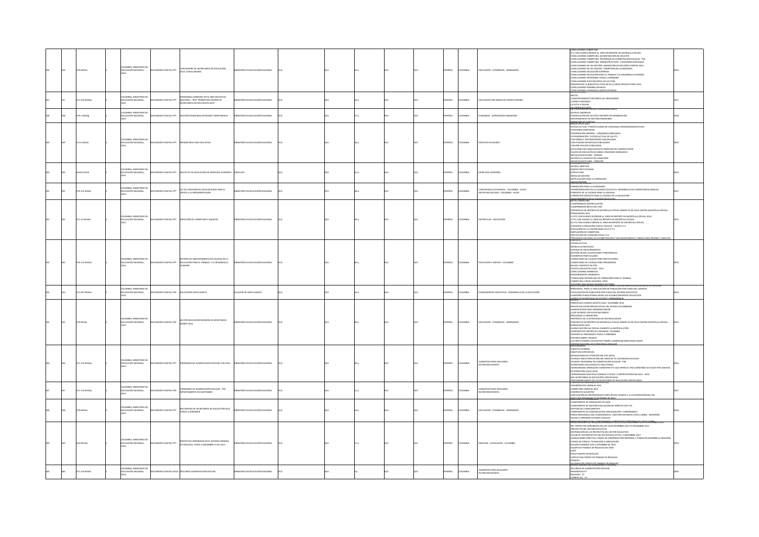| | | | | | | | | | | | | | | | | | | | | | | |
|---|---|---|---|---|---|---|---|---|---|---|---|---|---|---|---|---|---|---|---|---|---|---|
| 326 | 326 | 370 M534e | | 1 | COLOMBIA. MINISTERIO DE EDUCACIÓN NACIONAL, 2014 | DOCUMENTO DIGITAL PPT | 7 ENCUENTRO DE SECRETARIOS DE EDUCACIÓN, 2014. CONCLUSIONES | MINISTERIO DE EDUCACIÓN NACIONAL | N/A | | N/A | | 42 p. | | N/A | | N/A | ESPAÑOL | COLOMBIA | EDUCACIÓN - CONGRESOS - SEMINARIOS | CONCLUSIONES COBERTURA<br>ETC CON AVANCE MENOR AL 100% EN REPORTE DE MATRÍCULA OFICIAL<br>CONCLUSIONES COBERTURA: ALFABETIZACIÓN DE ADULTOS<br>CONCLUSIONES COBERTURA: PROGRAMA DE ALIMENTACIÓN ESCOLAR - PAE<br>CONCLUSIONES COBERTURA: INFRAESTRUCTURA - CONVENIOS DERIVADOS<br>CONCLUSIONES SSE DE GESTIÓN: ASIGNACIÓN DE RECURSOS CONPES 2013<br>CONCLUSIONES SSE DE CALIDAD: COMPETENCIAS CIUDADANAS<br>CONCLUSIONES EDUCACIÓN SUPERIOR<br>CONCLUSIONES EDUCACIÓN PARA EL TRABAJO Y EL DESARROLLO HUMANO<br>CONCLUSIONES PROGRAMA TODOS A APRENDER<br>CONCLUSIONES PLAN NACIONAL DE LECTURA<br>RESIGNIFICAR LA BIBLIOTECA ESCOLAR ES LA GRAN APUESTA PARA 2014<br>CONCLUSIONES PRIMERA INFANCIA<br>CONCLUSIONES ATENCIÓN A GRUPOS ÉTNICOS | 0326 |
| 327 | 327 | 371.334 M534p | | 1 | COLOMBIA. MINISTERIO DE EDUCACIÓN NACIONAL, 2014 | DOCUMENTO DIGITAL PPT | PROGRAMA CONEXIÓN TOTAL RED EDUCATIVA NACIONAL – REN "PRIMER ENCUENTRO DE SECRETARIOS DE EDUCACIÓN 2014" | MINISTERIO DE EDUCACIÓN NACIONAL | N/A | | N/A | | 24 p. | | N/A | | N/A | ESPAÑOL | COLOMBIA | EDUCACIÓN POR MEDIO DE COMPUTADORES | METAS<br>COMPORTAMIENTO HISTÓRICO DE INDICADORES<br>¿CÓMO FUNCIONA?<br>LA RUTA A SEGUIR<br>RECOMENDACIONES | 0327 |
| 328 | 328 | 379.1 M534g | | 1 | COLOMBIA. MINISTERIO DE EDUCACIÓN NACIONAL, 2014 | DOCUMENTO DIGITAL PPT | GESTIÓN FINANCIERA ENTIDADES TERRITORIALES | MINISTERIO DE EDUCACIÓN NACIONAL | N/A | | N/A | | 37 p. | | N/A | | N/A | ESPAÑOL | COLOMBIA | FINANZAS - SUPERVISIÓN FINANCIERA | DISTRIBUCIÓN RECURSOS COMPLEMENTARIOS<br>DEUDAS LABORALES<br>FINANCIACIÓN DEL SECTOR Y REPORTE DE INFORMACIÓN<br>MEJORAMIENTO DE GESTIÓN FINANCIERA<br>RENDICIÓN DE CUENTAS | 0328 |
| 329 | 329 | 371.6 M534i | | 1 | COLOMBIA. MINISTERIO DE EDUCACIÓN NACIONAL, 2014 | DOCUMENTO DIGITAL PPT | INFRAESTRUCTURA EDUCATIVA | MINISTERIO DE EDUCACIÓN NACIONAL | N/A | | N/A | | 18 p. | | N/A | | N/A | ESPAÑOL | COLOMBIA | EDIFICIOS ESCOLARES | PRESUPUESTO 2014<br>ESTADO ACTUAL Y PROYECCIONES DE CONVENIOS INTERADMINISTRATIVOS<br>CONVENIOS DERIVADOS<br>INFORMACIÓN GENERAL - CONVENIOS DERIVADOS<br>CATEGORIZACIÓN - ESTADO ACTUAL DE LAS ETC<br>CON OBRAS E INTERVENTORÍAS ADJUDICADAS<br>CON PLIEGOS DEFINITIVOS PUBLICADOS<br>CON PRE-PLIEGOS PUBLICADOS<br>SIN AVANCE EN PUBLICACIÓN DE PROCESOS DE CONTRATACIÓN<br>PLAZOS DE EJECUCIÓN DE OBRAS CONVENIOS DERIVADOS<br>MEGACOLEGIOS MEN - FONADE<br>MATRÍCULA COLEGIOS EN CONCESIÓN<br>MEGACOLEGIOS MEN - FINDETER | 0329 |
| 330 | 330 | 361.614 I59i | | 1 | COLOMBIA. MINISTERIO DE EDUCACIÓN NACIONAL, 2014 | DOCUMENTO DIGITAL PPT | INSTITUTO DE EDUCACIÓN EN DERECHOS HUMANOS | IDEDH-CEI | N/A | | N/A | | 22 p. | | N/A | | N/A | ESPAÑOL | COLOMBIA | DERECHOS HUMANOS | ¿QUIÉNES SOMOS?<br>GRUPOS OBJETIVO<br>MARCO INSTITUCIONAL<br>ESTRUCTURA<br>ÁREAS DE GESTIÓN<br>ARTICULACIÓN PARA LA OPERACIÓN<br>FINANCIACIÓN | 0330 |
| 331 | 331 | 370.115 M534l | | 1 | COLOMBIA. MINISTERIO DE EDUCACIÓN NACIONAL, 2014 | DOCUMENTO DIGITAL PPT | LEY DE CONVIVENCIA ESCOLAR GUÍAS PARA EL APOYO A LA IMPLEMENTACIÓN | MINISTERIO DE EDUCACIÓN NACIONAL | N/A | | N/A | | 38 p. | | N/A | | N/A | ESPAÑOL | COLOMBIA | CONVIVENCIA ESTUDIANTIL - COLOMBIA - GUÍAS<br>DISCIPLINA ESCOLAR - COLOMBIA - GUÍAS | FORMACIÓN PARA LA CIUDADANÍA<br>TRANSFORMACIÓN DE LA CALIDAD EDUCATIVA: DESARROLLO DE COMPETENCIAS BÁSICAS<br>FOMENTO DE LA CALIDAD PARA LA EQUIDAD<br>FORMACIÓN DOCENTE PARA LA CALIDAD DE LA EDUCACIÓN<br>MEJORAMIENTO DE LA CALIDAD EDUCATIVA | 0331 |
| 332 | 332 | 371.21 M534d | | 1 | COLOMBIA. MINISTERIO DE EDUCACIÓN NACIONAL, 2014 | DOCUMENTO DIGITAL PPT | DIRECCIÓN DE COBERTURA Y EQUIDAD | MINISTERIO DE EDUCACIÓN NACIONAL | N/A | | N/A | | 39 p. | | N/A | | N/A | ESPAÑOL | COLOMBIA | MATRÍCULAS - EDUCACIÓN | METAS COBERTURA<br>COMPROMISOS MATRICULATÓN<br>COMPROMISOS RESTO DEL PAÍS<br>PORCENTAJE DE REPORTE DE MATRÍCULA OFICIAL MARZO 10 DE 2014 CONTRA MATRÍCULA OFICIAL CONSOLIDADA 2013<br>11 ETC CON AVANCE SUPERIOR AL 100% EN REPORTE DE MATRÍCULA OFICIAL 2014<br>4 ETC CON AVANCE AL 100% EN REPORTE DE MATRÍCULA OFICIAL<br>81 ETC CON AVANCE MENOR AL 100% EN REPORTE DE MATRÍCULA OFICIAL<br>ATENCIÓN A POBLACIÓN JOVEN Y ADULTA - CICLOS 5 Y 6<br>EVOLUCIÓN DE LA CONTINUIDAD CICLO 5 Y 6<br>AMPLIACIÓN DE COBERTURA<br>PROYECCIÓN DE ATENCIÓN CICLO 5 Y 6<br>PROGRAMA NACIONAL DE ALFABETIZACIÓN Y EDUCACIÓN BÁSICA Y MEDIA PARA JÓVENES Y ADULTOS | 0332 |
| 333 | 333 | 370.113 M534e | | 1 | COLOMBIA. MINISTERIO DE EDUCACIÓN NACIONAL, 2014 | DOCUMENTO DIGITAL PPT | SISTEMA DE ASEGURAMIENTO DE CALIDAD DE LA EDUCACIÓN PARA EL TRABAJO Y EL DESARROLLO HUMANO | MINISTERIO DE EDUCACIÓN NACIONAL | N/A | | N/A | | 40 p. | | N/A | | N/A | ESPAÑOL | COLOMBIA | EDUCACIÓN Y EMPLEO - COLOMBIA | CONTEXTO<br>ESTADO ACTUAL<br>MODELO ESTRATÉGICO<br>SISTEMA DE ASEGURAMIENTO<br>GESTIÓN DESDE LAS ENTIDADES TERRITORIALES<br>ELEMENTOS PARTICULARES<br>CONDICIONES DE CALIDAD PARA INSTITUCIONES<br>CONDICIONES DE CALIDAD PARA PROGRAMAS<br>NUEVO CONTEXTO DE PAÍS<br>POLÍTICA EDUCATIVA 2010 - 2014<br>CONCLUSIONES GENERALES<br>REQUERIMIENTO INMEDIATO<br>CONSOLIDAR SISTEMA NAL DE FORMACIÓN PARA EL TRABAJO<br>COBERTURA A NIVEL NACIONAL ETDH<br>ACCIONES MINISTERIO EN MARCO DE PAZ | 0333 |
| 334 | 334 | 371.207 M534e | | 1 | COLOMBIA. MINISTERIO DE EDUCACIÓN NACIONAL, 2014 | DOCUMENTO DIGITAL PDF | EDUCACIÓN SANTA MARTA | ALCALDÍA DE SANTA MARTA | N/A | | N/A | | 24 p. | | N/A | | N/A | ESPAÑOL | COLOMBIA | PLANEAMIENTO EDUCATIVO - DESARROLLO DE LA EDUCACIÓN | ¿CUÁLES SON LAS ESTRATEGIAS QUE SE TIENEN COMO SECRETARÍA DE EDUCACIÓN DE SU ENTIDAD TERRITORIAL, PARA LA VINCULACIÓN DE POBLACIÓN POR FUERA DEL SISTEMA?<br>FOCALIZACIÓN DE POBLACIÓN POR FUERA DEL SISTEMA EDUCATIVO<br>CAMPAÑAS PUBLICITARIAS DESDE LOS ESTABLECIMIENTOS EDUCATIVOS<br>OFERTA DE ESTRATEGIAS DE ACCESO Y PERMANENCIA | 0334 |
| 335 | 335 | 370 M534s | | 1 | COLOMBIA. MINISTERIO DE EDUCACIÓN NACIONAL, 2014 | DOCUMENTO DIGITAL PDF | SECTOR EDUCACIÓN REUNIÓN DE SECRETARIOS MARZO 2014 | MINISTERIO DE EDUCACIÓN NACIONAL | N/A | | N/A | | 46 p. | | N/A | | N/A | ESPAÑOL | COLOMBIA | EDUCACIÓN - CONGRESOS - SEMINARIOS | PRINCIPALES LOGROS AGOSTO 2010 - DICIEMBRE 2013<br>MAYOR EJECUCIÓN PRESUPUESTAL DEL ESTADO COLOMBIANO<br>ALIMENTACIÓN PARA APRENDER MEJOR<br>¿QUÉ HICIMOS CON ESTOS RECURSOS?<br>REDUJIMOS LA DESERCIÓN<br>PROPÓSITO DE LA ESTRATEGIA DE MATRICULACIÓN<br>PORCENTAJE DE REPORTE DE MATRÍCULA OFICIAL MARZO 10 DE 2014 CONTRA MATRÍCULA OFICIAL CONSOLIDADA 2013<br>AVANCE MATRÍCULA OFICIAL DURANTE LA MATRICULATÓN<br>COMPARATIVO MATRÍCULA NACIONAL COLOMBIA<br>CREAMOS EL PROGRAMA TODOS A APRENDER<br>PRUEBAS SABER 5 NIVELES<br>LAS INSTITUCIONES CON MAYOR TIEMPO LOGRAN MEJORES RESULTADOS<br>SISTEMA NACIONAL DE CONVIVENCIA ESCOLAR | 0335 |
| 336 | 336 | 371.716 M534p | | 1 | COLOMBIA. MINISTERIO DE EDUCACIÓN NACIONAL, 2014 | DOCUMENTO DIGITAL PPT | PROGRAMA DE ALIMENTACIÓN ESCOLAR PAE 2014 | MINISTERIO DE EDUCACIÓN NACIONAL | N/A | | N/A | | 18 p. | | N/A | | N/A | ESPAÑOL | COLOMBIA | ALIMENTOS PARA ESCOLARES<br>NUTRICIÓN INFANTIL | ANTECEDENTES<br>OBJETIVO GENERAL<br>OBJETIVOS ESPECÍFICOS<br>MODALIDADES DE ATENCIÓN DEL PAE (2014)<br>AVANCES INICIO PRESTACIÓN DEL SERVICIO VS CALENDARIO ESCOLAR<br>AVANCES PROGRAMA DE ALIMENTACIÓN ESCOLAR - PAE<br>SUPERVISIÓN HALLAZGOS ETC EJECUTORAS<br>CRONOGRAMA OPERACIÓN II BIMESTRE ETC QUE OPERA EL PAE CONVENIOS ACTUALES POR 108 DÍAS DE OPERACIÓN (JULIO 2014)<br>CRONOGRAMA SOLICITUD VIGENCIA FUTURA Y CONTRATACIÓN PAE 2015 - 2016<br>ROL SECRETARÍAS DE EDUCACIÓN CERTIFICADAS<br>RESPONSABILIDADES DE LAS SECRETARÍAS DE EDUCACIÓN CERTIFICADAS | 0336 |
| 337 | 337 | 371.716 M534p | | 1 | COLOMBIA. MINISTERIO DE EDUCACIÓN NACIONAL, 2014 | DOCUMENTO DIGITAL PDF | PROGRAMA DE ALIMENTACIÓN ESCOLAR - PAE DEPARTAMENTO DE SANTANDER | MINISTERIO DE EDUCACIÓN NACIONAL | N/A | | N/A | | 11 p. | | N/A | | N/A | ESPAÑOL | COLOMBIA | ALIMENTOS PARA ESCOLARES<br>NUTRICIÓN INFANTIL | COBERTURA PAE 2013<br>INVERSIÓN PAE VIGENCIA 2014<br>COBERTURA VIGENCIA 2014<br>CONTRATOS SUSCRITOS<br>VINCULACIÓN DE PROFESIONALES PARA APOYO TÉCNICO Y A LA SUPERVISIÓN DEL PAE<br>INICIO DEL PROGRAMA 20 DE ENERO DE 2014 | 0337 |
| 338 | 338 | 370 M534e | | 1 | COLOMBIA. MINISTERIO DE EDUCACIÓN NACIONAL, 2014 | DOCUMENTO DIGITAL PPT | ENCUENTRO DE SECRETARIOS DE EDUCACIÓN 2014 TODOS A APRENDER | MINISTERIO DE EDUCACIÓN NACIONAL | N/A | | N/A | | 30 p. | | N/A | | N/A | ESPAÑOL | COLOMBIA | EDUCACIÓN - CONGRESOS - SEMINARIOS | COMPONENTE PEDAGÓGICO<br>COMPONENTE DE FORMACIÓN SITUADA<br>COMPONENTE DE GESTIÓN EVALUACIÓN DE IMPACTO DEL PTA<br>GESTIÓN DEL CONOCIMIENTO<br>COMPONENTE DE COMUNICACIÓN, MOVILIZACIÓN Y COMPROMISO<br>FERIAS REGIONALES DEL CONOCIMIENTO: 1000 PARTICIPANTES COSTA CARIBE - MONTERÍA<br>TODOS A APRENDER EN REDES SOCIALES<br>FERIAS REGIONALES DEL CONOCIMIENTO: 3 ENTIDADES TERRITORIALES COSTA CARIBE | 0338 |
| 339 | 339 | 344 M534p | | 1 | COLOMBIA. MINISTERIO DE EDUCACIÓN NACIONAL, 2013 | DOCUMENTO DIGITAL PPT | PROYECTOS APROBADOS EN EL SISTEMA GENERAL DE REGALÍAS. CORTE A DICIEMBRE 31 DE 2013 | MINISTERIO DE EDUCACIÓN NACIONAL | N/A | | N/A | | 17 p. | | N/A | | N/A | ESPAÑOL | COLOMBIA | REGALÍAS - LEGISLACIÓN - COLOMBIA | VALOR PROYECTOS DE INVERSIÓN APROBADOS EN LOS OCAD DICIEMBRE 2013 VS DICIEMBRE 2012<br>NO. PROYECTOS APROBADOS EN LOS OCAD DICIEMBRE 2013 VS DICIEMBRE 2012<br>PROYECTOS DEL SECTOR EDUCATIVO<br>DISTRIBUCIÓN DE LOS PROYECTOS DEL SECTOR EDUCATIVO<br>VALOR DE LOS PROYECTOS DEL SECTOR EDUCATIVO, A DICIEMBRE 2013<br>ASIGNACIONES DIRECTAS, FONDO DE COMPENSACIÓN REGIONAL Y FONDO DE DESARROLLO REGIONAL<br>FONDO DE CIENCIA, TECNOLOGÍA E INNOVACIÓN<br>BALANCE GENERAL SGR A DICIEMBRE DE 2013<br>EQUIPO DE TRABAJO DE REGALÍAS DEL MEN<br>OAPF<br>ROLES EQUIPO DE REGALÍAS<br>ESTRUCTURA FRENTE DE TRABAJO DE REGALÍAS<br>ENLACES<br>SECTORES DEL FRENTE DE TRABAJO DE REGALÍAS | 0339 |
| 340 | 340 | 371.716 M534r | | 1 | COLOMBIA. MINISTERIO DE EDUCACIÓN NACIONAL, 2013 | DOCUMENTO DIGITAL EXCEL | RECURSOS ALIMENTACIÓN ESCOLAR | MINISTERIO DE EDUCACIÓN NACIONAL | N/A | | N/A | | 3 p. | | N/A | | N/A | ESPAÑOL | COLOMBIA | ALIMENTOS PARA ESCOLARES<br>NUTRICIÓN INFANTIL | RESUMEN RECURSOS PAE<br>RECURSOS DE ALIMENTACIÓN ESCOLAR<br>RESUMEN 94 ET<br>REGALÍAS - ET<br>CONPES 151 - ET | 0340 |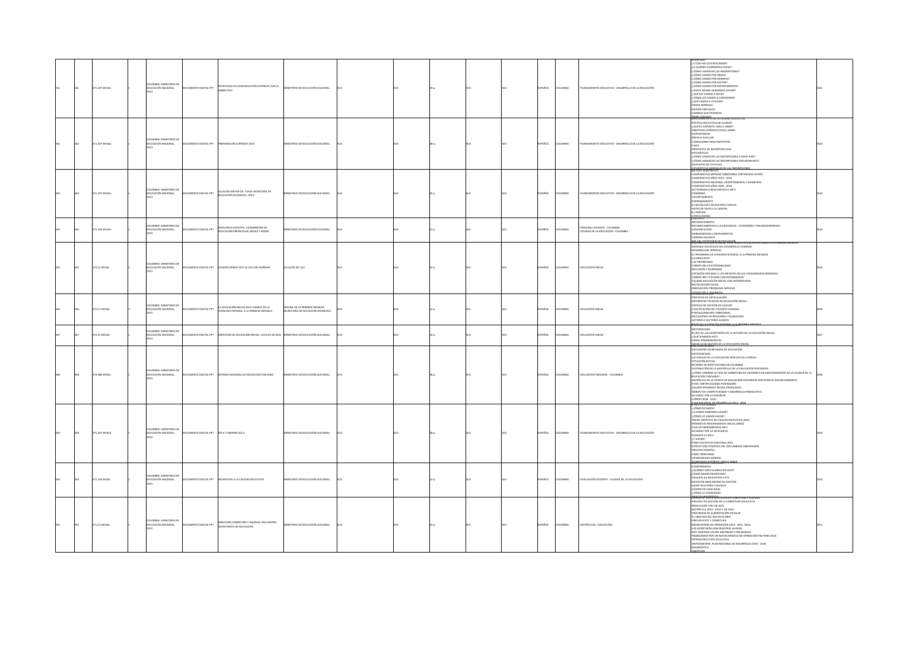| | | | | | | | | | | | | | | | | | | | | |
|---|---|---|---|---|---|---|---|---|---|---|---|---|---|---|---|---|---|---|---|---|
| 341 | 341 | 371.207 M534e | | 1 | COLOMBIA. MINISTERIO DE EDUCACIÓN NACIONAL, 2014 | DOCUMENTO DIGITAL PPT | ESTRATEGIA DE COMUNICACIÓN SUPÉRATE CON EL SABER 2014 | MINISTERIO DE EDUCACIÓN NACIONAL | N/A | | N/A | 28 p. | N/A | N/A | ESPAÑOL | COLOMBIA | PLANEAMIENTO EDUCATIVO - DESARROLLO DE LA EDUCACIÓN | ¿PARA QUÉ? ¿Y CON ESO QUE BUSCAMOS? ¿A QUIÉNES QUEREMOS LLEGAR? ¿CÓMO VAMOS EN LAS INSCRIPCIONES? ¿CÓMO VAMOS POR ÁREAS? ¿CÓMO VAMOS POR GÉNEROS? ¿CÓMO VAMOS POR SECTOR? ¿CÓMO VAMOS POR DEPARTAMENTO? ¿HASTA DÓNDE QUEREMOS LLEGAR? ¿QUÉ LES VAMOS A DECIR? ¿CÓMO LOS VAMOS A CONVENCER? ¿QUÉ VAMOS A UTILIZAR? PIEZAS IMPRESAS MEDIOS VIRTUALES CORREOS ELECTRÓNICOS REDES SOCIALES | | 0341 |
| 342 | 342 | 371.207 M534p | | 1 | COLOMBIA. MINISTERIO DE EDUCACIÓN NACIONAL, 2014 | DOCUMENTO DIGITAL PPT | PREPARACIÓN SUPÉRATE 2014 | MINISTERIO DE EDUCACIÓN NACIONAL | N/A | | N/A | 30 p. | N/A | N/A | ESPAÑOL | COLOMBIA | PLANEAMIENTO EDUCATIVO - DESARROLLO DE LA EDUCACIÓN | MEJORAMIENTO DE LA CALIDAD EDUCATIVA POLÍTICA EDUCATIVA DE CALIDAD ¿QUÉ ES SUPÉRATE CON EL SABER? OBJETIVOS SUPÉRATE CON EL SABER PARTICIPANTES ÁREAS A EVALUAR CONDICIONES PARA PARTICIPAR FASES PROPUESTA DE INCENTIVOS 2014 ESTADÍSTICAS ¿CÓMO VAMOS EN LAS INSCRIPCIONES A NIVEL PAÍS? ¿CÓMO VAMOS EN LAS INSCRIPCIONES POR MUNICIPIO? MUNICIPIO DE CAUCASIA ESTADÍSTICAS GENERALES DE LAS INSCRIPCIONES | | 0342 |
| 343 | 343 | 371.207 M534a | | 1 | COLOMBIA. MINISTERIO DE EDUCACIÓN NACIONAL, 2015 | DOCUMENTO DIGITAL PPT | ALCALDÍA MAYOR DE TUNJA SECRETARÍA DE EDUCACIÓN MUNICIPAL. DÍA E | MINISTERIO DE EDUCACIÓN NACIONAL | N/A | | N/A | 35 p. | N/A | N/A | ESPAÑOL | COLOMBIA | PLANEAMIENTO EDUCATIVO - DESARROLLO DE LA EDUCACIÓN | DÍA E EN TUNJA CON CALIDAD COMPARATIVO ENTIDAD TERRITORIAL CERTIFICADA VS PAÍS COMPARATIVO AÑOS 2012 - 2014 COMPARATIVO NACIONAL, DEPARTAMENTAL Y MUNICIPAL COMPARATIVO AÑOS 2009 - 2014 ACTIVIDADES A REALIZAR EN EL DÍA E CAMERINO CALENTAMIENTO ENTRENAMIENTO EL BALÓN ESTÁ EN NUESTRA CANCHA ANTES DE SALIR A LA CANCHA EL PARTIDO CONCLUSIONES | | 0343 |
| 344 | 344 | 371.144 M534e | | 1 | COLOMBIA. MINISTERIO DE EDUCACIÓN NACIONAL, 2015 | DOCUMENTO DIGITAL PPT | EXCELENCIA DOCENTE. VICEMINISTRO DE EDUCACIÓN PREESCOLAR, BÁSICA Y MEDIA | MINISTERIO DE EDUCACIÓN NACIONAL | N/A | | N/A | 21 p. | N/A | N/A | ESPAÑOL | COLOMBIA | PERSONAL DOCENTE - COLOMBIA CALIDAD DE LA EDUCACIÓN - COLOMBIA | CONTEXTO RECONOCIMIENTO RECONOCIMIENTO A LA EXCELENCIA - CATEGORÍAS Y RECONOCIMIENTOS COMUNICACIÓN HERRAMIENTAS E INSTRUMENTOS CARRERA DOCENTE ROL DEL SECRETARIO DE EDUCACIÓN | | 0344 |
| 345 | 345 | 372.21 M534c | | 1 | COLOMBIA. MINISTERIO DE EDUCACIÓN NACIONAL, 2015 | DOCUMENTO DIGITAL PPT | CONSTRUYENDO HOY LA CALI DEL MAÑANA | ALCALDÍA DE CALI | N/A | | N/A | 22 p. | N/A | N/A | ESPAÑOL | COLOMBIA | EDUCACIÓN INICIAL | PROPUESTA DE EDUCACIÓN INICIAL EN EL MARCO DE LA ATENCIÓN INTEGRAL A LA PRIMERA INFANCIA ENFOQUE ECOLÓGICO DEL DESARROLLO HUMANO DEMANDA DEL SERVICIO EL PROGRAMA DE ATENCIÓN INTEGRAL A LA PRIMERA INFANCIA LA PROPUESTA LAS PRIORIDADES COBERTURA CON INTEGRALIDAD INCLUSIÓN Y DIVERSIDAD ATENCIÓN INTEGRAL A LOS INFANTES EN LAS COMUNIDADES INDÍGENAS COBERTURA Y CALIDAD CON INTEGRALIDAD CALIDAD EDUCACIÓN INICIAL CON INTEGRALIDAD MOVILIZACIÓN SOCIAL INNOVACIÓN: PROGRAMA IMPULSO COBERTURA E INVERSIÓN | | 0345 |
| 346 | 346 | 372.21 M534e | | 1 | COLOMBIA. MINISTERIO DE EDUCACIÓN NACIONAL, 2015 | DOCUMENTO DIGITAL PPT | LA EDUCACIÓN INICIAL EN EL MARCO DE LA ATENCIÓN INTEGRAL A LA PRIMERA INFANCIA | OFICINA DE LA PRIMERA INFANCIA SECRETARÍA DE EDUCACIÓN MUNICIPAL | N/A | | N/A | 12 p. | N/A | N/A | ESPAÑOL | COLOMBIA | EDUCACIÓN INICIAL | PROCESOS DE ARTICULACIÓN REFERENTES TÉCNICOS DE EDUCACIÓN INICIAL SISTEMA DE GESTIÓN DE CALIDAD CUALIFICACIÓN DEL TALENTO HUMANO FORTALECIMIENTO TERRITORIAL ENCUENTROS DE REFLEXIÓN Y PLANEACIÓN ACTORES O SECTORES ALIADOS | | 0346 |
| 347 | 347 | 372.21 M534d | | 1 | COLOMBIA. MINISTERIO DE EDUCACIÓN NACIONAL, 2015 | DOCUMENTO DIGITAL PPT | DIRECCIÓN DE EDUCACIÓN INICIAL. JULIO 02 DE 2015 | MINISTERIO DE EDUCACIÓN NACIONAL | N/A | | N/A | 30 p. | N/A | N/A | ESPAÑOL | COLOMBIA | EDUCACIÓN INICIAL | MARCO DE LA ATENCIÓN INTEGRAL A LA PRIMERA INFANCIA METODOLOGÍA EL ROL DE LAS SECRETARÍAS EN LA GESTIÓN DE LA EDUCACIÓN INICIAL ¿QUÉ TENEMOS HOY? LÍNEAS PROGRAMÁTICAS MODELO DE GESTIÓN DE LA EDUCACIÓN INICIAL | | 0347 |
| 348 | 348 | 378.986 M534s | | 1 | COLOMBIA. MINISTERIO DE EDUCACIÓN NACIONAL, 2015 | DOCUMENTO DIGITAL PPT | SISTEMA NACIONAL DE EDUCACIÓN TERCIARIA | MINISTERIO DE EDUCACIÓN NACIONAL | N/A | | N/A | 38 p. | N/A | N/A | ESPAÑOL | COLOMBIA | EDUCACIÓN TERCIARIA - COLOMBIA | ENCUENTRO SECRETARIOS DE EDUCACIÓN ANTECEDENTES LOS NIVELES DE LA EDUCACIÓN DESPUÉS DE LA MEDIA SITUACIÓN ACTUAL NÚMERO DE INSTITUCIONES EN COLOMBIA DISTRIBUCIÓN DE LA MATRÍCULA DE LA EDUCACIÓN POSTMEDIA ¿CÓMO CAMBIAR LA TASA DE COBERTURA EN UN MARCO DE ASEGURAMIENTO DE LA CALIDAD DE LA EDUCACIÓN TERCIARIA? MATRÍCULA DE LA OFERTA DE EDUCACIÓN POSTMEDIA POR ESTRATO SOCIOECONÓMICO ETDH: CERTIFICACIONES POR REGIÓN SALARIO PROMEDIO RECIÉN GRADUADOS ÁMBITO DE COMPETITIVIDAD Y DESARROLLO PRODUCTIVO ACUERDO POR LO SUPERIOR CONPES 3674 - 2010 PLAN NACIONAL DE DESARROLLO 2014 - 2018 | | 0348 |
| 349 | 349 | 371.207 M534a | | 1 | COLOMBIA. MINISTERIO DE EDUCACIÓN NACIONAL, 2015 | DOCUMENTO DIGITAL PPT | DÍA E Y SIEMPRE DÍA E | MINISTERIO DE EDUCACIÓN NACIONAL | N/A | | N/A | 38 p. | N/A | N/A | ESPAÑOL | COLOMBIA | PLANEAMIENTO EDUCATIVO - DESARROLLO DE LA EDUCACIÓN | EL RETO DE CALIDAD ¿CÓMO ESTAMOS? ¿A DÓNDE DEBEMOS LLEGAR? ¿CÓMO LO VAMOS HACER? ÍNDICE SINTÉTICO DE CALIDAD EDUCATIVA (ISCE) MÍNIMO DE MEJORAMIENTO ANUAL (MMA) CAJA DE HERRAMIENTAS DÍA E ACUERDO POR LA EXCELENCIA DURANTE EL DÍA E ¿Y AHORA? FORO EDUCATIVO NACIONAL 2015 ESTRUCTURA TEMÁTICA DEL DOCUMENTO ORIENTADOR PROCESO GENERAL FORO TERRITORIAL CRONOGRAMA GENERAL CAMPAÑA SUPÉRATE CON EL SABER | | 0349 |
| 350 | 350 | 371.144 M534i | | 1 | COLOMBIA. MINISTERIO DE EDUCACIÓN NACIONAL, 2015 | DOCUMENTO DIGITAL PPT | INCENTIVOS A LA CALIDAD EDUCATIVA | MINISTERIO DE EDUCACIÓN NACIONAL | N/A | | N/A | 13 p. | N/A | N/A | ESPAÑOL | COLOMBIA | EVALUACIÓN DOCENTE - CALIDAD DE LA EDUCACIÓN | COMPROMISOS ¿QUIÉNES SON ELEGIBLES EN 2015? ¿CÓMO GANAR INCENTIVOS? PAQUETE DE INCENTIVOS A ETC MEDICIÓN INDICADORES DE GESTIÓN INCENTIVOS PARA COLEGIOS LOGROS EN CADA NIVEL ¿CÓMO LO GANAMOS? PASOS A SEGUIR | | 0350 |
| 351 | 351 | 371.21 M534d | | 1 | COLOMBIA. MINISTERIO DE EDUCACIÓN NACIONAL, 2015 | DOCUMENTO DIGITAL PPT | DIRECCIÓN COBERTURA Y EQUIDAD. ENCUENTRO SECRETARIOS DE EDUCACIÓN | MINISTERIO DE EDUCACIÓN NACIONAL | N/A | | N/A | 31 p. | N/A | N/A | ESPAÑOL | COLOMBIA | MATRÍCULAS - EDUCACIÓN | ENCUENTRO DIRECCIÓN DE COBERTURA Y EQUIDAD PROCESO DE GESTIÓN DE LA COBERTURA EDUCATIVA RESOLUCIÓN 7797 DE 2015 MATRÍCULA 2014 - JULIO 1 DE 2015 PROGRAMA DE ALIMENTACIÓN ESCOLAR EL OBJETIVO DEL PAE EN EL MEN PRESUPUESTO Y COBERTURA MODALIDADES DE OPERACIÓN 2014 - 2015 - 2016 LAS SECRETARÍAS SON NUESTRAS ALIADAS HOY TENEMOS UN PAE MEJORADO Y FOCALIZADO TRABAJAMOS POR UN NUEVO MODELO DE OPERACIÓN PAE PARA 2016 INFRAESTRUCTURA EDUCATIVA ANTECEDENTES: PLAN NACIONAL DE DESARROLLO 2014 - 2018 DIAGNÓSTICO OBJETIVOS | | 0351 |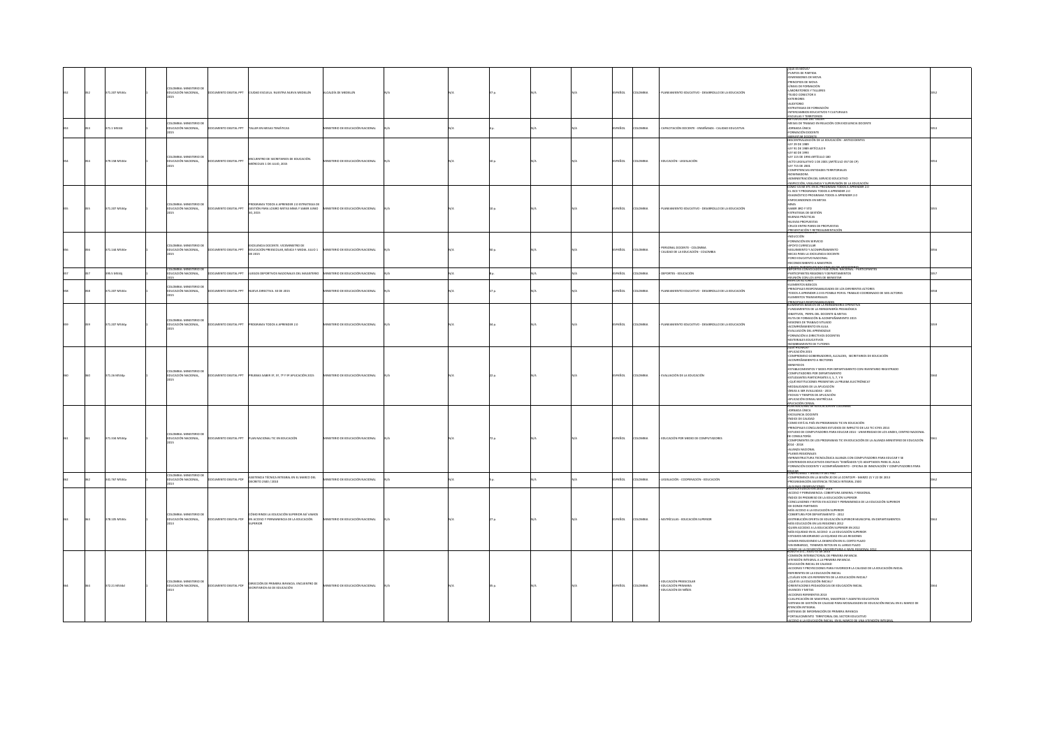| | | | | | | | | | | | | | | | | | | |
|---|---|---|---|---|---|---|---|---|---|---|---|---|---|---|---|---|---|---|
| 352 | 352 | 371.207 M934c | | 1 | COLOMBIA. MINISTERIO DE EDUCACIÓN NACIONAL, 2015 | DOCUMENTO DIGITAL PPT | CIUDAD ESCUELA. NUESTRA NUEVA MEDELLÍN | ALCALDÍA DE MEDELLÍN | N/A | | N/A | 37 p. | N/A | N/A | ESPAÑOL | COLOMBIA | PLANEAMIENTO EDUCATIVO - DESARROLLO DE LA EDUCACIÓN | -QUÉ ES MOVA? -PUNTOS DE PARTIDA -DIMENSIONES DE MOVA -PRINCIPIOS DE MOVA -LÍNEAS DE FORMACIÓN -LABORATORIOS Y TALLERES -TEJIDO CONECTOR X -EXTERIORES -AUDITORIO -ESTRATEGIAS DE FORMACIÓN -INTERCAMBIOS EDUCATIVOS Y CULTURALES -ESCUELAS Y TERRITORIOS | 0352 |
| 353 | 353 | 371.1 M934t | | 1 | COLOMBIA. MINISTERIO DE EDUCACIÓN NACIONAL, 2015 | DOCUMENTO DIGITAL PPT | TALLER EN MESAS TEMÁTICAS | MINISTERIO DE EDUCACIÓN NACIONAL | N/A | | N/A | 6 p. | N/A | N/A | ESPAÑOL | COLOMBIA | CAPACITACIÓN DOCENTE - ENSEÑANZA - CALIDAD EDUCATIVA | -METODOLOGÍA DEL TALLER -MESAS DE TRABAJO EN RELACIÓN CON EXCELENCIA DOCENTE -JORNADA ÚNICA -FORMACIÓN DOCENTE -BIENESTAR DOCENTE | 0353 |
| 354 | 354 | 379.158 M934e | | 1 | COLOMBIA. MINISTERIO DE EDUCACIÓN NACIONAL, 2015 | DOCUMENTO DIGITAL PPT | ENCUENTRO DE SECRETARIOS DE EDUCACIÓN, MIÉRCOLES 1 DE JULIO, 2015 | MINISTERIO DE EDUCACIÓN NACIONAL | N/A | | N/A | 30 p. | N/A | N/A | ESPAÑOL | COLOMBIA | EDUCACIÓN - LEGISLACIÓN | -DESCENTRALIZACIÓN DE LA EDUCACIÓN - ANTECEDENTES -LEY 29 DE 1989 -LEY 91 DE 1989 ARTÍCULO 9 -LEY 60 DE 1993 -LEY 115 DE 1994 ARTÍCULO 180 -ACTO LEGISLATIVO 1 DE 2001 (ARTÍCULO 357 DE CP) -LEY 715 DE 2001 -COMPETENCIAS ENTIDADES TERRITORIALES -NOMINADORA -ADMINISTRACIÓN DEL SERVICIO EDUCATIVO -INSPECCIÓN, VIGILANCIA Y SUPERVISIÓN DE LA EDUCACIÓN | 0354 |
| 355 | 355 | 371.207 M934p | | 1 | COLOMBIA. MINISTERIO DE EDUCACIÓN NACIONAL, 2015 | DOCUMENTO DIGITAL PPT | PROGRAMA TODOS A APRENDER 2.0 ESTRATEGIA DE GESTIÓN PARA LOGRO METAS MMA Y SABER JUNIO 30, 2015 | MINISTERIO DE EDUCACIÓN NACIONAL | N/A | | N/A | 30 p. | N/A | N/A | ESPAÑOL | COLOMBIA | PLANEAMIENTO EDUCATIVO - DESARROLLO DE LA EDUCACIÓN | -CÓMO VA MI ETC EN EL PROGRAMA TODOS A APRENDER 2.0 -EL ISCE Y PROGRAMA TODOS A APRENDER 2.0 -DIAGNÓSTICO PROGRAMA TODOS A APRENDER 2.0 -ENFOCÁNDONOS EN METAS -MMA -SABER 3RO Y 5TO -ESTRATEGIA DE GESTIÓN -BUENAS PRÁCTICAS -NUEVAS PROPUESTAS -CRUCE ENTRE PARES DE PROPUESTAS -PRESENTACIÓN Y RETROALIMENTACIÓN | 0355 |
| 356 | 356 | 371.144 M934e | | 1 | COLOMBIA. MINISTERIO DE EDUCACIÓN NACIONAL, 2015 | DOCUMENTO DIGITAL PPT | EXCELENCIA DOCENTE. VICEMINISTRO DE EDUCACIÓN PREESCOLAR, BÁSICA Y MEDIA. JULIO 1 DE 2015 | MINISTERIO DE EDUCACIÓN NACIONAL | N/A | | N/A | 30 p. | N/A | N/A | ESPAÑOL | COLOMBIA | -PERSONAL DOCENTE - COLOMBIA -CALIDAD DE LA EDUCACIÓN - COLOMBIA | -INDUCCIÓN -FORMACIÓN EN SERVICIO -APOYO CURRICULAR -SEGUIMIENTO Y ACOMPAÑAMIENTO -BECAS PARA LA EXCELENCIA DOCENTE -FORO EDUCATIVO NACIONAL -RECONOCIMIENTO A MAESTROS -JUEGOS DEPORTIVOS NACIONALES DEL MAGISTERIO | 0356 |
| 357 | 357 | 796.5 M934j | | 1 | COLOMBIA. MINISTERIO DE EDUCACIÓN NACIONAL, 2015 | DOCUMENTO DIGITAL PPT | JUEGOS DEPORTIVOS NACIONALES DEL MAGISTERIO | MINISTERIO DE EDUCACIÓN NACIONAL | N/A | | N/A | 8 p. | N/A | N/A | ESPAÑOL | COLOMBIA | DEPORTES - EDUCACIÓN | -DEPORTES ORGANIZADOS POR ZONAL, NACIONAL - PARTICIPANTES -PARTICIPANTES REGIONES Y DEPARTAMENTOS -REUNIÓN CON LOS JEFES DE BIENESTAR | 0357 |
| 358 | 358 | 371.207 M934n | | 1 | COLOMBIA. MINISTERIO DE EDUCACIÓN NACIONAL, 2015 | DOCUMENTO DIGITAL PPT | NUEVA DIRECTIVA 30 DE 2015 | MINISTERIO DE EDUCACIÓN NACIONAL | N/A | | N/A | 17 p. | N/A | N/A | ESPAÑOL | COLOMBIA | PLANEAMIENTO EDUCATIVO - DESARROLLO DE LA EDUCACIÓN | -MAPA DE ACTORES -ELEMENTOS BÁSICOS -PRINCIPALES RESPONSABILIDADES DE LOS DIFERENTES ACTORES -TODOS A APRENDER 2.0 ES POSIBLE POR EL TRABAJO COORDINADO DE SEIS ACTORES -ELEMENTOS TRANSVERSALES -PRINCIPALES RESPONSABILIDADES | 0358 |
| 359 | 359 | 371.207 M934p | | 1 | COLOMBIA. MINISTERIO DE EDUCACIÓN NACIONAL, 2015 | DOCUMENTO DIGITAL PPT | PROGRAMA TODOS A APRENDER 2.0 | MINISTERIO DE EDUCACIÓN NACIONAL | N/A | | N/A | 34 p. | N/A | N/A | ESPAÑOL | COLOMBIA | PLANEAMIENTO EDUCATIVO - DESARROLLO DE LA EDUCACIÓN | -ELEMENTOS BÁSICOS DE LA INGENIERÍA OPERATIVA -FUNDAMENTOS DE LA INGENIERÍA PEDAGÓGICA -OBJETIVOS, PERFIL DEL DOCENTE & METAS -RUTA DE FORMACIÓN & ACOMPAÑAMIENTO 2015 -SESIONES DE TRABAJO SITUADO -ACOMPAÑAMIENTO EN AULA -EVALUACIÓN DEL APRENDIZAJE -FORMACIÓN A DIRECTIVOS DOCENTES -MATERIALES EDUCATIVOS -NOMBRAMIENTO DE TUTORES | 0359 |
| 360 | 360 | 371.26 M934p | | 1 | COLOMBIA. MINISTERIO DE EDUCACIÓN NACIONAL, 2015 | DOCUMENTO DIGITAL PPT | PRUEBAS SABER 3º, 5º, 7º Y 9º APLICACIÓN 2015 | MINISTERIO DE EDUCACIÓN NACIONAL | N/A | | N/A | 22 p. | N/A | N/A | ESPAÑOL | COLOMBIA | EVALUACIÓN DE LA EDUCACIÓN | -QUÉ TENEMOS? -APLICACIÓN 2013 -COMPROMISO GOBERNADORES, ALCALDES, SECRETARIOS DE EDUCACIÓN -ACOMPAÑAMIENTO A RECTORES -BENEFICIOS -ESTABLECIMIENTOS Y SEDES POR DEPARTAMENTO CON INVENTARIO REGISTRADO -COMPUTADORES POR DEPARTAMENTO -ESTUDIANTES PARTICIPANTES 3, 5, 7, Y 9 -¿QUÉ INSTITUCIONES PRESENTAN LA PRUEBA ELECTRÓNICA? -MODALIDADES DE LA APLICACIÓN -ÁREAS A SER EVALUADAS - 2015 -FECHAS Y TIEMPOS DE APLICACIÓN -APLICACIÓN CENSAL MATRÍCULA -APLICACIÓN CENSAL | 0360 |
| 361 | 361 | 371.334 M934p | | 1 | COLOMBIA. MINISTERIO DE EDUCACIÓN NACIONAL, 2015 | DOCUMENTO DIGITAL PPT | PLAN NACIONAL TIC EN EDUCACIÓN | MINISTERIO DE EDUCACIÓN NACIONAL | N/A | | N/A | 72 p. | N/A | N/A | ESPAÑOL | COLOMBIA | EDUCACIÓN POR MEDIO DE COMPUTADORES | -PRIORIDADES DE EDUCACIÓN EN COLOMBIA -JORNADA ÚNICA -EXCELENCIA DOCENTE -ÍNDICE DE CALIDAD -CÓMO ESTÁ EL PAÍS EN PROGRAMAS TIC EN EDUCACIÓN -PRINCIPALES CONCLUSIONES ESTUDIOS DE IMPACTO DE LAS TIC ICFES 2014 -ESTUDIO DE COMPUTADORES PARA EDUCAR 2014 - UNIVERSIDAD DE LOS ANDES, CENTRO NACIONAL DE CONSULTORÍA -COMPONENTES DE LOS PROGRAMAS TIC EN EDUCACIÓN DE LA ALIANZA MINISTERIO DE EDUCACIÓN 2014 - 2018 -ALIANZA NACIONAL -PLANES REGIONALES -INFRAESTRUCTURA TECNOLÓGICA ALIANZA CON COMPUTADORES PARA EDUCAR Y SE -CONTENIDOS EDUCATIVOS DIGITALES "DISEÑADOS Y/O ADAPTADOS PARA EL AULA -FORMACIÓN DOCENTE Y ACOMPAÑAMIENTO - OFICINA DE INNOVACIÓN Y COMPUTADORES PARA EDUCAR | 0361 |
| 362 | 362 | 332.767 M934a | | 1 | COLOMBIA. MINISTERIO DE EDUCACIÓN NACIONAL, 2013 | DOCUMENTO DIGITAL PDF | ASISTENCIA TÉCNICA INTEGRAL EN EL MARCO DEL DECRETO 2500 / 2010 | MINISTERIO DE EDUCACIÓN NACIONAL | N/A | | N/A | 6 p. | N/A | N/A | ESPAÑOL | COLOMBIA | LEGISLACIÓN - COOPERACIÓN - EDUCACIÓN | -COMPROMISOS Y AVANCES DEL PND -COMPROMISOS EN LA SESIÓN 20 DE LA CONTCEPI - MARZO 21 Y 22 DE 2013 -PROGRAMACIÓN ASISTENCIA TÉCNICA INTEGRAL 2500 -ALGUNAS OBSERVACIONES | 0362 |
| 363 | 363 | 378.105 M934c | | 1 | COLOMBIA. MINISTERIO DE EDUCACIÓN NACIONAL, 2013 | DOCUMENTO DIGITAL PDF | CÓMO RINDE LA EDUCACIÓN SUPERIOR ASÍ VAMOS EN ACCESO Y PERMANENCIA DE LA EDUCACIÓN SUPERIOR | MINISTERIO DE EDUCACIÓN NACIONAL | N/A | | N/A | 27 p. | N/A | N/A | ESPAÑOL | COLOMBIA | MATRÍCULAS - EDUCACIÓN SUPERIOR | -PREGUNTAS GENERADORAS -ACCESO Y PERMANENCIA: COBERTURA GENERAL Y REGIONAL -ÍNDICE DE PROGRESO DE LA EDUCACIÓN SUPERIOR -CONCLUSIONES Y RETOS EN ACCESO Y PERMANENCIA DE LA EDUCACIÓN SUPERIOR -DE DÓNDE PARTIMOS -MÁS ACCESO A LA EDUCACIÓN SUPERIOR -COBERTURA POR DEPARTAMENTO - 2012 -DISTRIBUCIÓN OFERTA DE EDUCACIÓN SUPERIOR MUNICIPAL EN DEPARTAMENTOS -MÁS EDUCACIÓN EN LAS REGIONES 2012 -QUIÉN ACCEDIÓ A LA EDUCACIÓN SUPERIOR EN 2012 -MÁS EQUIDAD EN EL ACCESO A LA EDUCACIÓN SUPERIOR -ESTAMOS MEJORANDO LA EQUIDAD EN LAS REGIONES -VAMOS REDUCIENDO LA DESERCIÓN EN EL CORTO PLAZO -SIN EMBARGO, TENEMOS RETOS EN EL LARGO PLAZO -CÓMO VA LA DESERCIÓN UNIVERSITARIA A NIVEL REGIONAL 2012 | 0363 |
| 364 | 364 | 372.21 M934d | | 1 | COLOMBIA. MINISTERIO DE EDUCACIÓN NACIONAL, 2013 | DOCUMENTO DIGITAL PDF | DIRECCIÓN DE PRIMERA INFANCIA. ENCUENTRO DE SECRETARIOS-AS DE EDUCACIÓN | MINISTERIO DE EDUCACIÓN NACIONAL | N/A | | N/A | 35 p. | N/A | N/A | ESPAÑOL | COLOMBIA | -EDUCACIÓN PREESCOLAR -EDUCACIÓN PRIMARIA -EDUCACIÓN DE NIÑOS | -DE CERO A SIEMPRE -COMISIÓN INTERSECTORIAL DE PRIMERA INFANCIA -ATENCIÓN INTEGRAL A LA PRIMERA INFANCIA -EDUCACIÓN INICIAL DE CALIDAD -ACCIONES Y PROYECCIONES PARA FAVORECER LA CALIDAD DE LA EDUCACIÓN INICIAL -REFERENTES DE LA EDUCACIÓN INICIAL -¿CUÁLES SON LOS REFERENTES DE LA EDUCACIÓN INICIAL? -¿QUÉ ES LA EDUCACIÓN INICIAL? -ORIENTACIONES PEDAGÓGICAS DE EDUCACIÓN INICIAL -AVANCES Y METAS -ACCIONES REFERENTES 2013 -CUALIFICACIÓN DE MAESTRAS, MAESTROS Y AGENTES EDUCATIVOS -SISTEMA DE GESTIÓN DE CALIDAD PARA MODALIDADES DE EDUCACIÓN INICIAL EN EL MARCO DE ATENCIÓN INTEGRAL -SISTEMAS DE INFORMACIÓN DE PRIMERA INFANCIA -FORTALECIMIENTO TERRITORIAL DEL SECTOR EDUCATIVO -ACCESO A LA EDUCACIÓN INICIAL EN EL MARCO DE UNA ATENCIÓN INTEGRAL | 0364 |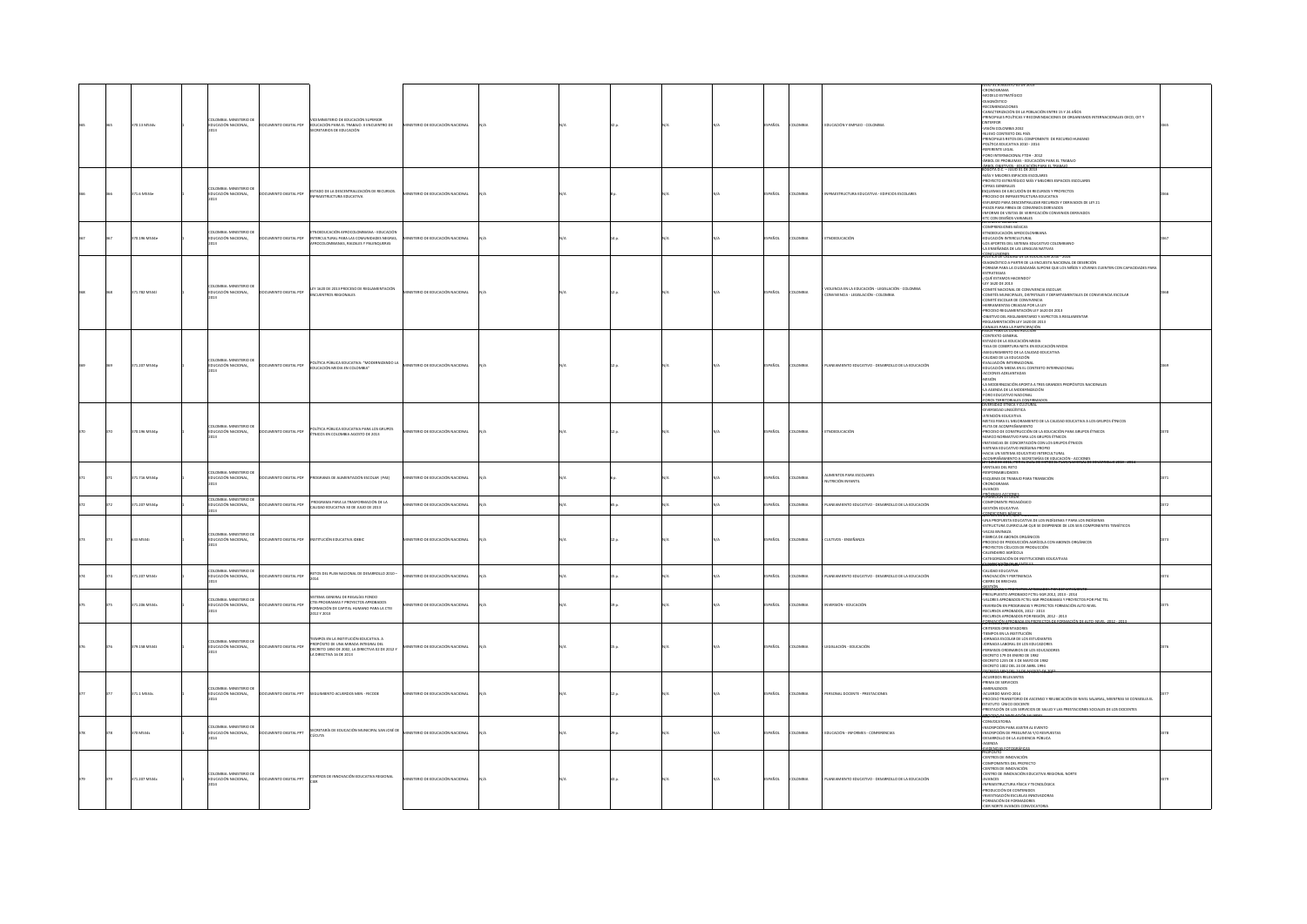| | | | | | | | | | | | | | | | | | | |
|---|---|---|---|---|---|---|---|---|---|---|---|---|---|---|---|---|---|---|
| 365 | 365 | 370.13 M534s | 1 | COLOMBIA. MINISTERIO DE EDUCACIÓN NACIONAL, 2013 | DOCUMENTO DIGITAL PDF | VICEMINISTERIO DE EDUCACIÓN SUPERIOR EDUCACIÓN PARA EL TRABAJO. II ENCUENTRO DE SECRETARIOS DE EDUCACIÓN | MINISTERIO DE EDUCACIÓN NACIONAL | N/A | | N/A | | 42 p. | | N/A | N/A | ESPAÑOL | COLOMBIA | EDUCACIÓN Y EMPLEO - COLOMBIA | -BOGOTÁ 8 MARZO DE 2013 -CRONOGRAMA -MODELO ESTRATÉGICO -DIAGNÓSTICO -RECOMENDACIONES -CARACTERIZACIÓN DE LA POBLACIÓN ENTRE 15 Y 24 AÑOS -PRINCIPALES POLÍTICAS Y RECOMENDACIONES DE ORGANISMOS INTERNACIONALES OECD, CIT Y CINTERFOR -VISIÓN COLOMBIA 2032 -NUEVO CONTEXTO DEL PAÍS -PRINCIPALES RETOS DEL COMPONENTE DE RECURSO HUMANO -POLÍTICA EDUCATIVA 2010 - 2014 -REFERENTE LEGAL -FORO INTERNACIONAL FTDH - 2012 -ÁRBOL DE PROBLEMAS - EDUCACIÓN PARA EL TRABAJO -ÁRBOL OBJETIVOS - EDUCACIÓN PARA EL TRABAJO | 0365 |
| 366 | 366 | 371.6 M534e | 1 | COLOMBIA. MINISTERIO DE EDUCACIÓN NACIONAL, 2013 | DOCUMENTO DIGITAL PDF | ESTADO DE LA DESCENTRALIZACIÓN DE RECURSOS. INFRAESTRUCTURA EDUCATIVA | MINISTERIO DE EDUCACIÓN NACIONAL | N/A | | N/A | | 8 p. | | N/A | N/A | ESPAÑOL | COLOMBIA | INFRAESTRUCTURA EDUCATIVA - EDIFICIOS ESCOLARES | -BOGOTÁ D.C., 7 - 8 DE 2013 -MÁS Y MEJORES ESPACIOS ESCOLARES -PROYECTO ESTRATÉGICO MÁS Y MEJORES ESPACIOS ESCOLARES -CIFRAS GENERALES -ESQUEMAS DE EJECUCIÓN DE RECURSOS Y PROYECTOS -PROCESO DE INFRAESTRUCTURA EDUCATIVA -ESFUERZO PARA DESCENTRALIZAR RECURSOS Y DERIVADOS DE LEY 21 -PASOS PARA FIRMA DE CONVENIOS DERIVADOS -INFORME DE VISITAS DE VERIFICACIÓN CONVENIOS DERIVADOS -ETC CON DISEÑOS VIABLES | 0366 |
| 367 | 367 | 370.196 M534e | 1 | COLOMBIA. MINISTERIO DE EDUCACIÓN NACIONAL, 2013 | DOCUMENTO DIGITAL PDF | ETNOEDUCACIÓN AFROCOLOMBIANA - EDUCACIÓN INTERCULTURAL PARA LAS COMUNIDADES NEGRAS, AFROCOLOMBIANAS, RAIZALES Y PALENQUERAS | MINISTERIO DE EDUCACIÓN NACIONAL | N/A | | N/A | | 14 p. | | N/A | N/A | ESPAÑOL | COLOMBIA | ETNOEDUCACIÓN | -CONTEXTO NORMATIVO -COMPRENSIONES BÁSICAS -ETNOEDUCACIÓN AFROCOLOMBIANA -EDUCACIÓN INTERCULTURAL -LOS APORTES DEL SISTEMA EDUCATIVO COLOMBIANO -LA ENSEÑANZA DE LAS LENGUAS NATIVAS -CONCLUSIONES | 0367 |
| 368 | 368 | 371.782 M534l | 1 | COLOMBIA. MINISTERIO DE EDUCACIÓN NACIONAL, 2013 | DOCUMENTO DIGITAL PDF | LEY 1620 DE 2013 PROCESO DE REGLAMENTACIÓN ENCUENTROS REGIONALES | MINISTERIO DE EDUCACIÓN NACIONAL | N/A | | N/A | | 12 p. | | N/A | N/A | ESPAÑOL | COLOMBIA | VIOLENCIA EN LA EDUCACIÓN - LEGISLACIÓN - COLOMBIA CONVIVENCIA - LEGISLACIÓN - COLOMBIA | -PLAN NACIONAL DE EDUCACIÓN 2010 - 2014 -DIAGNÓSTICO A PARTIR DE LA ENCUESTA NACIONAL DE DESERCIÓN -FORMAR PARA LA CIUDADANÍA SUPONE QUE LOS NIÑOS Y JÓVENES CUENTEN CON CAPACIDADES PARA -ESTRATEGIAS -¿QUÉ ESTAMOS HACIENDO? -LEY 1620 DE 2013 -COMITÉ NACIONAL DE CONVIVENCIA ESCOLAR -COMITÉS MUNICIPALES, DISTRITALES Y DEPARTAMENTALES DE CONVIVENCIA ESCOLAR -COMITÉ ESCOLAR DE CONVIVENCIA -HERRAMIENTAS CREADAS POR LA LEY -PROCESO REGLAMENTACIÓN LEY 1620 DE 2013 -OBJETIVO DEL REGLAMENTARIO Y ASPECTOS A REGLAMENTAR -REGLAMENTACIÓN LEY 1620 DE 2013 -CANALES PARA LA PARTICIPACIÓN | 0368 |
| 369 | 369 | 371.207 M534p | 1 | COLOMBIA. MINISTERIO DE EDUCACIÓN NACIONAL, 2013 | DOCUMENTO DIGITAL PDF | POLÍTICA PÚBLICA EDUCATIVA: "MODERNIZANDO LA EDUCACIÓN MEDIA EN COLOMBIA" | MINISTERIO DE EDUCACIÓN NACIONAL | N/A | | N/A | | 12 p. | | N/A | N/A | ESPAÑOL | COLOMBIA | PLANEAMIENTO EDUCATIVO - DESARROLLO DE LA EDUCACIÓN | -LÍNEA BASE DE CONSTRUCCIÓN -CONTEXTO GENERAL -ESTADO DE LA EDUCACIÓN MEDIA -TASA DE COBERTURA NETA EN EDUCACIÓN MEDIA -ASEGURAMIENTO DE LA CALIDAD EDUCATIVA -CALIDAD DE LA EDUCACIÓN -EVALUACIÓN INTERNACIONAL -EDUCACIÓN MEDIA EN EL CONTEXTO INTERNACIONAL -ACCIONES ADELANTADAS -MISIÓN -LA MODERNIZACIÓN APORTA A TRES GRANDES PROPÓSITOS NACIONALES -LA AGENDA DE LA MODERNIZACIÓN -FORO EDUCATIVO NACIONAL -FOROS TERRITORIALES CONFIRMADOS | 0369 |
| 370 | 370 | 370.196 M534p | 1 | COLOMBIA. MINISTERIO DE EDUCACIÓN NACIONAL, 2013 | DOCUMENTO DIGITAL PDF | POLÍTICA PÚBLICA EDUCATIVA PARA LOS GRUPOS ÉTNICOS EN COLOMBIA AGOSTO DE 2013 | MINISTERIO DE EDUCACIÓN NACIONAL | N/A | | N/A | | 12 p. | | N/A | N/A | ESPAÑOL | COLOMBIA | ETNOEDUCACIÓN | -DIVERSIDAD ÉTNICA Y CULTURAL -DIVERSIDAD LINGÜÍSTICA -ATENCIÓN EDUCATIVA -METAS PARA EL MEJORAMIENTO DE LA CALIDAD EDUCATIVA A LOS GRUPOS ÉTNICOS -RUTA DE ACOMPAÑAMIENTO -PROCESO DE CONSTRUCCIÓN DE LA EDUCACIÓN PARA GRUPOS ÉTNICOS -MARCO NORMATIVO PARA LOS GRUPOS ÉTNICOS -INSTANCIAS DE CONCERTACIÓN CON LOS GRUPOS ÉTNICOS -SISTEMA EDUCATIVO INDÍGENA PROPIO -HACIA UN SISTEMA EDUCATIVO INTERCULTURAL -ACOMPAÑAMIENTO A SECRETARÍAS DE EDUCACIÓN - ACCIONES | 0370 |
| 371 | 371 | 371.716 M534p | 1 | COLOMBIA. MINISTERIO DE EDUCACIÓN NACIONAL, 2013 | DOCUMENTO DIGITAL PDF | PROGRAMA DE ALIMENTACIÓN ESCOLAR (PAE) | MINISTERIO DE EDUCACIÓN NACIONAL | N/A | | N/A | | 8 p. | | N/A | N/A | ESPAÑOL | COLOMBIA | ALIMENTOS PARA ESCOLARES NUTRICIÓN INFANTIL | -EL RETO DEL PAE POR EL CAMBIO SOCIAL PLAN NACIONAL DE DESARROLLO 2010 - 2014 -VENTAJAS DEL RETO -RESPONSABILIDADES -ESQUEMA DE TRABAJO PARA TRANSICIÓN -CRONOGRAMA -AVANCES -PRÓXIMAS ACCIONES | 0371 |
| 372 | 372 | 371.207 M534p | 1 | COLOMBIA. MINISTERIO DE EDUCACIÓN NACIONAL, 2013 | DOCUMENTO DIGITAL PDF | PROGRAMA PARA LA TRANSFORMACIÓN DE LA CALIDAD EDUCATIVA 30 DE JULIO DE 2013 | MINISTERIO DE EDUCACIÓN NACIONAL | N/A | | N/A | | 45 p. | | N/A | N/A | ESPAÑOL | COLOMBIA | PLANEAMIENTO EDUCATIVO - DESARROLLO DE LA EDUCACIÓN | -FORMACIÓN SITUADA -COMPONENTE PEDAGÓGICO -GESTIÓN EDUCATIVA -CONDICIONES BÁSICAS | 0372 |
| 373 | 373 | 630 M534i | 1 | COLOMBIA. MINISTERIO DE EDUCACIÓN NACIONAL, 2013 | DOCUMENTO DIGITAL PDF | INSTITUCIÓN EDUCATIVA IDEBIC | MINISTERIO DE EDUCACIÓN NACIONAL | N/A | | N/A | | 12 p. | | N/A | N/A | ESPAÑOL | COLOMBIA | CULTIVOS - ENSEÑANZA | -UNA PROPUESTA EDUCATIVA DE LOS INDÍGENAS Y PARA LOS INDÍGENAS -ESTRUCTURA CURRICULAR QUE SE DESPRENDE DE LOS SEIS COMPONENTES TEMÁTICOS -VACAS MIXTAS -FÁBRICA DE ABONOS ORGÁNICOS -PROCESO DE PRODUCCIÓN AGRÍCOLA CON ABONOS ORGÁNICOS -PROYECTOS CÍCLICOS DE PRODUCCIÓN -CALENDARIO AGRÍCOLA -CATEGORIZACIÓN DE INSTITUCIONES EDUCATIVAS -CLASIFICACIÓN DE ASPECTOS | 0373 |
| 374 | 374 | 371.207 M534r | 1 | COLOMBIA. MINISTERIO DE EDUCACIÓN NACIONAL, 2013 | DOCUMENTO DIGITAL PDF | RETOS DEL PLAN NACIONAL DE DESARROLLO 2010 – 2014 | MINISTERIO DE EDUCACIÓN NACIONAL | N/A | | N/A | | 15 p. | | N/A | N/A | ESPAÑOL | COLOMBIA | PLANEAMIENTO EDUCATIVO - DESARROLLO DE LA EDUCACIÓN | -COBERTURA -CALIDAD EDUCATIVA -INNOVACIÓN Y PERTINENCIA -CIERRE DE BRECHAS -GESTIÓN | 0374 |
| 375 | 375 | 371.206 M534s | 1 | COLOMBIA. MINISTERIO DE EDUCACIÓN NACIONAL, 2013 | DOCUMENTO DIGITAL PDF | SISTEMA GENERAL DE REGALÍAS FONDO CTEI PROGRAMAS Y PROYECTOS APROBADOS FORMACIÓN DE CAPITAL HUMANO PARA LA CTEI 2012 Y 2013 | MINISTERIO DE EDUCACIÓN NACIONAL | N/A | | N/A | | 29 p. | | N/A | N/A | ESPAÑOL | COLOMBIA | INVERSIÓN - EDUCACIÓN | -PROGRAMAS Y PROYECTOS APROBADOS POR DEPARTAMENTO -PRESUPUESTO APROBADO FCTEI-SGR 2012, 2013 - 2014 -VALORES APROBADOS FCTEI-SGR PROGRAMAS Y PROYECTOS POR PND TEL -INVERSIÓN EN PROGRAMAS Y PROYECTOS FORMACIÓN ALTO NIVEL -RECURSOS APROBADOS, 2012 - 2013 -RECURSOS APROBADOS POR REGIÓN, 2012 - 2013 -FORMACIÓN APROBADA EN PROYECTOS DE FORMACIÓN DE ALTO NIVEL 2012 - 2013 | 0375 |
| 376 | 376 | 370.158 M534t | 1 | COLOMBIA. MINISTERIO DE EDUCACIÓN NACIONAL, 2013 | DOCUMENTO DIGITAL PDF | TIEMPOS EN LA INSTITUCIÓN EDUCATIVA. A PROPÓSITO DE UNA MIRADA INTEGRAL DEL DECRETO 1850 DE 2002, LA DIRECTIVA 02 DE 2012 Y LA DIRECTIVA 16 DE 2013 | MINISTERIO DE EDUCACIÓN NACIONAL | N/A | | N/A | | 15 p. | | N/A | N/A | ESPAÑOL | COLOMBIA | LEGISLACIÓN - EDUCACIÓN | -CRITERIOS ORIENTADORES -TIEMPOS EN LA INSTITUCIÓN -JORNADA ESCOLAR DE LOS ESTUDIANTES -JORNADA LABORAL DE LOS EDUCADORES -PERMISOS ORDINARIOS DE LOS EDUCADORES -DECRETO 179 DE ENERO DE 1982 -DECRETO 1235 DE 3 DE MAYO DE 1982 -DECRETO 1002 DEL 24 DE ABRIL 1984 -DECRETO 1850 DEL 13 DE AGOSTO DE 2002 | 0376 |
| 377 | 377 | 371.1 M534s | 1 | COLOMBIA. MINISTERIO DE EDUCACIÓN NACIONAL, 2014 | DOCUMENTO DIGITAL PPT | SEGUIMIENTO ACUERDOS MEN - FECODE | MINISTERIO DE EDUCACIÓN NACIONAL | N/A | | N/A | | 12 p. | | N/A | N/A | ESPAÑOL | COLOMBIA | PERSONAL DOCENTE - PRESTACIONES | -ACUERDOS RELEVANTES -PRIMA DE SERVICIOS -AMENAZADOS -ACUERDO MAYO 2014 -PROCESO TRANSITORIO DE ASCENSO Y REUBICACIÓN DE NIVEL SALARIAL, MIENTRAS SE CONSENSUA EL ESTATUTO ÚNICO DOCENTE -PRESTACIÓN DE LOS SERVICIOS DE SALUD Y LAS PRESTACIONES SOCIALES DE LOS DOCENTES -PROTOCOLO NIVELACIÓN SALARIAL | 0377 |
| 378 | 378 | 370 M534s | 1 | COLOMBIA. MINISTERIO DE EDUCACIÓN NACIONAL, 2014 | DOCUMENTO DIGITAL PPT | SECRETARÍA DE EDUCACIÓN MUNICIPAL SAN JOSÉ DE CÚCUTA | MINISTERIO DE EDUCACIÓN NACIONAL | N/A | | N/A | | 29 p. | | N/A | N/A | ESPAÑOL | COLOMBIA | EDUCACIÓN - INFORMES - CONFERENCIAS | -CONVOCATORIA -INSCRIPCIÓN PARA ASISTIR AL EVENTO -INSCRIPCIÓN DE PREGUNTAS Y/O RESPUESTAS -DESARROLLO DE LA AUDIENCIA PÚBLICA -AGENDA -EVIDENCIAS FOTOGRÁFICAS | 0378 |
| 379 | 379 | 371.207 M534c | 1 | COLOMBIA. MINISTERIO DE EDUCACIÓN NACIONAL, 2014 | DOCUMENTO DIGITAL PPT | CENTROS DE INNOVACIÓN EDUCATIVA REGIONAL CIER | MINISTERIO DE EDUCACIÓN NACIONAL | N/A | | N/A | | 43 p. | | N/A | N/A | ESPAÑOL | COLOMBIA | PLANEAMIENTO EDUCATIVO - DESARROLLO DE LA EDUCACIÓN | -PROPÓSITO -CENTROS DE INNOVACIÓN -COMPONENTES DEL PROYECTO -CENTROS DE INNOVACIÓN -CENTRO DE INNOVACIÓN EDUCATIVA REGIONAL NORTE -AVANCES -INFRAESTRUCTURA FÍSICA Y TECNOLÓGICA -PRODUCCIÓN DE CONTENIDOS -INVESTIGACIÓN ESCUELAS INNOVADORAS -FORMACIÓN DE FORMADORES -CIER NORTE AVANCES CONVOCATORIA | 0379 |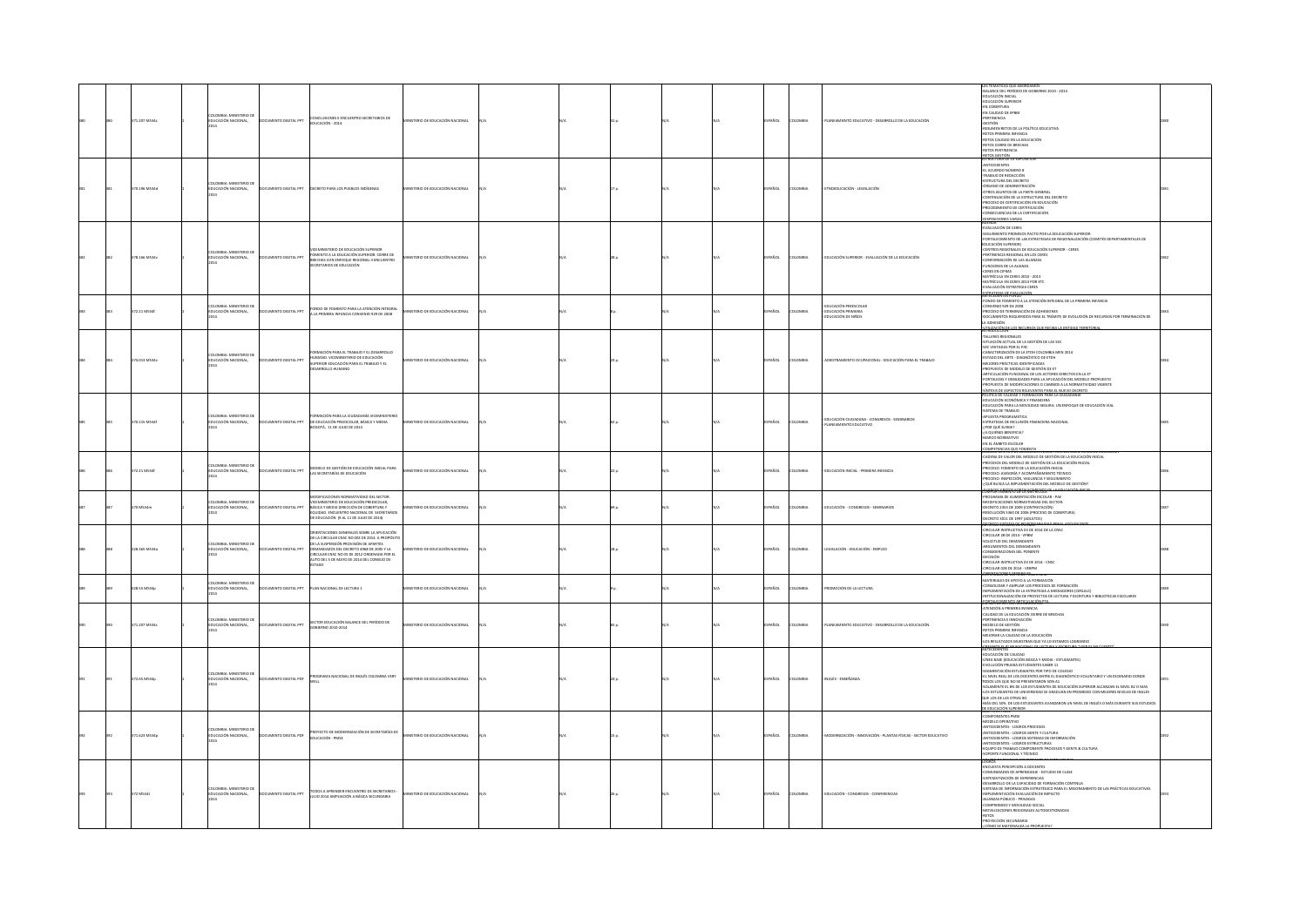| | | | | | | | | | | | | | | | | | | | | |
|---|---|---|---|---|---|---|---|---|---|---|---|---|---|---|---|---|---|---|---|---|
| 380 | 380 | 371.207 M534c | | 1 | COLOMBIA. MINISTERIO DE EDUCACIÓN NACIONAL, 2014 | DOCUMENTO DIGITAL PPT | CONCLUSIONES II ENCUENTRO SECRETARIOS DE EDUCACIÓN - 2014 | MINISTERIO DE EDUCACIÓN NACIONAL | N/A | N/A | N/A | 31 p. | N/A | N/A | ESPAÑOL | COLOMBIA | PLANEAMIENTO EDUCATIVO - DESARROLLO DE LA EDUCACIÓN | LAS TEMÁTICAS QUE ABORDAMOS -BALANCE DEL PERÍODO DE GOBIERNO 2010 - 2014 -EDUCACIÓN INICIAL -EDUCACIÓN SUPERIOR -EN COBERTURA -EN CALIDAD DE EPBM -PERTINENCIA -GESTIÓN -RESUMEN RETOS DE LA POLÍTICA EDUCATIVA -RETOS PRIMERA INFANCIA -RETOS CALIDAD EN LA EDUCACIÓN -RETOS CIERRE DE BRECHAS -RETOS PERTINENCIA -RETOS GESTIÓN | 0380 |
| 381 | 381 | 370.196 M534a | | 1 | COLOMBIA. MINISTERIO DE EDUCACIÓN NACIONAL, 2014 | DOCUMENTO DIGITAL PPT | DECRETO PARA LOS PUEBLOS INDÍGENAS | MINISTERIO DE EDUCACIÓN NACIONAL | N/A | N/A | N/A | 17 p. | N/A | N/A | ESPAÑOL | COLOMBIA | ETNOEDUCACIÓN - LEGISLACIÓN | OBJETIVO DE LA EXPOSICIÓN -ANTECEDENTES -EL ACUERDO NÚMERO 8 -TRABAJO DE REDACCIÓN -ESTRUCTURA DEL DECRETO -ÓRGANO DE ADMINISTRACIÓN -OTROS ASUNTOS DE LA PARTE GENERAL -CONTINUACIÓN DE LA ESTRUCTURA DEL DECRETO -PROCESO DE CERTIFICACIÓN EN EDUCACIÓN -PROCEDIMIENTO DE CERTIFICACIÓN -CONSECUENCIAS DE LA CERTIFICACIÓN -DISPOSICIONES VARIAS | 0381 |
| 382 | 382 | 378.166 M534v | | 1 | COLOMBIA. MINISTERIO DE EDUCACIÓN NACIONAL, 2014 | DOCUMENTO DIGITAL PPT | VICEMINISTERIO DE EDUCACIÓN SUPERIOR FOMENTO A LA EDUCACIÓN SUPERIOR: CIERRE DE BRECHAS CON ENFOQUE REGIONAL II ENCUENTRO SECRETARIOS DE EDUCACIÓN | MINISTERIO DE EDUCACIÓN NACIONAL | N/A | N/A | N/A | 28 p. | N/A | N/A | ESPAÑOL | COLOMBIA | EDUCACIÓN SUPERIOR - EVALUACIÓN DE LA EDUCACIÓN | AGENDA -EVALUACIÓN DE CERES -SEGUIMIENTO PRIMEROS PACTO POR LA EDUCACIÓN SUPERIOR -FORTALECIMIENTO DE LAS ESTRATEGIAS DE REGIONALIZACIÓN (COMITÉS DEPARTAMENTALES DE EDUCACIÓN SUPERIOR) -CENTROS REGIONALES DE EDUCACIÓN SUPERIOR - CERES -PERTINENCIA REGIONAL EN LOS CERES -CONFORMACIÓN DE LAS ALIANZAS -FUNCIONES DE LA ALIANZA -CERES EN CIFRAS -MATRÍCULA EN CERES 2010 - 2013 -MATRÍCULA EN CERES 2013 POR IES -EVALUACIÓN ESTRATEGIA CERES -ESTRATEGIA DE EVALUACIÓN | 0382 |
| 383 | 383 | 372.21 M534f | | 1 | COLOMBIA. MINISTERIO DE EDUCACIÓN NACIONAL, 2014 | DOCUMENTO DIGITAL PPT | FONDO DE FOMENTO PARA LA ATENCIÓN INTEGRAL A LA PRIMERA INFANCIA CONVENIO 929 DE 2008 | MINISTERIO DE EDUCACIÓN NACIONAL | N/A | N/A | N/A | 8 p. | N/A | N/A | ESPAÑOL | COLOMBIA | -EDUCACIÓN PREESCOLAR -EDUCACIÓN PRIMARIA -EDUCACIÓN DE NIÑOS | PRESENTACIÓN -FONDO DE FOMENTO A LA ATENCIÓN INTEGRAL DE LA PRIMERA INFANCIA -CONVENIO 929 DE 2008 -PROCESO DE TERMINACIÓN DE ADHESIONES -DOCUMENTOS REQUERIDOS PARA EL TRÁMITE DE DEVOLUCIÓN DE RECURSOS POR TERMINACIÓN DE LA ADHESIÓN -UTILIZACIÓN DE LOS RECURSOS QUE RECIBA LA ENTIDAD TERRITORIAL | 0383 |
| 384 | 384 | 374.013 M534o | | 1 | COLOMBIA. MINISTERIO DE EDUCACIÓN NACIONAL, 2014 | DOCUMENTO DIGITAL PPT | FORMACIÓN PARA EL TRABAJO Y EL DESARROLLO HUMANO. VICEMINISTERIO DE EDUCACIÓN SUPERIOR EDUCACIÓN PARA EL TRABAJO Y EL DESARROLLO HUMANO | MINISTERIO DE EDUCACIÓN NACIONAL | N/A | N/A | N/A | 23 p. | N/A | N/A | ESPAÑOL | COLOMBIA | ADIESTRAMIENTO OCUPACIONAL - EDUCACIÓN PARA EL TRABAJO | INTRODUCCIÓN -TALLERES REGIONALES -SITUACIÓN ACTUAL DE LA GESTIÓN DE LAS SEC -SEC VISITADAS POR EL PUC -CARACTERIZACIÓN DE LA ETDH COLOMBIA MEN 2014 -ESTADO DEL ARTE - DIAGNÓSTICO DE ETDH -MEJORES PRÁCTICAS IDENTIFICADAS -PROPUESTA DE MODELO DE GESTIÓN DE ET -ARTICULACIÓN FUNCIONAL DE LOS ACTORES DIRECTOS EN LA ET -FORTALEZAS Y DEBILIDADES PARA LA APLICACIÓN DEL MODELO PROPUESTO -PROPUESTA DE MODIFICACIONES O CAMBIOS A LA NORMATIVIDAD VIGENTE -SÍNTESIS DE ASPECTOS RELEVANTES PARA EL NUEVO DECRETO | 0384 |
| 385 | 385 | 370.115 M534f | | 1 | COLOMBIA. MINISTERIO DE EDUCACIÓN NACIONAL, 2014 | DOCUMENTO DIGITAL PPT | FORMACIÓN PARA LA CIUDADANÍA VICEMINISTERIO DE EDUCACIÓN PREESCOLAR, BÁSICA Y MEDIA BOGOTÁ, 11 DE JULIO DE 2014 | MINISTERIO DE EDUCACIÓN NACIONAL | N/A | N/A | N/A | 42 p. | N/A | N/A | ESPAÑOL | COLOMBIA | -EDUCACIÓN CIUDADANA - CONGRESOS - SEMINARIOS -PLANEAMIENTO EDUCATIVO | POLÍTICA DE CALIDAD Y FORMACIÓN PARA LA CIUDADANÍA -EDUCACIÓN ECONÓMICA Y FINANCIERA -EDUCACIÓN PARA LA MOVILIDAD SEGURA. UN ENFOQUE DE EDUCACIÓN VIAL -SISTEMA DE TRABAJO -APUESTA PROGRAMÁTICA -ESTRATEGIA DE INCLUSIÓN FINANCIERA NACIONAL -¿POR QUÉ SURGE? -¿A QUIÉNES BENEFICIA? -MARCO NORMATIVO -EN EL ÁMBITO ESCOLAR -COMPETENCIAS QUE FOMENTA | 0385 |
| 386 | 386 | 372.21 M534f | | 1 | COLOMBIA. MINISTERIO DE EDUCACIÓN NACIONAL, 2014 | DOCUMENTO DIGITAL PPT | MODELO DE GESTIÓN DE EDUCACIÓN INICIAL PARA LAS SECRETARÍAS DE EDUCACIÓN | MINISTERIO DE EDUCACIÓN NACIONAL | N/A | N/A | N/A | 22 p. | N/A | N/A | ESPAÑOL | COLOMBIA | EDUCACIÓN INICIAL - PRIMERA INFANCIA | -CADENA DE VALOR DEL MODELO DE GESTIÓN DE LA EDUCACIÓN INICIAL -PROCESOS DEL MODELO DE GESTIÓN DE LA EDUCACIÓN INICIAL -PROCESO: FOMENTO DE LA EDUCACIÓN INICIAL -PROCESO: ASESORÍA Y ACOMPAÑAMIENTO TÉCNICO -PROCESO: INSPECCIÓN, VIGILANCIA Y SEGUIMIENTO -¿QUÉ BUSCA LA IMPLEMENTACIÓN DEL MODELO DE GESTIÓN? | 0386 |
| 387 | 387 | 370 M534m | | 1 | COLOMBIA. MINISTERIO DE EDUCACIÓN NACIONAL, 2014 | DOCUMENTO DIGITAL PPT | MODIFICACIONES NORMATIVIDAD DEL SECTOR. VICEMINISTERIO DE EDUCACIÓN PREESCOLAR, BÁSICA Y MEDIA DIRECCIÓN DE COBERTURA Y EQUIDAD. ENCUENTRO NACIONAL DE SECRETARIOS DE EDUCACIÓN (9 AL 11 DE JULIO DE 2014) | MINISTERIO DE EDUCACIÓN NACIONAL | N/A | N/A | N/A | 49 p. | N/A | N/A | ESPAÑOL | COLOMBIA | EDUCACIÓN - CONGRESOS - SEMINARIOS | -PROGRAMA DE ALIMENTACIÓN ESCOLAR - PAE -MODIFICACIONES NORMATIVIDAD DEL SECTOR -DECRETO 2355 DE 2009 (CONTRATACIÓN) -RESOLUCIÓN 5360 DE 2006 (PROCESO DE COBERTURA) -DECRETO 3011 DE 1997 (ADULTOS) | 0387 |
| 388 | 388 | 328.345 M534o | | 1 | COLOMBIA. MINISTERIO DE EDUCACIÓN NACIONAL, 2014 | DOCUMENTO DIGITAL PPT | ORIENTACIONES GENERALES SOBRE LA APLICACIÓN DE LA CIRCULAR CNSC NO 005 DE 2014: A PROPÓSITO DE LA SUSPENSIÓN PROVISIÓN DE APARTES DEMANDADOS DEL DECRETO 4968 DE 2009 Y LA CIRCULAR CNSC NO 05 DE 2012 ORDENADA POR EL AUTO DEL 5 DE MAYO DE 2014 DEL CONSEJO DE ESTADO | MINISTERIO DE EDUCACIÓN NACIONAL | N/A | N/A | N/A | 18 p. | N/A | N/A | ESPAÑOL | COLOMBIA | LEGISLACIÓN - EDUCACIÓN - EMPLEO | -CIRCULAR INSTRUCTIVA 03 DE 2014 DE LA CNSC -CIRCULAR 28 DE 2014 - VPBM -SOLICITUD DEL DEMANDANTE -ARGUMENTOS DEL DEMANDANTE -CONSIDERACIONES DEL PONENTE -DECISIÓN -CIRCULAR INSTRUCTIVA 03 DE 2014 - CNSC -CIRCULAR 028 DE 2014 - VPBM | 0388 |
| 389 | 389 | 028.55 M534p | | 1 | COLOMBIA. MINISTERIO DE EDUCACIÓN NACIONAL, 2014 | DOCUMENTO DIGITAL PPT | PLAN NACIONAL DE LECTURA 1 | MINISTERIO DE EDUCACIÓN NACIONAL | N/A | N/A | N/A | 8 p. | N/A | N/A | ESPAÑOL | COLOMBIA | PROMOCIÓN DE LA LECTURA | -MATERIALES DE APOYO A LA FORMACIÓN -CONSOLIDAR Y AMPLIAR LOS PROCESOS DE FORMACIÓN -IMPLEMENTACIÓN DE LA ESTRATEGIA A MEDIADORES (CERLALC) -INSTITUCIONALIZACIÓN DE PROYECTOS DE LECTURA Y ESCRITURA Y BIBLIOTECAS ESCOLARES -FORTALECIMIENTO ARTICULACIÓN PTA | 0389 |
| 390 | 390 | 371.207 M534s | | 1 | COLOMBIA. MINISTERIO DE EDUCACIÓN NACIONAL, 2014 | DOCUMENTO DIGITAL PPT | SECTOR EDUCACIÓN BALANCE DEL PERÍODO DE GOBIERNO 2010-2014 | MINISTERIO DE EDUCACIÓN NACIONAL | N/A | N/A | N/A | 65 p. | N/A | N/A | ESPAÑOL | COLOMBIA | PLANEAMIENTO EDUCATIVO - DESARROLLO DE LA EDUCACIÓN | -ATENCIÓN A PRIMERA INFANCIA -CALIDAD DE LA EDUCACIÓN CIERRE DE BRECHAS -PERTINENCIA E INNOVACIÓN -MODELO DE GESTIÓN -RETOS PRIMERA INFANCIA -MEJORAR LA CALIDAD DE LA EDUCACIÓN -LOS RESULTADOS MUESTRAN QUE YA LO ESTAMOS LOGRANDO -PLAN NACIONAL DE LECTURA Y ESCRITURA "LEER ES MI CUENTO" | 0390 |
| 391 | 391 | 372.65 M534p | | 1 | COLOMBIA. MINISTERIO DE EDUCACIÓN NACIONAL, 2013 | DOCUMENTO DIGITAL PDF | PROGRAMA NACIONAL DE INGLÉS COLOMBIA VERY WELL | MINISTERIO DE EDUCACIÓN NACIONAL | N/A | N/A | N/A | 24 p. | N/A | N/A | ESPAÑOL | COLOMBIA | INGLÉS - ENSEÑANZA | ANTECEDENTES -EDUCACIÓN DE CALIDAD -LÍNEA BASE (EDUCACIÓN BÁSICA Y MEDIA - ESTUDIANTES) -EVOLUCIÓN PRUEBAS ESTUDIANTES SABER 11 -SEGMENTACIÓN ESTUDIANTES POR TIPO DE COLEGIO -EL NIVEL REAL DE LOS DOCENTES ENTRE EL DIAGNÓSTICO VOLUNTARIO Y UN ESCENARIO DONDE TODOS LOS QUE NO SE PRESENTARON SON A1 -SOLAMENTE EL 8% DE LOS ESTUDIANTES DE EDUCACIÓN SUPERIOR ALCANZAN EL NIVEL B2 O MÁS -LOS ESTUDIANTES DE UNIVERSIDAD SE GRADUAN EN PROMEDIO CON MEJORES NIVELES DE INGLÉS QUE LOS DE LAS OTRAS IES -MÁS DEL 50% DE LOS ESTUDIANTES AVANZARON UN NIVEL DE INGLÉS O MÁS DURANTE SUS ESTUDIOS DE EDUCACIÓN SUPERIOR | 0391 |
| 392 | 392 | 371.623 M534p | | 1 | COLOMBIA. MINISTERIO DE EDUCACIÓN NACIONAL, 2014 | DOCUMENTO DIGITAL PDF | PROYECTO DE MODERNIZACIÓN DE SECRETARÍAS DE EDUCACIÓN - PMSE | MINISTERIO DE EDUCACIÓN NACIONAL | N/A | N/A | N/A | 15 p. | N/A | N/A | ESPAÑOL | COLOMBIA | MODERNIZACIÓN - INNOVACIÓN - PLANTAS FÍSICAS - SECTOR EDUCATIVO | -COMPONENTES PMSE -MODELO OPERATIVO -ANTECEDENTES - LOGROS PROCESOS -ANTECEDENTES - LOGROS GENTE Y CULTURA -ANTECEDENTES - LOGROS SISTEMAS DE INFORMACIÓN -ANTECEDENTES - LOGROS ESTRUCTURAS -EQUIPO DE TRABAJO COMPONENTES PROCESOS Y GENTE & CULTURA -SOPORTE FUNCIONAL Y TÉCNICO | 0392 |
| 393 | 393 | 372 M534t | | 1 | COLOMBIA. MINISTERIO DE EDUCACIÓN NACIONAL, 2014 | DOCUMENTO DIGITAL PPT | TODOS A APRENDER ENCUENTRO DE SECRETARIOS - 10-07-2014 AMPLIACIÓN A BÁSICA SECUNDARIA | MINISTERIO DE EDUCACIÓN NACIONAL | N/A | N/A | N/A | 26 p. | N/A | N/A | ESPAÑOL | COLOMBIA | EDUCACIÓN - CONGRESOS - CONFERENCIAS | LOGROS -ENCUESTA PERCEPCIÓN A DOCENTES -COMUNIDADES DE APRENDIZAJE - ESTUDIO DE CLASE -SISTEMATIZACIÓN DE EXPERIENCIAS -DESARROLLO DE LA CAPACIDAD DE FORMACIÓN CONTINUA -SISTEMA DE INFORMACIÓN ESTRATÉGICO PARA EL MEJORAMIENTO DE LAS PRÁCTICAS EDUCATIVAS -IMPLEMENTACIÓN EVALUACIÓN DE IMPACTO -ALIANZAS PÚBLICO - PRIVADAS -COMPROMISO Y MOVILIDAD SOCIAL -INSTALACIONES REGIONALES AUTOGESTIONADAS -RETOS -PROYECCIÓN SECUNDARIA -¿CÓMO SE MATERIALIZA LA PROPUESTA? | 0393 |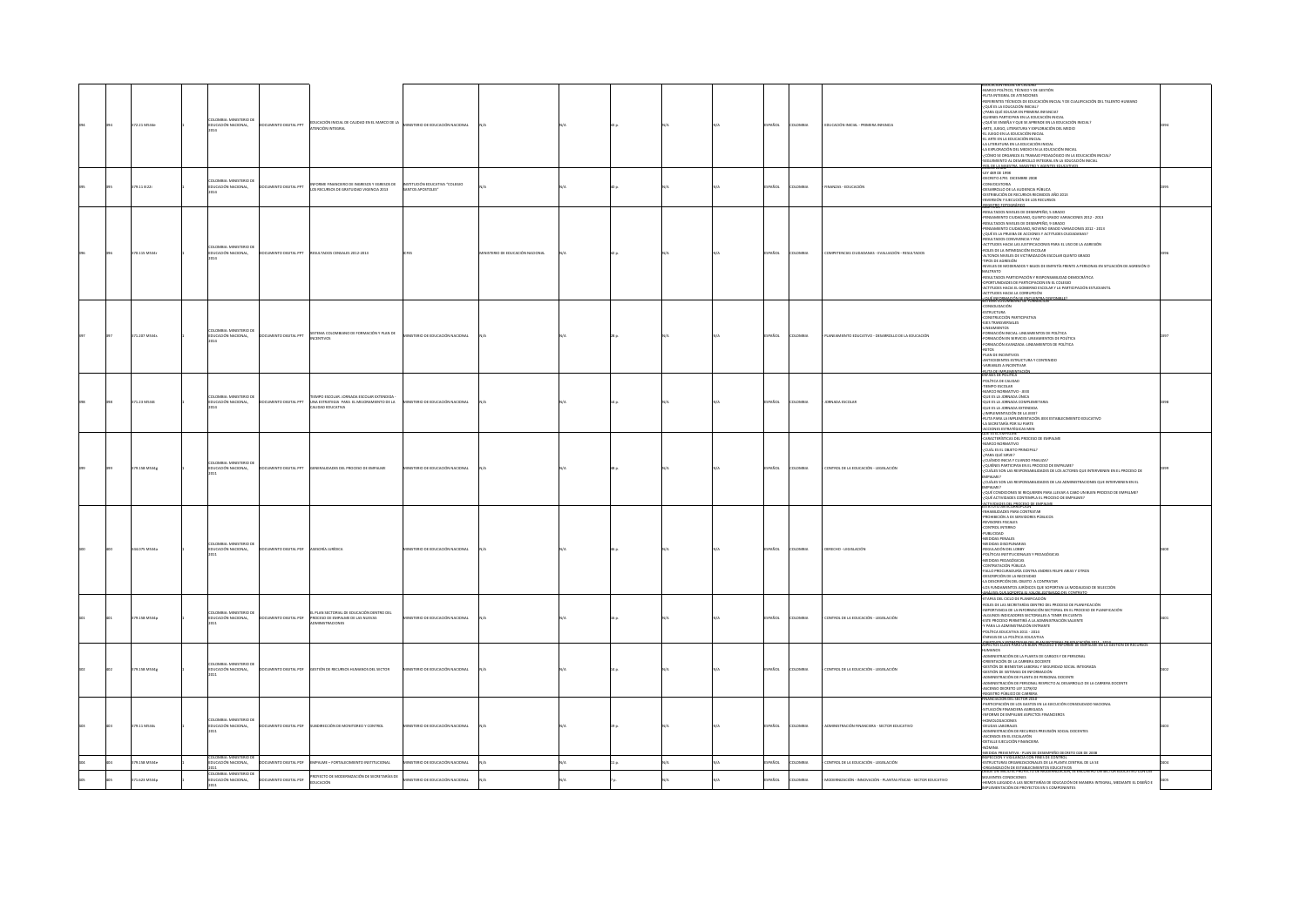| | | | | | | | | | | | | | | | | | | | |
|---|---|---|---|---|---|---|---|---|---|---|---|---|---|---|---|---|---|---|---|
| 394 | 394 | 372.21 M534e | 1 | COLOMBIA: MINISTERIO DE EDUCACIÓN NACIONAL, 2013 | DOCUMENTO DIGITAL PPT | EDUCACIÓN INICIAL DE CALIDAD EN EL MARCO DE LA ATENCIÓN INTEGRAL | MINISTERIO DE EDUCACIÓN NACIONAL | N/A | | N/A | N/A | 43 p. | N/A | N/A | ESPAÑOL | COLOMBIA | EDUCACIÓN INICIAL - PRIMERA INFANCIA | EDUCACIÓN INICIAL DE CALIDAD<br>-MARCO POLÍTICO, TÉCNICO Y DE GESTIÓN<br>-RUTA INTEGRAL DE ATENCIONES<br>-REFERENTES TÉCNICOS DE EDUCACIÓN INICIAL Y DE CUALIFICACIÓN DEL TALENTO HUMANO<br>-¿QUÉ ES LA EDUCACIÓN INICIAL?<br>-¿PARA QUÉ EDUCAR EN PRIMERA INFANCIA?<br>-¿QUIENES PARTICIPAN EN LA EDUCACIÓN INICIAL<br>-¿QUÉ SE ENSEÑA Y QUÉ SE APRENDE EN LA EDUCACIÓN INICIAL?<br>-ARTE, JUEGO, LITERATURA Y EXPLORACIÓN DEL MEDIO<br>-EL JUEGO EN LA EDUCACIÓN INICIAL<br>-EL ARTE EN LA EDUCACIÓN INICIAL<br>-LA LITERATURA EN LA EDUCACIÓN INICIAL<br>-LA EXPLORACIÓN DEL MEDIO EN LA EDUCACIÓN INICIAL<br>-¿CÓMO SE ORGANIZA EL TRABAJO PEDAGÓGICO EN LA EDUCACIÓN INICIAL?<br>-SEGUIMIENTO AL DESARROLLO INTEGRAL EN LA EDUCACIÓN INICIAL<br>-ROL DE LA MAESTRA, MAESTRO Y AGENTES EDUCATIVOS | 0394 |
| 395 | 395 | 379.11 I43i | 1 | COLOMBIA: MINISTERIO DE EDUCACIÓN NACIONAL, 2013 | DOCUMENTO DIGITAL PPT | INFORME FINANCIERO DE INGRESOS Y EGRESOS DE LOS RECURSOS DE GRATUIDAD VIGENCIA 2013 | INSTITUCIÓN EDUCATIVA "COLEGIO SANTOS APOSTOLES" | N/A | | N/A | N/A | 80 p. | N/A | N/A | ESPAÑOL | COLOMBIA | FINANZAS - EDUCACIÓN | -MARCO LEGAL<br>-LEY 489 DE 1998<br>-DECRETO 4791 DICIEMBRE 2008<br>-CONVOCATORIA<br>-DESARROLLO DE LA AUDIENCIA PÚBLICA<br>-DISTRIBUCIÓN DE RECURSOS RECIBIDOS AÑO 2013<br>-INVERSIÓN /EJECUCIÓN DE LOS RECURSOS<br>-REGISTRO FOTOGRÁFICO | 0395 |
| 396 | 396 | 370.115 M534r | 1 | COLOMBIA: MINISTERIO DE EDUCACIÓN NACIONAL, 2013 | DOCUMENTO DIGITAL PPT | RESULTADOS CENSALES 2012-2013 | ICFES | MINISTERIO DE EDUCACIÓN NACIONAL | | N/A | N/A | 42 p. | N/A | N/A | ESPAÑOL | COLOMBIA | COMPETENCIAS CIUDADANAS - EVALUACIÓN - RESULTADOS | -RESULTADOS NIVELES DE DESEMPEÑO, 5 GRADO<br>-PENSAMIENTO CIUDADANO, QUINTO GRADO VARIACIONES 2012 - 2013<br>-RESULTADOS NIVELES DE DESEMPEÑO, 9 GRADO<br>-PENSAMIENTO CIUDADANO, NOVENO GRADO VARIACIONES 2012 - 2013<br>-¿QUÉ ES LA PRUEBA DE ACCIONES Y ACTITUDES CIUDADANAS?<br>-RESULTADOS CONVIVENCIA Y PAZ<br>-ACTITUDES HACIA LAS JUSTIFICACIONES PARA EL USO DE LA AGRESIÓN<br>-ROLES EN LA INTIMIDACIÓN ESCOLAR<br>-ALTOS NIVELES DE VICTIMIZACIÓN ESCOLAR QUINTO GRADO<br>-TIPOS DE AGRESIÓN<br>-NIVELES DE MODERADOS Y BAJOS DE EMPATÍA FRENTE A PERSONAS EN SITUACIÓN DE AGRESIÓN O MALTRATO<br>-RESULTADOS PARTICIPACIÓN Y RESPONSABILIDAD DEMOCRÁTICA<br>-OPORTUNIDADES DE PARTICIPACIÓN EN EL COLEGIO<br>-ACTITUDES HACIA EL GOBIERNO ESCOLAR Y LA PARTICIPACIÓN ESTUDIANTIL<br>-ACTITUDES HACIA LA CORRUPCIÓN<br>-¿QUÉ INFORMACIÓN SE ENCUENTRA DISPONIBLE? | 0396 |
| 397 | 397 | 371.107 M534s | 1 | COLOMBIA: MINISTERIO DE EDUCACIÓN NACIONAL, 2013 | DOCUMENTO DIGITAL PPT | SISTEMA COLOMBIANO DE FORMACIÓN Y PLAN DE INCENTIVOS | MINISTERIO DE EDUCACIÓN NACIONAL | N/A | | N/A | N/A | 28 p. | N/A | N/A | ESPAÑOL | COLOMBIA | PLANEAMIENTO EDUCATIVO - DESARROLLO DE LA EDUCACIÓN | -SISTEMA COLOMBIANO DE FORMACIÓN<br>-CONSOLIDACIÓN<br>-ESTRUCTURA<br>-CONSTRUCCIÓN PARTICIPATIVA<br>-EJES TRANSVERSALES<br>-LINEAMIENTOS<br>-FORMACIÓN INICIAL: LINEAMIENTOS DE POLÍTICA<br>-FORMACIÓN EN SERVICIO: LINEAMIENTOS DE POLÍTICA<br>-FORMACIÓN AVANZADA: LINEAMIENTOS DE POLÍTICA<br>-RETOS<br>-PLAN DE INCENTIVOS<br>-ANTECEDENTES ESTRUCTURA Y CONTENIDO<br>-VARIABLES A INCENTIVAR<br>-RUTA DE IMPLEMENTACIÓN | 0397 |
| 398 | 398 | 371.23 M534t | 1 | COLOMBIA: MINISTERIO DE EDUCACIÓN NACIONAL, 2013 | DOCUMENTO DIGITAL PPT | TIEMPO ESCOLAR, JORNADA ESCOLAR EXTENDIDA - UNA ESTRATEGIA PARA EL MEJORAMIENTO DE LA CALIDAD EDUCATIVA | MINISTERIO DE EDUCACIÓN NACIONAL | N/A | | N/A | N/A | 24 p. | N/A | N/A | ESPAÑOL | COLOMBIA | JORNADA ESCOLAR | -ÉNFASIS DE POLÍTICA<br>-POLÍTICA DE CALIDAD<br>-TIEMPO ESCOLAR<br>-MARCO NORMATIVO - JEEE<br>-QUE ES LA JORNADA ÚNICA<br>-QUE ES LA JORNADA COMPLEMENTARIA<br>-QUE ES LA JORNADA EXTENDIDA<br>-¿IMPLEMENTACIÓN DE LA JEEE?<br>-RUTA PARA LA IMPLEMENTACIÓN JEEX ESTABLECIMIENTO EDUCATIVO<br>-LA SECRETARÍA POR SU PARTE<br>-ACCIONES ESTRATÉGICAS MEN | 0398 |
| 399 | 399 | 379.158 M534g | 1 | COLOMBIA: MINISTERIO DE EDUCACIÓN NACIONAL, 2011 | DOCUMENTO DIGITAL PPT | GENERALIDADES DEL PROCESO DE EMPALME | MINISTERIO DE EDUCACIÓN NACIONAL | N/A | | N/A | N/A | 48 p. | N/A | N/A | ESPAÑOL | COLOMBIA | CONTROL DE LA EDUCACIÓN - LEGISLACIÓN | -QUÉ ES EL EMPALME<br>-CARACTERÍSTICAS DEL PROCESO DE EMPALME<br>-MARCO NORMATIVO<br>-¿CUÁL ES EL OBJETO PRINCIPAL?<br>-¿PARA QUÉ SIRVE?<br>-¿CUÁNDO INICIA Y CUANDO FINALIZA?<br>-¿QUIÉNES PARTICIPAN EN EL PROCESO DE EMPALME?<br>-¿CUÁLES SON LAS RESPONSABILIDADES DE LOS ACTORES QUE INTERVIENEN EN EL PROCESO DE EMPALME?<br>-¿CUÁLES SON LAS RESPONSABILIDADES DE LAS ADMINISTRACIONES QUE INTERVIENEN EN EL EMPALME?<br>-¿QUÉ CONDICIONES SE REQUIEREN PARA LLEVAR A CABO UN BUEN PROCESO DE EMPALME?<br>-¿QUÉ ACTIVIDADES CONTEMPLA EL PROCESO DE EMPALME?<br>-ACTIVIDADES DEL PROCESO DE EMPALME | 0399 |
| 400 | 400 | 344.075 M534a | 1 | COLOMBIA: MINISTERIO DE EDUCACIÓN NACIONAL, 2011 | DOCUMENTO DIGITAL PDF | ASESORÍA JURÍDICA | MINISTERIO DE EDUCACIÓN NACIONAL | N/A | | N/A | N/A | 48 p. | N/A | N/A | ESPAÑOL | COLOMBIA | DERECHO - LEGISLACIÓN | -PROCESOS DE CONTRATACIÓN<br>-INHABILIDADES PARA CONTRATAR<br>-PROHIBICIÓN A EX SERVIDORES PÚBLICOS<br>-REVISORES FISCALES<br>-CONTROL INTERNO<br>-PUBLICIDAD<br>-MEDIDAS PENALES<br>-MEDIDAS DISCIPLINARIAS<br>-REGULACIÓN DEL LOBBY<br>-POLÍTICAS INSTITUCIONALES Y PEDAGÓGICAS<br>-MEDIDAS PEDAGÓGICAS<br>-CONTRATACIÓN PÚBLICA<br>-FALLO PROCURADURÍA CONTRA ANDRES FELIPE ARIAS Y OTROS<br>-DESCRIPCIÓN DE LA NECESIDAD<br>-LA DESCRIPCIÓN DEL OBJETO A CONTRATAR<br>-LOS FUNDAMENTOS JURÍDICOS QUE SOPORTAN LA MODALIDAD DE SELECCIÓN<br>-ANÁLISIS QUE SOPORTA EL VALOR ESTIMADO DEL CONTRATO | 0400 |
| 401 | 401 | 379.158 M534p | 1 | COLOMBIA: MINISTERIO DE EDUCACIÓN NACIONAL, 2011 | DOCUMENTO DIGITAL PDF | EL PLAN SECTORIAL DE EDUCACIÓN DENTRO DEL PROCESO DE EMPALME DE LAS NUEVAS ADMINISTRACIONES | MINISTERIO DE EDUCACIÓN NACIONAL | N/A | | N/A | N/A | 26 p. | N/A | N/A | ESPAÑOL | COLOMBIA | CONTROL DE LA EDUCACIÓN - LEGISLACIÓN | -ETAPAS DEL CICLO DE PLANIFICACIÓN<br>-ROLES DE LAS SECRETARÍAS DENTRO DEL PROCESO DE PLANIFICACIÓN<br>-IMPORTANCIA DE LA INFORMACIÓN SECTORIAL EN EL PROCESO DE PLANIFICACIÓN<br>-ALGUNOS INDICADORES SECTORIALES A TENER EN CUENTA<br>-ESTE PROCESO PERMITIRÁ A LA ADMINISTRACIÓN SALIENTE<br>-Y PARA LA ADMINISTRACIÓN ENTRANTE<br>-POLÍTICA EDUCATIVA 2011 - 2014<br>-ÉNFASIS DE LA POLÍTICA EDUCATIVA<br>-COMPONENTES DEL PLAN SECTORIAL DE EDUCACIÓN 2011 - 2014 | 0401 |
| 402 | 402 | 379.158 M534g | 1 | COLOMBIA: MINISTERIO DE EDUCACIÓN NACIONAL, 2011 | DOCUMENTO DIGITAL PDF | GESTIÓN DE RECURSOS HUMANOS DEL SECTOR | MINISTERIO DE EDUCACIÓN NACIONAL | N/A | | N/A | N/A | 14 p. | N/A | N/A | ESPAÑOL | COLOMBIA | CONTROL DE LA EDUCACIÓN - LEGISLACIÓN | -ASPECTOS CLAVE PARA UN BUEN PROCESO E INFORME DE EMPALME EN LA GESTIÓN DE RECURSOS HUMANOS<br>-ADMINISTRACIÓN DE LA PLANTA DE CARGOS Y DE PERSONAL<br>-ORIENTACIÓN DE LA CARRERA DOCENTE<br>-GESTIÓN DE BIENESTAR LABORAL Y SEGURIDAD SOCIAL INTEGRADA<br>-GESTIÓN DE SISTEMAS DE INFORMACIÓN<br>-ADMINISTRACIÓN DE PLANTA DE PERSONAL DOCENTE<br>-ADMINISTRACIÓN DE PERSONAL RESPECTO AL DESARROLLO DE LA CARRERA DOCENTE<br>-ASCENSO DECRETO LEY 1278/02<br>-REGISTRO PÚBLICO DE CARRERA | 0402 |
| 403 | 403 | 379.11 M534s | 1 | COLOMBIA: MINISTERIO DE EDUCACIÓN NACIONAL, 2011 | DOCUMENTO DIGITAL PDF | SUBDIRECCIÓN DE MONITOREO Y CONTROL | MINISTERIO DE EDUCACIÓN NACIONAL | N/A | | N/A | N/A | 29 p. | N/A | N/A | ESPAÑOL | COLOMBIA | ADMINISTRACIÓN FINANCIERA - SECTOR EDUCATIVO | -FINANCIACIÓN DEL SECTOR 2010<br>-PARTICIPACIÓN DE LOS GASTOS EN LA EJECUCIÓN CONSOLIDADO NACIONAL<br>-SITUACIÓN FINANCIERA AGREGADA<br>-INFORME DE EMPALME ASPECTOS FINANCIEROS<br>-HOMOLOGACIONES<br>-DEUDAS LABORALES<br>-ADMINISTRACIÓN DE RECURSOS PREVISIÓN SOCIAL DOCENTES<br>-ASCENSOS EN EL ESCALAFÓN<br>-DETALLE EJECUCIÓN FINANCIERA<br>-NÓMINA<br>-MEDIDA PREVENTIVA - PLAN DE DESEMPEÑO DECRETO 028 DE 2008 | 0403 |
| 404 | 404 | 379.158 M534e | 1 | COLOMBIA: MINISTERIO DE EDUCACIÓN NACIONAL, 2011 | DOCUMENTO DIGITAL PDF | EMPALME – FORTALECIMIENTO INSTITUCIONAL | MINISTERIO DE EDUCACIÓN NACIONAL | N/A | | N/A | N/A | 11 p. | N/A | N/A | ESPAÑOL | COLOMBIA | CONTROL DE LA EDUCACIÓN - LEGISLACIÓN | -INSPECCIÓN Y VIGILANCIA CON FINES DE CONTROL<br>-ESTRUCTURAS ORGANIZACIONALES DE LA PLANTA CENTRAL DE LA SE<br>-ORGANIZACIÓN DE ESTABLECIMIENTOS EDUCATIVOS | 0404 |
| 405 | 405 | 371.623 M534p | 1 | COLOMBIA: MINISTERIO DE EDUCACIÓN NACIONAL, 2011 | DOCUMENTO DIGITAL PDF | PROYECTO DE MODERNIZACIÓN DE SECRETARÍAS DE EDUCACIÓN | MINISTERIO DE EDUCACIÓN NACIONAL | N/A | | N/A | N/A | 7 p. | N/A | N/A | ESPAÑOL | COLOMBIA | MODERNIZACIÓN - INNOVACIÓN - PLANTAS FÍSICAS - SECTOR EDUCATIVO | -DESDE SU INICIO EL PROYECTO DE MODERNIZACIÓN, HA ENCONTRADO UN SECTOR EDUCATIVO CON LAS SIGUIENTES CONDICIONES<br>-HEMOS LLEGADO A LAS SECRETARÍAS DE EDUCACIÓN DE MANERA INTEGRAL, MEDIANTE EL DISEÑO E IMPLEMENTACIÓN DE PROYECTOS EN 5 COMPONENTES | 0405 |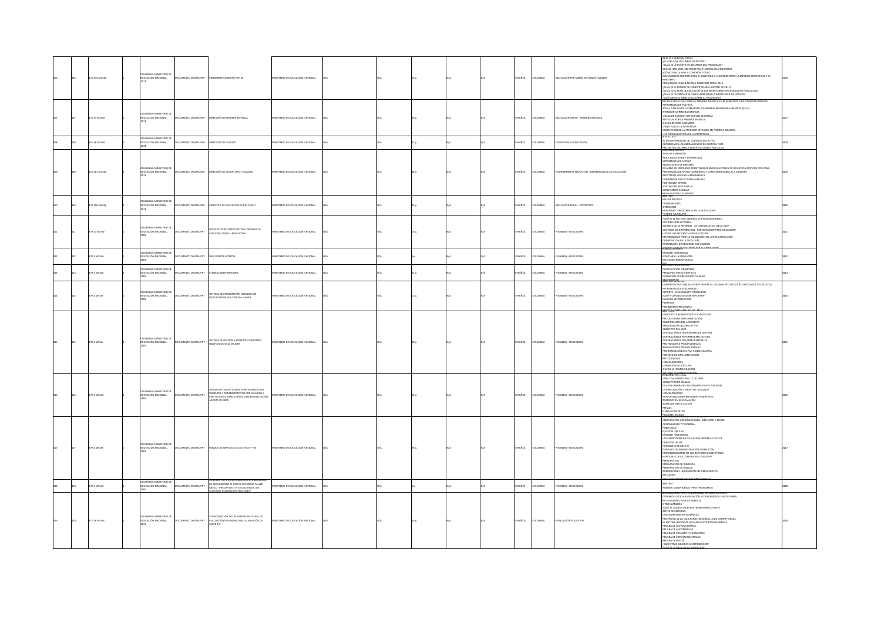| | | | | | | | | | | | | | | | | | | | |
|---|---|---|---|---|---|---|---|---|---|---|---|---|---|---|---|---|---|---|---|
| 406 | 406 | 371.334 M534p | | 1 | COLOMBIA. MINISTERIO DE EDUCACIÓN NACIONAL, 2011 | DOCUMENTO DIGITAL PDF | PROGRAMA CONEXIÓN TOTAL | MINISTERIO DE EDUCACIÓN NACIONAL | N/A | | N/A | 16 p. | N/A | N/A | ESPAÑOL | COLOMBIA | EDUCACIÓN POR MEDIO DE COMPUTADORES | ¿QUÉ ES CONEXIÓN TOTAL? -¿CUÁLES SON LAS LÍNEAS DE ACCIÓN? -¿CUÁL ES LA FUENTE DE RECURSOS DEL PROGRAMA? -CUÁLES HAN SIDO LOS PRINCIPALES LOGROS DEL PROGRAMA -¿CÓMO VINCULARSE A CONEXIÓN TOTAL? -DOCUMENTOS SOPORTE PARA EL CONVENIO A SUSCRIBIR ENTRE LA ENTIDAD TERRITORIAL Y EL MINISTERIO -RESULTADOS VINCULACIÓN A CONEXIÓN TOTAL 2011 -¿CUÁL ES EL ESTADO DE CONECTIVIDAD A AGOSTO DE 2011? -¿CUÁL ES EL PLAN DE EJECUCIÓN DE LAS SECRETARÍAS VINCULADAS EN VIGENCIA 2011 -¿CUÁL ES LA VENTAJA AL VINCULARSE BAJO LA MODALIDAD DE FIDUCIA? -¿QUÉ IMPACTO TIENE VINCULARSE AL PROGRAMA? | 0406 |
| 407 | 407 | 372.21 M534de | | 1 | COLOMBIA. MINISTERIO DE EDUCACIÓN NACIONAL, 2011 | DOCUMENTO DIGITAL PDF | DIRECCIÓN DE PRIMERA INFANCIA | MINISTERIO DE EDUCACIÓN NACIONAL | N/A | | N/A | 20 p. | N/A | N/A | ESPAÑOL | COLOMBIA | EDUCACIÓN INICIAL - PRIMERA INFANCIA | POLÍTICA EDUCATIVA PARA LA PRIMERA INFANCIA EN EL MARCO DE UNA ATENCIÓN INTEGRAL -ESTRATEGIAS DE POLÍTICA -TOTAL POBLACIÓN Y POBLACIÓN VULNERABLE EN PRIMERA INFANCIA (0 A 5) -ATENCIÓN A PRIMERA INFANCIA -LÍNEAS DE ACCIÓN Y RETOS PLAN SECTORIAL -APUESTAS POR LA PRIMERA INFANCIA -QUÉ ES DE CERO A SIEMPRE -OBJETIVOS DE LA ESTRATEGIA -CONCEPCIÓN DE LA ATENCIÓN INTEGRAL EN PRIMERA INFANCIA -LÍNEAS PROGRAMÁTICAS DE LA ESTRATEGIA | 0407 |
| 408 | 408 | 371.26 M534d | | 1 | COLOMBIA. MINISTERIO DE EDUCACIÓN NACIONAL, 2011 | DOCUMENTO DIGITAL PDF | DIRECCIÓN DE CALIDAD | MINISTERIO DE EDUCACIÓN NACIONAL | N/A | | N/A | 21 p. | N/A | N/A | ESPAÑOL | COLOMBIA | CALIDAD DE LA EDUCACIÓN | EL MACRO PROCESO DE: CALIDAD EDUCATIVA -RECORDEMOS LAS HERRAMIENTAS DE GESTIÓN: PIAM -PROYECTOS DEL MEN A TENER EN CUENTA PARA 2012 | 0408 |
| 409 | 409 | 371.207 M534d | | 1 | COLOMBIA. MINISTERIO DE EDUCACIÓN NACIONAL, 2011 | DOCUMENTO DIGITAL PDF | DIRECCIÓN DE COBERTURA Y EQUIDAD | MINISTERIO DE EDUCACIÓN NACIONAL | N/A | | N/A | 44 p. | N/A | N/A | ESPAÑOL | COLOMBIA | PLANEAMIENTO EDUCATIVO - DESARROLLO DE LA EDUCACIÓN | MARCO DE POLÍTICA -TASA DE DESERCIÓN -RESULTADOS ENDE Y ESTRATEGIAS -ESTRATEGIAS DE ACCESO -REDUCCIONES DE BRECHAS -NÚMERO DE ENTIDADES TERRITORIALES SEGÚN FACTORES DE DESERCIÓN CRÍTICOS POR ZONA -PROGRAMAS DE APOYO ECONÓMICO Y COMPLEMENTARIO A LA CANASTA -AFECTADOS VIOLENCIA-EMERGENCIA -COMPENSAR TRAYECTORIAS PREVIAS -FORTALECER OFERTA -FORTALECER PERTINENCIA -CONVIVENCIA ESCOLAR -MOVILIZACIÓN Y FOMENTO | 0409 |
| 410 | 410 | 370.196 M534p | | 1 | COLOMBIA. MINISTERIO DE EDUCACIÓN NACIONAL, 2011 | DOCUMENTO DIGITAL PDF | PROYECTO DE EDUCACIÓN RURAL FASE II | MINISTERIO DE EDUCACIÓN NACIONAL | N/A | | N/A | 26 p. | N/A | N/A | ESPAÑOL | COLOMBIA | EDUCACIÓN RURAL - PROYECTOS | OBJETIVO -EJES DE POLÍTICA -COMPONENTES -OPERACIÓN -ENTIDADES TERRITORIALES EN LA ACTUALIDAD | 0410 |
| 411 | 411 | 379.11 M534f | | 1 | COLOMBIA. MINISTERIO DE EDUCACIÓN NACIONAL, 2009 | DOCUMENTO DIGITAL PPT | FUENTES DE RECURSOS SISTEMA GENERAL DE PARTICIPACIONES – EDUCACIÓN | MINISTERIO DE EDUCACIÓN NACIONAL | N/A | | N/A | 15 p. | N/A | N/A | ESPAÑOL | COLOMBIA | FINANZAS - EDUCACIÓN | MARCO NORMATIVO -¿QUÉ ES EL SISTEMA GENERAL DE PARTICIPACIONES? -DISTRIBUCIÓN SECTORIAL -ALCANCE DE LA REFORMA – ACTO LEGISLATIVO 04 DE 2007 -CRITERIOS DE DISTRIBUCIÓN - PARTICIPACIÓN PARA EDUCACIÓN -USO DE LOS RECURSOS SGP EDUCACIÓN -METODOLOGÍA PARA LA ASIGNACIÓN DE LOS RECURSOS 2009 -COMPOSICIÓN DE LA TIPOLOGÍA -DESTINACIÓN DE RECURSOS SGP CALIDAD | 0411 |
| 412 | 412 | 379.1 M534d | | 1 | COLOMBIA. MINISTERIO DE EDUCACIÓN NACIONAL, 2009 | DOCUMENTO DIGITAL PPT | DESCUENTOS APORTES | MINISTERIO DE EDUCACIÓN NACIONAL | N/A | | N/A | 9 p. | N/A | N/A | ESPAÑOL | COLOMBIA | FINANZAS - EDUCACIÓN | CONSIDERACIONES -ENTIDAD TERRITORIAL -FIDUCIARIA LA PREVISORA -EJECUCIÓN PRESUPUESTAL | 0412 |
| 413 | 413 | 379.1 M534p | | 1 | COLOMBIA. MINISTERIO DE EDUCACIÓN NACIONAL, 2009 | DOCUMENTO DIGITAL PPT | PLANEACIÓN FINANCIERA | MINISTERIO DE EDUCACIÓN NACIONAL | N/A | | N/A | 21 p. | N/A | N/A | ESPAÑOL | COLOMBIA | FINANZAS - EDUCACIÓN | SISTEMA PRESUPUESTAL -PLANIFICACIÓN FINANCIERA -PRINCIPIOS PRESUPUESTALES -DEFINICIÓN DE PRESUPUESTO ANUAL | 0413 |
| 414 | 414 | 379.1 M534s | | 1 | COLOMBIA. MINISTERIO DE EDUCACIÓN NACIONAL, 2009 | DOCUMENTO DIGITAL PPT | SISTEMA DE INFORMACIÓN NACIONAL DE EDUCACIÓN BÁSICA Y MEDIA – SINEB | MINISTERIO DE EDUCACIÓN NACIONAL | N/A | | N/A | 12 p. | N/A | N/A | ESPAÑOL | COLOMBIA | FINANZAS - EDUCACIÓN | SEGUIMIENTO -COMPETENCIAS Y OBLIGACIONES FRENTE AL SEGUIMIENTO DE LOS RECURSOS (LEY 715 DE 2001) -ESTRATEGIAS DE SEGUIMIENTO -REPORTE - SEGUIMIENTO FINANCIERO -¿QUÉ Y CUÁNDO SE DEBE REPORTAR? -FLUJO DE INFORMACIÓN -PREMISAS -PROBLEMAS FRECUENTES -EFECTOS SOBRE ANÁLISIS DEL MEN | 0414 |
| 415 | 415 | 379.1 M534s | | 1 | COLOMBIA. MINISTERIO DE EDUCACIÓN NACIONAL, 2009 | DOCUMENTO DIGITAL PPT | SISTEMA DE GESTIÓN Y CONTROL FINANCIERO (SGCF) AGOSTO 21 DE 2009 | MINISTERIO DE EDUCACIÓN NACIONAL | N/A | | N/A | 30 p. | N/A | N/A | ESPAÑOL | COLOMBIA | FINANZAS - EDUCACIÓN | -CONCEPTO Y BENEFICIOS DE LA SOLUCIÓN -PROCESO PARA IMPLEMENTACIÓN -COMPONENTES DEL APLICATIVO -EXPLORACIÓN DEL APLICATIVO -CONCEPTO DEL SGCF -GENERACIÓN DE INDICADORES DE GESTIÓN -GENERACIÓN DE REPORTES EXPLICATIVOS -GENERACIÓN DE REPORTES ESPECIALES -PROYECCIONES PRESUPUESTALES -SIMULACIONES PRESUPUESTALES -PROGRAMACIÓN DEL PAC Y ANÁLISIS DOFA -PROCESO DE IMPLEMENTACIÓN -METODOLOGÍA -HOMOLOGACIÓN -DEFINICIÓN ESTRUCTURA -QUÉ ES LA HOMOLOGACIÓN -EJEMPLO DE HOMOLOGACIÓN | 0415 |
| 416 | 416 | 379.1 M534d | | 1 | COLOMBIA. MINISTERIO DE EDUCACIÓN NACIONAL, 2009 | DOCUMENTO DIGITAL PPT | DEUDAS DE LAS ENTIDADES TERRITORIALES CON DOCENTES Y ADMINISTRATIVOS POR SALARIOS Y PRESTACIONES. DIRECCIÓN DE DESCENTRALIZACIÓN AGOSTO DE 2009 | MINISTERIO DE EDUCACIÓN NACIONAL | N/A | | N/A | 24 p. | N/A | N/A | ESPAÑOL | COLOMBIA | FINANZAS - EDUCACIÓN | ANTECEDENTES LEGALES -DIRECTIVA MINISTERIAL 15 DE 2009 -CONCEPTOS DE DEUDAS -DEUDAS LABORALES RESPONSABILIDADES POR NIVEL -LA PRESCRIPCIÓN Y ASUNTOS JUDICIALES -HOMOLOGACIÓN -HOMOLOGACIONES ENTIDADES PENDIENTES -ASCENSOS EN EL ESCALAFÓN -ZONAS DE DIFÍCIL ACCESO -PRIMAS -OTROS CONCEPTOS -RESUMEN DEUDAS | 0416 |
| 417 | 417 | 379.1 M534f | | 1 | COLOMBIA. MINISTERIO DE EDUCACIÓN NACIONAL, 2009 | DOCUMENTO DIGITAL PPT | FONDOS DE SERVICIOS EDUCATIVOS – FSE | MINISTERIO DE EDUCACIÓN NACIONAL | N/A | | N/A | 29 p. | N/A | N/A | ESPAÑOL | COLOMBIA | FINANZAS - EDUCACIÓN | ANTECEDENTES, CONCEPTO Y NORMATIVIDAD -PRESUPUESTO, MODIFICACIONES, EJECUCIÓN Y CIERRE -CONTABILIDAD Y TESORERÍA -PUBLICIDAD -QUE SON LOS F.S.E -ENTIDAD TERRITORIAL -LAS SECRETARÍAS DE EDUCACIÓN FRENTE A LOS F.S.E -CREACIÓN DE FSE -FUNCIONES DE LOS FSE -ÓRGANOS DE ADMINISTRACIÓN Y DIRECCIÓN -RESPONSABILIDADES DE LOS RECTORES O DIRECTORES -FUNCIONES DE LA COMUNIDAD EDUCATIVA -PRESUPUESTO -PRESUPUESTO DE INGRESOS -PRESUPUESTO DE GASTOS -APROBACIÓN Y LIQUIDACIÓN DEL PRESUPUESTO -EJECUCIÓN -EJECUCIÓN MENSUAL DEL PRESUPUESTO | 0417 |
| 418 | 418 | 379.1 M534d | | 1 | COLOMBIA. MINISTERIO DE EDUCACIÓN NACIONAL, 2009 | DOCUMENTO DIGITAL PPT | DIRECCIÓN DE DESCENTRALIZACIÓN SUBDIRECCIÓN DE SEGUIMIENTO AL USO DE RECURSOS TALLER BÁSICO "PRESUPUESTO Y EJECUCIÓN DE LOS RECURSOS FINANCIEROS 2009-2010" | MINISTERIO DE EDUCACIÓN NACIONAL | N/A | | N/A | 9 p. | N/A | N/A | ESPAÑOL | COLOMBIA | FINANZAS - EDUCACIÓN | OBJETIVO -AGENDA TALLER BÁSICO PARA FINANCIEROS | 0418 |
| 419 | 419 | 371.26 M534c | | 1 | COLOMBIA. MINISTERIO DE EDUCACIÓN NACIONAL, 2010 | DOCUMENTO DIGITAL PPT | CONSOLIDACIÓN DE UN SISTEMA NACIONAL DE EVALUACIÓN ESTANDARIZADA: ALINEACIÓN DE SABER 11° | MINISTERIO DE EDUCACIÓN NACIONAL | N/A | | N/A | 30 p. | N/A | N/A | ESPAÑOL | COLOMBIA | EVALUACIÓN EDUCATIVA | LA EDUCACIÓN PARA EL DESARROLLO DE COMPETENCIAS -DESARROLLO DE LA EVALUACIÓN ESTANDARIZADA EN COLOMBIA -NUEVA ESTRUCTURA DE SABER 11 -OTROS CAMBIOS -¿QUÉ SE LOGRA CON ESTAS TRANSFORMACIONES? -ANTES DE EMPEZAR... -LAS COMPETENCIAS GENÉRICAS -PROPÓSITO DE LA EDUCACIÓN: DESARROLLO DE COMPETENCIAS -EL SISTEMA NACIONAL DE EVALUACIÓN ESTANDARIZADA -PRUEBA DE LECTURA CRÍTICA -PRUEBA DE MATEMÁTICAS -PRUEBA DE SOCIALES Y CIUDADANAS -PRUEBA DE CIENCIAS NATURALES -PRUEBA DE INGLÉS -¿QUÉ OTRAS MEDIDAS SE INTRODUCEN? -¿QUÉ SE LOGRA CON LA ALINEACIÓN? | 0419 |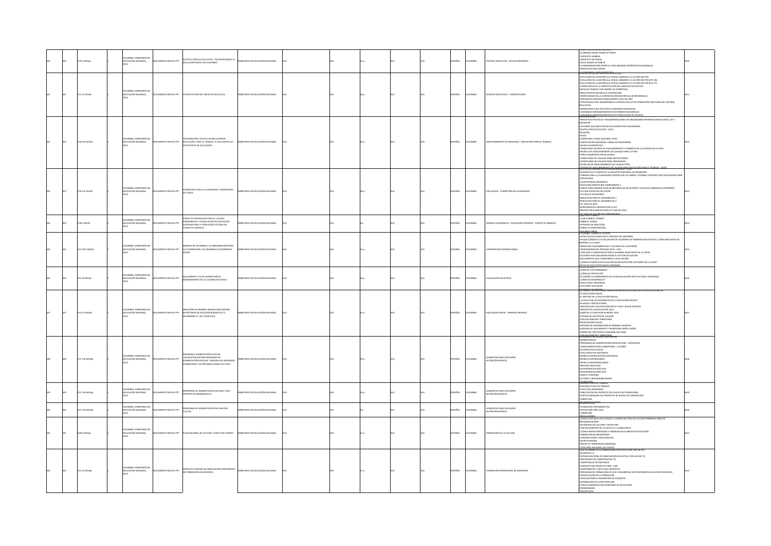| | | | | | | | | | | | | | | | | | | |
|---|---|---|---|---|---|---|---|---|---|---|---|---|---|---|---|---|---|---|
| 420 | 420 | 379.2 M554p | | 1 | COLOMBIA. MINISTERIO DE EDUCACIÓN NACIONAL, 2013 | DOCUMENTO DIGITAL PPT | POLÍTICA PÚBLICA EDUCATIVA: "MODERNIZANDO LA EDUCACIÓN MEDIA EN COLOMBIA" | MINISTERIO DE EDUCACIÓN NACIONAL | N/A | | N/A | 12 p. | | N/A | N/A | ESPAÑOL | COLOMBIA | POLÍTICA EDUCATIVA - EDUCACIÓN MEDIA | -LA MIRADA DESDE DONDE SE PARTE<br>-CONTEXTO GENERAL<br>-CONTEXTO SECTORIAL<br>-HACIA DONDE SE DEBE IR<br>-LA MODERNIZACIÓN APORTA A TRES GRANDES PROPÓSITOS NACIONALES<br>-PREGUNTAS FRECUENTES | 0420 |
| 421 | 421 | 371.19 M554c | | 1 | COLOMBIA. MINISTERIO DE EDUCACIÓN NACIONAL, 2013 | DOCUMENTO DIGITAL PPT | CONTRATACIÓN DEL SERVICIO EDUCATIVO | MINISTERIO DE EDUCACIÓN NACIONAL | N/A | | N/A | 26 p. | | N/A | N/A | ESPAÑOL | COLOMBIA | SERVICIO EDUCATIVO - CONTRATACIÓN | -CONTRATACIÓN DEL SERVICIO EDUCATIVO<br>-EVOLUCIÓN DE LA MATRÍCULA OFICIAL (GRADOS 0 A 13) POR SECTOR<br>-EVOLUCIÓN DE LA MATRÍCULA OFICIAL (GRADOS 0 A 13) POR SECTOR (ETC XX)<br>-EVOLUCIÓN DE LA MATRÍCULA OFICIAL (GRADOS 0 A 13) POR SECTOR (ETC YY)<br>-¿CÓMO REDUCIR LA CONTRATACIÓN DEL SERVICIO EDUCATIVO?<br>-MESA DE TRABAJO CON LÍDERES DE COBERTURA<br>-REDUCCIÓN DE MATRÍCULA CONTRATADA<br>-OPORTUNIDAD EN LA CONTRATACIÓN (MATRÍCULA DE REFERENCIA)<br>-PROPUESTAS MODIFICACIÓN DECRETO 2355 DE 2009<br>-ESTRATEGIAS PARA INCORPORAR AL SISTEMA EDUCATIVO POBLACIÓN POR FUERA DEL SISTEMA EDUCATIVO<br>-INFRAESTRUCTURA EDUCATIVA CONVENIOS DERIVADOS<br>-CONVENIOS INTERADMINISTRATIVOS PRIMER DESEMBOLSO<br>-CONVENIOS INTERADMINISTRATIVOS PUBLICACIÓN DE PLIEGOS | 0421 |
| 422 | 422 | 374.013 M554v | | 1 | COLOMBIA. MINISTERIO DE EDUCACIÓN NACIONAL, 2013 | DOCUMENTO DIGITAL PPT | VICEMINISTERIO DE EDUCACIÓN SUPERIOR EDUCACIÓN PARA EL TRABAJO. III ENCUENTRO DE SECRETARIOS DE EDUCACIÓN | MINISTERIO DE EDUCACIÓN NACIONAL | N/A | | N/A | 45 p. | | N/A | N/A | ESPAÑOL | COLOMBIA | ADIESTRAMIENTO OCUPACIONAL - EDUCACIÓN PARA EL TRABAJO | -ANTECEDENTES<br>-PRINCIPALES POLÍTICAS Y RECOMENDACIONES DE ORGANISMOS INTERNACIONALES OECD, CET Y CINTERFOR<br>-FACTORES QUE INFLUYEN EN EDUCACIÓN POST SECUNDARIA<br>-POLÍTICA EDUCATIVA 2010 - 2013<br>-DESAFÍOS<br>-RETOS<br>-COBERTURA A NIVEL NACIONAL ETDH<br>-PARTICIPACIÓN REGIONES Y ÁREAS DE DESEMPEÑO<br>-MODELO ESTRATÉGICO<br>-CONSOLIDAR SISTEMA DE ASEGURAMIENTO Y FOMENTO DE LA CALIDAD DE LA ETDH<br>-MODELO DE ASEGURAMIENTO DE CALIDAD PARA LA FTDH<br>-OTROS ELEMENTOS PARTICULARES<br>-CONDICIONES DE CALIDAD PARA INSTITUCIONES<br>-CONDICIONES DE CALIDAD PARA PROGRAMAS<br>-MODELOS DE ASEGURAMIENTO DE CALIDAD ETDH<br>-SISTEMA DE ASEGURAMIENTO DE CALIDAD PARA EDUCACIÓN PARA EL TRABAJO - SACET | 0422 |
| 423 | 423 | 370.115 M554f | | 1 | COLOMBIA. MINISTERIO DE EDUCACIÓN NACIONAL, 2013 | DOCUMENTO DIGITAL PPT | FORMACIÓN PARA LA CIUDADANÍA: COMPROMISO DE TODOS | MINISTERIO DE EDUCACIÓN NACIONAL | N/A | | N/A | 28 p. | | N/A | N/A | ESPAÑOL | COLOMBIA | EDUCACIÓN - COMPETENCIAS CIUDADANAS | -ANÁLISIS DEL DIAGNÓSTICO DE DESERCIÓN<br>-DIAGNÓSTICO A PARTIR DE LA ENCUESTA NACIONAL DE DESERCIÓN<br>-FORMAR PARA LA CIUDADANÍA SUPONE QUE LOS NIÑOS Y JÓVENES CUENTEN CON CAPACIDADES PARA<br>-ESTRATEGIAS<br>-¿QUÉ ESTAMOS HACIENDO?<br>-EJECUCIÓN CRÉDITO BID COMPONENTE 2<br>-FONDO CONCURSABLE PARA SECRETARÍAS DE EDUCACIÓN Y ESCUELAS NORMALES SUPERIORES<br>-LOS QUE ESTÁN EN EJECUCIÓN<br>-LOS QUE SE APLAZARON<br>-REQUISITOS PARA EL DESEMBOLSO 1<br>-REQUISITOS PARA EL DESEMBOLSO 2<br>-LEY 1620 DE 2013<br>-HERRAMIENTAS CREADAS POR LA LEY<br>-PROCESO REGLAMENTACIÓN LEY 1620 DE 2013<br>-LEY 1620 DE 2013 RETOS COMPARTIDOS | 0423 |
| 424 | 424 | 378.3 M554f | | 1 | COLOMBIA. MINISTERIO DE EDUCACIÓN NACIONAL, 2013 | DOCUMENTO DIGITAL PPT | FONDO DE REPARACIÓN PARA EL ACCESO, PERMANENCIA Y GRADUACIÓN EN EDUCACIÓN SUPERIOR PARA LA POBLACIÓN VÍCTIMA DEL CONFLICTO ARMADO | MINISTERIO DE EDUCACIÓN NACIONAL | N/A | | N/A | 8 p. | | N/A | N/A | ESPAÑOL | COLOMBIA | GRADOS ACADÉMICOS - EDUCACIÓN SUPERIOR - CONFLICTO ARMADO | -¿QUÉ CUBRE EL FONDO?<br>-SOBRE EL FONDO<br>-CRITERIOS DE SELECCIÓN<br>-SOBRE LA CONDONACIÓN...<br>-ALIANZA CERES | 0424 |
| 425 | 425 | 341.7875 M554i | | 1 | COLOMBIA. MINISTERIO DE EDUCACIÓN NACIONAL, 2013 | DOCUMENTO DIGITAL PPT | INGRESO DE COLOMBIA A LA ORGANIZACIÓN PARA LA COOPERACIÓN Y EL DESARROLLO ECONÓMICO (OCDE) | MINISTERIO DE EDUCACIÓN NACIONAL | N/A | | N/A | 15 p. | | N/A | N/A | ESPAÑOL | COLOMBIA | COOPERACIÓN INTERNACIONAL | -COLOMBIA CAMINO A LA OCDE<br>-ASPECTOS EVALUADOS EN EL PROCESO DE ADHESIÓN<br>-¿EN QUÉ CONSISTE LA EVALUACIÓN DE COLOMBIA EN TÉRMINOS EDUCATIVOS ¿CÓMO REQUISITO DE INGRESO A LA OCDE?<br>-PRINCIPIOS FUNDAMENTALES Y ALCANCE DE LA REVISIÓN<br>-CRONOGRAMA DEL PROCESO 2014 - 2015<br>-¿POR QUÉ ES IMPORTANTE PARA COLOMBIA HACER PARTE DE LA OCDE?<br>-ACCIONES POR ADELANTAR DESDE EL SECTOR EDUCACIÓN<br>-DOCUMENTOS QUE COMPONEN LA EVALUACIÓN<br>-¿CÓMO ESTAMOS EN EDUCACIÓN EN RELACIÓN CON LOS PAÍSES DE LA OCDE?<br>-RETOS EN EDUCACIÓN BÁSICA PRIMARIA | 0425 |
| 426 | 426 | 371.26 M554s | | 1 | COLOMBIA. MINISTERIO DE EDUCACIÓN NACIONAL, 2013 | DOCUMENTO DIGITAL PPT | SEGUIMIENTO Y EVALUACIÓN PARA EL MEJORAMIENTO DE LA CALIDAD EDUCATIVA | MINISTERIO DE EDUCACIÓN NACIONAL | N/A | | N/A | 24 p. | | N/A | N/A | ESPAÑOL | COLOMBIA | EVALUACIÓN EDUCATIVA | -CÓMO SE FUE FORMANDO?<br>-¿CÓMO SE CRISTALIZÓ?<br>-SE DISEÑÓ LA HERRAMIENTA DE AUTOEVALUACIÓN INSTITUCIONAL INTEGRADA<br>-¿CÓMO SE DESARROLLÓ?<br>-RESULTADOS OBTENIDOS<br>-LECCIONES QUE DEJAN<br>-SIGUIENTES PASOS | 0426 |
| 427 | 427 | 372.21 M554d | | 1 | COLOMBIA. MINISTERIO DE EDUCACIÓN NACIONAL, 2013 | DOCUMENTO DIGITAL PPT | DIRECCIÓN DE PRIMERA INFANCIA ENCUENTRO SECRETARÍAS DE EDUCACIÓN BOGOTÁ D.C., NOVIEMBRE 27, 28 Y 29 DE 2013 | MINISTERIO DE EDUCACIÓN NACIONAL | N/A | | N/A | 42 p. | | N/A | N/A | ESPAÑOL | COLOMBIA | EDUCACIÓN INICIAL - PRIMERA INFANCIA | -LINEAMIENTOS TÉCNICOS PARA POTENCIAR LA CALIDAD DE LA EDUCACIÓN INICIAL<br>-LA EDUCACIÓN INICIAL<br>-EL SENTIDO DE LA EDUCACIÓN INICIAL<br>-¿CUÁLES SON LOS REFERENTES DE LA EDUCACIÓN INICIAL?<br>-AVANCES Y PROYECCIONES<br>-PROCESOS DE CUALIFICACIÓN META A 2014: 46.000 AGENTES<br>-PROCESO DE CUALIFICACIÓN 2013<br>-AGENTES A CUALIFICAR DURANTE 2013<br>-SISTEMA DE GESTIÓN DE CALIDAD<br>-FORTALECIMIENTO TERRITORIAL<br>-MOVILIZACIÓN SOCIAL<br>-SISTEMAS DE INFORMACIÓN DE PRIMERA INFANCIA<br>-SISTEMAS DE SEGUIMIENTO Y MONITOREO NIÑO A NIÑO<br>-DISEÑO DEL PROTOTIPO FUNCIONAL DEL SSNN<br>-FORTALECIMIENTO TERRITORIAL | 0427 |
| 428 | 428 | 371.716 M554p | | 1 | COLOMBIA. MINISTERIO DE EDUCACIÓN NACIONAL, 2013 | DOCUMENTO DIGITAL PPT | PROGRAMA ALIMENTACIÓN ESCOLAR -DESCENTRALIZACIÓN PROGRAMA DE ALIMENTACIÓN ESCOLAR. GERENCIA DE SEGURIDAD ALIMENTARIA Y NUTRICIONAL MANA-OCT-2013 | MINISTERIO DE EDUCACIÓN NACIONAL | N/A | | N/A | 29 p. | | N/A | N/A | ESPAÑOL | COLOMBIA | ALIMENTOS PARA ESCOLARES NUTRICIÓN INFANTIL | -ANTECEDENTES PAE NACIONAL<br>-NORMATIVIDAD<br>-PROGRAMA DE ALIMENTACIÓN ESCOLAR (PAE) - ANTIOQUIA<br>-COMPLEMENTACIÓN ALIMENTARIA < 14 AÑOS<br>-ACCIONES EDUCATIVAS<br>-EVOLUCIÓN PAE ANTIOQUIA<br>-MODELO OPERACIÓN PAE ANTIOQUIA<br>-MODELO CENTRALIZADO<br>-MODELO DESCENTRALIZADO<br>-PROCESO SELECCIÓN<br>-DESCENTRALIZACIÓN 2013<br>-DESCENTRALIZACIÓN 2014<br>-OBJETO CONVENIO<br>-ACTORES Y RESPONSABILIDADES<br>-FINANCIACIÓN | 0428 |
| 429 | 429 | 371.716 M554p | | 1 | COLOMBIA. MINISTERIO DE EDUCACIÓN NACIONAL, 2013 | DOCUMENTO DIGITAL PPT | PROGRAMAS DE ALIMENTACIÓN ESCOLAR: CASO DISTRITO DE BARRANQUILLA | MINISTERIO DE EDUCACIÓN NACIONAL | N/A | | N/A | 14 p. | | N/A | N/A | ESPAÑOL | COLOMBIA | ALIMENTOS PARA ESCOLARES NUTRICIÓN INFANTIL | -PRIMERA ETAPA DE TRABAJO<br>-SEGUNDA ETAPA DE TRABAJO<br>-COSTO DEL PROGRAMA<br>-PUBLICACIÓN DEL PROYECTO DEL PLIEGO DE CONDICIONES<br>-PARTICULARIDADES DEL PROYECTO DE PLIEGO DE CONDICIONES<br>-COBERTURA<br>-RECOMENDACIONES | 0429 |
| 430 | 430 | 371.716 M554p | | 1 | COLOMBIA. MINISTERIO DE EDUCACIÓN NACIONAL, 2013 | DOCUMENTO DIGITAL PPT | PROGRAMA DE ALIMENTACIÓN ESCOLAR PAE CÚCUTA | MINISTERIO DE EDUCACIÓN NACIONAL | N/A | | N/A | 8 p. | | N/A | N/A | ESPAÑOL | COLOMBIA | ALIMENTOS PARA ESCOLARES NUTRICIÓN INFANTIL | -ANTECEDENTES<br>-PLANEACIÓN PROGRAMA PAE<br>-PROYECCIÓN AÑO 2014<br>-COBERTURA<br>-CONCLUSIONES | 0430 |
| 431 | 431 | 028.9 M554p | | 1 | COLOMBIA. MINISTERIO DE EDUCACIÓN NACIONAL, 2013 | DOCUMENTO DIGITAL PPT | PLAN NACIONAL DE LECTURA "LEER ES MI CUENTO" | MINISTERIO DE EDUCACIÓN NACIONAL | N/A | | N/A | 21 p. | | N/A | N/A | ESPAÑOL | COLOMBIA | PROMOCIÓN DE LA LECTURA | -¿CUÁLES HAN SIDO LOS AVANCES Y LOGROS DEL PNLE EN SUS DOS PRIMEROS AÑOS DE IMPLEMENTACIÓN?<br>-MATERIALES DE LECTURA Y ESCRITURA<br>-FORTALECIMIENTO DE LA ESCUELA Y LA BIBLIOTECA<br>-¿CÓMO HEMOS EMPEZADO A TRABAJAR EN LA BIBLIOTECA ESCOLAR?<br>-FORMACIÓN DE MEDIADORES<br>-COMUNICACIÓN Y MOVILIZACIÓN<br>-EVENTO BOOKSA<br>-PROYECTO TERRITORIOS NARRADOS<br>-CONCURSO NACIONAL DE CUENTO | 0431 |
| 432 | 432 | 371.12 M554p | | 1 | COLOMBIA. MINISTERIO DE EDUCACIÓN NACIONAL, 2014 | DOCUMENTO DIGITAL PPT | PROYECTO CENTROS DE INNOVACIÓN COMPONENTE DE FORMACIÓN DE DOCENTES | MINISTERIO DE EDUCACIÓN NACIONAL | N/A | | N/A | 17 p. | | N/A | N/A | ESPAÑOL | COLOMBIA | FORMACIÓN PROFESIONAL DE MAESTROS | -QUÉ SE ESPERA DE LA INNOVACIÓN EDUCATIVA CON USO DE TIC?<br>-DOCENTES 2.0<br>-SISTEMA NACIONAL DE INNOVACIÓN EDUCATIVA CON USO DE TIC<br>-PENTÁGONO DE COMPETENCIAS TIC<br>-COMPETENCIA TECNOLÓGICA<br>-CONTEXTO DEL PROYECTO CIEN - CIER<br>-COMPONENTES Y METAS DEL PROYECTO<br>-PROGRAMAS DE FORMACIÓN EN USO Y DESARROLLO DE CONTENIDOS EDUCATIVOS DIGITALES<br>-CERTIFICACIÓN DE LA FORMACIÓN<br>-CONVOCATORIA E INSCRIPCIÓN DE DOCENTES<br>-DISTRIBUCIÓN DE CUPOS POR CIER<br>-CUPOS SUGERIDOS POR SECRETARÍA DE EDUCACIÓN<br>-CRONOGRAMA<br>-INQUIETUDES | 0432 |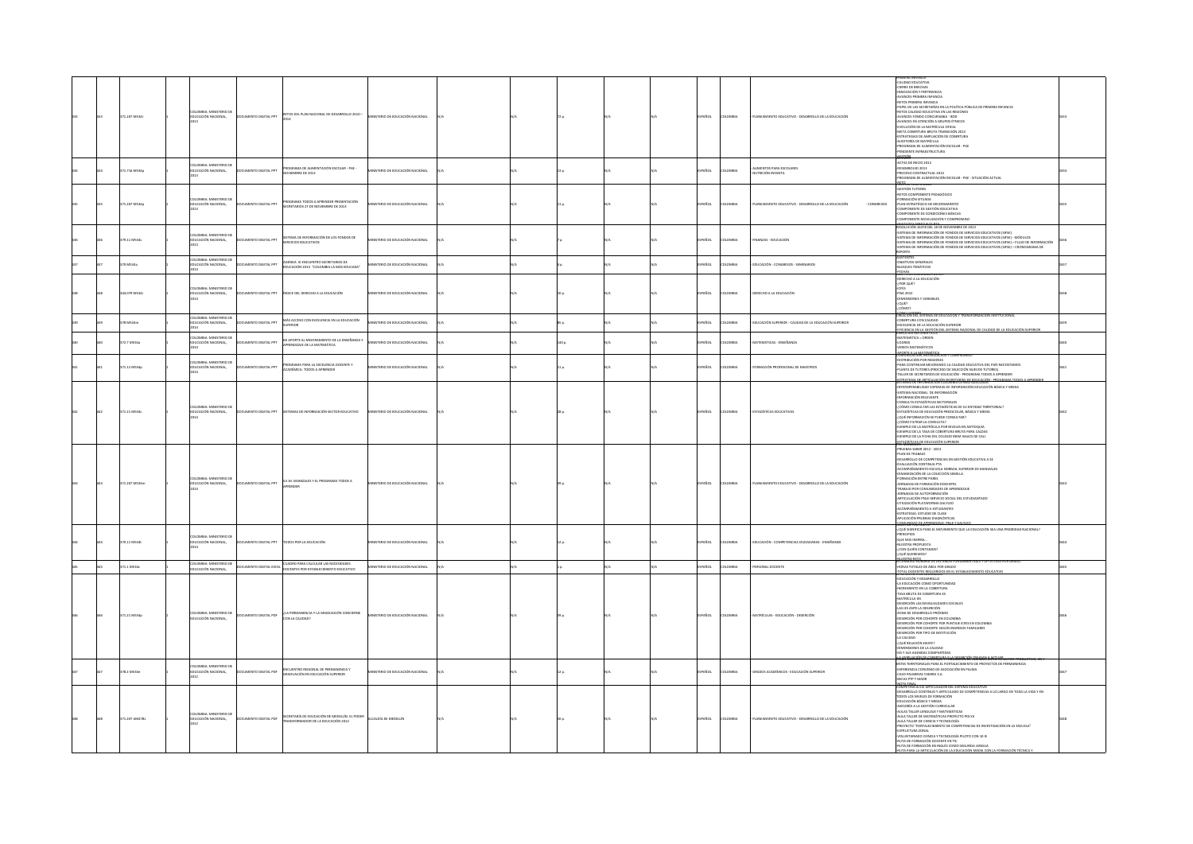| | | | | | | | | | | | | | | | | | | | |
|---|---|---|---|---|---|---|---|---|---|---|---|---|---|---|---|---|---|---|---|
| 433 | 433 | 371.207 M534r | | 1 | COLOMBIA. MINISTERIO DE EDUCACIÓN NACIONAL, 2013 | DOCUMENTO DIGITAL PPT | RETOS DEL PLAN NACIONAL DE DESARROLLO 2010 – 2014 | MINISTERIO DE EDUCACIÓN NACIONAL | N/A | | N/A | 72 p. | N/A | N/A | ESPAÑOL | COLOMBIA | PLANEAMIENTO EDUCATIVO - DESARROLLO DE LA EDUCACIÓN | -PRIMERA INFANCIA -CALIDAD EDUCATIVA -CIERRE DE BRECHAS -INNOVACIÓN Y PERTINENCIA -AVANCES PRIMERA INFANCIA -RETOS PRIMERA INFANCIA -PAPEL DE LAS SECRETARÍAS EN LA POLÍTICA PÚBLICA DE PRIMERA INFANCIA -RETOS CALIDAD EDUCATIVA EN LAS REGIONES -AVANCES FONDO CONCURSABLE - BIDE -AVANCES EN ATENCIÓN A GRUPOS ÉTNICOS -EVOLUCIÓN DE LA MATRÍCULA OFICIAL -META COBERTURA BRUTA TRANSICIÓN 2013 -ESTRATEGIAS DE AMPLIACIÓN DE COBERTURA -AUDITORÍA DE MATRÍCULA -PROGRAMA DE ALIMENTACIÓN ESCOLAR - PAE -PENDIENTE INFRAESTRUCTURA | 0433 |
| 434 | 434 | 371.716 M534p | | 1 | COLOMBIA. MINISTERIO DE EDUCACIÓN NACIONAL, 2013 | DOCUMENTO DIGITAL PPT | PROGRAMA DE ALIMENTACIÓN ESCOLAR - PAE - NOVIEMBRE DE 2013 | MINISTERIO DE EDUCACIÓN NACIONAL | N/A | | N/A | 13 p. | N/A | N/A | ESPAÑOL | COLOMBIA | ALIMENTOS PARA ESCOLARES NUTRICIÓN INFANTIL | -ACTAS DE INICIO 2013 -DESEMBOLSO 2013 -PROCESO CONTRACTUAL 2014 -PROGRAMA DE ALIMENTACIÓN ESCOLAR - PAE - SITUACIÓN ACTUAL | 0434 |
| 435 | 435 | 371.207 M534p | | 1 | COLOMBIA. MINISTERIO DE EDUCACIÓN NACIONAL, 2013 | DOCUMENTO DIGITAL PPT | PROGRAMA TODOS A APRENDER PRESENTACIÓN SECRETARIOS 27 DE NOVIEMBRE DE 2013 | MINISTERIO DE EDUCACIÓN NACIONAL | N/A | | N/A | 11 p. | N/A | N/A | ESPAÑOL | COLOMBIA | PLANEAMIENTO EDUCATIVO - DESARROLLO DE LA EDUCACIÓN - CONGRESOS | -GESTIÓN TUTORES -RETOS COMPONENTE PEDAGÓGICO -FORMACIÓN SITUADA -PLAN ESTRATÉGICO DE MEJORAMIENTO -COMPONENTE DE GESTIÓN EDUCATIVA -COMPONENTE DE CONDICIONES BÁSICAS -COMPONENTE MOVILIZACIÓN Y COMPROMISO | 0435 |
| 436 | 436 | 379.11 M534s | | 1 | COLOMBIA. MINISTERIO DE EDUCACIÓN NACIONAL, 2013 | DOCUMENTO DIGITAL PPT | SISTEMA DE INFORMACIÓN DE LOS FONDOS DE SERVICIOS EDUCATIVOS | MINISTERIO DE EDUCACIÓN NACIONAL | N/A | | N/A | 7 p. | N/A | N/A | ESPAÑOL | COLOMBIA | FINANZAS - EDUCACIÓN | -RESOLUCIÓN 16378 DEL 18 DE NOVIEMBRE DE 2013 -SISTEMA DE INFORMACIÓN DE FONDOS DE SERVICIOS EDUCATIVOS (SIFSE) -SISTEMA DE INFORMACIÓN DE FONDOS DE SERVICIOS EDUCATIVOS (SIFSE) - MÓDULOS -SISTEMA DE INFORMACIÓN DE FONDOS DE SERVICIOS EDUCATIVOS (SIFSE) – FLUJO DE INFORMACIÓN -SISTEMA DE INFORMACIÓN DE FONDOS DE SERVICIOS EDUCATIVOS (SIFSE) – CRONOGRAMA DE REPORTE | 0436 |
| 437 | 437 | 370 M534a | | 1 | COLOMBIA. MINISTERIO DE EDUCACIÓN NACIONAL, 2013 | DOCUMENTO DIGITAL PPT | AGENDA III ENCUENTRO SECRETARIOS DE EDUCACIÓN 2013 "COLOMBIA LA MÁS EDUCADA" | MINISTERIO DE EDUCACIÓN NACIONAL | N/A | | N/A | 4 p. | N/A | N/A | ESPAÑOL | COLOMBIA | EDUCACIÓN - CONGRESOS - SEMINARIOS | -ASISTENTES -OBJETIVOS GENERALES -BLOQUES TEMÁTICOS -FECHAS | 0437 |
| 438 | 438 | 344.079 M534i | | 1 | COLOMBIA. MINISTERIO DE EDUCACIÓN NACIONAL, 2013 | DOCUMENTO DIGITAL PPT | ÍNDICE DEL DERECHO A LA EDUCACIÓN | MINISTERIO DE EDUCACIÓN NACIONAL | N/A | | N/A | 16 p. | N/A | N/A | ESPAÑOL | COLOMBIA | DERECHO A LA EDUCACIÓN | -DERECHO A LA EDUCACIÓN -¿POR QUÉ? -ICFES -PISA 2012 -DIMENSIONES Y VARIABLES -¿QUÉ? -¿CÓMO? | 0438 |
| 439 | 439 | 378 M534m | | 1 | COLOMBIA. MINISTERIO DE EDUCACIÓN NACIONAL, 2013 | DOCUMENTO DIGITAL PPT | MÁS ACCESO CON EXCELENCIA EN LA EDUCACIÓN SUPERIOR | MINISTERIO DE EDUCACIÓN NACIONAL | N/A | | N/A | 85 p. | N/A | N/A | ESPAÑOL | COLOMBIA | EDUCACIÓN SUPERIOR - CALIDAD DE LA EDUCACIÓN SUPERIOR | -CRECIMIENTO DEL SISTEMA DE EDUCACIÓN Y TRANSFORMACIÓN INSTITUCIONAL -COBERTURA CON CALIDAD -EXCELENCIA DE LA EDUCACIÓN SUPERIOR -EFICIENCIA EN LA GESTIÓN DEL SISTEMA NACIONAL DE CALIDAD DE LA EDUCACIÓN SUPERIOR | 0439 |
| 440 | 440 | 372.7 M534a | | 1 | COLOMBIA. MINISTERIO DE EDUCACIÓN NACIONAL, 2013 | DOCUMENTO DIGITAL PPT | MI APORTE AL MEJORAMIENTO DE LA ENSEÑANZA Y APRENDIZAJE DE LA MATEMÁTICA | MINISTERIO DE EDUCACIÓN NACIONAL | N/A | | N/A | 160 p. | N/A | N/A | ESPAÑOL | COLOMBIA | MATEMÁTICAS - ENSEÑANZA | -APLICACIÓN MATEMÁTICA -MATEMÁTICA = ORDEN -LOGROS -VIDEOS MATEMÁTICOS -APORTE A LA MATEMÁTICA | 0440 |
| 441 | 441 | 371.12 M534p | | 1 | COLOMBIA. MINISTERIO DE EDUCACIÓN NACIONAL, 2013 | DOCUMENTO DIGITAL PPT | PROGRAMA PARA LA EXCELENCIA DOCENTE Y ACADÉMICA: TODOS A APRENDER | MINISTERIO DE EDUCACIÓN NACIONAL | N/A | | N/A | 11 p. | N/A | N/A | ESPAÑOL | COLOMBIA | FORMACIÓN PROFESIONAL DE MAESTROS | -MOVILIZACIÓN, SENSIBILIZACIÓN Y COMPROMISO -DISTRIBUCIÓN POR REGIONES -PARA CONTINUAR MEJORANDO LA CALIDAD EDUCATIVA DEL PAÍS NECESITAMOS -PLANTA DE TUTORES (PROCESO DE SELECCIÓN NUEVOS TUTORES) -TALLER DE SECRETARIOS DE EDUCACIÓN - PROGRAMA TODOS A APRENDER -ESTRATEGIA DE ARTICULACIÓN SECRETARÍA DE EDUCACIÓN - PROGRAMA TODOS A APRENDER | 0441 |
| 442 | 442 | 371.21 M534s | | 1 | COLOMBIA. MINISTERIO DE EDUCACIÓN NACIONAL, 2013 | DOCUMENTO DIGITAL PPT | SISTEMAS DE INFORMACIÓN SECTOR EDUCATIVO | MINISTERIO DE EDUCACIÓN NACIONAL | N/A | | N/A | 28 p. | N/A | N/A | ESPAÑOL | COLOMBIA | ESTADÍSTICAS EDUCATIVAS | -INTEROPERABILIDAD SISTEMAS DE INFORMACIÓN EDUCACIÓN BÁSICA Y MEDIA -SISTEMA NACIONAL DE INFORMACIÓN -INFORMACIÓN RELEVANTE -CONSULTA ESTADÍSTICAS SECTORIALES -¿CÓMO CONSULTAR LAS ESTADÍSTICAS DE SU ENTIDAD TERRITORIAL? -ESTADÍSTICAS DE EDUCACIÓN PREESCOLAR, BÁSICA Y MEDIA -¿QUÉ INFORMACIÓN SE PUEDE CONSULTAR? -¿CÓMO FILTRAR LA CONSULTA? -EJEMPLO DE LA MATRÍCULA POR NIVELES EN ANTIOQUIA -EJEMPLO DE LA TASA DE COBERTURA BRUTA PARA CALDAS -EJEMPLO DE LA FICHA DEL COLEGIO INEM JIAACS DE CALI -ESTADÍSTICAS DE EDUCACIÓN SUPERIOR | 0442 |
| 443 | 443 | 371.207 M534m | | 1 | COLOMBIA. MINISTERIO DE EDUCACIÓN NACIONAL, 2013 | DOCUMENTO DIGITAL PPT | S.E.M. MANIZALES Y EL PROGRAMA TODOS A APRENDER | MINISTERIO DE EDUCACIÓN NACIONAL | N/A | | N/A | 39 p. | N/A | N/A | ESPAÑOL | COLOMBIA | PLANEAMIENTO EDUCATIVO - DESARROLLO DE LA EDUCACIÓN | -PTA MANIZALES -PRUEBAS SABER 2012 - 2013 -PLAN DE TRABAJO -DESARROLLO DE COMPETENCIAS EN GESTIÓN EDUCATIVA A SE -EVALUACIÓN CONTINUA PTA -ACOMPAÑAMIENTO ESCUELA NORMAL SUPERIOR DE MANIZALES -DINAMIZACIÓN DE LA COLECCIÓN SEMILLA -FORMACIÓN ENTRE PARES -JORNADAS DE FORMACIÓN DOCENTES -TRABAJO POR COMUNIDADES DE APRENDIZAJE -JORNADAS DE AUTOFORMACIÓN -ARTICULACIÓN PNLE-SERVICIO SOCIAL DEL ESTUDIANTADO -UTILIZACIÓN PLATAFORMA GALYLEO -ACOMPAÑAMIENTO A ESTUDIANTES -ESTRATEGIA: ESTUDIO DE CLASE -APLICACIÓN PRUEBAS DIAGNÓSTICAS -COMUNIDADES DE APRENDIZAJE, PNLE Y GALYLEO | 0443 |
| 444 | 444 | 379.11 M534t | | 1 | COLOMBIA. MINISTERIO DE EDUCACIÓN NACIONAL, 2013 | DOCUMENTO DIGITAL PPT | TODOS POR LA EDUCACIÓN | MINISTERIO DE EDUCACIÓN NACIONAL | N/A | | N/A | 12 p. | N/A | N/A | ESPAÑOL | COLOMBIA | EDUCACIÓN - COMPETENCIAS CIUDADANAS - ENSEÑANZA | -¿QUÉ SIGNIFICA PARA EL MOVIMIENTO QUE LA EDUCACIÓN SEA UNA PRIORIDAD NACIONAL? -PRINCIPIOS -QUE NOS INSPIRA… -NUESTRA PROPUESTA -¿CON QUIÉN CONTAMOS? -¿QUÉ QUEREMOS? -NUESTRO RETO | 0444 |
| 445 | 445 | 371.1 M534c | | 1 | COLOMBIA. MINISTERIO DE EDUCACIÓN NACIONAL, | DOCUMENTO DIGITAL EXCEL | CUADRO PARA CALCULAR LAS NECESIDADES DOCENTES POR ESTABLECIMIENTO EDUCATIVO | MINISTERIO DE EDUCACIÓN NACIONAL | N/A | | N/A | 3 p. | N/A | N/A | ESPAÑOL | COLOMBIA | PERSONAL DOCENTE | -INTENSIDAD HORARIA DE LAS ÁREAS FUNDAMENTALES Y OPTATIVAS POR GRADO -HORAS TOTALES DE ÁREA POR GRADO -TOTAL DOCENTES REQUERIDOS EN EL ESTABLECIMIENTO EDUCATIVO | 0445 |
| 446 | 446 | 371.21 M534p | | 1 | COLOMBIA. MINISTERIO DE EDUCACIÓN NACIONAL, | DOCUMENTO DIGITAL PDF | ¿LA PERMANENCIA Y LA GRADUACIÓN CONCIERNE CON LA CALIDAD? | MINISTERIO DE EDUCACIÓN NACIONAL | N/A | | N/A | 39 p. | N/A | N/A | ESPAÑOL | COLOMBIA | MATRÍCULAS - EDUCACIÓN - DESERCIÓN | -EDUCACIÓN Y DESARROLLO -LA EDUCACIÓN COMO OPORTUNIDAD -INCREMENTO EN LA COBERTURA -TASA BRUTA DE COBERTURA ES -MATRÍCULA IES -DESERCIÓN LAS DESIGUALDADES SOCIALES -LAS IES ANTE LA DESERCIÓN -ZONA DE DESARROLLO PRÓXIMO -DESERCIÓN POR COHORTE EN COLOMBIA -DESERCIÓN POR COHORTE POR PUNTAJE ICFES EN COLOMBIA -DESERCIÓN POR COHORTE SEGÚN INGRESOS FAMILIARES -DESERCIÓN POR TIPO DE INSTITUCIÓN -LA CALIDAD -¿QUÉ RELACIÓN EXISTE? -DIMENSIONES DE LA CALIDAD -IES Y SUS AGENDAS COMPARTIDAS -LA EVALUACIÓN DE LA GESTIÓN DE LAS IES | 0446 |
| 447 | 447 | 378.2 M534e | | 1 | COLOMBIA. MINISTERIO DE EDUCACIÓN NACIONAL, 2012 | DOCUMENTO DIGITAL PDF | ENCUENTRO REGIONAL DE PERMANENCIA Y GRADUACIÓN EN EDUCACIÓN SUPERIOR | MINISTERIO DE EDUCACIÓN NACIONAL | N/A | | N/A | 12 p. | N/A | N/A | ESPAÑOL | COLOMBIA | GRADOS ACADÉMICOS - EDUCACIÓN SUPERIOR | -ENTES TERRITORIALES PARA EL FORTALECIMIENTO DE PROYECTOS DE PERMANENCIA -EXPERIENCIA CONVENIO DE ASOCIACIÓN EN PALMA -CASO PALMERAS YARIMA S.A. -ACCES PR Y AHORR -RUTA FINAL | 0447 |
| 448 | 448 | 371.207 AM478s | | 1 | COLOMBIA. MINISTERIO DE EDUCACIÓN NACIONAL, 2012 | DOCUMENTO DIGITAL PDF | SECRETARÍA DE EDUCACIÓN DE MEDELLÍN: EL PODER TRANSFORMADOR DE LA EDUCACIÓN 2012 | ALCALDÍA DE MEDELLÍN | N/A | | N/A | 30 p. | N/A | N/A | ESPAÑOL | COLOMBIA | PLANEAMIENTO EDUCATIVO - DESARROLLO DE LA EDUCACIÓN | -COMPETENCIA EJE ARTICULADOR DEL SISTEMA EDUCATIVO -DESARROLLO CONTINUO Y ARTICULADO DE COMPETENCIAS A LO LARGO DE TODA LA VIDA Y EN TODOS LOS NIVELES DE FORMACIÓN -EDUCACIÓN BÁSICA Y MEDIA -ASESORÍA A LA GESTIÓN CURRICULAR -AULAS TALLER LENGUAJE Y MATEMÁTICAS -AULA TALLER DE MATEMÁTICAS PROYECTO POLYA -AULA TALLER DE CIENCIA Y TECNOLOGÍA -PROYECTO "FORTALECIMIENTO DE COMPETENCIAS DE INVESTIGACIÓN EN LA ESCUELA" -ESTRUCTURA ZONAL -VOLUNTARIADO CIENCIA Y TECNOLOGÍA PILOTO CON 10 IE -RUTA DE FORMACIÓN DOCENTE EN TIC -RUTA DE FORMACIÓN EN INGLÉS COMO SEGUNDA LENGUA -RUTA PARA LA ARTICULACIÓN DE LA EDUCACIÓN MEDIA CON LA FORMACIÓN TÉCNICA Y | 0448 |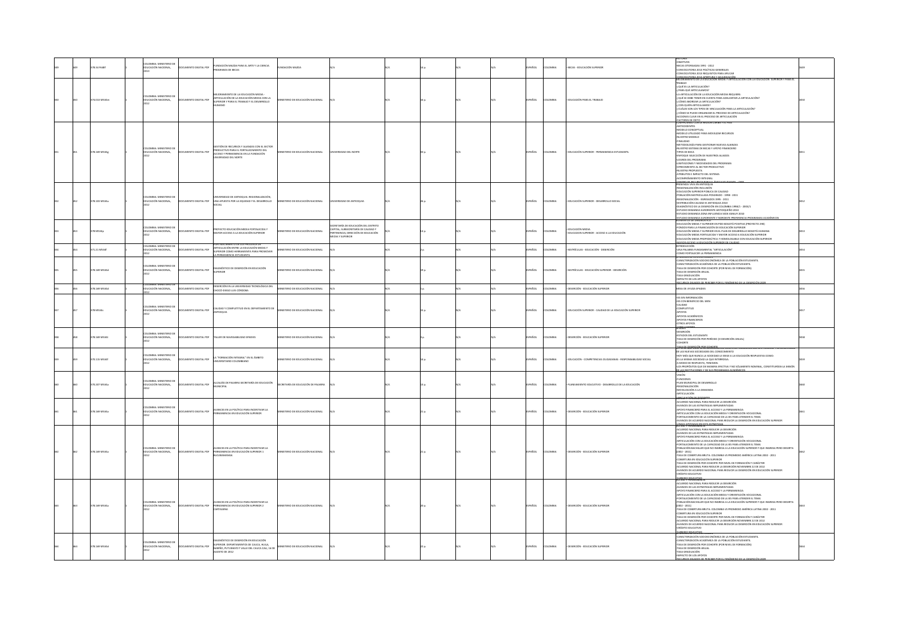| | | | | | | | | | | | | | | | | | | |
|---|---|---|---|---|---|---|---|---|---|---|---|---|---|---|---|---|---|---|
| 449 | 449 | 378.34 F648f | | 1 | COLOMBIA. MINISTERIO DE EDUCACIÓN NACIONAL, 2013 | DOCUMENTO DIGITAL PDF | FUNDACIÓN MAZDA PARA EL ARTE Y LA CIENCIA PROGRAMA DE BECAS | FUNDACIÓN MAZDA | N/A | | N/A | 24 p. | | N/A | N/A | ESPAÑOL | COLOMBIA | BECAS - EDUCACIÓN SUPERIOR | -RETOS -OBJETIVOS -BECAS OTORGADAS 1991 - 2012 -CONVOCATORIA 2013 POLÍTICAS GENERALES -CONVOCATORIA 2013 REQUISITOS PARA APLICAR -CONVOCATORIA 2013 APERTURA Y ADJUDICACIÓN | 0449 |
| 450 | 450 | 374.013 M534m | | 1 | COLOMBIA. MINISTERIO DE EDUCACIÓN NACIONAL, 2012 | DOCUMENTO DIGITAL PDF | MEJORAMIENTO DE LA EDUCACIÓN MEDIA - ARTICULACIÓN DE LA EDUCACIÓN MEDIA CON LA SUPERIOR Y PARA EL TRABAJO Y EL DESARROLLO HUMANO | MINISTERIO DE EDUCACIÓN NACIONAL | N/A | | N/A | 28 p. | | N/A | N/A | ESPAÑOL | COLOMBIA | EDUCACIÓN PARA EL TRABAJO | -MEJORAMIENTO DE LA EDUCACIÓN MEDIA Y ARTICULACIÓN CON LA EDUCACIÓN SUPERIOR Y PARA EL TRABAJO -¿QUÉ ES LA ARTICULACIÓN? -¿PARA QUÉ ARTICULAMOS? -LA ARTICULACIÓN DE LA EDUCACIÓN MEDIA REQUIERE: -¿QUÉ SE DEBE TENER EN CUENTA PARA ADELANTAR LA ARTICULACIÓN? -¿CÓMO ABORDAR LA ARTICULACIÓN? -¿CON QUIÉN ARTICULAMOS? -¿CUÁLES SON LOS TIPOS DE VINCULACIÓN PARA LA ARTICULACIÓN? -¿CÓMO SE PUEDE ORGANIZAR EL PROCESO DE ARTICULACIÓN? -ACCIONES CLAVE EN EL PROCESO DE ARTICULACIÓN -FACTORES DE ÉXITO | 0450 |
| 451 | 451 | 378.149 M534g | | 1 | COLOMBIA. MINISTERIO DE EDUCACIÓN NACIONAL, 2012 | DOCUMENTO DIGITAL PDF | GESTIÓN DE RECURSOS Y ALIANZAS CON EL SECTOR PRODUCTIVO PARA EL FORTALECIMIENTO DEL ACCESO Y PERMANENCIA EN LA FUNDACIÓN UNIVERSIDAD DEL NORTE | MINISTERIO DE EDUCACIÓN NACIONAL | UNIVERSIDAD DEL NORTE | | N/A | 30 p. | | N/A | N/A | ESPAÑOL | COLOMBIA | EDUCACIÓN SUPERIOR - PERMANENCIA ESTUDIANTIL | -COMPROMISO CON LA REGIÓN CARIBE Y EL PAÍS -ANTECEDENTES -MODELO CONCEPTUAL -MODELO UTILIZADO PARA MOVILIZAR RECURSOS -NUESTRO MODELO -FINALIDAD -METODOLOGÍA PARA GESTIONAR NUEVAS ALIANZAS -NUESTRO SISTEMA DE BECAS Y APOYO FINANCIERO -TIPOS DE BECA -ENFOQUE SELECCIÓN DE NUESTROS ALIADOS -LOGROS DEL PROGRAMA -LIMITACIONES Y NECESIDADES DEL PROGRAMA -OFRECIMIENTO AL SECTOR PRODUCTIVO -NUESTRA PROPUESTA -ATRIBUTOS E IMPACTO DEL SISTEMA -ACOMPAÑAMIENTO INTEGRAL -CENTRO DE RECURSOS PARA EL ÉXITO ESTUDIANTIL - CREE | 0451 |
| 452 | 452 | 378.103 M534u | | 1 | COLOMBIA. MINISTERIO DE EDUCACIÓN NACIONAL, 2012 | DOCUMENTO DIGITAL PDF | UNIVERSIDAD DE ANTIOQUIA: REGIONALIZACIÓN, UNA APUESTA POR LA EQUIDAD Y EL DESARROLLO SOCIAL | MINISTERIO DE EDUCACIÓN NACIONAL | UNIVERSIDAD DE ANTIOQUIA | | N/A | 26 p. | | N/A | N/A | ESPAÑOL | COLOMBIA | EDUCACIÓN SUPERIOR - DESARROLLO SOCIAL | -PRESENCIA VIVA EN ANTIOQUIA -REGIONALIZACIÓN INCLUSIÓN -EDUCACIÓN SUPERIOR PÚBLICA DE CALIDAD -POBLACIÓN MATRICULADA POSGRADO - 1998 - 2011 -REGIONALIZACIÓN - EGRESADOS 1995 - 2011 -DISTRIBUCIÓN CALIDAD SI ANTIOQUIA 2010 -DIAGNÓSTICO DE LA DESERCIÓN EN COLOMBIA 1998/1 - 2005/1 -ESTUDIO DEMANDA SUROESTE ANTIOQUEÑO 2010 -ESTUDIO DEMANDA ZONA INFLUENCIA SEDE AMALFI 2010 -ESTUDIO DEMANDA SUROESTE Y NORDESTE PREFERENCIA PROGRAMAS ACADÉMICOS | 0452 |
| 453 | 453 | 378 M534p | | 1 | COLOMBIA. MINISTERIO DE EDUCACIÓN NACIONAL, 2012 | DOCUMENTO DIGITAL PDF | PROYECTO EDUCACIÓN MEDIA FORTALECIDA Y MAYOR ACCESO A LA EDUCACIÓN SUPERIOR | MINISTERIO DE EDUCACIÓN NACIONAL | SECRETARÍA DE EDUCACIÓN DEL DISTRITO CAPITAL, SUBSECRETARÍA DE CALIDAD Y PERTINENCIA, DIRECCIÓN DE EDUCACIÓN MEDIA Y SUPERIOR | | N/A | 14 p. | | N/A | N/A | ESPAÑOL | COLOMBIA | -EDUCACIÓN MEDIA -EDUCACIÓN SUPERIOR - ACCESO A LA EDUCACIÓN | -ELEMENTOS DE DIAGNÓSTICO -EDUCACIÓN MEDIA Y SUPERIOR EN PDD BOGOTÁ POSITIVA (PROYECTO 290) -FONDOS PARA LA FINANCIACIÓN DE EDUCACIÓN SUPERIOR -EDUCACIÓN MEDIA Y SUPERIOR EN EL PLAN DE DESARROLLO BOGOTÁ HUMANA -EDUCACIÓN MEDIA FORTALECIDA Y MAYOR ACCESO A EDUCACIÓN SUPERIOR -EDUCACIÓN MEDIA PROPEDÉUTICA Y HOMOLOGABLE CON EDUCACIÓN SUPERIOR -MAYOR ACCESO A EDUCACIÓN SUPERIOR DE CALIDAD | 0453 |
| 454 | 454 | 371.21 M534f | | 1 | COLOMBIA. MINISTERIO DE EDUCACIÓN NACIONAL, 2012 | DOCUMENTO DIGITAL PDF | FORTALECIMIENTO DE LOS PROCESOS DE ARTICULACIÓN ENTRE LA EDUCACIÓN MEDIA Y SUPERIOR COMO HERRAMIENTA PARA PROMOVER LA PERMANENCIA ESTUDIANTIL | MINISTERIO DE EDUCACIÓN NACIONAL | N/A | | N/A | 2 p. | | N/A | N/A | ESPAÑOL | COLOMBIA | MATRÍCULAS - EDUCACIÓN - DESERCIÓN | -INTRODUCCIÓN -UNA PALABRA FUNDAMENTAL "ARTICULACIÓN" -CÓMO FORTALECER LA PERMANENCIA | 0454 |
| 455 | 455 | 378.149 M534d | | 1 | COLOMBIA. MINISTERIO DE EDUCACIÓN NACIONAL, 2012 | DOCUMENTO DIGITAL PDF | DIAGNÓSTICO DE DESERCIÓN EN EDUCACIÓN SUPERIOR | MINISTERIO DE EDUCACIÓN NACIONAL | N/A | | N/A | 29 p. | | N/A | N/A | ESPAÑOL | COLOMBIA | MATRÍCULAS - EDUCACIÓN SUPERIOR - DESERCIÓN | -CARACTERIZACIÓN SOCIOECONÓMICA DE LA POBLACIÓN ESTUDIANTIL -CARACTERIZACIÓN ACADÉMICA DE LA POBLACIÓN ESTUDIANTIL -TASA DE DESERCIÓN POR COHORTE (POR NIVEL DE FORMACIÓN) -TASA DE DESERCIÓN ANUAL -TASA GRADUACIÓN -IMPACTO DE LOS APOYOS -RECURSOS DEJADOS DE PERCIBIR POR EL FENÓMENO DE LA DESERCIÓN 2009 | 0455 |
| 456 | 456 | 378.149 M534d | | 1 | COLOMBIA. MINISTERIO DE EDUCACIÓN NACIONAL, 2012 | DOCUMENTO DIGITAL PDF | DESERCIÓN EN LA UNIVERSIDAD TECNOLÓGICA DEL CHOCÓ -DIEGO LUIS CÓRDOBA | MINISTERIO DE EDUCACIÓN NACIONAL | N/A | | N/A | 1 p. | | N/A | N/A | ESPAÑOL | COLOMBIA | DESERCIÓN - EDUCACIÓN SUPERIOR | MESA DE AYUDA SPADIES | 0456 |
| 457 | 457 | 378 M534c | | 1 | COLOMBIA. MINISTERIO DE EDUCACIÓN NACIONAL, 2012 | DOCUMENTO DIGITAL PDF | CALIDAD Y COMPLETITUD EN EL DEPARTAMENTO DE ANTIOQUIA | MINISTERIO DE EDUCACIÓN NACIONAL | N/A | | N/A | 19 p. | | N/A | N/A | ESPAÑOL | COLOMBIA | EDUCACIÓN SUPERIOR - CALIDAD DE LA EDUCACIÓN SUPERIOR | -IES SIN INFORMACIÓN -IES CON BENEFICIO DEL MEN -CALIDAD -COMPLETITUD -APOYOS -APOYOS ACADÉMICOS -APOYOS FINANCIEROS -OTROS APOYOS | 0457 |
| 458 | 458 | 378.149 M534t | | 1 | COLOMBIA. MINISTERIO DE EDUCACIÓN NACIONAL, 2012 | DOCUMENTO DIGITAL PDF | TALLER DE NAVEGABILIDAD SPADIES | MINISTERIO DE EDUCACIÓN NACIONAL | N/A | | N/A | 8 p. | | N/A | N/A | ESPAÑOL | COLOMBIA | DESERCIÓN - EDUCACIÓN SUPERIOR | -SPADIES -DESERCIÓN -ESTADOS DEL ESTUDIANTE -TASA DE DESERCIÓN POR PERÍODO (O DESERCIÓN ANUAL) -COHORTE -TASA DE DESERCIÓN POR COHORTE | 0458 |
| 459 | 459 | 370.115 M534f | | 1 | COLOMBIA. MINISTERIO DE EDUCACIÓN NACIONAL, 2012 | DOCUMENTO DIGITAL PDF | LA "FORMACIÓN INTEGRAL" EN EL ÁMBITO UNIVERSITARIO COLOMBIANO | MINISTERIO DE EDUCACIÓN NACIONAL | N/A | | N/A | 14 p. | | N/A | N/A | ESPAÑOL | COLOMBIA | EDUCACIÓN - COMPETENCIAS CIUDADANAS - RESPONSABILIDAD SOCIAL | -DE LAS NUEVAS SOCIEDADES DEL CONOCIMIENTO -HOY MÁS QUE NUNCA LA SOCIEDAD LE EXIGE A LA EDUCACIÓN RESPUESTAS COMO: -ES LA MISMA SOCIEDAD LA QUE INTERROGA: -A MODO DE RESPUESTA, TENEMOS: -LOS PROPÓSITOS QUE DE MANERA EFECTIVA Y NO SÓLAMENTE NOMINAL, CONSTITUIRÁN LA MISIÓN DE LAS INSTITUCIONES Y DE SUS PROGRAMAS ACADÉMICOS | 0459 |
| 460 | 460 | 379.207 M534a | | 1 | COLOMBIA. MINISTERIO DE EDUCACIÓN NACIONAL, 2012 | DOCUMENTO DIGITAL PDF | ALCALDÍA DE PALMIRA SECRETARÍA DE EDUCACIÓN MUNICIPAL | SECRETARÍA DE EDUCACIÓN DE PALMIRA | N/A | | N/A | 13 p. | | N/A | N/A | ESPAÑOL | COLOMBIA | PLANEAMIENTO EDUCATIVO - DESARROLLO DE LA EDUCACIÓN | -VISIÓN -FUNCIONES -PLAN MUNICIPAL DE DESARROLLO -REGIONALIZACIÓN -MOVILIZACIÓN A LA DEMANDA -ARTICULACIÓN -CUALIFICACIÓN DE DOCENTES | 0460 |
| 461 | 461 | 378.149 M534a | | 1 | COLOMBIA. MINISTERIO DE EDUCACIÓN NACIONAL, 2012 | DOCUMENTO DIGITAL PDF | AVANCES EN LA POLÍTICA PARA INCENTIVAR LA PERMANENCIA EN EDUCACIÓN SUPERIOR | MINISTERIO DE EDUCACIÓN NACIONAL | N/A | | N/A | 21 p. | | N/A | N/A | ESPAÑOL | COLOMBIA | DESERCIÓN - EDUCACIÓN SUPERIOR | -ACUERDO NACIONAL PARA REDUCIR LA DESERCIÓN -AVANCES DE LAS ESTRATEGIAS IMPLEMENTADAS -APOYO FINANCIERO PARA EL ACCESO Y LA PERMANENCIA -ARTICULACIÓN CON LA EDUCACIÓN MEDIA Y ORIENTACIÓN VOCACIONAL -FORTALECIMIENTO DE LA CAPACIDAD DE LA IES PARA ATENDER EL TEMA -AVANCES DE ACUERDO NACIONAL PARA REDUCIR LA DESERCIÓN EN EDUCACIÓN SUPERIOR -LÍNEAS ESTRATÉGICAS DE ESTA ESTRATEGIA | 0461 |
| 462 | 462 | 378.149 M534a | | 1 | COLOMBIA. MINISTERIO DE EDUCACIÓN NACIONAL, 2012 | DOCUMENTO DIGITAL PDF | AVANCES EN LA POLÍTICA PARA INCENTIVAR LA PERMANENCIA EN EDUCACIÓN SUPERIOR 1 BUCARAMANGA | MINISTERIO DE EDUCACIÓN NACIONAL | N/A | | N/A | 21 p. | | N/A | N/A | ESPAÑOL | COLOMBIA | DESERCIÓN - EDUCACIÓN SUPERIOR | -ACCESO Y PERMANENCIA -ACUERDO NACIONAL PARA REDUCIR LA DESERCIÓN -AVANCES DE LAS ESTRATEGIAS IMPLEMENTADAS -APOYO FINANCIERO PARA EL ACCESO Y LA PERMANENCIA -ARTICULACIÓN CON LA EDUCACIÓN MEDIA Y ORIENTACIÓN VOCACIONAL -FORTALECIMIENTO DE LA CAPACIDAD DE LA IES PARA ATENDER EL TEMA -POBLACIÓN BACHILLER QUE NO INGRESA A LA EDUCACIÓN SUPERIOR Y QUE INGRESA PERO DESERTA (2002 - 2011) -TASA DE COBERTURA BRUTA. COLOMBIA VS PROMEDIO AMÉRICA LATINA 2002 - 2011 -COBERTURA EN EDUCACIÓN SUPERIOR -TASA DE DESERCIÓN POR COHORTE POR NIVEL DE FORMACIÓN Y CARÁCTER -ACUERDO NACIONAL PARA REDUCIR LA DESERCIÓN NOVIEMBRE 22 DE 2012 -AVANCES DE ACUERDO NACIONAL PARA REDUCIR LA DESERCIÓN EN EDUCACIÓN SUPERIOR -CRÉDITO EDUCATIVO -SUBSIDIO EDUCATIVO | 0462 |
| 463 | 463 | 378.149 M534a | | 1 | COLOMBIA. MINISTERIO DE EDUCACIÓN NACIONAL, 2012 | DOCUMENTO DIGITAL PDF | AVANCES EN LA POLÍTICA PARA INCENTIVAR LA PERMANENCIA EN EDUCACIÓN SUPERIOR 2 CARTAGENA | MINISTERIO DE EDUCACIÓN NACIONAL | N/A | | N/A | 20 p. | | N/A | N/A | ESPAÑOL | COLOMBIA | DESERCIÓN - EDUCACIÓN SUPERIOR | -ACCESO Y PERMANENCIA -ACUERDO NACIONAL PARA REDUCIR LA DESERCIÓN -AVANCES DE LAS ESTRATEGIAS IMPLEMENTADAS -APOYO FINANCIERO PARA EL ACCESO Y LA PERMANENCIA -ARTICULACIÓN CON LA EDUCACIÓN MEDIA Y ORIENTACIÓN VOCACIONAL -FORTALECIMIENTO DE LA CAPACIDAD DE LA IES PARA ATENDER EL TEMA -POBLACIÓN BACHILLER QUE NO INGRESA A LA EDUCACIÓN SUPERIOR Y QUE INGRESA PERO DESERTA (2002 - 2011) -TASA DE COBERTURA BRUTA. COLOMBIA VS PROMEDIO AMÉRICA LATINA 2002 - 2011 -COBERTURA EN EDUCACIÓN SUPERIOR -TASA DE DESERCIÓN POR COHORTE POR NIVEL DE FORMACIÓN Y CARÁCTER -ACUERDO NACIONAL PARA REDUCIR LA DESERCIÓN NOVIEMBRE 22 DE 2012 -AVANCES DE ACUERDO NACIONAL PARA REDUCIR LA DESERCIÓN EN EDUCACIÓN SUPERIOR -CRÉDITO EDUCATIVO -SUBSIDIO EDUCATIVO | 0463 |
| 464 | 464 | 378.149 M534d | | 1 | COLOMBIA. MINISTERIO DE EDUCACIÓN NACIONAL, 2012 | DOCUMENTO DIGITAL PDF | DIAGNÓSTICO DE DESERCIÓN EN EDUCACIÓN SUPERIOR. DEPARTAMENTOS DE CAUCA, HUILA, NARIÑO, PUTUMAYO Y VALLE DEL CAUCA CALI, 16 DE AGOSTO DE 2012 | MINISTERIO DE EDUCACIÓN NACIONAL | N/A | | N/A | 22 p. | | N/A | N/A | ESPAÑOL | COLOMBIA | DESERCIÓN - EDUCACIÓN SUPERIOR | -CARACTERIZACIÓN SOCIOECONÓMICA DE LA POBLACIÓN ESTUDIANTIL -CARACTERIZACIÓN ACADÉMICA DE LA POBLACIÓN ESTUDIANTIL -TASA DE DESERCIÓN POR COHORTE (POR NIVEL DE FORMACIÓN) -TASA DE DESERCIÓN ANUAL -TASA GRADUACIÓN -IMPACTO DE LOS APOYOS -RECURSOS DEJADOS DE PERCIBIR POR EL FENÓMENO DE LA DESERCIÓN 2009 | 0464 |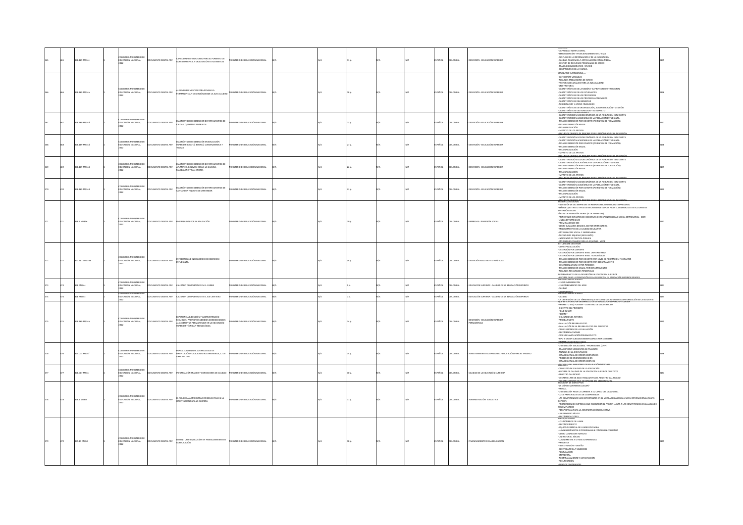| 465 | 465 | 378.189 M534c | 1 | COLOMBIA: MINISTERIO DE EDUCACIÓN NACIONAL, 2012 | DOCUMENTO DIGITAL PDF | CAPACIDAD INSTITUCIONAL PARA EL FOMENTO DE LA PERMANENCIA Y GRADUACIÓN ESTUDIANTILES | MINISTERIO DE EDUCACIÓN NACIONAL | N/A | N/A | 13 p. | N/A | N/A | ESPAÑOL | COLOMBIA | DESERCIÓN - EDUCACIÓN SUPERIOR | -CAPACIDAD INSTITUCIONAL -SENSIBILIZACIÓN Y POSICIONAMIENTO DEL TEMA -CULTURA DE LA INFORMACIÓN Y DE LA EVALUACIÓN -CALIDAD ACADÉMICA Y ARTICULACIÓN CON LA MEDIA -GESTIÓN DE RECURSOS PROGRAMAS DE APOYO -TRABAJO COLABORATIVO / EN RED -COMPROMISO DE LA FAMILIA | 0465 |
|---|---|---|---|---|---|---|---|---|---|---|---|---|---|---|---|---|---|
| 466 | 466 | 378.189 M534a | 1 | COLOMBIA: MINISTERIO DE EDUCACIÓN NACIONAL, 2012 | DOCUMENTO DIGITAL PDF | ALGUNOS ELEMENTOS PARA PENSAR LA PERMANENCIA Y DESERCIÓN DESDE LA ALTA CALIDAD | MINISTERIO DE EDUCACIÓN NACIONAL | N/A | N/A | 18 p. | N/A | N/A | ESPAÑOL | COLOMBIA | DESERCIÓN - EDUCACIÓN SUPERIOR | -CATEGORÍAS VARIABLES -ALGUNOS MECANISMOS DE APOYO -FACTORES DE ANÁLISIS PARA LA ALTA CALIDAD -CNA FACTORES -CARACTERÍSTICAS DE LA MISIÓN Y EL PROYECTO INSTITUCIONAL -CARACTERÍSTICAS DE LOS ESTUDIANTES -CARACTERÍSTICAS DE LOS PROFESORES -CARACTERÍSTICAS DE LOS PROCESOS ACADÉMICOS -CARACTERÍSTICAS DEL BIENESTAR -ACREDITACIÓN Y APOYO FINANCIERO -CARACTERÍSTICAS DE ORGANIZACIÓN, ADMINISTRACIÓN Y GESTIÓN -CARACTERÍSTICAS DEL EGRESADO Y SU IMPACTO | 0466 |
| 467 | 467 | 378.189 M534d | 1 | COLOMBIA: MINISTERIO DE EDUCACIÓN NACIONAL, 2012 | DOCUMENTO DIGITAL PDF | DIAGNÓSTICO DE DESERCIÓN DEPARTAMENTOS DE CALDAS, QUINDÍO Y RISARALDA | MINISTERIO DE EDUCACIÓN NACIONAL | N/A | N/A | 23 p. | N/A | N/A | ESPAÑOL | COLOMBIA | DESERCIÓN - EDUCACIÓN SUPERIOR | -CARACTERIZACIÓN SOCIOECONÓMICA DE LA POBLACIÓN ESTUDIANTIL -CARACTERIZACIÓN ACADÉMICA DE LA POBLACIÓN ESTUDIANTIL -TASA DE DESERCIÓN POR COHORTE (POR NIVEL DE FORMACIÓN) -TASA DE DESERCIÓN ANUAL -TASA GRADUACIÓN -IMPACTO DE LOS APOYOS -RECURSOS DEJADOS DE PERCIBIR POR EL FENÓMENO DE LA DESERCIÓN | 0467 |
| 468 | 468 | 378.189 M534d | 1 | COLOMBIA: MINISTERIO DE EDUCACIÓN NACIONAL, 2012 | DOCUMENTO DIGITAL PDF | DIAGNÓSTICO DE DESERCIÓN EN EDUCACIÓN SUPERIOR BOGOTÁ, BOYACÁ, CUNDINAMARCA Y TOLIMA | MINISTERIO DE EDUCACIÓN NACIONAL | N/A | N/A | 27 p. | N/A | N/A | ESPAÑOL | COLOMBIA | DESERCIÓN - EDUCACIÓN SUPERIOR | -CARACTERIZACIÓN SOCIOECONÓMICA DE LA POBLACIÓN ESTUDIANTIL -CARACTERIZACIÓN ACADÉMICA DE LA POBLACIÓN ESTUDIANTIL -TASA DE DESERCIÓN POR COHORTE (POR NIVEL DE FORMACIÓN) -TASA DE DESERCIÓN ANUAL -TASA GRADUACIÓN -IMPACTO DE LOS APOYOS -RECURSOS DEJADOS DE PERCIBIR POR EL FENÓMENO DE LA DESERCIÓN | 0468 |
| 469 | 469 | 378.189 M534d | 1 | COLOMBIA: MINISTERIO DE EDUCACIÓN NACIONAL, 2012 | DOCUMENTO DIGITAL PDF | DIAGNÓSTICO DE DESERCIÓN DEPARTAMENTOS DE ATLÁNTICO, BOLÍVAR, CESAR, LA GUAJIRA, MAGDALENA Y SAN ANDRÉS | MINISTERIO DE EDUCACIÓN NACIONAL | N/A | N/A | 22 p. | N/A | N/A | ESPAÑOL | COLOMBIA | DESERCIÓN - EDUCACIÓN SUPERIOR | -CARACTERIZACIÓN SOCIOECONÓMICA DE LA POBLACIÓN ESTUDIANTIL -CARACTERIZACIÓN ACADÉMICA DE LA POBLACIÓN ESTUDIANTIL -TASA DE DESERCIÓN POR COHORTE (POR NIVEL DE FORMACIÓN) -TASA DE DESERCIÓN ANUAL -TASA GRADUACIÓN -IMPACTO DE LOS APOYOS -RECURSOS DEJADOS DE PERCIBIR POR EL FENÓMENO DE LA DESERCIÓN | 0469 |
| 470 | 470 | 378.189 M534d | 1 | COLOMBIA: MINISTERIO DE EDUCACIÓN NACIONAL, 2012 | DOCUMENTO DIGITAL PDF | DIAGNÓSTICO DE DESERCIÓN DEPARTAMENTOS DE SANTANDER Y NORTE DE SANTANDER | MINISTERIO DE EDUCACIÓN NACIONAL | N/A | N/A | 23 p. | N/A | N/A | ESPAÑOL | COLOMBIA | DESERCIÓN - EDUCACIÓN SUPERIOR | -CARACTERIZACIÓN SOCIOECONÓMICA DE LA POBLACIÓN ESTUDIANTIL -CARACTERIZACIÓN ACADÉMICA DE LA POBLACIÓN ESTUDIANTIL -TASA DE DESERCIÓN POR COHORTE (POR NIVEL DE FORMACIÓN) -TASA DE DESERCIÓN ANUAL -TASA GRADUACIÓN -IMPACTO DE LOS APOYOS -RECURSOS DEJADOS DE PERCIBIR POR EL FENÓMENO DE LA DESERCIÓN | 0470 |
| 471 | 471 | 338.7 M534e | 1 | COLOMBIA: MINISTERIO DE EDUCACIÓN NACIONAL, 2012 | DOCUMENTO DIGITAL PDF | EMPRESARIOS POR LA EDUCACIÓN | MINISTERIO DE EDUCACIÓN NACIONAL | N/A | N/A | 20 p. | N/A | N/A | ESPAÑOL | COLOMBIA | EMPRESAS - INVERSIÓN SOCIAL | -PRESENCIA REGIONAL -INVERSIÓN DE LAS EMPRESAS EN RESPONSABILIDAD SOCIAL EMPRESARIAL -SEÑALE QUE TIPO O TIPOS DE MECANISMOS EMPLEA PARA EL DESARROLLO DE ACCIONES DE INVERSIÓN SOCIAL -ÁREAS DE INVERSIÓN EN RSE (% DE EMPRESAS) -PRINCIPALES IMPACTOS DE INICIATIVAS DE RESPONSABILIDAD SOCIAL EMPRESARIAL - 2009 -LÍNEAS ESTRATÉGICAS -PREMISAS DESDE EXE -COMO SUMAMOS DESDE EL SECTOR EMPRESARIAL -MEJORAMIENTO DE LA CALIDAD EDUCATIVA -MOVILIZACIÓN SOCIAL Y EMPRESARIAL -ACCESO CON EQUIDAD (INCLUSIÓN) -INCIDENCIA EN POLÍTICA PÚBLICA -MODELOS ESCOLARES PARA LA EQUIDAD - MBPE | 0471 |
| 472 | 472 | 371.2913 M534e | 1 | COLOMBIA: MINISTERIO DE EDUCACIÓN NACIONAL, 2012 | DOCUMENTO DIGITAL PDF | ESTADÍSTICAS E INDICADORES DE DESERCIÓN ESTUDIANTIL | MINISTERIO DE EDUCACIÓN NACIONAL | N/A | N/A | 48 p. | N/A | N/A | ESPAÑOL | COLOMBIA | DESERCIÓN ESCOLAR - ESTADÍSTICAS | -ESTUDIANTE DESERTOR -CONCEPTUALIZACIÓN -DESERCIÓN POR COHORTE -DESERCIÓN POR COHORTE NIVEL UNIVERSITARIO -DESERCIÓN POR COHORTE NIVEL TECNOLÓGICO -TASA DE DESERCIÓN POR COHORTE POR NIVEL DE FORMACIÓN Y CARÁCTER -TASA DE DESERCIÓN POR COHORTE POR DEPARTAMENTO -DESERCIÓN ANUAL (O POR PERÍODO) -TASA DE DESERCIÓN ANUAL POR DEPARTAMENTO -ALGUNOS RESULTADOS TENDENCIAS -DETERMINANTES DE LA DESERCIÓN EN EDUCACIÓN SUPERIOR -SISTEMA PARA LA PREVENCIÓN DE LA DESERCIÓN EN EDUCACIÓN SUPERIOR SPADIES | 0472 |
| 473 | 473 | 378 M534c | 1 | COLOMBIA: MINISTERIO DE EDUCACIÓN NACIONAL, 2012 | DOCUMENTO DIGITAL PDF | CALIDAD Y COMPLETITUD EN EL CARIBE | MINISTERIO DE EDUCACIÓN NACIONAL | N/A | N/A | 9 p. | N/A | N/A | ESPAÑOL | COLOMBIA | EDUCACIÓN SUPERIOR - CALIDAD DE LA EDUCACIÓN SUPERIOR | -IES EN SEGUIMIENTO -IES SIN INFORMACIÓN -IES CON BENEFICIO DEL MEN -CALIDAD -COMPLETITUD | 0473 |
| 474 | 474 | 378 M534c | 1 | COLOMBIA: MINISTERIO DE EDUCACIÓN NACIONAL, 2012 | DOCUMENTO DIGITAL PDF | CALIDAD Y COMPLETITUD EN EL EJE CAFETERO | MINISTERIO DE EDUCACIÓN NACIONAL | N/A | N/A | 7 p. | N/A | N/A | ESPAÑOL | COLOMBIA | EDUCACIÓN SUPERIOR - CALIDAD DE LA EDUCACIÓN SUPERIOR | -CALIDAD -LA DEFINICIÓN DE LOS TÉRMINOS QUE AFECTAN LA CALIDAD DE LA INFORMACIÓN EN LA SIGUIENTE | 0474 |
| 475 | 475 | 378.189 M534e | 1 | COLOMBIA: MINISTERIO DE EDUCACIÓN NACIONAL, 2012 | DOCUMENTO DIGITAL PDF | EXPERIENCIA EJECUCIÓN Y ADMINISTRACIÓN RECURSOS: PROYECTO SUBSIDIOS CONDICIONADOS AL ACCESO Y LA PERMANENCIA EN LA EDUCACIÓN SUPERIOR TÉCNICA Y TECNOLÓGICA | MINISTERIO DE EDUCACIÓN NACIONAL | N/A | N/A | 24 p. | N/A | N/A | ESPAÑOL | COLOMBIA | DESERCIÓN - EDUCACIÓN SUPERIOR PERMANENCIA | -PROYECTO MEN / FODESEP - CONVENIO DE COOPERACIÓN -OBJETIVO DEL PROYECTO -¿QUÉ BUSCA? -¿CÓMO? -OBLIGACIONES ACTORES -PRUEBA PILOTO -EVALUACIÓN PRUEBA PILOTO -EVALUACIÓN DE LA PRUEBA PILOTO DEL PROYECTO -CONCLUSIONES DE LA EVALUACIÓN -RECOMENDACIONES -FASES DE AMPLIACIÓN PRUEBA PILOTO -TIPO Y VALOR SUBSIDIOS BENEFICIARIOS POR SEMESTRE -PRIMERA FASE RESULTADOS | 0475 |
| 476 | 476 | 374.013 M534f | 1 | COLOMBIA: MINISTERIO DE EDUCACIÓN NACIONAL, 2012 | DOCUMENTO DIGITAL PDF | FORTALECIMIENTO A LOS PROCESOS DE ORIENTACIÓN VOCACIONAL BUCARAMANGA, 12 DE ABRIL DE 2012 | MINISTERIO DE EDUCACIÓN NACIONAL | N/A | N/A | 14 p. | N/A | N/A | ESPAÑOL | COLOMBIA | ADIESTRAMIENTO OCUPACIONAL - EDUCACIÓN PARA EL TRABAJO | -ORIENTACIÓN VOCACIONAL - PROFESIONAL (OVP) -TRAYECTORIA MOMENTOS DE TRÁNSITO -ANÁLISIS DE LA ORIENTACIÓN -ESTADO ACTUAL DE ORIENTACIÓN EN IES -PROCESOS DE ORIENTACIÓN EN IES -ESTADO ACTUAL DE ORIENTACIÓN IES -ACCIONES DEL MINISTERIO DE EDUCACIÓN NACIONAL | 0476 |
| 477 | 477 | 378.007 M534i | 1 | COLOMBIA: MINISTERIO DE EDUCACIÓN NACIONAL, 2012 | DOCUMENTO DIGITAL PDF | INFORMACIÓN SPADIES Y CONDICIONES DE CALIDAD | MINISTERIO DE EDUCACIÓN NACIONAL | N/A | N/A | 10 p. | N/A | N/A | ESPAÑOL | COLOMBIA | CALIDAD DE LA EDUCACIÓN SUPERIOR | -CONCEPTO DE CALIDAD DE LA EDUCACIÓN -SISTEMA DE CALIDAD DE EDUCACIÓN SUPERIOR OBJETIVOS -REGISTRO CALIFICADO -DECRETO 1295 DE 2010: REGLAMENTA EL REGISTRO CALIFICADO -LINEAMIENTOS QUE SE DERIVAN DEL DECRETO 1295 | 0477 |
| 478 | 478 | 378.1 M534r | 1 | COLOMBIA: MINISTERIO DE EDUCACIÓN NACIONAL, 2012 | DOCUMENTO DIGITAL PDF | EL ROL DE LA ADMINISTRACIÓN EDUCATIVA EN LA ORIENTACIÓN PARA LA CARRERA | MINISTERIO DE EDUCACIÓN NACIONAL | N/A | N/A | 17 p. | N/A | N/A | ESPAÑOL | COLOMBIA | ADMINISTRACIÓN EDUCATIVA | -PRECISIÓN DE CONCEPTOS -¿A DÓNDE QUEREMOS LLEGAR? -METAS... -ORIENTACIÓN PARA LA CARRERA A LO LARGO DEL CICLO VITAL -LOS 5 PRINCIPALES EJES DE COMPETENCIA -LAS COMPETENCIAS MÁS IMPORTANTES EN EL MERCADO LABORAL A NIVEL INTERNACIONAL (SCANS REPORT) -PROPORCIÓN DE EMPRESAS QUE ASIGNARON EL PRIMER LUGAR A LAS COMPETENCIAS EVALUADAS DE SUS EMPLEADOS -PERSPECTIVAS PARA LA ADMINISTRACIÓN EDUCATIVA -UN PRINCIPIO BÁSICO -RECOMENDACIONES | 0478 |
| 479 | 479 | 378.11 M534l | 1 | COLOMBIA: MINISTERIO DE EDUCACIÓN NACIONAL, 2012 | DOCUMENTO DIGITAL PDF | LUMNI: UNA REVOLUCIÓN EN FINANCIAMIENTO DE LA EDUCACIÓN | MINISTERIO DE EDUCACIÓN NACIONAL | N/A | N/A | 18 p. | N/A | N/A | ESPAÑOL | COLOMBIA | FINANCIAMIENTO DE LA EDUCACIÓN | -ENFOQUE LUMNI -LOS NÚMEROS DE LUMNI -RECONOCIMIENTO -EQUIPO GERENCIAL DE LUMNI COLOMBIA -LUMNI ADMINISTRA 9 PROGRAMAS & FONDOS EN COLOMBIA -COMO LOGRAR UN IMPACTO -UN HISTORIAL SÓLIDO -LUMNI FRENTE A OTRAS ALTERNATIVAS -PROCESOS -INVESTIGACIÓN Y DISEÑO -CONVOCATORIA Y SELECCIÓN -POSTULACIÓN -ENTREVISTA -ACOMPAÑAMIENTO Y CAPACITACIÓN -RECUPERACIÓN -RIESGOS Y MITIGANTES | 0479 |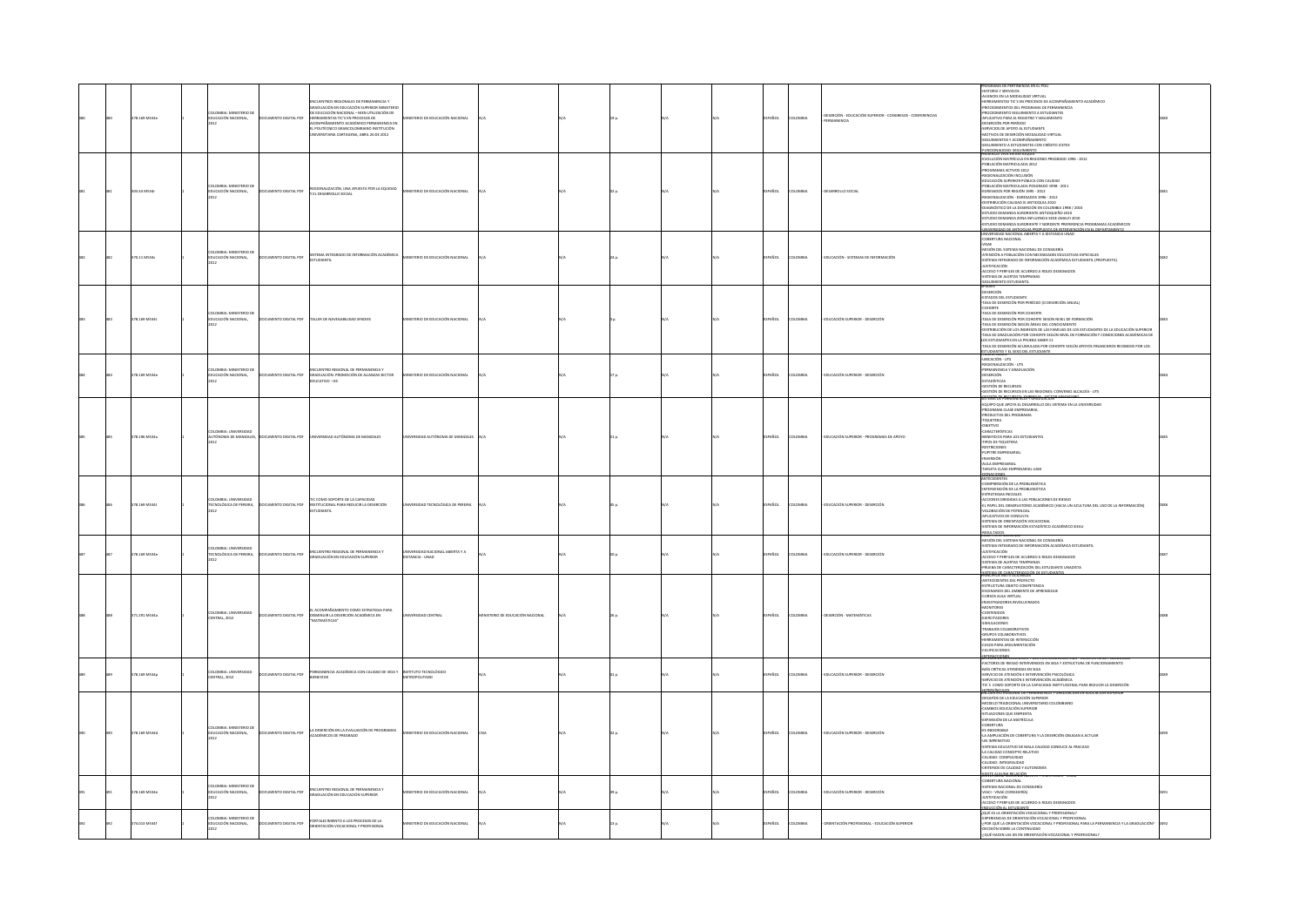| | | | | | | | | | | | | | | | | | | | |
|---|---|---|---|---|---|---|---|---|---|---|---|---|---|---|---|---|---|---|---|
| 680 | 680 | 378.169 M534e | | COLOMBIA. MINISTERIO DE EDUCACIÓN NACIONAL, 2012 | DOCUMENTO DIGITAL PDF | ENCUENTROS REGIONALES DE PERMANENCIA Y GRADUACIÓN EN EDUCACIÓN SUPERIOR MINISTERIO DE EDUCACIÓN NACIONAL – MEN UTILIZACIÓN DE HERRAMIENTAS TIC'S EN PROCESOS DE ACOMPAÑAMIENTO ACADÉMICO PERMANENCIA EN EL POLITÉCNICO GRANCOLOMBIANO INSTITUCIÓN UNIVERSITARIA CARTAGENA, ABRIL 26 DE 2012 | MINISTERIO DE EDUCACIÓN NACIONAL | N/A | | N/A | | 19 p. | | N/A | N/A | ESPAÑOL | COLOMBIA | DESERCIÓN - EDUCACIÓN SUPERIOR - CONGRESOS - CONFERENCIAS PERMANENCIA | PROGRAMA DE PERMANENCIA EN EL POLI<br>HISTORIA Y SERVICIOS<br>AVANCES EN LA MODALIDAD VIRTUAL<br>HERRAMIENTAS TIC'S EN PROCESOS DE ACOMPAÑAMIENTO ACADÉMICO<br>PROCEDIMIENTOS DEL PROGRAMA DE PERMANENCIA<br>PROCEDIMIENTO SEGUIMIENTO A ESTUDIANTES<br>APLICATIVO PARA EL REGISTRO Y SEGUIMIENTO<br>DESERCIÓN POR PERÍODO<br>SERVICIOS DE APOYO AL ESTUDIANTE<br>MOTIVOS DE DESERCIÓN MODALIDAD VIRTUAL<br>SEGUIMIENTOS Y ACOMPAÑAMIENTO<br>SEGUIMIENTO A ESTUDIANTES CON CRÉDITO ICETEX<br>FUNCIONALIDAD SEGUIMIENTO | 0680 |
| 681 | 681 | 303.44 M534r | | COLOMBIA. MINISTERIO DE EDUCACIÓN NACIONAL, 2012 | DOCUMENTO DIGITAL PDF | REGIONALIZACIÓN, UNA APUESTA POR LA EQUIDAD Y EL DESARROLLO SOCIAL | MINISTERIO DE EDUCACIÓN NACIONAL | N/A | | N/A | | 32 p. | | N/A | N/A | ESPAÑOL | COLOMBIA | DESARROLLO SOCIAL | PROCESOS MÁS RELEVANTES<br>EVOLUCIÓN MATRÍCULA EN REGIONES PREGRADO 1996 - 2012<br>POBLACIÓN MATRICULADA 2012<br>PROGRAMAS ACTIVOS 2012<br>REGIONALIZACIÓN INCLUSIÓN<br>EDUCACIÓN SUPERIOR PÚBLICA CON CALIDAD<br>POBLACIÓN MATRICULADA POSGRADO 1998 - 2011<br>EGRESADOS POR REGIÓN 1995 - 2012<br>REGIONALIZACIÓN - EGRESADOS 1996 - 2012<br>DISTRIBUCIÓN CALIDAD III ANTIOQUIA 2010<br>DIAGNÓSTICO DE LA DESERCIÓN EN COLOMBIA 1998 / 2003<br>ESTUDIO DEMANDA SURORIENTE ANTIOQUEÑO 2010<br>ESTUDIO DEMANDA ZONA INFLUENCIA SEDE AMALFI 2010<br>ESTUDIO DEMANDA SUROESTE Y NORDESTE PREFERENCIA PROGRAMAS ACADÉMICOS<br>UNIVERSIDAD DE ANTIOQUIA PROPUESTA DE INTERVENCIÓN EN EL DEPARTAMENTO | 0681 |
| 682 | 682 | 378.11 M534s | | COLOMBIA. MINISTERIO DE EDUCACIÓN NACIONAL, 2012 | DOCUMENTO DIGITAL PDF | SISTEMA INTEGRADO DE INFORMACIÓN ACADÉMICA ESTUDIANTIL | MINISTERIO DE EDUCACIÓN NACIONAL | N/A | | N/A | | 24 p. | | N/A | N/A | ESPAÑOL | COLOMBIA | EDUCACIÓN - SISTEMAS DE INFORMACIÓN | UNIVERSIDAD NACIONAL ABIERTA Y A DISTANCIA UNAD<br>COBERTURA NACIONAL<br>VISAE<br>MISIÓN DEL SISTEMA NACIONAL DE CONSEJERÍA<br>ATENCIÓN A POBLACIÓN CON NECESIDADES EDUCATIVAS ESPECIALES<br>SISTEMA INTEGRADO DE INFORMACIÓN ACADÉMICA ESTUDIANTIL (PROPUESTA)<br>JUSTIFICACIÓN<br>ACCESO Y PERFILES DE ACUERDO A ROLES DESIGNADOS<br>SISTEMA DE ALERTAS TEMPRANAS<br>SEGUIMIENTO ESTUDIANTIL | 0682 |
| 683 | 683 | 378.169 M534t | | COLOMBIA. MINISTERIO DE EDUCACIÓN NACIONAL, 2012 | DOCUMENTO DIGITAL PDF | TALLER DE NAVEGABILIDAD SPADIES | MINISTERIO DE EDUCACIÓN NACIONAL | N/A | | N/A | | 8 p. | | N/A | N/A | ESPAÑOL | COLOMBIA | EDUCACIÓN SUPERIOR - DESERCIÓN | SPADIES<br>DESERCIÓN<br>ESTADOS DEL ESTUDIANTE<br>TASA DE DESERCIÓN POR PERÍODO (O DESERCIÓN ANUAL)<br>COHORTE<br>TASA DE DESERCIÓN POR COHORTE<br>TASA DE DESERCIÓN POR COHORTE SEGÚN NIVEL DE FORMACIÓN<br>TASA DE DESERCIÓN SEGÚN ÁREAS DEL CONOCIMIENTO<br>DISTRIBUCIÓN DE LOS INGRESOS DE LAS FAMILIAS DE LOS ESTUDIANTES DE LA EDUCACIÓN SUPERIOR<br>TASA DE GRADUACIÓN POR COHORTE SEGÚN NIVEL DE FORMACIÓN Y CONDICIONES ACADÉMICAS DE LOS ESTUDIANTES EN LA PRUEBA SABER 11<br>TASA DE DESERCIÓN ACUMULADA POR COHORTE SEGÚN APOYOS FINANCIEROS RECIBIDOS POR LOS ESTUDIANTES Y EL SEXO DEL ESTUDIANTE | 0683 |
| 684 | 684 | 378.169 M534e | | COLOMBIA. MINISTERIO DE EDUCACIÓN NACIONAL, 2012 | DOCUMENTO DIGITAL PDF | ENCUENTRO REGIONAL DE PERMANENCIA Y GRADUACIÓN: PROMOCIÓN DE ALIANZAS SECTOR EDUCATIVO - IES | MINISTERIO DE EDUCACIÓN NACIONAL | N/A | | N/A | | 17 p. | | N/A | N/A | ESPAÑOL | COLOMBIA | EDUCACIÓN SUPERIOR - DESERCIÓN | UBICACIÓN - UTS<br>REGIONALIZACIÓN - UTS<br>PERMANENCIA Y GRADUACIÓN<br>DESERCIÓN<br>ESTADÍSTICAS<br>GESTIÓN DE RECURSOS<br>GESTIÓN DE RECURSOS EN LAS REGIONES: CONVENIO ALCALDÍA - UTS<br>GESTIÓN DE RECURSOS: CONVENIO - SECTOR FINANCIERO | 0684 |
| 685 | 685 | 378.196 M534u | | COLOMBIA. UNIVERSIDAD AUTÓNOMA DE MANIZALES, 2012 | DOCUMENTO DIGITAL PDF | UNIVERSIDAD AUTÓNOMA DE MANIZALES | UNIVERSIDAD AUTÓNOMA DE MANIZALES | N/A | | N/A | | 31 p. | | N/A | N/A | ESPAÑOL | COLOMBIA | EDUCACIÓN SUPERIOR - PROGRAMAS DE APOYO | SISTEMA DE PERMANENCIA Y GRADUACIÓN<br>EQUIPO QUE APOYA EL DESARROLLO DEL SISTEMA EN LA UNIVERSIDAD<br>PROGRAMA CLASE EMPRESARIAL<br>PRODUCTOS DEL PROGRAMA<br>TIQUETERA<br>OBJETIVO<br>CARACTERÍSTICAS<br>BENEFICIOS PARA LOS ESTUDIANTES<br>TIPOS DE TIQUETERA<br>RESTRICCIONES<br>PUNTOS EMPRESARIAL<br>INVERSIÓN<br>AULA EMPRESARIAL<br>TARJETA CLASE EMPRESARIAL UAM<br>DONACIONES | 0685 |
| 686 | 686 | 378.169 M534t | | COLOMBIA. UNIVERSIDAD TECNOLÓGICA DE PEREIRA, 2012 | DOCUMENTO DIGITAL PDF | TIC COMO SOPORTE DE LA CAPACIDAD INSTITUCIONAL PARA REDUCIR LA DESERCIÓN ESTUDIANTIL | UNIVERSIDAD TECNOLÓGICA DE PEREIRA | N/A | | N/A | | 45 p. | | N/A | N/A | ESPAÑOL | COLOMBIA | EDUCACIÓN SUPERIOR - DESERCIÓN | ANTECEDENTES<br>COMPRENSIÓN DE LA PROBLEMÁTICA<br>INTERVENCIÓN DE LA PROBLEMÁTICA<br>ESTRATEGIAS INICIALES<br>ACCIONES DIRIGIDAS A LAS POBLACIONES DE RIESGO<br>EL PAPEL DEL OBSERVATORIO ACADÉMICO (HACIA UN ADULTURA DEL USO DE LA INFORMACIÓN)<br>VALORACIÓN DE POTENCIAL<br>APLICATIVOS DE CONSULTA<br>SISTEMA DE ORIENTACIÓN VOCACIONAL<br>SISTEMA DE INFORMACIÓN ESTADÍSTICO ACADÉMICO SIEAU<br>RESULTADOS | 0686 |
| 687 | 687 | 378.169 M534e | | COLOMBIA. UNIVERSIDAD TECNOLÓGICA DE PEREIRA, 2012 | DOCUMENTO DIGITAL PDF | ENCUENTRO REGIONAL DE PERMANENCIA Y GRADUACIÓN EN EDUCACIÓN SUPERIOR | UNIVERSIDAD NACIONAL ABIERTA Y A DISTANCIA - UNAD | N/A | | N/A | | 30 p. | | N/A | N/A | ESPAÑOL | COLOMBIA | EDUCACIÓN SUPERIOR - DESERCIÓN | COBERTURA NACIONAL<br>MISIÓN DEL SISTEMA NACIONAL DE CONSEJERÍA<br>SISTEMA INTEGRADO DE INFORMACIÓN ACADÉMICA ESTUDIANTIL<br>JUSTIFICACIÓN<br>ACCESO Y PERFILES DE ACUERDO A ROLES DESIGNADOS<br>SISTEMA DE ALERTAS TEMPRANAS<br>PRUEBA DE CARACTERIZACIÓN DEL ESTUDIANTE UNADISTA<br>FORMA DE CARACTERIZACIÓN DE ESTUDIANTES | 0687 |
| 688 | 688 | 371.191 M534a | | COLOMBIA. UNIVERSIDAD CENTRAL, 2012 | DOCUMENTO DIGITAL PDF | EL ACOMPAÑAMIENTO COMO ESTRATEGIA PARA DISMINUIR LA DESERCIÓN ACADÉMICA EN "MATEMÁTICAS" | UNIVERSIDAD CENTRAL | MINISTERIO DE EDUCACIÓN NACIONAL | | N/A | | 26 p. | | N/A | N/A | ESPAÑOL | COLOMBIA | DESERCIÓN - MATEMÁTICAS | PRINCIPIOS INSTITUCIONALES<br>ANTECEDENTES DEL PROYECTO<br>ESTRUCTURA OBJETO COMPETENCIA<br>ESCENARIOS DEL AMBIENTE DE APRENDIZAJE<br>CURSOS AULA VIRTUAL<br>INVESTIGADORES INVOLUCRADOS<br>MONITORES<br>CONTENIDOS<br>EJERCITADORES<br>SIMULACIONES<br>TRABAJOS COLABORATIVOS<br>GRUPOS COLABORATIVOS<br>HERRAMIENTAS DE INTERACCIÓN<br>CASOS PARA ARGUMENTACIÓN<br>CALIFICACIONES<br>INTERACCIONES | 0688 |
| 689 | 689 | 378.169 M534p | | COLOMBIA. UNIVERSIDAD CENTRAL, 2012 | DOCUMENTO DIGITAL PDF | PERMANENCIA ACADÉMICA CON CALIDAD DE VIDA Y BIENESTAR | INSTITUTO TECNOLÓGICO METROPOLITANO | N/A | | N/A | | 31 p. | | N/A | N/A | ESPAÑOL | COLOMBIA | EDUCACIÓN SUPERIOR - DESERCIÓN | FACTORES DE RIESGO INTERVENIDOS EN SIGA Y ESTRUCTURA DE FUNCIONAMIENTO<br>ÁREA CRÍTICAS ATENDIDAS EN SIGA<br>SERVICIO DE ATENCIÓN E INTERVENCIÓN PSICOLÓGICA<br>SERVICIO DE ATENCIÓN E INTERVENCIÓN ACADÉMICA<br>TIC´S COMO SOPORTE DE LA CAPACIDAD INSTITUCIONAL PARA REDUCIR LA DESERCIÓN<br>LOS RESULTADOS | 0689 |
| 690 | 690 | 378.169 M534d | | COLOMBIA. MINISTERIO DE EDUCACIÓN NACIONAL, 2012 | DOCUMENTO DIGITAL PDF | LA DESERCIÓN EN LA EVALUACIÓN DE PROGRAMAS ACADÉMICOS DE PREGRADO | MINISTERIO DE EDUCACIÓN NACIONAL | CNA | | N/A | | 12 p. | | N/A | N/A | ESPAÑOL | COLOMBIA | EDUCACIÓN SUPERIOR - DESERCIÓN | ENCUENTRO REGIONAL DE PERMANENCIA Y GRADUACIÓN EN EDUCACIÓN SUPERIOR<br>DESAFÍOS DE LA EDUCACIÓN SUPERIOR<br>MODELO TRADICIONAL UNIVERSITARIO COLOMBIANO<br>CAMBIOS EDUCACIÓN SUPERIOR<br>SITUACIONES QUE ENFRENTA<br>EXPANSIÓN DE LA MATRÍCULA<br>COBERTURA<br>ES INDUDABLE<br>LA AMPLIACIÓN DE COBERTURA Y LA DESERCIÓN OBLIGAN A ACTUAR<br>UN IMPERATIVO<br>SISTEMA EDUCATIVO DE MALA CALIDAD CONDUCE AL FRACASO<br>LA CALIDAD CONCEPTO RELATIVO<br>CALIDAD: COMPLEJIDAD<br>CALIDAD: INTEGRALIDAD<br>CRITERIOS DE CALIDAD Y AUTONOMÍA<br>EXISTE ALGUNA RELACIÓN | 0690 |
| 691 | 691 | 378.169 M534e | | COLOMBIA. MINISTERIO DE EDUCACIÓN NACIONAL, 2012 | DOCUMENTO DIGITAL PDF | ENCUENTRO REGIONAL DE PERMANENCIA Y GRADUACIÓN EN EDUCACIÓN SUPERIOR | MINISTERIO DE EDUCACIÓN NACIONAL | N/A | | N/A | | 39 p. | | N/A | N/A | ESPAÑOL | COLOMBIA | EDUCACIÓN SUPERIOR - DESERCIÓN | UNIVERSIDAD NACIONAL ABIERTA Y A DISTANCIA - UNAD<br>COBERTURA NACIONAL<br>SISTEMA NACIONAL DE CONSEJERÍA<br>VIACI - VISAE (CONSEJERÍA)<br>JUSTIFICACIÓN<br>ACCESO Y PERFILES DE ACUERDO A ROLES DESIGNADOS<br>INDUCCIÓN AL ESTUDIANTE | 0691 |
| 692 | 692 | 374.013 M534f | | COLOMBIA. MINISTERIO DE EDUCACIÓN NACIONAL, 2012 | DOCUMENTO DIGITAL PDF | FORTALECIMIENTO A LOS PROCESOS DE LA ORIENTACIÓN VOCACIONAL Y PROFESIONAL | MINISTERIO DE EDUCACIÓN NACIONAL | N/A | | N/A | | 14 p. | | N/A | N/A | ESPAÑOL | COLOMBIA | ORIENTACIÓN PROFESIONAL - EDUCACIÓN SUPERIOR | ¿QUÉ ES LA ORIENTACIÓN VOCACIONAL Y PROFESIONAL?<br>EXPERIENCIAS DE ORIENTACIÓN VOCACIONAL Y PROFESIONAL<br>¿POR QUÉ LA ORIENTACIÓN VOCACIONAL Y PROFESIONAL PARA LA PERMANENCIA Y LA GRADUACIÓN?<br>DECISIÓN SOBRE LA CONTINUIDAD<br>¿QUÉ HACEN LAS IES EN ORIENTACIÓN VOCACIONAL Y PROFESIONAL? | 0692 |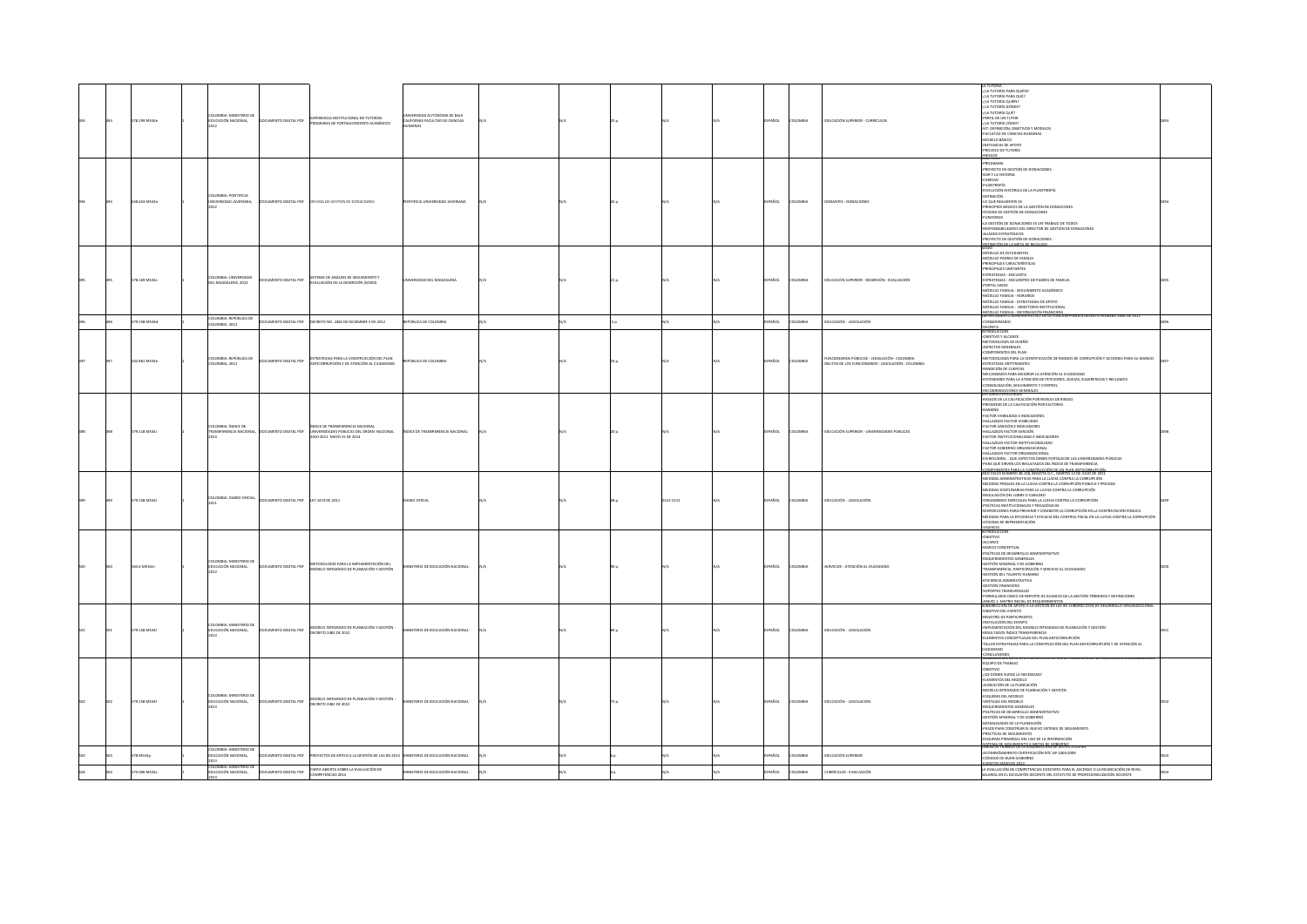| | | | | | | | | | | | | | | | | | | | |
|---|---|---|---|---|---|---|---|---|---|---|---|---|---|---|---|---|---|---|---|
| 493 | 493 | 378.199 M534e | | COLOMBIA. MINISTERIO DE EDUCACIÓN NACIONAL, 2012 | DOCUMENTO DIGITAL PDF | EXPERIENCIA INSTITUCIONAL EN TUTORÍAS PROGRAMAS DE FORTALECIMIENTO ACADÉMICO | UNIVERSIDAD AUTÓNOMA DE BAJA CALIFORNIA FACULTAD DE CIENCIAS HUMANAS | N/A | | N/A | 25 p. | N/A | N/A | ESPAÑOL | COLOMBIA | EDUCACIÓN SUPERIOR - CURRÍCULOS | LA TUTORÍA ¿LA TUTORÍA PARA QUIEN? ¿LA TUTORÍA PARA QUE? ¿LA TUTORÍA QUIÉN? ¿LA TUTORÍA DÓNDE? ¿LA TUTORÍA QUE? PERFIL DE UN TUTOR ¿LA TUTORÍA CÓMO? SIT. DEFINICIÓN, OBJETIVOS Y MODELOS FACULTAD DE CIENCIAS HUMANAS MODELO BÁSICO INSTANCIAS DE APOYO PROCESO DE TUTORÍA RIESGOS | 0493 | |
| 494 | 494 | 658.153 M534o | | COLOMBIA. PONTIFICIA UNIVERSIDAD JAVERIANA, 2012 | DOCUMENTO DIGITAL PDF | OFICINA DE GESTIÓN DE DONACIONES | PONTIFICIA UNIVERSIDAD JAVERIANA | N/A | | N/A | 42 p. | N/A | N/A | ESPAÑOL | COLOMBIA | DONANTES - DONACIONES | PROGRAMA PROYECTO DE GESTIÓN DE DONACIONES OAR Y LA HISTORIA CARIDAD FILANTROPÍA EVOLUCIÓN HISTÓRICA DE LA FILANTROPÍA DEFINICIÓN LO QUE REALMENTE ES PRINCIPIOS BÁSICOS DE LA GESTIÓN DE DONACIONES OFICINA DE GESTIÓN DE DONACIONES FUNCIONES LA GESTIÓN DE DONACIONES ES UN TRABAJO DE TODOS RESPONSABILIDADES DEL DIRECTOR DE GESTIÓN DE DONACIONES ALIADOS ESTRATÉGICOS PROYECTO DE GESTIÓN DE DONACIONES DEFINICIÓN DE LA META DE RECAUDO | 0494 | |
| 495 | 495 | 378.169 M534s | | COLOMBIA. UNIVERSIDAD DEL MAGDALENA, 2012 | DOCUMENTO DIGITAL PDF | SISTEMA DE ANÁLISIS DE SEGUIMIENTO Y EVALUACIÓN DE LA DESERCIÓN (SASED) | UNIVERSIDAD DEL MAGDALENA | N/A | | N/A | 21 p. | N/A | N/A | ESPAÑOL | COLOMBIA | EDUCACIÓN SUPERIOR - DESERCIÓN - EVALUACIÓN | SASED MÓDULO DE ESTUDIANTES MÓDULO PADRES DE FAMILIA PRINCIPALES CARACTERÍSTICAS PRINCIPALES LIMITANTES ESTRATEGIAS - ENCUESTA ESTRATEGIAS - ENCUENTRO DE PADRES DE FAMILIA PORTAL SASED MÓDULO FAMILIA - SEGUIMIENTO ACADÉMICO MÓDULO FAMILIA - HORARIOS MÓDULO FAMILIA - ESTRATEGIAS DE APOYO MÓDULO FAMILIA - DIRECTORIO INSTITUCIONAL MÓDULO FAMILIA - INFORMACIÓN FINANCIERA | 0495 | |
| 496 | 496 | 379.158 M534d | | COLOMBIA. REPÚBLICA DE COLOMBIA, 2012 | DOCUMENTO DIGITAL PDF | DECRETO NO. 2482 DE DICIEMBRE 3 DE 2012 | REPÚBLICA DE COLOMBIA | N/A | | N/A | 5 p. | N/A | N/A | ESPAÑOL | COLOMBIA | EDUCACIÓN - LEGISLACIÓN | DEPARTAMENTO ADMINISTRATIVO DE LA FUNCIÓN PÚBLICA DECRETO NÚMERO 2482 DE 2012 CONSIDERANDO DECRETA | 0496 | |
| 497 | 497 | 352.861 M534e | | COLOMBIA. REPÚBLICA DE COLOMBIA, 2012 | DOCUMENTO DIGITAL PDF | ESTRATEGIAS PARA LA CONSTRUCCIÓN DEL PLAN ANTICORRUPCIÓN Y DE ATENCIÓN AL CIUDADANO | REPÚBLICA DE COLOMBIA | N/A | | N/A | 26 p. | N/A | N/A | ESPAÑOL | COLOMBIA | FUNCIONARIOS PÚBLICOS - LEGISLACIÓN - COLOMBIA DELITOS DE LOS FUNCIONARIOS - LEGISLACIÓN - COLOMBIA | INTRODUCCIÓN OBJETIVO Y ALCANCE METODOLOGÍA DE DISEÑO ASPECTOS GENERALES COMPONENTES DEL PLAN METODOLOGÍA PARA LA IDENTIFICACIÓN DE RIESGOS DE CORRUPCIÓN Y ACCIONES PARA SU MANEJO ESTRATEGIA ANTITRÁMITES RENDICIÓN DE CUENTAS MECANISMOS PARA MEJORAR LA ATENCIÓN AL CIUDADANO ESTÁNDARES PARA LA ATENCIÓN DE PETICIONES, QUEJAS, SUGERENCIAS Y RECLAMOS CONSOLIDACIÓN, SEGUIMIENTO Y CONTROL RECOMENDACIONES GENERALES | 0497 | |
| 498 | 498 | 379.118 M534i | | COLOMBIA. ÍNDICE DE TRANSPARENCIA NACIONAL, 2013 | DOCUMENTO DIGITAL PDF | ÍNDICE DE TRANSPARENCIA NACIONAL UNIVERSIDADES PÚBLICAS DEL ORDEN NACIONAL 2010-2011 MAYO 15 DE 2013 | ÍNDICE DE TRANSPARENCIA NACIONAL | N/A | | N/A | 20 p. | N/A | N/A | ESPAÑOL | COLOMBIA | EDUCACIÓN SUPERIOR - UNIVERSIDADES PÚBLICAS | RESULTADOS GENERALES RANGOS DE LA CALIFICACIÓN POR NIVELES DE RIESGO PROMEDIO DE LA CALIFICACIÓN POR FACTORES RANKING FACTOR VISIBILIDAD E INDICADORES HALLAZGOS FACTOR VISIBILIDAD FACTOR SANCIÓN E INDICADORES HALLAZGOS FACTOR SANCIÓN FACTOR INSTITUCIONALIDAD E INDICADORES HALLAZGOS FACTOR INSTITUCIONALIDAD FACTOR GOBIERNO ORGANIZACIONAL HALLAZGOS FACTOR ORGANIZACIONAL EN RESUMEN... QUÉ ASPECTOS DEBEN FORTALECER LAS UNIVERSIDADES PÚBLICAS PARA QUÉ SIRVEN LOS RESULTADOS DEL ÍNDICE DE TRANSPARENCIA COMPONENTES PARA LA CONSTRUCCIÓN DE UN PLAN ANTICORRUPCIÓN | 0498 | |
| 499 | 499 | 379.158 M534l | | COLOMBIA. DIARIO OFICIAL, 2011 | DOCUMENTO DIGITAL PDF | LEY 1474 DE 2011 | DIARIO OFICIAL | N/A | | N/A | 38 p. | 0122-2112 | N/A | ESPAÑOL | COLOMBIA | EDUCACIÓN - LEGISLACIÓN | AÑO CXLVII NÚMERO 48.128, BOGOTÁ D.C., MARTES 12 DE JULIO DE 2011 MEDIDAS ADMINISTRATIVAS PARA LA LUCHA CONTRA LA CORRUPCIÓN MEDIDAS PENALES EN LA LUCHA CONTRA LA CORRUPCIÓN PÚBLICA Y PRIVADA MEDIDAS DISCIPLINARIAS PARA LA LUCHA CONTRA LA CORRUPCIÓN REGULACIÓN DEL LOBBY O CABILDEO ORGANISMOS ESPECIALES PARA LA LUCHA CONTRA LA CORRUPCIÓN POLÍTICAS INSTITUCIONALES Y PEDAGÓGICAS DISPOSICIONES PARA PREVENIR Y COMBATIR LA CORRUPCIÓN EN LA CONTRATACIÓN PÚBLICA MEDIDAS PARA LA EFICIENCIA Y EFICACIA DEL CONTROL FISCAL EN LA LUCHA CONTRA LA CORRUPCIÓN OFICINAS DE REPRESENTACIÓN VIGENCIA | 0499 | |
| 500 | 500 | 364.0 M534m | | COLOMBIA. MINISTERIO DE EDUCACIÓN NACIONAL, 2012 | DOCUMENTO DIGITAL PDF | METODOLOGÍA PARA LA IMPLEMENTACIÓN DEL MODELO INTEGRADO DE PLANEACIÓN Y GESTIÓN | MINISTERIO DE EDUCACIÓN NACIONAL | N/A | | N/A | 80 p. | N/A | N/A | ESPAÑOL | COLOMBIA | SERVICIOS - ATENCIÓN AL CIUDADANO | INTRODUCCIÓN OBJETIVO ALCANCE MARCO CONCEPTUAL POLÍTICAS DE DESARROLLO ADMINISTRATIVO REQUERIMIENTOS GENERALES GESTIÓN MISIONAL Y DE GOBIERNO TRANSPARENCIA, PARTICIPACIÓN Y SERVICIO AL CIUDADANO GESTIÓN DEL TALENTO HUMANO EFICIENCIA ADMINISTRATIVA GESTIÓN FINANCIERA SOPORTES TRANSVERSALES FORMULARIO ÚNICO DE REPORTE DE AVANCES DE LA GESTIÓN TÉRMINOS Y DEFINICIONES ANEXO 1. MATRIZ INICIAL DE REQUERIMIENTOS | 0500 | |
| 501 | 501 | 379.158 M534l | | COLOMBIA. MINISTERIO DE EDUCACIÓN NACIONAL, 2013 | DOCUMENTO DIGITAL PDF | MODELO INTEGRADO DE PLANEACIÓN Y GESTIÓN - DECRETO 2482 DE 2012 | MINISTERIO DE EDUCACIÓN NACIONAL | N/A | | N/A | 69 p. | N/A | N/A | ESPAÑOL | COLOMBIA | EDUCACIÓN - LEGISLACIÓN | SUBDIRECCIÓN DE APOYO A LA GESTIÓN DE LAS IES SUBDIRECCIÓN DE DESARROLLO ORGANIZACIONAL OBJETIVO DEL EVENTO REGISTRO DE PARTICIPANTES INSTALACIÓN DEL EVENTO IMPLEMENTACIÓN DEL MODELO INTEGRADO DE PLANEACIÓN Y GESTIÓN RESULTADOS ÍNDICE TRANSPARENCIA ELEMENTOS CONCEPTUALES DEL PLAN ANTICORRUPCIÓN TALLER ESTRATEGIAS PARA LA CONSTRUCCIÓN DEL PLAN ANTICORRUPCIÓN Y DE ATENCIÓN AL CIUDADANO CONCLUSIONES | 0501 | |
| 502 | 502 | 379.158 M534l | | COLOMBIA. MINISTERIO DE EDUCACIÓN NACIONAL, 2013 | DOCUMENTO DIGITAL PDF | MODELO INTEGRADO DE PLANEACIÓN Y GESTIÓN - DECRETO 2482 DE 2012 | MINISTERIO DE EDUCACIÓN NACIONAL | N/A | | N/A | 73 p. | N/A | N/A | ESPAÑOL | COLOMBIA | EDUCACIÓN - LEGISLACIÓN | EQUIPO DE TRABAJO OBJETIVO ¿DE DÓNDE SURGE LA NECESIDAD? ELEMENTOS DEL MODELO ALINEACIÓN DE LA PLANEACIÓN MODELO INTEGRADO DE PLANEACIÓN Y GESTIÓN ESQUEMA DEL MODELO VENTAJAS DEL MODELO REQUERIMIENTOS GENERALES POLÍTICAS DE DESARROLLO ADMINISTRATIVO GESTIÓN MISIONAL Y DE GOBIERNO MODALIDADES DE LA PLANEACIÓN PASOS PARA CONSTRUIR EL NUEVO SISTEMA DE SEGUIMIENTO PRÁCTICAS DE SEGUIMIENTO ESQUEMA PIRAMIDAL DEL USO DE LA INFORMACIÓN | 0502 | |
| 503 | 503 | 378 M534p | | COLOMBIA. MINISTERIO DE EDUCACIÓN NACIONAL, 2013 | DOCUMENTO DIGITAL PDF | PROYECTOS DE APOYO A LA GESTIÓN DE LAS IES 2013 | MINISTERIO DE EDUCACIÓN NACIONAL | N/A | | N/A | 8 p. | N/A | N/A | ESPAÑOL | COLOMBIA | EDUCACIÓN SUPERIOR | ACOMPAÑAMIENTO CERTIFICACIÓN NTC GP 1000:2009 CÓDIGOS DE BUEN GOBIERNO EVENTOS MARZO 2013 | 0503 | |
| 504 | 504 | 375.006 M534c | | COLOMBIA. MINISTERIO DE EDUCACIÓN NACIONAL, 2014 | DOCUMENTO DIGITAL PDF | CARTA ABIERTA SOBRE LA EVALUACIÓN DE COMPETENCIAS 2014 | MINISTERIO DE EDUCACIÓN NACIONAL | N/A | | N/A | 3 p. | N/A | N/A | ESPAÑOL | COLOMBIA | CURRÍCULOS - EVALUACIÓN | LA EVALUACIÓN DE COMPETENCIAS DOCENTES PARA EL ASCENSO O LA REUBICACIÓN DE NIVEL SALARIAL EN EL ESCALAFÓN DOCENTE DEL ESTATUTO DE PROFESIONALIZACIÓN DOCENTE | 0504 | |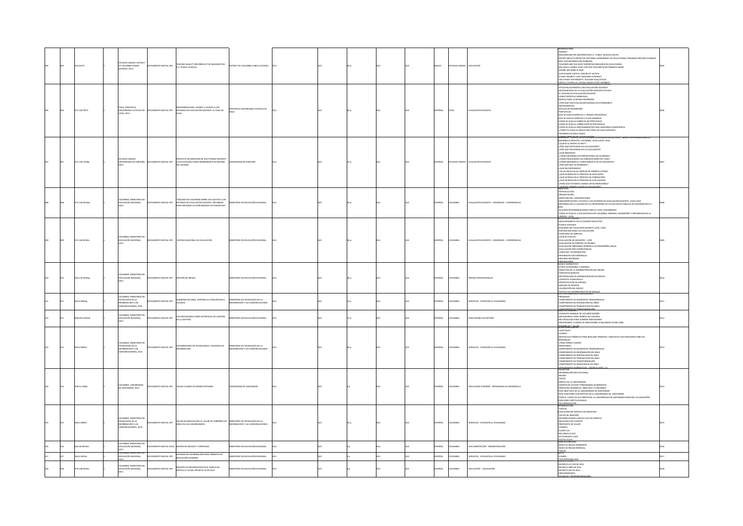| | | | | | | | | | | | | | | | | | | | | |
|---|---|---|---|---|---|---|---|---|---|---|---|---|---|---|---|---|---|---|---|---|
| 505 | 505 | 370.02 T75 | | 1 | ESTADOS UNIDOS: DISTRICT OF COLUMBIA PUBLIC SCHOOLS, 2014 | DOCUMENTO DIGITAL PDF | TEACHER QUALITY REFORMS IN THE WASHINGTON D.C. PUBLIC SCHOOLS | DISTRICT OF COLUMBIA PUBLIC SCHOOLS | N/A | | N/A | 69 p. | N/A | N/A | INGLÉS | ESTADOS UNIDOS | EDUCACIÓN | INTRODUCTION<br>AGENDA<br>BACKGROUND ON WASHINGTON D.C. PUBLIC SCHOOLS (DCPS)<br>RECENT RESULTS FROM THE NATIONAL ASSESSMENT OF EDUCATIONAL PROGRESS PROVIDE EVIDENCE THAT OUR REFORMS ARE WORKING<br>TEACHERS ARE THE MOST IMPORTAN RESOURCE IN OUR SCHOOLS<br>WE HAVE A SIMPLE GOAL FOR OUR TEACHER EFFECTIVENESS WORK<br>WHERE WE WERE IN 2007<br>OUR HUMAN CAPITAL THEORY OF ACTION<br>A FIRST PRIORITY: OUR TEACHERS CONTRACT<br>THE OTHER TOP PRIORITY: TEACHER EVALUATION<br>IMPACT COVERS ALL SCHOOL-BASED STAFF MEMBERS | 2505 |
| 506 | 506 | 371.144 P977i | | 1 | CHILE: PONTIFICIA UNIVERSIDAD CATÓLICA DE CHILE, 2013 | DOCUMENTO DIGITAL PDF | IMPLEMENTACIÓN, LOGROS Y AJUSTES A LOS SISTEMAS DE EVALUACIÓN DOCENTE: EL CASO DE CHILE | PONTIFICIA UNIVERSIDAD CATÓLICA DE CHILE | N/A | | N/A | 69 p. | N/A | N/A | ESPAÑOL | CHILE | EVALUACIÓN DOCENTE | HITOS RELACIONADOS CON EVALUACIÓN DOCENTE<br>ANTECEDENTES DE LA EVALUACIÓN DOCENTE EN CHILE<br>EL SISTEMA DE EVALUACIÓN DOCENTE<br>CARACTERÍSTICAS GENERALES<br>MARCO PARA LA BUENA ENSEÑANZA<br>¿POR QUÉ UNA EVALUACIÓN BASADA EN ESTÁNDARES?<br>INSTRUMENTOS<br>NIVELES DE DESEMPEÑO<br>PORTAFOLIO<br>QUÉ SE EVALÚA MÓDULO 1 UNIDAD PEDAGÓGICA<br>QUÉ SE EVALÚA MÓDULO 2 CLASE GRABADA<br>CÓMO SE EVALÚA RÚBRICAS DE PORTAFOLIO<br>CÓMO SE EVALÚA CORRECCIÓN DE PORTAFOLIO<br>CÓMO SE EVALÚA PROCEDIMIENTOS PARA ASEGURAR CONSISTENCIA<br>¿CÓMO SE LLEGA EL RESULTADO FINAL DE CADA DOCENTE?<br>INFORMES DE RESULTADOS | 2506 |
| 507 | 507 | 371.144 U428p | | 1 | ESTADOS UNIDOS: UNIVERSIDAD DE HARVARD, 2013 | DOCUMENTO DIGITAL PDF | PROYECTO DE MEDICIÓN DE EFECTIVIDAD DOCENTE: LA EVALUACIÓN COMO HERRAMIENTA DE MEJORA DEL SISTEMA | UNIVERSIDAD DE HARVARD | N/A | | N/A | 31 p. | N/A | N/A | ESPAÑOL | ESTADOS UNIDOS | EVALUACIÓN DOCENTE | DESARROLLO BOGOTÁ, COLOMBIA, 18 DE JUNIO, 2014<br>¿QUÉ ES EL PROYECTO MET?<br>¿POR QUÉ ENFOCARSE EN LOS DOCENTES?<br>¿POR QUÉ ENFOCARSE EN LA EVALUACIÓN?<br>¿QUÉ MEDIMOS?<br>¿CÓMO MEDIMOS LAS PERCEPCIONES DE ALUMNOS?<br>¿CÓMO REALIZAMOS LAS OBSERVACIONES DE CLASE?<br>¿CÓMO MEDIMOS EL CONOCIMIENTO DE LOS DOCENTES?<br>¿POR QUÉ MET ES DIFERENTE?<br>¿QUÉ ENCONTRAMOS?<br>¿SE HA HECHO ALGO SIMILAR EN AMÉRICA LATINA?<br>¿QUÉ HICIMOS EN EL PROCESO DE SELECCIÓN?<br>¿QUÉ HICIMOS EN EL PROCESO DE FORMACIÓN?<br>¿QUÉ HICIMOS EN EL PROCESO DE EVALUACIÓN?<br>¿PARA QUÉ ESTAMOS USANDO ESTAS MEDICIONES?<br>¿QUÉ ROL DEBERÍA JUGAR LA EVALUACIÓN? | 2507 |
| 508 | 508 | 371.144 M534d | | 1 | COLOMBIA: MINISTERIO DE EDUCACIÓN NACIONAL, 2013 | DOCUMENTO DIGITAL PDF | "DIÁLOGO EN COLOMBIA SOBRE LOS AJUSTES A LOS SISTEMAS DE EVALUACIÓN DOCENTE: REFORMAS PARA MEJORAR LOS APRENDIZAJES ESTUDIANTILES" | MINISTERIO DE EDUCACIÓN NACIONAL | N/A | | N/A | 30 p. | N/A | N/A | ESPAÑOL | COLOMBIA | EVALUACIÓN DOCENTE - CONGRESOS - CONFERENCIAS | OBJETIVOS<br>INTRODUCCIÓN<br>PRESENTACIÓN<br>APERTURA DEL CONSERVATORIO<br>IMPLEMENTACIÓN Y AJUSTES A LOS SISTEMAS DE EVALUACIÓN DOCENTE: CASO CHILE<br>REFORMAS EN LA CALIDAD DE LOS PROFESORES DE LAS ESCUELAS PÚBLICAS DE WASHINGTON D.C. - EPDC<br>ALGUNAS RECOMENDACIONES PARA EL CASO COLOMBIANO<br>CÓMO SE EVALÚA A LOS DOCENTES EN COLOMBIA: INGRESO, DESEMPEÑO Y PROGRESIÓN EN LA CARRERA - MEN | 2508 |
| 509 | 509 | 371.144 M534s | | 1 | COLOMBIA: MINISTERIO DE EDUCACIÓN NACIONAL, 2013 | DOCUMENTO DIGITAL PDF | SISTEMA NACIONAL DE EVALUACIÓN | MINISTERIO DE EDUCACIÓN NACIONAL | N/A | | N/A | 36 p. | N/A | N/A | ESPAÑOL | COLOMBIA | EVALUACIÓN DOCENTE - CONGRESOS - CONFERENCIAS | POLÍTICA DE CALIDAD<br>ASEGURAMIENTO DE LA CALIDAD EDUCATIVA<br>PLANTA DOCENTE<br>ESQUEMA DEL ESCALAFÓN DECRETO 1278 / 2002<br>SISTEMA NACIONAL DE EVALUACIÓN<br>CONCURSO DE MÉRITOS<br>¿QUÉ SE EVALÚA?<br>EVALUACIÓN DE DOCENTES - 1278<br>EVALUACIÓN DE PERIODO DE PRUEBA<br>EVALUACIÓN ORDINARIA PERIÓDICA DE DESEMPEÑO ANUAL<br>EVALUACIÓN POR COMPETENCIAS<br>CARÁCTER Y PONDERACIÓN<br>PARÁMETROS PSICOMÉTRICOS<br>PRUEBAS DISEÑADAS<br>PROCESO MEN | 2509 |
| 510 | 510 | 363.119 M534g | | 1 | COLOMBIA: MINISTERIO DE EDUCACIÓN NACIONAL, 2013 | DOCUMENTO DIGITAL PDF | GESTIÓN DE RIESGO | MINISTERIO DE EDUCACIÓN NACIONAL | N/A | | N/A | 36 p. | N/A | N/A | ESPAÑOL | COLOMBIA | RIESGOS PROFESIONALES | MARCO NORMATIVO<br>OTROS ESTÁNDARES Y NORMAS<br>OBJETIVOS DE LA ADMINISTRACIÓN DEL RIESGO<br>CONCEPTOS BÁSICOS<br>METODOLOGÍA DE ADMINISTRACIÓN DE RIESGO<br>CONTEXTO ESTRATÉGICO<br>IDENTIFICACIÓN DE RIESGOS<br>ANÁLISIS DE RIESGOS<br>VALORACIÓN DEL RIESGO<br>POLÍTICA DE ADMINISTRACIÓN DE RIESGOS | 2510 |
| 511 | 511 | 384.0 M667g | | 1 | COLOMBIA: MINISTERIO DE TECNOLOGÍA DE LA INFORMACIÓN Y LAS COMUNICACIONES, 2013 | DOCUMENTO DIGITAL PDF | GOBIERNO EN LÍNEA, CENTRAR LA ATENCIÓN EN EL USUARIO | MINISTERIO DE TECNOLOGÍA DE LA INFORMACIÓN Y LAS COMUNICACIONES | N/A | | N/A | 13 p. | N/A | N/A | ESPAÑOL | COLOMBIA | SERVICIOS - ATENCIÓN AL CIUDADANO | PROBLEMA<br>COMPONENTE DE ELEMENTOS TRANSVERSALES<br>COMPONENTE DE INFORMACIÓN EN LÍNEA<br>COMPONENTE DE TRANSACCIÓN EN LÍNEA<br>COMPONENTE DE TRANSFORMACIÓN | 2511 |
| 512 | 512 | 658.4013 M534i | | 1 | COLOMBIA: MINISTERIO DE EDUCACIÓN NACIONAL, 2013 | DOCUMENTO DIGITAL PDF | LOS INDICADORES COMO ESTRATEGIA DE CONTROL DE LA GESTIÓN | MINISTERIO DE EDUCACIÓN NACIONAL | N/A | | N/A | 73 p. | N/A | N/A | ESPAÑOL | COLOMBIA | INDICADORES DE GESTIÓN | CONTEXTO GENERAL DE LOS INDICADORES<br>INDICADORES COMO ÁMBITO DE CONTROL<br>METODOLOGÍA PARA DISEÑAR INDICADORES<br>INDICADORES, CUADRO DE INDICADORES O BALANCED SCORE CARD | 2512 |
| 513 | 513 | 384.0 M667v | | 1 | COLOMBIA: MINISTERIO DE TECNOLOGÍA DE LA INFORMACIÓN Y LAS COMUNICACIONES, 2013 | DOCUMENTO DIGITAL PDF | VICEMINISTERIO DE TECNOLOGÍAS Y SISTEMAS DE INFORMACIÓN | MINISTERIO DE TECNOLOGÍA DE LA INFORMACIÓN Y LAS COMUNICACIONES | N/A | | N/A | 26 p. | N/A | N/A | ESPAÑOL | COLOMBIA | SERVICIOS - ATENCIÓN AL CIUDADANO | ¿QUÉ HACE?<br>LOGROS<br>MEDIOS ELECTRÓNICOS PARA REALIZAR TRÁMITES Y SERVICIOS CON ENTIDADES PÚBLICAS<br>TENDENCIAS<br>¿PARA DÓNDE VAMOS?<br>MONITOREO<br>COMPONENTE DE ELEMENTOS TRANSVERSALES<br>COMPONENTE DE INFORMACIÓN EN LÍNEA<br>COMPONENTE DE INTERACCIÓN EN LÍNEA<br>COMPONENTE DE TRANSACCIÓN EN LÍNEA<br>COMPONENTE DE TRANSFORMACIÓN<br>COMPONENTE DE DEMOCRACIA EN LÍNEA<br>LINEAMIENTOS NORMATIVOS - DECRETO 2693 / 12 | 2513 |
| 514 | 514 | 378.01 U58t | | 1 | COLOMBIA: UNIVERSIDAD DE SANTANDER, 2013 | DOCUMENTO DIGITAL PDF | TALLER CUADRO DE MANDO INTEGRAL | UNIVERSIDAD DE SANTANDER | N/A | | N/A | 0 p. | N/A | N/A | ESPAÑOL | COLOMBIA | EDUCACIÓN SUPERIOR - PROGRAMAS DE DESARROLLO | TALLER CMI<br>INFORMACIÓN INSTITUCIONAL<br>MISIÓN<br>VISIÓN<br>OBJETO DE LA UNIVERSIDAD<br>CAMPOS DE ACCIÓN Y PROGRAMAS ACADÉMICOS<br>PRINCIPIOS GENERALES, OBJETIVOS Y FUNCIONES<br>SON OBJETIVOS DE LA UNIVERSIDAD DE SANTANDER<br>SON FUNCIONES SUSTANTIVAS DE LA UNIVERSIDAD DE SANTANDER<br>PARA EL LOGRO DE SUS OBJETIVOS, LA UNIVERSIDAD DE SANTANDER EJERCERÁ LAS SIGUIENTES FUNCIONES INSTITUCIONALES<br>RECOMENDACIÓN | 2514 |
| 515 | 515 | 384.0 M667t | | 1 | COLOMBIA: MINISTERIO DE TECNOLOGÍA DE LA INFORMACIÓN Y LAS COMUNICACIONES, 2013 | DOCUMENTO DIGITAL PDF | TALLER DE INNOVACIÓN, EL VALOR DE GOBIERNO EN LÍNEA EN LAS UNIVERSIDADES | MINISTERIO DE TECNOLOGÍA DE LA INFORMACIÓN Y LAS COMUNICACIONES | N/A | | N/A | 35 p. | N/A | N/A | ESPAÑOL | COLOMBIA | SERVICIOS - ATENCIÓN AL CIUDADANO | INTRODUCCIÓN<br>CANVAS<br>EVOLUCIÓN DEL MODELO DE NEGOCIOS<br>TALLER DE IDEACIÓN<br>DESARROLLEMOS CANVAS CON UN EJEMPLO<br>RELACIÓN CON CLIENTES<br>PROPUESTA DE VALOR<br>CANALES<br>FLUJOS DE<br>RECURSOS CLAVE<br>ACTIVIDADES CLAVE<br>SOCIOS CLAVE | 2515 |
| 516 | 516 | 025.06 M534m | | 1 | COLOMBIA: MINISTERIO DE EDUCACIÓN NACIONAL, 2013 | DOCUMENTO DIGITAL EXCEL | MATRIZ DE RIESGOS Y CONTROLES | MINISTERIO DE EDUCACIÓN NACIONAL | N/A | | N/A | 0 p. | N/A | N/A | ESPAÑOL | COLOMBIA | DOCUMENTACIÓN - ADMINISTRACIÓN | MAPA DE PROCESO<br>MAPA DE RIESGO INHERENTE<br>MAPA DE RIESGO RESIDUAL<br>TABLAS | 2516 |
| 517 | 517 | 384.0 M534s | | 1 | COLOMBIA: MINISTERIO DE EDUCACIÓN NACIONAL, 2013 | DOCUMENTO DIGITAL PDF | SISTEMA DE INFORMACIÓN PARA TRÁMITES DE EDUCACIÓN SUPERIOR | MINISTERIO DE EDUCACIÓN NACIONAL | N/A | | N/A | 2 p. | N/A | N/A | ESPAÑOL | COLOMBIA | SERVICIOS - ATENCIÓN AL CIUDADANO | RETO<br>VISIÓN<br>INTEROPERABILIDAD | 2517 |
| 518 | 518 | 379.158 M534r | | 1 | COLOMBIA: MINISTERIO DE EDUCACIÓN NACIONAL, 2013 | DOCUMENTO DIGITAL PDF | REPORTE DE INFORMACIÓN EN EL MARCO DE ARTÍCULO 119 DEL DECRETO 19 DE 2012 | MINISTERIO DE EDUCACIÓN NACIONAL | N/A | | N/A | 8 p. | N/A | N/A | ESPAÑOL | COLOMBIA | EDUCACIÓN - LEGISLACIÓN | DECRETO LEY 019 DE 2012<br>DECRETO 2885 DE 2012<br>DECRETO 934 DE 2013<br>PROCEDIMIENTO<br>ALCANCES Y RESPONSABILIDADES | 2518 |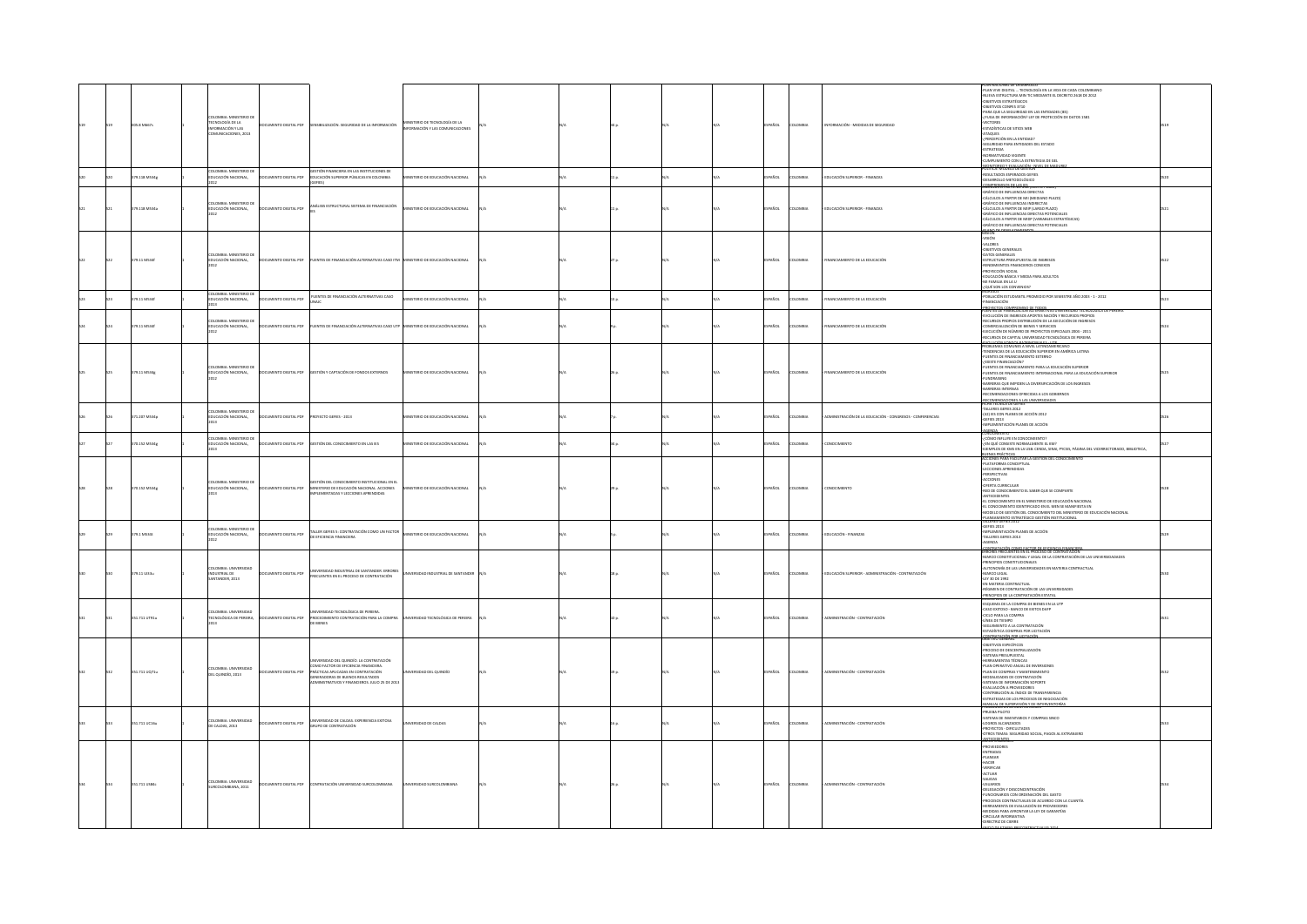| | | | | | | | | | | | | | | | | | |
|---|---|---|---|---|---|---|---|---|---|---|---|---|---|---|---|---|---|
| 519 | 519 | 005.8 M667s | | 1 | COLOMBIA. MINISTERIO DE TECNOLOGÍA DE LA INFORMACIÓN Y LAS COMUNICACIONES, 2013 | DOCUMENTO DIGITAL PDF | SENSIBILIZACIÓN: SEGURIDAD DE LA INFORMACIÓN | MINISTERIO DE TECNOLOGÍA DE LA INFORMACIÓN Y LAS COMUNICACIONES | N/A | N/A | 34 p. | N/A | N/A | ESPAÑOL | COLOMBIA | INFORMACIÓN - MEDIDAS DE SEGURIDAD | -PLAN NACIONAL DE DESARROLLO -PLAN VIVE DIGITAL – TECNOLOGÍA EN LA VIDA DE CADA COLOMBIANO -NUEVA ESTRUCTURA MIN TIC MEDIANTE EL DECRETO 2618 DE 2012 -OBJETIVOS ESTRATÉGICOS -OBJETIVOS CONPES 3722 -PARA QUÉ LA SEGURIDAD EN LAS ENTIDADES (IES) -¿FUGA DE INFORMACIÓN? LEY DE PROTECCIÓN DE DATOS 1581 -VECTORES -ESTADÍSTICAS DE SITIOS WEB -ATAQUES -¿PERCEPCIÓN EN LA ENTIDAD? -SEGURIDAD PARA ENTIDADES DEL ESTADO -ESTRATEGIA -NORMATIVIDAD VIGENTE -CUMPLIMIENTO CON LA ESTRATEGIA DE GEL -MONITOREO Y EVALUACIÓN: NIVEL DE MADUREZ | 2519 |
| 520 | 520 | 378.138 M534g | | 1 | COLOMBIA. MINISTERIO DE EDUCACIÓN NACIONAL, 2012 | DOCUMENTO DIGITAL PDF | GESTIÓN FINANCIERA EN LAS INSTITUCIONES DE EDUCACIÓN SUPERIOR PÚBLICAS EN COLOMBIA (GEFIES) | MINISTERIO DE EDUCACIÓN NACIONAL | N/A | N/A | 11 p. | N/A | N/A | ESPAÑOL | COLOMBIA | EDUCACIÓN SUPERIOR - FINANZAS | -OBJETIVOS DEL PROYECTO -RESULTADOS ESPERADOS GEFIES -DESARROLLO METODOLÓGICO -COMPROMISOS DE LAS IES | 2520 |
| 521 | 521 | 378.138 M534a | | 1 | COLOMBIA. MINISTERIO DE EDUCACIÓN NACIONAL, 2012 | DOCUMENTO DIGITAL PDF | ANÁLISIS ESTRUCTURAL SISTEMA DE FINANCIACIÓN IES | MINISTERIO DE EDUCACIÓN NACIONAL | N/A | N/A | 11 p. | N/A | N/A | ESPAÑOL | COLOMBIA | EDUCACIÓN SUPERIOR - FINANZAS | -GRÁFICO DE INFLUENCIAS DIRECTAS -CÁLCULOS A PARTIR DE MII (MEDIANO PLAZO) -GRÁFICO DE INFLUENCIAS INDIRECTAS -CÁLCULOS A PARTIR DE MIIP (LARGO PLAZO) -GRÁFICO DE INFLUENCIAS DIRECTAS POTENCIALES -CÁLCULOS A PARTIR DE MIDP (VARIABLES ESTRATÉGICAS) -GRÁFICO DE INFLUENCIAS DIRECTAS POTENCIALES -PLANO DE DESPLAZAMIENTOS | 2521 |
| 522 | 522 | 379.11 M534f | | 1 | COLOMBIA. MINISTERIO DE EDUCACIÓN NACIONAL, 2012 | DOCUMENTO DIGITAL PDF | FUENTES DE FINANCIACIÓN ALTERNATIVAS CASO ITM | MINISTERIO DE EDUCACIÓN NACIONAL | N/A | N/A | 27 p. | N/A | N/A | ESPAÑOL | COLOMBIA | FINANCIAMIENTO DE LA EDUCACIÓN | -MISIÓN -VISIÓN -VALORES -OBJETIVOS GENERALES -DATOS GENERALES -ESTRUCTURA PRESUPUESTAL DE INGRESOS -RENDIMIENTOS FINANCIEROS CDNEXOS -PROYECCIÓN SOCIAL -EDUCACIÓN BÁSICA Y MEDIA PARA ADULTOS -MI FAMILIA EN LA U -¿QUÉ SON LOS CONVENIOS? | 2522 |
| 523 | 523 | 379.11 M534f | | 1 | COLOMBIA. MINISTERIO DE EDUCACIÓN NACIONAL, 2013 | DOCUMENTO DIGITAL PDF | FUENTES DE FINANCIACIÓN ALTERNATIVAS CASO UNAC | MINISTERIO DE EDUCACIÓN NACIONAL | N/A | N/A | 13 p. | N/A | N/A | ESPAÑOL | COLOMBIA | FINANCIAMIENTO DE LA EDUCACIÓN | -HISTORIA -POBLACIÓN ESTUDIANTIL PROMEDIO POR SEMESTRE AÑO 2003 - 1 - 2012 -FINANCIACIÓN -PROYECTOS COMPROMISO DE TODOS | 2523 |
| 524 | 524 | 379.11 M534f | | 1 | COLOMBIA. MINISTERIO DE EDUCACIÓN NACIONAL, 2012 | DOCUMENTO DIGITAL PDF | FUENTES DE FINANCIACIÓN ALTERNATIVAS CASO UTP | MINISTERIO DE EDUCACIÓN NACIONAL | N/A | N/A | 8 p. | N/A | N/A | ESPAÑOL | COLOMBIA | FINANCIAMIENTO DE LA EDUCACIÓN | -FUENTES DE FINANCIACIÓN ALTERNATIVAS UNIVERSIDAD TECNOLÓGICA DE PEREIRA -EVOLUCIÓN DE INGRESOS APORTES NACIÓN Y RECURSOS PROPIOS -RECURSOS PROPIOS DISTRIBUCIÓN DE LA EJECUCIÓN DE INGRESOS -COMERCIALIZACIÓN DE BIENES Y SERVICIOS -EJECUCIÓN DE NÚMERO DE PROYECTOS ESPECIALES 2003 - 2011 -RECURSOS DE CAPITAL UNIVERSIDAD TECNOLÓGICA DE PEREIRA | 2524 |
| 525 | 525 | 379.11 M534g | | 1 | COLOMBIA. MINISTERIO DE EDUCACIÓN NACIONAL, 2012 | DOCUMENTO DIGITAL PDF | GESTIÓN Y CAPTACIÓN DE FONDOS EXTERNOS | MINISTERIO DE EDUCACIÓN NACIONAL | N/A | N/A | 26 p. | N/A | N/A | ESPAÑOL | COLOMBIA | FINANCIAMIENTO DE LA EDUCACIÓN | -PROBLEMAS COMUNES A NIVEL LATINOAMERICANO -TENDENCIAS DE LA EDUCACIÓN SUPERIOR EN AMÉRICA LATINA -FUENTES DE FINANCIAMIENTO EXTERNO -¿EXISTE FINANCIACIÓN? -FUENTES DE FINANCIAMIENTO PARA LA EDUCACIÓN SUPERIOR -FUENTES DE FINANCIAMIENTO INTERNACIONAL PARA LA EDUCACIÓN SUPERIOR -FUNDRAISING -BARRERAS QUE IMPIDEN LA DIVERSIFICACIÓN DE LOS INGRESOS -BARRERAS INTERNAS -RECOMENDACIONES OFRECIDAS A LOS GOBIERNOS -RECOMENDACIONES A LAS UNIVERSIDADES | 2525 |
| 526 | 526 | 371.207 M534p | | 1 | COLOMBIA. MINISTERIO DE EDUCACIÓN NACIONAL, 2013 | DOCUMENTO DIGITAL PDF | PROYECTO GEFIES - 2013 | MINISTERIO DE EDUCACIÓN NACIONAL | N/A | N/A | 7 p. | N/A | N/A | ESPAÑOL | COLOMBIA | ADMINISTRACIÓN DE LA EDUCACIÓN - CONGRESOS - CONFERENCIAS | -PLAN TÉCNICO DE GEFIES -TALLERES GEFIES 2012 -(41) IES CON PLANES DE ACCIÓN 2012 -GEFIES 2013 -IMPLEMENTACIÓN PLANES DE ACCIÓN -AGENDA | 2526 |
| 527 | 527 | 378.152 M534g | | 1 | COLOMBIA. MINISTERIO DE EDUCACIÓN NACIONAL, 2013 | DOCUMENTO DIGITAL PDF | GESTIÓN DEL CONOCIMIENTO EN LAS IES | MINISTERIO DE EDUCACIÓN NACIONAL | N/A | N/A | 34 p. | N/A | N/A | ESPAÑOL | COLOMBIA | CONOCIMIENTO | -CONOCIMIENTO -¿CÓMO INFLUIR EN CONOCIMIENTO? -¿EN QUÉ CONSISTE NORMALMENTE EL KM? -EJEMPLOS DE KMS EN LA USB: CENDA, SINAI, PYCSIS, PÁGINA DEL VICERRECTORADO, BIBLIOTECA, BUENAS PRÁCTICAS | 2527 |
| 528 | 528 | 378.152 M534g | | 1 | COLOMBIA. MINISTERIO DE EDUCACIÓN NACIONAL, 2013 | DOCUMENTO DIGITAL PDF | GESTIÓN DEL CONOCIMIENTO INSTITUCIONAL EN EL MINISTERIO DE EDUCACIÓN NACIONAL: ACCIONES IMPLEMENTADAS Y LECCIONES APRENDIDAS | MINISTERIO DE EDUCACIÓN NACIONAL | N/A | N/A | 29 p. | N/A | N/A | ESPAÑOL | COLOMBIA | CONOCIMIENTO | -ACCIONES PARA FACILITAR LA GESTIÓN DEL CONOCIMIENTO -PLATAFORMA CONCEPTUAL -LECCIONES APRENDIDAS -PERSPECTIVAS -ACCIONES -OFERTA CURRICULAR -RED DE CONOCIMIENTO EL SABER QUE SE COMPARTE -ANTECEDENTES -EL CONOCIMIENTO EN EL MINISTERIO DE EDUCACIÓN NACIONAL -EL CONOCIMIENTO IDENTIFICADO EN EL MEN SE MANIFIESTA EN: -MODELO DE GESTIÓN DEL CONOCIMIENTO DEL MINISTERIO DE EDUCACIÓN NACIONAL -PLANEAMIENTO ESTRATÉGICO GESTIÓN INSTITUCIONAL | 2528 |
| 529 | 529 | 379.1 M534t | | 1 | COLOMBIA. MINISTERIO DE EDUCACIÓN NACIONAL, 2012 | DOCUMENTO DIGITAL PDF | TALLER GEFIES 5: CONTRATACIÓN COMO UN FACTOR DE EFICIENCIA FINANCIERA | MINISTERIO DE EDUCACIÓN NACIONAL | N/A | N/A | 8 p. | N/A | N/A | ESPAÑOL | COLOMBIA | EDUCACIÓN - FINANZAS | -TALLERES GEFIES 2012 -GEFIES 2013 -IMPLEMENTACIÓN PLANES DE ACCIÓN -TALLERES GEFIES 2013 -AGENDA -CONTRATACIÓN COMO FACTOR DE EFICIENCIA FINANCIERA | 2529 |
| 530 | 530 | 378.11 U43u | | 1 | COLOMBIA. UNIVERSIDAD INDUSTRIAL DE SANTANDER, 2013 | DOCUMENTO DIGITAL PDF | UNIVERSIDAD INDUSTRIAL DE SANTANDER: ERRORES FRECUENTES EN EL PROCESO DE CONTRATACIÓN | UNIVERSIDAD INDUSTRIAL DE SANTANDER | N/A | N/A | 38 p. | N/A | N/A | ESPAÑOL | COLOMBIA | EDUCACIÓN SUPERIOR - ADMINISTRACIÓN - CONTRATACIÓN | -ERRORES FRECUENTES EN EL PROCESO DE CONTRATACIÓN -MARCO CONSTITUCIONAL Y LEGAL DE LA CONTRATACIÓN DE LAS UNIVERSIDADES -PRINCIPIOS CONSTITUCIONALES -AUTONOMÍA DE LAS UNIVERSIDADES EN MATERIA CONTRACTUAL -MARCO LEGAL -LEY 30 DE 1992 -EN MATERIA CONTRACTUAL -RÉGIMEN DE CONTRATACIÓN DE LAS UNIVERSIDADES -PRINCIPIOS DE LA CONTRATACIÓN ESTATAL | 2530 |
| 531 | 531 | 351.711 U791u | | 1 | COLOMBIA. UNIVERSIDAD TECNOLÓGICA DE PEREIRA, 2013 | DOCUMENTO DIGITAL PDF | UNIVERSIDAD TECNOLÓGICA DE PEREIRA. PROCEDIMIENTO CONTRATACIÓN PARA LA COMPRA DE BIENES | UNIVERSIDAD TECNOLÓGICA DE PEREIRA | N/A | N/A | 10 p. | N/A | N/A | ESPAÑOL | COLOMBIA | ADMINISTRACIÓN - CONTRATACIÓN | -ESQUEMA DE LA COMPRA DE BIENES EN LA UTP -CASO EXITOSO - BANCO DE DATOS DAFP -CICLO PARA LA COMPRA -LÍNEA DE TIEMPO -SEGUIMIENTO A LA CONTRATACIÓN -ESTADÍSTICA COMPRAS POR LICITACIÓN -CONTRATACIÓN POR LICITACIÓN | 2531 |
| 532 | 532 | 351.711 U57u | | 1 | COLOMBIA. UNIVERSIDAD DEL QUINDÍO, 2013 | DOCUMENTO DIGITAL PDF | UNIVERSIDAD DEL QUINDÍO: LA CONTRATACIÓN COMO FACTOR DE EFICIENCIA FINANCIERA. PRÁCTICAS APLICADAS EN CONTRATACIÓN GENERADORAS DE BUENOS RESULTADOS ADMINISTRATIVOS Y FINANCIEROS. JULIO 25 DE 2013 | UNIVERSIDAD DEL QUINDÍO | N/A | N/A | 29 p. | N/A | N/A | ESPAÑOL | COLOMBIA | ADMINISTRACIÓN - CONTRATACIÓN | -OBJETIVO GENERAL -OBJETIVOS ESPECÍFICOS -PROCESO DE DESCENTRALIZACIÓN -SISTEMA PRESUPUESTAL -HERRAMIENTAS TÉCNICAS -PLAN OPERATIVO ANUAL DE INVERSIONES -PLAN DE COMPRAS Y MANTENIMIENTO -MODALIDADES DE CONTRATACIÓN -SISTEMA DE INFORMACIÓN SOPORTE -EVALUACIÓN A PROVEEDORES -CONTRIBUCIÓN AL ÍNDICE DE TRANSPARENCIA -ESTRATEGIAS DE LOS PROCESOS DE NEGOCIACIÓN -MANUAL DE SUPERVISIÓN Y DE INTERVENTORÍAS | 2532 |
| 533 | 533 | 351.711 UC16u | | 1 | COLOMBIA. UNIVERSIDAD DE CALDAS, 2013 | DOCUMENTO DIGITAL PDF | UNIVERSIDAD DE CALDAS: EXPERIENCIA EXITOSA GRUPO DE CONTRATACIÓN | UNIVERSIDAD DE CALDAS | N/A | N/A | 16 p. | N/A | N/A | ESPAÑOL | COLOMBIA | ADMINISTRACIÓN - CONTRATACIÓN | -PRUEBA PILOTO -SISTEMA DE INVENTARIOS Y COMPRAS SINCO -LOGROS ALCANZADOS -PROYECTOS - DIFICULTADES -OTROS TEMAS: SEGURIDAD SOCIAL, PAGOS AL EXTRANJERO -ANTECEDENTES | 2533 |
| 534 | 534 | 351.711 U584c | | 1 | COLOMBIA. UNIVERSIDAD SURCOLOMBIANA, 2011 | DOCUMENTO DIGITAL PDF | CONTRATACIÓN UNIVERSIDAD SURCOLOMBIANA | UNIVERSIDAD SURCOLOMBIANA | N/A | N/A | 26 p. | N/A | N/A | ESPAÑOL | COLOMBIA | ADMINISTRACIÓN - CONTRATACIÓN | -PROVEEDORES -ENTRADAS -PLANEAR -HACER -VERIFICAR -ACTUAR -SALIDAS -USUARIOS -DELEGACIÓN Y DESCONCENTRACIÓN -FUNCIONARIOS CON ORDENACIÓN DEL GASTO -PROCESOS CONTRACTUALES DE ACUERDO CON LA CUANTÍA -HERRAMIENTA DE EVALUACIÓN DE PROVEEDORES -MEDIDAS PARA APROPIAR LA LEY DE GARANTÍAS -CIRCULAR INFORMATIVA -DIRECTIVA DE CIERRE -INICIO DE ETAPAS PRECONTRACTUALES 2014 | 2534 |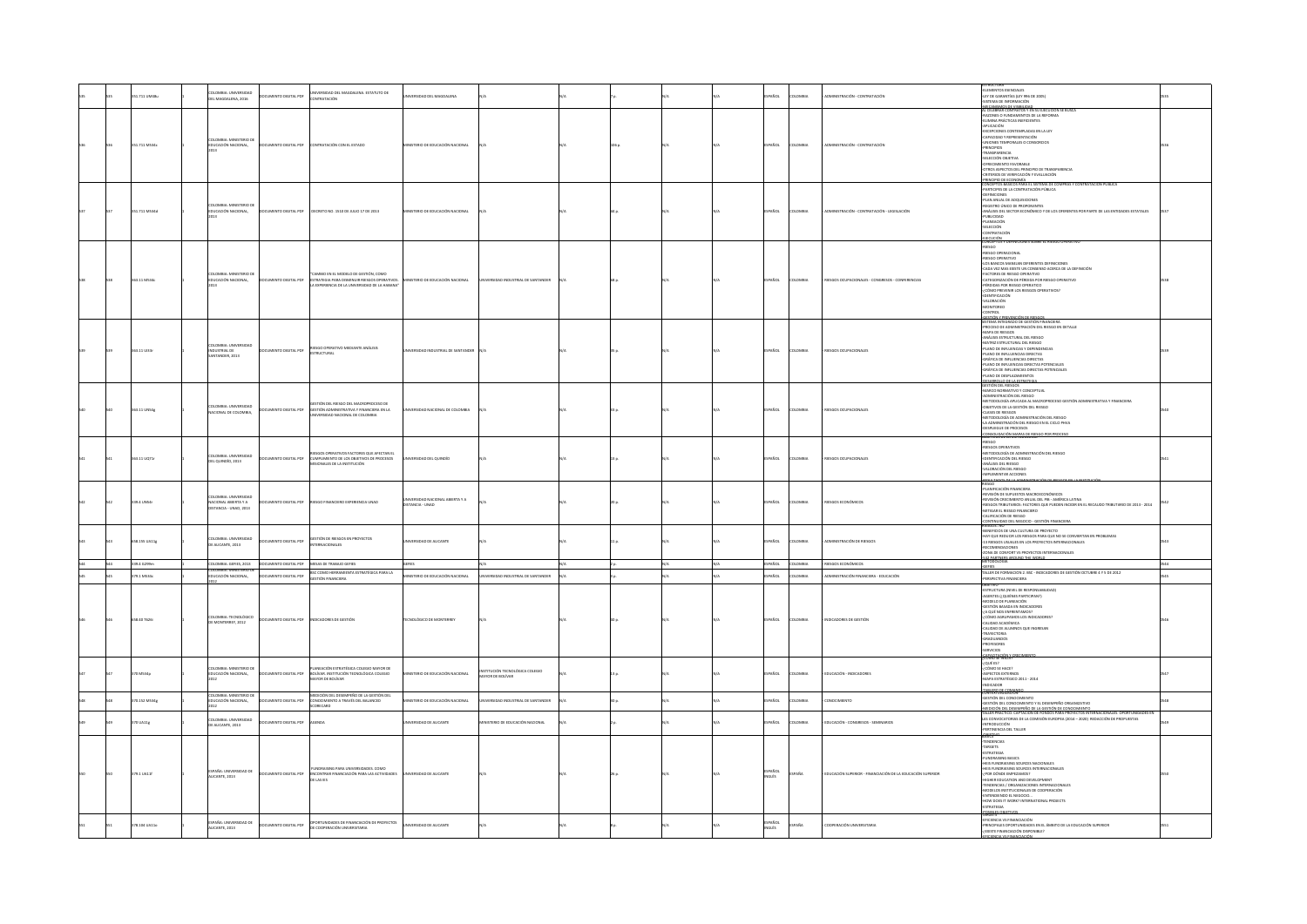| | | | | | | | | | | | | | | | | | |
|---|---|---|---|---|---|---|---|---|---|---|---|---|---|---|---|---|---|
| 535 | 535 | 351.711 U46Bu | | 1 | COLOMBIA: UNIVERSIDAD DEL MAGDALENA, 2016 | DOCUMENTO DIGITAL PDF | UNIVERSIDAD DEL MAGDALENA. ESTATUTO DE CONTRATACIÓN | UNIVERSIDAD DEL MAGDALENA | N/A | N/A | N/A | 7 p. | N/A | N/A | ESPAÑOL | COLOMBIA | ADMINISTRACIÓN - CONTRATACIÓN | ESTRUCTURA<br>ELEMENTOS ESENCIALES<br>LEY DE GARANTÍAS (LEY 996 DE 2005)<br>SISTEMA DE INFORMACIÓN<br>MECANISMOS DE COBERTURA | D535 |
| 536 | 536 | 351.711 M534c | | 1 | COLOMBIA: MINISTERIO DE EDUCACIÓN NACIONAL, 2013 | DOCUMENTO DIGITAL PDF | CONTRATACIÓN CON EL ESTADO | MINISTERIO DE EDUCACIÓN NACIONAL | N/A | N/A | N/A | 106 p. | N/A | N/A | ESPAÑOL | COLOMBIA | ADMINISTRACIÓN - CONTRATACIÓN | -A LA REFORMA DE LA CONTRATACIÓN SE BUSCA<br>RAZONES O FUNDAMENTOS DE LA REFORMA<br>ELIMINA PRÁCTICAS INDESEABLES<br>-APLICACIÓN<br>EXCEPCIONES CONTEMPLADAS EN LA LEY<br>CAPACIDAD Y REPRESENTACIÓN<br>UNIONES TEMPORALES O CONSORCIOS<br>PRINCIPIOS<br>-TRANSPARENCIA<br>-SELECCIÓN OBJETIVA<br>-OFRECIMIENTO FAVORABLE<br>-OTROS ASPECTOS DEL PRINCIPIO DE TRANSPARENCIA<br>-CRITERIOS DE VERIFICACIÓN Y EVALUACIÓN<br>-PRINCIPIO DE ECONOMÍA | D536 |
| 537 | 537 | 351.711 M534d | | 1 | COLOMBIA: MINISTERIO DE EDUCACIÓN NACIONAL, 2013 | DOCUMENTO DIGITAL PDF | DECRETO NO. 1510 DE JULIO 17 DE 2013 | MINISTERIO DE EDUCACIÓN NACIONAL | N/A | N/A | N/A | 44 p. | N/A | N/A | ESPAÑOL | COLOMBIA | ADMINISTRACIÓN - CONTRATACIÓN - LEGISLACIÓN | CONCEPTOS BÁSICOS PARA EL SISTEMA DE COMPRAS Y CONTRATACIÓN PÚBLICA<br>-PARTÍCIPES DE LA CONTRATACIÓN PÚBLICA<br>-DEFINICIONES<br>-PLAN ANUAL DE ADQUISICIONES<br>-REGISTRO ÚNICO DE PROPONENTES<br>-ANÁLISIS DEL SECTOR ECONÓMICO Y DE LOS OFERENTES POR PARTE DE LAS ENTIDADES ESTATALES<br>-PUBLICIDAD<br>-PLANEACIÓN<br>-SELECCIÓN<br>-CONTRATACIÓN<br>-EJECUCIÓN | D537 |
| 538 | 538 | 363.11 M534c | | 1 | COLOMBIA: MINISTERIO DE EDUCACIÓN NACIONAL, 2013 | DOCUMENTO DIGITAL PDF | "CAMBIO EN EL MODELO DE GESTIÓN, COMO ESTRATEGIA PARA DISMINUIR RIESGOS OPERATIVOS. LA EXPERIENCIA DE LA UNIVERSIDAD DE LA HABANA" | MINISTERIO DE EDUCACIÓN NACIONAL | UNIVERSIDAD INDUSTRIAL DE SANTANDER | N/A | N/A | 48 p. | N/A | N/A | ESPAÑOL | COLOMBIA | RIESGOS OCUPACIONALES - CONGRESOS - CONFERENCIAS | CONCEPTOS Y DEFINICIONES SOBRE EL RIESGO OPERATIVO<br>-RIESGO<br>-RIESGO OPERACIONAL<br>-RIESGO OPERATIVO<br>-LOS BANCOS MANEJAN DIFERENTES DEFINICIONES<br>-CADA VEZ MÁS EXISTE UN CONSENSO ACERCA DE LA DEFINICIÓN<br>-FACTORES DE RIESGO OPERATIVO<br>-CATEGORIZACIÓN DE PÉRDIDA POR RIESGO OPERATIVO<br>-PÉRDIDAS POR RIESGO OPERATIVO<br>-¿CÓMO PREVENIR LOS RIESGOS OPERATIVOS?<br>-IDENTIFICACIÓN<br>-VALORACIÓN<br>-MONITOREO<br>-CONTROL<br>-GESTIÓN Y PREVENCIÓN DE RIESGOS | D538 |
| 539 | 539 | 363.11 U33r | | 1 | COLOMBIA: UNIVERSIDAD INDUSTRIAL DE SANTANDER, 2013 | DOCUMENTO DIGITAL PDF | RIESGO OPERATIVO MEDIANTE ANÁLISIS ESTRUCTURAL | UNIVERSIDAD INDUSTRIAL DE SANTANDER | N/A | N/A | N/A | 35 p. | N/A | N/A | ESPAÑOL | COLOMBIA | RIESGOS OCUPACIONALES | SISTEMA INTEGRADO DE GESTIÓN FINANCIERA<br>-PROCESO DE ADMINISTRACIÓN DEL RIESGO EN DETALLE<br>-MAPA DE RIESGOS<br>-ANÁLISIS ESTRUCTURAL DEL RIESGO<br>-MATRIZ ESTRUCTURAL DEL RIESGO<br>-PLANO DE INFLUENCIAS Y DEPENDENCIAS<br>-PLANO DE INFLUENCIAS DIRECTAS<br>-GRÁFICA DE INFLUENCIAS DIRECTAS<br>-PLANO DE INFLUENCIAS DIRECTAS POTENCIALES<br>-GRÁFICA DE INFLUENCIAS DIRECTAS POTENCIALES<br>-PLANO DE DESPLAZAMIENTOS<br>-DESARROLLO DE LA ESTRATEGIA | D539 |
| 540 | 540 | 363.11 U956g | | 1 | COLOMBIA: UNIVERSIDAD NACIONAL DE COLOMBIA, | DOCUMENTO DIGITAL PDF | GESTIÓN DEL RIESGO DEL MACROPROCESO DE GESTIÓN ADMINISTRATIVA Y FINANCIERA EN LA UNIVERSIDAD NACIONAL DE COLOMBIA | UNIVERSIDAD NACIONAL DE COLOMBIA | N/A | N/A | N/A | 33 p. | N/A | N/A | ESPAÑOL | COLOMBIA | RIESGOS OCUPACIONALES | GESTIÓN DEL RIESGOS<br>-MARCO NORMATIVO Y CONCEPTUAL<br>-ADMINISTRACIÓN DEL RIESGO<br>-METODOLOGÍA APLICADA AL MACROPROCESO GESTIÓN ADMINISTRATIVA Y FINANCIERA<br>-OBJETIVOS DE LA GESTIÓN DEL RIESGO<br>-CLASES DE RIESGOS<br>-METODOLOGÍA DE ADMINISTRACIÓN DEL RIESGO<br>-LA ADMINISTRACIÓN DEL RIESGO EN EL CICLO PHVA<br>-DESPLIEGUE DE PROCESOS<br>-CONSOLIDACIÓN MAPA DE RIESGO POR PROCESO | D540 |
| 541 | 541 | 363.11 U27r | | 1 | COLOMBIA: UNIVERSIDAD DEL QUINDÍO, 2013 | DOCUMENTO DIGITAL PDF | RIESGOS OPERATIVOS FACTORES QUE AFECTAN EL CUMPLIMIENTO DE LOS OBJETIVOS DE PROCESOS MISIONALES DE LA INSTITUCIÓN | UNIVERSIDAD DEL QUINDÍO | N/A | N/A | N/A | 13 p. | N/A | N/A | ESPAÑOL | COLOMBIA | RIESGOS OCUPACIONALES | -RIESGO<br>-RIESGOS OPERATIVOS<br>-METODOLOGÍA DE ADMINISTRACIÓN DEL RIESGO<br>-IDENTIFICACIÓN DEL RIESGO<br>-ANÁLISIS DEL RIESGO<br>-VALORACIÓN DEL RIESGO<br>-IMPLEMENTAR ACCIONES<br>-RESULTADOS DE LA ADMINISTRACIÓN DE RIESGOS EN LA INSTITUCIÓN | D541 |
| 542 | 542 | 339.4 U56r | | 1 | COLOMBIA: UNIVERSIDAD NACIONAL ABIERTA Y A DISTANCIA - UNAD, 2013 | DOCUMENTO DIGITAL PDF | RIESGO FINANCIERO EXPERIENCIA UNAD | UNIVERSIDAD NACIONAL ABIERTA Y A DISTANCIA - UNAD | N/A | N/A | N/A | 20 p. | N/A | N/A | ESPAÑOL | COLOMBIA | RIESGOS ECONÓMICOS | RIESGO<br>-PLANIFICACIÓN FINANCIERA<br>-REVISIÓN DE SUPUESTOS MACROECONÓMICOS<br>-REVISIÓN CRECIMIENTO ANUAL DEL PIB - AMÉRICA LATINA<br>-RIESGOS TRIBUTARIOS - FACTORES QUE PUEDEN INCIDIR EN EL RECAUDO TRIBUTARIO DE 2013 - 2014<br>-MITIGAR EL RIESGO FINANCIERO<br>-CALIFICACIÓN DE RIESGO<br>-CONTINUIDAD DEL NEGOCIO - GESTIÓN FINANCIERA | D542 |
| 543 | 543 | 658.155 U411g | | 1 | COLOMBIA: UNIVERSIDAD DE ALICANTE, 2013 | DOCUMENTO DIGITAL PDF | GESTIÓN DE RIESGOS EN PROYECTOS INTERNACIONALES | UNIVERSIDAD DE ALICANTE | N/A | N/A | N/A | 11 p. | N/A | N/A | ESPAÑOL | COLOMBIA | ADMINISTRACIÓN DE RIESGOS | INTRODUCCIÓN<br>-BENEFICIOS DE UNA CULTURA DE PROYECTO<br>-HAY QUE REDUCIR LOS RIESGOS PARA QUE NO SE CONVIERTAN EN PROBLEMAS<br>-13 RIESGOS USUALES EN LOS PROYECTOS INTERNACIONALES<br>-RECOMENDACIONES<br>-ZONA DE CONFORT VS PROYECTOS INTERNACIONALES<br>-OUR PARTNERS AROUND THE WORLD | D543 |
| 544 | 544 | 339.4 G29m | | 1 | COLOMBIA: GEFIES, 2013 | DOCUMENTO DIGITAL PDF | MESAS DE TRABAJO GEFIES | GEFIES | N/A | N/A | N/A | 2 p. | N/A | N/A | ESPAÑOL | COLOMBIA | RIESGOS ECONÓMICOS | PRESENTACIÓN<br>-GEFIES | D544 |
| 545 | 545 | 378.1 M534c | | 1 | COLOMBIA: MINISTERIO DE EDUCACIÓN NACIONAL, 2012 | DOCUMENTO DIGITAL PDF | BSC COMO HERRAMIENTA ESTRATÉGICA PARA LA GESTIÓN FINANCIERA | MINISTERIO DE EDUCACIÓN NACIONAL | UNIVERSIDAD INDUSTRIAL DE SANTANDER | N/A | N/A | 9 p. | N/A | N/A | ESPAÑOL | COLOMBIA | ADMINISTRACIÓN FINANCIERA - EDUCACIÓN | TALLER DE FORMACIÓN 2: BSC - INDICADORES DE GESTIÓN OCTUBRE 4 Y 5 DE 2012<br>-PERSPECTIVA FINANCIERA | D545 |
| 546 | 546 | 658.40 T626i | | 1 | COLOMBIA: TECNOLÓGICO DE MONTERREY, 2012 | DOCUMENTO DIGITAL PDF | INDICADORES DE GESTIÓN | TECNOLÓGICO DE MONTERREY | N/A | N/A | N/A | 30 p. | N/A | N/A | ESPAÑOL | COLOMBIA | INDICADORES DE GESTIÓN | OBJETIVO<br>-ESTRUCTURA (NIVEL DE RESPONSABILIDAD)<br>-AGENTES (¿QUIÉNES PARTICIPAN?)<br>-MODELO DE PLANEACIÓN<br>-GESTIÓN BASADA EN INDICADORES<br>-¿A QUÉ NOS ENFRENTAMOS?<br>-¿CÓMO AGRUPAMOS LOS INDICADORES?<br>-CALIDAD ACADÉMICA<br>-CALIDAD DE ALUMNOS QUE INGRESAN<br>-TRANSICIÓN A<br>-GRADUANDOS<br>-PROFESIONES<br>-SERVICIOS<br>-CAPACITACIÓN Y CRECIMIENTO | D546 |
| 547 | 547 | 370 M534p | | 1 | COLOMBIA: MINISTERIO DE EDUCACIÓN NACIONAL, 2012 | DOCUMENTO DIGITAL PDF | PLANEACIÓN ESTRATÉGICA COLEGIO MAYOR DE BOLÍVAR. INSTITUCIÓN TECNOLÓGICA COLEGIO MAYOR DE BOLÍVAR | MINISTERIO DE EDUCACIÓN NACIONAL | INSTITUCIÓN TECNOLÓGICA COLEGIO MAYOR DE BOLÍVAR | N/A | N/A | 13 p. | N/A | N/A | ESPAÑOL | COLOMBIA | EDUCACIÓN - INDICADORES | CUADRO DE MANDO<br>-¿QUÉ ES?<br>-¿CÓMO SE HACE?<br>-ASPECTOS EXTERNOS<br>-MAPA ESTRATÉGICO 2011 - 2014<br>-INDICADOR<br>-TABLERO DE COMANDO | D547 |
| 548 | 548 | 370.152 M534g | | 1 | COLOMBIA: MINISTERIO DE EDUCACIÓN NACIONAL, 2012 | DOCUMENTO DIGITAL PDF | MEDICIÓN DEL DESEMPEÑO DE LA GESTIÓN DEL CONOCIMIENTO A TRAVÉS DEL BALANCED SCORECARD | MINISTERIO DE EDUCACIÓN NACIONAL | UNIVERSIDAD INDUSTRIAL DE SANTANDER | N/A | N/A | 30 p. | N/A | N/A | ESPAÑOL | COLOMBIA | CONOCIMIENTO | CONTEXTUALIZACIÓN<br>-GESTIÓN DEL CONOCIMIENTO<br>-GESTIÓN DEL CONOCIMIENTO Y EL DESEMPEÑO ORGANIZATIVO<br>-MEDICIÓN DEL DESEMPEÑO DE LA GESTIÓN DE CONOCIMIENTO | D548 |
| 549 | 549 | 370 U411g | | 1 | COLOMBIA: UNIVERSIDAD DE ALICANTE, 2013 | DOCUMENTO DIGITAL PDF | AGENDA | UNIVERSIDAD DE ALICANTE | MINISTERIO DE EDUCACIÓN NACIONAL | N/A | N/A | 2 p. | N/A | N/A | ESPAÑOL | COLOMBIA | EDUCACIÓN - CONGRESOS - SEMINARIOS | TALLER PROYECTOS: CAPTACIÓN DE FONDOS PARA PROYECTOS INTERNACIONALES. OPORTUNIDADES EN LAS CONVOCATORIAS DE LA COMISIÓN EUROPEA (2014 – 2020). REDACCIÓN DE PROPUESTAS<br>-INTRODUCCIÓN<br>-PERTINENCIA DEL TALLER<br>-OBJETIVO | D549 |
| 550 | 550 | 378.1 U411f | | 1 | ESPAÑA: UNIVERSIDAD DE ALICANTE, 2013 | DOCUMENTO DIGITAL PDF | FUNDRAISING PARA UNIVERSIDADES. CÓMO ENCONTRAR FINANCIACIÓN PARA LAS ACTIVIDADES DE LAS IES | UNIVERSIDAD DE ALICANTE | N/A | N/A | N/A | 26 p. | N/A | N/A | ESPAÑOL INGLÉS | ESPAÑA | EDUCACIÓN SUPERIOR - FINANCIACIÓN DE LA EDUCACIÓN SUPERIOR | ÍNDICE<br>-TENDENCIAS<br>-TARGETS<br>-ESTRATEGIA<br>-FUNDRAISING BASICS<br>-HEIS FUNDRAISING SOURCES NACIONALES<br>-HEIS FUNDRAISING SOURCES INTERNACIONALES<br>-¿POR DÓNDE EMPEZAMOS?<br>-HIGHER EDUCATION AND DEVELOPMENT<br>-TENDENCIAS / ORGANIZACIONES INTERNACIONALES<br>-MODELOS INSTITUCIONALES DE COOPERACIÓN<br>-ENTENDIENDO EL NEGOCIO…<br>-HOW DOES IT WORK? INTERNATIONAL PROJECTS<br>-ESTRATEGIA<br>-POSIBLES OBJETIVOS | D550 |
| 551 | 551 | 378.104 U411o | | 1 | ESPAÑA: UNIVERSIDAD DE ALICANTE, 2013 | DOCUMENTO DIGITAL PDF | OPORTUNIDADES DE FINANCIACIÓN DE PROYECTOS DE COOPERACIÓN UNIVERSITARIA | UNIVERSIDAD DE ALICANTE | N/A | N/A | N/A | 8 p. | N/A | N/A | ESPAÑOL INGLÉS | ESPAÑA | COOPERACIÓN UNIVERSITARIA | ÍNDICE<br>-EFICIENCIA VS FINANCIACIÓN<br>-PRINCIPALES OPORTUNIDADES EN EL ÁMBITO DE LA EDUCACIÓN SUPERIOR<br>-¿EXISTE FINANCIACIÓN DISPONIBLE?<br>-EFICIENCIA VS FINANCIACIÓN | D551 |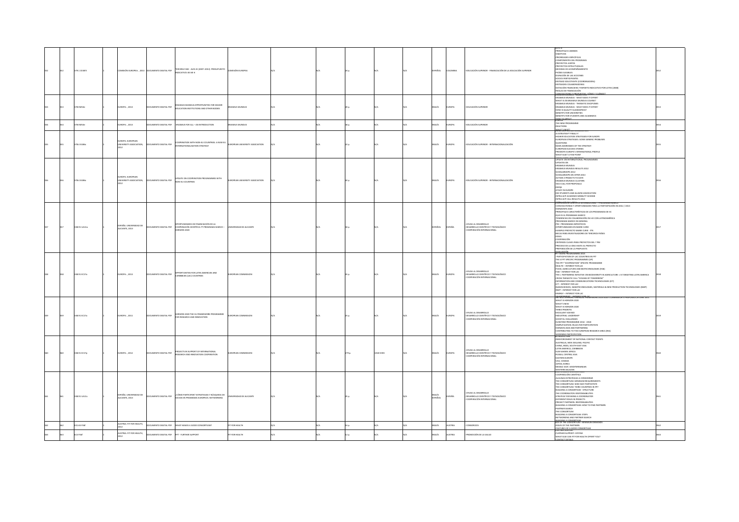| | | | | | | | | | | | | | | | | | | |
|---|---|---|---|---|---|---|---|---|---|---|---|---|---|---|---|---|---|---|
| 552 | 552 | 378.1 DEBTI | | 1 | COMISIÓN EUROPEA, 2013 | DOCUMENTO DIGITAL PDF | TERCERA FASE - ALFA III (2007-2013) PRESUPUESTO INDICATIVO: 85 M€ € | COMISIÓN EUROPEA | N/A | | N/A | 24 p. | N/A | N/A | ESPAÑOL | COLOMBIA | EDUCACIÓN SUPERIOR - FINANCIACIÓN DE LA EDUCACIÓN SUPERIOR | PRINCIPALES CAMBIOS<br>OBJETIVOS<br>PRIORIDADES ESPECÍFICAS<br>COMPONENTES DEL PROGRAMA<br>PROYECTOS JUNTOS<br>PROYECTOS ESTRUCTURALES<br>MEDIDAS DE ACOMPAÑAMIENTO<br>PAÍSES ELEGIBLES<br>DURACIÓN DE LAS ACCIONES<br>SOCIOS PARTICIPANTES<br>ENTIDAD SOLICITANTE (COORDINADORA)<br>ENTIDADES COLABORADORAS<br>DOTACIÓN FINANCIERA Y REPARTO INDICATIVO POR LOTES (2008)<br>REGLAS DE FINANCIACIÓN<br>CONVOCATORIA Y PROPUESTAS / CÓMO Y CUÁNDO? | 2552 |
| 553 | 553 | 378 EM53e | | 1 | EUROPA, 2013 | DOCUMENTO DIGITAL PDF | ERASMUS MUNDUS OPPORTUNITIES FOR HIGHER EDUCATION INSTITUTIONS AND OTHER BODIES | ERASMUS MUNDUS | N/A | | N/A | 20 p. | N/A | N/A | INGLÉS | EUROPA | EDUCACIÓN SUPERIOR | ERASMUS MUNDUS - WHAT DOES IT OFFER?<br>WHAT IS AN ERASMUS MUNDUS COURSE?<br>ERASMUS MUNDUS - THEMATIC DISCIPLINES<br>ERASMUS MUNDUS - WHAT DOES IT OFFER?<br>HOW IS QUALITY GUARANTEED?<br>BENEFITS FOR UNIVERSITIES<br>BENEFITS FOR STUDENTS AND ACADEMICS<br>HOW TO APPLY? | 2553 |
| 554 | 554 | 378 EM53e | | 1 | EUROPA, 2013 | DOCUMENTO DIGITAL PDF | ERASMUS FOR ALL - AN INTRODUCTION | ERASMUS MUNDUS | N/A | | N/A | 18 p. | N/A | N/A | INGLÉS | EUROPA | EDUCACIÓN SUPERIOR | THE NEW PROGRAMME<br>REACTIONS<br>WHAT'S NEXT? | 2554 |
| 555 | 555 | 378.4 EU86c | | 1 | EUROPA: EUROPEAN UNIVERSITY ASSOCIATION, 2012 | DOCUMENTO DIGITAL PDF | COOPERATION WITH NON-EU COUNTRIES: A NEW EU INTERNATIONALISATION STRATEGY | EUROPEAN UNIVERSITY ASSOCIATION | N/A | | N/A | 22 p. | N/A | N/A | INGLÉS | EUROPA | EDUCACIÓN SUPERIOR - INTERNACIONALIZACIÓN | A STRATEGY? FINALLY!<br>HIGHER EDUCATION STRATEGIES FOR EUROPE<br>EUROPEAN STRATEGIES: SOME GENERIC PROBLEMS<br>QUESTIONS<br>MAIN ADDRESSEES OF THE STRATEGY<br>6 EUROPEAN SUCCESS STORIES<br>PROMOTE EUROPE'S INTERNATIONAL PROFILE<br>WHAT ELSE? A FEW POINT | 2555 |
| 556 | 556 | 378.4 EU86c | | 1 | EUROPA: EUROPEAN UNIVERSITY ASSOCIATION, 2012 | DOCUMENTO DIGITAL PDF | UPDATE ON COOPERATION PROGRAMMES WITH NON-EU COUNTRIES | EUROPEAN UNIVERSITY ASSOCIATION | N/A | | N/A | 32 p. | N/A | N/A | INGLÉS | EUROPA | EDUCACIÓN SUPERIOR - INTERNACIONALIZACIÓN | UPDATE ON INTERNATIONAL PROGRAMMES<br>UPDATES ON<br>ERASMUS MUNDUS<br>ERASMUS MUNDUS RESULTS 2012<br>SCHOLARSHIPS 2012<br>SCHOLARSHIPS ON OFFER 2013<br>ACTION 3 PROJECTS TO DATE<br>ERASMUS MUNDUS CLUSTERS<br>2013 CALL FOR PROPOSALS<br>EMQA<br>STUDY IN EUROPE<br>EM STUDENTS AND ALUMNI ASSOCIATION<br>INTRA-ACP ACADEMIC MOBILITY SCHEME<br>INTRA-ACP CALL RESULTS 2012 | 2556 |
| 557 | 557 | 338.91 UA51o | | 1 | ESPAÑA: UNIVERSIDAD DE ALICANTE, 2013 | DOCUMENTO DIGITAL PDF | OPORTUNIDADES DE FINANCIACIÓN DE LA COOPERACIÓN CIENTÍFICA 7º PROGRAMA MARCO - HORIZON 2020 | UNIVERSIDAD DE ALICANTE | N/A | | N/A | 34 p. | N/A | N/A | ESPAÑOL | ESPAÑA | AYUDA AL DESARROLLO<br>- DESARROLLO CIENTÍFICO Y TECNOLÓGICO<br>- COOPERACIÓN INTERNACIONAL | COOPERACIÓN CIENTÍFICA INTERNACIONAL - 7 PROGRAMA MARCO<br>CONVOCATORIAS Y OPORTUNIDADES PARA LA PARTICIPACIÓN EN 2012 / 2013<br>HORIZONTE 2020<br>PRINCIPALES CARACTERÍSTICAS DE LOS PROGRAMAS DE EC<br>QUÉ ES EL PROGRAMA MARCO<br>TENDENCIAS EN COLABORACIÓN EN I+D CON LATINOAMÉRICA<br>PROGRAMA MARCO EN GENERAL<br>PM- PROGRAMAS ESPECÍFICOS<br>OPORTUNIDADES EN MARIE CURIE<br>EJEMPLO PROYECTO MARIE CURIE - ITN<br>BECAS PARA INVESTIGADORES DE TERCEROS PAÍSES<br>IDEAS<br>COOPERACIÓN<br>CRITERIOS CLAVES PARA PROYECTOS DEL 7 PM<br>PROCESO DE LA IDEA HASTA EL PROYECTO<br>PREPARACIÓN DE LA PROPUESTA<br>EVALUACIÓN | 2557 |
| 558 | 558 | 338.91 EC37o | | 1 | EUROPA, 2013 | DOCUMENTO DIGITAL PDF | OPPORTUNITIES FOR LATIN AMERICAN AND CARIBBEAN (LAC) COUNTRIES | EUROPEAN COMMISSION | N/A | | N/A | 35 p. | N/A | N/A | INGLÉS | EUROPA | AYUDA AL DESARROLLO<br>- DESARROLLO CIENTÍFICO Y TECNOLÓGICO<br>- COOPERACIÓN INTERNACIONAL | FP7 WORK PROGRAMMES 2013<br>- PARTICIPATION OF LAC COUNTRIES IN FP7<br>THE 4 FP7 SPECIFIC PROGRAMMES (SP)<br>THE FP7 "COOPERATION" SPECIFIC PROGRAMME<br>HEALTH – INTEREST FOR LAC<br>FOOD, AGRICULTURE AND BIOTECHNOLOGIES (FAB)<br>FAB – INTEREST FOR LAC<br>THE « PARTNERING INITIATIVE ON BIODIVERSITY IN AGRICULTURE » ( TARGETING LATIN AMERICA<br>CROSS THEMATIC CALL "OCEANS OF TOMORROW"<br>INFORMATION AND COMMUNICATIONS TECHNOLOGIES (ICT)<br>ICT – INTEREST FOR LAC<br>NANOSCIENCES, NANOTECHNOLOGIES, MATERIALS & NEW PRODUCTION TECHNOLOGIES (NMP)<br>NMP – INTEREST FOR LAC<br>ENERGY – INTEREST FOR LAC | 2558 |
| 559 | 559 | 338.91 EC37o | | 1 | EUROPA, 2011 | DOCUMENTO DIGITAL PDF | HORIZON 2020 THE EU FRAMEWORK PROGRAMME FOR RESEARCH AND INNOVATION | EUROPEAN COMMISSION | N/A | | N/A | 25 p. | N/A | N/A | INGLÉS | EUROPA | AYUDA AL DESARROLLO<br>- DESARROLLO CIENTÍFICO Y TECNOLÓGICO<br>- COOPERACIÓN INTERNACIONAL | THE MULTIANNUAL FINANCIAL FRAMEWORK 2014-2020: COMMISSION'S PROPOSAL OF JUNE 2011<br>WHAT IS HORIZON 2020<br>WHAT'S NEW<br>WHAT IS HORIZON 2020<br>THREE PRIORITIES<br>EXCELLENT SCIENCE<br>INDUSTRIAL LEADERSHIP<br>SOCIETAL CHALLENGES<br>EURATOM PROGRAMME 2014 - 2018<br>SIMPLIFICATION: RULES FOR PARTICIPATION<br>HORIZON 2020 AND PARTNERING<br>CONTRIBUTING TO THE EUROPEAN RESEARCH AREA (ERA)<br>WIDENING PARTICIPATION | 2559 |
| 560 | 560 | 338.91 EC37p | | 1 | EUROPA, 2012 | DOCUMENTO DIGITAL PDF | PROJECTS IN SUPPORT OF INTERNATIONAL RESEARCH AND INNOVATION COOPERATION | EUROPEAN COMMISSION | N/A | | N/A | 379 p. | 1018-5593 | N/A | INGLÉS | EUROPA | AYUDA AL DESARROLLO<br>- DESARROLLO CIENTÍFICO Y TECNOLÓGICO<br>- COOPERACIÓN INTERNACIONAL | INTRODUCTION<br>REINFORCEMENT OF NATIONAL CONTACT POINTS<br>AUSTRALIA, NEW ZEALAND, PACIFIC<br>CHINA, INDIA, SOUTH EAST ASIA<br>LATIN AMERICA, CARIBBEAN<br>SUB-SAHARA AFRICA<br>RUSSIA, CENTRAL ASIA<br>EASTERN EUROPE<br>USA, CANADA<br>JAPAN, KOREA<br>MIDDLE EAST, MEDITERRANEAN<br>WESTERN BALKANS | 2560 |
| 561 | 561 | 338.91 UA51c | | 1 | ESPAÑA: UNIVERSIDAD DE ALICANTE, 2013 | DOCUMENTO DIGITAL PDF | ¿CÓMO PARTICIPAR? ESTRATEGIAS Y BÚSQUEDA DE SOCIOS EN PROGRAMAS EUROPEOS. NETWORKING | UNIVERSIDAD DE ALICANTE | N/A | | N/A | 25 p. | N/A | N/A | INGLÉS<br>ESPAÑOL | ESPAÑA | AYUDA AL DESARROLLO<br>- DESARROLLO CIENTÍFICO Y TECNOLÓGICO<br>- COOPERACIÓN INTERNACIONAL | COOPERACIÓN CIENTÍFICA<br>ALGUNAS ESTRATEGIAS A CONSIDERAR<br>THE CONSORTIUM: MINIMUM REQUIREMENTS<br>THE CONSORTIUM: WHO MAY PARTICIPATE<br>THE CONSORTIUM: THIRD COUNTRIES IN FP7<br>BUILDING A CONSORTIUM - STRUCTURE<br>THE COORDINATOR: RESPONSABILITIES<br>STRATEGY FOR BEING A COORDINATOR<br>DIFFERENT ROLES IN PROJECTS<br>PROJECT PARTNERS: RESPONSABILITIES<br>BUILDING A CONSORTIUM: HOW TO FIND PARTNERS<br>PARTNER SEARCH<br>THE CONSORTIUM<br>BUILDING A CONSORTIUM STEPS<br>NETWORKING AND PARTNER SEARCH<br>BUILDING A CONSORTIUM | 2561 |
| 562 | 562 | 022.65 F58f | | 1 | AUSTRIA: FIT FOR HEALTH, 2012 | DOCUMENTO DIGITAL PDF | WHAT MAKES A GOOD CONSORTIUM? | FIT FOR HEALTH | N/A | | N/A | 16 p. | N/A | N/A | INGLÉS | AUSTRIA | CONSORCIOS | SIZE OF THE CONSORTIUM - MINIMUM DEMANDS<br>ROLES OF THE PARTNERS<br>FEATURES OF A GOOD CONSORTIUM | 2562 |
| 563 | 563 | 613 F58f | | 1 | AUSTRIA: FIT FOR HEALTH, 2012 | DOCUMENTO DIGITAL PDF | FP7 - FURTHER SUPPORT | FIT FOR HEALTH | N/A | | N/A | 12 p. | N/A | N/A | INGLÉS | AUSTRIA | PROMOCIÓN DE LA SALUD | FIT FOR SUPPORT<br>FURTHER SUPPORT: SYSTEM<br>WHAT ELSE CAN FIT FOR HEALTH OFFER YOU?<br>CONTACT DETAILS | 2563 |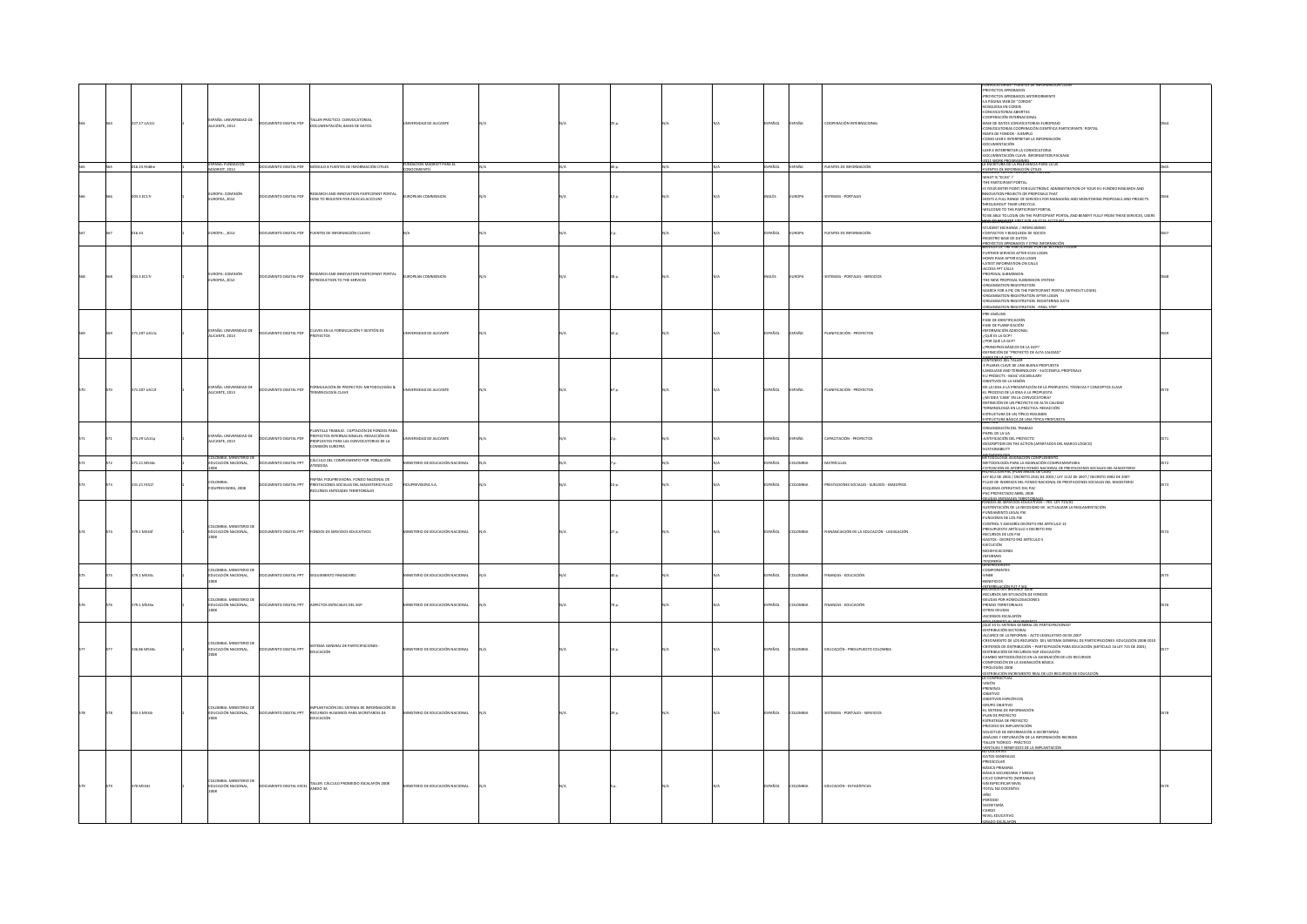| | | | | | | | | | | | | | | | | | | |
|---|---|---|---|---|---|---|---|---|---|---|---|---|---|---|---|---|---|---|
| 564 | 564 | 327.17 UA11t | | 1 | ESPAÑA: UNIVERSIDAD DE ALICANTE, 2013 | DOCUMENTO DIGITAL PDF | TALLER PRÁCTICO: CONVOCATORIAS, DOCUMENTACIÓN, BASES DE DATOS | UNIVERSIDAD DE ALICANTE | N/A | | N/A | 25 p. | N/A | N/A | ESPAÑOL | ESPAÑA | COOPERACIÓN INTERNACIONAL | CONVOCATORIAS - FUENTES DE INFORMACIÓN CLAVE -PROYECTOS APROBADOS -PROYECTOS APROBADOS ANTERIORMENTE -LA PÁGINA WEB DE "CORDIS" -BÚSQUEDA EN CORDIS -CONVOCATORIAS ABIERTAS -COOPERACIÓN INTERNACIONAL -BASE DE DATOS CONVOCATORIAS EUROPEAID -CONVOCATORIAS COOPERACIÓN CIENTÍFICA PARTICIPANTS' PORTAL -MAPA DE FONDOS - EJEMPLO -CÓMO LEER E INTERPRETAR LA INFORMACIÓN -DOCUMENTACIÓN -LEER E INTERPRETAR LA CONVOCATORIA -DOCUMENTACIÓN CLAVE: INFORMATION PACKAGE -CALL SPECIFIC PROGRAMME | 2564 |
| 565 | 565 | 016.53 FG88m | | 1 | ESPAÑA: FUNDACIÓN MADRID+D, 2012 | DOCUMENTO DIGITAL PDF | MÓDULO 8: FUENTES DE INFORMACIÓN ÚTILES | FUNDACIÓN MADRID+D PARA EL CONOCIMIENTO | N/A | | N/A | 40 p. | N/A | N/A | ESPAÑOL | ESPAÑA | FUENTES DE INFORMACIÓN | LA FUNCIÓN DE LA INFORMACIÓN PARA LA UE -FUENTES DE INFORMACIÓN ÚTILES | 2565 |
| 566 | 566 | 003.1 EC17r | | 1 | EUROPA: COMISIÓN EUROPEA, 2012 | DOCUMENTO DIGITAL PDF | RESEARCH AND INNOVATION PARTICIPANT PORTAL HOW TO REGISTER FOR AN ECAS ACCOUNT | EUROPEAN COMMISSION | N/A | | N/A | 12 p. | N/A | N/A | INGLÉS | EUROPA | SISTEMAS - PORTALES | -WHAT IS "ECAS"? -THE PARTICIPANT PORTAL -IS YOUR ENTRY POINT FOR ELECTRONIC ADMINISTRATION OF YOUR EU-FUNDED RESEARCH AND INNOVATION PROJECTS OR PROPOSALS THAT -HOSTS A FULL RANGE OF SERVICES FOR MANAGING AND MONITORING PROPOSALS AND PROJECTS THROUGHOUT THEIR LIFECYCLE. -WELCOME TO THE PARTICIPANT PORTAL -TO BE ABLE TO LOGIN ON THE PARTICIPANT PORTAL AND BENEFIT FULLY FROM THESE SERVICES, USERS MUST REGISTER FIRST FOR AN ECAS ACCOUNT | 2566 |
| 567 | 567 | 016.53 | | 1 | EUROPA: , 2012 | DOCUMENTO DIGITAL PDF | FUENTES DE INFORMACIÓN CLAVES | N/A | N/A | | N/A | 2 p. | N/A | N/A | ESPAÑOL | EUROPA | FUENTES DE INFORMACIÓN | -STUDENT EXCHANGE / INTERCAMBIO -CONTACTOS Y BÚSQUEDA DE SOCIOS -REGISTRO BASE DE DATOS -PROYECTOS APROBADOS Y OTRA INFORMACIÓN | 2567 |
| 568 | 568 | 003.1 EC17r | | 1 | EUROPA: COMISIÓN EUROPEA, 2012 | DOCUMENTO DIGITAL PDF | RESEARCH AND INNOVATION PARTICIPANT PORTAL INTRODUCTION TO THE SERVICES | EUROPEAN COMMISSION | N/A | | N/A | 38 p. | N/A | N/A | INGLÉS | EUROPA | SISTEMAS - PORTALES - SERVICIOS | SERVICES OF THE PARTICIPANT PORTAL WITHOUT LOGIN -FURTHER SERVICES AFTER ECAS LOGIN -HOME PAGE AFTER ECAS LOGIN -LATEST INFORMATION ON CALLS -ACCESS FP7 CALLS -PROPOSAL SUBMISSION -THE NEW PROPOSAL SUBMISSION SYSTEM -ORGANISATION REGISTRATION -SEARCH FOR A PIC ON THE PARTICIPANT PORTAL (WITHOUT LOGIN) -ORGANISATION REGISTRATION AFTER LOGIN -ORGANISATION REGISTRATION: REGISTERING DATA -ORGANISATION REGISTRATION - FINAL STEP | 2568 |
| 569 | 569 | 371.207 UA11c | | 1 | ESPAÑA: UNIVERSIDAD DE ALICANTE, 2013 | DOCUMENTO DIGITAL PDF | CLAVES EN LA FORMULACIÓN Y GESTIÓN DE PROYECTOS | UNIVERSIDAD DE ALICANTE | N/A | | N/A | 32 p. | N/A | N/A | ESPAÑOL | ESPAÑA | PLANIFICACIÓN - PROYECTOS | -PRE-ANÁLISIS -FASE DE IDENTIFICACIÓN -FASE DE PLANIFICACIÓN -INFORMACIÓN ADICIONAL -¿QUÉ ES LA GCP? -¿POR QUÉ LA GCP? -¿PRINCIPIOS BÁSICOS DE LA GCP? -DEFINICIÓN DE "PROYECTO DE ALTA CALIDAD" -EVALUABLE Y ACTO | 2569 |
| 570 | 570 | 371.207 UA11f | | 1 | ESPAÑA: UNIVERSIDAD DE ALICANTE, 2013 | DOCUMENTO DIGITAL PDF | FORMULACIÓN DE PROYECTOS: METODOLOGÍAS & TERMINOLOGÍA CLAVE | UNIVERSIDAD DE ALICANTE | N/A | | N/A | 67 p. | N/A | N/A | ESPAÑOL | ESPAÑA | PLANIFICACIÓN - PROYECTOS | CONTENIDO DEL TALLER -5 PILARES CLAVE DE UNA BUENA PROPUESTA -LANGUAGE AND TERMINOLOGY - SUCCESSFUL PROPOSALS -EU PROJECTS - BASIC VOCABULARY -OBJETIVOS DE LA SESIÓN -DE LA IDEA A LA PRESENTACIÓN DE LA PROPUESTA: TÉCNICAS Y CONCEPTOS CLAVE -EL PROCESO DE LA IDEA A LA PROPUESTA -¿MI IDEA 'CABE' EN LA CONVOCATORIA? -DEFINICIÓN DE UN PROYECTO DE ALTA CALIDAD -TERMINOLOGÍA EN LA PRÁCTICA: REDACCIÓN -ESTRUCTURA DE UN TIPICO RESUMEN -ESTRUCTURA BÁSICA DE UNA TÍPICA PROPUESTA | 2570 |
| 571 | 571 | 374.29 UA11p | | 1 | ESPAÑA: UNIVERSIDAD DE ALICANTE, 2013 | DOCUMENTO DIGITAL PDF | PLANTILLA TRABAJO: CAPTACIÓN DE FONDOS PARA PROYECTOS INTERNACIONALES. REDACCIÓN DE PROPUESTAS PARA LAS CONVOCATORIAS DE LA COMISIÓN EUROPEA | UNIVERSIDAD DE ALICANTE | N/A | | N/A | 2 p. | N/A | N/A | ESPAÑOL | ESPAÑA | CAPACITACIÓN - PROYECTOS | -ORGANIZACIÓN DEL TRABAJO -PAPEL DE LA UA -JUSTIFICACIÓN DEL PROYECTO -DESCRIPTION ON THE ACTION (APARTADOS DEL MARCO LÓGICO) -SUSTAINABILITY | 2571 |
| 572 | 572 | 371.21 M534c | | 1 | COLOMBIA: MINISTERIO DE EDUCACIÓN NACIONAL, 2008 | DOCUMENTO DIGITAL PPT | CÁLCULO DEL COMPLEMENTO POR POBLACIÓN ATENDIDA | MINISTERIO DE EDUCACIÓN NACIONAL | N/A | | N/A | 7 p. | N/A | N/A | ESPAÑOL | COLOMBIA | MATRÍCULAS | METODOLOGÍA ASIGNACIÓN COMPLEMENTO -METODOLOGÍA PARA LA ASIGNACIÓN COMPLEMENTARIA | 2572 |
| 573 | 573 | 341.21 F451f | | 1 | COLOMBIA: FIDUPREVISORA, 2008 | DOCUMENTO DIGITAL PPT | PRIMAS FIDUPREVISORA: FONDO NACIONAL DE PRESTACIONES SOCIALES DEL MAGISTERIO FLUJO RECURSOS ENTIDADES TERRITORIALES | FIDUPREVISORA S.A. | N/A | | N/A | 10 p. | N/A | N/A | ESPAÑOL | COLOMBIA | PRESTACIONES SOCIALES - SUELDOS - MAESTROS | -COTIZACIÓN DE APORTES FONDO NACIONAL DE PRESTACIONES SOCIALES DEL MAGISTERIO -LEY 812 DE 2003 / DECRETO 2341 DE 2003 / LEY 1122 DE 2007 / DECRETO 4982 DE 2007 -FLUJO DE INGRESOS DEL FONDO NACIONAL DE PRESTACIONES SOCIALES DEL MAGISTERIO -ESQUEMA OPERATIVO DEL PAC -PAC PROYECTADO ABRIL 2008 -DEUDAS ENTIDADES TERRITORIALES | 2573 |
| 574 | 574 | 379.1 M534f | | 1 | COLOMBIA: MINISTERIO DE EDUCACIÓN NACIONAL, 2008 | DOCUMENTO DIGITAL PPT | FONDOS DE SERVICIOS EDUCATIVOS | MINISTERIO DE EDUCACIÓN NACIONAL | N/A | | N/A | 27 p. | N/A | N/A | ESPAÑOL | COLOMBIA | FINANCIACIÓN DE LA EDUCACIÓN - LEGISLACIÓN | FONDOS DE SERVICIOS EDUCATIVOS – FSE- LEY 715/01 -SUSTENTACIÓN DE LA NECESIDAD DE ACTUALIZAR LA REGLAMENTACIÓN -FUNDAMENTO LEGAL FSE -FUNCIONES DE LOS FSE -CONTROL Y ASESORÍA DECRETO 992 ARTÍCULO 16 -PRESUPUESTO ARTÍCULO 3 DECRETO 992 -RECURSOS DE LOS FSE -GASTOS - DECRETO 992 ARTÍCULO 5 -EJECUCIÓN -MODIFICACIONES -INFORMES -TESORERÍA | 2574 |
| 575 | 575 | 379.1 M534s | | 1 | COLOMBIA: MINISTERIO DE EDUCACIÓN NACIONAL, 2008 | DOCUMENTO DIGITAL PPT | SEGUIMIENTO FINANCIERO | MINISTERIO DE EDUCACIÓN NACIONAL | N/A | | N/A | 40 p. | N/A | N/A | ESPAÑOL | COLOMBIA | FINANZAS - EDUCACIÓN | -ANTECEDENTES -COMPONENTES -SIMBI -BENEFICIOS -INTERRELACIÓN FUT Y SGP | 2575 |
| 576 | 576 | 379.1 M534a | | 1 | COLOMBIA: MINISTERIO DE EDUCACIÓN NACIONAL, 2008 | DOCUMENTO DIGITAL PPT | ASPECTOS ESPECIALES DEL SGP | MINISTERIO DE EDUCACIÓN NACIONAL | N/A | | N/A | 76 p. | N/A | N/A | ESPAÑOL | COLOMBIA | FINANZAS - EDUCACIÓN | RECURSOS DEL BALANCE -RECURSOS EN SITUACIÓN DE FONDOS -DEUDAS POR HOMOLOGACIONES -PRIMAS TERRITORIALES -OTRAS DEUDAS -ASCENSOS ESCALAFÓN -HOMOLOGACIÓN Y NIVELACIÓN | 2576 |
| 577 | 577 | 336.86 M534s | | 1 | COLOMBIA: MINISTERIO DE EDUCACIÓN NACIONAL, 2008 | DOCUMENTO DIGITAL PPT | SISTEMA GENERAL DE PARTICIPACIONES - EDUCACIÓN | MINISTERIO DE EDUCACIÓN NACIONAL | N/A | | N/A | 24 p. | N/A | N/A | ESPAÑOL | COLOMBIA | EDUCACIÓN - PRESUPUESTO COLOMBIA | -¿QUÉ ES EL SISTEMA GENERAL DE PARTICIPACIONES? -DISTRIBUCIÓN SECTORIAL -ALCANCE DE LA REFORMA - ACTO LEGISLATIVO 04 DE 2007 -CRECIMIENTO DE LOS RECURSOS DEL SISTEMA GENERAL DE PARTICIPACIONES EDUCACIÓN 2008-2010 -CRITERIOS DE DISTRIBUCIÓN – PARTICIPACIÓN PARA EDUCACIÓN (ARTÍCULO 16 LEY 715 DE 2001) -DISTRIBUCIÓN DE RECURSOS SGP EDUCACIÓN -CAMBIO METODOLÓGICO EN LA ASIGNACIÓN DE LOS RECURSOS -COMPOSICIÓN DE LA ASIGNACIÓN BÁSICA -TIPOLOGÍAS 2008 -DISTRIBUCIÓN INCREMENTO REAL DE LOS RECURSOS DE EDUCACIÓN | 2577 |
| 578 | 578 | 003.1 M534i | | 1 | COLOMBIA: MINISTERIO DE EDUCACIÓN NACIONAL, 2008 | DOCUMENTO DIGITAL PPT | IMPLANTACIÓN DEL SISTEMA DE INFORMACIÓN DE RECURSOS HUMANOS PARA SECRETARÍAS DE EDUCACIÓN | MINISTERIO DE EDUCACIÓN NACIONAL | N/A | | N/A | 29 p. | N/A | N/A | ESPAÑOL | COLOMBIA | SISTEMAS - PORTALES - SERVICIOS | EL CONTRACTUAL -VISIÓN -PREMISAS -OBJETIVO -OBJETIVOS ESPECÍFICOS -GRUPO OBJETIVO -EL SISTEMA DE INFORMACIÓN -PLAN DE PROYECTO -ESTRATEGIA DE PROYECTO -PROCESO DE IMPLANTACIÓN -SOLICITUD DE INFORMACIÓN A SECRETARÍAS -ANÁLISIS Y DEPURACIÓN DE LA INFORMACIÓN RECIBIDA -TALLER TEÓRICO - PRÁCTICOS -VENTAJAS Y BENEFICIOS DE LA IMPLANTACIÓN | 2578 |
| 579 | 579 | 370 M534t | | 1 | COLOMBIA: MINISTERIO DE EDUCACIÓN NACIONAL, 2008 | DOCUMENTO DIGITAL EXCEL | TALLER: CÁLCULO PROMEDIO ESCALAFÓN 2008 ANEXO 5A | MINISTERIO DE EDUCACIÓN NACIONAL | N/A | | N/A | 5 p. | N/A | N/A | ESPAÑOL | COLOMBIA | EDUCACIÓN - ESTADÍSTICAS | -DATOS GENERALES -PREESCOLAR -BÁSICA PRIMARIA -BÁSICA SECUNDARIA Y MEDIA -CICLO COMPLETO (NORMALES) -SIN ESPECIFICAR NIVEL -TOTAL NO DOCENTES -AÑO -PERIODO -SECRETARÍA -CARGO -NIVEL EDUCATIVO -GRADO ESCALAFÓN | 2579 |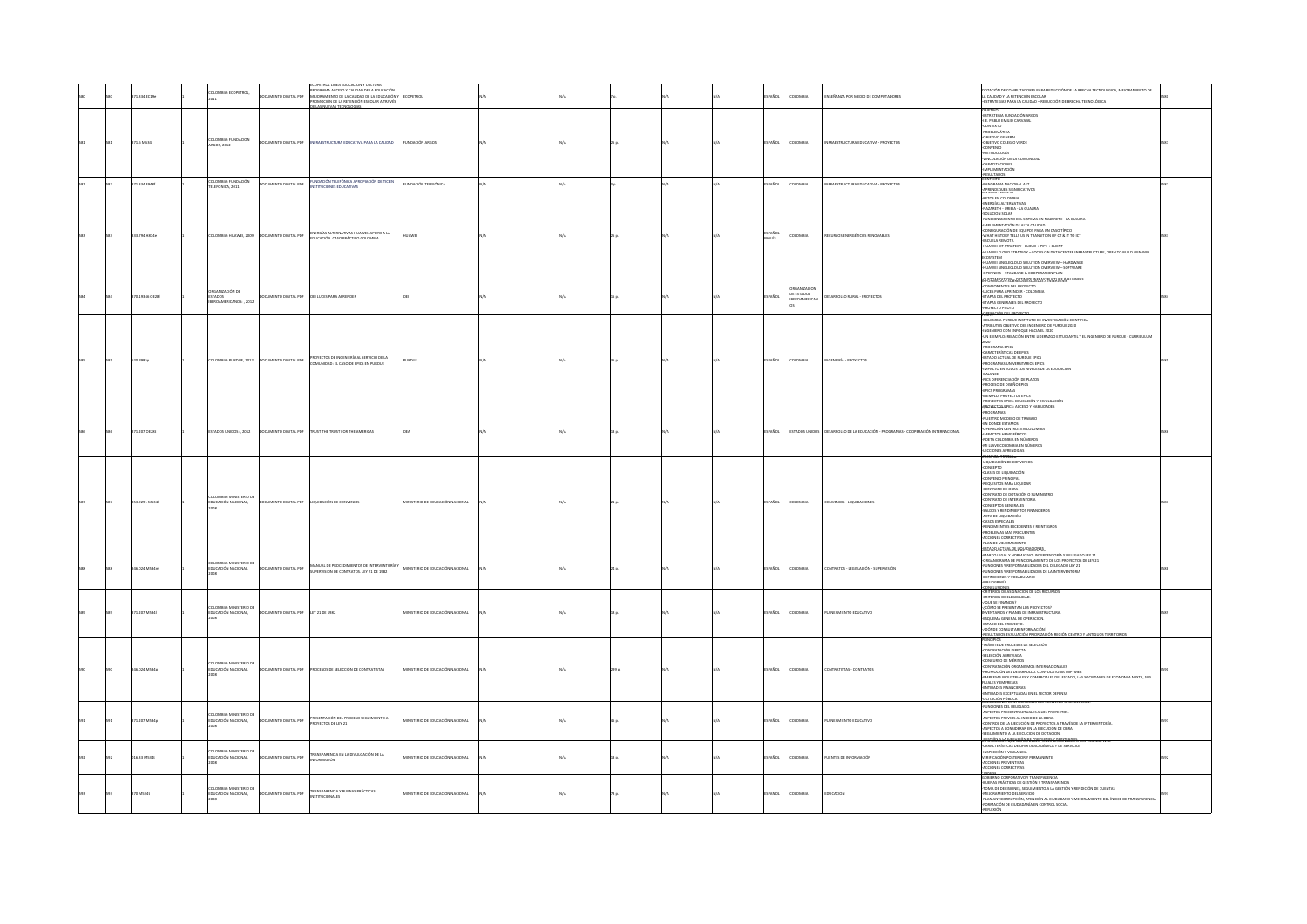| | | | | | | | | | | | | | | | | | | | |
|---|---|---|---|---|---|---|---|---|---|---|---|---|---|---|---|---|---|---|---|
| 580 | 580 | 371.334 EC19e | 1 | COLOMBIA: ECOPETROL, 2011 | DOCUMENTO DIGITAL PDF | ECOPETROL ENSEÑANZA COMPUTACIÓN Y CULTURA: PROGRAMA ACCESO Y CALIDAD DE LA EDUCACIÓN MEJORAMIENTO DE LA CALIDAD DE LA EDUCACIÓN Y PROMOCIÓN DE LA RETENCIÓN ESCOLAR A TRAVÉS DE LAS NUEVAS TECNOLOGÍAS | ECOPETROL | N/A | N/A | 7 p. | N/A | N/A | ESPAÑOL | COLOMBIA | ENSEÑANZA POR MEDIO DE COMPUTADORES | DOTACIÓN DE COMPUTADORES PARA REDUCCIÓN DE LA BRECHA TECNOLÓGICA, MEJORAMIENTO DE LA CALIDAD Y LA RETENCIÓN ESCOLAR -ESTRATEGIAS PARA LA CALIDAD – REDUCCIÓN DE BRECHA TECNOLÓGICA | 0580 |
| 581 | 581 | 371.6 M55i | 1 | COLOMBIA: FUNDACIÓN ARGOS, 2012 | DOCUMENTO DIGITAL PDF | INFRAESTRUCTURA EDUCATIVA PARA LA CALIDAD | FUNDACIÓN ARGOS | N/A | N/A | 25 p. | N/A | N/A | ESPAÑOL | COLOMBIA | INFRAESTRUCTURA EDUCATIVA - PROYECTOS | OBJETIVO -ESTRATEGIA FUNDACIÓN ARGOS -I.E. PABLO EMILIO CARVAJAL -CONTEXTO -PROBLEMÁTICA -OBJETIVO GENERAL -OBJETIVO COLEGIO VERDE -CONVENIO -METODOLOGÍA -VINCULACIÓN DE LA COMUNIDAD -CAPACITACIONES -IMPLEMENTACIÓN -RESULTADOS | 0581 |
| 582 | 582 | 371.334 F968f | 1 | COLOMBIA: FUNDACIÓN TELEFÓNICA, 2011 | DOCUMENTO DIGITAL PDF | FUNDACIÓN TELEFÓNICA APROPIACIÓN DE TIC EN INSTITUCIONES EDUCATIVAS | FUNDACIÓN TELEFÓNICA | N/A | N/A | 0 p. | N/A | N/A | ESPAÑOL | COLOMBIA | INFRAESTRUCTURA EDUCATIVA - PROYECTOS | CONTEXTO -PANORAMA NACIONAL APT -APRENDIZAJES SIGNIFICATIVOS | 0582 |
| 583 | 583 | 333.794 H874e | 1 | COLOMBIA: HUAWEI, 2009 | DOCUMENTO DIGITAL PDF | ENERGÍAS ALTERNATIVAS HUAWEI: APOYO A LA EDUCACIÓN, CASO PRÁCTICO COLOMBIA | HUAWEI | N/A | N/A | 29 p. | N/A | N/A | ESPAÑOL INGLÉS | COLOMBIA | RECURSOS ENERGÉTICOS RENOVABLES | -RETOS EN COLOMBIA -ENERGÍAS ALTERNATIVAS -NAZARETH - URIBIA - LA GUAJIRA -SOLUCIÓN SOLAR -FUNCIONAMIENTO DEL SISTEMA EN NAZARETH - LA GUAJIRA -IMPLEMENTACIÓN DE ALTA CALIDAD -CONFIGURACIÓN DE EQUIPOS PARA UN CASO TÍPICO -WHAT HISTORY TELLS US IN TRANSITION OF CT & IT TO ICT -ESCUELA REMOTA -HUAWEI ICT STRATEGY– CLOUD + PIPE + CLIENT -HUAWEI CLOUD STRATEGY – FOCUS ON DATA CENTER INFRASTRUCTURE, OPEN TO BUILD WIN-WIN ECOSYSTEM -HUAWEI SINGLECLOUD SOLUTION OVERVIEW – HARDWARE -HUAWEI SINGLECLOUD SOLUTION OVERVIEW – SOFTWARE -OPENNESS – STANDARD & COOPERATION PLAN -CUSTOMIZATION – OPTIMIZE INFRASTRUCTURE & BUSINESS | 0583 |
| 584 | 583 | 370.19346 O32BI | 1 | ORGANIZACIÓN DE ESTADOS IBEROAMERICANOS , 2012 | DOCUMENTO DIGITAL PDF | OEI LUCES PARA APRENDER | OEI | N/A | N/A | 15 p. | N/A | N/A | ESPAÑOL | ORGANIZACIÓN DE ESTADOS IBEROAMERICANOS | DESARROLLO RURAL - PROYECTOS | COMPONENTES DEL PROYECTO -LUCES PARA APRENDER - COLOMBIA -ETAPA DEL PROYECTO -ETAPAS GENERALES DEL PROYECTO -PROYECTO PILOTO -OPERACIÓN DEL PROYECTO | 0584 |
| 585 | 585 | 620 P985p | 1 | COLOMBIA: PURDUE, 2012 | DOCUMENTO DIGITAL PDF | PROYECTOS DE INGENIERÍA AL SERVICIO DE LA COMUNIDAD: EL CASO DE EPICS EN PURDUE | PURDUE | N/A | N/A | 35 p. | N/A | N/A | ESPAÑOL | COLOMBIA | INGENIERÍA - PROYECTOS | -COLOMBIA-PURDUE INSTITUTO DE INVESTIGACIÓN CIENTÍFICA -ATRIBUTOS OBJETIVO DEL INGENIERO DE PURDUE 2020 -INGENIERO CON ENFOQUE HACIA EL 2020 -UN EJEMPLO: RELACIÓN ENTRE LIDERAZGO ESTUDIANTIL Y EL INGENIERO DE PURDUE - CURRICULUM 2020 -PROGRAMA EPICS -CARACTERÍSTICAS DE EPICS -ESTADO ACTUAL DE PURDUE-EPICS -PROGRAMAS UNIVERSITARIOS EPICS -IMPACTO EN TODOS LOS NIVELES DE LA EDUCACIÓN -BALANCE -PICS DIFERENCIACIÓN DE PLAZOS -PROCESO DE DISEÑO EPICS -EPICS PROGRAMAS -EJEMPLO: PROYECTOS EPICS -PROYECTOS EPICS: EDUCACIÓN Y DIVULGACIÓN -PROYECTOS EPICS: ACCESO Y HABILIDADES | 0585 |
| 586 | 586 | 371.207 O82tt | 1 | ESTADOS UNIDOS: , 2012 | DOCUMENTO DIGITAL PDF | TRUST THE TRUST FOR THE AMERICAS | OEA | N/A | N/A | 13 p. | N/A | N/A | ESPAÑOL | ESTADOS UNIDOS | DESARROLLO DE LA EDUCACIÓN - PROGRAMAS - COOPERACIÓN INTERNACIONAL | -PROGRAMAS -NUESTRO MODELO DE TRABAJO -EN DONDE ESTAMOS -OPERACIÓN CENTRO EN COLOMBIA -IMPACTOS HEMISFÉRICOS -POETA COLOMBIA EN NÚMEROS -NIT LLAVE COLOMBIA EN NÚMEROS -LECCIONES APRENDIDAS -NUESTRO APORTE | 0586 |
| 587 | 587 | 354.9291 M554l | 1 | COLOMBIA: MINISTERIO DE EDUCACIÓN NACIONAL, 2008 | DOCUMENTO DIGITAL PDF | LIQUIDACIÓN DE CONVENIOS | MINISTERIO DE EDUCACIÓN NACIONAL | N/A | N/A | 21 p. | N/A | N/A | ESPAÑOL | COLOMBIA | CONVENIOS - LIQUIDACIONES | -LIQUIDACIÓN DE CONVENIOS -CONCEPTO -CLASES DE LIQUIDACIÓN -CONVENIO PRINCIPAL -REQUISITOS PARA LIQUIDAR -CONTRATO DE OBRA -CONTRATO DE DOTACIÓN O SUMINISTRO -CONTRATO DE INTERVENTORÍA -CONCEPTOS GENERALES -SALDOS Y RENDIMIENTOS FINANCIEROS -ACTA DE LIQUIDACIÓN -CASOS ESPECIALES -RENDIMIENTOS EXCEDENTES Y REINTEGROS -PROBLEMAS MAS FRECUENTES -ACCIONES CORRECTIVAS -PLAN DE MEJORAMIENTO -ESTADO ACTUAL DE LIQUIDACIONES | 0587 |
| 588 | 588 | 346.024 M534m | 1 | COLOMBIA: MINISTERIO DE EDUCACIÓN NACIONAL, 2008 | DOCUMENTO DIGITAL PDF | MANUAL DE PROCEDIMIENTOS DE INTERVENTORÍA Y SUPERVISIÓN DE CONTRATOS. LEY 21 DE 1982 | MINISTERIO DE EDUCACIÓN NACIONAL | N/A | N/A | 24 p. | N/A | N/A | ESPAÑOL | COLOMBIA | CONTRATOS - LEGISLACIÓN - SUPERVISIÓN | MARCO LEGAL Y NORMATIVO: INTERVENTORÍA Y DELEGADO LEY 21 -ORGANIGRAMAS DE FUNCIONAMIENTO DE LOS PROYECTOS DE LEY 21 -FUNCIONES Y RESPONSABILIDADES DEL DELEGADO LEY 21 -FUNCIONES Y RESPONSABILIDADES DE LA INTERVENTORÍA -DEFINICIONES Y VOCABULARIO -BIBLIOGRAFÍA -CONCLUSIONES | 0588 |
| 589 | 589 | 371.207 M554l | 1 | COLOMBIA: MINISTERIO DE EDUCACIÓN NACIONAL, 2008 | DOCUMENTO DIGITAL PDF | LEY 21 DE 1982 | MINISTERIO DE EDUCACIÓN NACIONAL | N/A | N/A | 28 p. | N/A | N/A | ESPAÑOL | COLOMBIA | PLANEAMIENTO EDUCATIVO | -CRITERIOS DE ASIGNACIÓN DE LOS RECURSOS. -CRITERIOS DE ELEGIBILIDAD. -¿QUÉ SE FINANCIA? -¿CÓMO SE PRESENTAN LOS PROYECTOS? -INVENTARIOS Y PLANES DE INFRAESTRUCTURA. -ESQUEMA GENERAL DE OPERACIÓN. -ESTADO DEL PROYECTO. -¿DÓNDE CONSULTAR INFORMACIÓN? -RESULTADOS EVALUACIÓN PRIORIZACIÓN REGIÓN CENTRO Y ANTIGUOS TERRITORIOS | 0589 |
| 590 | 590 | 346.024 M534p | 1 | COLOMBIA: MINISTERIO DE EDUCACIÓN NACIONAL, 2008 | DOCUMENTO DIGITAL PDF | PROCESOS DE SELECCIÓN DE CONTRATISTAS | MINISTERIO DE EDUCACIÓN NACIONAL | N/A | N/A | 299 p. | N/A | N/A | ESPAÑOL | COLOMBIA | CONTRATISTAS - CONTRATOS | PRINCIPIOS -TRÁMITE DE PROCESOS DE SELECCIÓN -CONTRATACIÓN DIRECTA -SELECCIÓN ABREVIADA -CONCURSO DE MÉRITOS -CONTRATACIÓN ORGANISMOS INTERNACIONALES -PROMOCIÓN DEL DESARROLLO, CONVOCATORIA MIPYMES -EMPRESAS INDUSTRIALES Y COMERCIALES DEL ESTADO, LAS SOCIEDADES DE ECONOMÍA MIXTA, SUS FILIALES Y EMPRESAS -ENTIDADES FINANCIERAS -ENTIDADES EXCEPTUADAS EN EL SECTOR DEFENSA -LICITACIÓN PÚBLICA | 0590 |
| 591 | 591 | 371.207 M534p | 1 | COLOMBIA: MINISTERIO DE EDUCACIÓN NACIONAL, 2008 | DOCUMENTO DIGITAL PDF | PRESENTACIÓN DEL PROCESO SEGUIMIENTO A PROYECTOS DE LEY 21 | MINISTERIO DE EDUCACIÓN NACIONAL | N/A | N/A | 45 p. | N/A | N/A | ESPAÑOL | COLOMBIA | PLANEAMIENTO EDUCATIVO | -FUNCIONES DEL DELEGADO. -ASPECTOS PRECONTRACTUALES A LOS PROYECTOS. -ASPECTOS PREVIOS AL INICIO DE LA OBRA. -CONTROL DE LA EJECUCIÓN DE PROYECTOS A TRAVÉS DE LA INTERVENTORÍA. -ASPECTOS A CONSIDERAR EN LA EJECUCIÓN DE OBRA. -SEGUIMIENTO A LA EJECUCIÓN DE DOTACIÓN. -GESTIÓN A LA EJECUCIÓN DE PROYECTOS Y REINTEGROS | 0591 |
| 592 | 592 | 016.55 M534t | 1 | COLOMBIA: MINISTERIO DE EDUCACIÓN NACIONAL, 2008 | DOCUMENTO DIGITAL PDF | TRANSPARENCIA EN LA DIVULGACIÓN DE LA INFORMACIÓN | MINISTERIO DE EDUCACIÓN NACIONAL | N/A | N/A | 13 p. | N/A | N/A | ESPAÑOL | COLOMBIA | FUENTES DE INFORMACIÓN | -CARACTERÍSTICAS DE OFERTA ACADÉMICA Y DE SERVICIOS -INSPECCIÓN Y VIGILANCIA -VERIFICACIÓN POSTERIOR Y PERMANENTE -ACCIONES PREVENTIVAS -ACCIONES CORRECTIVAS -TAREAS | 0592 |
| 593 | 593 | 370 M534t | 1 | COLOMBIA: MINISTERIO DE EDUCACIÓN NACIONAL, 2008 | DOCUMENTO DIGITAL PDF | TRANSPARENCIA Y BUENAS PRÁCTICAS INSTITUCIONALES | MINISTERIO DE EDUCACIÓN NACIONAL | N/A | N/A | 73 p. | N/A | N/A | ESPAÑOL | COLOMBIA | EDUCACIÓN | GOBIERNO CORPORATIVO Y TRANSPARENCIA -BUENAS PRÁCTICAS DE GESTIÓN Y TRANSPARENCIA -TOMA DE DECISIONES, SEGUIMIENTO A LA GESTIÓN Y RENDICIÓN DE CUENTAS -MEJORAMIENTO DEL SERVICIO -PLAN ANTICORRUPCIÓN, ATENCIÓN AL CIUDADANO Y MEJORAMIENTO DEL ÍNDICE DE TRANSPARENCIA -FORMACIÓN DE CIUDADANÍA EN CONTROL SOCIAL -REFLEXIÓN | 0593 |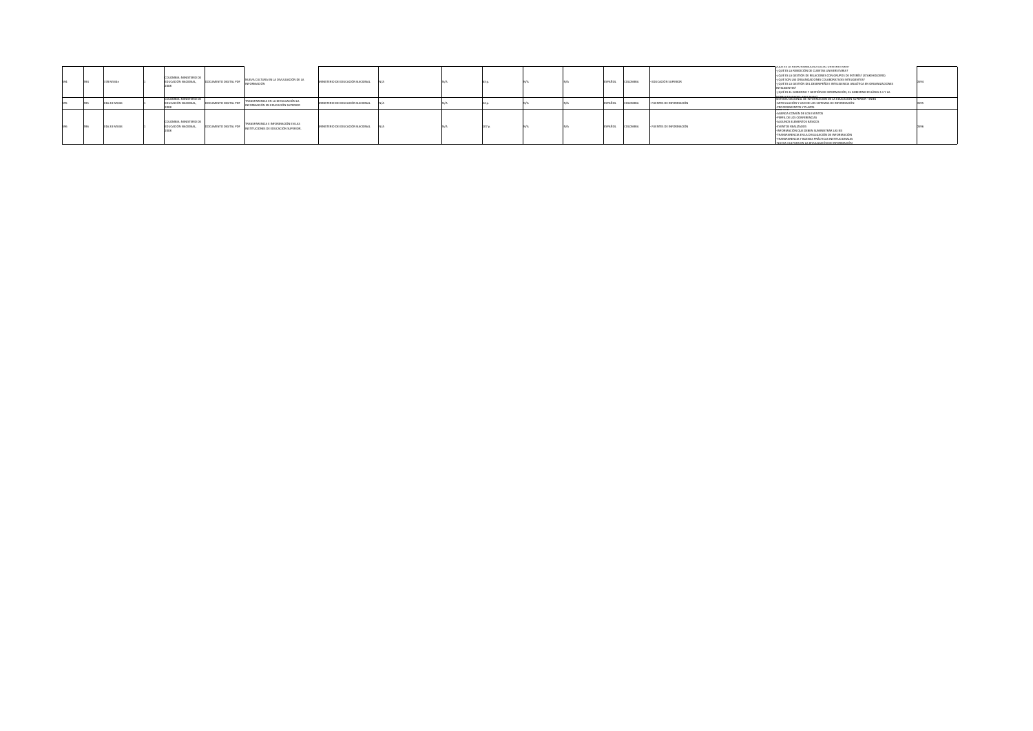| | | | | | | | | | | | | | | | | | | |
|---|---|---|---|---|---|---|---|---|---|---|---|---|---|---|---|---|---|---|
| 994 | 994 | 378.92 G4v | | 1 | COLOMBIA. MINISTERIO DE EDUCACIÓN NACIONAL, 2008 | DOCUMENTO DIGITAL PDF | NUEVA CULTURA EN LA DIVULGACIÓN DE LA INFORMACIÓN | MINISTERIO DE EDUCACIÓN NACIONAL | N/A | N/A | 63 p. | N/A | N/A | ESPAÑOL | COLOMBIA | EDUCACIÓN SUPERIOR | -¿QUÉ ES LA RESPONSABILIDAD SOCIAL UNIVERSITARIA?<br>-¿QUÉ ES LA RENDICIÓN DE CUENTAS UNIVERSITARIA?<br>-¿QUÉ ES LA GESTIÓN DE RELACIONES CON GRUPOS DE INTERÉS? (STAKEHOLDERS)<br>-¿QUÉ SON LAS ORGANIZACIONES COLABORATIVAS INTELIGENTES?<br>-¿QUÉ ES LA GESTIÓN DEL DESEMPEÑO E INTELIGENCIA ANALÍTICA EN ORGANIZACIONES INTELIGENTES?<br>-¿QUÉ ES EL GOBIERNO Y GESTIÓN DE INFORMACIÓN, EL GOBIERNO EN LÍNEA 3.1 Y LA | 0994 |
| 995 | 995 | 016.33 M534t | | 1 | COLOMBIA. MINISTERIO DE EDUCACIÓN NACIONAL, 2008 | DOCUMENTO DIGITAL PDF | TRANSPARENCIA EN LA DIVULGACIÓN LA INFORMACIÓN EN EDUCACIÓN SUPERIOR | MINISTERIO DE EDUCACIÓN NACIONAL | N/A | N/A | 26 p. | N/A | N/A | ESPAÑOL | COLOMBIA | FUENTES DE INFORMACIÓN | SISTEMA NACIONAL DE INFORMACIÓN DE LA EDUCACIÓN SUPERIOR - SNIES<br>-ARTICULACIÓN Y USO DE LOS SISTEMAS DE INFORMACIÓN<br>-PROCEDIMIENTOS Y PLAZOS | 0995 |
| 996 | 996 | 016.33 M534ti | | 1 | COLOMBIA. MINISTERIO DE EDUCACIÓN NACIONAL, 2008 | DOCUMENTO DIGITAL PDF | TRANSPARENCIA E INFORMACIÓN EN LAS INSTITUCIONES DE EDUCACIÓN SUPERIOR. | MINISTERIO DE EDUCACIÓN NACIONAL | N/A | N/A | 107 p. | N/A | N/A | ESPAÑOL | COLOMBIA | FUENTES DE INFORMACIÓN | AGENDA COMÚN DE LOS EVENTOS<br>-PERFIL DE LOS CONFERENCIAS<br>-ALGUNOS ELEMENTOS BÁSICOS<br>-EVENTOS REALIZADOS<br>-INFORMACIÓN QUE DEBEN SUMINISTRAR LAS IES<br>-TRANSPARENCIA EN LA DIVULGACIÓN DE INFORMACIÓN<br>-TRANSPARENCIA Y BUENAS PRÁCTICAS INSTITUCIONALES<br>-NUEVA CULTURA EN LA DIVULGACIÓN DE INFORMACIÓN | 0996 |